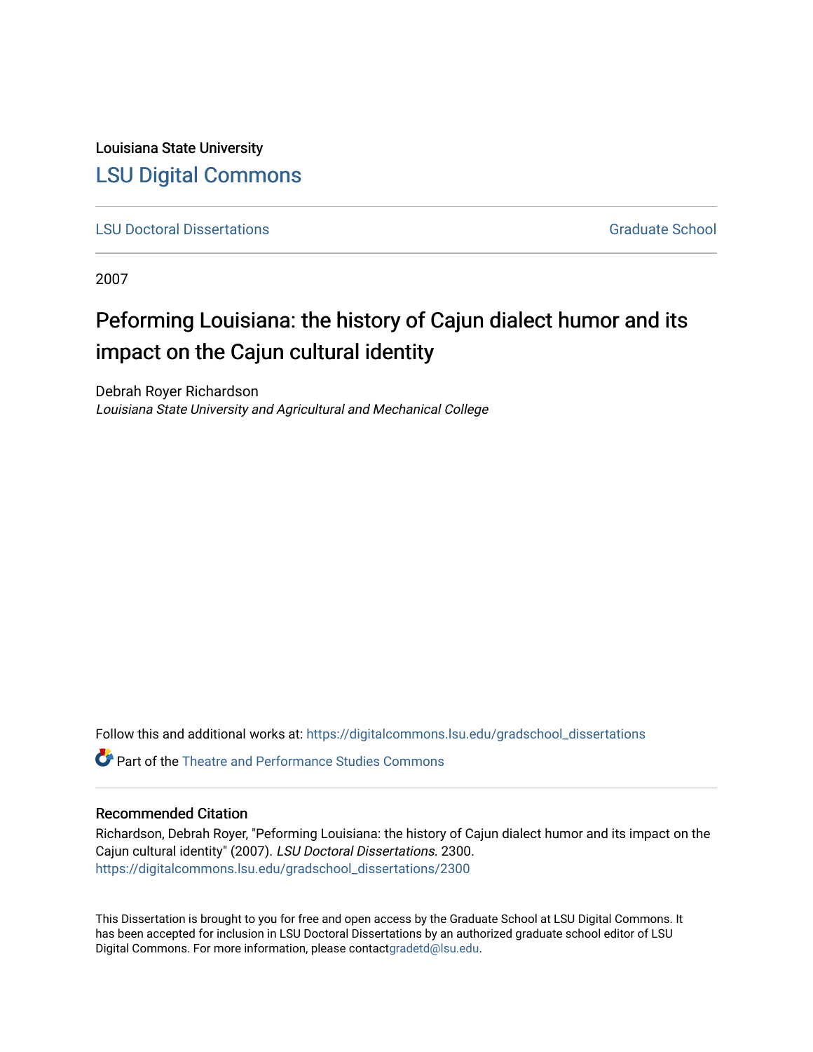Louisiana State University

# LSU Digital Commons

LSU Doctoral Dissertations | Graduate School

2007

## Peforming Louisiana: the history of Cajun dialect humor and its impact on the Cajun cultural identity

Debrah Royer Richardson

*Louisiana State University and Agricultural and Mechanical College*

Follow this and additional works at: https://digitalcommons.lsu.edu/gradschool_dissertations

Part of the Theatre and Performance Studies Commons

### Recommended Citation

Richardson, Debrah Royer, "Peforming Louisiana: the history of Cajun dialect humor and its impact on the Cajun cultural identity" (2007). *LSU Doctoral Dissertations*. 2300.
https://digitalcommons.lsu.edu/gradschool_dissertations/2300

This Dissertation is brought to you for free and open access by the Graduate School at LSU Digital Commons. It has been accepted for inclusion in LSU Doctoral Dissertations by an authorized graduate school editor of LSU Digital Commons. For more information, please contactgradetd@lsu.edu.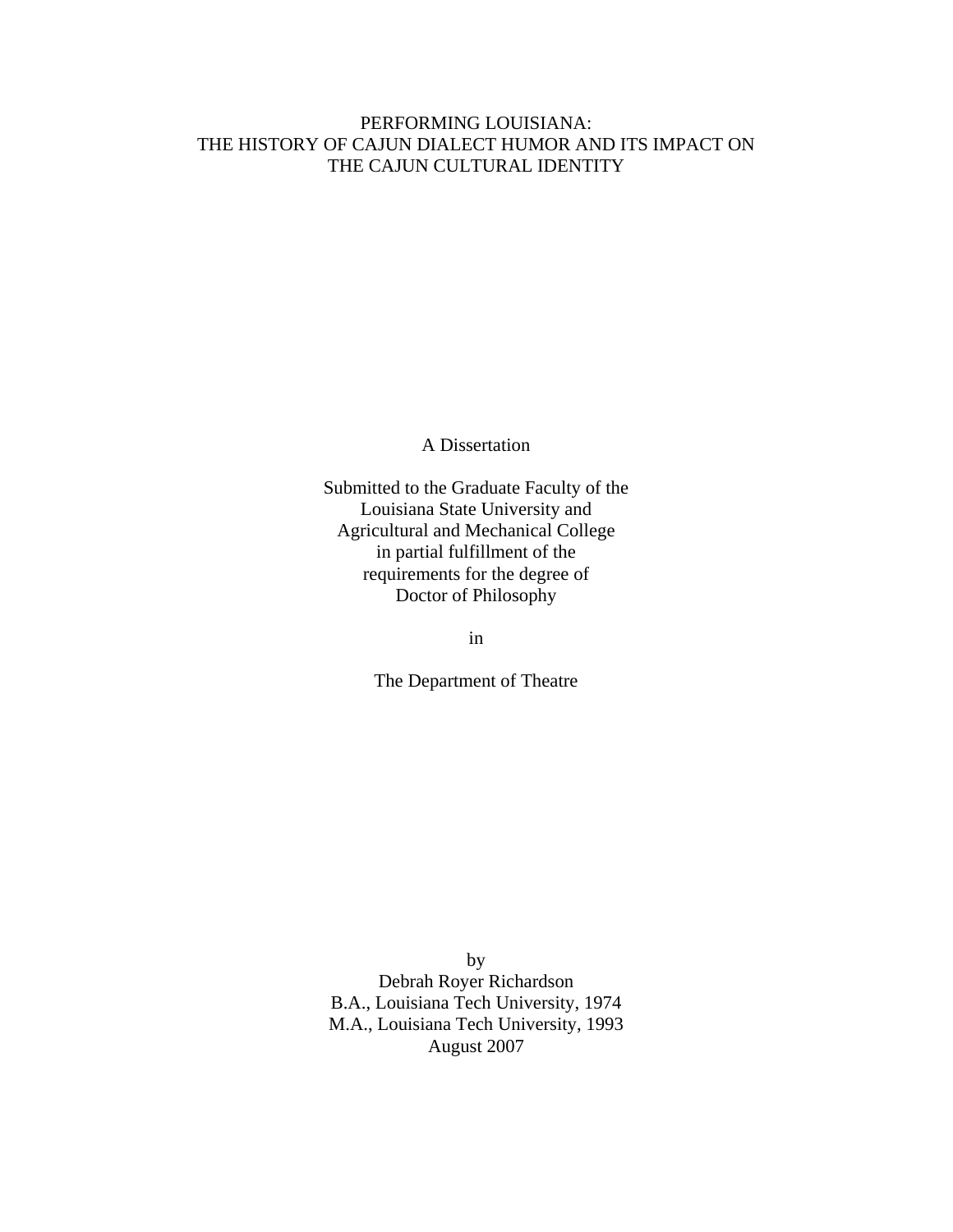# PERFORMING LOUISIANA: THE HISTORY OF CAJUN DIALECT HUMOR AND ITS IMPACT ON THE CAJUN CULTURAL IDENTITY

A Dissertation

Submitted to the Graduate Faculty of the
Louisiana State University and
Agricultural and Mechanical College
in partial fulfillment of the
requirements for the degree of
Doctor of Philosophy

in

The Department of Theatre

by
Debrah Royer Richardson
B.A., Louisiana Tech University, 1974
M.A., Louisiana Tech University, 1993
August 2007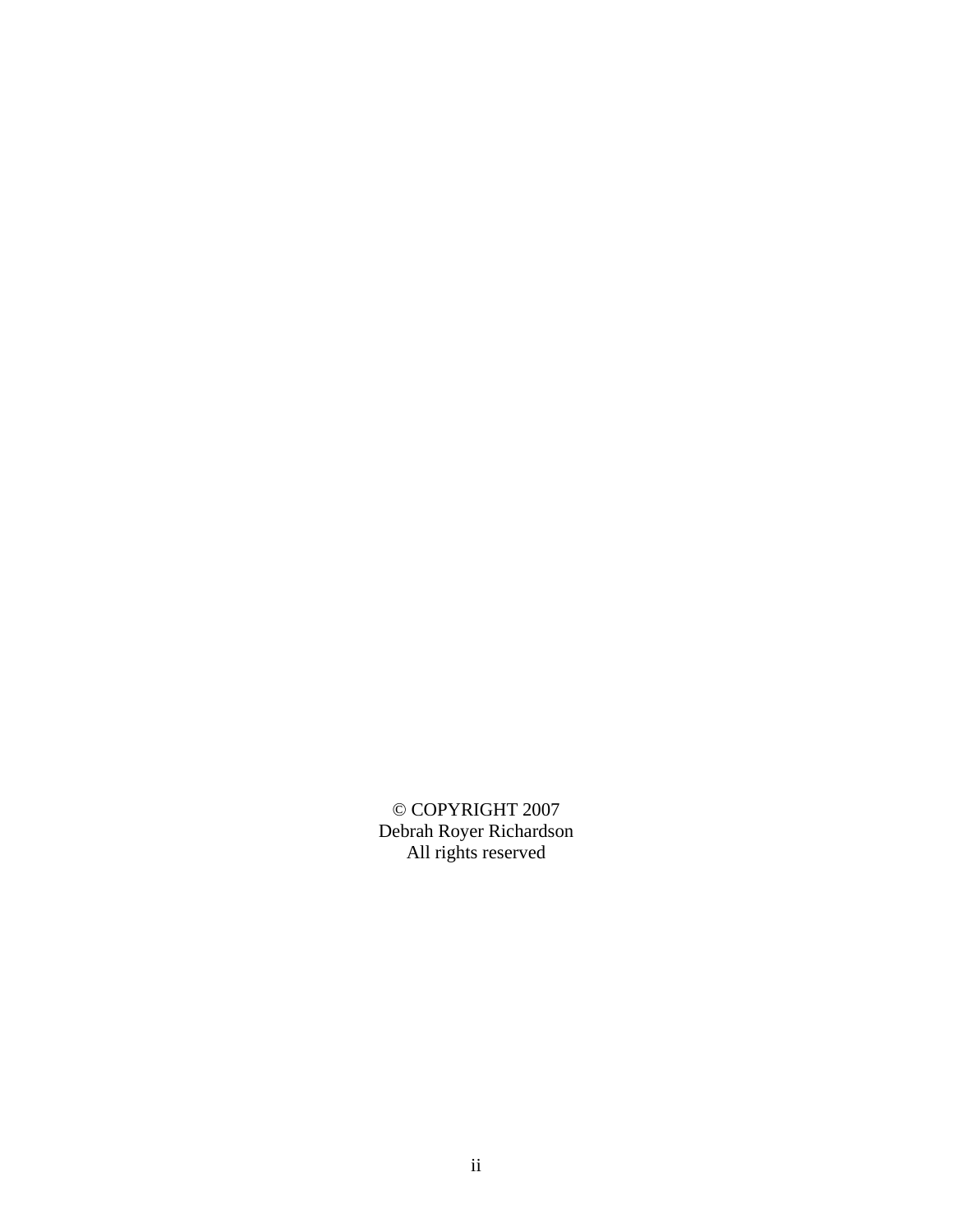© COPYRIGHT 2007
Debrah Royer Richardson
All rights reserved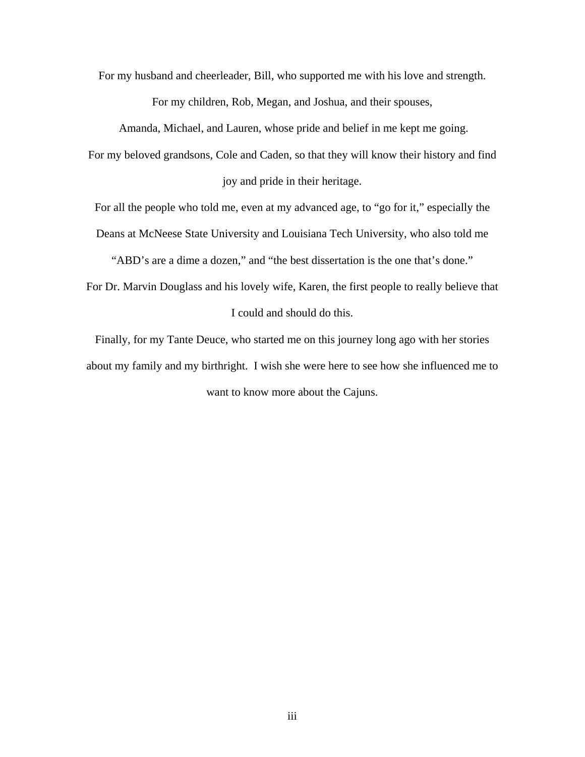For my husband and cheerleader, Bill, who supported me with his love and strength.

For my children, Rob, Megan, and Joshua, and their spouses,

Amanda, Michael, and Lauren, whose pride and belief in me kept me going.

For my beloved grandsons, Cole and Caden, so that they will know their history and find joy and pride in their heritage.

For all the people who told me, even at my advanced age, to "go for it," especially the Deans at McNeese State University and Louisiana Tech University, who also told me "ABD's are a dime a dozen," and "the best dissertation is the one that's done."

For Dr. Marvin Douglass and his lovely wife, Karen, the first people to really believe that I could and should do this.

Finally, for my Tante Deuce, who started me on this journey long ago with her stories about my family and my birthright. I wish she were here to see how she influenced me to want to know more about the Cajuns.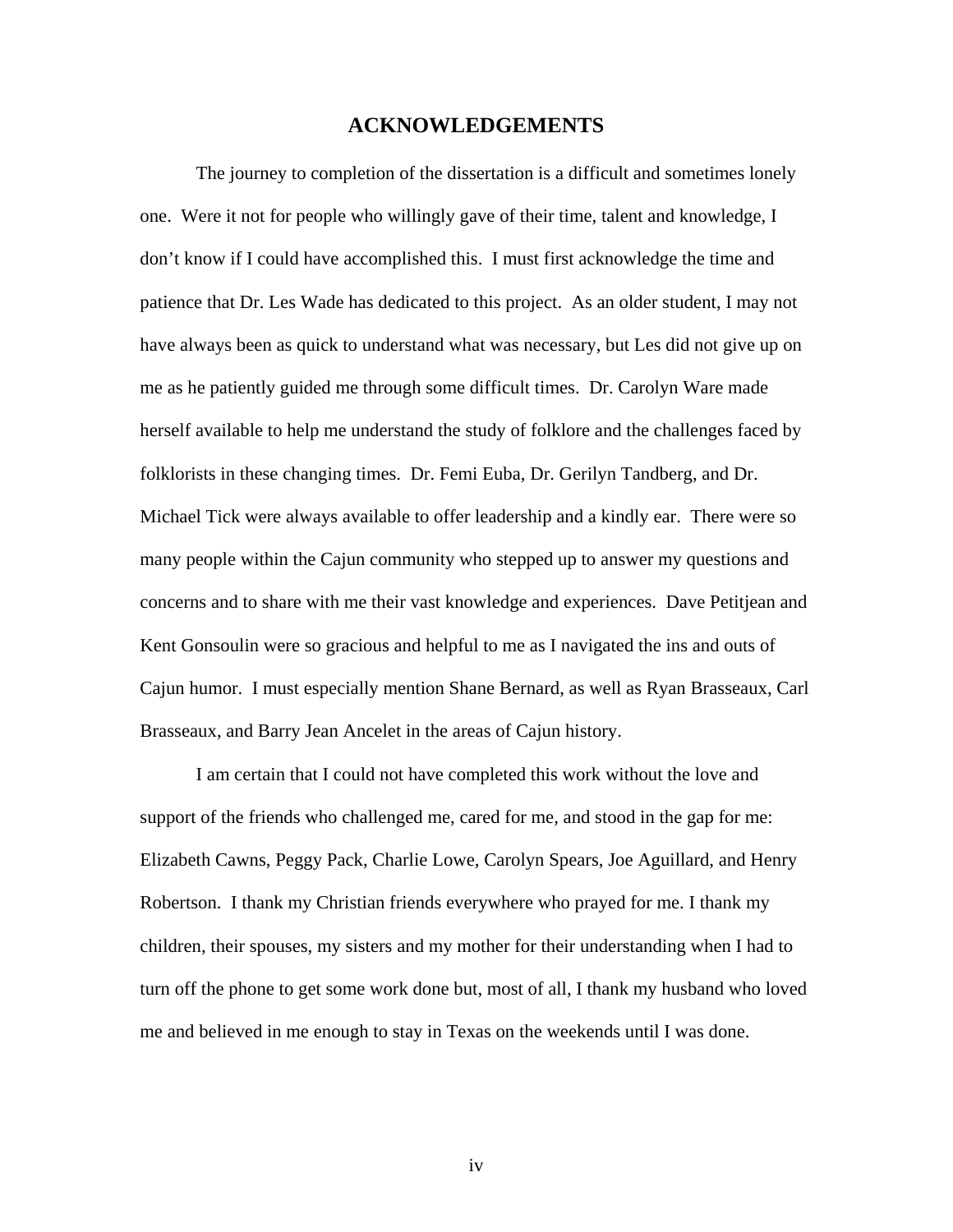# ACKNOWLEDGEMENTS

The journey to completion of the dissertation is a difficult and sometimes lonely one. Were it not for people who willingly gave of their time, talent and knowledge, I don't know if I could have accomplished this. I must first acknowledge the time and patience that Dr. Les Wade has dedicated to this project. As an older student, I may not have always been as quick to understand what was necessary, but Les did not give up on me as he patiently guided me through some difficult times. Dr. Carolyn Ware made herself available to help me understand the study of folklore and the challenges faced by folklorists in these changing times. Dr. Femi Euba, Dr. Gerilyn Tandberg, and Dr. Michael Tick were always available to offer leadership and a kindly ear. There were so many people within the Cajun community who stepped up to answer my questions and concerns and to share with me their vast knowledge and experiences. Dave Petitjean and Kent Gonsoulin were so gracious and helpful to me as I navigated the ins and outs of Cajun humor. I must especially mention Shane Bernard, as well as Ryan Brasseaux, Carl Brasseaux, and Barry Jean Ancelet in the areas of Cajun history.

I am certain that I could not have completed this work without the love and support of the friends who challenged me, cared for me, and stood in the gap for me: Elizabeth Cawns, Peggy Pack, Charlie Lowe, Carolyn Spears, Joe Aguillard, and Henry Robertson. I thank my Christian friends everywhere who prayed for me. I thank my children, their spouses, my sisters and my mother for their understanding when I had to turn off the phone to get some work done but, most of all, I thank my husband who loved me and believed in me enough to stay in Texas on the weekends until I was done.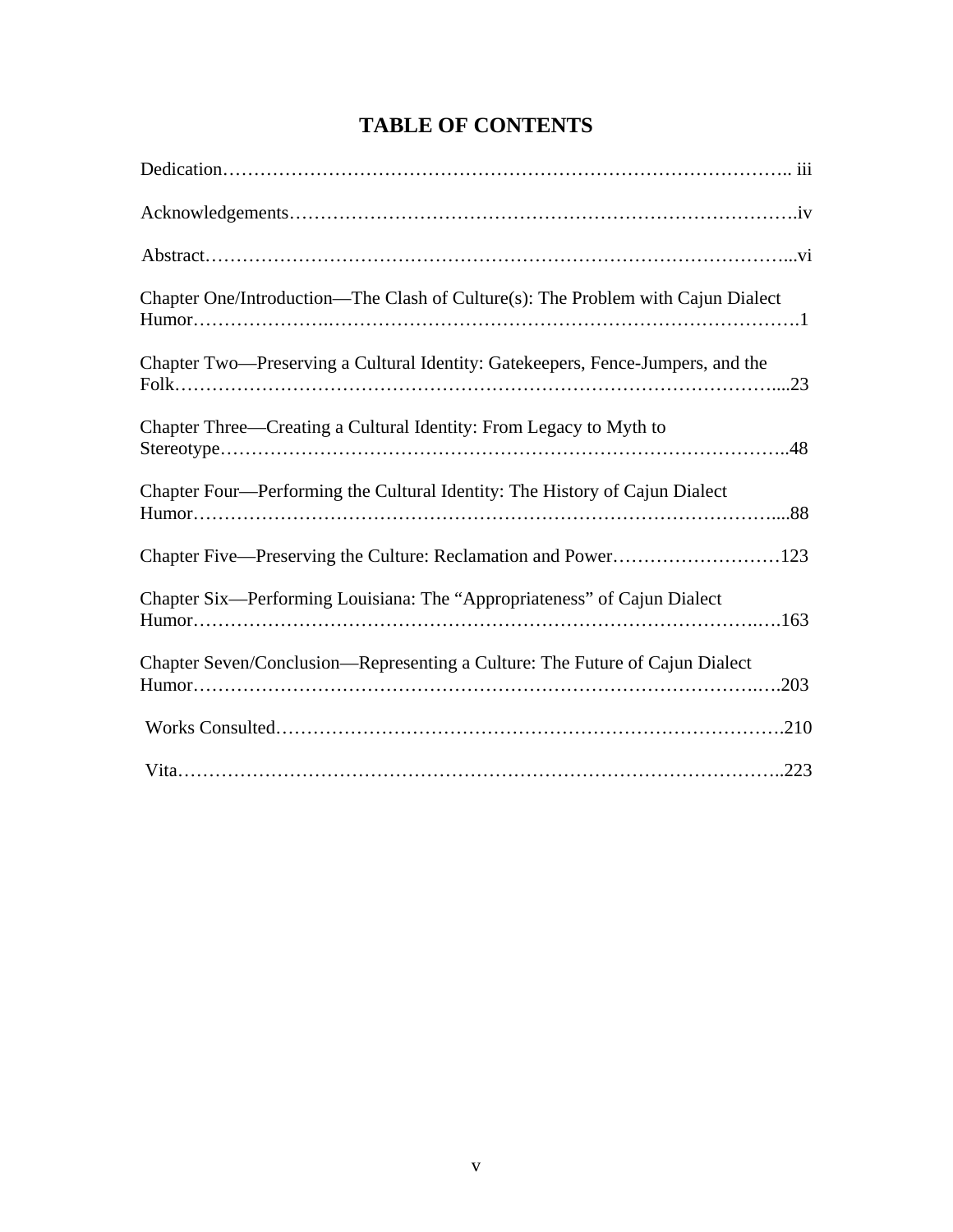# TABLE OF CONTENTS

Dedication……………………………………………………………………………….. iii

Acknowledgements……………………………………………………………………….iv

Abstract…………………………………………………………………………………...vi

Chapter One/Introduction—The Clash of Culture(s): The Problem with Cajun Dialect Humor…………………………………………………………………………………….1

Chapter Two—Preserving a Cultural Identity: Gatekeepers, Fence-Jumpers, and the Folk……………………………………………………………………………………....23

Chapter Three—Creating a Cultural Identity: From Legacy to Myth to Stereotype………………………………………………………………………………..48

Chapter Four—Performing the Cultural Identity: The History of Cajun Dialect Humor…………………………………………………………………………………....88

Chapter Five—Preserving the Culture: Reclamation and Power………………………123

Chapter Six—Performing Louisiana: The "Appropriateness" of Cajun Dialect Humor…………………………………………………………………………………..163

Chapter Seven/Conclusion—Representing a Culture: The Future of Cajun Dialect Humor…………………………………………………………………………………..203

Works Consulted……………………………………………………………………….210

Vita……………………………………………………………………………………..223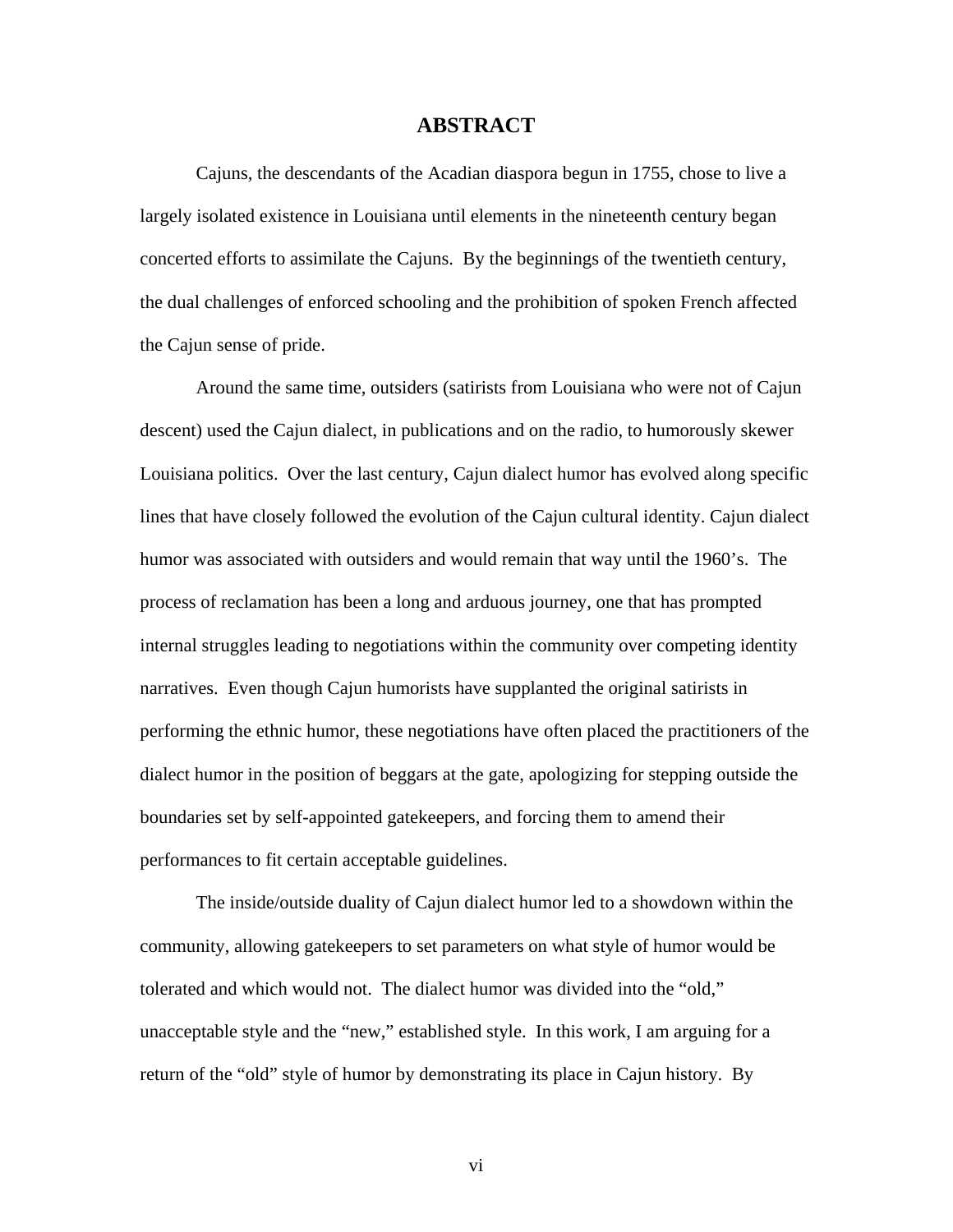# ABSTRACT

Cajuns, the descendants of the Acadian diaspora begun in 1755, chose to live a largely isolated existence in Louisiana until elements in the nineteenth century began concerted efforts to assimilate the Cajuns. By the beginnings of the twentieth century, the dual challenges of enforced schooling and the prohibition of spoken French affected the Cajun sense of pride.

Around the same time, outsiders (satirists from Louisiana who were not of Cajun descent) used the Cajun dialect, in publications and on the radio, to humorously skewer Louisiana politics. Over the last century, Cajun dialect humor has evolved along specific lines that have closely followed the evolution of the Cajun cultural identity. Cajun dialect humor was associated with outsiders and would remain that way until the 1960's. The process of reclamation has been a long and arduous journey, one that has prompted internal struggles leading to negotiations within the community over competing identity narratives. Even though Cajun humorists have supplanted the original satirists in performing the ethnic humor, these negotiations have often placed the practitioners of the dialect humor in the position of beggars at the gate, apologizing for stepping outside the boundaries set by self-appointed gatekeepers, and forcing them to amend their performances to fit certain acceptable guidelines.

The inside/outside duality of Cajun dialect humor led to a showdown within the community, allowing gatekeepers to set parameters on what style of humor would be tolerated and which would not. The dialect humor was divided into the "old," unacceptable style and the "new," established style. In this work, I am arguing for a return of the "old" style of humor by demonstrating its place in Cajun history. By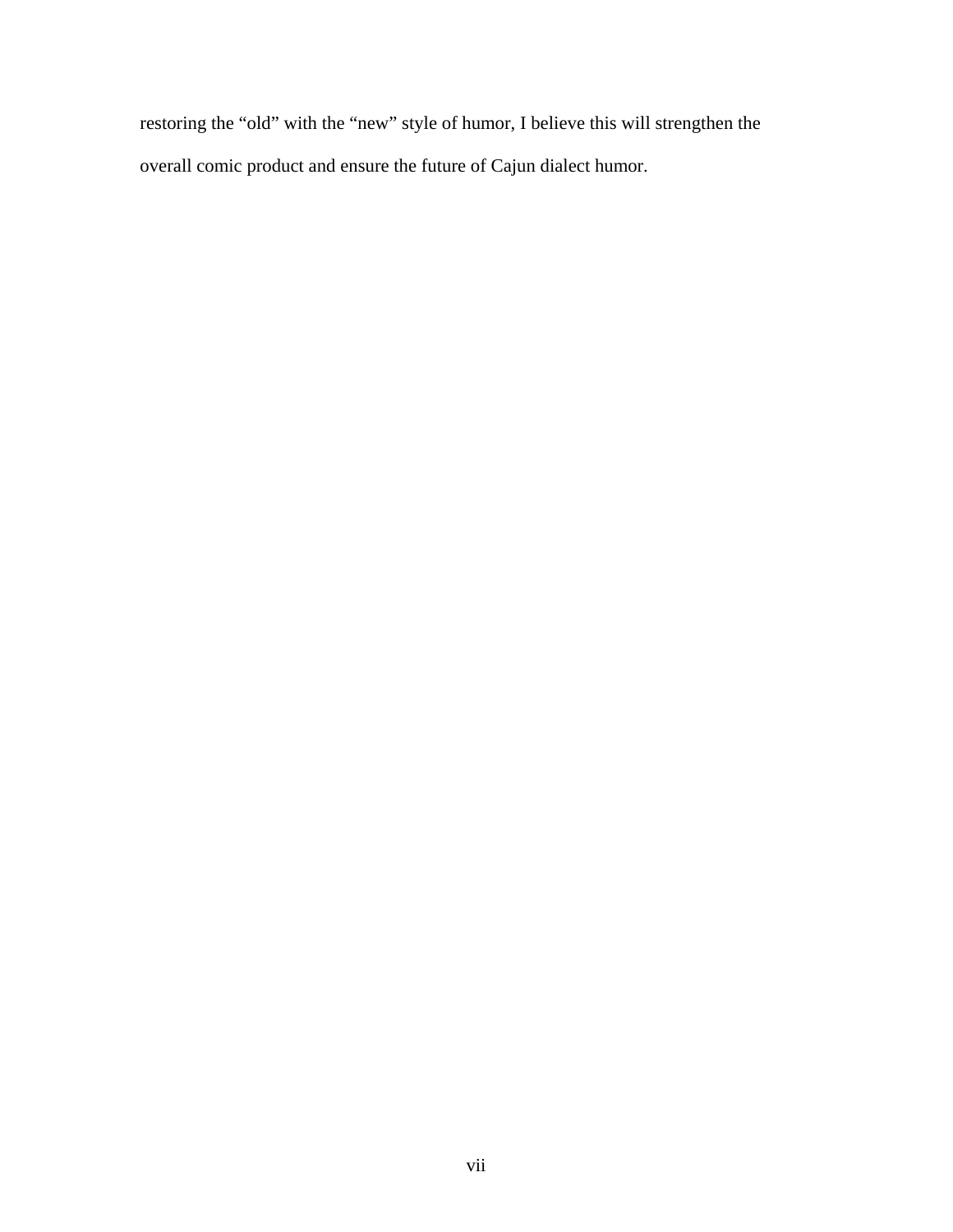restoring the “old” with the “new” style of humor, I believe this will strengthen the overall comic product and ensure the future of Cajun dialect humor.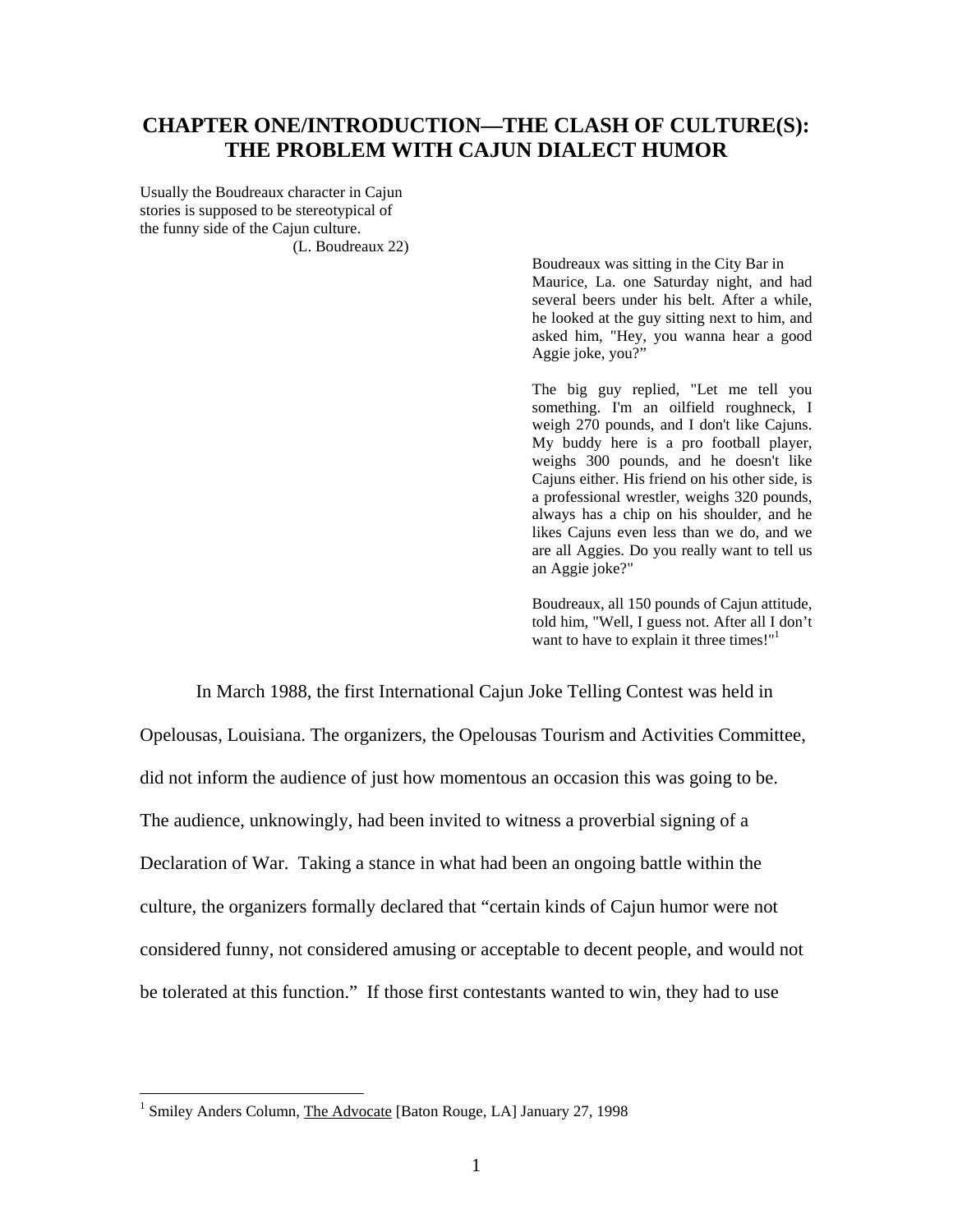# CHAPTER ONE/INTRODUCTION—THE CLASH OF CULTURE(S): THE PROBLEM WITH CAJUN DIALECT HUMOR

> Usually the Boudreaux character in Cajun stories is supposed to be stereotypical of the funny side of the Cajun culture.
>
> (L. Boudreaux 22)

> Boudreaux was sitting in the City Bar in Maurice, La. one Saturday night, and had several beers under his belt. After a while, he looked at the guy sitting next to him, and asked him, "Hey, you wanna hear a good Aggie joke, you?"
>
> The big guy replied, "Let me tell you something. I'm an oilfield roughneck, I weigh 270 pounds, and I don't like Cajuns. My buddy here is a pro football player, weighs 300 pounds, and he doesn't like Cajuns either. His friend on his other side, is a professional wrestler, weighs 320 pounds, always has a chip on his shoulder, and he likes Cajuns even less than we do, and we are all Aggies. Do you really want to tell us an Aggie joke?"
>
> Boudreaux, all 150 pounds of Cajun attitude, told him, "Well, I guess not. After all I don't want to have to explain it three times!"[1]

In March 1988, the first International Cajun Joke Telling Contest was held in Opelousas, Louisiana. The organizers, the Opelousas Tourism and Activities Committee, did not inform the audience of just how momentous an occasion this was going to be. The audience, unknowingly, had been invited to witness a proverbial signing of a Declaration of War. Taking a stance in what had been an ongoing battle within the culture, the organizers formally declared that "certain kinds of Cajun humor were not considered funny, not considered amusing or acceptable to decent people, and would not be tolerated at this function." If those first contestants wanted to win, they had to use

[1] Smiley Anders Column, The Advocate [Baton Rouge, LA] January 27, 1998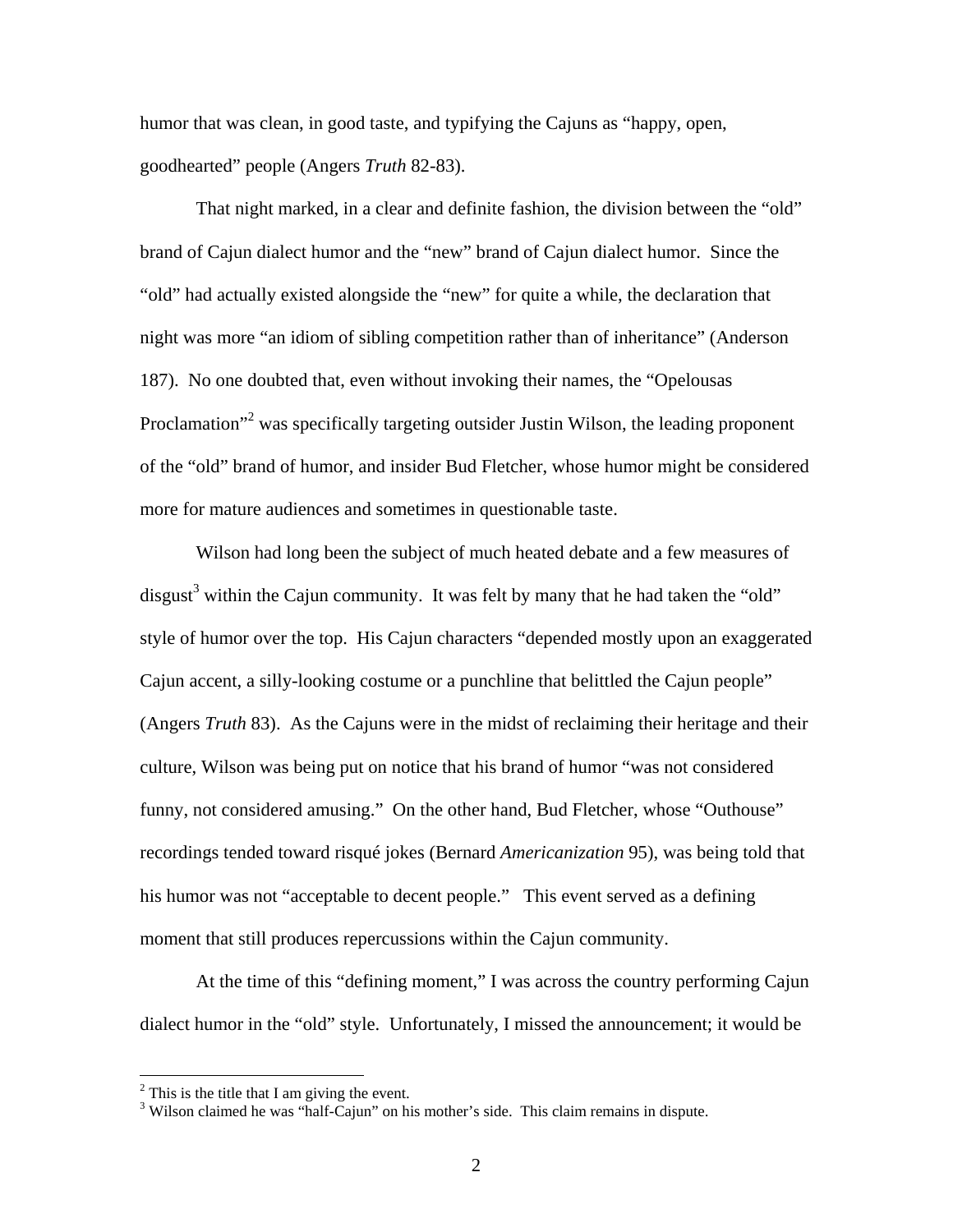humor that was clean, in good taste, and typifying the Cajuns as "happy, open, goodhearted" people (Angers *Truth* 82-83).

That night marked, in a clear and definite fashion, the division between the "old" brand of Cajun dialect humor and the "new" brand of Cajun dialect humor. Since the "old" had actually existed alongside the "new" for quite a while, the declaration that night was more "an idiom of sibling competition rather than of inheritance" (Anderson 187). No one doubted that, even without invoking their names, the "Opelousas Proclamation"[2] was specifically targeting outsider Justin Wilson, the leading proponent of the "old" brand of humor, and insider Bud Fletcher, whose humor might be considered more for mature audiences and sometimes in questionable taste.

Wilson had long been the subject of much heated debate and a few measures of disgust[3] within the Cajun community. It was felt by many that he had taken the "old" style of humor over the top. His Cajun characters "depended mostly upon an exaggerated Cajun accent, a silly-looking costume or a punchline that belittled the Cajun people" (Angers *Truth* 83). As the Cajuns were in the midst of reclaiming their heritage and their culture, Wilson was being put on notice that his brand of humor "was not considered funny, not considered amusing." On the other hand, Bud Fletcher, whose "Outhouse" recordings tended toward risqué jokes (Bernard *Americanization* 95), was being told that his humor was not "acceptable to decent people." This event served as a defining moment that still produces repercussions within the Cajun community.

At the time of this "defining moment," I was across the country performing Cajun dialect humor in the "old" style. Unfortunately, I missed the announcement; it would be

---

[2] This is the title that I am giving the event.

[3] Wilson claimed he was "half-Cajun" on his mother's side. This claim remains in dispute.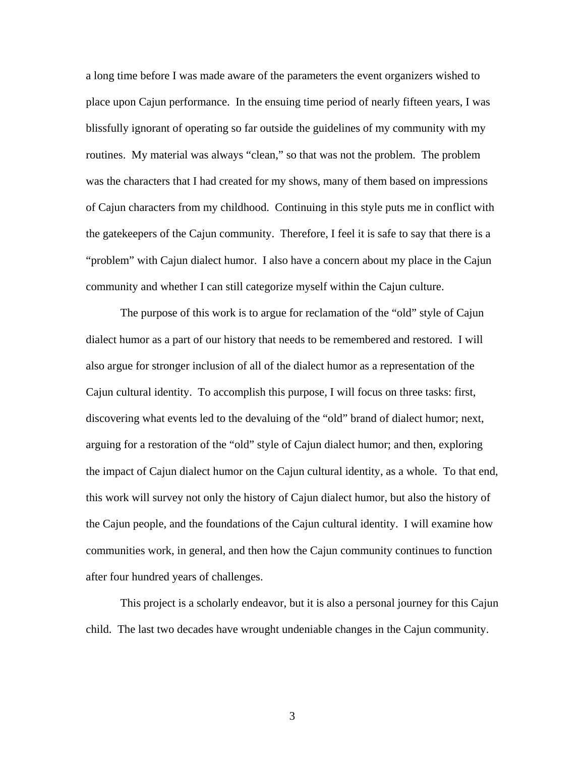a long time before I was made aware of the parameters the event organizers wished to place upon Cajun performance. In the ensuing time period of nearly fifteen years, I was blissfully ignorant of operating so far outside the guidelines of my community with my routines. My material was always “clean,” so that was not the problem. The problem was the characters that I had created for my shows, many of them based on impressions of Cajun characters from my childhood. Continuing in this style puts me in conflict with the gatekeepers of the Cajun community. Therefore, I feel it is safe to say that there is a “problem” with Cajun dialect humor. I also have a concern about my place in the Cajun community and whether I can still categorize myself within the Cajun culture.

The purpose of this work is to argue for reclamation of the “old” style of Cajun dialect humor as a part of our history that needs to be remembered and restored. I will also argue for stronger inclusion of all of the dialect humor as a representation of the Cajun cultural identity. To accomplish this purpose, I will focus on three tasks: first, discovering what events led to the devaluing of the “old” brand of dialect humor; next, arguing for a restoration of the “old” style of Cajun dialect humor; and then, exploring the impact of Cajun dialect humor on the Cajun cultural identity, as a whole. To that end, this work will survey not only the history of Cajun dialect humor, but also the history of the Cajun people, and the foundations of the Cajun cultural identity. I will examine how communities work, in general, and then how the Cajun community continues to function after four hundred years of challenges.

This project is a scholarly endeavor, but it is also a personal journey for this Cajun child. The last two decades have wrought undeniable changes in the Cajun community.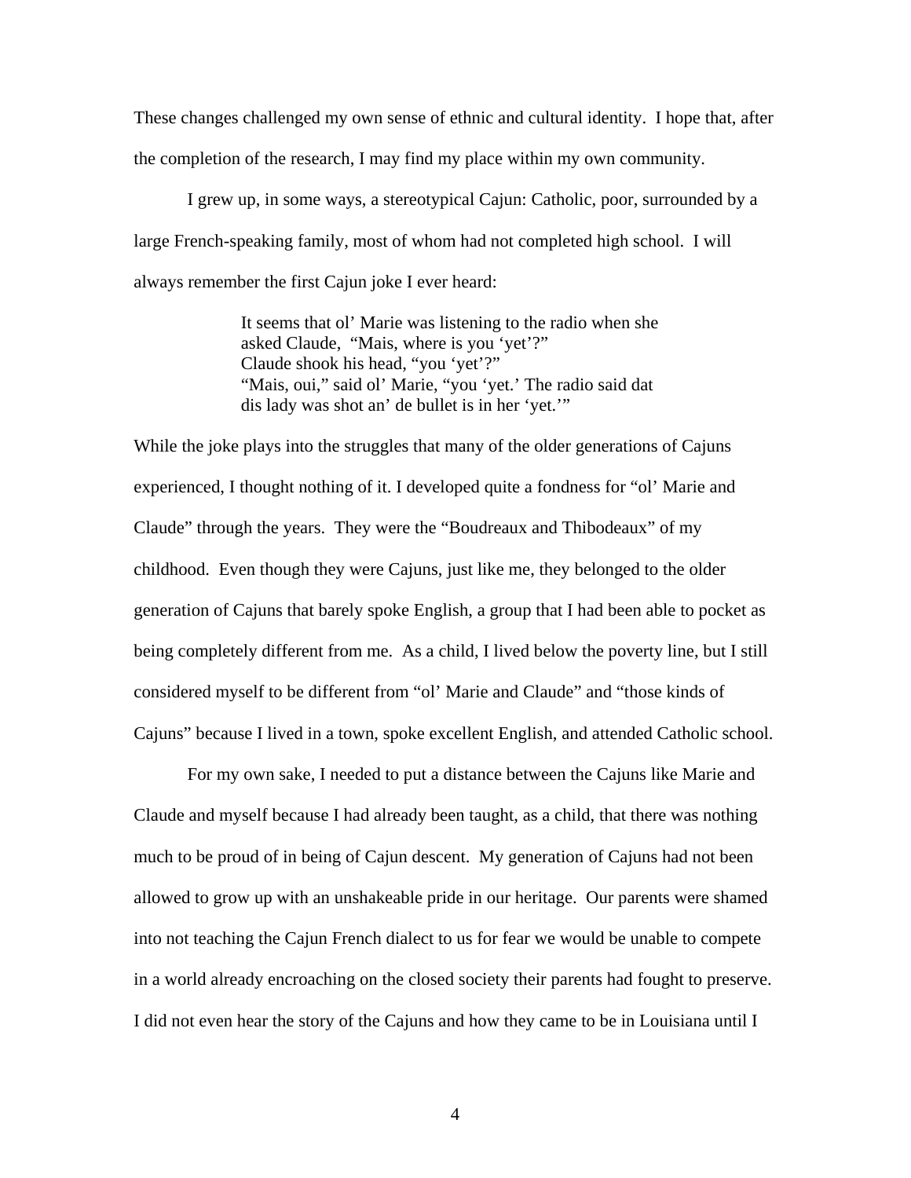These changes challenged my own sense of ethnic and cultural identity. I hope that, after the completion of the research, I may find my place within my own community.

I grew up, in some ways, a stereotypical Cajun: Catholic, poor, surrounded by a large French-speaking family, most of whom had not completed high school. I will always remember the first Cajun joke I ever heard:

> It seems that ol' Marie was listening to the radio when she asked Claude, "Mais, where is you 'yet'?"
> Claude shook his head, "you 'yet'?"
> "Mais, oui," said ol' Marie, "you 'yet.' The radio said dat dis lady was shot an' de bullet is in her 'yet.'"

While the joke plays into the struggles that many of the older generations of Cajuns experienced, I thought nothing of it. I developed quite a fondness for "ol' Marie and Claude" through the years. They were the "Boudreaux and Thibodeaux" of my childhood. Even though they were Cajuns, just like me, they belonged to the older generation of Cajuns that barely spoke English, a group that I had been able to pocket as being completely different from me. As a child, I lived below the poverty line, but I still considered myself to be different from "ol' Marie and Claude" and "those kinds of Cajuns" because I lived in a town, spoke excellent English, and attended Catholic school.

For my own sake, I needed to put a distance between the Cajuns like Marie and Claude and myself because I had already been taught, as a child, that there was nothing much to be proud of in being of Cajun descent. My generation of Cajuns had not been allowed to grow up with an unshakeable pride in our heritage. Our parents were shamed into not teaching the Cajun French dialect to us for fear we would be unable to compete in a world already encroaching on the closed society their parents had fought to preserve. I did not even hear the story of the Cajuns and how they came to be in Louisiana until I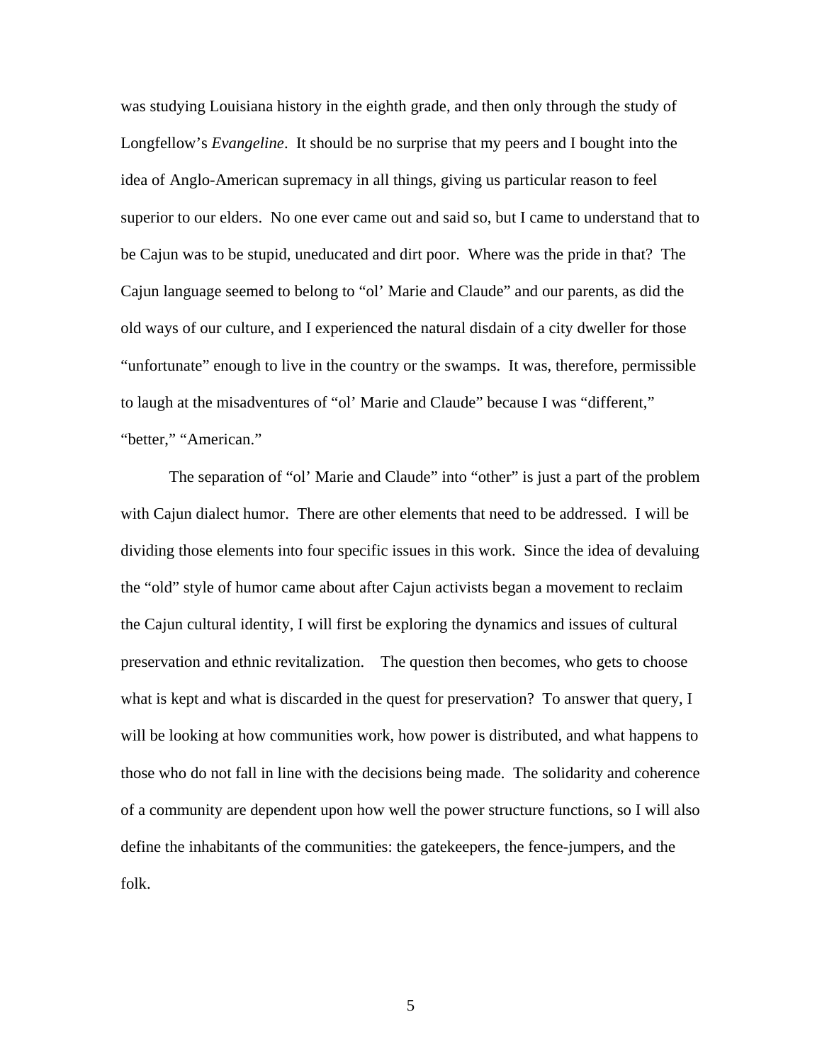was studying Louisiana history in the eighth grade, and then only through the study of Longfellow's *Evangeline*. It should be no surprise that my peers and I bought into the idea of Anglo-American supremacy in all things, giving us particular reason to feel superior to our elders. No one ever came out and said so, but I came to understand that to be Cajun was to be stupid, uneducated and dirt poor. Where was the pride in that? The Cajun language seemed to belong to "ol' Marie and Claude" and our parents, as did the old ways of our culture, and I experienced the natural disdain of a city dweller for those "unfortunate" enough to live in the country or the swamps. It was, therefore, permissible to laugh at the misadventures of "ol' Marie and Claude" because I was "different," "better," "American."

The separation of "ol' Marie and Claude" into "other" is just a part of the problem with Cajun dialect humor. There are other elements that need to be addressed. I will be dividing those elements into four specific issues in this work. Since the idea of devaluing the "old" style of humor came about after Cajun activists began a movement to reclaim the Cajun cultural identity, I will first be exploring the dynamics and issues of cultural preservation and ethnic revitalization. The question then becomes, who gets to choose what is kept and what is discarded in the quest for preservation? To answer that query, I will be looking at how communities work, how power is distributed, and what happens to those who do not fall in line with the decisions being made. The solidarity and coherence of a community are dependent upon how well the power structure functions, so I will also define the inhabitants of the communities: the gatekeepers, the fence-jumpers, and the folk.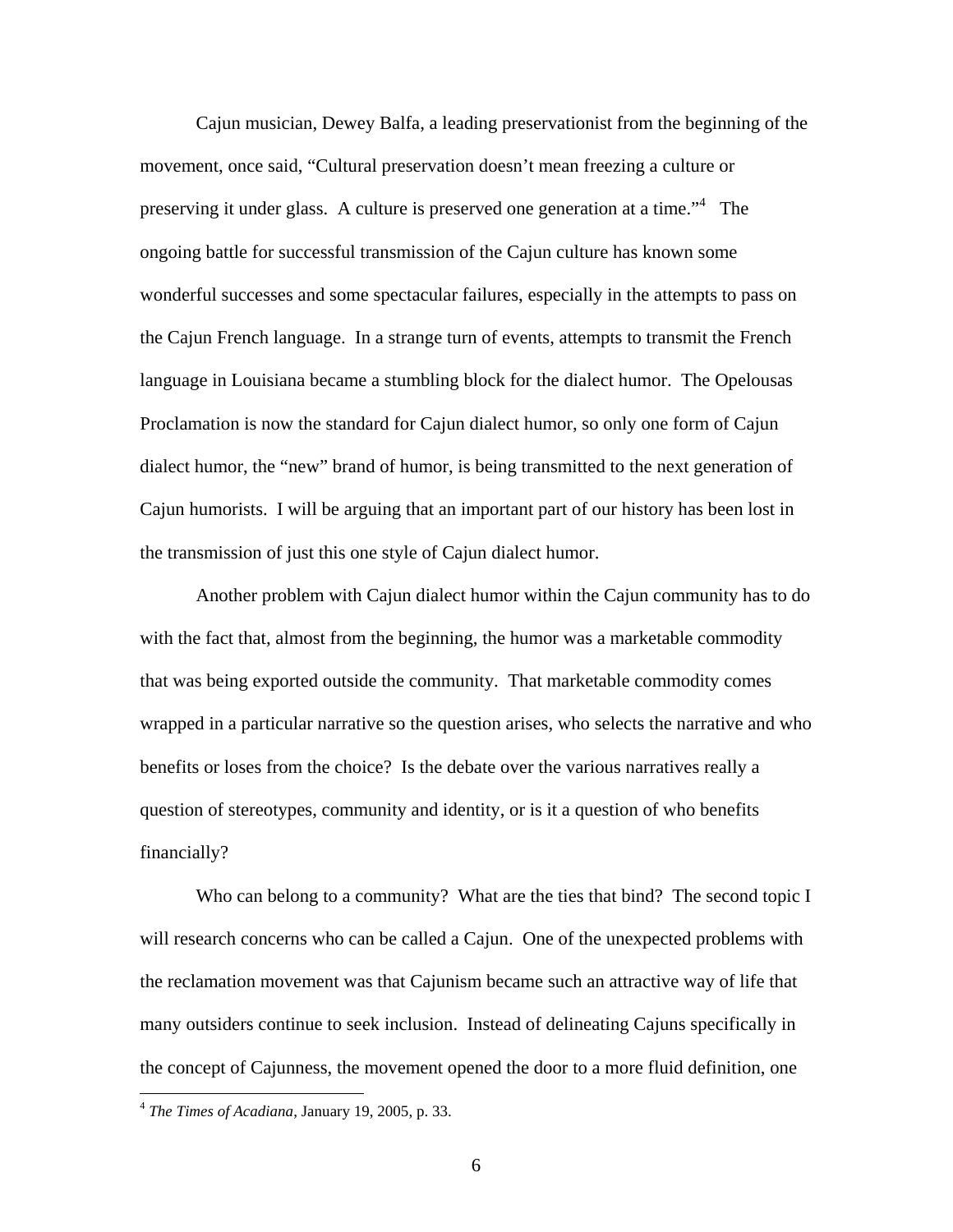Cajun musician, Dewey Balfa, a leading preservationist from the beginning of the movement, once said, "Cultural preservation doesn't mean freezing a culture or preserving it under glass. A culture is preserved one generation at a time."[4] The ongoing battle for successful transmission of the Cajun culture has known some wonderful successes and some spectacular failures, especially in the attempts to pass on the Cajun French language. In a strange turn of events, attempts to transmit the French language in Louisiana became a stumbling block for the dialect humor. The Opelousas Proclamation is now the standard for Cajun dialect humor, so only one form of Cajun dialect humor, the "new" brand of humor, is being transmitted to the next generation of Cajun humorists. I will be arguing that an important part of our history has been lost in the transmission of just this one style of Cajun dialect humor.

Another problem with Cajun dialect humor within the Cajun community has to do with the fact that, almost from the beginning, the humor was a marketable commodity that was being exported outside the community. That marketable commodity comes wrapped in a particular narrative so the question arises, who selects the narrative and who benefits or loses from the choice? Is the debate over the various narratives really a question of stereotypes, community and identity, or is it a question of who benefits financially?

Who can belong to a community? What are the ties that bind? The second topic I will research concerns who can be called a Cajun. One of the unexpected problems with the reclamation movement was that Cajunism became such an attractive way of life that many outsiders continue to seek inclusion. Instead of delineating Cajuns specifically in the concept of Cajunness, the movement opened the door to a more fluid definition, one

[4] *The Times of Acadiana*, January 19, 2005, p. 33.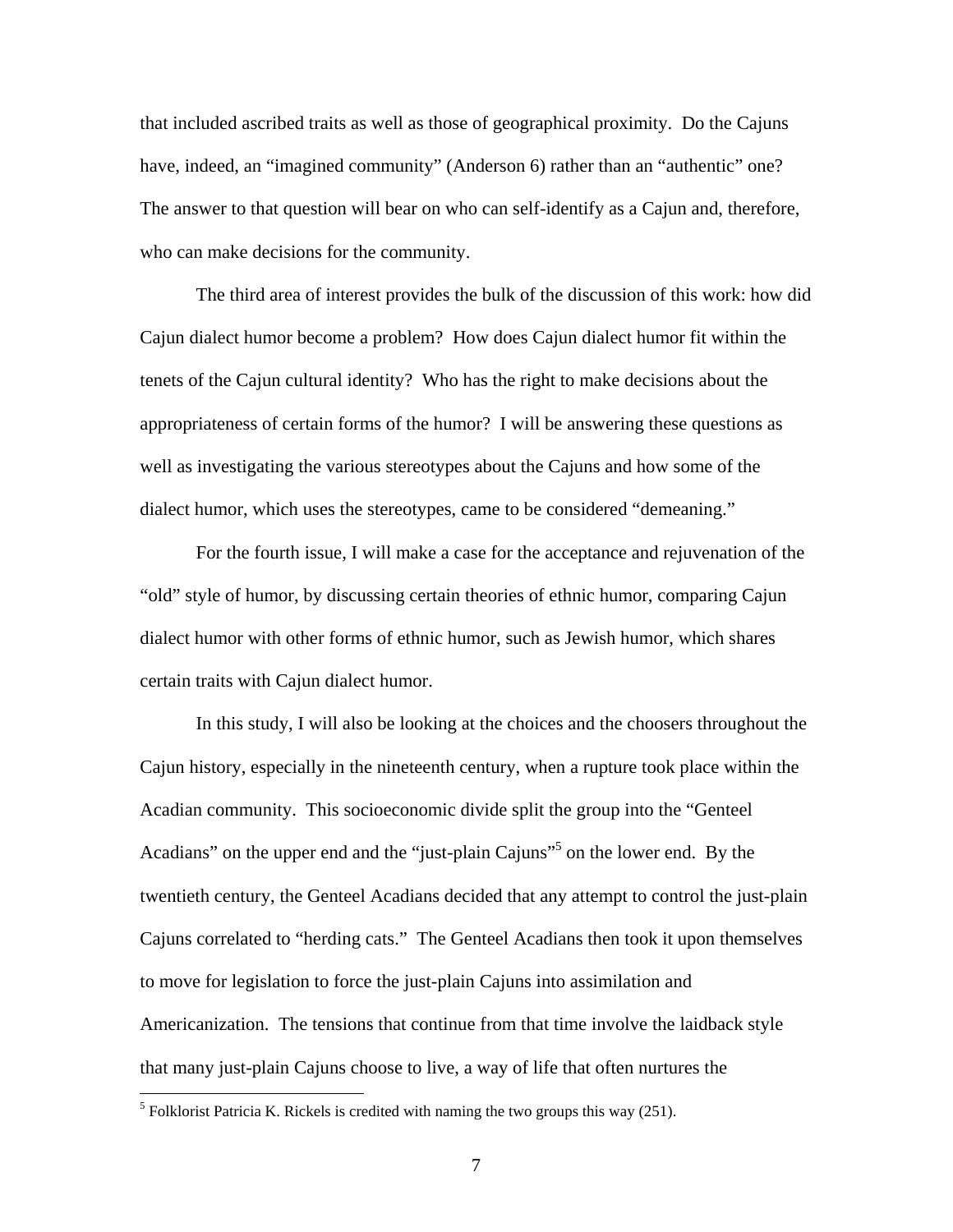that included ascribed traits as well as those of geographical proximity. Do the Cajuns have, indeed, an "imagined community" (Anderson 6) rather than an "authentic" one? The answer to that question will bear on who can self-identify as a Cajun and, therefore, who can make decisions for the community.

The third area of interest provides the bulk of the discussion of this work: how did Cajun dialect humor become a problem? How does Cajun dialect humor fit within the tenets of the Cajun cultural identity? Who has the right to make decisions about the appropriateness of certain forms of the humor? I will be answering these questions as well as investigating the various stereotypes about the Cajuns and how some of the dialect humor, which uses the stereotypes, came to be considered "demeaning."

For the fourth issue, I will make a case for the acceptance and rejuvenation of the "old" style of humor, by discussing certain theories of ethnic humor, comparing Cajun dialect humor with other forms of ethnic humor, such as Jewish humor, which shares certain traits with Cajun dialect humor.

In this study, I will also be looking at the choices and the choosers throughout the Cajun history, especially in the nineteenth century, when a rupture took place within the Acadian community. This socioeconomic divide split the group into the "Genteel Acadians" on the upper end and the "just-plain Cajuns"[5] on the lower end. By the twentieth century, the Genteel Acadians decided that any attempt to control the just-plain Cajuns correlated to "herding cats." The Genteel Acadians then took it upon themselves to move for legislation to force the just-plain Cajuns into assimilation and Americanization. The tensions that continue from that time involve the laidback style that many just-plain Cajuns choose to live, a way of life that often nurtures the

[5] Folklorist Patricia K. Rickels is credited with naming the two groups this way (251).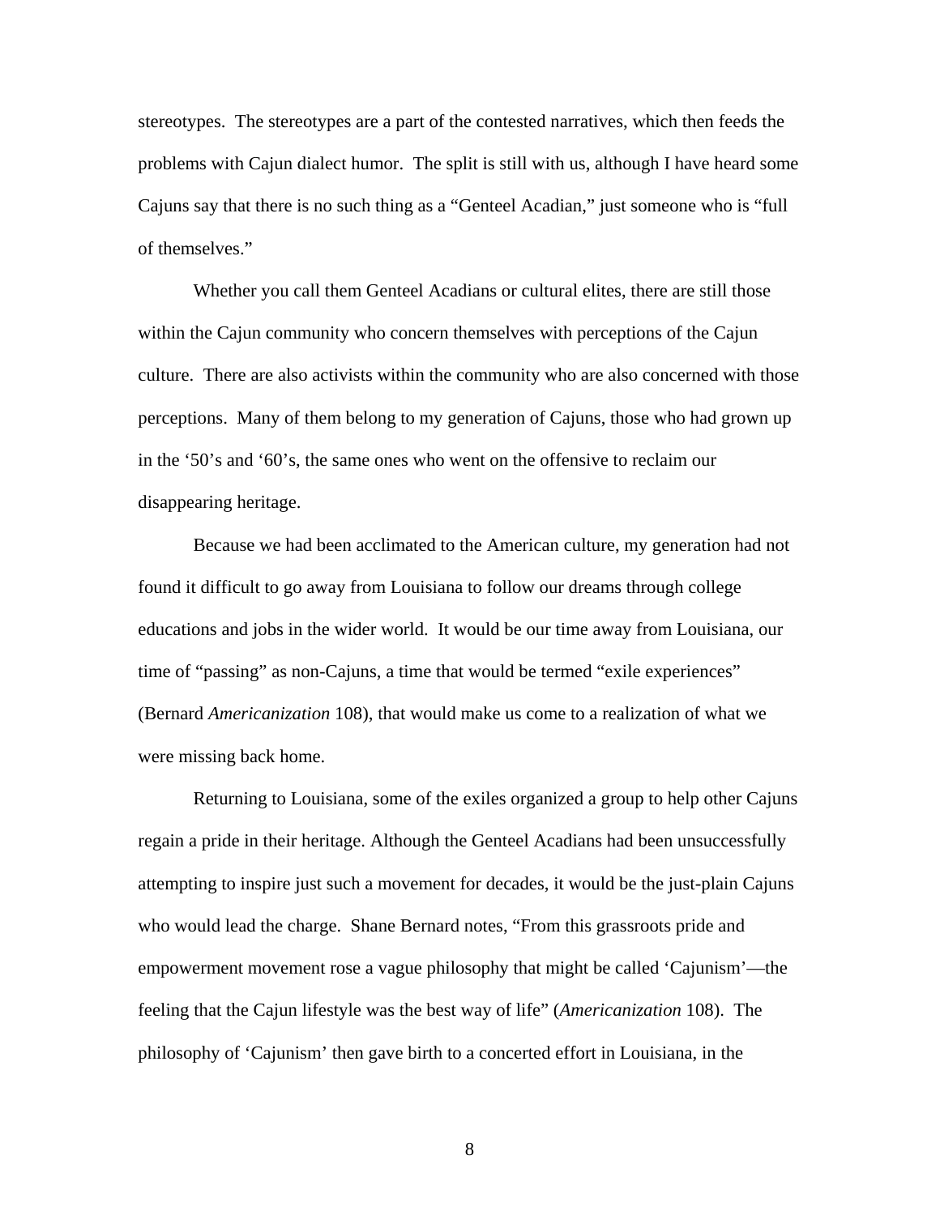stereotypes. The stereotypes are a part of the contested narratives, which then feeds the problems with Cajun dialect humor. The split is still with us, although I have heard some Cajuns say that there is no such thing as a "Genteel Acadian," just someone who is "full of themselves."

Whether you call them Genteel Acadians or cultural elites, there are still those within the Cajun community who concern themselves with perceptions of the Cajun culture. There are also activists within the community who are also concerned with those perceptions. Many of them belong to my generation of Cajuns, those who had grown up in the '50's and '60's, the same ones who went on the offensive to reclaim our disappearing heritage.

Because we had been acclimated to the American culture, my generation had not found it difficult to go away from Louisiana to follow our dreams through college educations and jobs in the wider world. It would be our time away from Louisiana, our time of "passing" as non-Cajuns, a time that would be termed "exile experiences" (Bernard *Americanization* 108), that would make us come to a realization of what we were missing back home.

Returning to Louisiana, some of the exiles organized a group to help other Cajuns regain a pride in their heritage. Although the Genteel Acadians had been unsuccessfully attempting to inspire just such a movement for decades, it would be the just-plain Cajuns who would lead the charge. Shane Bernard notes, "From this grassroots pride and empowerment movement rose a vague philosophy that might be called 'Cajunism'—the feeling that the Cajun lifestyle was the best way of life" (*Americanization* 108). The philosophy of 'Cajunism' then gave birth to a concerted effort in Louisiana, in the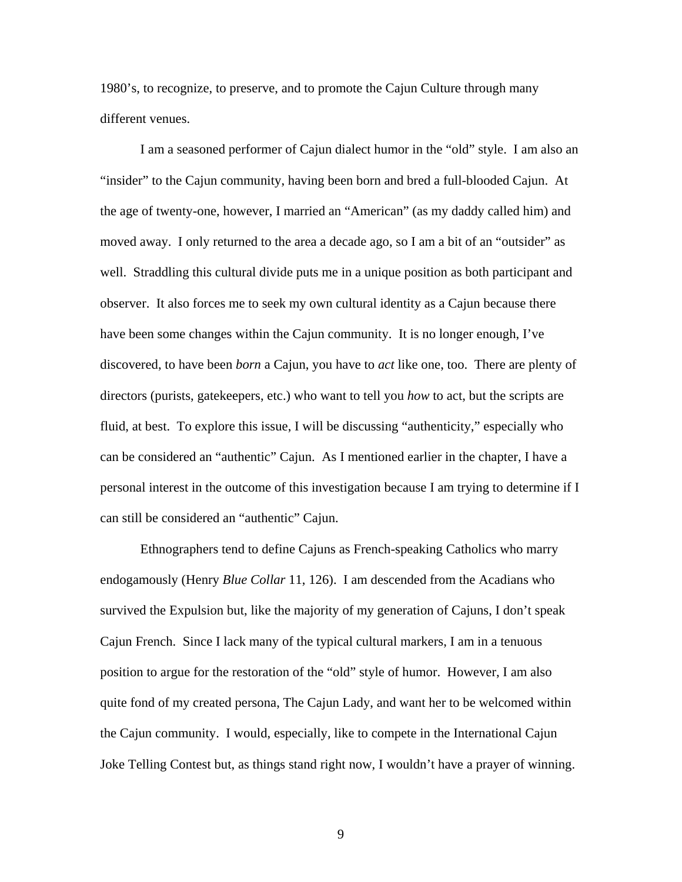1980's, to recognize, to preserve, and to promote the Cajun Culture through many different venues.

I am a seasoned performer of Cajun dialect humor in the "old" style. I am also an "insider" to the Cajun community, having been born and bred a full-blooded Cajun. At the age of twenty-one, however, I married an "American" (as my daddy called him) and moved away. I only returned to the area a decade ago, so I am a bit of an "outsider" as well. Straddling this cultural divide puts me in a unique position as both participant and observer. It also forces me to seek my own cultural identity as a Cajun because there have been some changes within the Cajun community. It is no longer enough, I've discovered, to have been *born* a Cajun, you have to *act* like one, too. There are plenty of directors (purists, gatekeepers, etc.) who want to tell you *how* to act, but the scripts are fluid, at best. To explore this issue, I will be discussing "authenticity," especially who can be considered an "authentic" Cajun. As I mentioned earlier in the chapter, I have a personal interest in the outcome of this investigation because I am trying to determine if I can still be considered an "authentic" Cajun.

Ethnographers tend to define Cajuns as French-speaking Catholics who marry endogamously (Henry *Blue Collar* 11, 126). I am descended from the Acadians who survived the Expulsion but, like the majority of my generation of Cajuns, I don't speak Cajun French. Since I lack many of the typical cultural markers, I am in a tenuous position to argue for the restoration of the "old" style of humor. However, I am also quite fond of my created persona, The Cajun Lady, and want her to be welcomed within the Cajun community. I would, especially, like to compete in the International Cajun Joke Telling Contest but, as things stand right now, I wouldn't have a prayer of winning.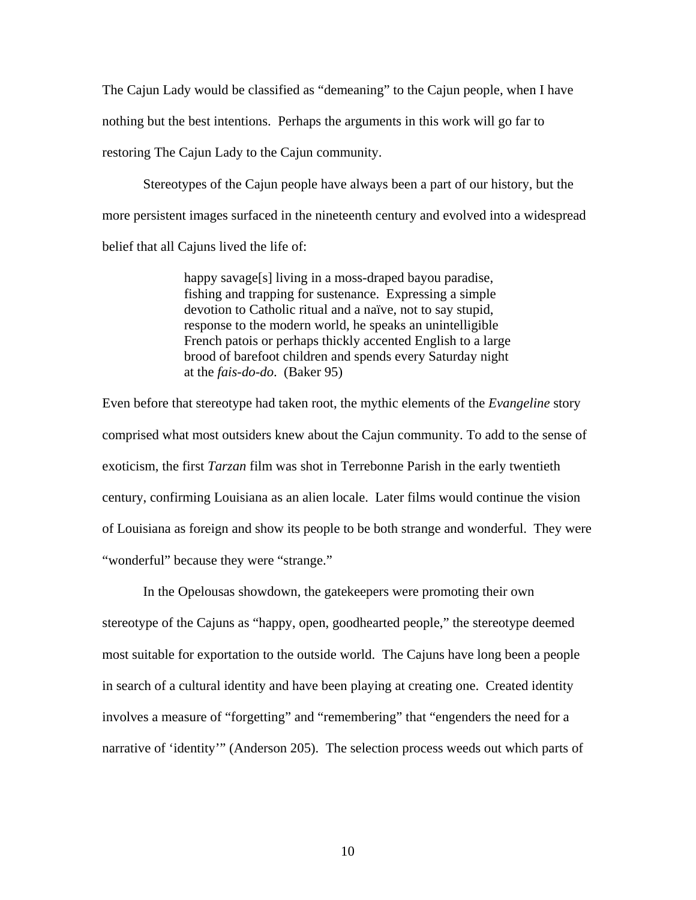The Cajun Lady would be classified as "demeaning" to the Cajun people, when I have nothing but the best intentions. Perhaps the arguments in this work will go far to restoring The Cajun Lady to the Cajun community.

Stereotypes of the Cajun people have always been a part of our history, but the more persistent images surfaced in the nineteenth century and evolved into a widespread belief that all Cajuns lived the life of:

> happy savage[s] living in a moss-draped bayou paradise, fishing and trapping for sustenance. Expressing a simple devotion to Catholic ritual and a naïve, not to say stupid, response to the modern world, he speaks an unintelligible French patois or perhaps thickly accented English to a large brood of barefoot children and spends every Saturday night at the *fais-do-do*. (Baker 95)

Even before that stereotype had taken root, the mythic elements of the *Evangeline* story comprised what most outsiders knew about the Cajun community. To add to the sense of exoticism, the first *Tarzan* film was shot in Terrebonne Parish in the early twentieth century, confirming Louisiana as an alien locale. Later films would continue the vision of Louisiana as foreign and show its people to be both strange and wonderful. They were "wonderful" because they were "strange."

In the Opelousas showdown, the gatekeepers were promoting their own stereotype of the Cajuns as "happy, open, goodhearted people," the stereotype deemed most suitable for exportation to the outside world. The Cajuns have long been a people in search of a cultural identity and have been playing at creating one. Created identity involves a measure of "forgetting" and "remembering" that "engenders the need for a narrative of 'identity'" (Anderson 205). The selection process weeds out which parts of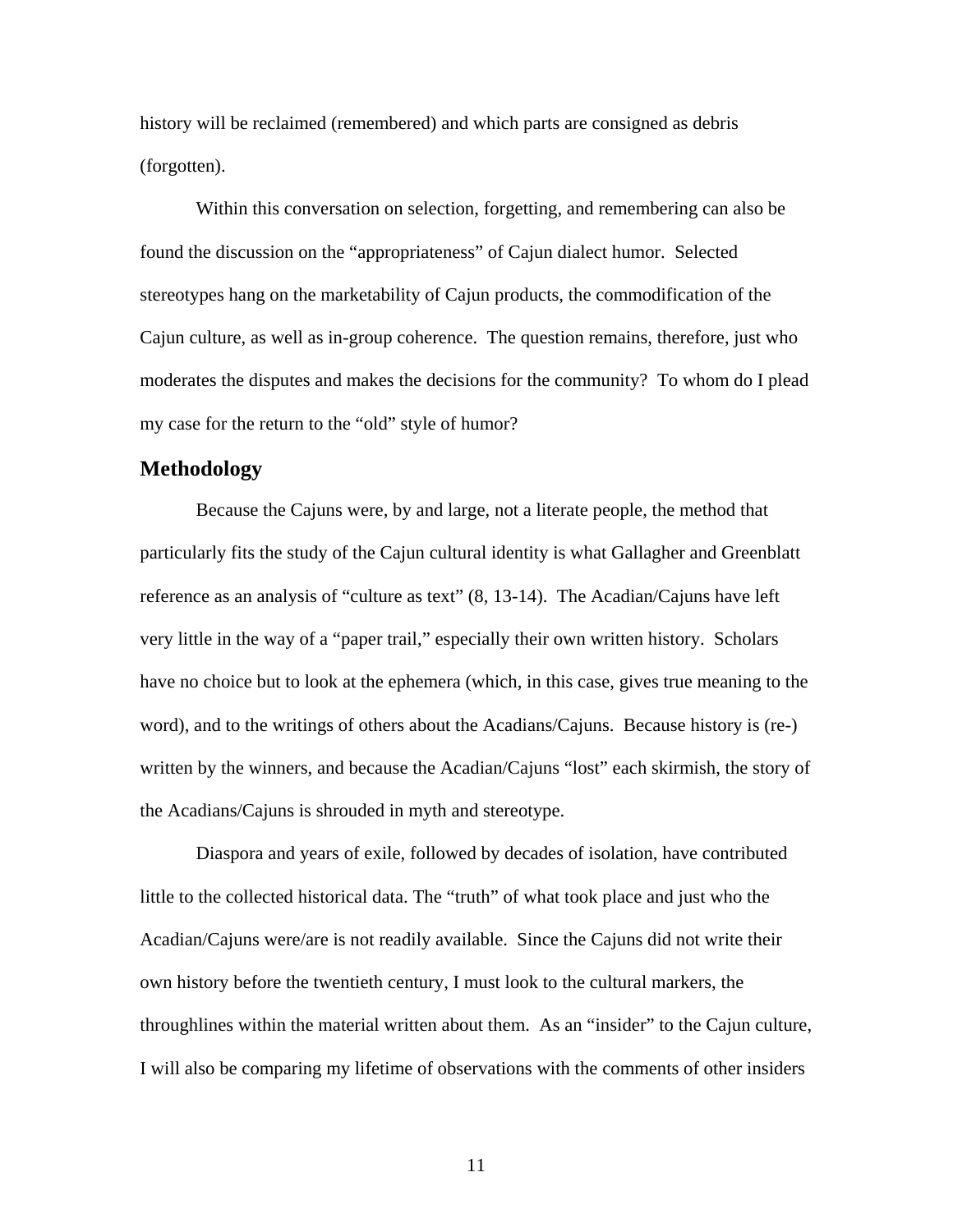history will be reclaimed (remembered) and which parts are consigned as debris (forgotten).

Within this conversation on selection, forgetting, and remembering can also be found the discussion on the "appropriateness" of Cajun dialect humor. Selected stereotypes hang on the marketability of Cajun products, the commodification of the Cajun culture, as well as in-group coherence. The question remains, therefore, just who moderates the disputes and makes the decisions for the community? To whom do I plead my case for the return to the "old" style of humor?

## Methodology

Because the Cajuns were, by and large, not a literate people, the method that particularly fits the study of the Cajun cultural identity is what Gallagher and Greenblatt reference as an analysis of "culture as text" (8, 13-14). The Acadian/Cajuns have left very little in the way of a "paper trail," especially their own written history. Scholars have no choice but to look at the ephemera (which, in this case, gives true meaning to the word), and to the writings of others about the Acadians/Cajuns. Because history is (re-) written by the winners, and because the Acadian/Cajuns "lost" each skirmish, the story of the Acadians/Cajuns is shrouded in myth and stereotype.

Diaspora and years of exile, followed by decades of isolation, have contributed little to the collected historical data. The "truth" of what took place and just who the Acadian/Cajuns were/are is not readily available. Since the Cajuns did not write their own history before the twentieth century, I must look to the cultural markers, the throughlines within the material written about them. As an "insider" to the Cajun culture, I will also be comparing my lifetime of observations with the comments of other insiders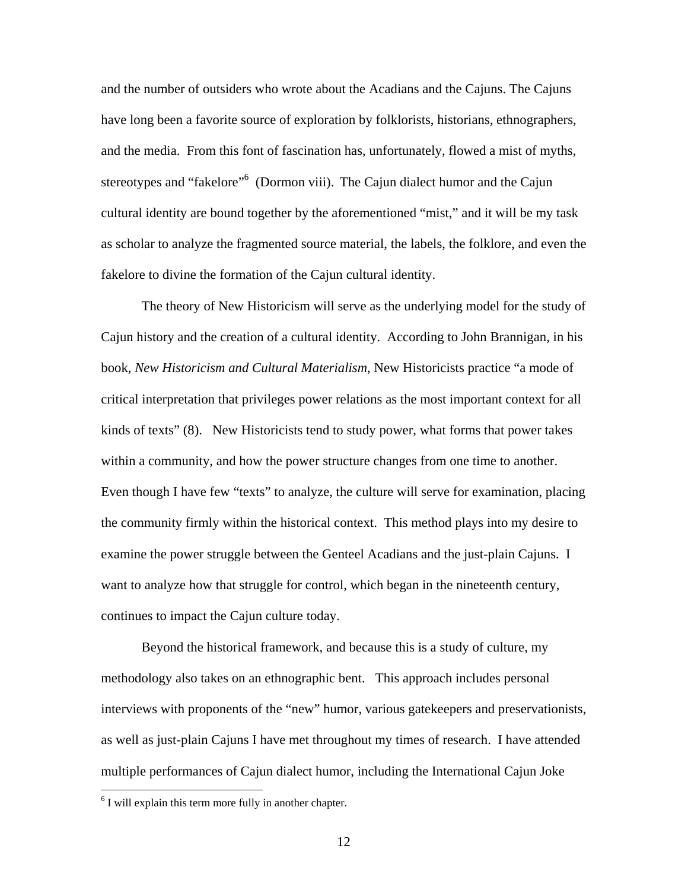and the number of outsiders who wrote about the Acadians and the Cajuns. The Cajuns have long been a favorite source of exploration by folklorists, historians, ethnographers, and the media. From this font of fascination has, unfortunately, flowed a mist of myths, stereotypes and "fakelore"[6] (Dormon viii). The Cajun dialect humor and the Cajun cultural identity are bound together by the aforementioned "mist," and it will be my task as scholar to analyze the fragmented source material, the labels, the folklore, and even the fakelore to divine the formation of the Cajun cultural identity.

The theory of New Historicism will serve as the underlying model for the study of Cajun history and the creation of a cultural identity. According to John Brannigan, in his book, *New Historicism and Cultural Materialism*, New Historicists practice "a mode of critical interpretation that privileges power relations as the most important context for all kinds of texts" (8). New Historicists tend to study power, what forms that power takes within a community, and how the power structure changes from one time to another. Even though I have few "texts" to analyze, the culture will serve for examination, placing the community firmly within the historical context. This method plays into my desire to examine the power struggle between the Genteel Acadians and the just-plain Cajuns. I want to analyze how that struggle for control, which began in the nineteenth century, continues to impact the Cajun culture today.

Beyond the historical framework, and because this is a study of culture, my methodology also takes on an ethnographic bent. This approach includes personal interviews with proponents of the "new" humor, various gatekeepers and preservationists, as well as just-plain Cajuns I have met throughout my times of research. I have attended multiple performances of Cajun dialect humor, including the International Cajun Joke

[6] I will explain this term more fully in another chapter.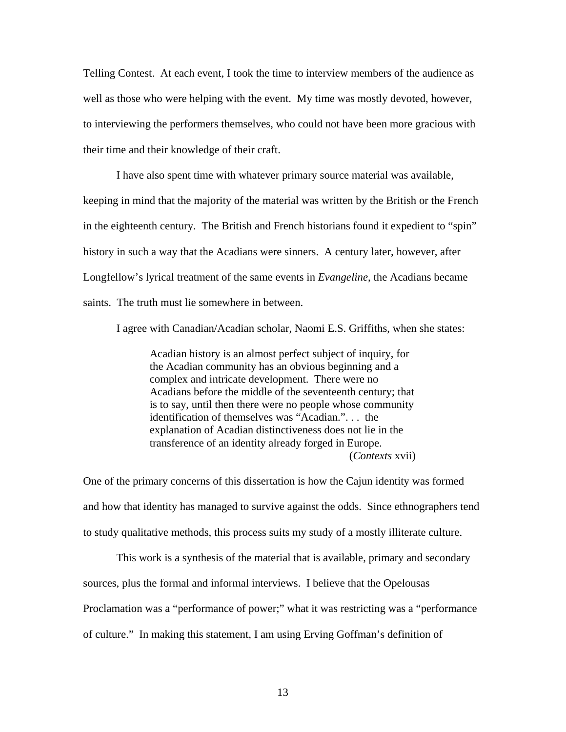Telling Contest. At each event, I took the time to interview members of the audience as well as those who were helping with the event. My time was mostly devoted, however, to interviewing the performers themselves, who could not have been more gracious with their time and their knowledge of their craft.

I have also spent time with whatever primary source material was available, keeping in mind that the majority of the material was written by the British or the French in the eighteenth century. The British and French historians found it expedient to "spin" history in such a way that the Acadians were sinners. A century later, however, after Longfellow's lyrical treatment of the same events in *Evangeline*, the Acadians became saints. The truth must lie somewhere in between.

I agree with Canadian/Acadian scholar, Naomi E.S. Griffiths, when she states:

> Acadian history is an almost perfect subject of inquiry, for the Acadian community has an obvious beginning and a complex and intricate development. There were no Acadians before the middle of the seventeenth century; that is to say, until then there were no people whose community identification of themselves was "Acadian.". . . the explanation of Acadian distinctiveness does not lie in the transference of an identity already forged in Europe. (*Contexts* xvii)

One of the primary concerns of this dissertation is how the Cajun identity was formed and how that identity has managed to survive against the odds. Since ethnographers tend to study qualitative methods, this process suits my study of a mostly illiterate culture.

This work is a synthesis of the material that is available, primary and secondary sources, plus the formal and informal interviews. I believe that the Opelousas Proclamation was a "performance of power;" what it was restricting was a "performance of culture." In making this statement, I am using Erving Goffman's definition of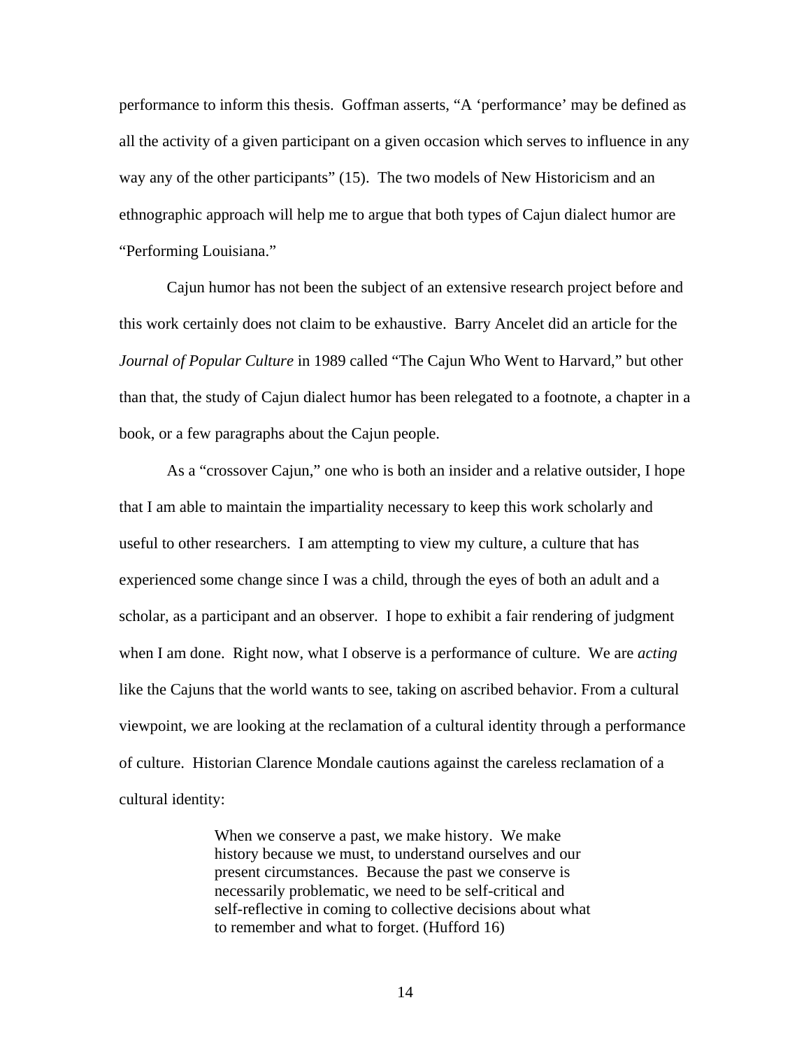performance to inform this thesis. Goffman asserts, "A 'performance' may be defined as all the activity of a given participant on a given occasion which serves to influence in any way any of the other participants" (15). The two models of New Historicism and an ethnographic approach will help me to argue that both types of Cajun dialect humor are "Performing Louisiana."

Cajun humor has not been the subject of an extensive research project before and this work certainly does not claim to be exhaustive. Barry Ancelet did an article for the *Journal of Popular Culture* in 1989 called "The Cajun Who Went to Harvard," but other than that, the study of Cajun dialect humor has been relegated to a footnote, a chapter in a book, or a few paragraphs about the Cajun people.

As a "crossover Cajun," one who is both an insider and a relative outsider, I hope that I am able to maintain the impartiality necessary to keep this work scholarly and useful to other researchers. I am attempting to view my culture, a culture that has experienced some change since I was a child, through the eyes of both an adult and a scholar, as a participant and an observer. I hope to exhibit a fair rendering of judgment when I am done. Right now, what I observe is a performance of culture. We are *acting* like the Cajuns that the world wants to see, taking on ascribed behavior. From a cultural viewpoint, we are looking at the reclamation of a cultural identity through a performance of culture. Historian Clarence Mondale cautions against the careless reclamation of a cultural identity:

> When we conserve a past, we make history. We make history because we must, to understand ourselves and our present circumstances. Because the past we conserve is necessarily problematic, we need to be self-critical and self-reflective in coming to collective decisions about what to remember and what to forget. (Hufford 16)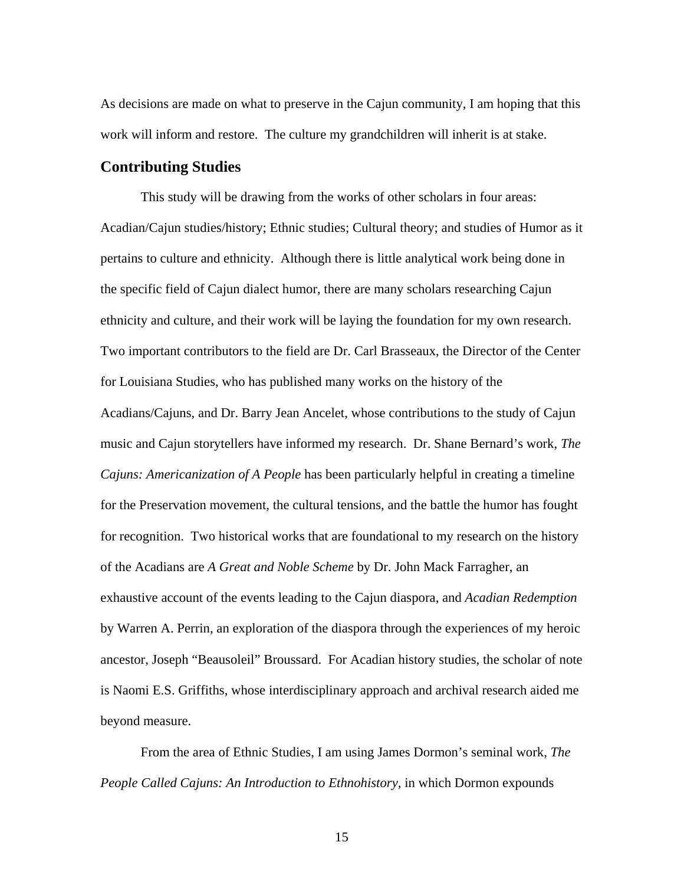As decisions are made on what to preserve in the Cajun community, I am hoping that this work will inform and restore. The culture my grandchildren will inherit is at stake.

## Contributing Studies

This study will be drawing from the works of other scholars in four areas: Acadian/Cajun studies/history; Ethnic studies; Cultural theory; and studies of Humor as it pertains to culture and ethnicity. Although there is little analytical work being done in the specific field of Cajun dialect humor, there are many scholars researching Cajun ethnicity and culture, and their work will be laying the foundation for my own research. Two important contributors to the field are Dr. Carl Brasseaux, the Director of the Center for Louisiana Studies, who has published many works on the history of the Acadians/Cajuns, and Dr. Barry Jean Ancelet, whose contributions to the study of Cajun music and Cajun storytellers have informed my research. Dr. Shane Bernard's work, *The Cajuns: Americanization of A People* has been particularly helpful in creating a timeline for the Preservation movement, the cultural tensions, and the battle the humor has fought for recognition. Two historical works that are foundational to my research on the history of the Acadians are *A Great and Noble Scheme* by Dr. John Mack Farragher, an exhaustive account of the events leading to the Cajun diaspora, and *Acadian Redemption* by Warren A. Perrin, an exploration of the diaspora through the experiences of my heroic ancestor, Joseph "Beausoleil" Broussard. For Acadian history studies, the scholar of note is Naomi E.S. Griffiths, whose interdisciplinary approach and archival research aided me beyond measure.

From the area of Ethnic Studies, I am using James Dormon's seminal work, *The People Called Cajuns: An Introduction to Ethnohistory*, in which Dormon expounds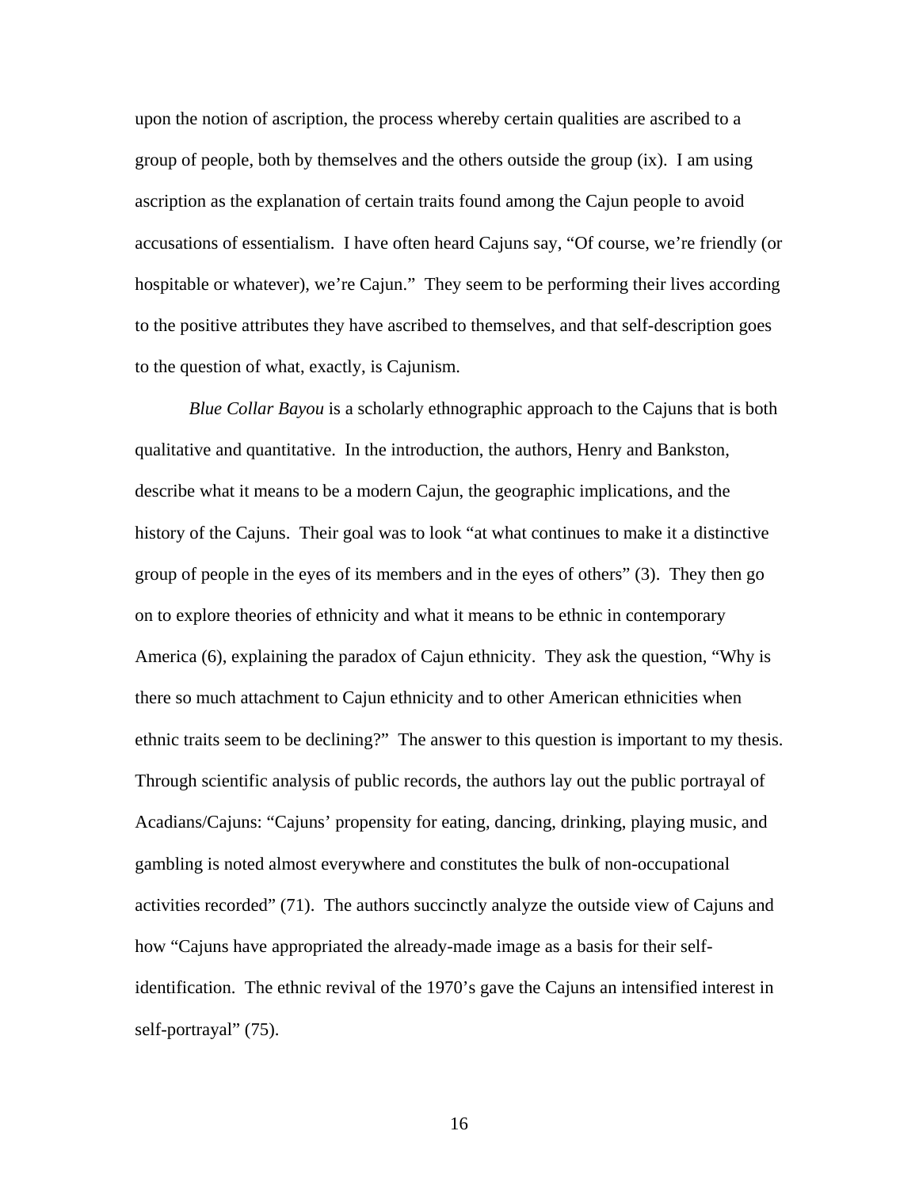upon the notion of ascription, the process whereby certain qualities are ascribed to a group of people, both by themselves and the others outside the group (ix). I am using ascription as the explanation of certain traits found among the Cajun people to avoid accusations of essentialism. I have often heard Cajuns say, "Of course, we're friendly (or hospitable or whatever), we're Cajun." They seem to be performing their lives according to the positive attributes they have ascribed to themselves, and that self-description goes to the question of what, exactly, is Cajunism.

*Blue Collar Bayou* is a scholarly ethnographic approach to the Cajuns that is both qualitative and quantitative. In the introduction, the authors, Henry and Bankston, describe what it means to be a modern Cajun, the geographic implications, and the history of the Cajuns. Their goal was to look "at what continues to make it a distinctive group of people in the eyes of its members and in the eyes of others" (3). They then go on to explore theories of ethnicity and what it means to be ethnic in contemporary America (6), explaining the paradox of Cajun ethnicity. They ask the question, "Why is there so much attachment to Cajun ethnicity and to other American ethnicities when ethnic traits seem to be declining?" The answer to this question is important to my thesis. Through scientific analysis of public records, the authors lay out the public portrayal of Acadians/Cajuns: "Cajuns' propensity for eating, dancing, drinking, playing music, and gambling is noted almost everywhere and constitutes the bulk of non-occupational activities recorded" (71). The authors succinctly analyze the outside view of Cajuns and how "Cajuns have appropriated the already-made image as a basis for their self-identification. The ethnic revival of the 1970's gave the Cajuns an intensified interest in self-portrayal" (75).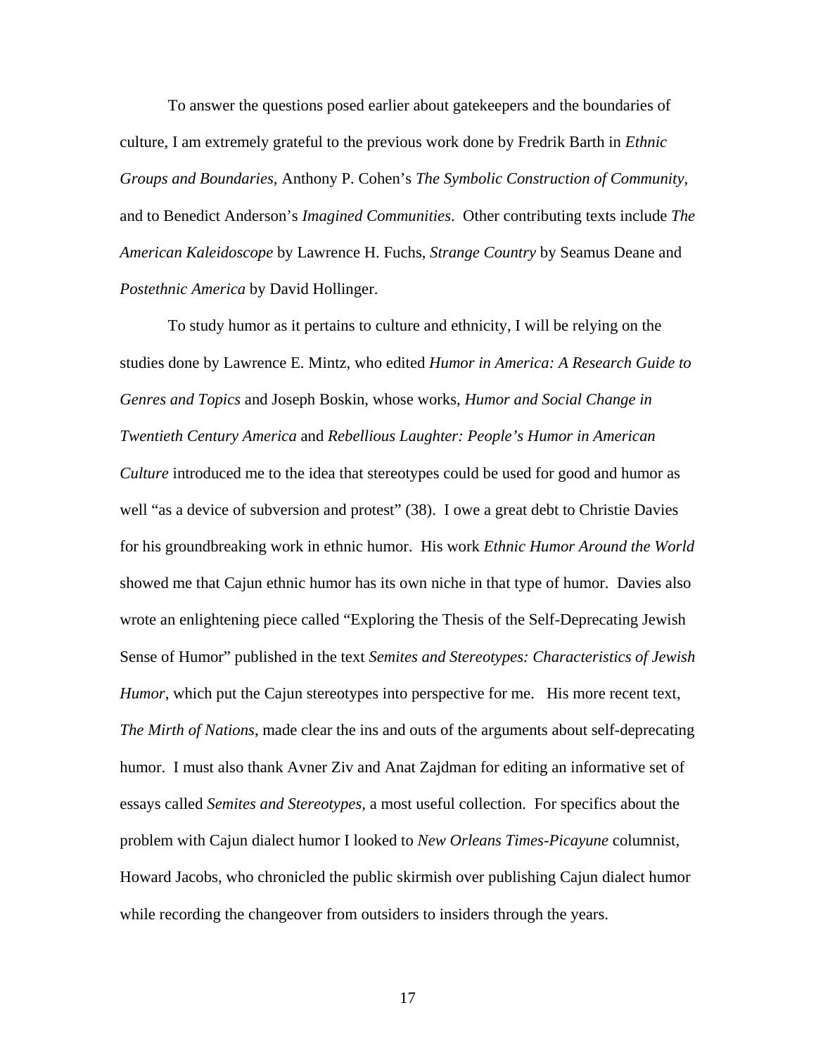To answer the questions posed earlier about gatekeepers and the boundaries of culture, I am extremely grateful to the previous work done by Fredrik Barth in *Ethnic Groups and Boundaries*, Anthony P. Cohen's *The Symbolic Construction of Community*, and to Benedict Anderson's *Imagined Communities*. Other contributing texts include *The American Kaleidoscope* by Lawrence H. Fuchs, *Strange Country* by Seamus Deane and *Postethnic America* by David Hollinger.

To study humor as it pertains to culture and ethnicity, I will be relying on the studies done by Lawrence E. Mintz, who edited *Humor in America: A Research Guide to Genres and Topics* and Joseph Boskin, whose works, *Humor and Social Change in Twentieth Century America* and *Rebellious Laughter: People's Humor in American Culture* introduced me to the idea that stereotypes could be used for good and humor as well "as a device of subversion and protest" (38). I owe a great debt to Christie Davies for his groundbreaking work in ethnic humor. His work *Ethnic Humor Around the World* showed me that Cajun ethnic humor has its own niche in that type of humor. Davies also wrote an enlightening piece called "Exploring the Thesis of the Self-Deprecating Jewish Sense of Humor" published in the text *Semites and Stereotypes: Characteristics of Jewish Humor*, which put the Cajun stereotypes into perspective for me. His more recent text, *The Mirth of Nations*, made clear the ins and outs of the arguments about self-deprecating humor. I must also thank Avner Ziv and Anat Zajdman for editing an informative set of essays called *Semites and Stereotypes*, a most useful collection. For specifics about the problem with Cajun dialect humor I looked to *New Orleans Times-Picayune* columnist, Howard Jacobs, who chronicled the public skirmish over publishing Cajun dialect humor while recording the changeover from outsiders to insiders through the years.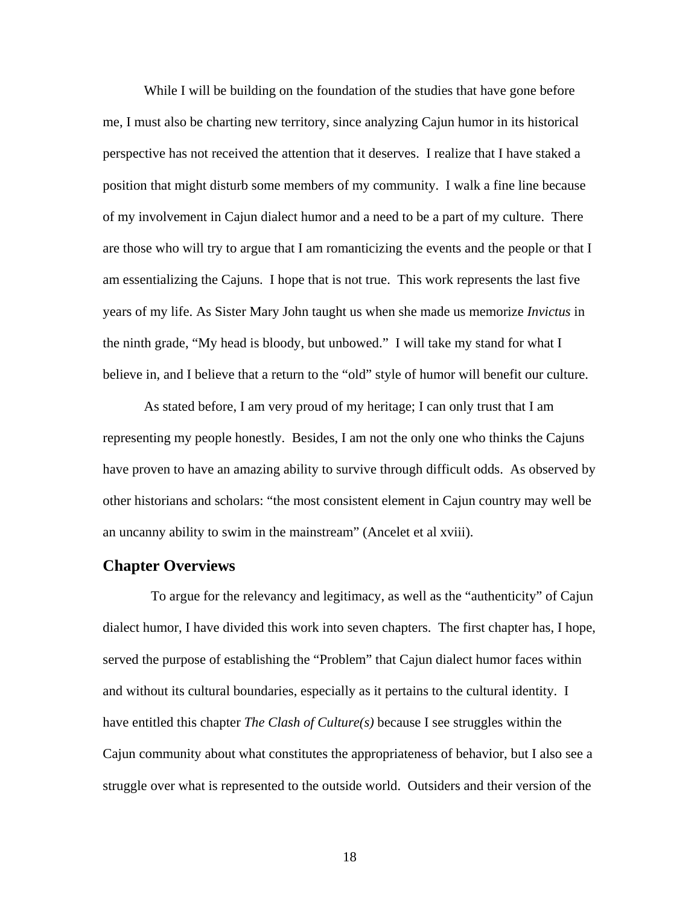While I will be building on the foundation of the studies that have gone before me, I must also be charting new territory, since analyzing Cajun humor in its historical perspective has not received the attention that it deserves. I realize that I have staked a position that might disturb some members of my community. I walk a fine line because of my involvement in Cajun dialect humor and a need to be a part of my culture. There are those who will try to argue that I am romanticizing the events and the people or that I am essentializing the Cajuns. I hope that is not true. This work represents the last five years of my life. As Sister Mary John taught us when she made us memorize *Invictus* in the ninth grade, "My head is bloody, but unbowed." I will take my stand for what I believe in, and I believe that a return to the "old" style of humor will benefit our culture.

As stated before, I am very proud of my heritage; I can only trust that I am representing my people honestly. Besides, I am not the only one who thinks the Cajuns have proven to have an amazing ability to survive through difficult odds. As observed by other historians and scholars: "the most consistent element in Cajun country may well be an uncanny ability to swim in the mainstream" (Ancelet et al xviii).

## Chapter Overviews

To argue for the relevancy and legitimacy, as well as the "authenticity" of Cajun dialect humor, I have divided this work into seven chapters. The first chapter has, I hope, served the purpose of establishing the "Problem" that Cajun dialect humor faces within and without its cultural boundaries, especially as it pertains to the cultural identity. I have entitled this chapter *The Clash of Culture(s)* because I see struggles within the Cajun community about what constitutes the appropriateness of behavior, but I also see a struggle over what is represented to the outside world. Outsiders and their version of the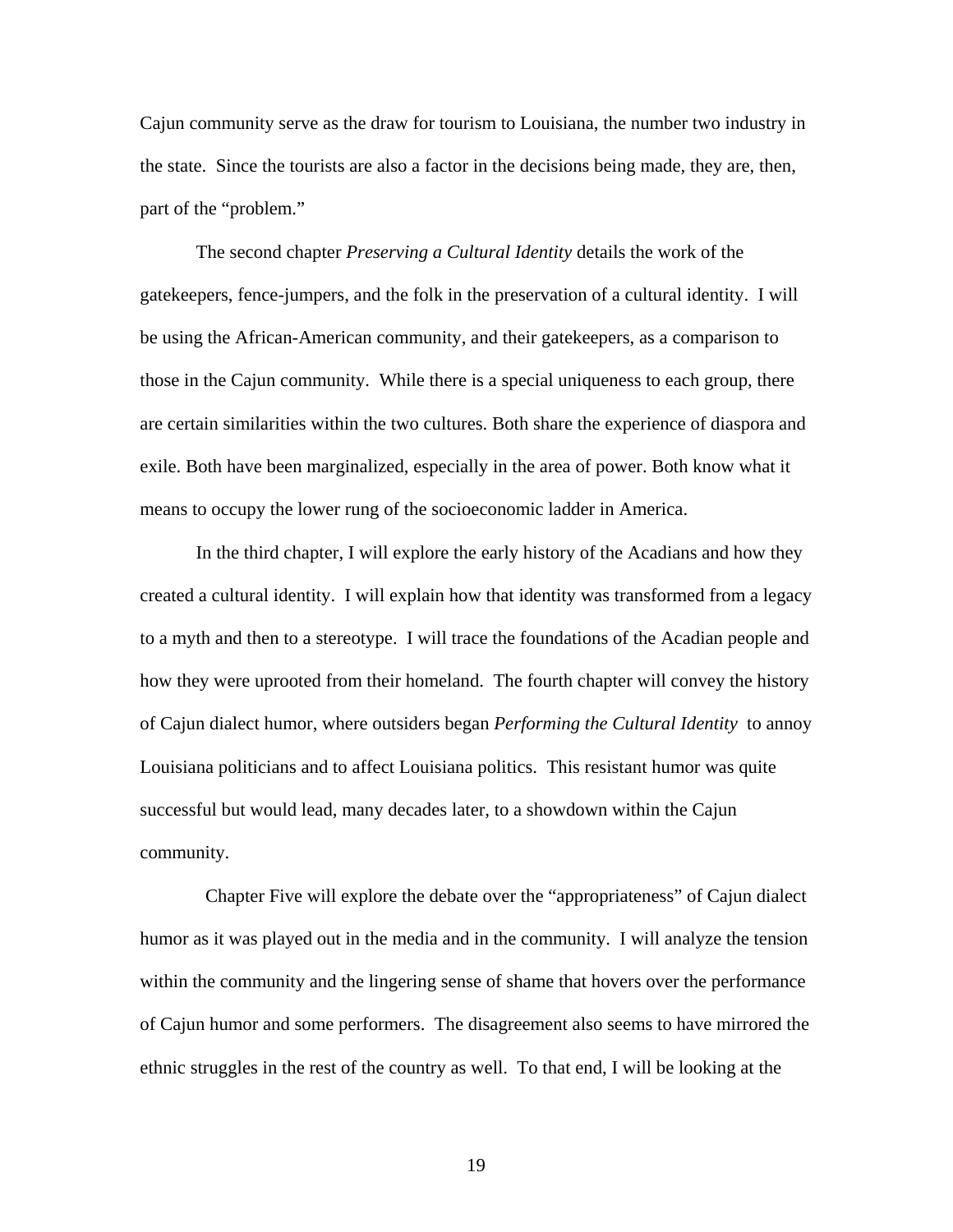Cajun community serve as the draw for tourism to Louisiana, the number two industry in the state. Since the tourists are also a factor in the decisions being made, they are, then, part of the "problem."

The second chapter *Preserving a Cultural Identity* details the work of the gatekeepers, fence-jumpers, and the folk in the preservation of a cultural identity. I will be using the African-American community, and their gatekeepers, as a comparison to those in the Cajun community. While there is a special uniqueness to each group, there are certain similarities within the two cultures. Both share the experience of diaspora and exile. Both have been marginalized, especially in the area of power. Both know what it means to occupy the lower rung of the socioeconomic ladder in America.

In the third chapter, I will explore the early history of the Acadians and how they created a cultural identity. I will explain how that identity was transformed from a legacy to a myth and then to a stereotype. I will trace the foundations of the Acadian people and how they were uprooted from their homeland. The fourth chapter will convey the history of Cajun dialect humor, where outsiders began *Performing the Cultural Identity* to annoy Louisiana politicians and to affect Louisiana politics. This resistant humor was quite successful but would lead, many decades later, to a showdown within the Cajun community.

Chapter Five will explore the debate over the "appropriateness" of Cajun dialect humor as it was played out in the media and in the community. I will analyze the tension within the community and the lingering sense of shame that hovers over the performance of Cajun humor and some performers. The disagreement also seems to have mirrored the ethnic struggles in the rest of the country as well. To that end, I will be looking at the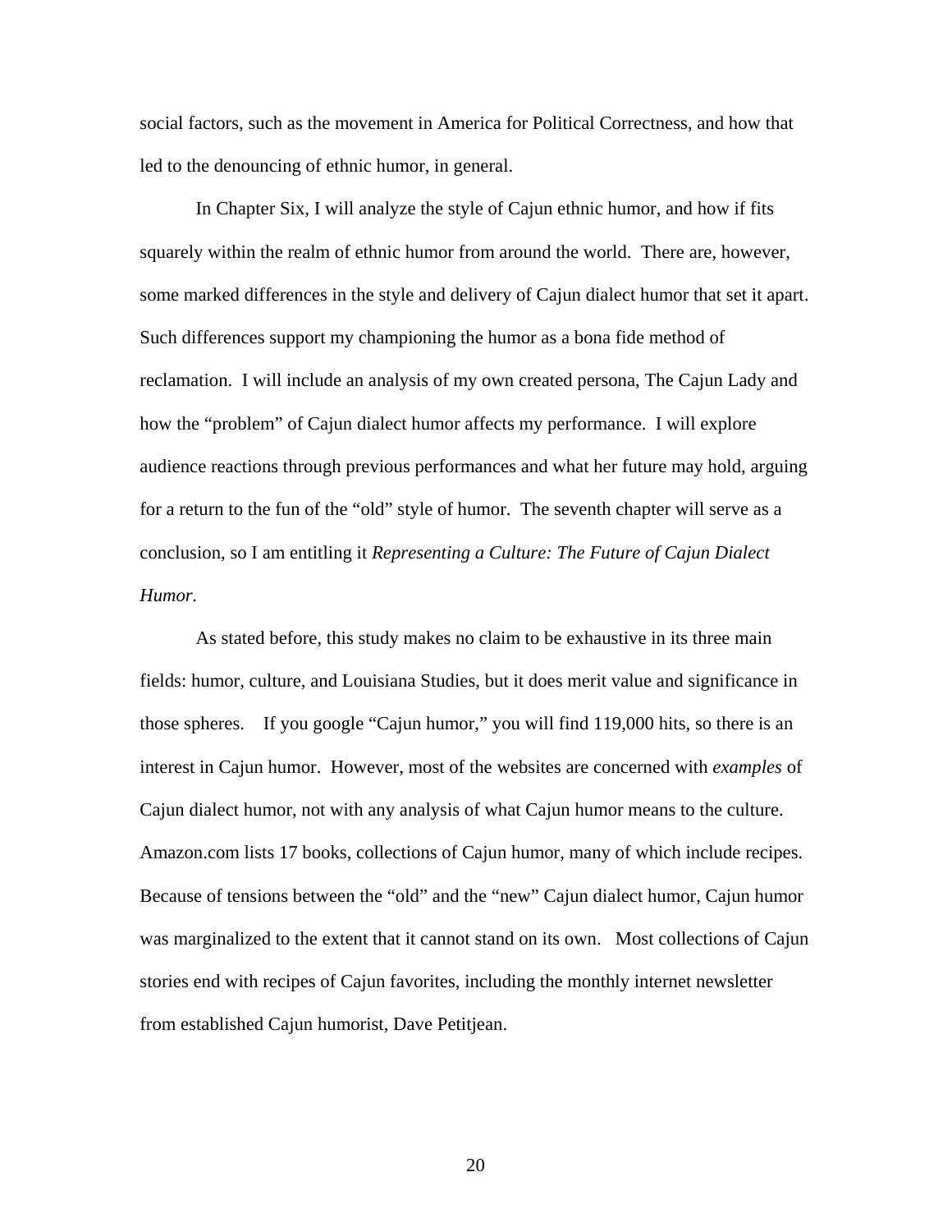social factors, such as the movement in America for Political Correctness, and how that led to the denouncing of ethnic humor, in general.

In Chapter Six, I will analyze the style of Cajun ethnic humor, and how if fits squarely within the realm of ethnic humor from around the world. There are, however, some marked differences in the style and delivery of Cajun dialect humor that set it apart. Such differences support my championing the humor as a bona fide method of reclamation. I will include an analysis of my own created persona, The Cajun Lady and how the "problem" of Cajun dialect humor affects my performance. I will explore audience reactions through previous performances and what her future may hold, arguing for a return to the fun of the "old" style of humor. The seventh chapter will serve as a conclusion, so I am entitling it *Representing a Culture: The Future of Cajun Dialect Humor.*

As stated before, this study makes no claim to be exhaustive in its three main fields: humor, culture, and Louisiana Studies, but it does merit value and significance in those spheres. If you google "Cajun humor," you will find 119,000 hits, so there is an interest in Cajun humor. However, most of the websites are concerned with *examples* of Cajun dialect humor, not with any analysis of what Cajun humor means to the culture. Amazon.com lists 17 books, collections of Cajun humor, many of which include recipes. Because of tensions between the "old" and the "new" Cajun dialect humor, Cajun humor was marginalized to the extent that it cannot stand on its own. Most collections of Cajun stories end with recipes of Cajun favorites, including the monthly internet newsletter from established Cajun humorist, Dave Petitjean.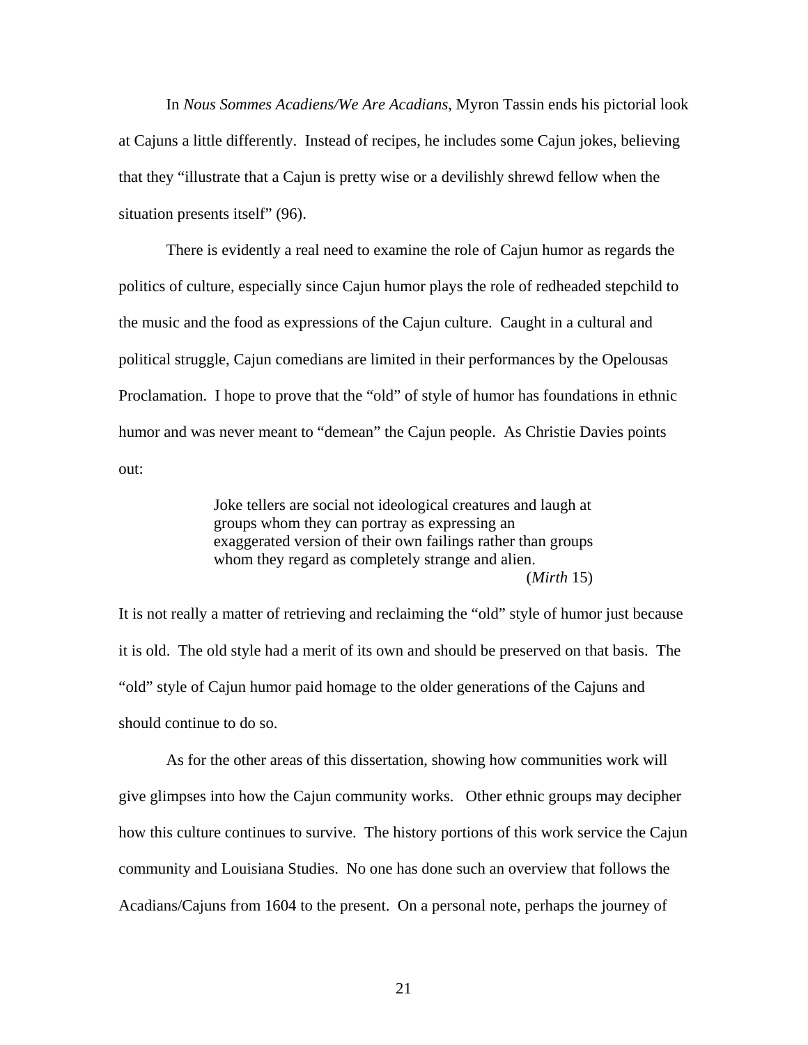In *Nous Sommes Acadiens/We Are Acadians*, Myron Tassin ends his pictorial look at Cajuns a little differently. Instead of recipes, he includes some Cajun jokes, believing that they "illustrate that a Cajun is pretty wise or a devilishly shrewd fellow when the situation presents itself" (96).

There is evidently a real need to examine the role of Cajun humor as regards the politics of culture, especially since Cajun humor plays the role of redheaded stepchild to the music and the food as expressions of the Cajun culture. Caught in a cultural and political struggle, Cajun comedians are limited in their performances by the Opelousas Proclamation. I hope to prove that the "old" of style of humor has foundations in ethnic humor and was never meant to "demean" the Cajun people. As Christie Davies points out:

> Joke tellers are social not ideological creatures and laugh at groups whom they can portray as expressing an exaggerated version of their own failings rather than groups whom they regard as completely strange and alien.
> (*Mirth* 15)

It is not really a matter of retrieving and reclaiming the "old" style of humor just because it is old. The old style had a merit of its own and should be preserved on that basis. The "old" style of Cajun humor paid homage to the older generations of the Cajuns and should continue to do so.

As for the other areas of this dissertation, showing how communities work will give glimpses into how the Cajun community works. Other ethnic groups may decipher how this culture continues to survive. The history portions of this work service the Cajun community and Louisiana Studies. No one has done such an overview that follows the Acadians/Cajuns from 1604 to the present. On a personal note, perhaps the journey of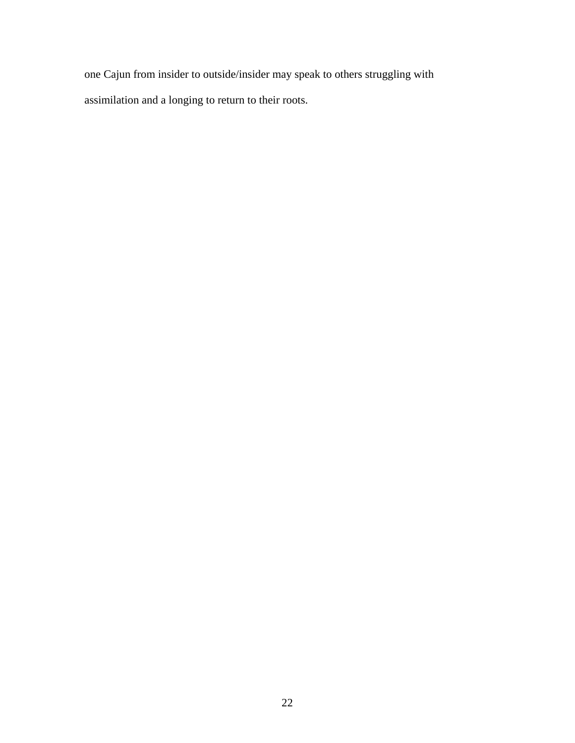one Cajun from insider to outside/insider may speak to others struggling with assimilation and a longing to return to their roots.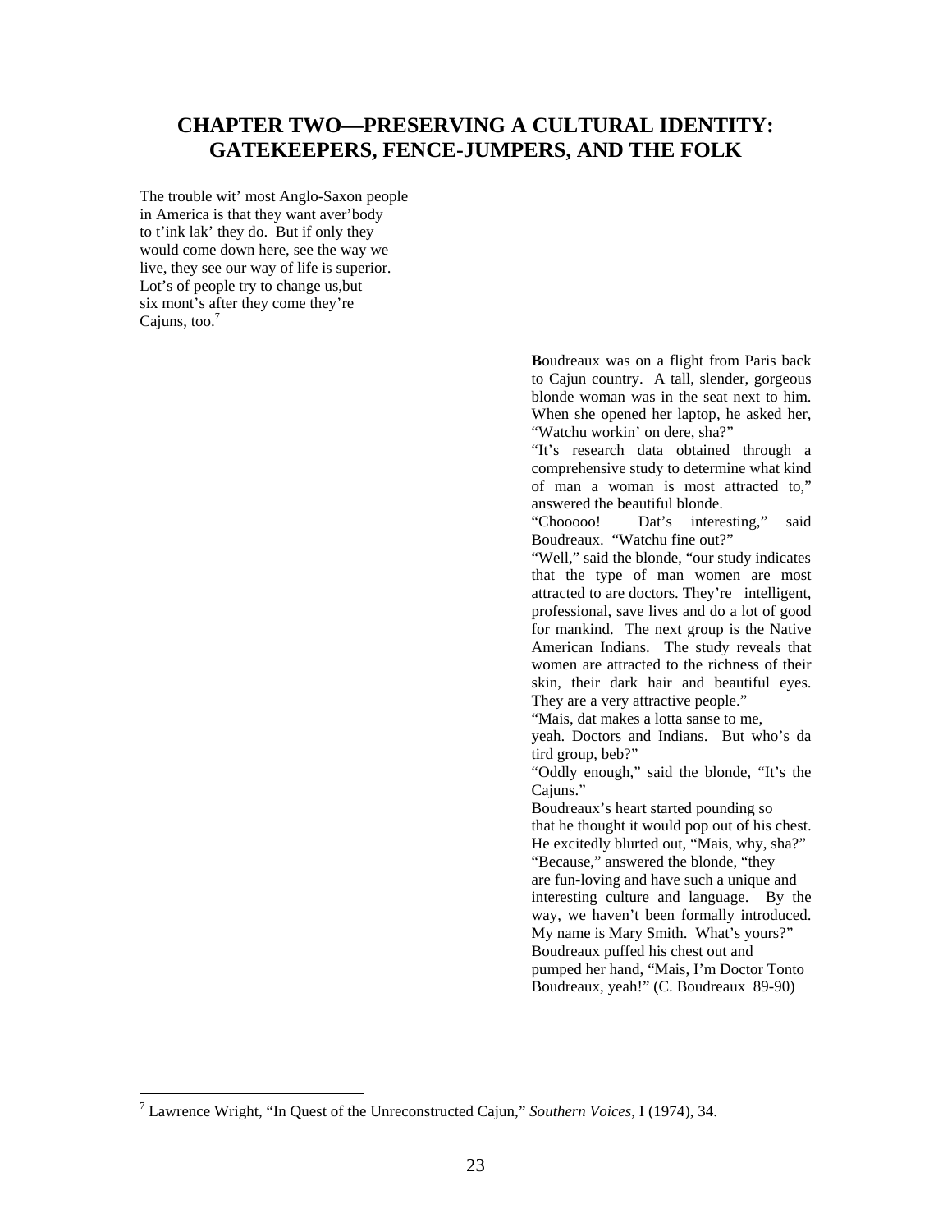# CHAPTER TWO—PRESERVING A CULTURAL IDENTITY: GATEKEEPERS, FENCE-JUMPERS, AND THE FOLK

The trouble wit' most Anglo-Saxon people
in America is that they want aver'body
to t'ink lak' they do. But if only they
would come down here, see the way we
live, they see our way of life is superior.
Lot's of people try to change us,but
six mont's after they come they're
Cajuns, too.[7]

**B**oudreaux was on a flight from Paris back to Cajun country. A tall, slender, gorgeous blonde woman was in the seat next to him. When she opened her laptop, he asked her, "Watchu workin' on dere, sha?"

"It's research data obtained through a comprehensive study to determine what kind of man a woman is most attracted to," answered the beautiful blonde.

"Chooooo! Dat's interesting," said Boudreaux. "Watchu fine out?"

"Well," said the blonde, "our study indicates that the type of man women are most attracted to are doctors. They're intelligent, professional, save lives and do a lot of good for mankind. The next group is the Native American Indians. The study reveals that women are attracted to the richness of their skin, their dark hair and beautiful eyes. They are a very attractive people."

"Mais, dat makes a lotta sanse to me, yeah. Doctors and Indians. But who's da tird group, beb?"

"Oddly enough," said the blonde, "It's the Cajuns."

Boudreaux's heart started pounding so that he thought it would pop out of his chest. He excitedly blurted out, "Mais, why, sha?"

"Because," answered the blonde, "they are fun-loving and have such a unique and interesting culture and language. By the way, we haven't been formally introduced. My name is Mary Smith. What's yours?"

Boudreaux puffed his chest out and pumped her hand, "Mais, I'm Doctor Tonto Boudreaux, yeah!" (C. Boudreaux 89-90)

---

[7] Lawrence Wright, "In Quest of the Unreconstructed Cajun," *Southern Voices*, I (1974), 34.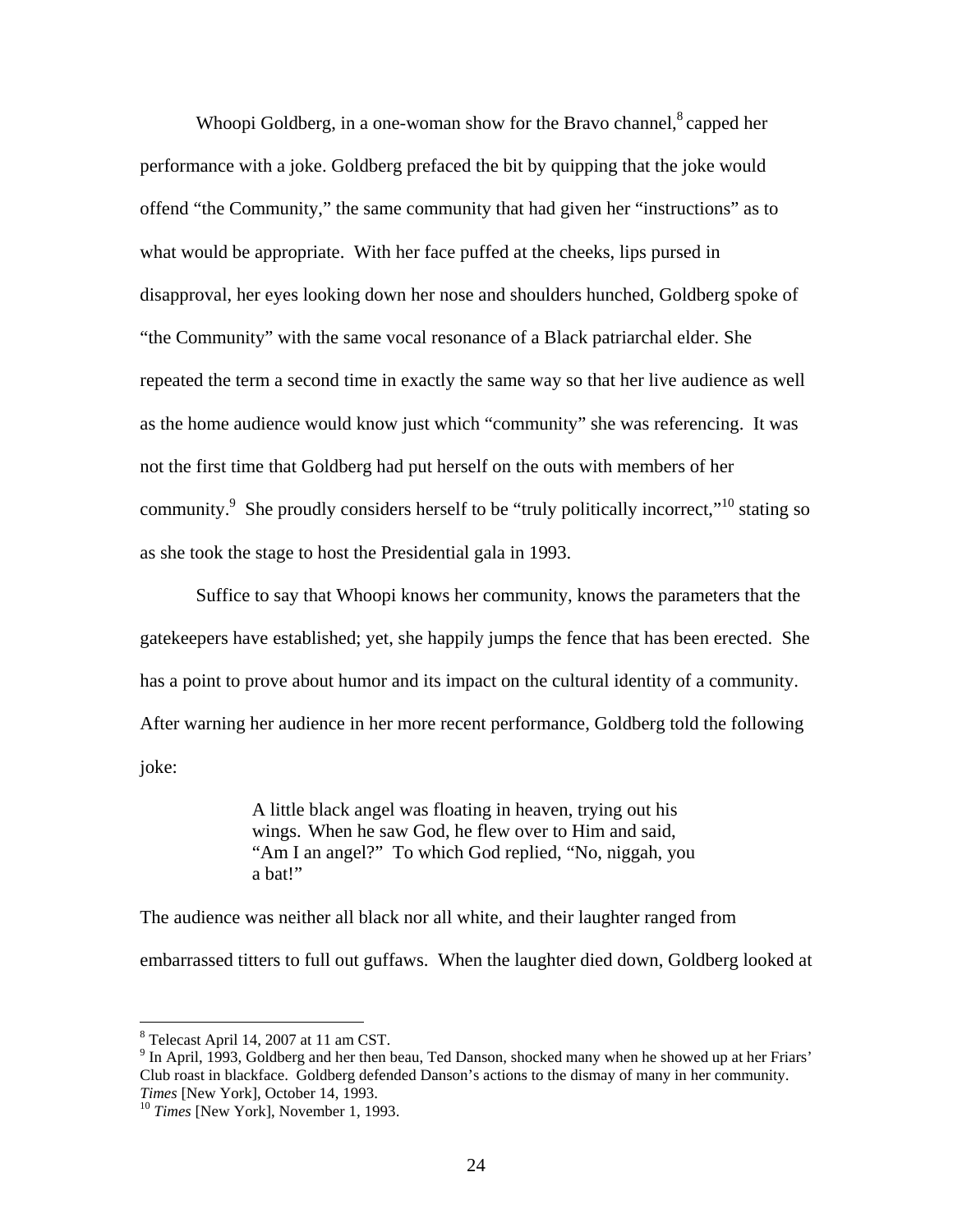Whoopi Goldberg, in a one-woman show for the Bravo channel,[8] capped her performance with a joke. Goldberg prefaced the bit by quipping that the joke would offend "the Community," the same community that had given her "instructions" as to what would be appropriate. With her face puffed at the cheeks, lips pursed in disapproval, her eyes looking down her nose and shoulders hunched, Goldberg spoke of "the Community" with the same vocal resonance of a Black patriarchal elder. She repeated the term a second time in exactly the same way so that her live audience as well as the home audience would know just which "community" she was referencing. It was not the first time that Goldberg had put herself on the outs with members of her community.[9] She proudly considers herself to be "truly politically incorrect,"[10] stating so as she took the stage to host the Presidential gala in 1993.

Suffice to say that Whoopi knows her community, knows the parameters that the gatekeepers have established; yet, she happily jumps the fence that has been erected. She has a point to prove about humor and its impact on the cultural identity of a community. After warning her audience in her more recent performance, Goldberg told the following joke:

> A little black angel was floating in heaven, trying out his wings. When he saw God, he flew over to Him and said, "Am I an angel?" To which God replied, "No, niggah, you a bat!"

The audience was neither all black nor all white, and their laughter ranged from embarrassed titters to full out guffaws. When the laughter died down, Goldberg looked at

---

[8] Telecast April 14, 2007 at 11 am CST.

[9] In April, 1993, Goldberg and her then beau, Ted Danson, shocked many when he showed up at her Friars' Club roast in blackface. Goldberg defended Danson's actions to the dismay of many in her community. *Times* [New York], October 14, 1993.

[10] *Times* [New York], November 1, 1993.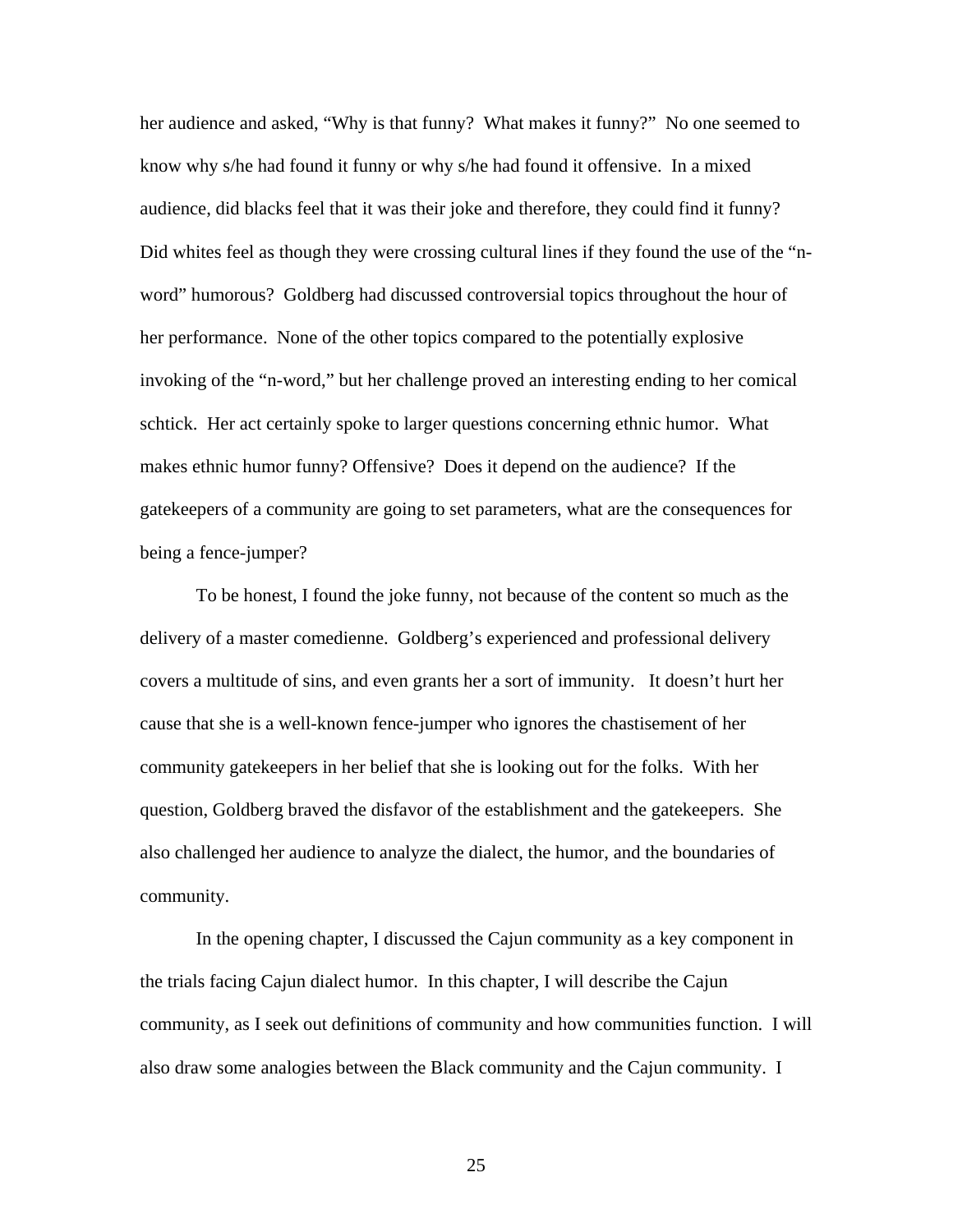her audience and asked, "Why is that funny? What makes it funny?" No one seemed to know why s/he had found it funny or why s/he had found it offensive. In a mixed audience, did blacks feel that it was their joke and therefore, they could find it funny? Did whites feel as though they were crossing cultural lines if they found the use of the "n-word" humorous? Goldberg had discussed controversial topics throughout the hour of her performance. None of the other topics compared to the potentially explosive invoking of the "n-word," but her challenge proved an interesting ending to her comical schtick. Her act certainly spoke to larger questions concerning ethnic humor. What makes ethnic humor funny? Offensive? Does it depend on the audience? If the gatekeepers of a community are going to set parameters, what are the consequences for being a fence-jumper?

To be honest, I found the joke funny, not because of the content so much as the delivery of a master comedienne. Goldberg's experienced and professional delivery covers a multitude of sins, and even grants her a sort of immunity. It doesn't hurt her cause that she is a well-known fence-jumper who ignores the chastisement of her community gatekeepers in her belief that she is looking out for the folks. With her question, Goldberg braved the disfavor of the establishment and the gatekeepers. She also challenged her audience to analyze the dialect, the humor, and the boundaries of community.

In the opening chapter, I discussed the Cajun community as a key component in the trials facing Cajun dialect humor. In this chapter, I will describe the Cajun community, as I seek out definitions of community and how communities function. I will also draw some analogies between the Black community and the Cajun community. I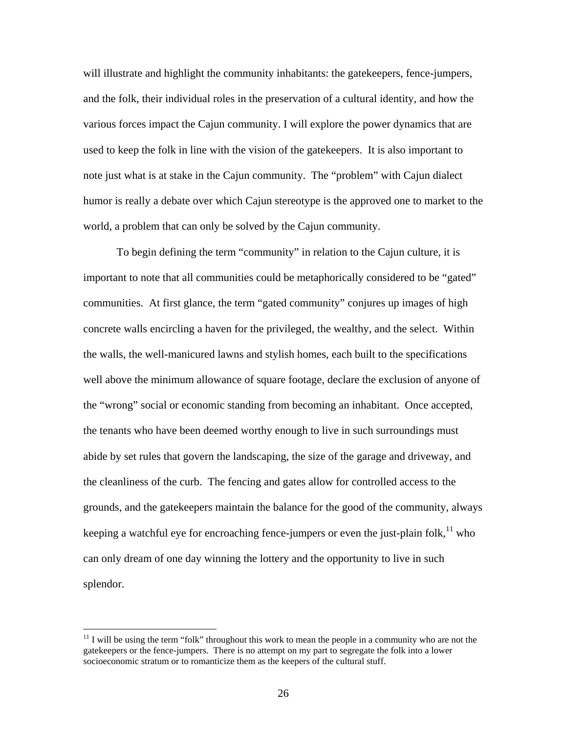will illustrate and highlight the community inhabitants: the gatekeepers, fence-jumpers, and the folk, their individual roles in the preservation of a cultural identity, and how the various forces impact the Cajun community. I will explore the power dynamics that are used to keep the folk in line with the vision of the gatekeepers. It is also important to note just what is at stake in the Cajun community. The "problem" with Cajun dialect humor is really a debate over which Cajun stereotype is the approved one to market to the world, a problem that can only be solved by the Cajun community.

To begin defining the term "community" in relation to the Cajun culture, it is important to note that all communities could be metaphorically considered to be "gated" communities. At first glance, the term "gated community" conjures up images of high concrete walls encircling a haven for the privileged, the wealthy, and the select. Within the walls, the well-manicured lawns and stylish homes, each built to the specifications well above the minimum allowance of square footage, declare the exclusion of anyone of the "wrong" social or economic standing from becoming an inhabitant. Once accepted, the tenants who have been deemed worthy enough to live in such surroundings must abide by set rules that govern the landscaping, the size of the garage and driveway, and the cleanliness of the curb. The fencing and gates allow for controlled access to the grounds, and the gatekeepers maintain the balance for the good of the community, always keeping a watchful eye for encroaching fence-jumpers or even the just-plain folk,[11] who can only dream of one day winning the lottery and the opportunity to live in such splendor.

[11] I will be using the term "folk" throughout this work to mean the people in a community who are not the gatekeepers or the fence-jumpers. There is no attempt on my part to segregate the folk into a lower socioeconomic stratum or to romanticize them as the keepers of the cultural stuff.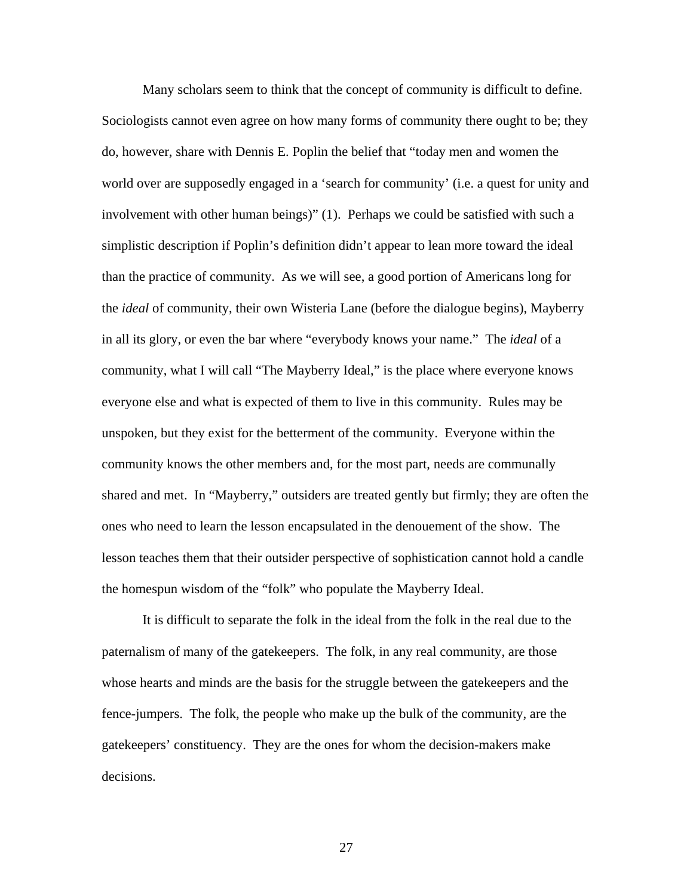Many scholars seem to think that the concept of community is difficult to define. Sociologists cannot even agree on how many forms of community there ought to be; they do, however, share with Dennis E. Poplin the belief that "today men and women the world over are supposedly engaged in a 'search for community' (i.e. a quest for unity and involvement with other human beings)" (1). Perhaps we could be satisfied with such a simplistic description if Poplin's definition didn't appear to lean more toward the ideal than the practice of community. As we will see, a good portion of Americans long for the *ideal* of community, their own Wisteria Lane (before the dialogue begins), Mayberry in all its glory, or even the bar where "everybody knows your name." The *ideal* of a community, what I will call "The Mayberry Ideal," is the place where everyone knows everyone else and what is expected of them to live in this community. Rules may be unspoken, but they exist for the betterment of the community. Everyone within the community knows the other members and, for the most part, needs are communally shared and met. In "Mayberry," outsiders are treated gently but firmly; they are often the ones who need to learn the lesson encapsulated in the denouement of the show. The lesson teaches them that their outsider perspective of sophistication cannot hold a candle the homespun wisdom of the "folk" who populate the Mayberry Ideal.

It is difficult to separate the folk in the ideal from the folk in the real due to the paternalism of many of the gatekeepers. The folk, in any real community, are those whose hearts and minds are the basis for the struggle between the gatekeepers and the fence-jumpers. The folk, the people who make up the bulk of the community, are the gatekeepers' constituency. They are the ones for whom the decision-makers make decisions.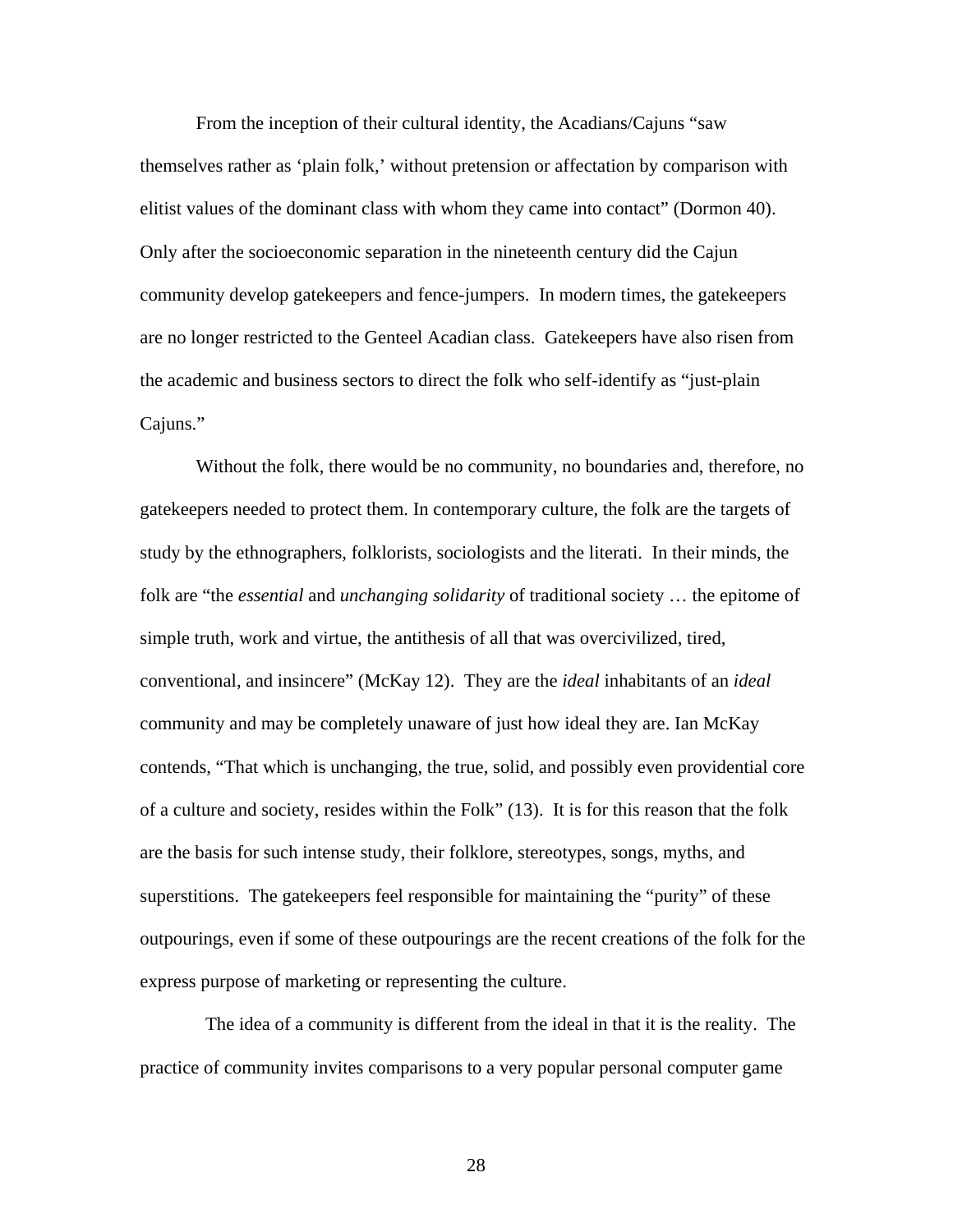From the inception of their cultural identity, the Acadians/Cajuns "saw themselves rather as 'plain folk,' without pretension or affectation by comparison with elitist values of the dominant class with whom they came into contact" (Dormon 40). Only after the socioeconomic separation in the nineteenth century did the Cajun community develop gatekeepers and fence-jumpers. In modern times, the gatekeepers are no longer restricted to the Genteel Acadian class. Gatekeepers have also risen from the academic and business sectors to direct the folk who self-identify as "just-plain Cajuns."

Without the folk, there would be no community, no boundaries and, therefore, no gatekeepers needed to protect them. In contemporary culture, the folk are the targets of study by the ethnographers, folklorists, sociologists and the literati. In their minds, the folk are "the *essential* and *unchanging solidarity* of traditional society … the epitome of simple truth, work and virtue, the antithesis of all that was overcivilized, tired, conventional, and insincere" (McKay 12). They are the *ideal* inhabitants of an *ideal* community and may be completely unaware of just how ideal they are. Ian McKay contends, "That which is unchanging, the true, solid, and possibly even providential core of a culture and society, resides within the Folk" (13). It is for this reason that the folk are the basis for such intense study, their folklore, stereotypes, songs, myths, and superstitions. The gatekeepers feel responsible for maintaining the "purity" of these outpourings, even if some of these outpourings are the recent creations of the folk for the express purpose of marketing or representing the culture.

The idea of a community is different from the ideal in that it is the reality. The practice of community invites comparisons to a very popular personal computer game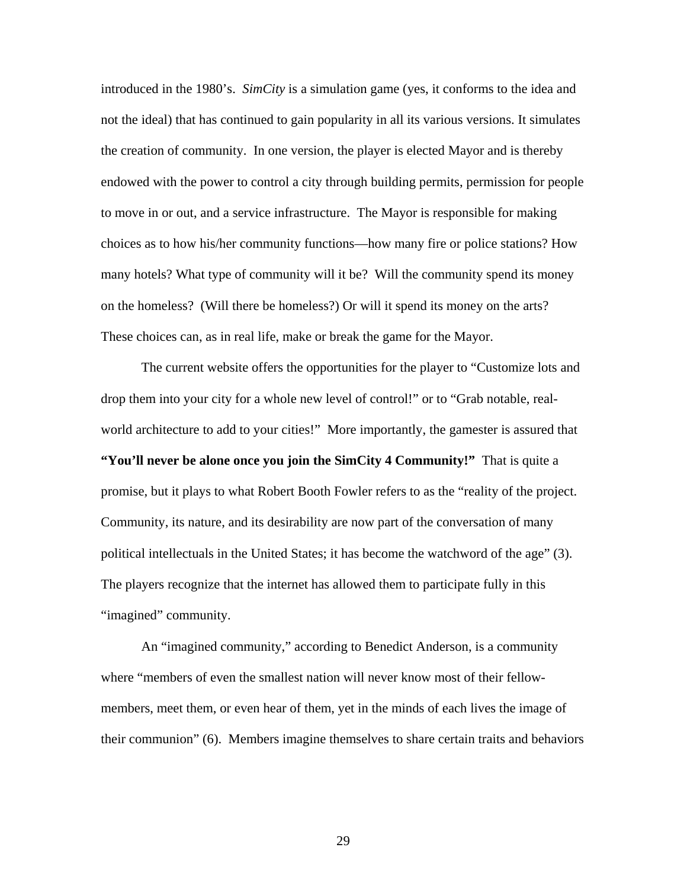introduced in the 1980's. *SimCity* is a simulation game (yes, it conforms to the idea and not the ideal) that has continued to gain popularity in all its various versions. It simulates the creation of community. In one version, the player is elected Mayor and is thereby endowed with the power to control a city through building permits, permission for people to move in or out, and a service infrastructure. The Mayor is responsible for making choices as to how his/her community functions—how many fire or police stations? How many hotels? What type of community will it be? Will the community spend its money on the homeless? (Will there be homeless?) Or will it spend its money on the arts? These choices can, as in real life, make or break the game for the Mayor.

The current website offers the opportunities for the player to "Customize lots and drop them into your city for a whole new level of control!" or to "Grab notable, real-world architecture to add to your cities!" More importantly, the gamester is assured that **"You'll never be alone once you join the SimCity 4 Community!"** That is quite a promise, but it plays to what Robert Booth Fowler refers to as the "reality of the project. Community, its nature, and its desirability are now part of the conversation of many political intellectuals in the United States; it has become the watchword of the age" (3). The players recognize that the internet has allowed them to participate fully in this "imagined" community.

An "imagined community," according to Benedict Anderson, is a community where "members of even the smallest nation will never know most of their fellow-members, meet them, or even hear of them, yet in the minds of each lives the image of their communion" (6). Members imagine themselves to share certain traits and behaviors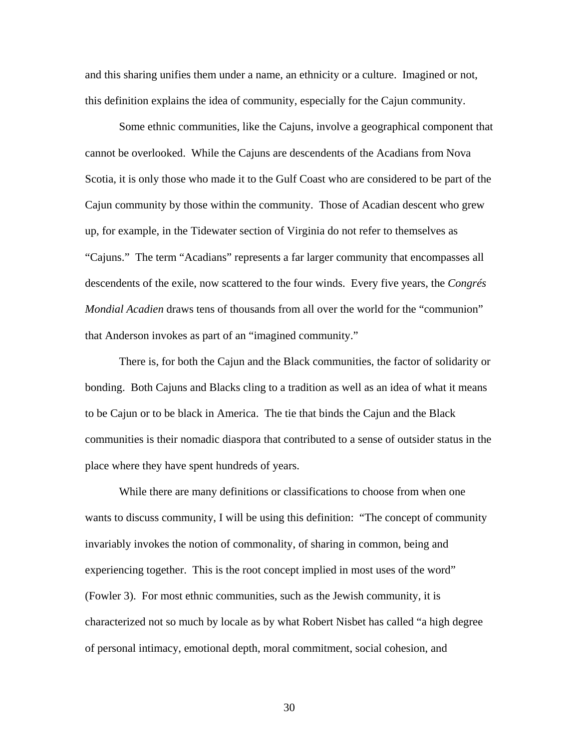and this sharing unifies them under a name, an ethnicity or a culture. Imagined or not, this definition explains the idea of community, especially for the Cajun community.

Some ethnic communities, like the Cajuns, involve a geographical component that cannot be overlooked. While the Cajuns are descendents of the Acadians from Nova Scotia, it is only those who made it to the Gulf Coast who are considered to be part of the Cajun community by those within the community. Those of Acadian descent who grew up, for example, in the Tidewater section of Virginia do not refer to themselves as "Cajuns." The term "Acadians" represents a far larger community that encompasses all descendents of the exile, now scattered to the four winds. Every five years, the *Congrés Mondial Acadien* draws tens of thousands from all over the world for the "communion" that Anderson invokes as part of an "imagined community."

There is, for both the Cajun and the Black communities, the factor of solidarity or bonding. Both Cajuns and Blacks cling to a tradition as well as an idea of what it means to be Cajun or to be black in America. The tie that binds the Cajun and the Black communities is their nomadic diaspora that contributed to a sense of outsider status in the place where they have spent hundreds of years.

While there are many definitions or classifications to choose from when one wants to discuss community, I will be using this definition: "The concept of community invariably invokes the notion of commonality, of sharing in common, being and experiencing together. This is the root concept implied in most uses of the word" (Fowler 3). For most ethnic communities, such as the Jewish community, it is characterized not so much by locale as by what Robert Nisbet has called "a high degree of personal intimacy, emotional depth, moral commitment, social cohesion, and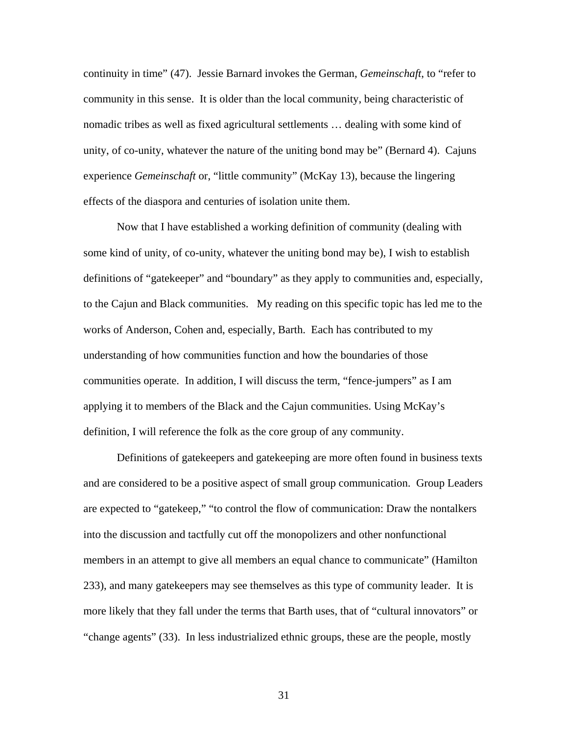continuity in time" (47). Jessie Barnard invokes the German, *Gemeinschaft*, to "refer to community in this sense. It is older than the local community, being characteristic of nomadic tribes as well as fixed agricultural settlements … dealing with some kind of unity, of co-unity, whatever the nature of the uniting bond may be" (Bernard 4). Cajuns experience *Gemeinschaft* or, "little community" (McKay 13), because the lingering effects of the diaspora and centuries of isolation unite them.

Now that I have established a working definition of community (dealing with some kind of unity, of co-unity, whatever the uniting bond may be), I wish to establish definitions of "gatekeeper" and "boundary" as they apply to communities and, especially, to the Cajun and Black communities. My reading on this specific topic has led me to the works of Anderson, Cohen and, especially, Barth. Each has contributed to my understanding of how communities function and how the boundaries of those communities operate. In addition, I will discuss the term, "fence-jumpers" as I am applying it to members of the Black and the Cajun communities. Using McKay's definition, I will reference the folk as the core group of any community.

Definitions of gatekeepers and gatekeeping are more often found in business texts and are considered to be a positive aspect of small group communication. Group Leaders are expected to "gatekeep," "to control the flow of communication: Draw the nontalkers into the discussion and tactfully cut off the monopolizers and other nonfunctional members in an attempt to give all members an equal chance to communicate" (Hamilton 233), and many gatekeepers may see themselves as this type of community leader. It is more likely that they fall under the terms that Barth uses, that of "cultural innovators" or "change agents" (33). In less industrialized ethnic groups, these are the people, mostly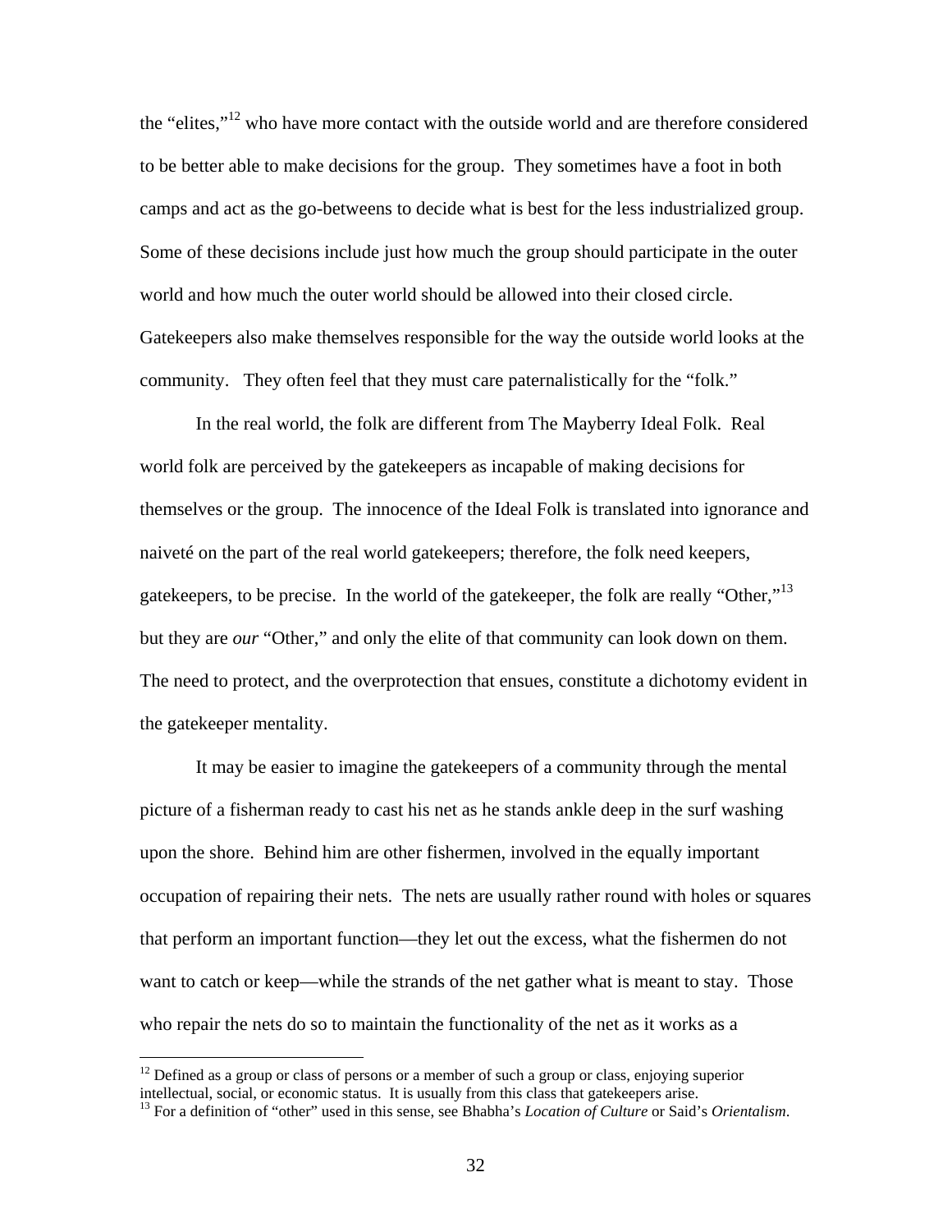the “elites,”[12] who have more contact with the outside world and are therefore considered to be better able to make decisions for the group. They sometimes have a foot in both camps and act as the go-betweens to decide what is best for the less industrialized group. Some of these decisions include just how much the group should participate in the outer world and how much the outer world should be allowed into their closed circle. Gatekeepers also make themselves responsible for the way the outside world looks at the community. They often feel that they must care paternalistically for the “folk.”

In the real world, the folk are different from The Mayberry Ideal Folk. Real world folk are perceived by the gatekeepers as incapable of making decisions for themselves or the group. The innocence of the Ideal Folk is translated into ignorance and naiveté on the part of the real world gatekeepers; therefore, the folk need keepers, gatekeepers, to be precise. In the world of the gatekeeper, the folk are really “Other,”[13] but they are *our* “Other,” and only the elite of that community can look down on them. The need to protect, and the overprotection that ensues, constitute a dichotomy evident in the gatekeeper mentality.

It may be easier to imagine the gatekeepers of a community through the mental picture of a fisherman ready to cast his net as he stands ankle deep in the surf washing upon the shore. Behind him are other fishermen, involved in the equally important occupation of repairing their nets. The nets are usually rather round with holes or squares that perform an important function—they let out the excess, what the fishermen do not want to catch or keep—while the strands of the net gather what is meant to stay. Those who repair the nets do so to maintain the functionality of the net as it works as a

---

[12] Defined as a group or class of persons or a member of such a group or class, enjoying superior intellectual, social, or economic status. It is usually from this class that gatekeepers arise.

[13] For a definition of “other” used in this sense, see Bhabha’s *Location of Culture* or Said’s *Orientalism*.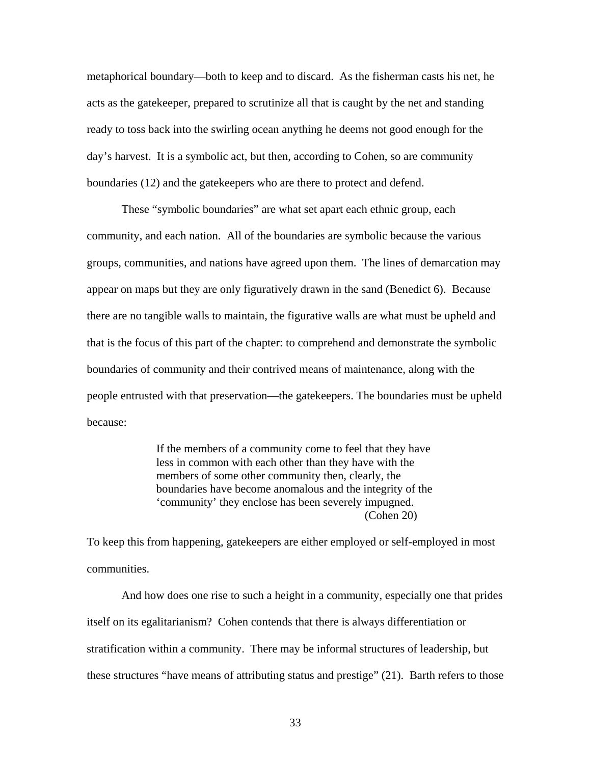metaphorical boundary—both to keep and to discard. As the fisherman casts his net, he acts as the gatekeeper, prepared to scrutinize all that is caught by the net and standing ready to toss back into the swirling ocean anything he deems not good enough for the day's harvest. It is a symbolic act, but then, according to Cohen, so are community boundaries (12) and the gatekeepers who are there to protect and defend.

These "symbolic boundaries" are what set apart each ethnic group, each community, and each nation. All of the boundaries are symbolic because the various groups, communities, and nations have agreed upon them. The lines of demarcation may appear on maps but they are only figuratively drawn in the sand (Benedict 6). Because there are no tangible walls to maintain, the figurative walls are what must be upheld and that is the focus of this part of the chapter: to comprehend and demonstrate the symbolic boundaries of community and their contrived means of maintenance, along with the people entrusted with that preservation—the gatekeepers. The boundaries must be upheld because:

> If the members of a community come to feel that they have less in common with each other than they have with the members of some other community then, clearly, the boundaries have become anomalous and the integrity of the 'community' they enclose has been severely impugned.
> (Cohen 20)

To keep this from happening, gatekeepers are either employed or self-employed in most communities.

And how does one rise to such a height in a community, especially one that prides itself on its egalitarianism? Cohen contends that there is always differentiation or stratification within a community. There may be informal structures of leadership, but these structures "have means of attributing status and prestige" (21). Barth refers to those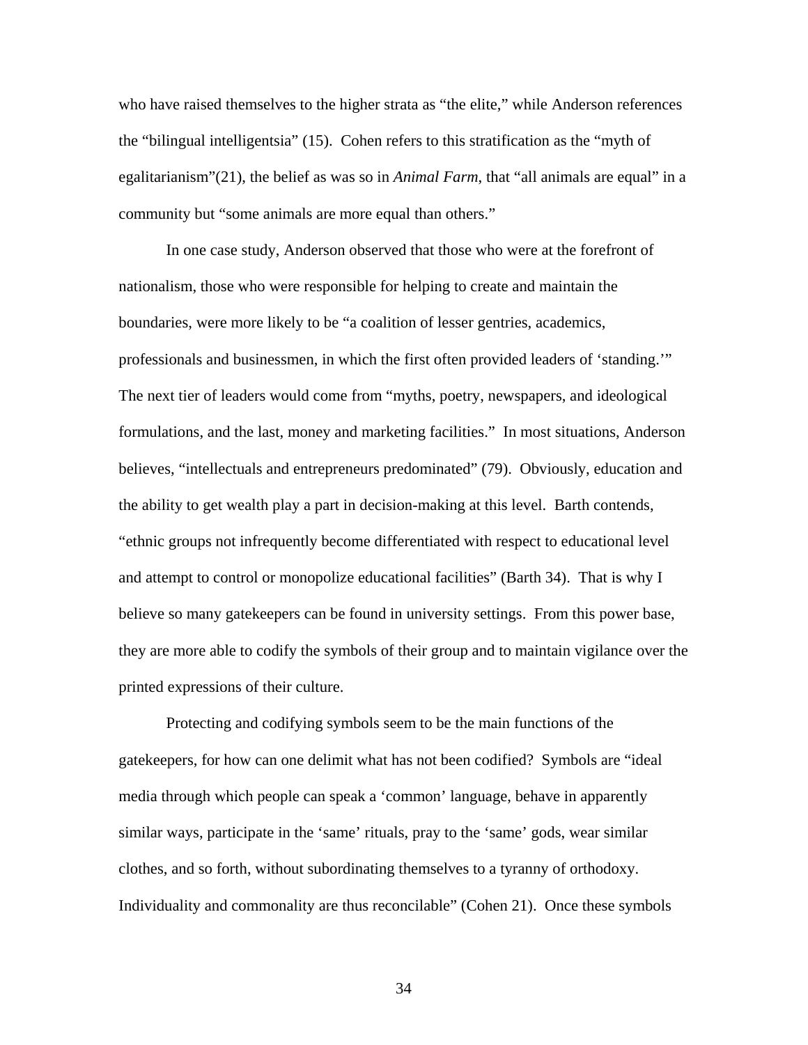who have raised themselves to the higher strata as "the elite," while Anderson references the "bilingual intelligentsia" (15). Cohen refers to this stratification as the "myth of egalitarianism"(21), the belief as was so in *Animal Farm*, that "all animals are equal" in a community but "some animals are more equal than others."

In one case study, Anderson observed that those who were at the forefront of nationalism, those who were responsible for helping to create and maintain the boundaries, were more likely to be "a coalition of lesser gentries, academics, professionals and businessmen, in which the first often provided leaders of 'standing.'" The next tier of leaders would come from "myths, poetry, newspapers, and ideological formulations, and the last, money and marketing facilities." In most situations, Anderson believes, "intellectuals and entrepreneurs predominated" (79). Obviously, education and the ability to get wealth play a part in decision-making at this level. Barth contends, "ethnic groups not infrequently become differentiated with respect to educational level and attempt to control or monopolize educational facilities" (Barth 34). That is why I believe so many gatekeepers can be found in university settings. From this power base, they are more able to codify the symbols of their group and to maintain vigilance over the printed expressions of their culture.

Protecting and codifying symbols seem to be the main functions of the gatekeepers, for how can one delimit what has not been codified? Symbols are "ideal media through which people can speak a 'common' language, behave in apparently similar ways, participate in the 'same' rituals, pray to the 'same' gods, wear similar clothes, and so forth, without subordinating themselves to a tyranny of orthodoxy. Individuality and commonality are thus reconcilable" (Cohen 21). Once these symbols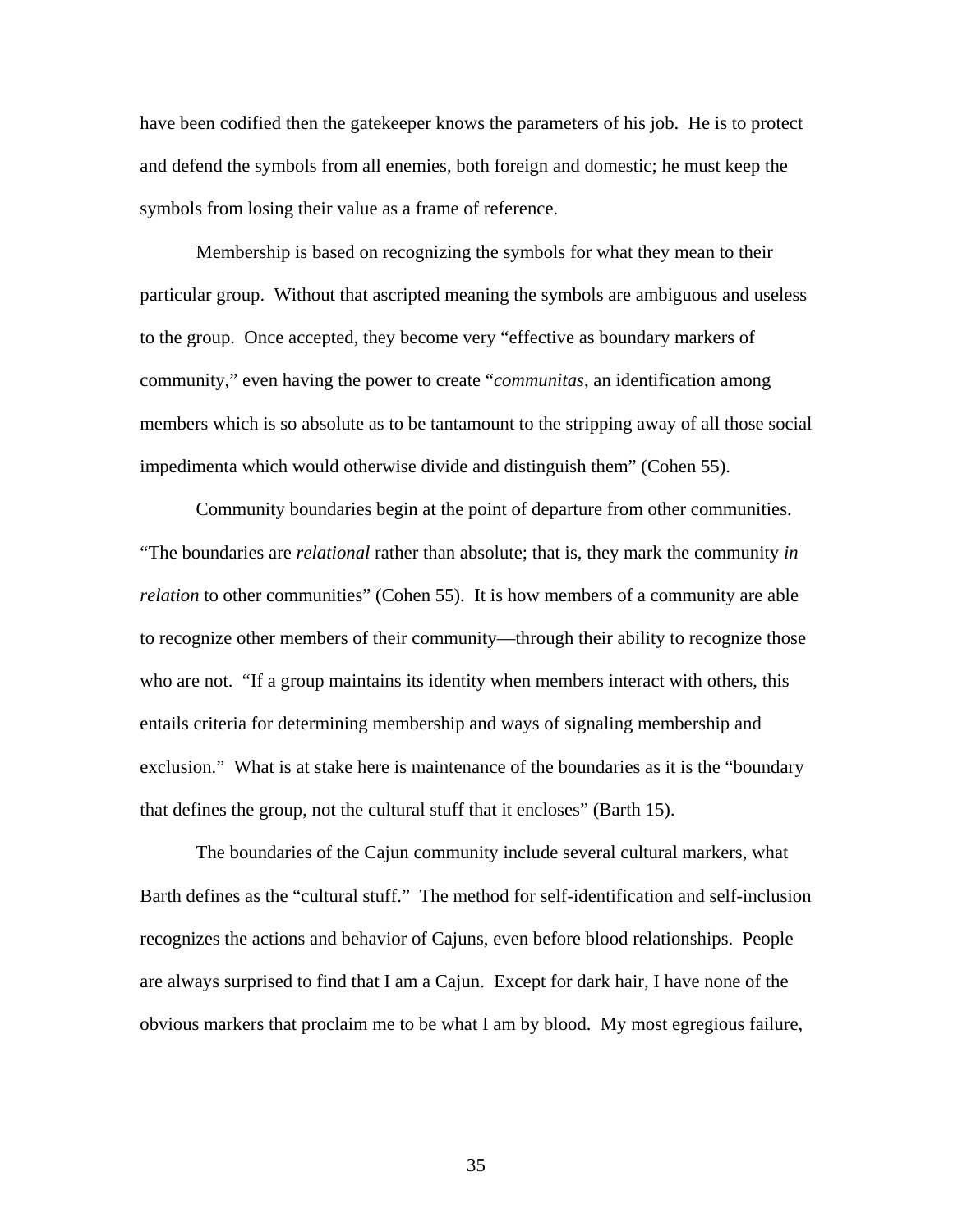have been codified then the gatekeeper knows the parameters of his job. He is to protect and defend the symbols from all enemies, both foreign and domestic; he must keep the symbols from losing their value as a frame of reference.

Membership is based on recognizing the symbols for what they mean to their particular group. Without that ascripted meaning the symbols are ambiguous and useless to the group. Once accepted, they become very "effective as boundary markers of community," even having the power to create "*communitas*, an identification among members which is so absolute as to be tantamount to the stripping away of all those social impedimenta which would otherwise divide and distinguish them" (Cohen 55).

Community boundaries begin at the point of departure from other communities. "The boundaries are *relational* rather than absolute; that is, they mark the community *in relation* to other communities" (Cohen 55). It is how members of a community are able to recognize other members of their community—through their ability to recognize those who are not. "If a group maintains its identity when members interact with others, this entails criteria for determining membership and ways of signaling membership and exclusion." What is at stake here is maintenance of the boundaries as it is the "boundary that defines the group, not the cultural stuff that it encloses" (Barth 15).

The boundaries of the Cajun community include several cultural markers, what Barth defines as the "cultural stuff." The method for self-identification and self-inclusion recognizes the actions and behavior of Cajuns, even before blood relationships. People are always surprised to find that I am a Cajun. Except for dark hair, I have none of the obvious markers that proclaim me to be what I am by blood. My most egregious failure,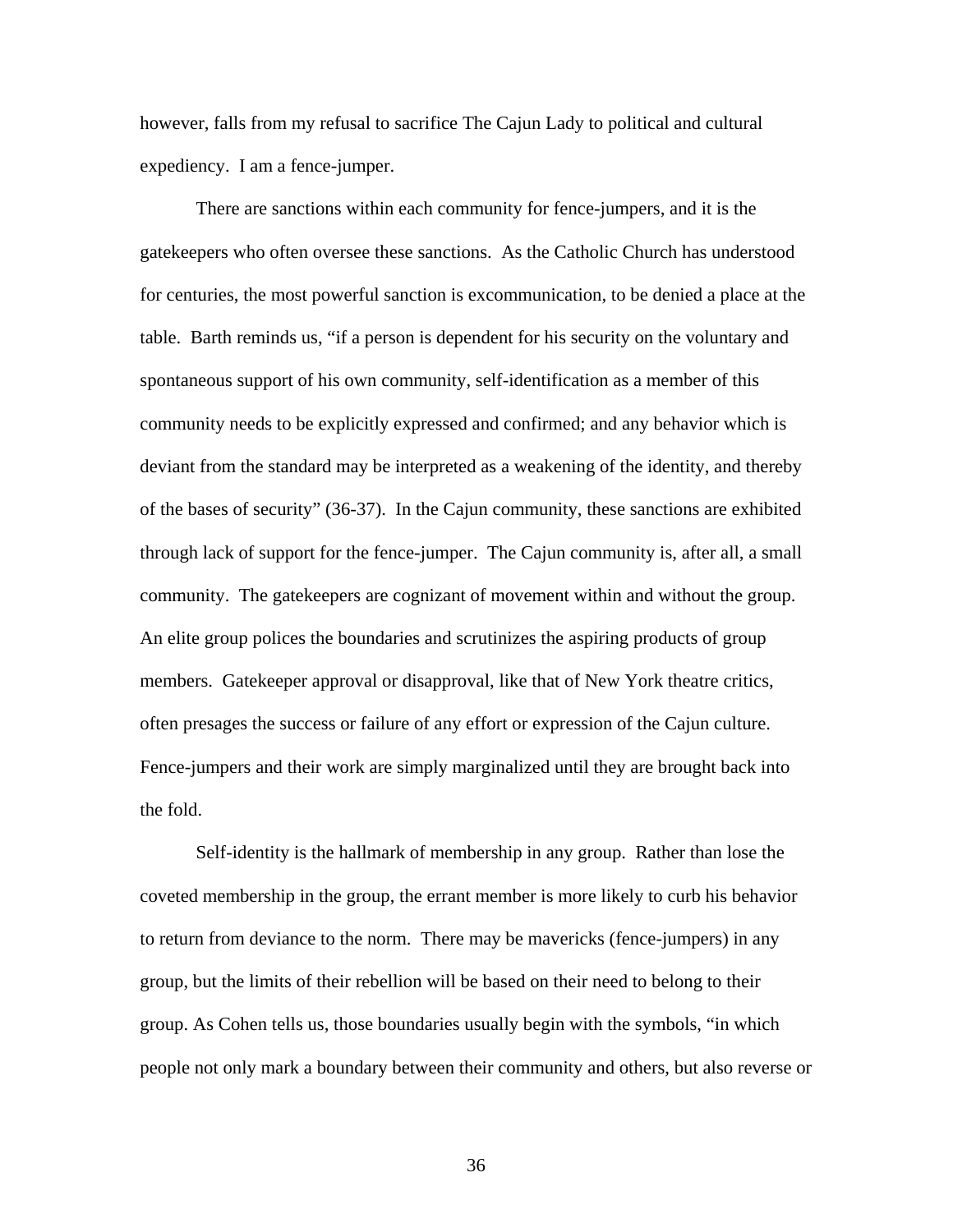however, falls from my refusal to sacrifice The Cajun Lady to political and cultural expediency. I am a fence-jumper.

There are sanctions within each community for fence-jumpers, and it is the gatekeepers who often oversee these sanctions. As the Catholic Church has understood for centuries, the most powerful sanction is excommunication, to be denied a place at the table. Barth reminds us, "if a person is dependent for his security on the voluntary and spontaneous support of his own community, self-identification as a member of this community needs to be explicitly expressed and confirmed; and any behavior which is deviant from the standard may be interpreted as a weakening of the identity, and thereby of the bases of security" (36-37). In the Cajun community, these sanctions are exhibited through lack of support for the fence-jumper. The Cajun community is, after all, a small community. The gatekeepers are cognizant of movement within and without the group. An elite group polices the boundaries and scrutinizes the aspiring products of group members. Gatekeeper approval or disapproval, like that of New York theatre critics, often presages the success or failure of any effort or expression of the Cajun culture. Fence-jumpers and their work are simply marginalized until they are brought back into the fold.

Self-identity is the hallmark of membership in any group. Rather than lose the coveted membership in the group, the errant member is more likely to curb his behavior to return from deviance to the norm. There may be mavericks (fence-jumpers) in any group, but the limits of their rebellion will be based on their need to belong to their group. As Cohen tells us, those boundaries usually begin with the symbols, "in which people not only mark a boundary between their community and others, but also reverse or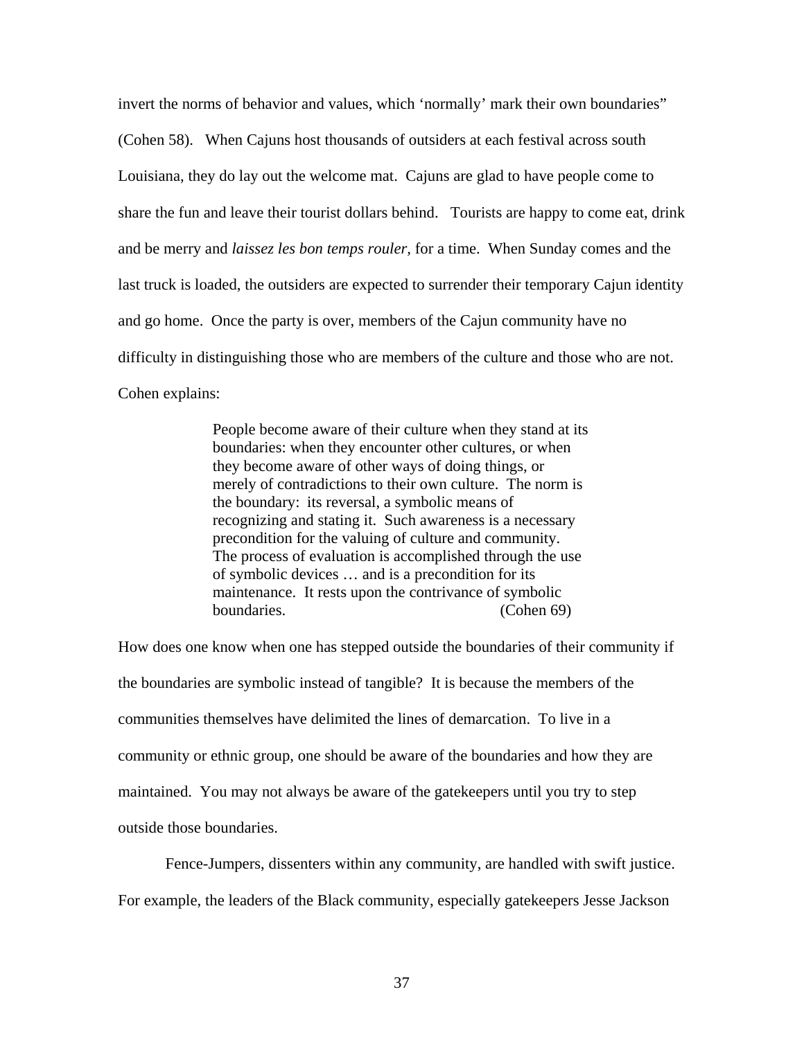invert the norms of behavior and values, which 'normally' mark their own boundaries" (Cohen 58). When Cajuns host thousands of outsiders at each festival across south Louisiana, they do lay out the welcome mat. Cajuns are glad to have people come to share the fun and leave their tourist dollars behind. Tourists are happy to come eat, drink and be merry and *laissez les bon temps rouler,* for a time. When Sunday comes and the last truck is loaded, the outsiders are expected to surrender their temporary Cajun identity and go home. Once the party is over, members of the Cajun community have no difficulty in distinguishing those who are members of the culture and those who are not. Cohen explains:

> People become aware of their culture when they stand at its boundaries: when they encounter other cultures, or when they become aware of other ways of doing things, or merely of contradictions to their own culture. The norm is the boundary: its reversal, a symbolic means of recognizing and stating it. Such awareness is a necessary precondition for the valuing of culture and community. The process of evaluation is accomplished through the use of symbolic devices … and is a precondition for its maintenance. It rests upon the contrivance of symbolic boundaries. (Cohen 69)

How does one know when one has stepped outside the boundaries of their community if the boundaries are symbolic instead of tangible? It is because the members of the communities themselves have delimited the lines of demarcation. To live in a community or ethnic group, one should be aware of the boundaries and how they are maintained. You may not always be aware of the gatekeepers until you try to step outside those boundaries.

Fence-Jumpers, dissenters within any community, are handled with swift justice. For example, the leaders of the Black community, especially gatekeepers Jesse Jackson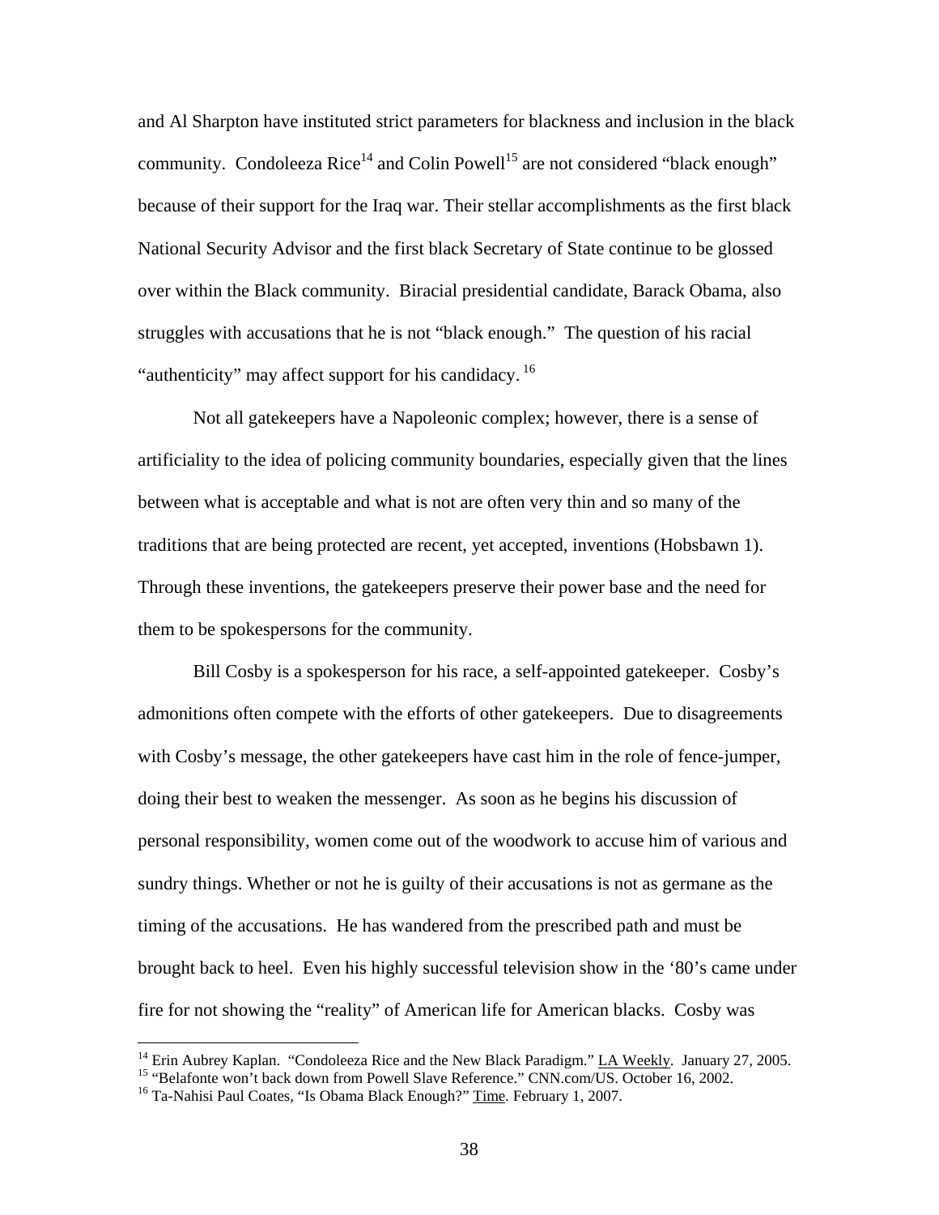and Al Sharpton have instituted strict parameters for blackness and inclusion in the black community. Condoleeza Rice[14] and Colin Powell[15] are not considered "black enough" because of their support for the Iraq war. Their stellar accomplishments as the first black National Security Advisor and the first black Secretary of State continue to be glossed over within the Black community. Biracial presidential candidate, Barack Obama, also struggles with accusations that he is not "black enough." The question of his racial "authenticity" may affect support for his candidacy.[16]

Not all gatekeepers have a Napoleonic complex; however, there is a sense of artificiality to the idea of policing community boundaries, especially given that the lines between what is acceptable and what is not are often very thin and so many of the traditions that are being protected are recent, yet accepted, inventions (Hobsbawn 1). Through these inventions, the gatekeepers preserve their power base and the need for them to be spokespersons for the community.

Bill Cosby is a spokesperson for his race, a self-appointed gatekeeper. Cosby's admonitions often compete with the efforts of other gatekeepers. Due to disagreements with Cosby's message, the other gatekeepers have cast him in the role of fence-jumper, doing their best to weaken the messenger. As soon as he begins his discussion of personal responsibility, women come out of the woodwork to accuse him of various and sundry things. Whether or not he is guilty of their accusations is not as germane as the timing of the accusations. He has wandered from the prescribed path and must be brought back to heel. Even his highly successful television show in the '80's came under fire for not showing the "reality" of American life for American blacks. Cosby was

---

[14] Erin Aubrey Kaplan. "Condoleeza Rice and the New Black Paradigm." LA Weekly. January 27, 2005.

[15] "Belafonte won't back down from Powell Slave Reference." CNN.com/US. October 16, 2002.

[16] Ta-Nahisi Paul Coates, "Is Obama Black Enough?" Time. February 1, 2007.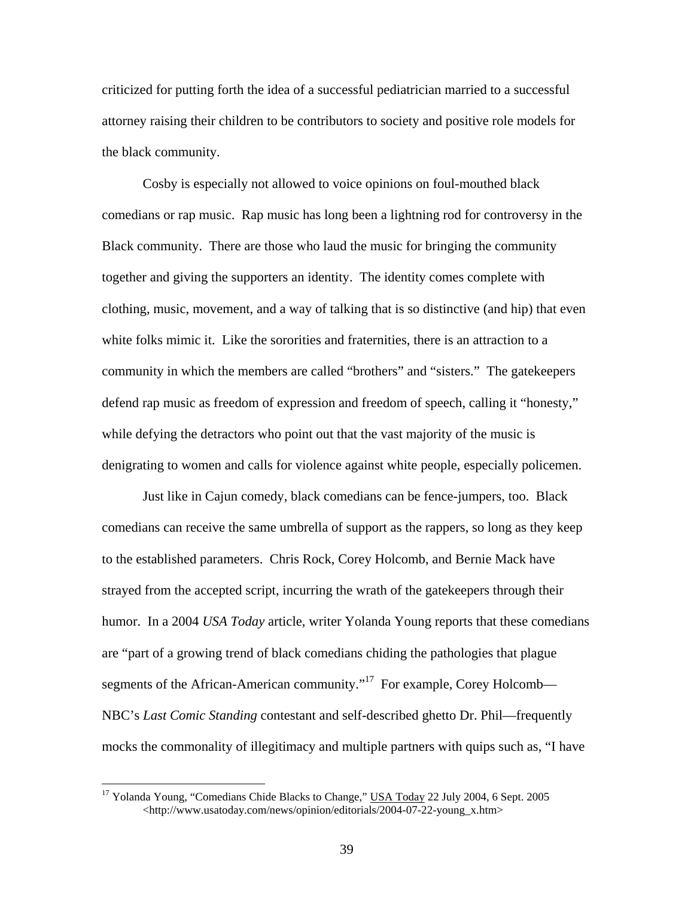criticized for putting forth the idea of a successful pediatrician married to a successful attorney raising their children to be contributors to society and positive role models for the black community.

Cosby is especially not allowed to voice opinions on foul-mouthed black comedians or rap music. Rap music has long been a lightning rod for controversy in the Black community. There are those who laud the music for bringing the community together and giving the supporters an identity. The identity comes complete with clothing, music, movement, and a way of talking that is so distinctive (and hip) that even white folks mimic it. Like the sororities and fraternities, there is an attraction to a community in which the members are called "brothers" and "sisters." The gatekeepers defend rap music as freedom of expression and freedom of speech, calling it "honesty," while defying the detractors who point out that the vast majority of the music is denigrating to women and calls for violence against white people, especially policemen.

Just like in Cajun comedy, black comedians can be fence-jumpers, too. Black comedians can receive the same umbrella of support as the rappers, so long as they keep to the established parameters. Chris Rock, Corey Holcomb, and Bernie Mack have strayed from the accepted script, incurring the wrath of the gatekeepers through their humor. In a 2004 *USA Today* article, writer Yolanda Young reports that these comedians are "part of a growing trend of black comedians chiding the pathologies that plague segments of the African-American community."[17] For example, Corey Holcomb—NBC's *Last Comic Standing* contestant and self-described ghetto Dr. Phil—frequently mocks the commonality of illegitimacy and multiple partners with quips such as, "I have

[17] Yolanda Young, "Comedians Chide Blacks to Change," USA Today 22 July 2004, 6 Sept. 2005 <http://www.usatoday.com/news/opinion/editorials/2004-07-22-young_x.htm>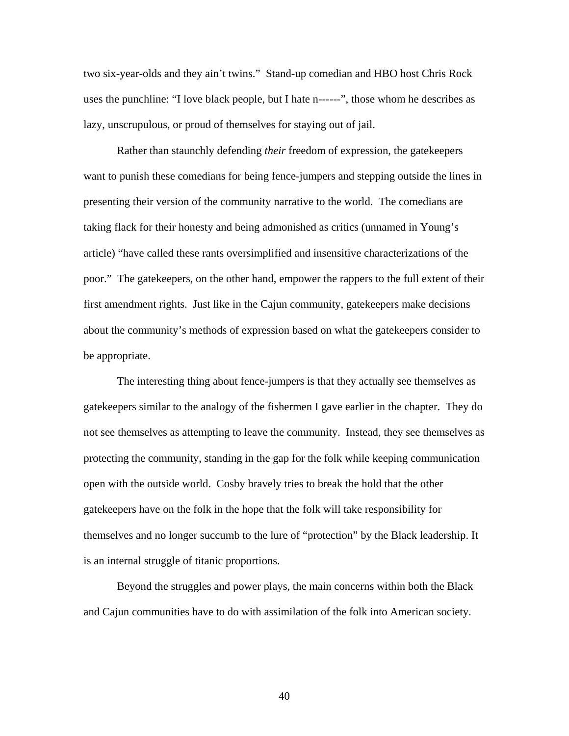two six-year-olds and they ain't twins." Stand-up comedian and HBO host Chris Rock uses the punchline: "I love black people, but I hate n------", those whom he describes as lazy, unscrupulous, or proud of themselves for staying out of jail.

Rather than staunchly defending *their* freedom of expression, the gatekeepers want to punish these comedians for being fence-jumpers and stepping outside the lines in presenting their version of the community narrative to the world. The comedians are taking flack for their honesty and being admonished as critics (unnamed in Young's article) "have called these rants oversimplified and insensitive characterizations of the poor." The gatekeepers, on the other hand, empower the rappers to the full extent of their first amendment rights. Just like in the Cajun community, gatekeepers make decisions about the community's methods of expression based on what the gatekeepers consider to be appropriate.

The interesting thing about fence-jumpers is that they actually see themselves as gatekeepers similar to the analogy of the fishermen I gave earlier in the chapter. They do not see themselves as attempting to leave the community. Instead, they see themselves as protecting the community, standing in the gap for the folk while keeping communication open with the outside world. Cosby bravely tries to break the hold that the other gatekeepers have on the folk in the hope that the folk will take responsibility for themselves and no longer succumb to the lure of "protection" by the Black leadership. It is an internal struggle of titanic proportions.

Beyond the struggles and power plays, the main concerns within both the Black and Cajun communities have to do with assimilation of the folk into American society.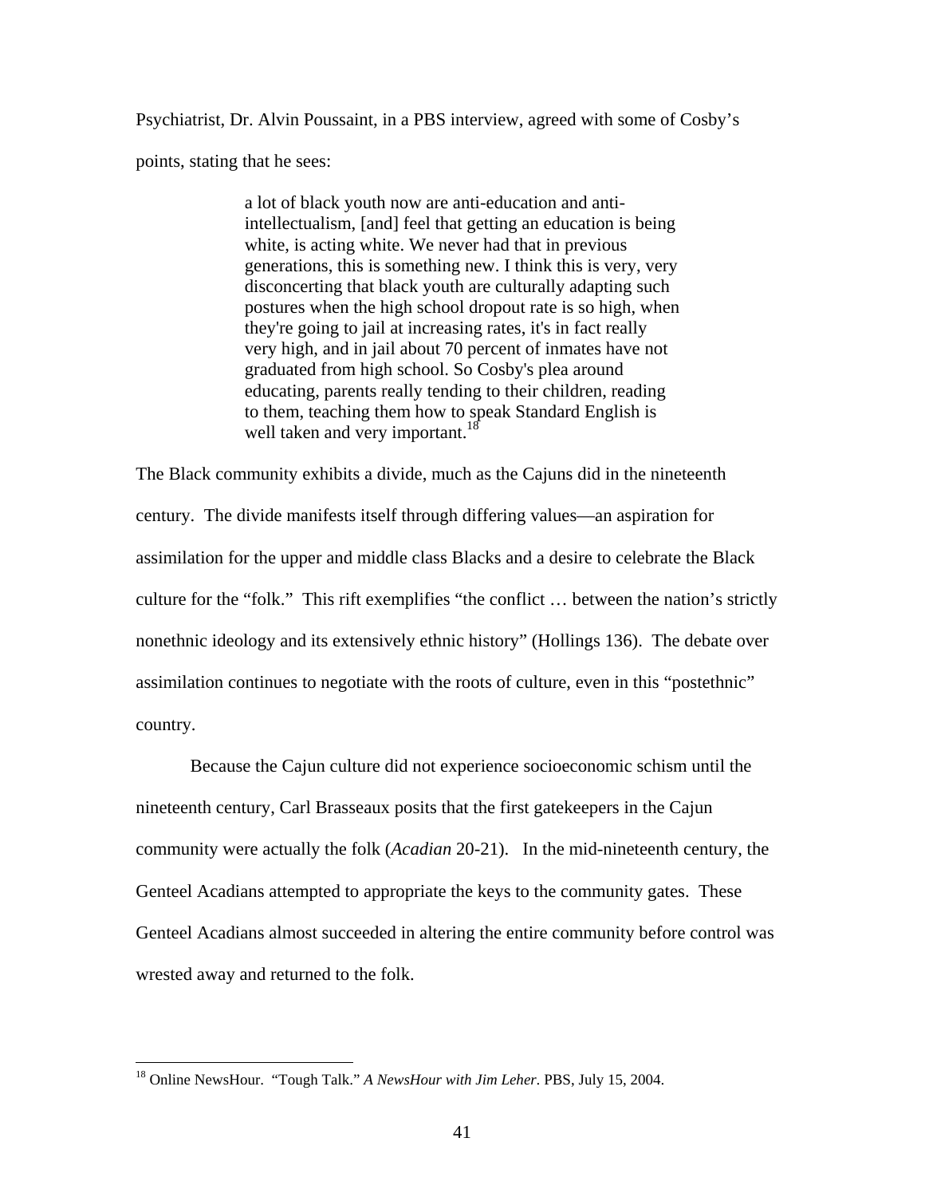Psychiatrist, Dr. Alvin Poussaint, in a PBS interview, agreed with some of Cosby's points, stating that he sees:

> a lot of black youth now are anti-education and anti-intellectualism, [and] feel that getting an education is being white, is acting white. We never had that in previous generations, this is something new. I think this is very, very disconcerting that black youth are culturally adapting such postures when the high school dropout rate is so high, when they're going to jail at increasing rates, it's in fact really very high, and in jail about 70 percent of inmates have not graduated from high school. So Cosby's plea around educating, parents really tending to their children, reading to them, teaching them how to speak Standard English is well taken and very important.[18]

The Black community exhibits a divide, much as the Cajuns did in the nineteenth century. The divide manifests itself through differing values—an aspiration for assimilation for the upper and middle class Blacks and a desire to celebrate the Black culture for the "folk." This rift exemplifies "the conflict … between the nation's strictly nonethnic ideology and its extensively ethnic history" (Hollings 136). The debate over assimilation continues to negotiate with the roots of culture, even in this "postethnic" country.

Because the Cajun culture did not experience socioeconomic schism until the nineteenth century, Carl Brasseaux posits that the first gatekeepers in the Cajun community were actually the folk (*Acadian* 20-21). In the mid-nineteenth century, the Genteel Acadians attempted to appropriate the keys to the community gates. These Genteel Acadians almost succeeded in altering the entire community before control was wrested away and returned to the folk.

---

[18] Online NewsHour. "Tough Talk." *A NewsHour with Jim Leher*. PBS, July 15, 2004.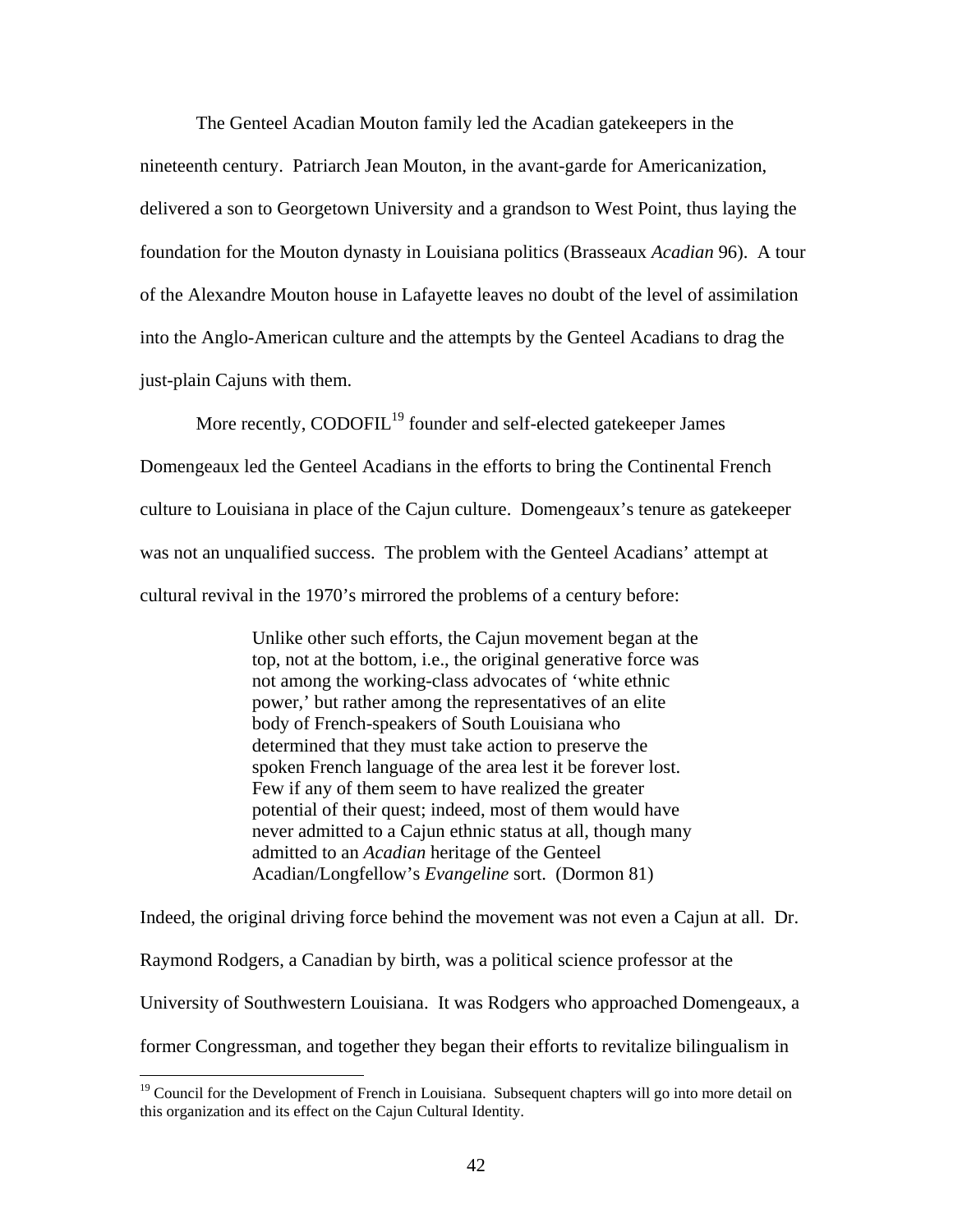The Genteel Acadian Mouton family led the Acadian gatekeepers in the nineteenth century. Patriarch Jean Mouton, in the avant-garde for Americanization, delivered a son to Georgetown University and a grandson to West Point, thus laying the foundation for the Mouton dynasty in Louisiana politics (Brasseaux *Acadian* 96). A tour of the Alexandre Mouton house in Lafayette leaves no doubt of the level of assimilation into the Anglo-American culture and the attempts by the Genteel Acadians to drag the just-plain Cajuns with them.

More recently, CODOFIL[19] founder and self-elected gatekeeper James Domengeaux led the Genteel Acadians in the efforts to bring the Continental French culture to Louisiana in place of the Cajun culture. Domengeaux's tenure as gatekeeper was not an unqualified success. The problem with the Genteel Acadians' attempt at cultural revival in the 1970's mirrored the problems of a century before:

> Unlike other such efforts, the Cajun movement began at the top, not at the bottom, i.e., the original generative force was not among the working-class advocates of 'white ethnic power,' but rather among the representatives of an elite body of French-speakers of South Louisiana who determined that they must take action to preserve the spoken French language of the area lest it be forever lost. Few if any of them seem to have realized the greater potential of their quest; indeed, most of them would have never admitted to a Cajun ethnic status at all, though many admitted to an *Acadian* heritage of the Genteel Acadian/Longfellow's *Evangeline* sort. (Dormon 81)

Indeed, the original driving force behind the movement was not even a Cajun at all. Dr. Raymond Rodgers, a Canadian by birth, was a political science professor at the University of Southwestern Louisiana. It was Rodgers who approached Domengeaux, a former Congressman, and together they began their efforts to revitalize bilingualism in

[19] Council for the Development of French in Louisiana. Subsequent chapters will go into more detail on this organization and its effect on the Cajun Cultural Identity.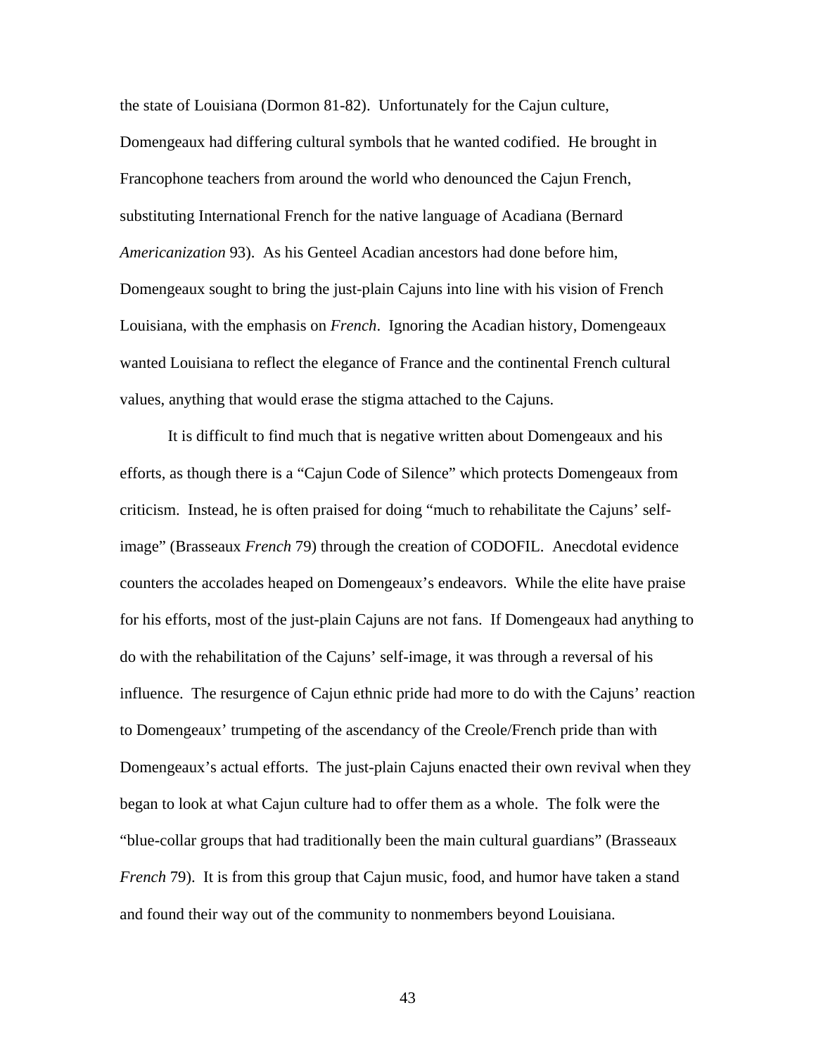the state of Louisiana (Dormon 81-82). Unfortunately for the Cajun culture, Domengeaux had differing cultural symbols that he wanted codified. He brought in Francophone teachers from around the world who denounced the Cajun French, substituting International French for the native language of Acadiana (Bernard *Americanization* 93). As his Genteel Acadian ancestors had done before him, Domengeaux sought to bring the just-plain Cajuns into line with his vision of French Louisiana, with the emphasis on *French*. Ignoring the Acadian history, Domengeaux wanted Louisiana to reflect the elegance of France and the continental French cultural values, anything that would erase the stigma attached to the Cajuns.

It is difficult to find much that is negative written about Domengeaux and his efforts, as though there is a "Cajun Code of Silence" which protects Domengeaux from criticism. Instead, he is often praised for doing "much to rehabilitate the Cajuns' self-image" (Brasseaux *French* 79) through the creation of CODOFIL. Anecdotal evidence counters the accolades heaped on Domengeaux's endeavors. While the elite have praise for his efforts, most of the just-plain Cajuns are not fans. If Domengeaux had anything to do with the rehabilitation of the Cajuns' self-image, it was through a reversal of his influence. The resurgence of Cajun ethnic pride had more to do with the Cajuns' reaction to Domengeaux' trumpeting of the ascendancy of the Creole/French pride than with Domengeaux's actual efforts. The just-plain Cajuns enacted their own revival when they began to look at what Cajun culture had to offer them as a whole. The folk were the "blue-collar groups that had traditionally been the main cultural guardians" (Brasseaux *French* 79). It is from this group that Cajun music, food, and humor have taken a stand and found their way out of the community to nonmembers beyond Louisiana.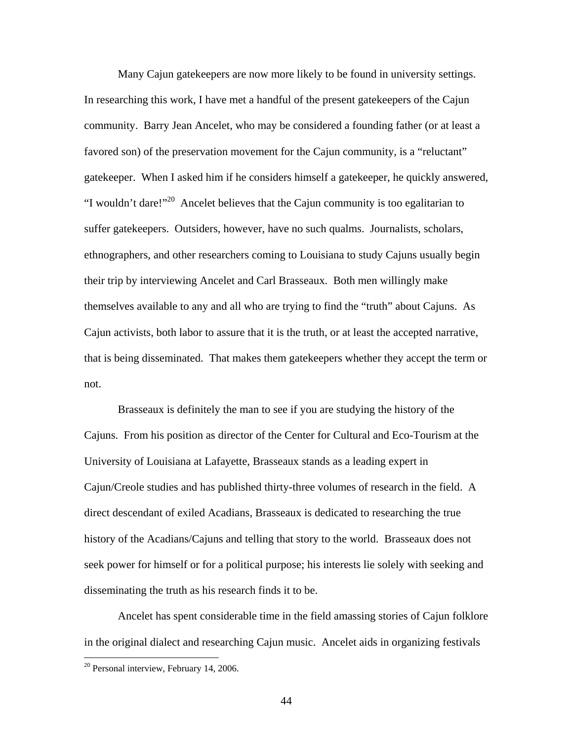Many Cajun gatekeepers are now more likely to be found in university settings. In researching this work, I have met a handful of the present gatekeepers of the Cajun community. Barry Jean Ancelet, who may be considered a founding father (or at least a favored son) of the preservation movement for the Cajun community, is a "reluctant" gatekeeper. When I asked him if he considers himself a gatekeeper, he quickly answered, "I wouldn't dare!"[20] Ancelet believes that the Cajun community is too egalitarian to suffer gatekeepers. Outsiders, however, have no such qualms. Journalists, scholars, ethnographers, and other researchers coming to Louisiana to study Cajuns usually begin their trip by interviewing Ancelet and Carl Brasseaux. Both men willingly make themselves available to any and all who are trying to find the "truth" about Cajuns. As Cajun activists, both labor to assure that it is the truth, or at least the accepted narrative, that is being disseminated. That makes them gatekeepers whether they accept the term or not.

Brasseaux is definitely the man to see if you are studying the history of the Cajuns. From his position as director of the Center for Cultural and Eco-Tourism at the University of Louisiana at Lafayette, Brasseaux stands as a leading expert in Cajun/Creole studies and has published thirty-three volumes of research in the field. A direct descendant of exiled Acadians, Brasseaux is dedicated to researching the true history of the Acadians/Cajuns and telling that story to the world. Brasseaux does not seek power for himself or for a political purpose; his interests lie solely with seeking and disseminating the truth as his research finds it to be.

Ancelet has spent considerable time in the field amassing stories of Cajun folklore in the original dialect and researching Cajun music. Ancelet aids in organizing festivals

---

[20] Personal interview, February 14, 2006.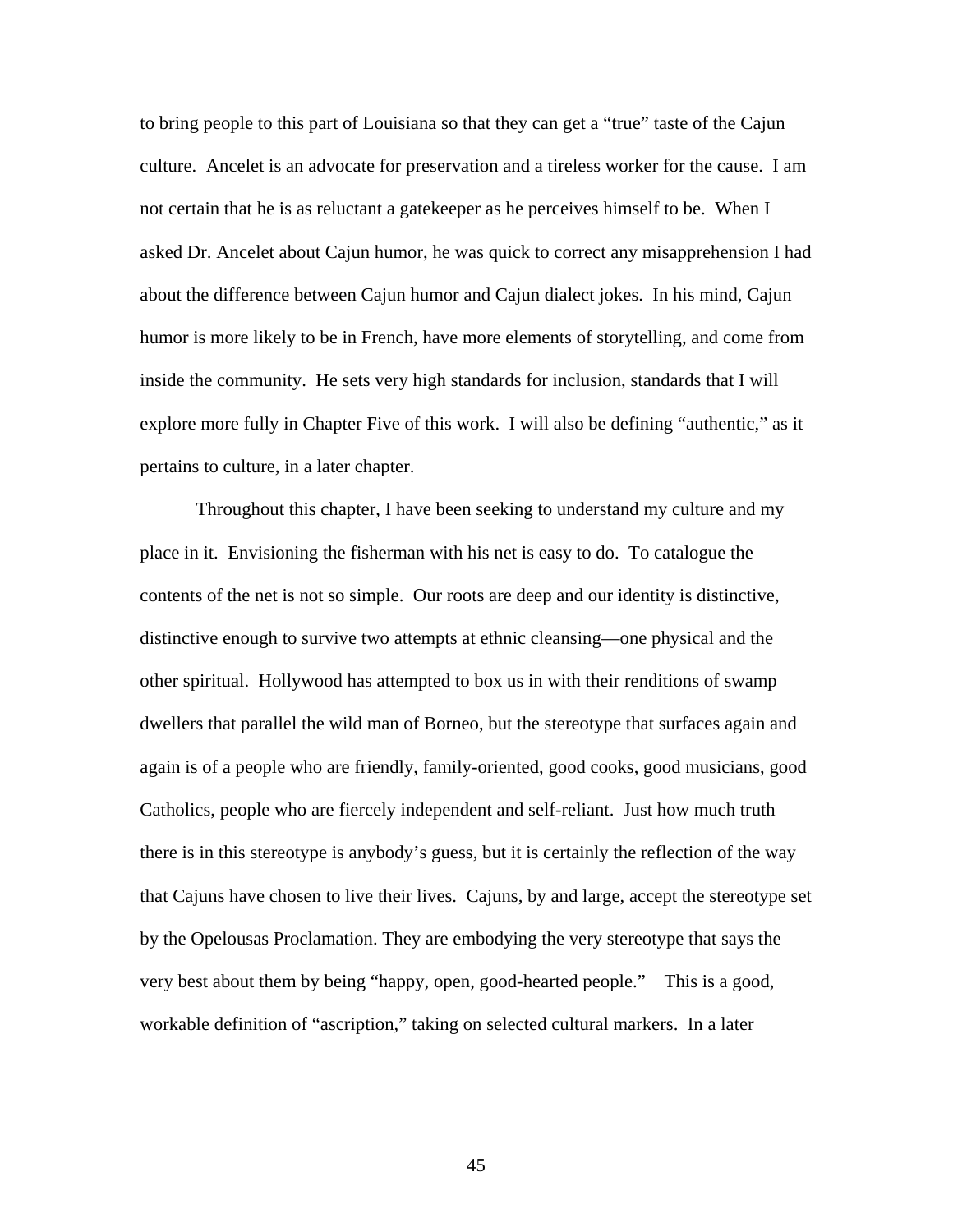to bring people to this part of Louisiana so that they can get a "true" taste of the Cajun culture. Ancelet is an advocate for preservation and a tireless worker for the cause. I am not certain that he is as reluctant a gatekeeper as he perceives himself to be. When I asked Dr. Ancelet about Cajun humor, he was quick to correct any misapprehension I had about the difference between Cajun humor and Cajun dialect jokes. In his mind, Cajun humor is more likely to be in French, have more elements of storytelling, and come from inside the community. He sets very high standards for inclusion, standards that I will explore more fully in Chapter Five of this work. I will also be defining "authentic," as it pertains to culture, in a later chapter.

Throughout this chapter, I have been seeking to understand my culture and my place in it. Envisioning the fisherman with his net is easy to do. To catalogue the contents of the net is not so simple. Our roots are deep and our identity is distinctive, distinctive enough to survive two attempts at ethnic cleansing—one physical and the other spiritual. Hollywood has attempted to box us in with their renditions of swamp dwellers that parallel the wild man of Borneo, but the stereotype that surfaces again and again is of a people who are friendly, family-oriented, good cooks, good musicians, good Catholics, people who are fiercely independent and self-reliant. Just how much truth there is in this stereotype is anybody's guess, but it is certainly the reflection of the way that Cajuns have chosen to live their lives. Cajuns, by and large, accept the stereotype set by the Opelousas Proclamation. They are embodying the very stereotype that says the very best about them by being "happy, open, good-hearted people." This is a good, workable definition of "ascription," taking on selected cultural markers. In a later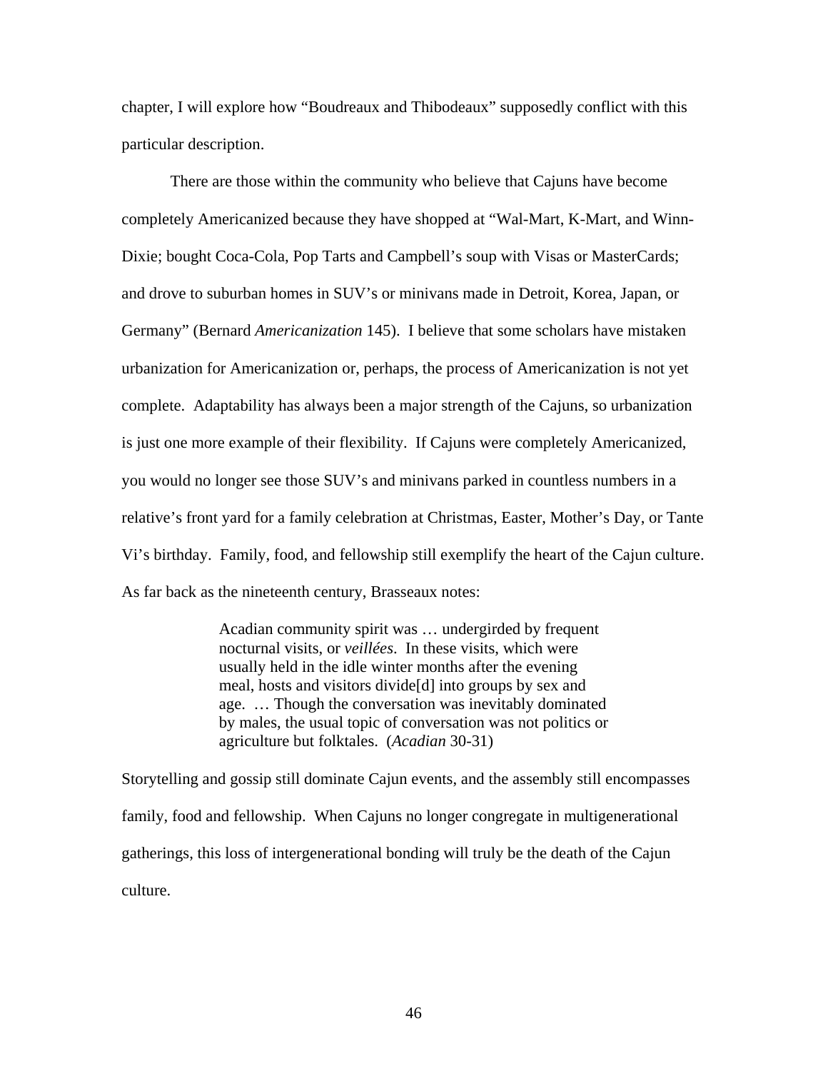chapter, I will explore how "Boudreaux and Thibodeaux" supposedly conflict with this particular description.

There are those within the community who believe that Cajuns have become completely Americanized because they have shopped at "Wal-Mart, K-Mart, and Winn-Dixie; bought Coca-Cola, Pop Tarts and Campbell's soup with Visas or MasterCards; and drove to suburban homes in SUV's or minivans made in Detroit, Korea, Japan, or Germany" (Bernard *Americanization* 145). I believe that some scholars have mistaken urbanization for Americanization or, perhaps, the process of Americanization is not yet complete. Adaptability has always been a major strength of the Cajuns, so urbanization is just one more example of their flexibility. If Cajuns were completely Americanized, you would no longer see those SUV's and minivans parked in countless numbers in a relative's front yard for a family celebration at Christmas, Easter, Mother's Day, or Tante Vi's birthday. Family, food, and fellowship still exemplify the heart of the Cajun culture. As far back as the nineteenth century, Brasseaux notes:

> Acadian community spirit was … undergirded by frequent nocturnal visits, or *veillées*. In these visits, which were usually held in the idle winter months after the evening meal, hosts and visitors divide[d] into groups by sex and age. … Though the conversation was inevitably dominated by males, the usual topic of conversation was not politics or agriculture but folktales. (*Acadian* 30-31)

Storytelling and gossip still dominate Cajun events, and the assembly still encompasses family, food and fellowship. When Cajuns no longer congregate in multigenerational gatherings, this loss of intergenerational bonding will truly be the death of the Cajun culture.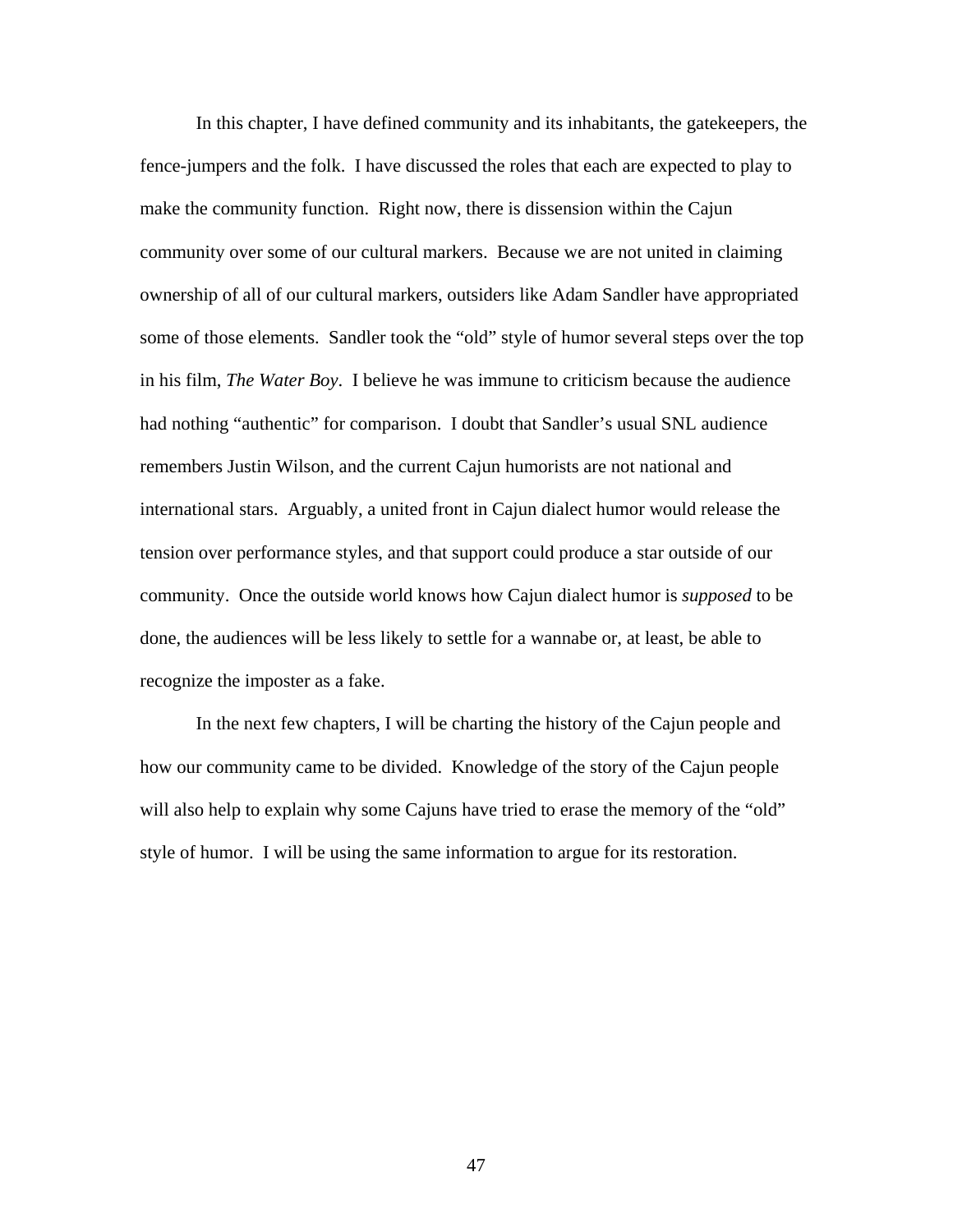In this chapter, I have defined community and its inhabitants, the gatekeepers, the fence-jumpers and the folk. I have discussed the roles that each are expected to play to make the community function. Right now, there is dissension within the Cajun community over some of our cultural markers. Because we are not united in claiming ownership of all of our cultural markers, outsiders like Adam Sandler have appropriated some of those elements. Sandler took the "old" style of humor several steps over the top in his film, *The Water Boy*. I believe he was immune to criticism because the audience had nothing "authentic" for comparison. I doubt that Sandler's usual SNL audience remembers Justin Wilson, and the current Cajun humorists are not national and international stars. Arguably, a united front in Cajun dialect humor would release the tension over performance styles, and that support could produce a star outside of our community. Once the outside world knows how Cajun dialect humor is *supposed* to be done, the audiences will be less likely to settle for a wannabe or, at least, be able to recognize the imposter as a fake.

In the next few chapters, I will be charting the history of the Cajun people and how our community came to be divided. Knowledge of the story of the Cajun people will also help to explain why some Cajuns have tried to erase the memory of the "old" style of humor. I will be using the same information to argue for its restoration.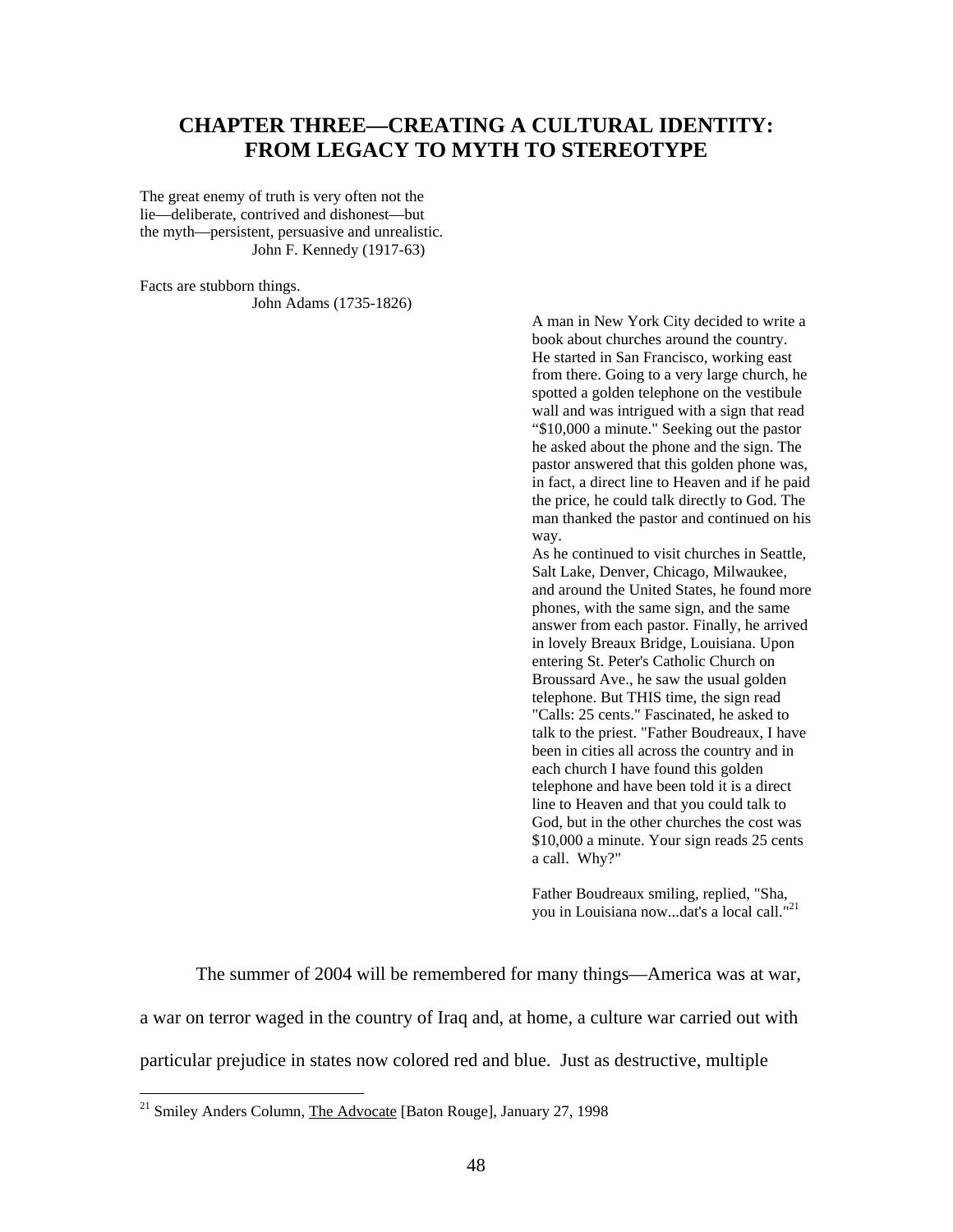# CHAPTER THREE—CREATING A CULTURAL IDENTITY: FROM LEGACY TO MYTH TO STEREOTYPE

The great enemy of truth is very often not the lie—deliberate, contrived and dishonest—but the myth—persistent, persuasive and unrealistic.
John F. Kennedy (1917-63)

Facts are stubborn things.
John Adams (1735-1826)

A man in New York City decided to write a book about churches around the country. He started in San Francisco, working east from there. Going to a very large church, he spotted a golden telephone on the vestibule wall and was intrigued with a sign that read "$10,000 a minute." Seeking out the pastor he asked about the phone and the sign. The pastor answered that this golden phone was, in fact, a direct line to Heaven and if he paid the price, he could talk directly to God. The man thanked the pastor and continued on his way.

As he continued to visit churches in Seattle, Salt Lake, Denver, Chicago, Milwaukee, and around the United States, he found more phones, with the same sign, and the same answer from each pastor. Finally, he arrived in lovely Breaux Bridge, Louisiana. Upon entering St. Peter's Catholic Church on Broussard Ave., he saw the usual golden telephone. But THIS time, the sign read "Calls: 25 cents." Fascinated, he asked to talk to the priest. "Father Boudreaux, I have been in cities all across the country and in each church I have found this golden telephone and have been told it is a direct line to Heaven and that you could talk to God, but in the other churches the cost was $10,000 a minute. Your sign reads 25 cents a call. Why?"

Father Boudreaux smiling, replied, "Sha, you in Louisiana now...dat's a local call."[21]

The summer of 2004 will be remembered for many things—America was at war, a war on terror waged in the country of Iraq and, at home, a culture war carried out with particular prejudice in states now colored red and blue. Just as destructive, multiple

[21] Smiley Anders Column, The Advocate [Baton Rouge], January 27, 1998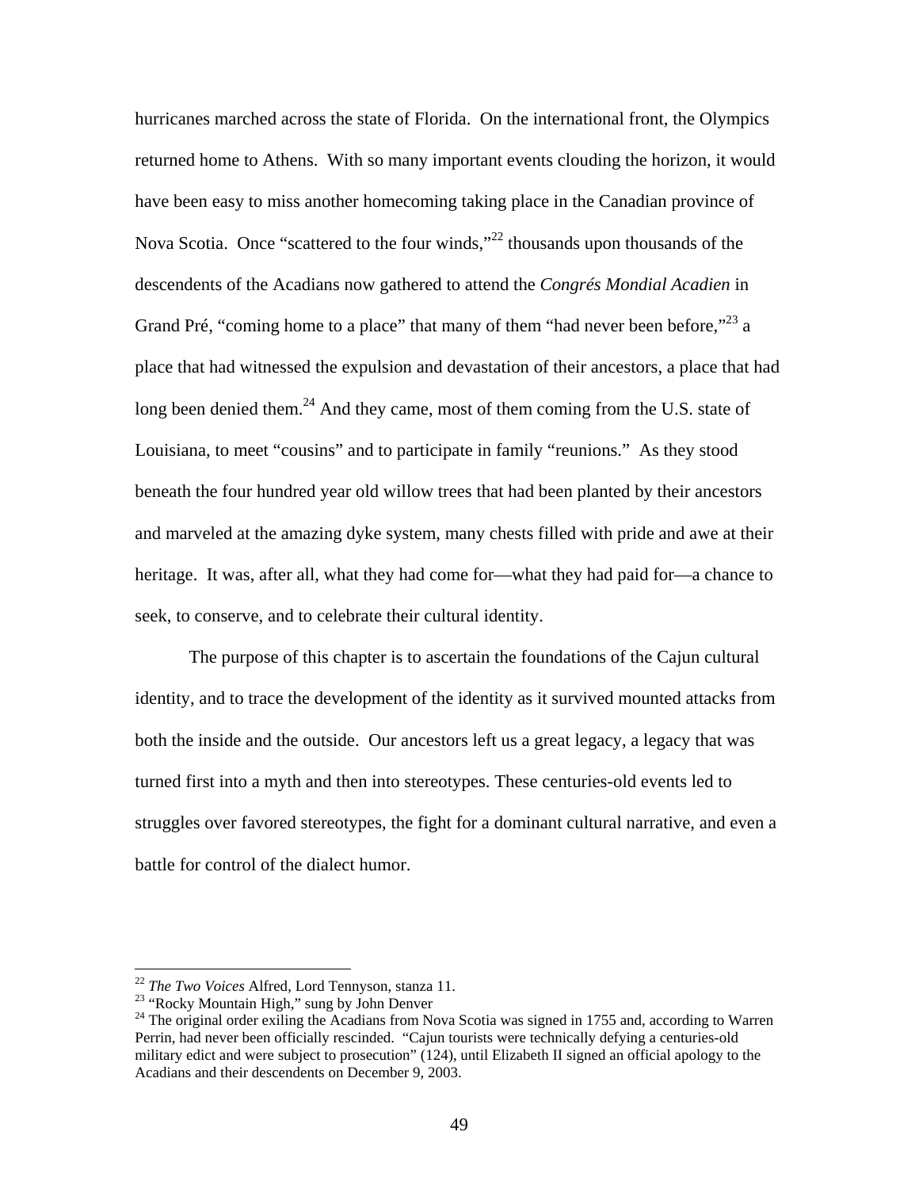hurricanes marched across the state of Florida. On the international front, the Olympics returned home to Athens. With so many important events clouding the horizon, it would have been easy to miss another homecoming taking place in the Canadian province of Nova Scotia. Once "scattered to the four winds,"[22] thousands upon thousands of the descendents of the Acadians now gathered to attend the *Congrés Mondial Acadien* in Grand Pré, "coming home to a place" that many of them "had never been before,"[23] a place that had witnessed the expulsion and devastation of their ancestors, a place that had long been denied them.[24] And they came, most of them coming from the U.S. state of Louisiana, to meet "cousins" and to participate in family "reunions." As they stood beneath the four hundred year old willow trees that had been planted by their ancestors and marveled at the amazing dyke system, many chests filled with pride and awe at their heritage. It was, after all, what they had come for—what they had paid for—a chance to seek, to conserve, and to celebrate their cultural identity.

The purpose of this chapter is to ascertain the foundations of the Cajun cultural identity, and to trace the development of the identity as it survived mounted attacks from both the inside and the outside. Our ancestors left us a great legacy, a legacy that was turned first into a myth and then into stereotypes. These centuries-old events led to struggles over favored stereotypes, the fight for a dominant cultural narrative, and even a battle for control of the dialect humor.

---

[22] *The Two Voices* Alfred, Lord Tennyson, stanza 11.

[23] "Rocky Mountain High," sung by John Denver

[24] The original order exiling the Acadians from Nova Scotia was signed in 1755 and, according to Warren Perrin, had never been officially rescinded. "Cajun tourists were technically defying a centuries-old military edict and were subject to prosecution" (124), until Elizabeth II signed an official apology to the Acadians and their descendents on December 9, 2003.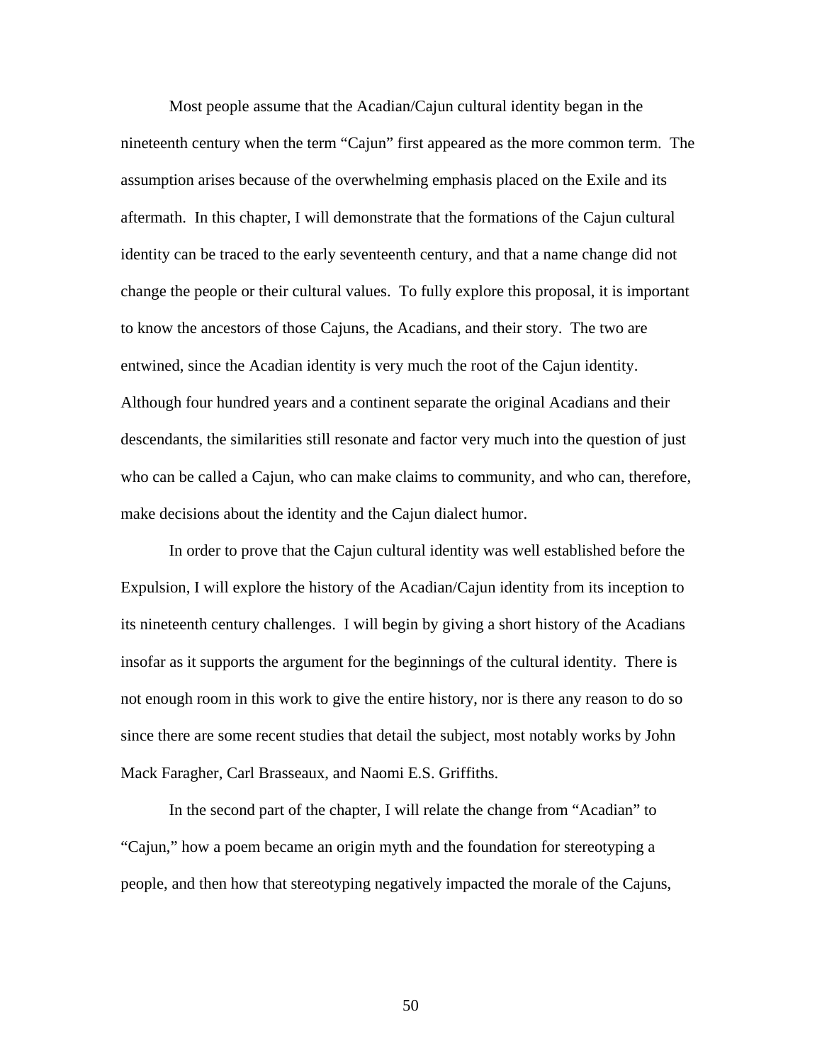Most people assume that the Acadian/Cajun cultural identity began in the nineteenth century when the term "Cajun" first appeared as the more common term. The assumption arises because of the overwhelming emphasis placed on the Exile and its aftermath. In this chapter, I will demonstrate that the formations of the Cajun cultural identity can be traced to the early seventeenth century, and that a name change did not change the people or their cultural values. To fully explore this proposal, it is important to know the ancestors of those Cajuns, the Acadians, and their story. The two are entwined, since the Acadian identity is very much the root of the Cajun identity. Although four hundred years and a continent separate the original Acadians and their descendants, the similarities still resonate and factor very much into the question of just who can be called a Cajun, who can make claims to community, and who can, therefore, make decisions about the identity and the Cajun dialect humor.

In order to prove that the Cajun cultural identity was well established before the Expulsion, I will explore the history of the Acadian/Cajun identity from its inception to its nineteenth century challenges. I will begin by giving a short history of the Acadians insofar as it supports the argument for the beginnings of the cultural identity. There is not enough room in this work to give the entire history, nor is there any reason to do so since there are some recent studies that detail the subject, most notably works by John Mack Faragher, Carl Brasseaux, and Naomi E.S. Griffiths.

In the second part of the chapter, I will relate the change from "Acadian" to "Cajun," how a poem became an origin myth and the foundation for stereotyping a people, and then how that stereotyping negatively impacted the morale of the Cajuns,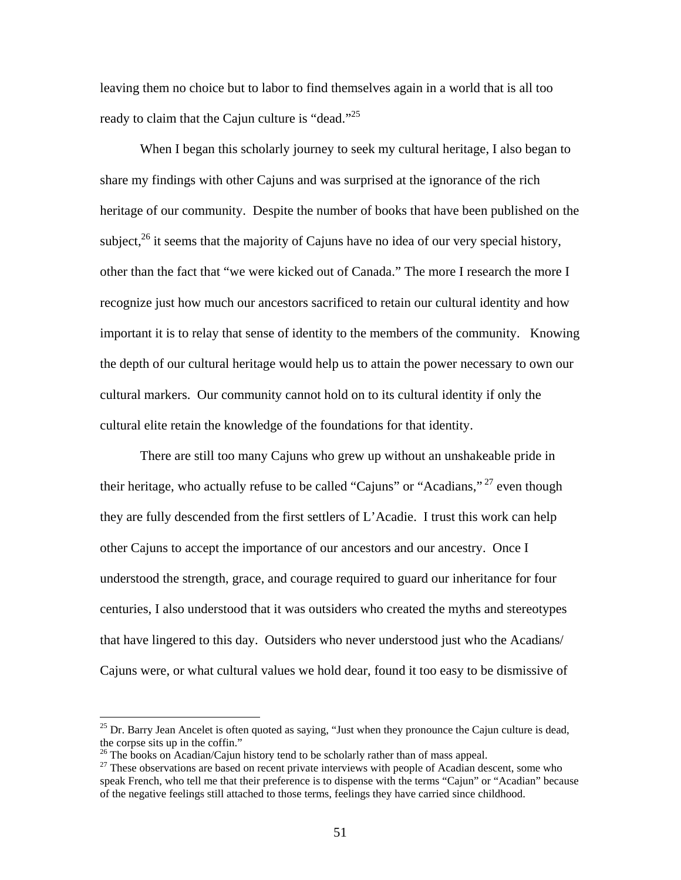leaving them no choice but to labor to find themselves again in a world that is all too ready to claim that the Cajun culture is "dead."[25]

When I began this scholarly journey to seek my cultural heritage, I also began to share my findings with other Cajuns and was surprised at the ignorance of the rich heritage of our community. Despite the number of books that have been published on the subject,[26] it seems that the majority of Cajuns have no idea of our very special history, other than the fact that "we were kicked out of Canada." The more I research the more I recognize just how much our ancestors sacrificed to retain our cultural identity and how important it is to relay that sense of identity to the members of the community. Knowing the depth of our cultural heritage would help us to attain the power necessary to own our cultural markers. Our community cannot hold on to its cultural identity if only the cultural elite retain the knowledge of the foundations for that identity.

There are still too many Cajuns who grew up without an unshakeable pride in their heritage, who actually refuse to be called "Cajuns" or "Acadians,"[27] even though they are fully descended from the first settlers of L'Acadie. I trust this work can help other Cajuns to accept the importance of our ancestors and our ancestry. Once I understood the strength, grace, and courage required to guard our inheritance for four centuries, I also understood that it was outsiders who created the myths and stereotypes that have lingered to this day. Outsiders who never understood just who the Acadians/ Cajuns were, or what cultural values we hold dear, found it too easy to be dismissive of

---

[25] Dr. Barry Jean Ancelet is often quoted as saying, "Just when they pronounce the Cajun culture is dead, the corpse sits up in the coffin."

[26] The books on Acadian/Cajun history tend to be scholarly rather than of mass appeal.

[27] These observations are based on recent private interviews with people of Acadian descent, some who speak French, who tell me that their preference is to dispense with the terms "Cajun" or "Acadian" because of the negative feelings still attached to those terms, feelings they have carried since childhood.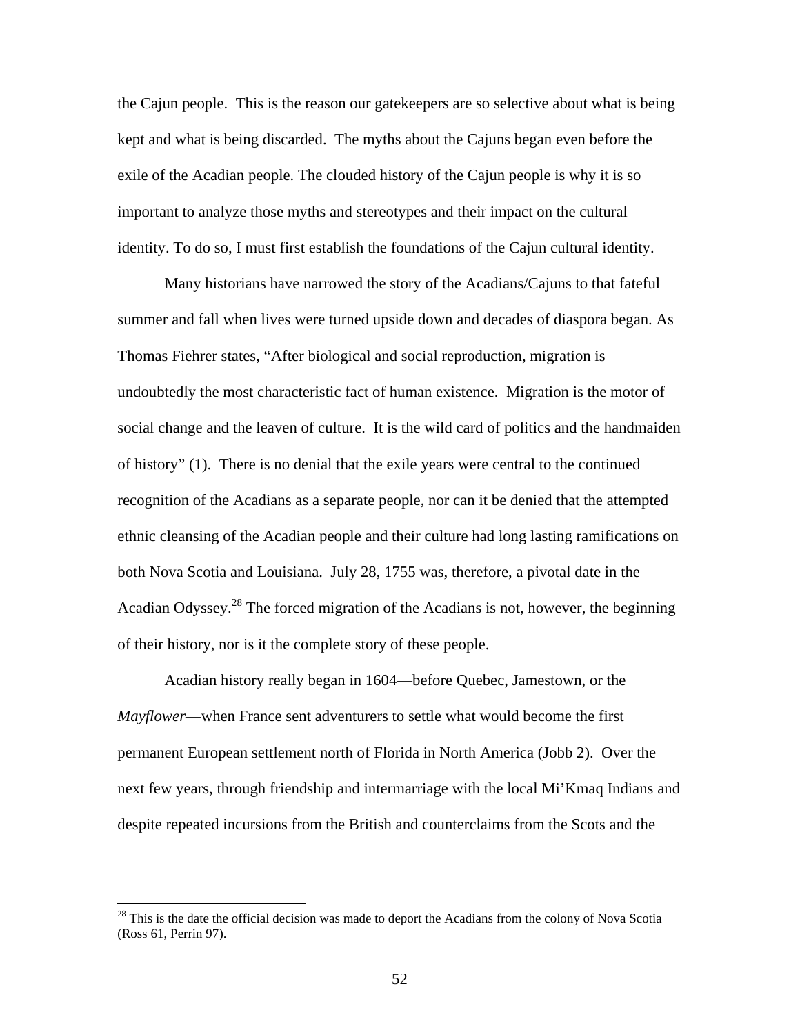the Cajun people. This is the reason our gatekeepers are so selective about what is being kept and what is being discarded. The myths about the Cajuns began even before the exile of the Acadian people. The clouded history of the Cajun people is why it is so important to analyze those myths and stereotypes and their impact on the cultural identity. To do so, I must first establish the foundations of the Cajun cultural identity.

Many historians have narrowed the story of the Acadians/Cajuns to that fateful summer and fall when lives were turned upside down and decades of diaspora began. As Thomas Fiehrer states, "After biological and social reproduction, migration is undoubtedly the most characteristic fact of human existence. Migration is the motor of social change and the leaven of culture. It is the wild card of politics and the handmaiden of history" (1). There is no denial that the exile years were central to the continued recognition of the Acadians as a separate people, nor can it be denied that the attempted ethnic cleansing of the Acadian people and their culture had long lasting ramifications on both Nova Scotia and Louisiana. July 28, 1755 was, therefore, a pivotal date in the Acadian Odyssey.[28] The forced migration of the Acadians is not, however, the beginning of their history, nor is it the complete story of these people.

Acadian history really began in 1604—before Quebec, Jamestown, or the *Mayflower*—when France sent adventurers to settle what would become the first permanent European settlement north of Florida in North America (Jobb 2). Over the next few years, through friendship and intermarriage with the local Mi'Kmaq Indians and despite repeated incursions from the British and counterclaims from the Scots and the

[28] This is the date the official decision was made to deport the Acadians from the colony of Nova Scotia (Ross 61, Perrin 97).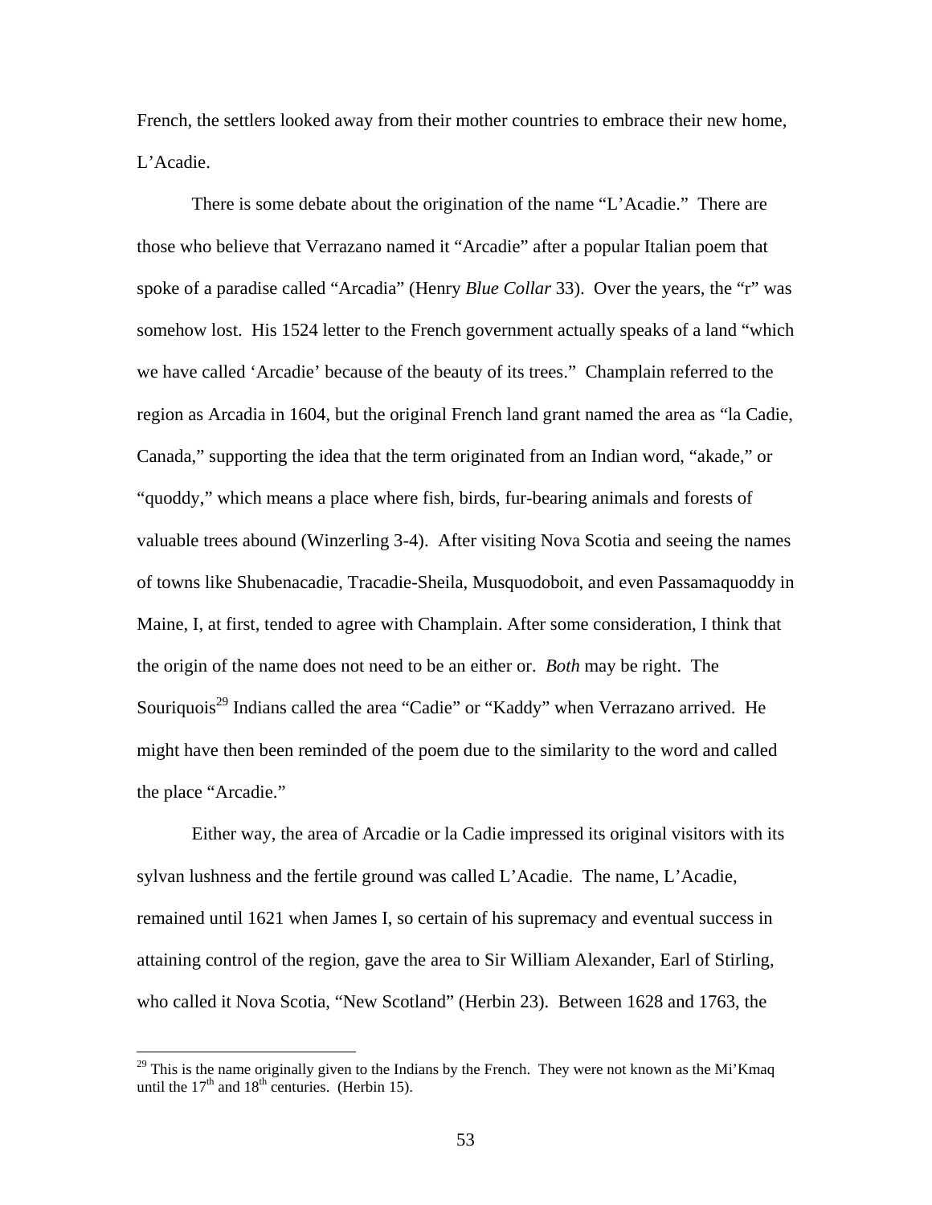French, the settlers looked away from their mother countries to embrace their new home, L'Acadie.

There is some debate about the origination of the name "L'Acadie." There are those who believe that Verrazano named it "Arcadie" after a popular Italian poem that spoke of a paradise called "Arcadia" (Henry *Blue Collar* 33). Over the years, the "r" was somehow lost. His 1524 letter to the French government actually speaks of a land "which we have called 'Arcadie' because of the beauty of its trees." Champlain referred to the region as Arcadia in 1604, but the original French land grant named the area as "la Cadie, Canada," supporting the idea that the term originated from an Indian word, "akade," or "quoddy," which means a place where fish, birds, fur-bearing animals and forests of valuable trees abound (Winzerling 3-4). After visiting Nova Scotia and seeing the names of towns like Shubenacadie, Tracadie-Sheila, Musquodoboit, and even Passamaquoddy in Maine, I, at first, tended to agree with Champlain. After some consideration, I think that the origin of the name does not need to be an either or. *Both* may be right. The Souriquois[29] Indians called the area "Cadie" or "Kaddy" when Verrazano arrived. He might have then been reminded of the poem due to the similarity to the word and called the place "Arcadie."

Either way, the area of Arcadie or la Cadie impressed its original visitors with its sylvan lushness and the fertile ground was called L'Acadie. The name, L'Acadie, remained until 1621 when James I, so certain of his supremacy and eventual success in attaining control of the region, gave the area to Sir William Alexander, Earl of Stirling, who called it Nova Scotia, "New Scotland" (Herbin 23). Between 1628 and 1763, the

---

[29] This is the name originally given to the Indians by the French. They were not known as the Mi'Kmaq until the 17th and 18th centuries. (Herbin 15).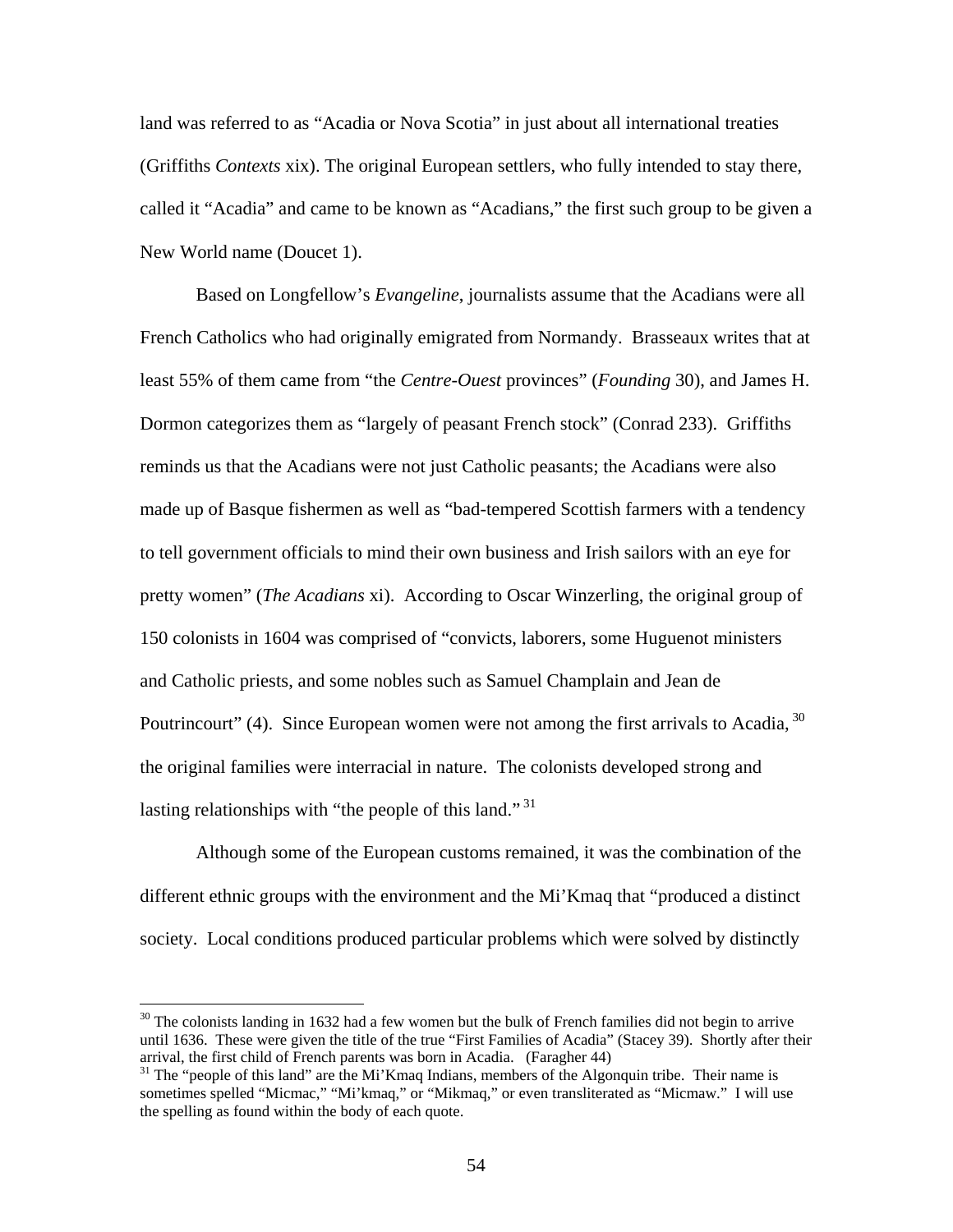land was referred to as "Acadia or Nova Scotia" in just about all international treaties (Griffiths *Contexts* xix). The original European settlers, who fully intended to stay there, called it "Acadia" and came to be known as "Acadians," the first such group to be given a New World name (Doucet 1).

Based on Longfellow's *Evangeline*, journalists assume that the Acadians were all French Catholics who had originally emigrated from Normandy. Brasseaux writes that at least 55% of them came from "the *Centre-Ouest* provinces" (*Founding* 30), and James H. Dormon categorizes them as "largely of peasant French stock" (Conrad 233). Griffiths reminds us that the Acadians were not just Catholic peasants; the Acadians were also made up of Basque fishermen as well as "bad-tempered Scottish farmers with a tendency to tell government officials to mind their own business and Irish sailors with an eye for pretty women" (*The Acadians* xi). According to Oscar Winzerling, the original group of 150 colonists in 1604 was comprised of "convicts, laborers, some Huguenot ministers and Catholic priests, and some nobles such as Samuel Champlain and Jean de Poutrincourt" (4). Since European women were not among the first arrivals to Acadia,[30] the original families were interracial in nature. The colonists developed strong and lasting relationships with "the people of this land."[31]

Although some of the European customs remained, it was the combination of the different ethnic groups with the environment and the Mi'Kmaq that "produced a distinct society. Local conditions produced particular problems which were solved by distinctly

[30] The colonists landing in 1632 had a few women but the bulk of French families did not begin to arrive until 1636. These were given the title of the true "First Families of Acadia" (Stacey 39). Shortly after their arrival, the first child of French parents was born in Acadia. (Faragher 44)

[31] The "people of this land" are the Mi'Kmaq Indians, members of the Algonquin tribe. Their name is sometimes spelled "Micmac," "Mi'kmaq," or "Mikmaq," or even transliterated as "Micmaw." I will use the spelling as found within the body of each quote.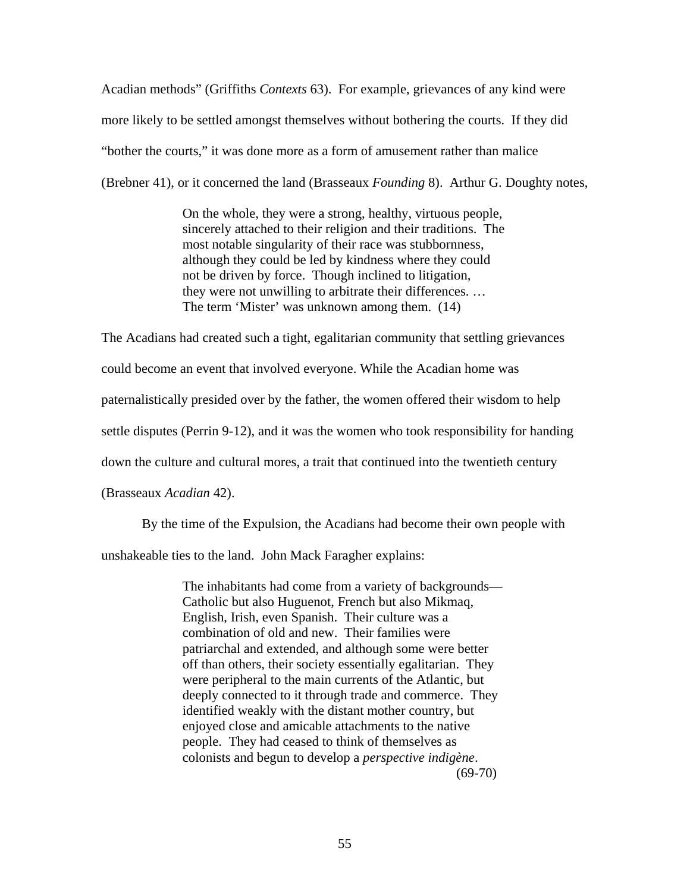Acadian methods" (Griffiths *Contexts* 63). For example, grievances of any kind were more likely to be settled amongst themselves without bothering the courts. If they did "bother the courts," it was done more as a form of amusement rather than malice (Brebner 41), or it concerned the land (Brasseaux *Founding* 8). Arthur G. Doughty notes,

> On the whole, they were a strong, healthy, virtuous people, sincerely attached to their religion and their traditions. The most notable singularity of their race was stubbornness, although they could be led by kindness where they could not be driven by force. Though inclined to litigation, they were not unwilling to arbitrate their differences. … The term 'Mister' was unknown among them. (14)

The Acadians had created such a tight, egalitarian community that settling grievances could become an event that involved everyone. While the Acadian home was paternalistically presided over by the father, the women offered their wisdom to help settle disputes (Perrin 9-12), and it was the women who took responsibility for handing down the culture and cultural mores, a trait that continued into the twentieth century (Brasseaux *Acadian* 42).

By the time of the Expulsion, the Acadians had become their own people with unshakeable ties to the land. John Mack Faragher explains:

> The inhabitants had come from a variety of backgrounds—Catholic but also Huguenot, French but also Mikmaq, English, Irish, even Spanish. Their culture was a combination of old and new. Their families were patriarchal and extended, and although some were better off than others, their society essentially egalitarian. They were peripheral to the main currents of the Atlantic, but deeply connected to it through trade and commerce. They identified weakly with the distant mother country, but enjoyed close and amicable attachments to the native people. They had ceased to think of themselves as colonists and begun to develop a *perspective indigène*. (69-70)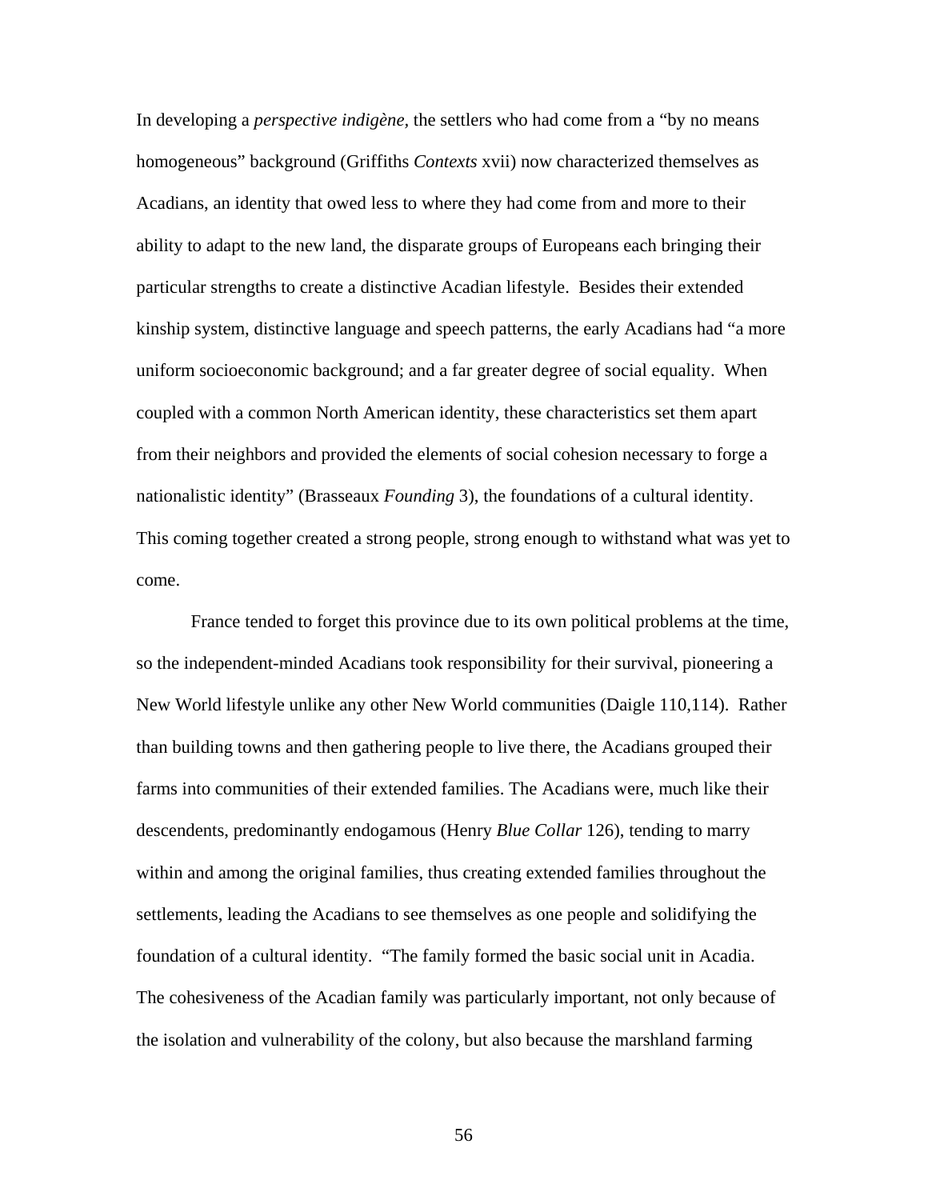In developing a *perspective indigène*, the settlers who had come from a "by no means homogeneous" background (Griffiths *Contexts* xvii) now characterized themselves as Acadians, an identity that owed less to where they had come from and more to their ability to adapt to the new land, the disparate groups of Europeans each bringing their particular strengths to create a distinctive Acadian lifestyle. Besides their extended kinship system, distinctive language and speech patterns, the early Acadians had "a more uniform socioeconomic background; and a far greater degree of social equality. When coupled with a common North American identity, these characteristics set them apart from their neighbors and provided the elements of social cohesion necessary to forge a nationalistic identity" (Brasseaux *Founding* 3), the foundations of a cultural identity. This coming together created a strong people, strong enough to withstand what was yet to come.

France tended to forget this province due to its own political problems at the time, so the independent-minded Acadians took responsibility for their survival, pioneering a New World lifestyle unlike any other New World communities (Daigle 110,114). Rather than building towns and then gathering people to live there, the Acadians grouped their farms into communities of their extended families. The Acadians were, much like their descendents, predominantly endogamous (Henry *Blue Collar* 126), tending to marry within and among the original families, thus creating extended families throughout the settlements, leading the Acadians to see themselves as one people and solidifying the foundation of a cultural identity. "The family formed the basic social unit in Acadia. The cohesiveness of the Acadian family was particularly important, not only because of the isolation and vulnerability of the colony, but also because the marshland farming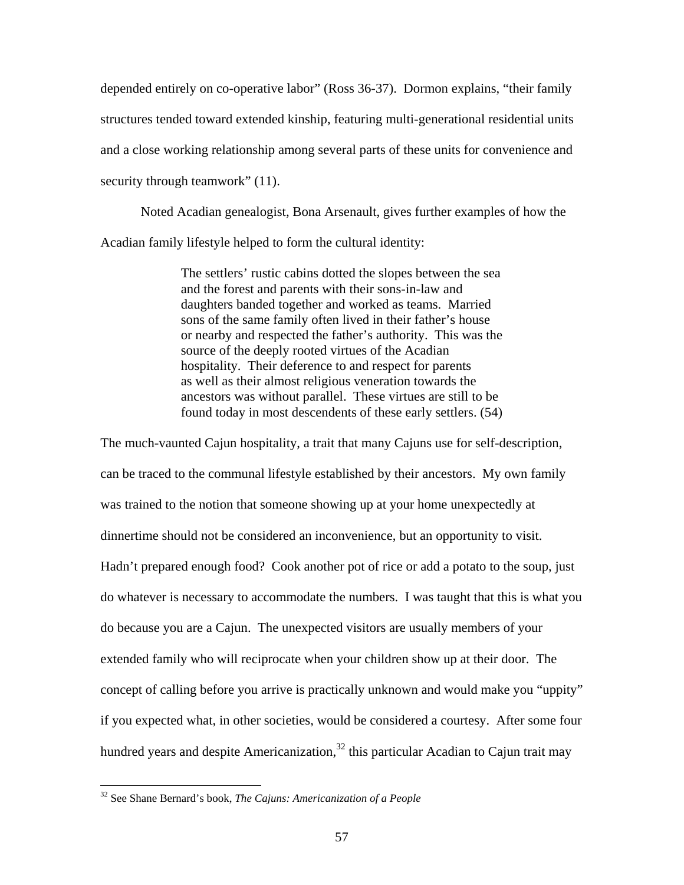depended entirely on co-operative labor" (Ross 36-37). Dormon explains, "their family structures tended toward extended kinship, featuring multi-generational residential units and a close working relationship among several parts of these units for convenience and security through teamwork" (11).

Noted Acadian genealogist, Bona Arsenault, gives further examples of how the Acadian family lifestyle helped to form the cultural identity:

> The settlers' rustic cabins dotted the slopes between the sea and the forest and parents with their sons-in-law and daughters banded together and worked as teams. Married sons of the same family often lived in their father's house or nearby and respected the father's authority. This was the source of the deeply rooted virtues of the Acadian hospitality. Their deference to and respect for parents as well as their almost religious veneration towards the ancestors was without parallel. These virtues are still to be found today in most descendents of these early settlers. (54)

The much-vaunted Cajun hospitality, a trait that many Cajuns use for self-description, can be traced to the communal lifestyle established by their ancestors. My own family was trained to the notion that someone showing up at your home unexpectedly at dinnertime should not be considered an inconvenience, but an opportunity to visit. Hadn't prepared enough food? Cook another pot of rice or add a potato to the soup, just do whatever is necessary to accommodate the numbers. I was taught that this is what you do because you are a Cajun. The unexpected visitors are usually members of your extended family who will reciprocate when your children show up at their door. The concept of calling before you arrive is practically unknown and would make you "uppity" if you expected what, in other societies, would be considered a courtesy. After some four hundred years and despite Americanization,[32] this particular Acadian to Cajun trait may

[32] See Shane Bernard's book, *The Cajuns: Americanization of a People*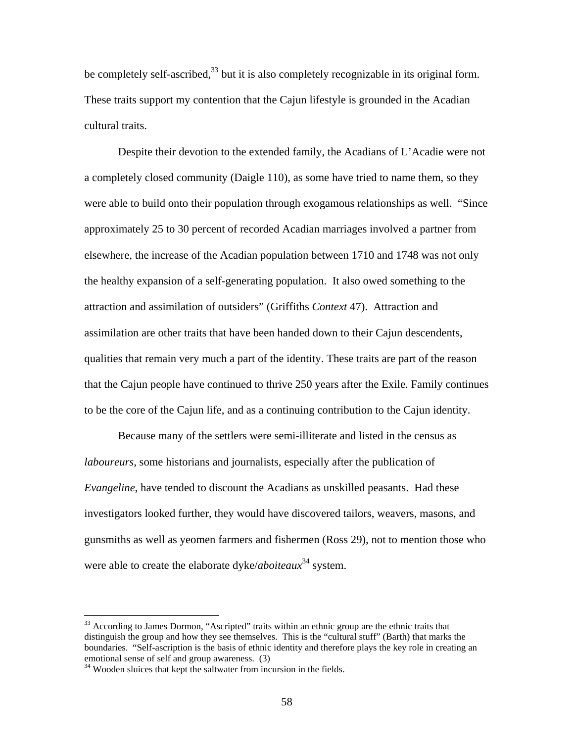be completely self-ascribed,[33] but it is also completely recognizable in its original form. These traits support my contention that the Cajun lifestyle is grounded in the Acadian cultural traits.

Despite their devotion to the extended family, the Acadians of L'Acadie were not a completely closed community (Daigle 110), as some have tried to name them, so they were able to build onto their population through exogamous relationships as well. "Since approximately 25 to 30 percent of recorded Acadian marriages involved a partner from elsewhere, the increase of the Acadian population between 1710 and 1748 was not only the healthy expansion of a self-generating population. It also owed something to the attraction and assimilation of outsiders" (Griffiths *Context* 47). Attraction and assimilation are other traits that have been handed down to their Cajun descendents, qualities that remain very much a part of the identity. These traits are part of the reason that the Cajun people have continued to thrive 250 years after the Exile. Family continues to be the core of the Cajun life, and as a continuing contribution to the Cajun identity.

Because many of the settlers were semi-illiterate and listed in the census as *laboureurs*, some historians and journalists, especially after the publication of *Evangeline*, have tended to discount the Acadians as unskilled peasants. Had these investigators looked further, they would have discovered tailors, weavers, masons, and gunsmiths as well as yeomen farmers and fishermen (Ross 29), not to mention those who were able to create the elaborate dyke/*aboiteaux*[34] system.

---

[33] According to James Dormon, "Ascripted" traits within an ethnic group are the ethnic traits that distinguish the group and how they see themselves. This is the "cultural stuff" (Barth) that marks the boundaries. "Self-ascription is the basis of ethnic identity and therefore plays the key role in creating an emotional sense of self and group awareness. (3)

[34] Wooden sluices that kept the saltwater from incursion in the fields.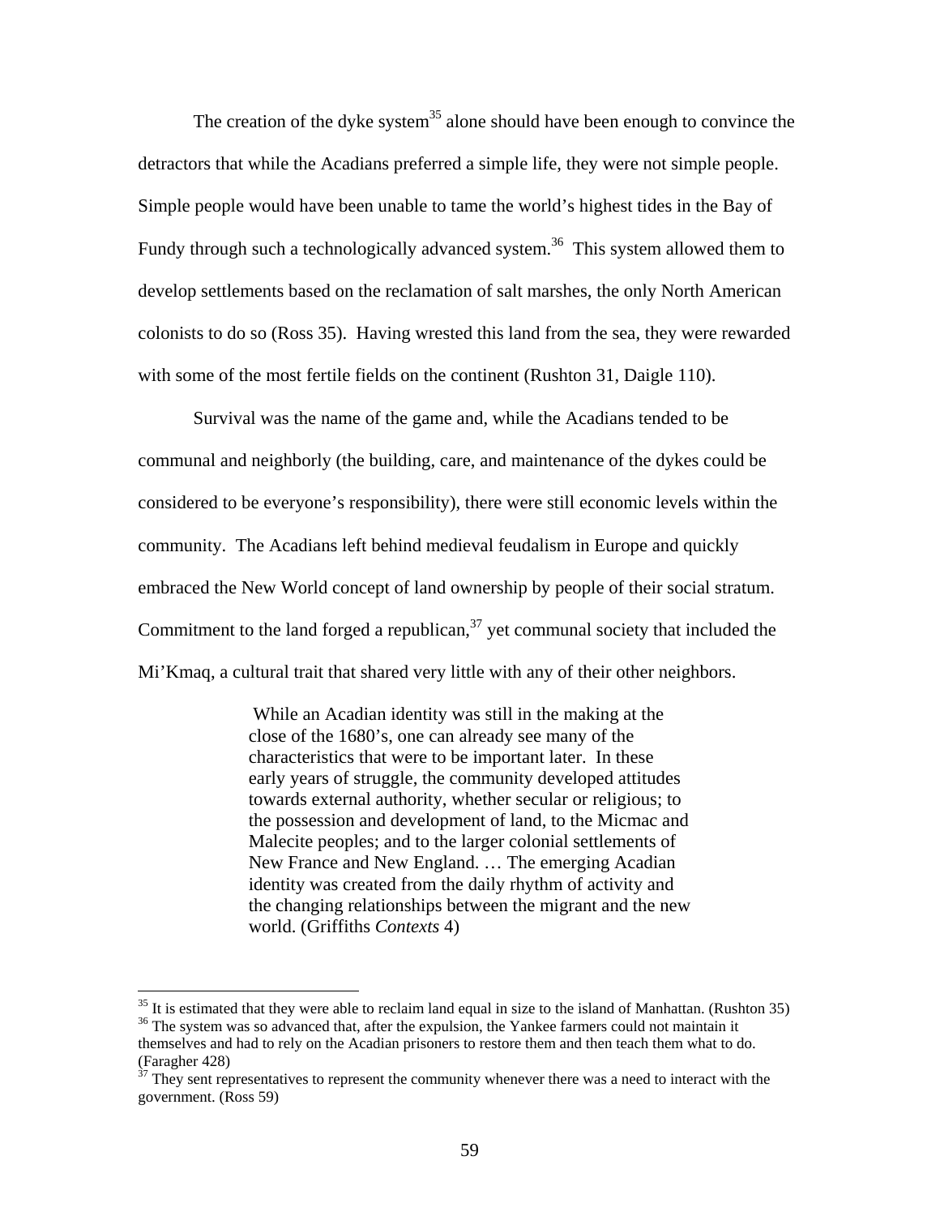The creation of the dyke system[35] alone should have been enough to convince the detractors that while the Acadians preferred a simple life, they were not simple people. Simple people would have been unable to tame the world's highest tides in the Bay of Fundy through such a technologically advanced system.[36] This system allowed them to develop settlements based on the reclamation of salt marshes, the only North American colonists to do so (Ross 35). Having wrested this land from the sea, they were rewarded with some of the most fertile fields on the continent (Rushton 31, Daigle 110).

Survival was the name of the game and, while the Acadians tended to be communal and neighborly (the building, care, and maintenance of the dykes could be considered to be everyone's responsibility), there were still economic levels within the community. The Acadians left behind medieval feudalism in Europe and quickly embraced the New World concept of land ownership by people of their social stratum. Commitment to the land forged a republican,[37] yet communal society that included the Mi'Kmaq, a cultural trait that shared very little with any of their other neighbors.

> While an Acadian identity was still in the making at the close of the 1680's, one can already see many of the characteristics that were to be important later. In these early years of struggle, the community developed attitudes towards external authority, whether secular or religious; to the possession and development of land, to the Micmac and Malecite peoples; and to the larger colonial settlements of New France and New England. … The emerging Acadian identity was created from the daily rhythm of activity and the changing relationships between the migrant and the new world. (Griffiths *Contexts* 4)

---

[35] It is estimated that they were able to reclaim land equal in size to the island of Manhattan. (Rushton 35)

[36] The system was so advanced that, after the expulsion, the Yankee farmers could not maintain it themselves and had to rely on the Acadian prisoners to restore them and then teach them what to do. (Faragher 428)

[37] They sent representatives to represent the community whenever there was a need to interact with the government. (Ross 59)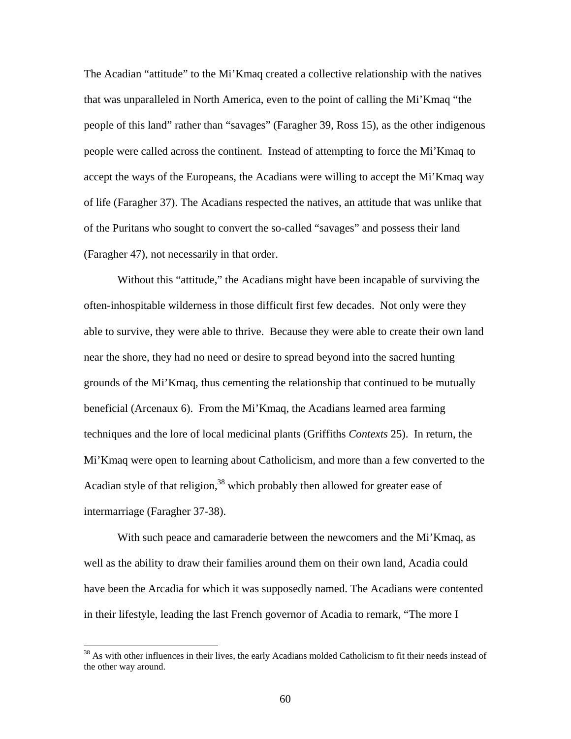The Acadian "attitude" to the Mi'Kmaq created a collective relationship with the natives that was unparalleled in North America, even to the point of calling the Mi'Kmaq "the people of this land" rather than "savages" (Faragher 39, Ross 15), as the other indigenous people were called across the continent. Instead of attempting to force the Mi'Kmaq to accept the ways of the Europeans, the Acadians were willing to accept the Mi'Kmaq way of life (Faragher 37). The Acadians respected the natives, an attitude that was unlike that of the Puritans who sought to convert the so-called "savages" and possess their land (Faragher 47), not necessarily in that order.

Without this "attitude," the Acadians might have been incapable of surviving the often-inhospitable wilderness in those difficult first few decades. Not only were they able to survive, they were able to thrive. Because they were able to create their own land near the shore, they had no need or desire to spread beyond into the sacred hunting grounds of the Mi'Kmaq, thus cementing the relationship that continued to be mutually beneficial (Arcenaux 6). From the Mi'Kmaq, the Acadians learned area farming techniques and the lore of local medicinal plants (Griffiths *Contexts* 25). In return, the Mi'Kmaq were open to learning about Catholicism, and more than a few converted to the Acadian style of that religion,[38] which probably then allowed for greater ease of intermarriage (Faragher 37-38).

With such peace and camaraderie between the newcomers and the Mi'Kmaq, as well as the ability to draw their families around them on their own land, Acadia could have been the Arcadia for which it was supposedly named. The Acadians were contented in their lifestyle, leading the last French governor of Acadia to remark, "The more I

[38] As with other influences in their lives, the early Acadians molded Catholicism to fit their needs instead of the other way around.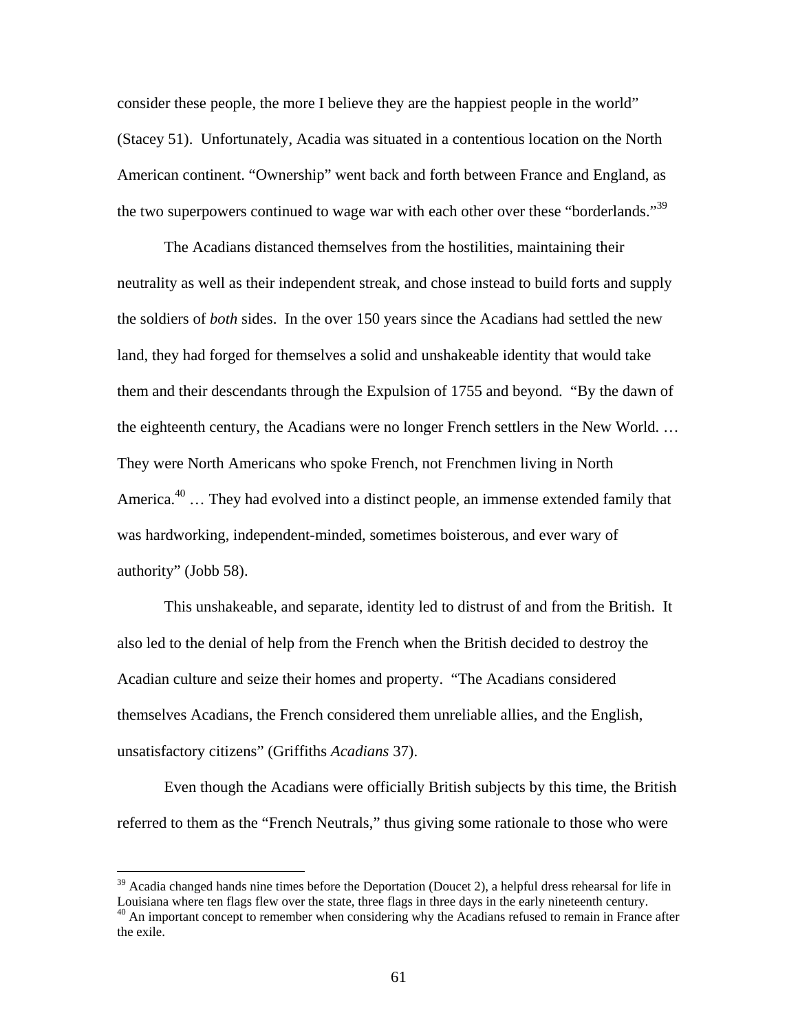consider these people, the more I believe they are the happiest people in the world" (Stacey 51). Unfortunately, Acadia was situated in a contentious location on the North American continent. "Ownership" went back and forth between France and England, as the two superpowers continued to wage war with each other over these "borderlands."[39]

The Acadians distanced themselves from the hostilities, maintaining their neutrality as well as their independent streak, and chose instead to build forts and supply the soldiers of *both* sides. In the over 150 years since the Acadians had settled the new land, they had forged for themselves a solid and unshakeable identity that would take them and their descendants through the Expulsion of 1755 and beyond. "By the dawn of the eighteenth century, the Acadians were no longer French settlers in the New World. … They were North Americans who spoke French, not Frenchmen living in North America.[40] … They had evolved into a distinct people, an immense extended family that was hardworking, independent-minded, sometimes boisterous, and ever wary of authority" (Jobb 58).

This unshakeable, and separate, identity led to distrust of and from the British. It also led to the denial of help from the French when the British decided to destroy the Acadian culture and seize their homes and property. "The Acadians considered themselves Acadians, the French considered them unreliable allies, and the English, unsatisfactory citizens" (Griffiths *Acadians* 37).

Even though the Acadians were officially British subjects by this time, the British referred to them as the "French Neutrals," thus giving some rationale to those who were

---

[39] Acadia changed hands nine times before the Deportation (Doucet 2), a helpful dress rehearsal for life in Louisiana where ten flags flew over the state, three flags in three days in the early nineteenth century.

[40] An important concept to remember when considering why the Acadians refused to remain in France after the exile.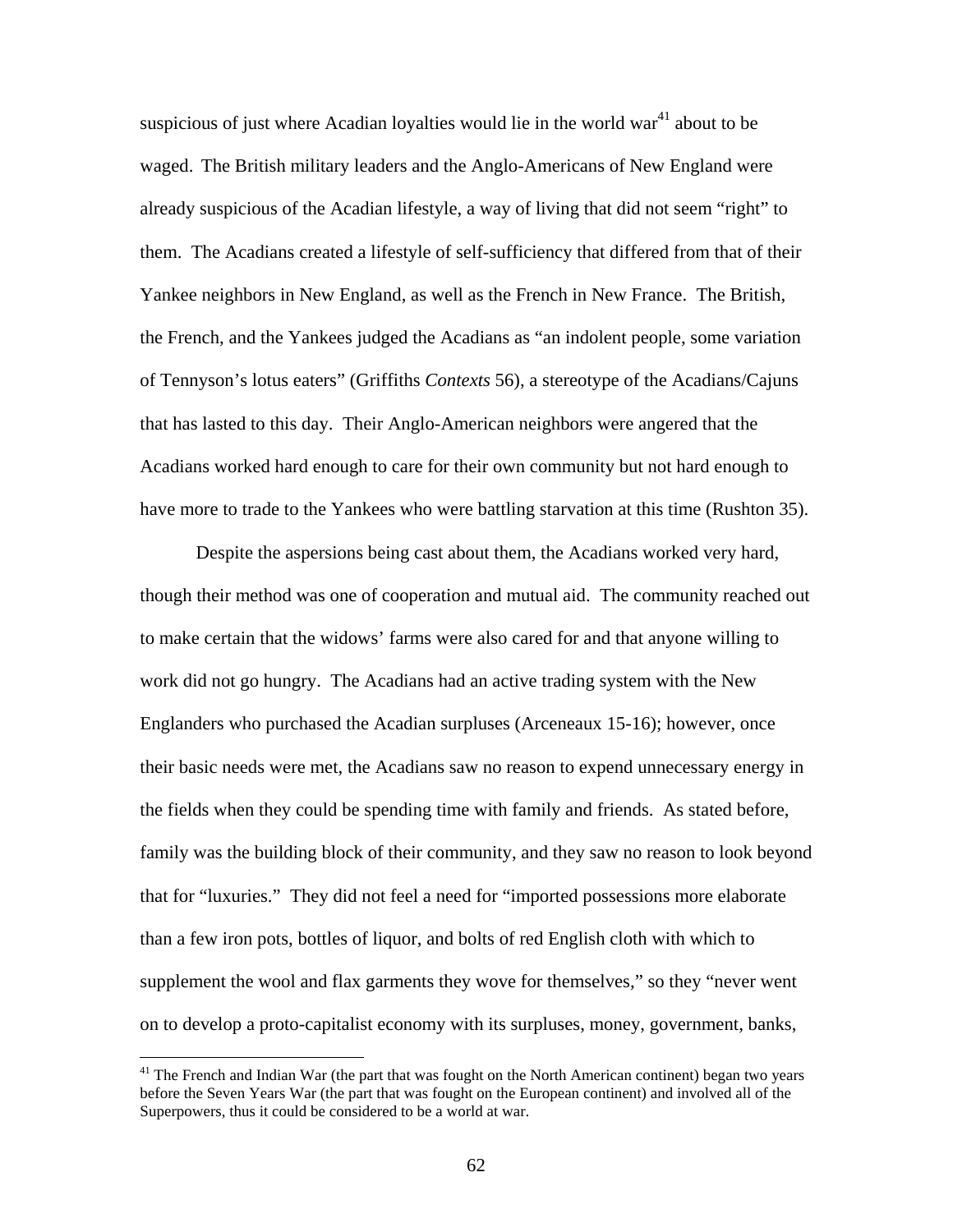suspicious of just where Acadian loyalties would lie in the world war[41] about to be waged. The British military leaders and the Anglo-Americans of New England were already suspicious of the Acadian lifestyle, a way of living that did not seem "right" to them. The Acadians created a lifestyle of self-sufficiency that differed from that of their Yankee neighbors in New England, as well as the French in New France. The British, the French, and the Yankees judged the Acadians as "an indolent people, some variation of Tennyson's lotus eaters" (Griffiths *Contexts* 56), a stereotype of the Acadians/Cajuns that has lasted to this day. Their Anglo-American neighbors were angered that the Acadians worked hard enough to care for their own community but not hard enough to have more to trade to the Yankees who were battling starvation at this time (Rushton 35).

Despite the aspersions being cast about them, the Acadians worked very hard, though their method was one of cooperation and mutual aid. The community reached out to make certain that the widows' farms were also cared for and that anyone willing to work did not go hungry. The Acadians had an active trading system with the New Englanders who purchased the Acadian surpluses (Arceneaux 15-16); however, once their basic needs were met, the Acadians saw no reason to expend unnecessary energy in the fields when they could be spending time with family and friends. As stated before, family was the building block of their community, and they saw no reason to look beyond that for "luxuries." They did not feel a need for "imported possessions more elaborate than a few iron pots, bottles of liquor, and bolts of red English cloth with which to supplement the wool and flax garments they wove for themselves," so they "never went on to develop a proto-capitalist economy with its surpluses, money, government, banks,

[41] The French and Indian War (the part that was fought on the North American continent) began two years before the Seven Years War (the part that was fought on the European continent) and involved all of the Superpowers, thus it could be considered to be a world at war.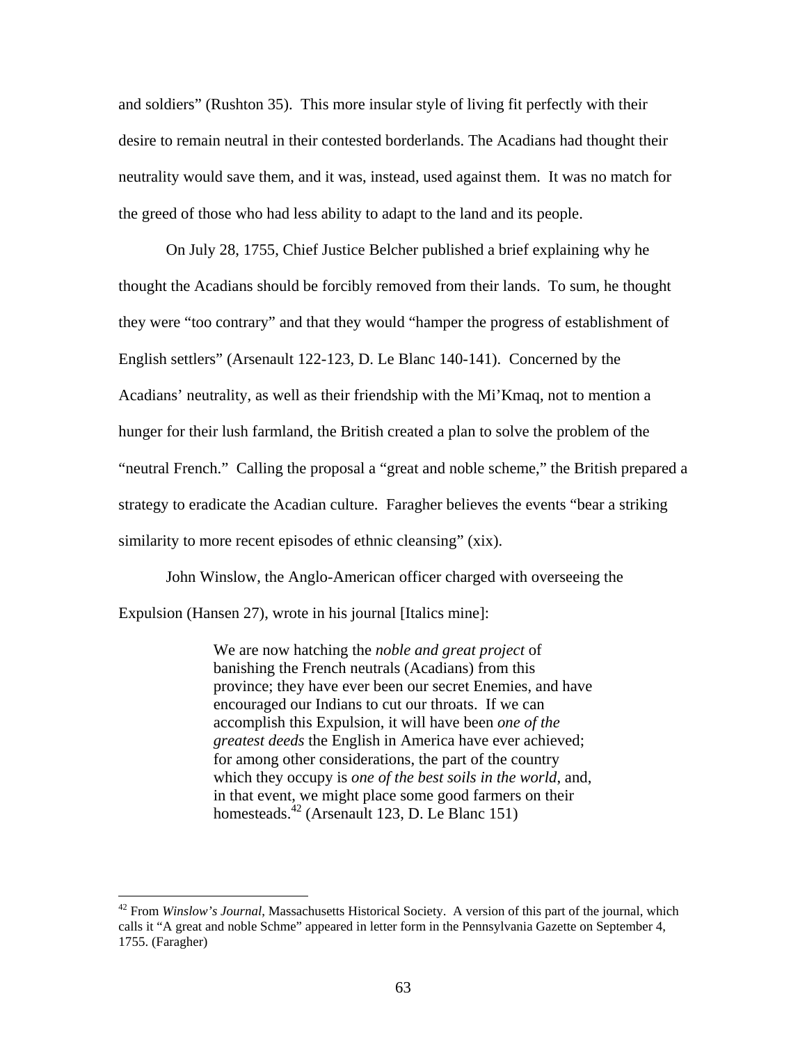and soldiers" (Rushton 35). This more insular style of living fit perfectly with their desire to remain neutral in their contested borderlands. The Acadians had thought their neutrality would save them, and it was, instead, used against them. It was no match for the greed of those who had less ability to adapt to the land and its people.

On July 28, 1755, Chief Justice Belcher published a brief explaining why he thought the Acadians should be forcibly removed from their lands. To sum, he thought they were "too contrary" and that they would "hamper the progress of establishment of English settlers" (Arsenault 122-123, D. Le Blanc 140-141). Concerned by the Acadians' neutrality, as well as their friendship with the Mi'Kmaq, not to mention a hunger for their lush farmland, the British created a plan to solve the problem of the "neutral French." Calling the proposal a "great and noble scheme," the British prepared a strategy to eradicate the Acadian culture. Faragher believes the events "bear a striking similarity to more recent episodes of ethnic cleansing" (xix).

John Winslow, the Anglo-American officer charged with overseeing the Expulsion (Hansen 27), wrote in his journal [Italics mine]:

> We are now hatching the *noble and great project* of banishing the French neutrals (Acadians) from this province; they have ever been our secret Enemies, and have encouraged our Indians to cut our throats. If we can accomplish this Expulsion, it will have been *one of the greatest deeds* the English in America have ever achieved; for among other considerations, the part of the country which they occupy is *one of the best soils in the world*, and, in that event, we might place some good farmers on their homesteads.[42] (Arsenault 123, D. Le Blanc 151)

[42] From *Winslow's Journal*, Massachusetts Historical Society. A version of this part of the journal, which calls it "A great and noble Schme" appeared in letter form in the Pennsylvania Gazette on September 4, 1755. (Faragher)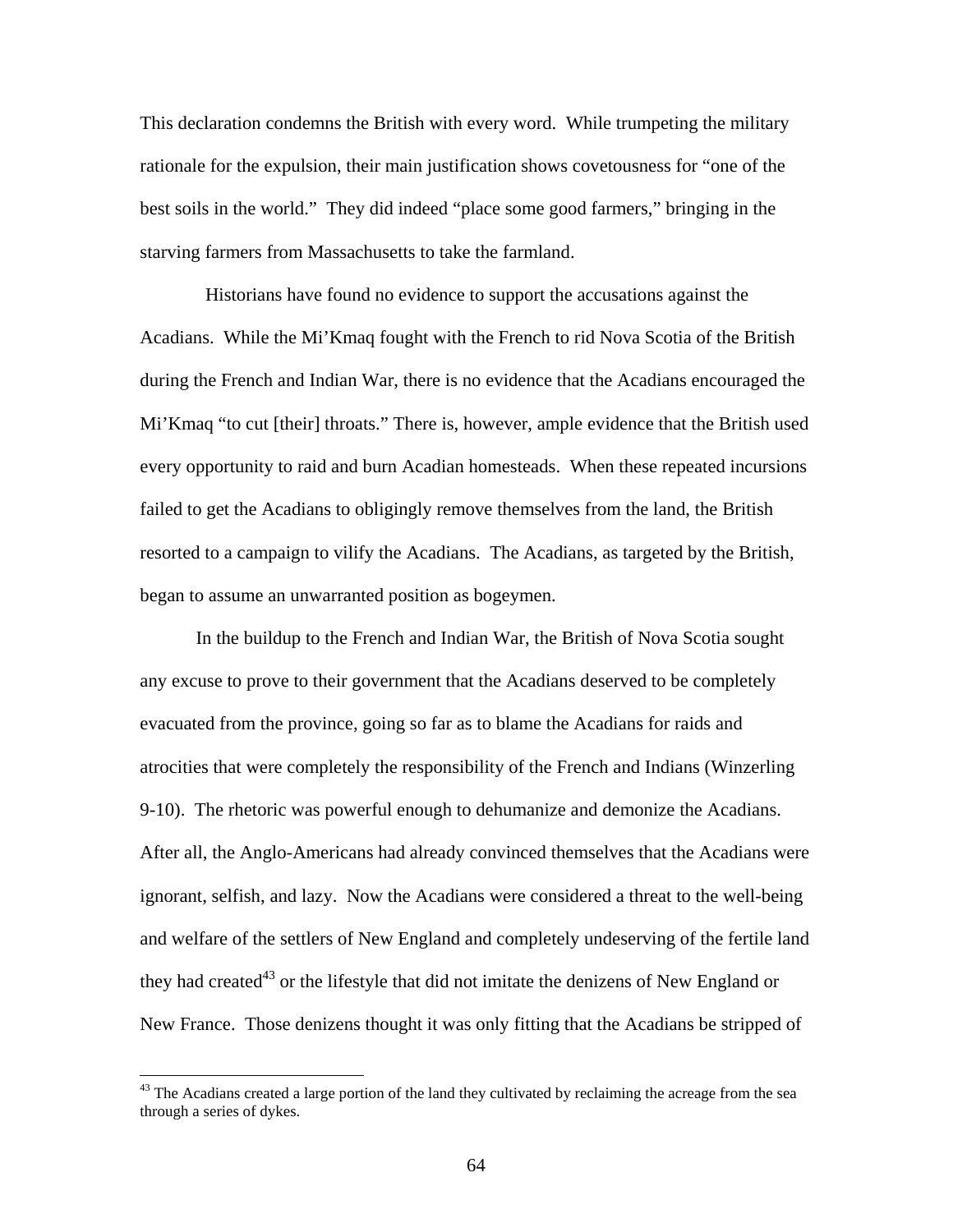This declaration condemns the British with every word. While trumpeting the military rationale for the expulsion, their main justification shows covetousness for "one of the best soils in the world." They did indeed "place some good farmers," bringing in the starving farmers from Massachusetts to take the farmland.

Historians have found no evidence to support the accusations against the Acadians. While the Mi'Kmaq fought with the French to rid Nova Scotia of the British during the French and Indian War, there is no evidence that the Acadians encouraged the Mi'Kmaq "to cut [their] throats." There is, however, ample evidence that the British used every opportunity to raid and burn Acadian homesteads. When these repeated incursions failed to get the Acadians to obligingly remove themselves from the land, the British resorted to a campaign to vilify the Acadians. The Acadians, as targeted by the British, began to assume an unwarranted position as bogeymen.

In the buildup to the French and Indian War, the British of Nova Scotia sought any excuse to prove to their government that the Acadians deserved to be completely evacuated from the province, going so far as to blame the Acadians for raids and atrocities that were completely the responsibility of the French and Indians (Winzerling 9-10). The rhetoric was powerful enough to dehumanize and demonize the Acadians. After all, the Anglo-Americans had already convinced themselves that the Acadians were ignorant, selfish, and lazy. Now the Acadians were considered a threat to the well-being and welfare of the settlers of New England and completely undeserving of the fertile land they had created[43] or the lifestyle that did not imitate the denizens of New England or New France. Those denizens thought it was only fitting that the Acadians be stripped of

[43] The Acadians created a large portion of the land they cultivated by reclaiming the acreage from the sea through a series of dykes.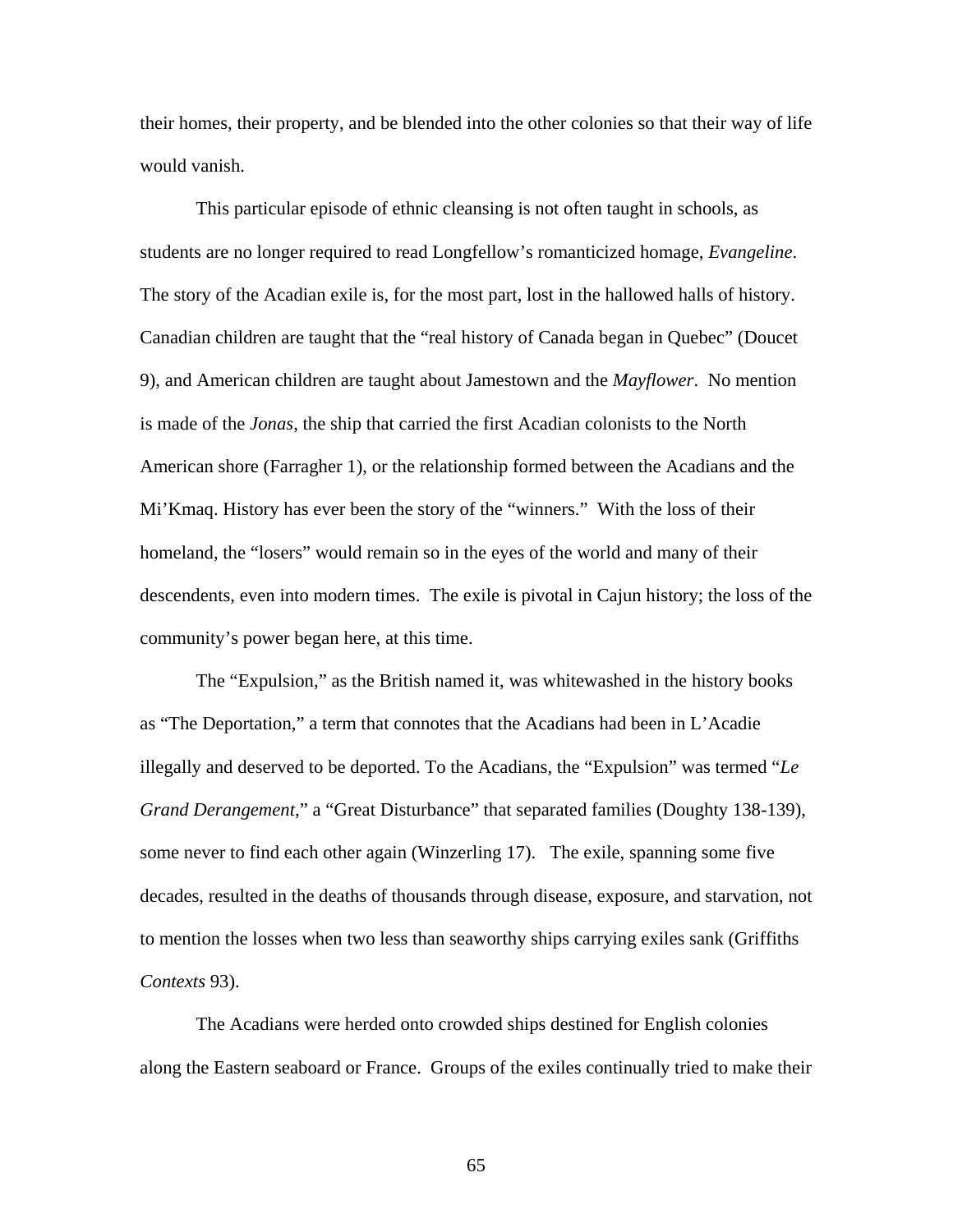their homes, their property, and be blended into the other colonies so that their way of life would vanish.

This particular episode of ethnic cleansing is not often taught in schools, as students are no longer required to read Longfellow's romanticized homage, *Evangeline*. The story of the Acadian exile is, for the most part, lost in the hallowed halls of history. Canadian children are taught that the "real history of Canada began in Quebec" (Doucet 9), and American children are taught about Jamestown and the *Mayflower*. No mention is made of the *Jonas*, the ship that carried the first Acadian colonists to the North American shore (Farragher 1), or the relationship formed between the Acadians and the Mi'Kmaq. History has ever been the story of the "winners." With the loss of their homeland, the "losers" would remain so in the eyes of the world and many of their descendents, even into modern times. The exile is pivotal in Cajun history; the loss of the community's power began here, at this time.

The "Expulsion," as the British named it, was whitewashed in the history books as "The Deportation," a term that connotes that the Acadians had been in L'Acadie illegally and deserved to be deported. To the Acadians, the "Expulsion" was termed "*Le Grand Derangement*," a "Great Disturbance" that separated families (Doughty 138-139), some never to find each other again (Winzerling 17). The exile, spanning some five decades, resulted in the deaths of thousands through disease, exposure, and starvation, not to mention the losses when two less than seaworthy ships carrying exiles sank (Griffiths *Contexts* 93).

The Acadians were herded onto crowded ships destined for English colonies along the Eastern seaboard or France. Groups of the exiles continually tried to make their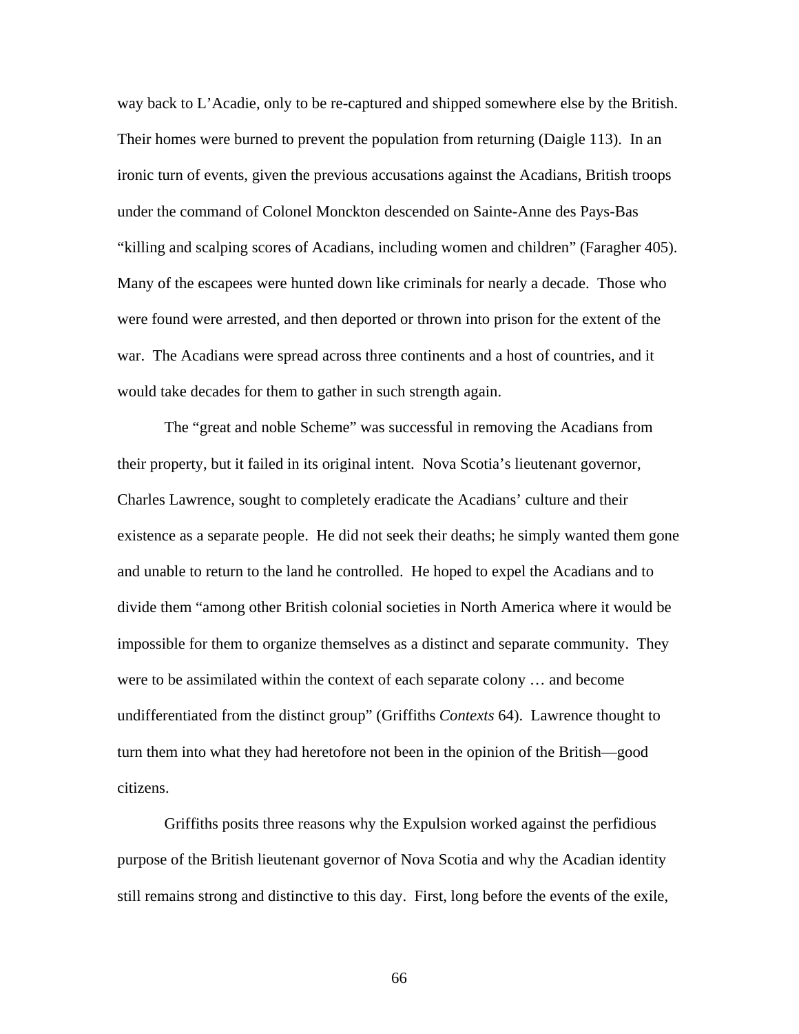way back to L'Acadie, only to be re-captured and shipped somewhere else by the British. Their homes were burned to prevent the population from returning (Daigle 113). In an ironic turn of events, given the previous accusations against the Acadians, British troops under the command of Colonel Monckton descended on Sainte-Anne des Pays-Bas "killing and scalping scores of Acadians, including women and children" (Faragher 405). Many of the escapees were hunted down like criminals for nearly a decade. Those who were found were arrested, and then deported or thrown into prison for the extent of the war. The Acadians were spread across three continents and a host of countries, and it would take decades for them to gather in such strength again.

The "great and noble Scheme" was successful in removing the Acadians from their property, but it failed in its original intent. Nova Scotia's lieutenant governor, Charles Lawrence, sought to completely eradicate the Acadians' culture and their existence as a separate people. He did not seek their deaths; he simply wanted them gone and unable to return to the land he controlled. He hoped to expel the Acadians and to divide them "among other British colonial societies in North America where it would be impossible for them to organize themselves as a distinct and separate community. They were to be assimilated within the context of each separate colony … and become undifferentiated from the distinct group" (Griffiths *Contexts* 64). Lawrence thought to turn them into what they had heretofore not been in the opinion of the British—good citizens.

Griffiths posits three reasons why the Expulsion worked against the perfidious purpose of the British lieutenant governor of Nova Scotia and why the Acadian identity still remains strong and distinctive to this day. First, long before the events of the exile,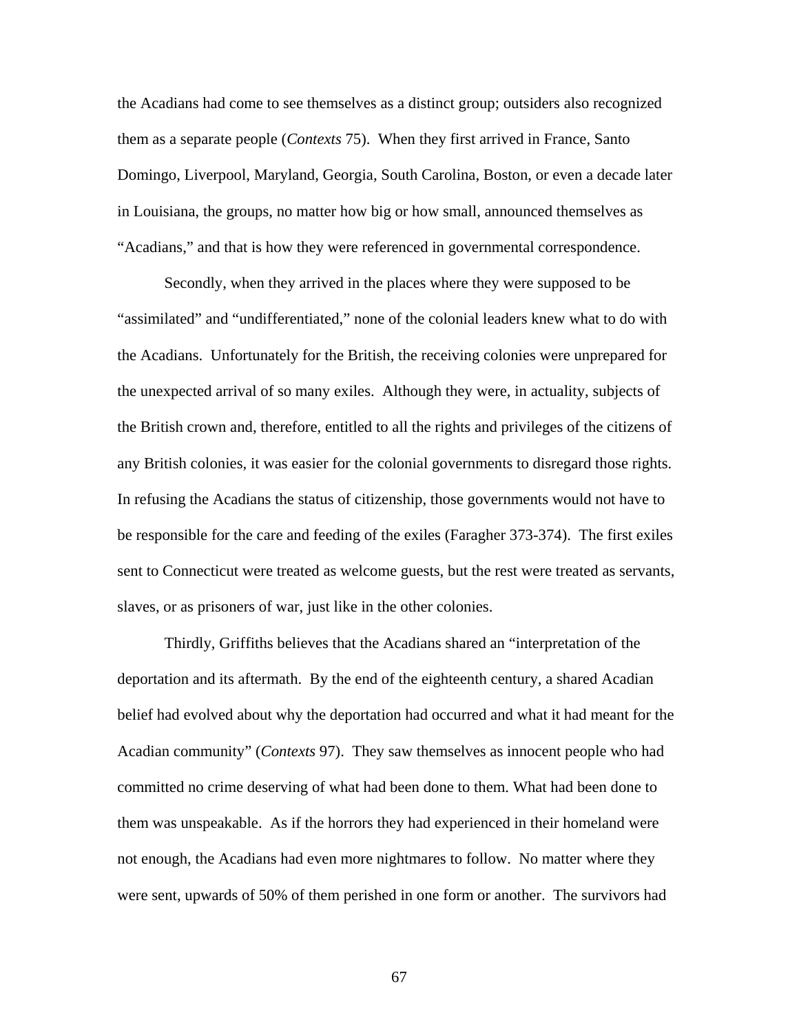the Acadians had come to see themselves as a distinct group; outsiders also recognized them as a separate people (*Contexts* 75). When they first arrived in France, Santo Domingo, Liverpool, Maryland, Georgia, South Carolina, Boston, or even a decade later in Louisiana, the groups, no matter how big or how small, announced themselves as "Acadians," and that is how they were referenced in governmental correspondence.

Secondly, when they arrived in the places where they were supposed to be "assimilated" and "undifferentiated," none of the colonial leaders knew what to do with the Acadians. Unfortunately for the British, the receiving colonies were unprepared for the unexpected arrival of so many exiles. Although they were, in actuality, subjects of the British crown and, therefore, entitled to all the rights and privileges of the citizens of any British colonies, it was easier for the colonial governments to disregard those rights. In refusing the Acadians the status of citizenship, those governments would not have to be responsible for the care and feeding of the exiles (Faragher 373-374). The first exiles sent to Connecticut were treated as welcome guests, but the rest were treated as servants, slaves, or as prisoners of war, just like in the other colonies.

Thirdly, Griffiths believes that the Acadians shared an "interpretation of the deportation and its aftermath. By the end of the eighteenth century, a shared Acadian belief had evolved about why the deportation had occurred and what it had meant for the Acadian community" (*Contexts* 97). They saw themselves as innocent people who had committed no crime deserving of what had been done to them. What had been done to them was unspeakable. As if the horrors they had experienced in their homeland were not enough, the Acadians had even more nightmares to follow. No matter where they were sent, upwards of 50% of them perished in one form or another. The survivors had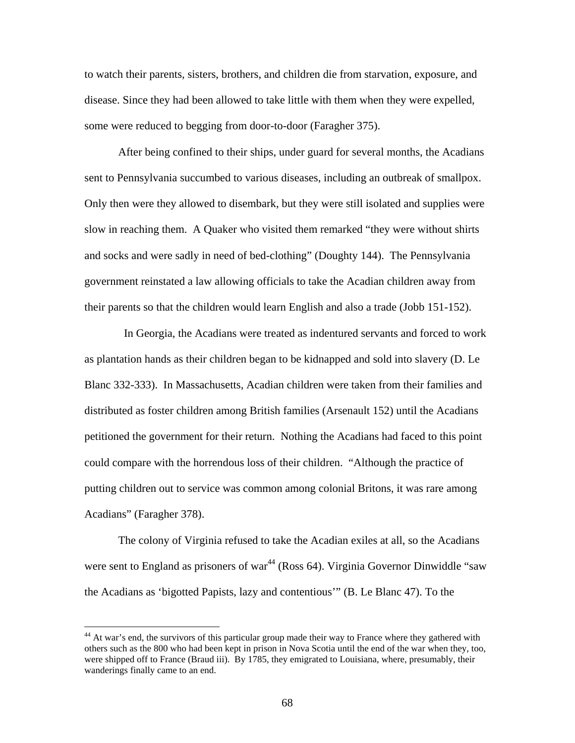to watch their parents, sisters, brothers, and children die from starvation, exposure, and disease. Since they had been allowed to take little with them when they were expelled, some were reduced to begging from door-to-door (Faragher 375).

After being confined to their ships, under guard for several months, the Acadians sent to Pennsylvania succumbed to various diseases, including an outbreak of smallpox. Only then were they allowed to disembark, but they were still isolated and supplies were slow in reaching them. A Quaker who visited them remarked "they were without shirts and socks and were sadly in need of bed-clothing" (Doughty 144). The Pennsylvania government reinstated a law allowing officials to take the Acadian children away from their parents so that the children would learn English and also a trade (Jobb 151-152).

In Georgia, the Acadians were treated as indentured servants and forced to work as plantation hands as their children began to be kidnapped and sold into slavery (D. Le Blanc 332-333). In Massachusetts, Acadian children were taken from their families and distributed as foster children among British families (Arsenault 152) until the Acadians petitioned the government for their return. Nothing the Acadians had faced to this point could compare with the horrendous loss of their children. "Although the practice of putting children out to service was common among colonial Britons, it was rare among Acadians" (Faragher 378).

The colony of Virginia refused to take the Acadian exiles at all, so the Acadians were sent to England as prisoners of war[44] (Ross 64). Virginia Governor Dinwiddle "saw the Acadians as 'bigotted Papists, lazy and contentious'" (B. Le Blanc 47). To the

[44] At war's end, the survivors of this particular group made their way to France where they gathered with others such as the 800 who had been kept in prison in Nova Scotia until the end of the war when they, too, were shipped off to France (Braud iii). By 1785, they emigrated to Louisiana, where, presumably, their wanderings finally came to an end.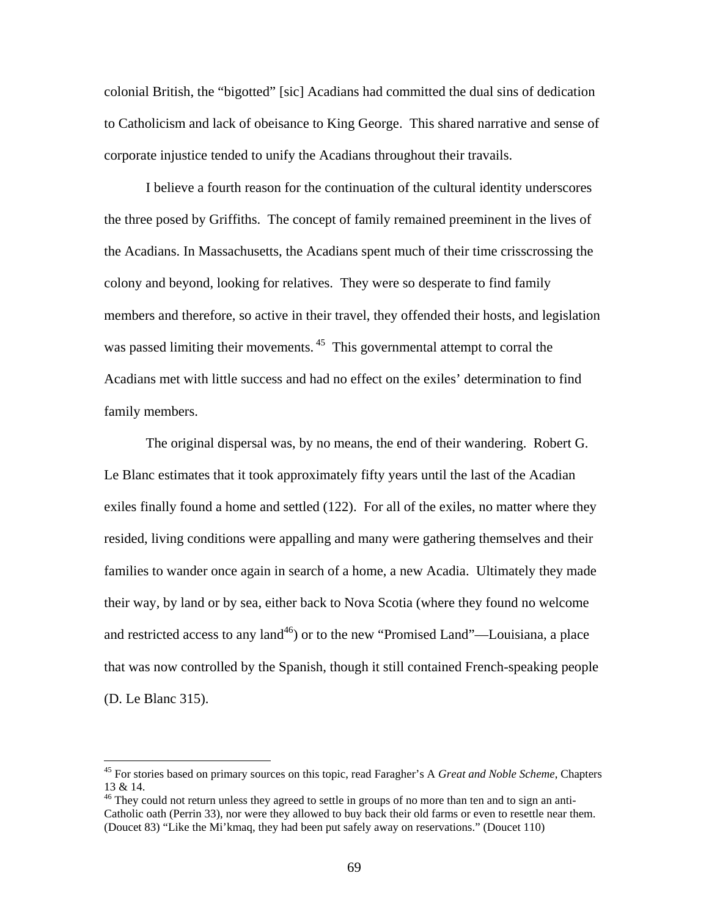colonial British, the "bigotted" [sic] Acadians had committed the dual sins of dedication to Catholicism and lack of obeisance to King George. This shared narrative and sense of corporate injustice tended to unify the Acadians throughout their travails.

I believe a fourth reason for the continuation of the cultural identity underscores the three posed by Griffiths. The concept of family remained preeminent in the lives of the Acadians. In Massachusetts, the Acadians spent much of their time crisscrossing the colony and beyond, looking for relatives. They were so desperate to find family members and therefore, so active in their travel, they offended their hosts, and legislation was passed limiting their movements.[45] This governmental attempt to corral the Acadians met with little success and had no effect on the exiles' determination to find family members.

The original dispersal was, by no means, the end of their wandering. Robert G. Le Blanc estimates that it took approximately fifty years until the last of the Acadian exiles finally found a home and settled (122). For all of the exiles, no matter where they resided, living conditions were appalling and many were gathering themselves and their families to wander once again in search of a home, a new Acadia. Ultimately they made their way, by land or by sea, either back to Nova Scotia (where they found no welcome and restricted access to any land[46]) or to the new "Promised Land"—Louisiana, a place that was now controlled by the Spanish, though it still contained French-speaking people (D. Le Blanc 315).

---

[45] For stories based on primary sources on this topic, read Faragher's A *Great and Noble Scheme*, Chapters 13 & 14.

[46] They could not return unless they agreed to settle in groups of no more than ten and to sign an anti-Catholic oath (Perrin 33), nor were they allowed to buy back their old farms or even to resettle near them. (Doucet 83) "Like the Mi'kmaq, they had been put safely away on reservations." (Doucet 110)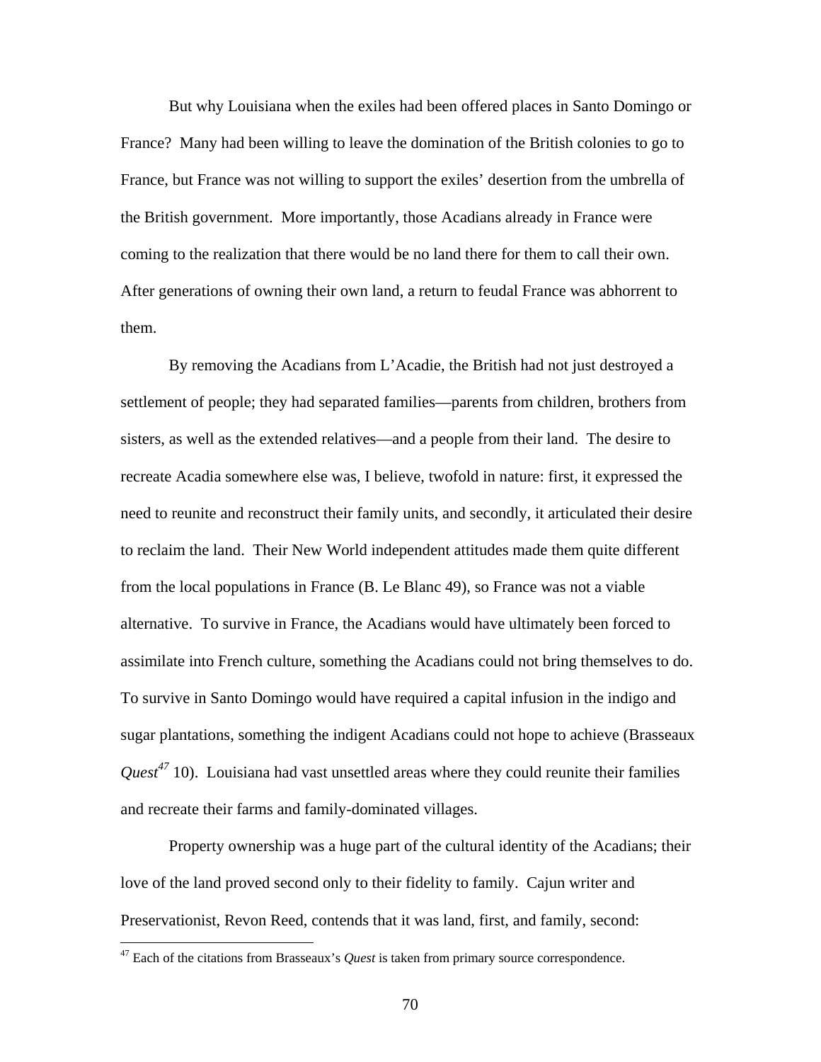But why Louisiana when the exiles had been offered places in Santo Domingo or France? Many had been willing to leave the domination of the British colonies to go to France, but France was not willing to support the exiles' desertion from the umbrella of the British government. More importantly, those Acadians already in France were coming to the realization that there would be no land there for them to call their own. After generations of owning their own land, a return to feudal France was abhorrent to them.

By removing the Acadians from L'Acadie, the British had not just destroyed a settlement of people; they had separated families—parents from children, brothers from sisters, as well as the extended relatives—and a people from their land. The desire to recreate Acadia somewhere else was, I believe, twofold in nature: first, it expressed the need to reunite and reconstruct their family units, and secondly, it articulated their desire to reclaim the land. Their New World independent attitudes made them quite different from the local populations in France (B. Le Blanc 49), so France was not a viable alternative. To survive in France, the Acadians would have ultimately been forced to assimilate into French culture, something the Acadians could not bring themselves to do. To survive in Santo Domingo would have required a capital infusion in the indigo and sugar plantations, something the indigent Acadians could not hope to achieve (Brasseaux *Quest*[47] 10). Louisiana had vast unsettled areas where they could reunite their families and recreate their farms and family-dominated villages.

Property ownership was a huge part of the cultural identity of the Acadians; their love of the land proved second only to their fidelity to family. Cajun writer and Preservationist, Revon Reed, contends that it was land, first, and family, second:

[47] Each of the citations from Brasseaux's *Quest* is taken from primary source correspondence.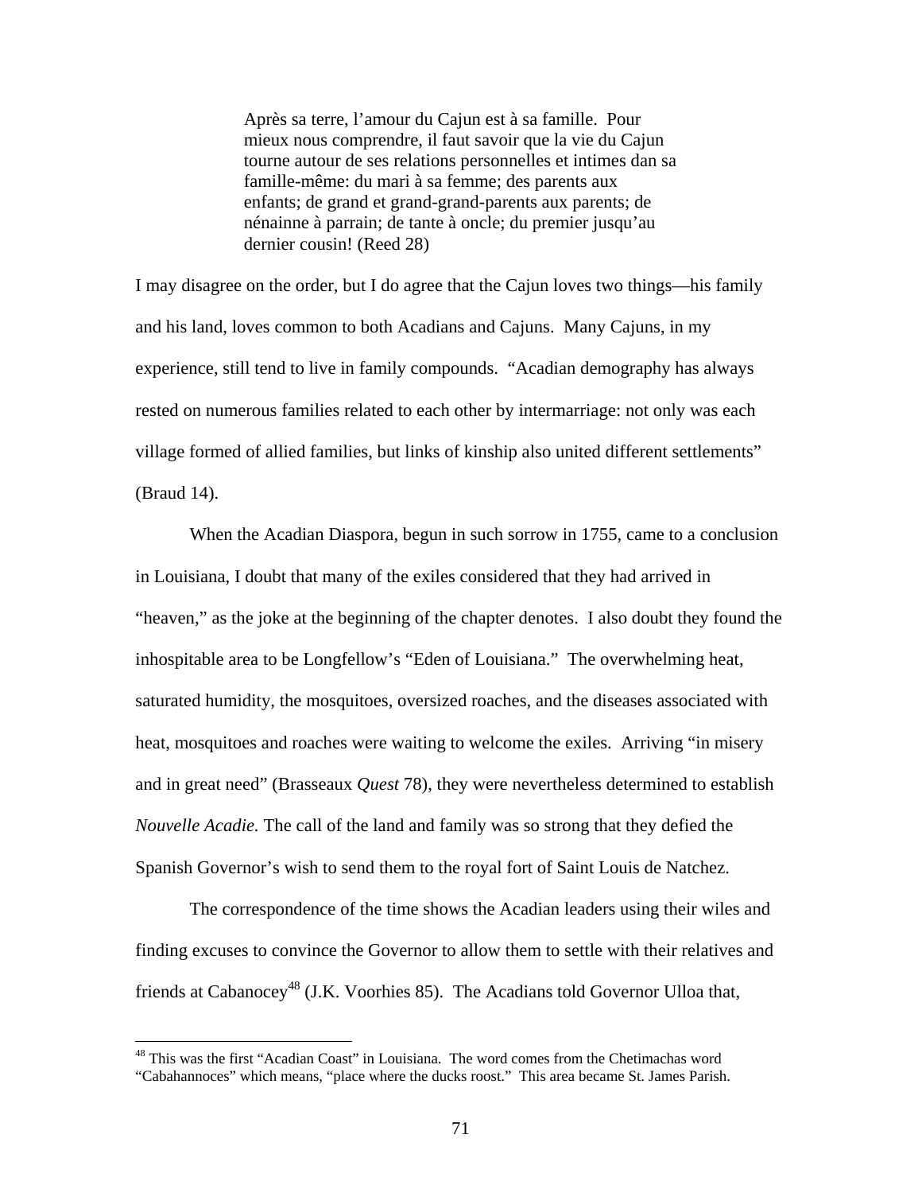> Après sa terre, l'amour du Cajun est à sa famille. Pour mieux nous comprendre, il faut savoir que la vie du Cajun tourne autour de ses relations personnelles et intimes dan sa famille-même: du mari à sa femme; des parents aux enfants; de grand et grand-grand-parents aux parents; de nénainne à parrain; de tante à oncle; du premier jusqu'au dernier cousin! (Reed 28)

I may disagree on the order, but I do agree that the Cajun loves two things—his family and his land, loves common to both Acadians and Cajuns. Many Cajuns, in my experience, still tend to live in family compounds. "Acadian demography has always rested on numerous families related to each other by intermarriage: not only was each village formed of allied families, but links of kinship also united different settlements" (Braud 14).

When the Acadian Diaspora, begun in such sorrow in 1755, came to a conclusion in Louisiana, I doubt that many of the exiles considered that they had arrived in "heaven," as the joke at the beginning of the chapter denotes. I also doubt they found the inhospitable area to be Longfellow's "Eden of Louisiana." The overwhelming heat, saturated humidity, the mosquitoes, oversized roaches, and the diseases associated with heat, mosquitoes and roaches were waiting to welcome the exiles. Arriving "in misery and in great need" (Brasseaux *Quest* 78), they were nevertheless determined to establish *Nouvelle Acadie.* The call of the land and family was so strong that they defied the Spanish Governor's wish to send them to the royal fort of Saint Louis de Natchez.

The correspondence of the time shows the Acadian leaders using their wiles and finding excuses to convince the Governor to allow them to settle with their relatives and friends at Cabanocey[48] (J.K. Voorhies 85). The Acadians told Governor Ulloa that,

---

[48] This was the first "Acadian Coast" in Louisiana. The word comes from the Chetimachas word "Cabahannoces" which means, "place where the ducks roost." This area became St. James Parish.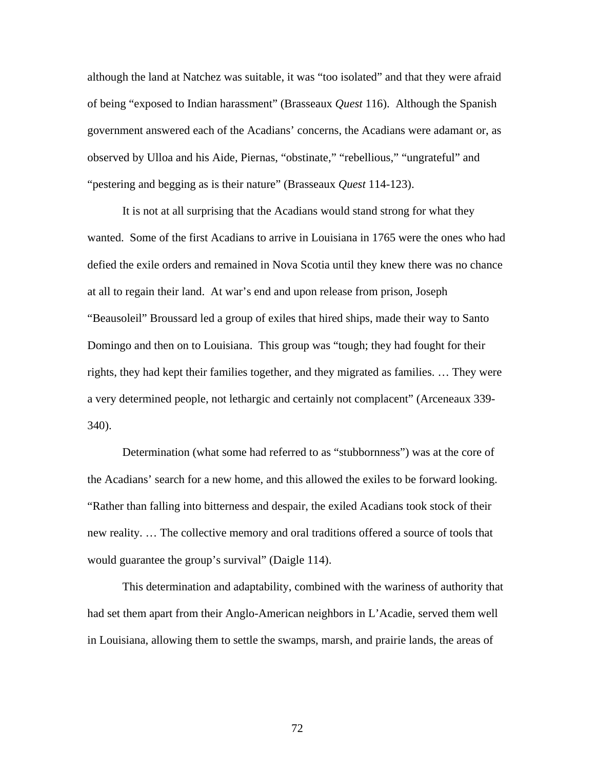although the land at Natchez was suitable, it was "too isolated" and that they were afraid of being "exposed to Indian harassment" (Brasseaux *Quest* 116). Although the Spanish government answered each of the Acadians' concerns, the Acadians were adamant or, as observed by Ulloa and his Aide, Piernas, "obstinate," "rebellious," "ungrateful" and "pestering and begging as is their nature" (Brasseaux *Quest* 114-123).

It is not at all surprising that the Acadians would stand strong for what they wanted. Some of the first Acadians to arrive in Louisiana in 1765 were the ones who had defied the exile orders and remained in Nova Scotia until they knew there was no chance at all to regain their land. At war's end and upon release from prison, Joseph "Beausoleil" Broussard led a group of exiles that hired ships, made their way to Santo Domingo and then on to Louisiana. This group was "tough; they had fought for their rights, they had kept their families together, and they migrated as families. … They were a very determined people, not lethargic and certainly not complacent" (Arceneaux 339-340).

Determination (what some had referred to as "stubbornness") was at the core of the Acadians' search for a new home, and this allowed the exiles to be forward looking. "Rather than falling into bitterness and despair, the exiled Acadians took stock of their new reality. … The collective memory and oral traditions offered a source of tools that would guarantee the group's survival" (Daigle 114).

This determination and adaptability, combined with the wariness of authority that had set them apart from their Anglo-American neighbors in L'Acadie, served them well in Louisiana, allowing them to settle the swamps, marsh, and prairie lands, the areas of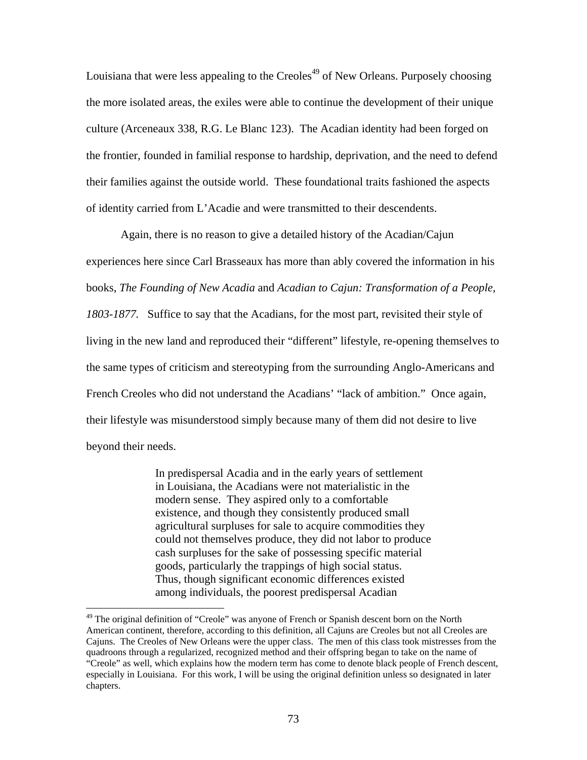Louisiana that were less appealing to the Creoles[49] of New Orleans. Purposely choosing the more isolated areas, the exiles were able to continue the development of their unique culture (Arceneaux 338, R.G. Le Blanc 123). The Acadian identity had been forged on the frontier, founded in familial response to hardship, deprivation, and the need to defend their families against the outside world. These foundational traits fashioned the aspects of identity carried from L'Acadie and were transmitted to their descendents.

Again, there is no reason to give a detailed history of the Acadian/Cajun experiences here since Carl Brasseaux has more than ably covered the information in his books, *The Founding of New Acadia* and *Acadian to Cajun: Transformation of a People, 1803-1877.* Suffice to say that the Acadians, for the most part, revisited their style of living in the new land and reproduced their "different" lifestyle, re-opening themselves to the same types of criticism and stereotyping from the surrounding Anglo-Americans and French Creoles who did not understand the Acadians' "lack of ambition." Once again, their lifestyle was misunderstood simply because many of them did not desire to live beyond their needs.

> In predispersal Acadia and in the early years of settlement in Louisiana, the Acadians were not materialistic in the modern sense. They aspired only to a comfortable existence, and though they consistently produced small agricultural surpluses for sale to acquire commodities they could not themselves produce, they did not labor to produce cash surpluses for the sake of possessing specific material goods, particularly the trappings of high social status. Thus, though significant economic differences existed among individuals, the poorest predispersal Acadian

[49] The original definition of "Creole" was anyone of French or Spanish descent born on the North American continent, therefore, according to this definition, all Cajuns are Creoles but not all Creoles are Cajuns. The Creoles of New Orleans were the upper class. The men of this class took mistresses from the quadroons through a regularized, recognized method and their offspring began to take on the name of "Creole" as well, which explains how the modern term has come to denote black people of French descent, especially in Louisiana. For this work, I will be using the original definition unless so designated in later chapters.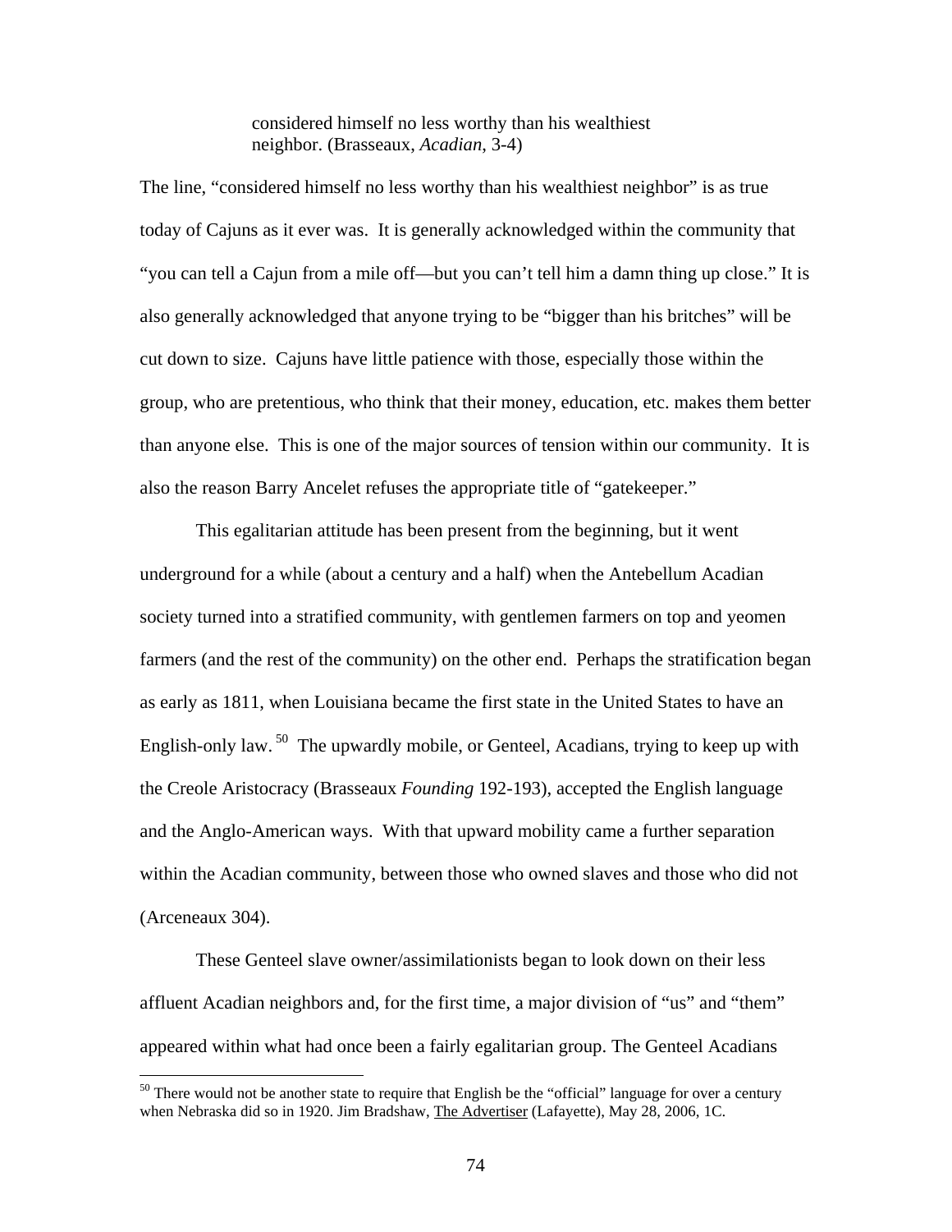> considered himself no less worthy than his wealthiest neighbor. (Brasseaux, *Acadian*, 3-4)

The line, "considered himself no less worthy than his wealthiest neighbor" is as true today of Cajuns as it ever was. It is generally acknowledged within the community that "you can tell a Cajun from a mile off—but you can't tell him a damn thing up close." It is also generally acknowledged that anyone trying to be "bigger than his britches" will be cut down to size. Cajuns have little patience with those, especially those within the group, who are pretentious, who think that their money, education, etc. makes them better than anyone else. This is one of the major sources of tension within our community. It is also the reason Barry Ancelet refuses the appropriate title of "gatekeeper."

This egalitarian attitude has been present from the beginning, but it went underground for a while (about a century and a half) when the Antebellum Acadian society turned into a stratified community, with gentlemen farmers on top and yeomen farmers (and the rest of the community) on the other end. Perhaps the stratification began as early as 1811, when Louisiana became the first state in the United States to have an English-only law.[50] The upwardly mobile, or Genteel, Acadians, trying to keep up with the Creole Aristocracy (Brasseaux *Founding* 192-193), accepted the English language and the Anglo-American ways. With that upward mobility came a further separation within the Acadian community, between those who owned slaves and those who did not (Arceneaux 304).

These Genteel slave owner/assimilationists began to look down on their less affluent Acadian neighbors and, for the first time, a major division of "us" and "them" appeared within what had once been a fairly egalitarian group. The Genteel Acadians

---

[50] There would not be another state to require that English be the "official" language for over a century when Nebraska did so in 1920. Jim Bradshaw, The Advertiser (Lafayette), May 28, 2006, 1C.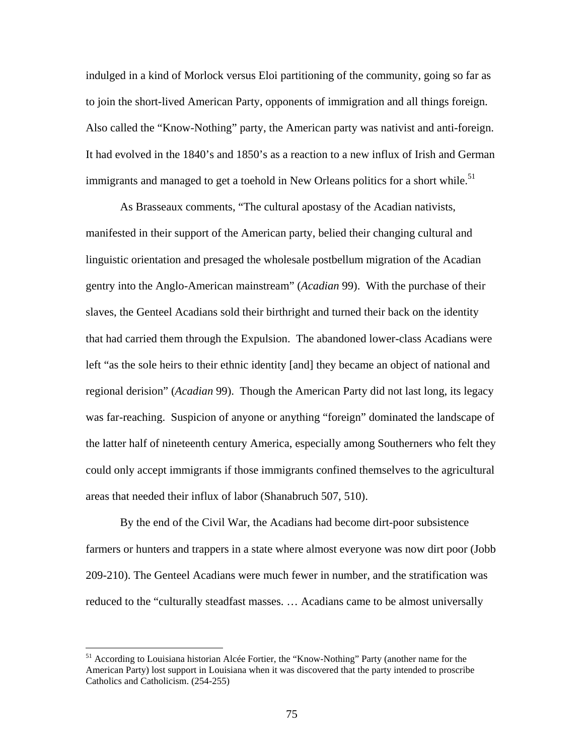indulged in a kind of Morlock versus Eloi partitioning of the community, going so far as to join the short-lived American Party, opponents of immigration and all things foreign. Also called the "Know-Nothing" party, the American party was nativist and anti-foreign. It had evolved in the 1840's and 1850's as a reaction to a new influx of Irish and German immigrants and managed to get a toehold in New Orleans politics for a short while.[51]

As Brasseaux comments, "The cultural apostasy of the Acadian nativists, manifested in their support of the American party, belied their changing cultural and linguistic orientation and presaged the wholesale postbellum migration of the Acadian gentry into the Anglo-American mainstream" (*Acadian* 99). With the purchase of their slaves, the Genteel Acadians sold their birthright and turned their back on the identity that had carried them through the Expulsion. The abandoned lower-class Acadians were left "as the sole heirs to their ethnic identity [and] they became an object of national and regional derision" (*Acadian* 99). Though the American Party did not last long, its legacy was far-reaching. Suspicion of anyone or anything "foreign" dominated the landscape of the latter half of nineteenth century America, especially among Southerners who felt they could only accept immigrants if those immigrants confined themselves to the agricultural areas that needed their influx of labor (Shanabruch 507, 510).

By the end of the Civil War, the Acadians had become dirt-poor subsistence farmers or hunters and trappers in a state where almost everyone was now dirt poor (Jobb 209-210). The Genteel Acadians were much fewer in number, and the stratification was reduced to the "culturally steadfast masses. … Acadians came to be almost universally

---

[51] According to Louisiana historian Alcée Fortier, the "Know-Nothing" Party (another name for the American Party) lost support in Louisiana when it was discovered that the party intended to proscribe Catholics and Catholicism. (254-255)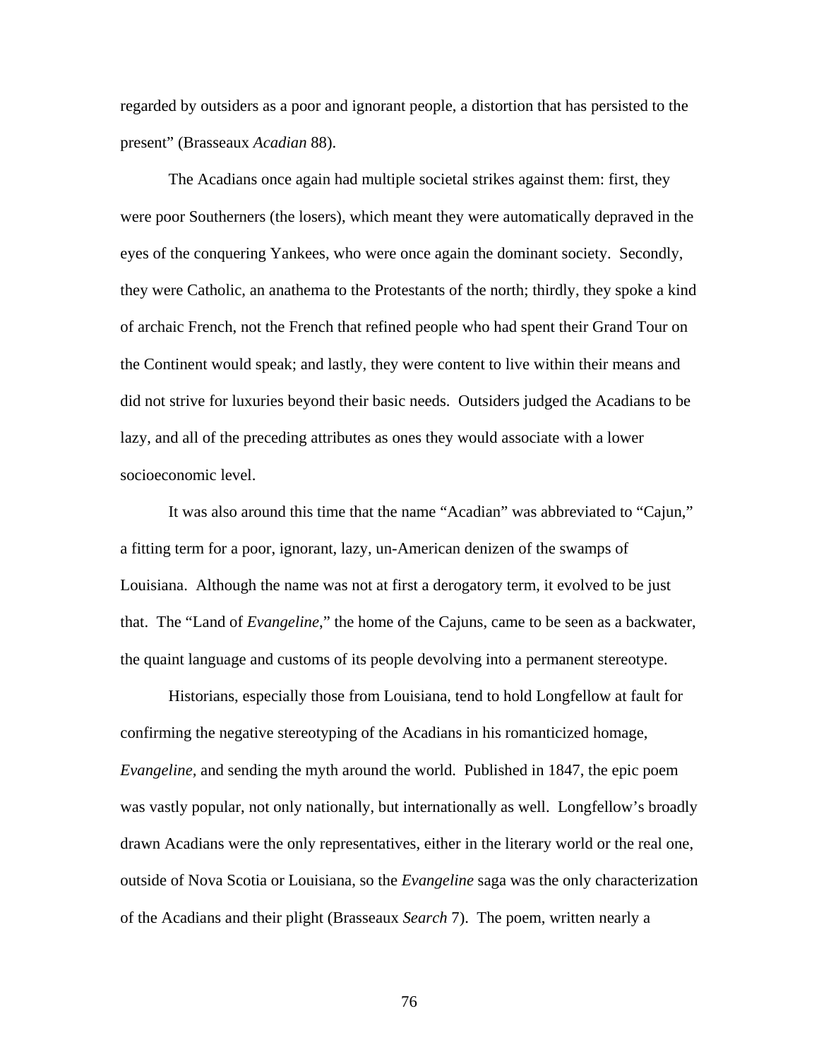regarded by outsiders as a poor and ignorant people, a distortion that has persisted to the present" (Brasseaux *Acadian* 88).

The Acadians once again had multiple societal strikes against them: first, they were poor Southerners (the losers), which meant they were automatically depraved in the eyes of the conquering Yankees, who were once again the dominant society. Secondly, they were Catholic, an anathema to the Protestants of the north; thirdly, they spoke a kind of archaic French, not the French that refined people who had spent their Grand Tour on the Continent would speak; and lastly, they were content to live within their means and did not strive for luxuries beyond their basic needs. Outsiders judged the Acadians to be lazy, and all of the preceding attributes as ones they would associate with a lower socioeconomic level.

It was also around this time that the name "Acadian" was abbreviated to "Cajun," a fitting term for a poor, ignorant, lazy, un-American denizen of the swamps of Louisiana. Although the name was not at first a derogatory term, it evolved to be just that. The "Land of *Evangeline*," the home of the Cajuns, came to be seen as a backwater, the quaint language and customs of its people devolving into a permanent stereotype.

Historians, especially those from Louisiana, tend to hold Longfellow at fault for confirming the negative stereotyping of the Acadians in his romanticized homage, *Evangeline,* and sending the myth around the world. Published in 1847, the epic poem was vastly popular, not only nationally, but internationally as well. Longfellow's broadly drawn Acadians were the only representatives, either in the literary world or the real one, outside of Nova Scotia or Louisiana, so the *Evangeline* saga was the only characterization of the Acadians and their plight (Brasseaux *Search* 7). The poem, written nearly a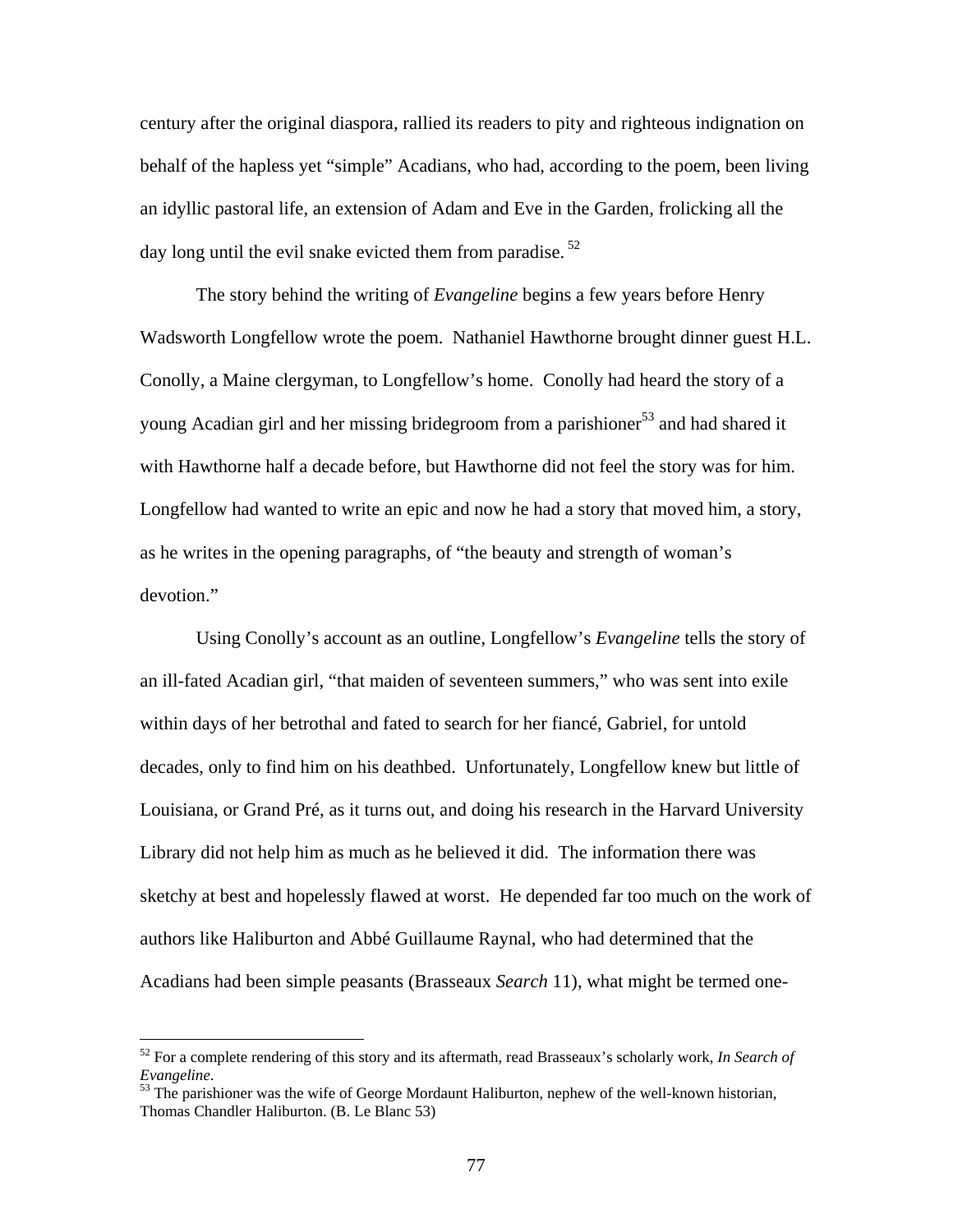century after the original diaspora, rallied its readers to pity and righteous indignation on behalf of the hapless yet "simple" Acadians, who had, according to the poem, been living an idyllic pastoral life, an extension of Adam and Eve in the Garden, frolicking all the day long until the evil snake evicted them from paradise.[52]

The story behind the writing of *Evangeline* begins a few years before Henry Wadsworth Longfellow wrote the poem. Nathaniel Hawthorne brought dinner guest H.L. Conolly, a Maine clergyman, to Longfellow's home. Conolly had heard the story of a young Acadian girl and her missing bridegroom from a parishioner[53] and had shared it with Hawthorne half a decade before, but Hawthorne did not feel the story was for him. Longfellow had wanted to write an epic and now he had a story that moved him, a story, as he writes in the opening paragraphs, of "the beauty and strength of woman's devotion."

Using Conolly's account as an outline, Longfellow's *Evangeline* tells the story of an ill-fated Acadian girl, "that maiden of seventeen summers," who was sent into exile within days of her betrothal and fated to search for her fiancé, Gabriel, for untold decades, only to find him on his deathbed. Unfortunately, Longfellow knew but little of Louisiana, or Grand Pré, as it turns out, and doing his research in the Harvard University Library did not help him as much as he believed it did. The information there was sketchy at best and hopelessly flawed at worst. He depended far too much on the work of authors like Haliburton and Abbé Guillaume Raynal, who had determined that the Acadians had been simple peasants (Brasseaux *Search* 11), what might be termed one-

---

[52] For a complete rendering of this story and its aftermath, read Brasseaux's scholarly work, *In Search of Evangeline*.

[53] The parishioner was the wife of George Mordaunt Haliburton, nephew of the well-known historian, Thomas Chandler Haliburton. (B. Le Blanc 53)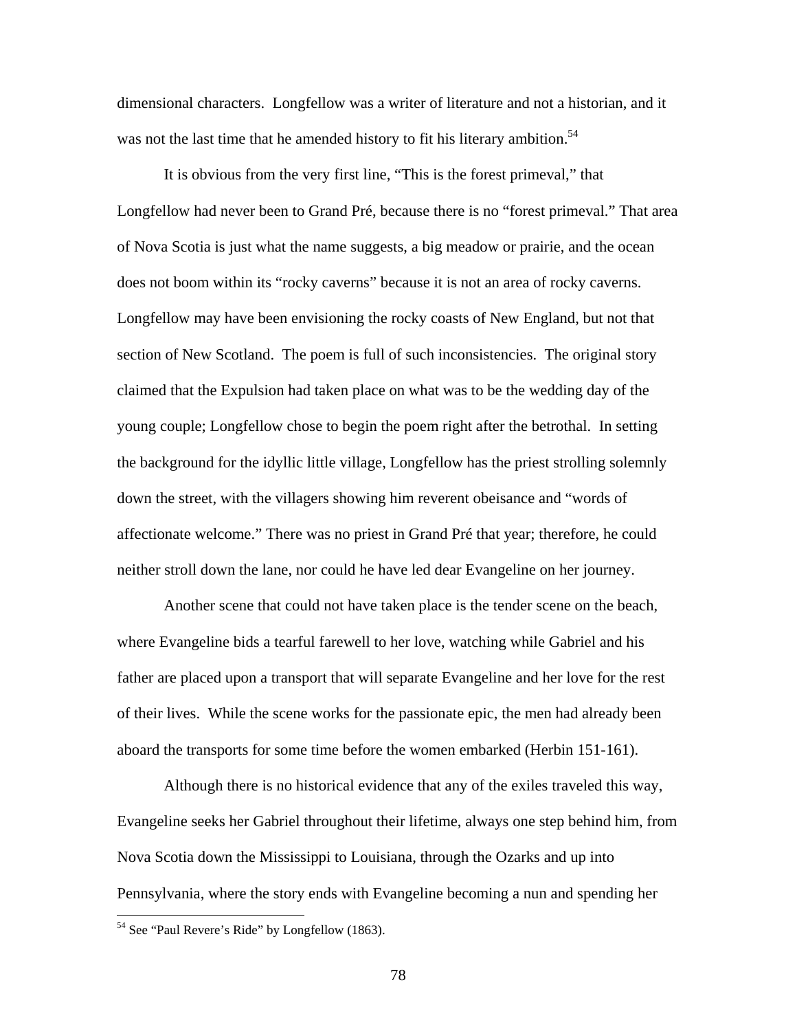dimensional characters. Longfellow was a writer of literature and not a historian, and it was not the last time that he amended history to fit his literary ambition.[54]

It is obvious from the very first line, “This is the forest primeval,” that Longfellow had never been to Grand Pré, because there is no “forest primeval.” That area of Nova Scotia is just what the name suggests, a big meadow or prairie, and the ocean does not boom within its “rocky caverns” because it is not an area of rocky caverns. Longfellow may have been envisioning the rocky coasts of New England, but not that section of New Scotland. The poem is full of such inconsistencies. The original story claimed that the Expulsion had taken place on what was to be the wedding day of the young couple; Longfellow chose to begin the poem right after the betrothal. In setting the background for the idyllic little village, Longfellow has the priest strolling solemnly down the street, with the villagers showing him reverent obeisance and “words of affectionate welcome.” There was no priest in Grand Pré that year; therefore, he could neither stroll down the lane, nor could he have led dear Evangeline on her journey.

Another scene that could not have taken place is the tender scene on the beach, where Evangeline bids a tearful farewell to her love, watching while Gabriel and his father are placed upon a transport that will separate Evangeline and her love for the rest of their lives. While the scene works for the passionate epic, the men had already been aboard the transports for some time before the women embarked (Herbin 151-161).

Although there is no historical evidence that any of the exiles traveled this way, Evangeline seeks her Gabriel throughout their lifetime, always one step behind him, from Nova Scotia down the Mississippi to Louisiana, through the Ozarks and up into Pennsylvania, where the story ends with Evangeline becoming a nun and spending her

[54] See “Paul Revere’s Ride” by Longfellow (1863).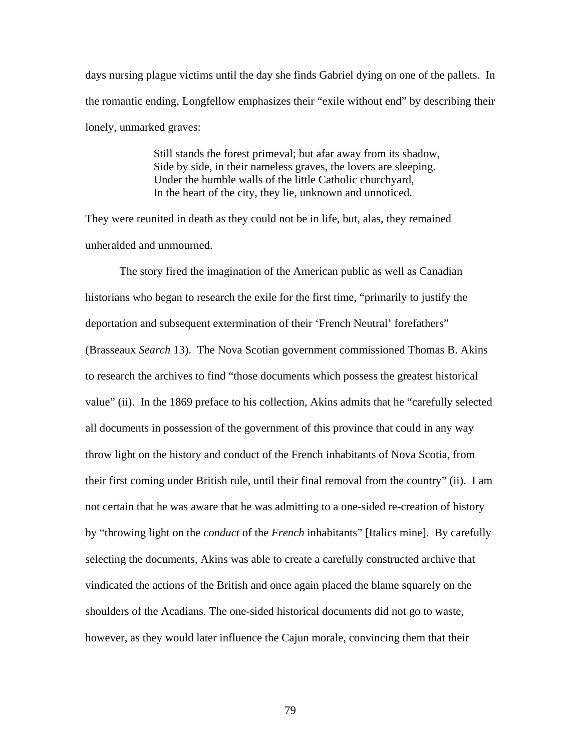days nursing plague victims until the day she finds Gabriel dying on one of the pallets. In the romantic ending, Longfellow emphasizes their "exile without end" by describing their lonely, unmarked graves:

> Still stands the forest primeval; but afar away from its shadow,
> Side by side, in their nameless graves, the lovers are sleeping.
> Under the humble walls of the little Catholic churchyard,
> In the heart of the city, they lie, unknown and unnoticed.

They were reunited in death as they could not be in life, but, alas, they remained unheralded and unmourned.

The story fired the imagination of the American public as well as Canadian historians who began to research the exile for the first time, "primarily to justify the deportation and subsequent extermination of their 'French Neutral' forefathers" (Brasseaux *Search* 13). The Nova Scotian government commissioned Thomas B. Akins to research the archives to find "those documents which possess the greatest historical value" (ii). In the 1869 preface to his collection, Akins admits that he "carefully selected all documents in possession of the government of this province that could in any way throw light on the history and conduct of the French inhabitants of Nova Scotia, from their first coming under British rule, until their final removal from the country" (ii). I am not certain that he was aware that he was admitting to a one-sided re-creation of history by "throwing light on the *conduct* of the *French* inhabitants" [Italics mine]. By carefully selecting the documents, Akins was able to create a carefully constructed archive that vindicated the actions of the British and once again placed the blame squarely on the shoulders of the Acadians. The one-sided historical documents did not go to waste, however, as they would later influence the Cajun morale, convincing them that their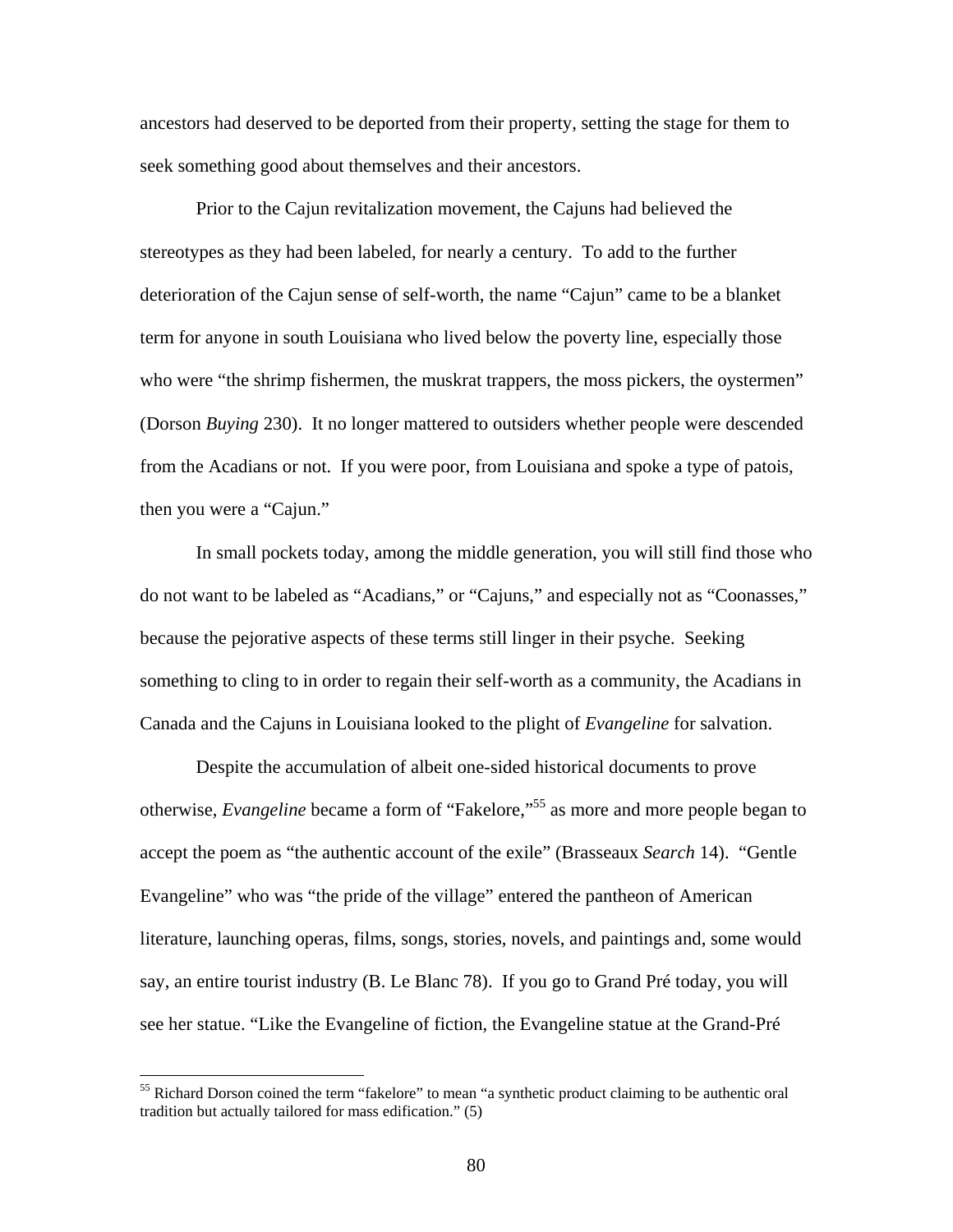ancestors had deserved to be deported from their property, setting the stage for them to seek something good about themselves and their ancestors.

Prior to the Cajun revitalization movement, the Cajuns had believed the stereotypes as they had been labeled, for nearly a century. To add to the further deterioration of the Cajun sense of self-worth, the name "Cajun" came to be a blanket term for anyone in south Louisiana who lived below the poverty line, especially those who were "the shrimp fishermen, the muskrat trappers, the moss pickers, the oystermen" (Dorson *Buying* 230). It no longer mattered to outsiders whether people were descended from the Acadians or not. If you were poor, from Louisiana and spoke a type of patois, then you were a "Cajun."

In small pockets today, among the middle generation, you will still find those who do not want to be labeled as "Acadians," or "Cajuns," and especially not as "Coonasses," because the pejorative aspects of these terms still linger in their psyche. Seeking something to cling to in order to regain their self-worth as a community, the Acadians in Canada and the Cajuns in Louisiana looked to the plight of *Evangeline* for salvation.

Despite the accumulation of albeit one-sided historical documents to prove otherwise, *Evangeline* became a form of "Fakelore,"[55] as more and more people began to accept the poem as "the authentic account of the exile" (Brasseaux *Search* 14). "Gentle Evangeline" who was "the pride of the village" entered the pantheon of American literature, launching operas, films, songs, stories, novels, and paintings and, some would say, an entire tourist industry (B. Le Blanc 78). If you go to Grand Pré today, you will see her statue. "Like the Evangeline of fiction, the Evangeline statue at the Grand-Pré

---

[55] Richard Dorson coined the term "fakelore" to mean "a synthetic product claiming to be authentic oral tradition but actually tailored for mass edification." (5)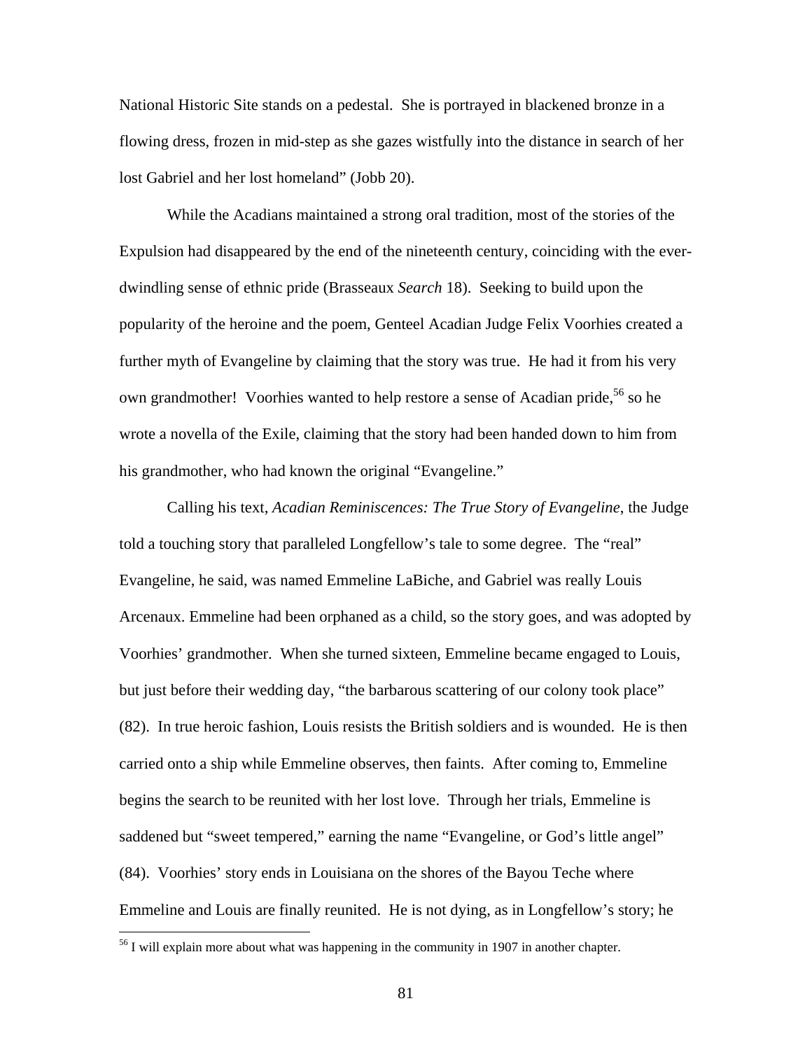National Historic Site stands on a pedestal. She is portrayed in blackened bronze in a flowing dress, frozen in mid-step as she gazes wistfully into the distance in search of her lost Gabriel and her lost homeland" (Jobb 20).

While the Acadians maintained a strong oral tradition, most of the stories of the Expulsion had disappeared by the end of the nineteenth century, coinciding with the ever-dwindling sense of ethnic pride (Brasseaux *Search* 18). Seeking to build upon the popularity of the heroine and the poem, Genteel Acadian Judge Felix Voorhies created a further myth of Evangeline by claiming that the story was true. He had it from his very own grandmother! Voorhies wanted to help restore a sense of Acadian pride,[56] so he wrote a novella of the Exile, claiming that the story had been handed down to him from his grandmother, who had known the original "Evangeline."

Calling his text, *Acadian Reminiscences: The True Story of Evangeline*, the Judge told a touching story that paralleled Longfellow's tale to some degree. The "real" Evangeline, he said, was named Emmeline LaBiche, and Gabriel was really Louis Arcenaux. Emmeline had been orphaned as a child, so the story goes, and was adopted by Voorhies' grandmother. When she turned sixteen, Emmeline became engaged to Louis, but just before their wedding day, "the barbarous scattering of our colony took place" (82). In true heroic fashion, Louis resists the British soldiers and is wounded. He is then carried onto a ship while Emmeline observes, then faints. After coming to, Emmeline begins the search to be reunited with her lost love. Through her trials, Emmeline is saddened but "sweet tempered," earning the name "Evangeline, or God's little angel" (84). Voorhies' story ends in Louisiana on the shores of the Bayou Teche where Emmeline and Louis are finally reunited. He is not dying, as in Longfellow's story; he

[56] I will explain more about what was happening in the community in 1907 in another chapter.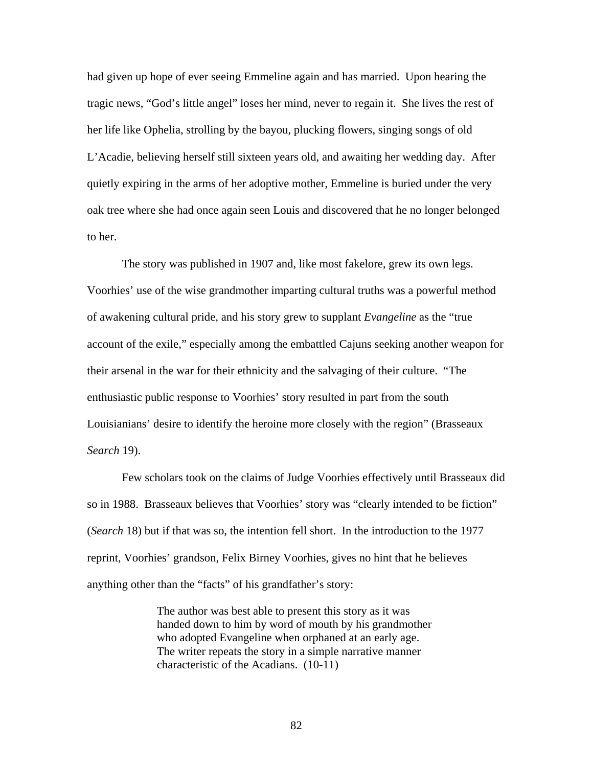had given up hope of ever seeing Emmeline again and has married. Upon hearing the tragic news, "God's little angel" loses her mind, never to regain it. She lives the rest of her life like Ophelia, strolling by the bayou, plucking flowers, singing songs of old L'Acadie, believing herself still sixteen years old, and awaiting her wedding day. After quietly expiring in the arms of her adoptive mother, Emmeline is buried under the very oak tree where she had once again seen Louis and discovered that he no longer belonged to her.

The story was published in 1907 and, like most fakelore, grew its own legs. Voorhies' use of the wise grandmother imparting cultural truths was a powerful method of awakening cultural pride, and his story grew to supplant *Evangeline* as the "true account of the exile," especially among the embattled Cajuns seeking another weapon for their arsenal in the war for their ethnicity and the salvaging of their culture. "The enthusiastic public response to Voorhies' story resulted in part from the south Louisianians' desire to identify the heroine more closely with the region" (Brasseaux *Search* 19).

Few scholars took on the claims of Judge Voorhies effectively until Brasseaux did so in 1988. Brasseaux believes that Voorhies' story was "clearly intended to be fiction" (*Search* 18) but if that was so, the intention fell short. In the introduction to the 1977 reprint, Voorhies' grandson, Felix Birney Voorhies, gives no hint that he believes anything other than the "facts" of his grandfather's story:

> The author was best able to present this story as it was handed down to him by word of mouth by his grandmother who adopted Evangeline when orphaned at an early age. The writer repeats the story in a simple narrative manner characteristic of the Acadians. (10-11)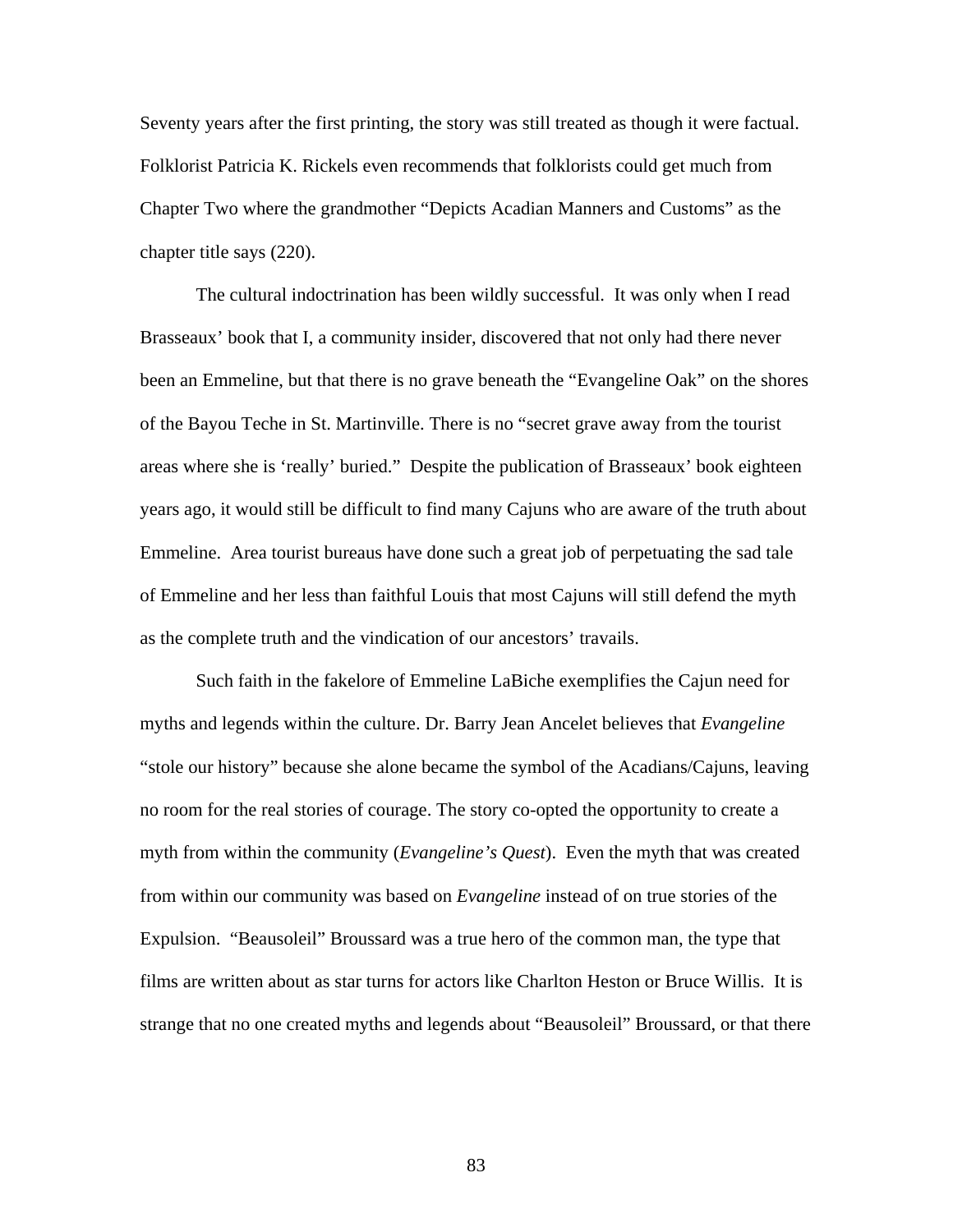Seventy years after the first printing, the story was still treated as though it were factual. Folklorist Patricia K. Rickels even recommends that folklorists could get much from Chapter Two where the grandmother "Depicts Acadian Manners and Customs" as the chapter title says (220).

The cultural indoctrination has been wildly successful. It was only when I read Brasseaux' book that I, a community insider, discovered that not only had there never been an Emmeline, but that there is no grave beneath the "Evangeline Oak" on the shores of the Bayou Teche in St. Martinville. There is no "secret grave away from the tourist areas where she is 'really' buried." Despite the publication of Brasseaux' book eighteen years ago, it would still be difficult to find many Cajuns who are aware of the truth about Emmeline. Area tourist bureaus have done such a great job of perpetuating the sad tale of Emmeline and her less than faithful Louis that most Cajuns will still defend the myth as the complete truth and the vindication of our ancestors' travails.

Such faith in the fakelore of Emmeline LaBiche exemplifies the Cajun need for myths and legends within the culture. Dr. Barry Jean Ancelet believes that *Evangeline* "stole our history" because she alone became the symbol of the Acadians/Cajuns, leaving no room for the real stories of courage. The story co-opted the opportunity to create a myth from within the community (*Evangeline's Quest*). Even the myth that was created from within our community was based on *Evangeline* instead of on true stories of the Expulsion. "Beausoleil" Broussard was a true hero of the common man, the type that films are written about as star turns for actors like Charlton Heston or Bruce Willis. It is strange that no one created myths and legends about "Beausoleil" Broussard, or that there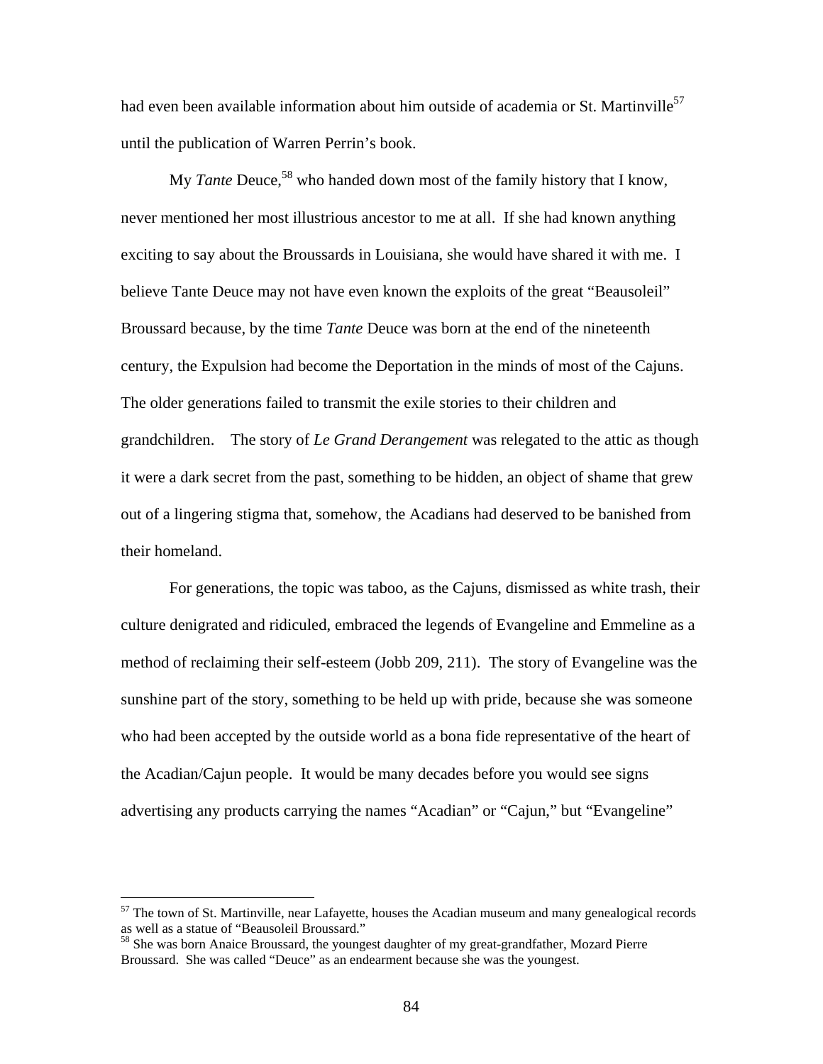had even been available information about him outside of academia or St. Martinville[57] until the publication of Warren Perrin's book.

My *Tante* Deuce,[58] who handed down most of the family history that I know, never mentioned her most illustrious ancestor to me at all. If she had known anything exciting to say about the Broussards in Louisiana, she would have shared it with me. I believe Tante Deuce may not have even known the exploits of the great "Beausoleil" Broussard because, by the time *Tante* Deuce was born at the end of the nineteenth century, the Expulsion had become the Deportation in the minds of most of the Cajuns. The older generations failed to transmit the exile stories to their children and grandchildren. The story of *Le Grand Derangement* was relegated to the attic as though it were a dark secret from the past, something to be hidden, an object of shame that grew out of a lingering stigma that, somehow, the Acadians had deserved to be banished from their homeland.

For generations, the topic was taboo, as the Cajuns, dismissed as white trash, their culture denigrated and ridiculed, embraced the legends of Evangeline and Emmeline as a method of reclaiming their self-esteem (Jobb 209, 211). The story of Evangeline was the sunshine part of the story, something to be held up with pride, because she was someone who had been accepted by the outside world as a bona fide representative of the heart of the Acadian/Cajun people. It would be many decades before you would see signs advertising any products carrying the names "Acadian" or "Cajun," but "Evangeline"

---

[57] The town of St. Martinville, near Lafayette, houses the Acadian museum and many genealogical records as well as a statue of "Beausoleil Broussard."

[58] She was born Anaice Broussard, the youngest daughter of my great-grandfather, Mozard Pierre Broussard. She was called "Deuce" as an endearment because she was the youngest.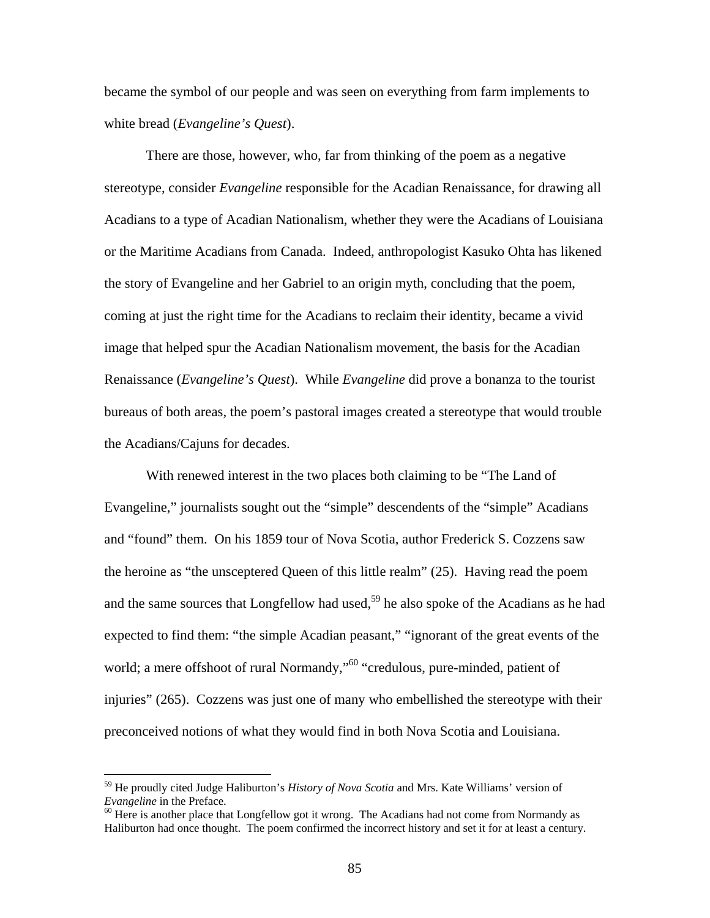became the symbol of our people and was seen on everything from farm implements to white bread (*Evangeline's Quest*).

There are those, however, who, far from thinking of the poem as a negative stereotype, consider *Evangeline* responsible for the Acadian Renaissance, for drawing all Acadians to a type of Acadian Nationalism, whether they were the Acadians of Louisiana or the Maritime Acadians from Canada. Indeed, anthropologist Kasuko Ohta has likened the story of Evangeline and her Gabriel to an origin myth, concluding that the poem, coming at just the right time for the Acadians to reclaim their identity, became a vivid image that helped spur the Acadian Nationalism movement, the basis for the Acadian Renaissance (*Evangeline's Quest*). While *Evangeline* did prove a bonanza to the tourist bureaus of both areas, the poem's pastoral images created a stereotype that would trouble the Acadians/Cajuns for decades.

With renewed interest in the two places both claiming to be "The Land of Evangeline," journalists sought out the "simple" descendents of the "simple" Acadians and "found" them. On his 1859 tour of Nova Scotia, author Frederick S. Cozzens saw the heroine as "the unsceptered Queen of this little realm" (25). Having read the poem and the same sources that Longfellow had used,[59] he also spoke of the Acadians as he had expected to find them: "the simple Acadian peasant," "ignorant of the great events of the world; a mere offshoot of rural Normandy,"[60] "credulous, pure-minded, patient of injuries" (265). Cozzens was just one of many who embellished the stereotype with their preconceived notions of what they would find in both Nova Scotia and Louisiana.

---

[59] He proudly cited Judge Haliburton's *History of Nova Scotia* and Mrs. Kate Williams' version of *Evangeline* in the Preface.

[60] Here is another place that Longfellow got it wrong. The Acadians had not come from Normandy as Haliburton had once thought. The poem confirmed the incorrect history and set it for at least a century.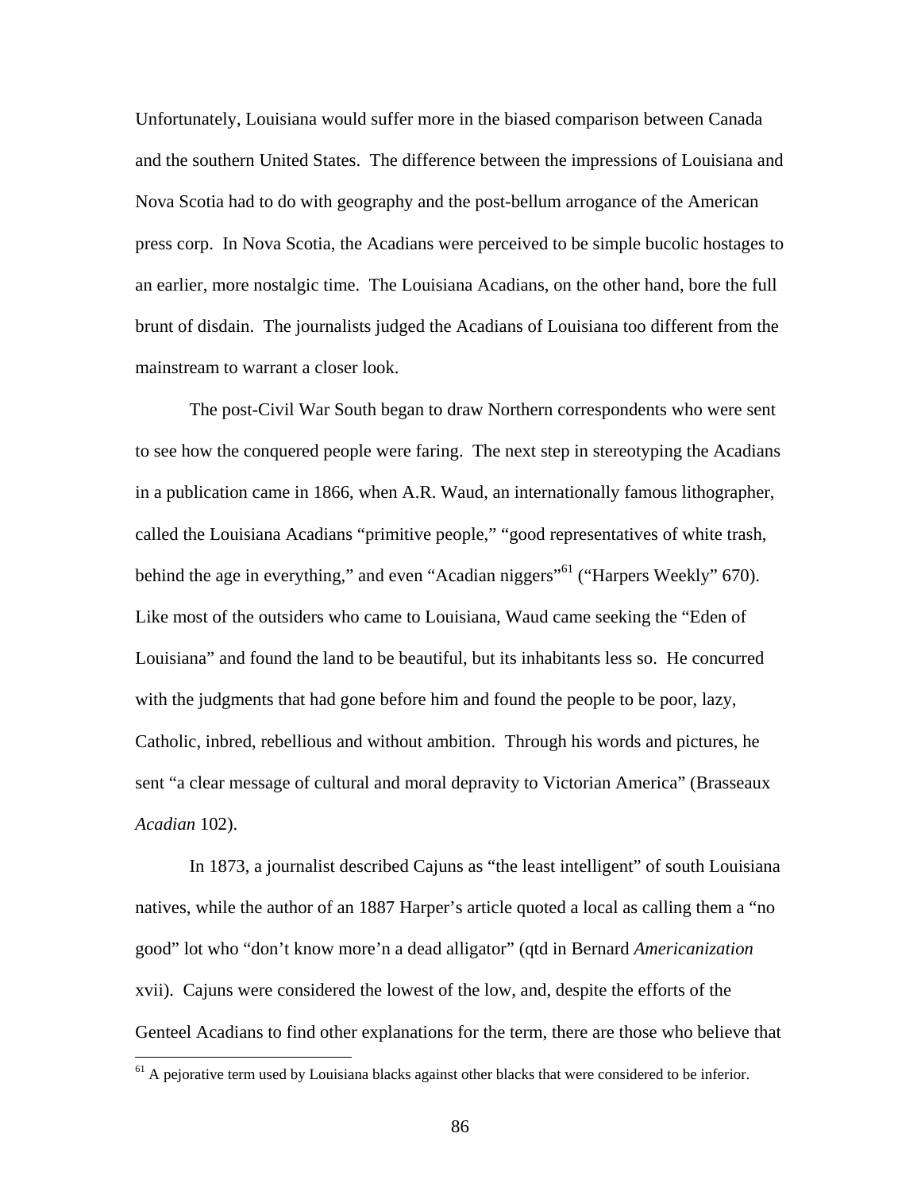Unfortunately, Louisiana would suffer more in the biased comparison between Canada and the southern United States. The difference between the impressions of Louisiana and Nova Scotia had to do with geography and the post-bellum arrogance of the American press corp. In Nova Scotia, the Acadians were perceived to be simple bucolic hostages to an earlier, more nostalgic time. The Louisiana Acadians, on the other hand, bore the full brunt of disdain. The journalists judged the Acadians of Louisiana too different from the mainstream to warrant a closer look.

The post-Civil War South began to draw Northern correspondents who were sent to see how the conquered people were faring. The next step in stereotyping the Acadians in a publication came in 1866, when A.R. Waud, an internationally famous lithographer, called the Louisiana Acadians "primitive people," "good representatives of white trash, behind the age in everything," and even "Acadian niggers"[61] ("Harpers Weekly" 670). Like most of the outsiders who came to Louisiana, Waud came seeking the "Eden of Louisiana" and found the land to be beautiful, but its inhabitants less so. He concurred with the judgments that had gone before him and found the people to be poor, lazy, Catholic, inbred, rebellious and without ambition. Through his words and pictures, he sent "a clear message of cultural and moral depravity to Victorian America" (Brasseaux *Acadian* 102).

In 1873, a journalist described Cajuns as "the least intelligent" of south Louisiana natives, while the author of an 1887 Harper's article quoted a local as calling them a "no good" lot who "don't know more'n a dead alligator" (qtd in Bernard *Americanization* xvii). Cajuns were considered the lowest of the low, and, despite the efforts of the Genteel Acadians to find other explanations for the term, there are those who believe that

[61] A pejorative term used by Louisiana blacks against other blacks that were considered to be inferior.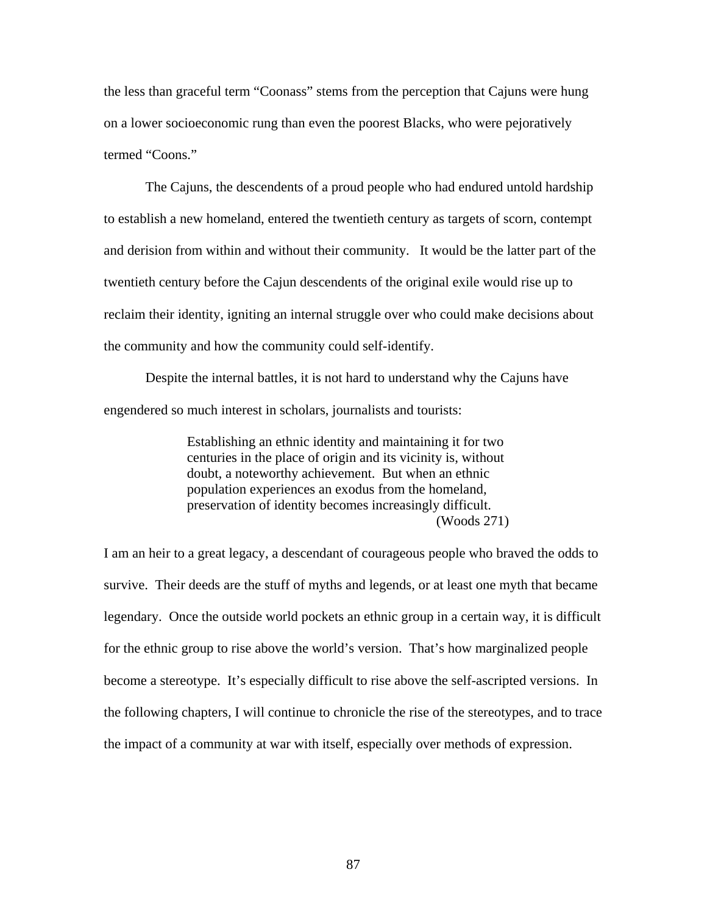the less than graceful term "Coonass" stems from the perception that Cajuns were hung on a lower socioeconomic rung than even the poorest Blacks, who were pejoratively termed "Coons."

The Cajuns, the descendents of a proud people who had endured untold hardship to establish a new homeland, entered the twentieth century as targets of scorn, contempt and derision from within and without their community. It would be the latter part of the twentieth century before the Cajun descendents of the original exile would rise up to reclaim their identity, igniting an internal struggle over who could make decisions about the community and how the community could self-identify.

Despite the internal battles, it is not hard to understand why the Cajuns have engendered so much interest in scholars, journalists and tourists:

> Establishing an ethnic identity and maintaining it for two centuries in the place of origin and its vicinity is, without doubt, a noteworthy achievement. But when an ethnic population experiences an exodus from the homeland, preservation of identity becomes increasingly difficult. (Woods 271)

I am an heir to a great legacy, a descendant of courageous people who braved the odds to survive. Their deeds are the stuff of myths and legends, or at least one myth that became legendary. Once the outside world pockets an ethnic group in a certain way, it is difficult for the ethnic group to rise above the world's version. That's how marginalized people become a stereotype. It's especially difficult to rise above the self-ascripted versions. In the following chapters, I will continue to chronicle the rise of the stereotypes, and to trace the impact of a community at war with itself, especially over methods of expression.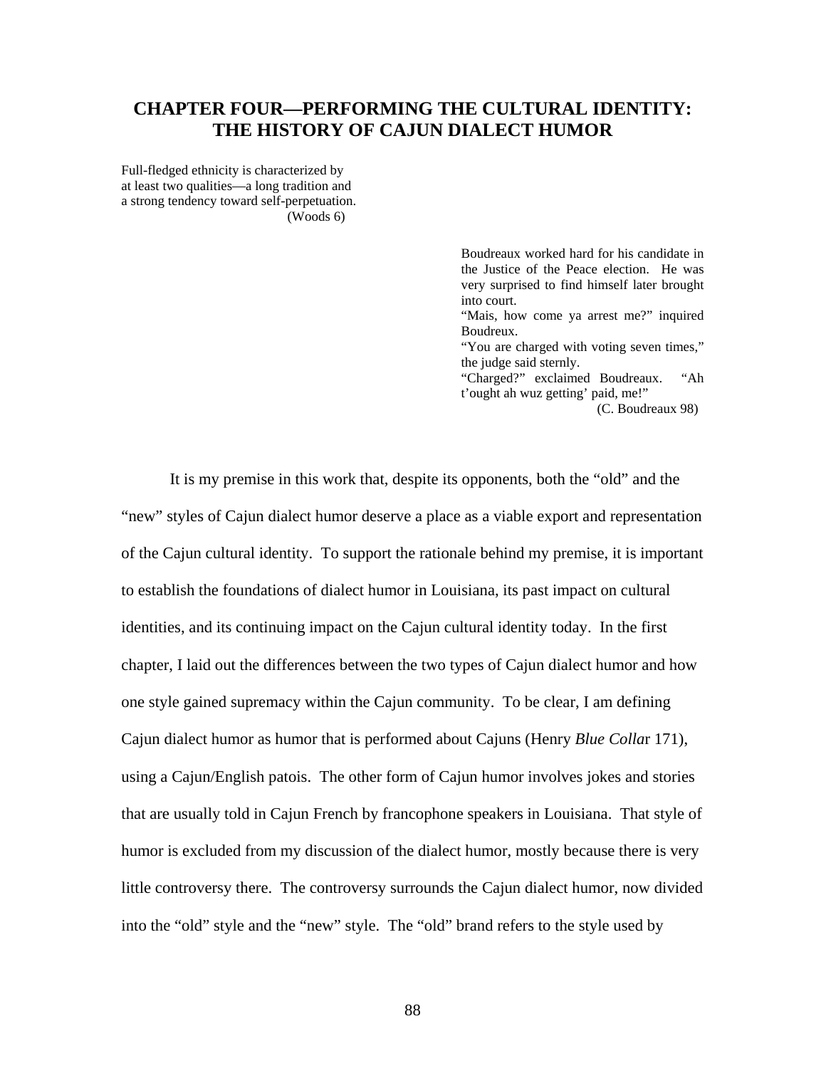# CHAPTER FOUR—PERFORMING THE CULTURAL IDENTITY: THE HISTORY OF CAJUN DIALECT HUMOR

> Full-fledged ethnicity is characterized by at least two qualities—a long tradition and a strong tendency toward self-perpetuation.
> (Woods 6)

> Boudreaux worked hard for his candidate in the Justice of the Peace election. He was very surprised to find himself later brought into court.
> "Mais, how come ya arrest me?" inquired Boudreux.
> "You are charged with voting seven times," the judge said sternly.
> "Charged?" exclaimed Boudreaux. "Ah t'ought ah wuz getting' paid, me!"
> (C. Boudreaux 98)

It is my premise in this work that, despite its opponents, both the "old" and the "new" styles of Cajun dialect humor deserve a place as a viable export and representation of the Cajun cultural identity. To support the rationale behind my premise, it is important to establish the foundations of dialect humor in Louisiana, its past impact on cultural identities, and its continuing impact on the Cajun cultural identity today. In the first chapter, I laid out the differences between the two types of Cajun dialect humor and how one style gained supremacy within the Cajun community. To be clear, I am defining Cajun dialect humor as humor that is performed about Cajuns (Henry *Blue Colla*r 171), using a Cajun/English patois. The other form of Cajun humor involves jokes and stories that are usually told in Cajun French by francophone speakers in Louisiana. That style of humor is excluded from my discussion of the dialect humor, mostly because there is very little controversy there. The controversy surrounds the Cajun dialect humor, now divided into the "old" style and the "new" style. The "old" brand refers to the style used by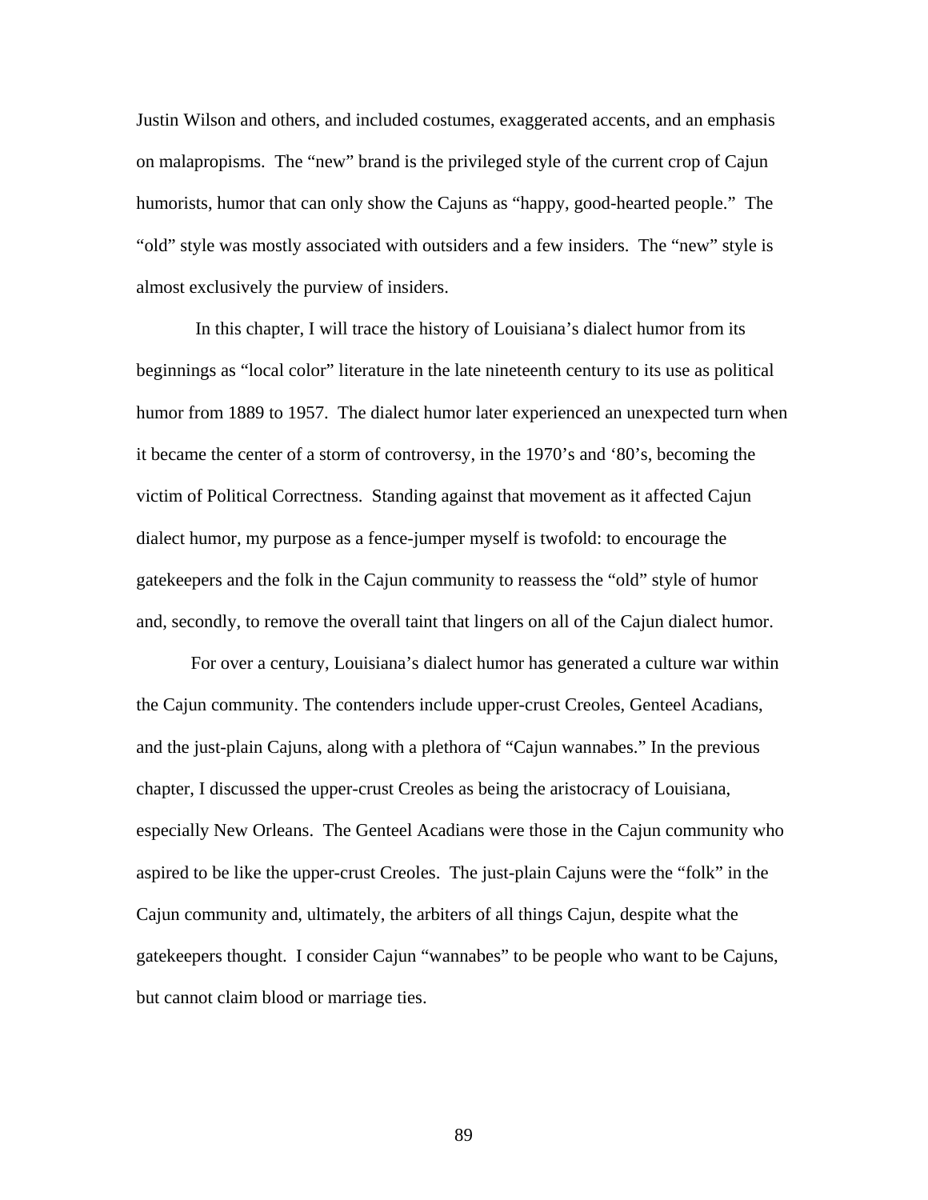Justin Wilson and others, and included costumes, exaggerated accents, and an emphasis on malapropisms. The "new" brand is the privileged style of the current crop of Cajun humorists, humor that can only show the Cajuns as "happy, good-hearted people." The "old" style was mostly associated with outsiders and a few insiders. The "new" style is almost exclusively the purview of insiders.

In this chapter, I will trace the history of Louisiana's dialect humor from its beginnings as "local color" literature in the late nineteenth century to its use as political humor from 1889 to 1957. The dialect humor later experienced an unexpected turn when it became the center of a storm of controversy, in the 1970's and '80's, becoming the victim of Political Correctness. Standing against that movement as it affected Cajun dialect humor, my purpose as a fence-jumper myself is twofold: to encourage the gatekeepers and the folk in the Cajun community to reassess the "old" style of humor and, secondly, to remove the overall taint that lingers on all of the Cajun dialect humor.

For over a century, Louisiana's dialect humor has generated a culture war within the Cajun community. The contenders include upper-crust Creoles, Genteel Acadians, and the just-plain Cajuns, along with a plethora of "Cajun wannabes." In the previous chapter, I discussed the upper-crust Creoles as being the aristocracy of Louisiana, especially New Orleans. The Genteel Acadians were those in the Cajun community who aspired to be like the upper-crust Creoles. The just-plain Cajuns were the "folk" in the Cajun community and, ultimately, the arbiters of all things Cajun, despite what the gatekeepers thought. I consider Cajun "wannabes" to be people who want to be Cajuns, but cannot claim blood or marriage ties.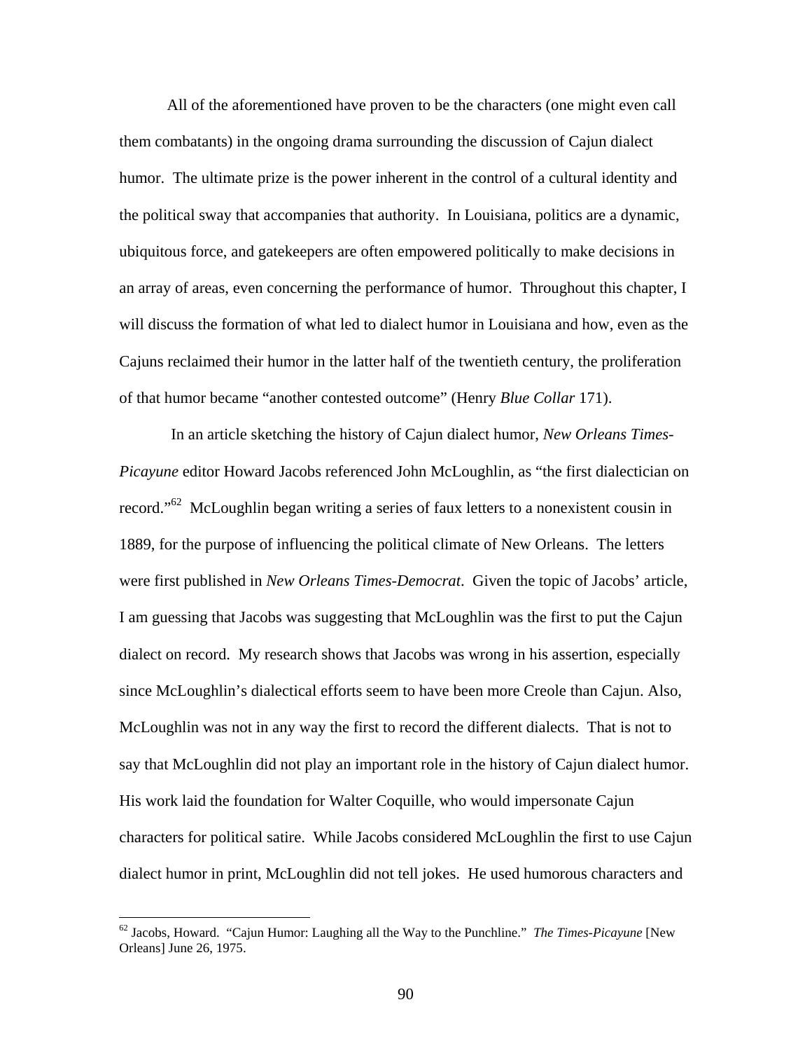All of the aforementioned have proven to be the characters (one might even call them combatants) in the ongoing drama surrounding the discussion of Cajun dialect humor. The ultimate prize is the power inherent in the control of a cultural identity and the political sway that accompanies that authority. In Louisiana, politics are a dynamic, ubiquitous force, and gatekeepers are often empowered politically to make decisions in an array of areas, even concerning the performance of humor. Throughout this chapter, I will discuss the formation of what led to dialect humor in Louisiana and how, even as the Cajuns reclaimed their humor in the latter half of the twentieth century, the proliferation of that humor became "another contested outcome" (Henry *Blue Collar* 171).

In an article sketching the history of Cajun dialect humor, *New Orleans Times-Picayune* editor Howard Jacobs referenced John McLoughlin, as "the first dialectician on record."[62] McLoughlin began writing a series of faux letters to a nonexistent cousin in 1889, for the purpose of influencing the political climate of New Orleans. The letters were first published in *New Orleans Times-Democrat*. Given the topic of Jacobs' article, I am guessing that Jacobs was suggesting that McLoughlin was the first to put the Cajun dialect on record. My research shows that Jacobs was wrong in his assertion, especially since McLoughlin's dialectical efforts seem to have been more Creole than Cajun. Also, McLoughlin was not in any way the first to record the different dialects. That is not to say that McLoughlin did not play an important role in the history of Cajun dialect humor. His work laid the foundation for Walter Coquille, who would impersonate Cajun characters for political satire. While Jacobs considered McLoughlin the first to use Cajun dialect humor in print, McLoughlin did not tell jokes. He used humorous characters and

---

[62] Jacobs, Howard. "Cajun Humor: Laughing all the Way to the Punchline." *The Times-Picayune* [New Orleans] June 26, 1975.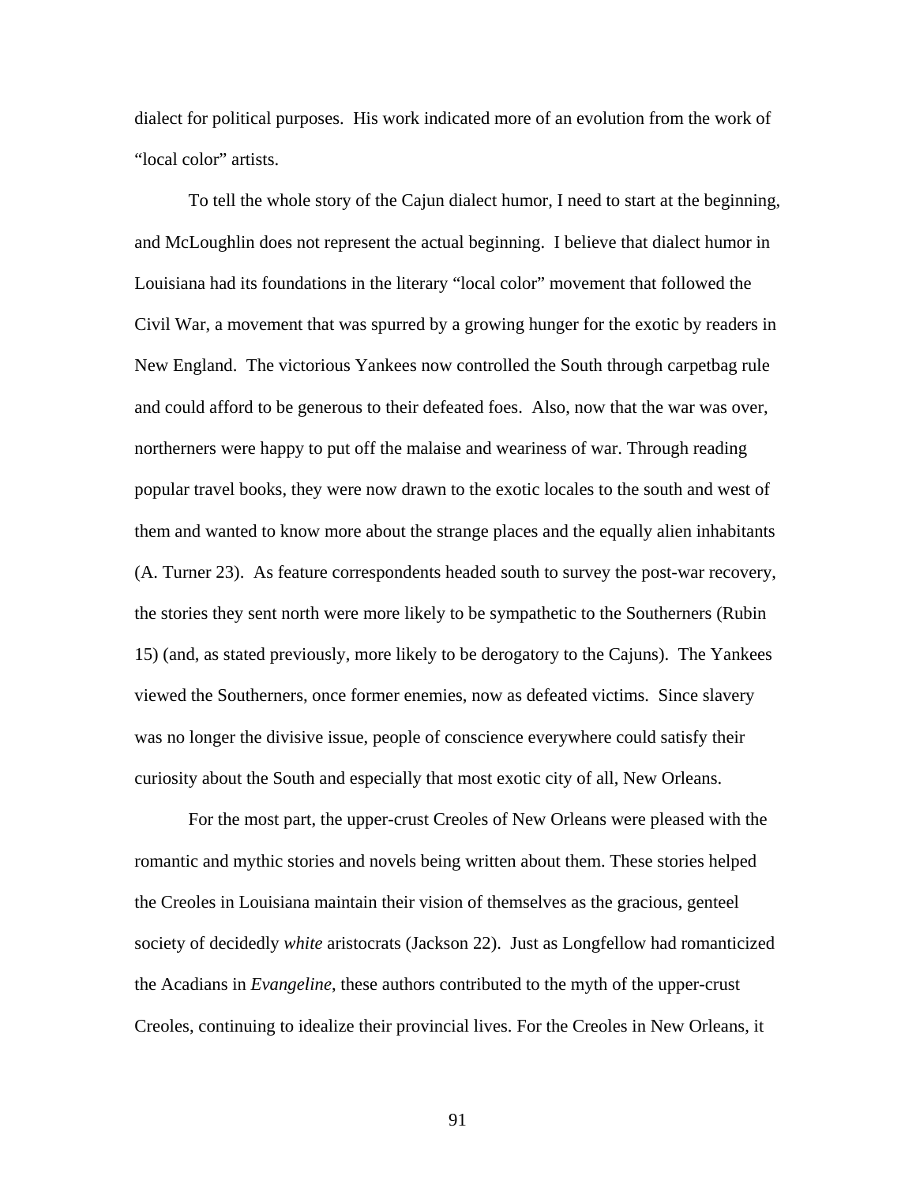dialect for political purposes. His work indicated more of an evolution from the work of "local color" artists.

To tell the whole story of the Cajun dialect humor, I need to start at the beginning, and McLoughlin does not represent the actual beginning. I believe that dialect humor in Louisiana had its foundations in the literary "local color" movement that followed the Civil War, a movement that was spurred by a growing hunger for the exotic by readers in New England. The victorious Yankees now controlled the South through carpetbag rule and could afford to be generous to their defeated foes. Also, now that the war was over, northerners were happy to put off the malaise and weariness of war. Through reading popular travel books, they were now drawn to the exotic locales to the south and west of them and wanted to know more about the strange places and the equally alien inhabitants (A. Turner 23). As feature correspondents headed south to survey the post-war recovery, the stories they sent north were more likely to be sympathetic to the Southerners (Rubin 15) (and, as stated previously, more likely to be derogatory to the Cajuns). The Yankees viewed the Southerners, once former enemies, now as defeated victims. Since slavery was no longer the divisive issue, people of conscience everywhere could satisfy their curiosity about the South and especially that most exotic city of all, New Orleans.

For the most part, the upper-crust Creoles of New Orleans were pleased with the romantic and mythic stories and novels being written about them. These stories helped the Creoles in Louisiana maintain their vision of themselves as the gracious, genteel society of decidedly *white* aristocrats (Jackson 22). Just as Longfellow had romanticized the Acadians in *Evangeline*, these authors contributed to the myth of the upper-crust Creoles, continuing to idealize their provincial lives. For the Creoles in New Orleans, it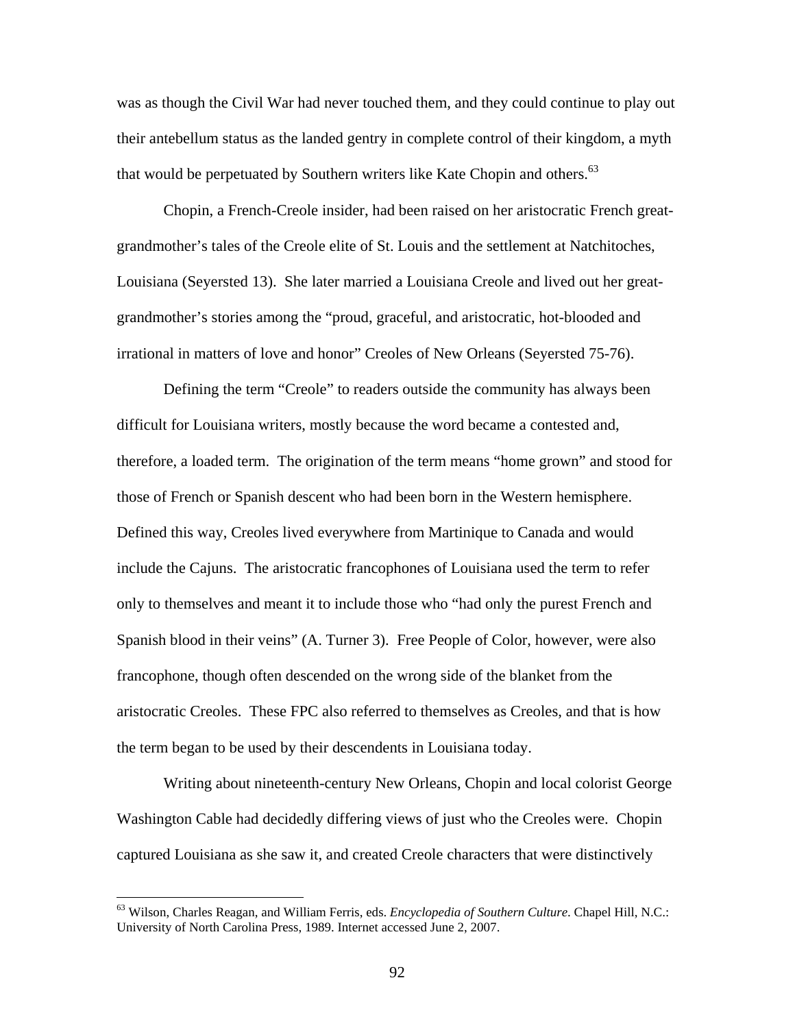was as though the Civil War had never touched them, and they could continue to play out their antebellum status as the landed gentry in complete control of their kingdom, a myth that would be perpetuated by Southern writers like Kate Chopin and others.[63]

Chopin, a French-Creole insider, had been raised on her aristocratic French great-grandmother's tales of the Creole elite of St. Louis and the settlement at Natchitoches, Louisiana (Seyersted 13). She later married a Louisiana Creole and lived out her great-grandmother's stories among the "proud, graceful, and aristocratic, hot-blooded and irrational in matters of love and honor" Creoles of New Orleans (Seyersted 75-76).

Defining the term "Creole" to readers outside the community has always been difficult for Louisiana writers, mostly because the word became a contested and, therefore, a loaded term. The origination of the term means "home grown" and stood for those of French or Spanish descent who had been born in the Western hemisphere. Defined this way, Creoles lived everywhere from Martinique to Canada and would include the Cajuns. The aristocratic francophones of Louisiana used the term to refer only to themselves and meant it to include those who "had only the purest French and Spanish blood in their veins" (A. Turner 3). Free People of Color, however, were also francophone, though often descended on the wrong side of the blanket from the aristocratic Creoles. These FPC also referred to themselves as Creoles, and that is how the term began to be used by their descendents in Louisiana today.

Writing about nineteenth-century New Orleans, Chopin and local colorist George Washington Cable had decidedly differing views of just who the Creoles were. Chopin captured Louisiana as she saw it, and created Creole characters that were distinctively

[63] Wilson, Charles Reagan, and William Ferris, eds. *Encyclopedia of Southern Culture*. Chapel Hill, N.C.: University of North Carolina Press, 1989. Internet accessed June 2, 2007.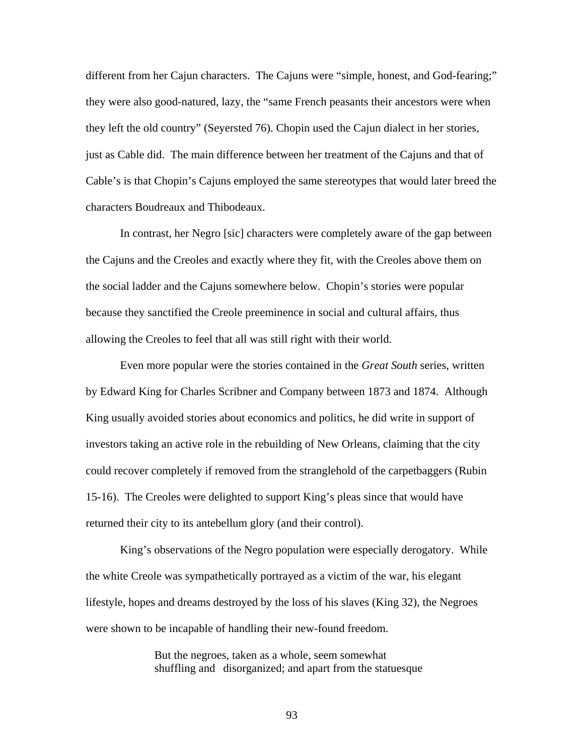different from her Cajun characters. The Cajuns were "simple, honest, and God-fearing;" they were also good-natured, lazy, the "same French peasants their ancestors were when they left the old country" (Seyersted 76). Chopin used the Cajun dialect in her stories, just as Cable did. The main difference between her treatment of the Cajuns and that of Cable's is that Chopin's Cajuns employed the same stereotypes that would later breed the characters Boudreaux and Thibodeaux.

In contrast, her Negro [sic] characters were completely aware of the gap between the Cajuns and the Creoles and exactly where they fit, with the Creoles above them on the social ladder and the Cajuns somewhere below. Chopin's stories were popular because they sanctified the Creole preeminence in social and cultural affairs, thus allowing the Creoles to feel that all was still right with their world.

Even more popular were the stories contained in the *Great South* series, written by Edward King for Charles Scribner and Company between 1873 and 1874. Although King usually avoided stories about economics and politics, he did write in support of investors taking an active role in the rebuilding of New Orleans, claiming that the city could recover completely if removed from the stranglehold of the carpetbaggers (Rubin 15-16). The Creoles were delighted to support King's pleas since that would have returned their city to its antebellum glory (and their control).

King's observations of the Negro population were especially derogatory. While the white Creole was sympathetically portrayed as a victim of the war, his elegant lifestyle, hopes and dreams destroyed by the loss of his slaves (King 32), the Negroes were shown to be incapable of handling their new-found freedom.

> But the negroes, taken as a whole, seem somewhat shuffling and disorganized; and apart from the statuesque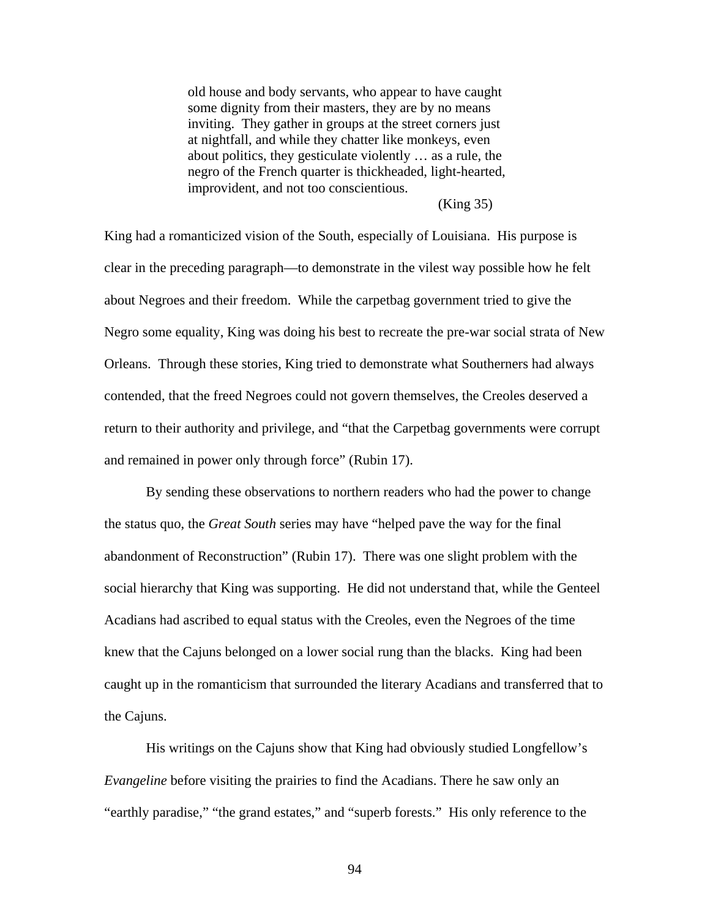> old house and body servants, who appear to have caught some dignity from their masters, they are by no means inviting. They gather in groups at the street corners just at nightfall, and while they chatter like monkeys, even about politics, they gesticulate violently … as a rule, the negro of the French quarter is thickheaded, light-hearted, improvident, and not too conscientious.
>
> (King 35)

King had a romanticized vision of the South, especially of Louisiana. His purpose is clear in the preceding paragraph—to demonstrate in the vilest way possible how he felt about Negroes and their freedom. While the carpetbag government tried to give the Negro some equality, King was doing his best to recreate the pre-war social strata of New Orleans. Through these stories, King tried to demonstrate what Southerners had always contended, that the freed Negroes could not govern themselves, the Creoles deserved a return to their authority and privilege, and "that the Carpetbag governments were corrupt and remained in power only through force" (Rubin 17).

By sending these observations to northern readers who had the power to change the status quo, the *Great South* series may have "helped pave the way for the final abandonment of Reconstruction" (Rubin 17). There was one slight problem with the social hierarchy that King was supporting. He did not understand that, while the Genteel Acadians had ascribed to equal status with the Creoles, even the Negroes of the time knew that the Cajuns belonged on a lower social rung than the blacks. King had been caught up in the romanticism that surrounded the literary Acadians and transferred that to the Cajuns.

His writings on the Cajuns show that King had obviously studied Longfellow's *Evangeline* before visiting the prairies to find the Acadians. There he saw only an "earthly paradise," "the grand estates," and "superb forests." His only reference to the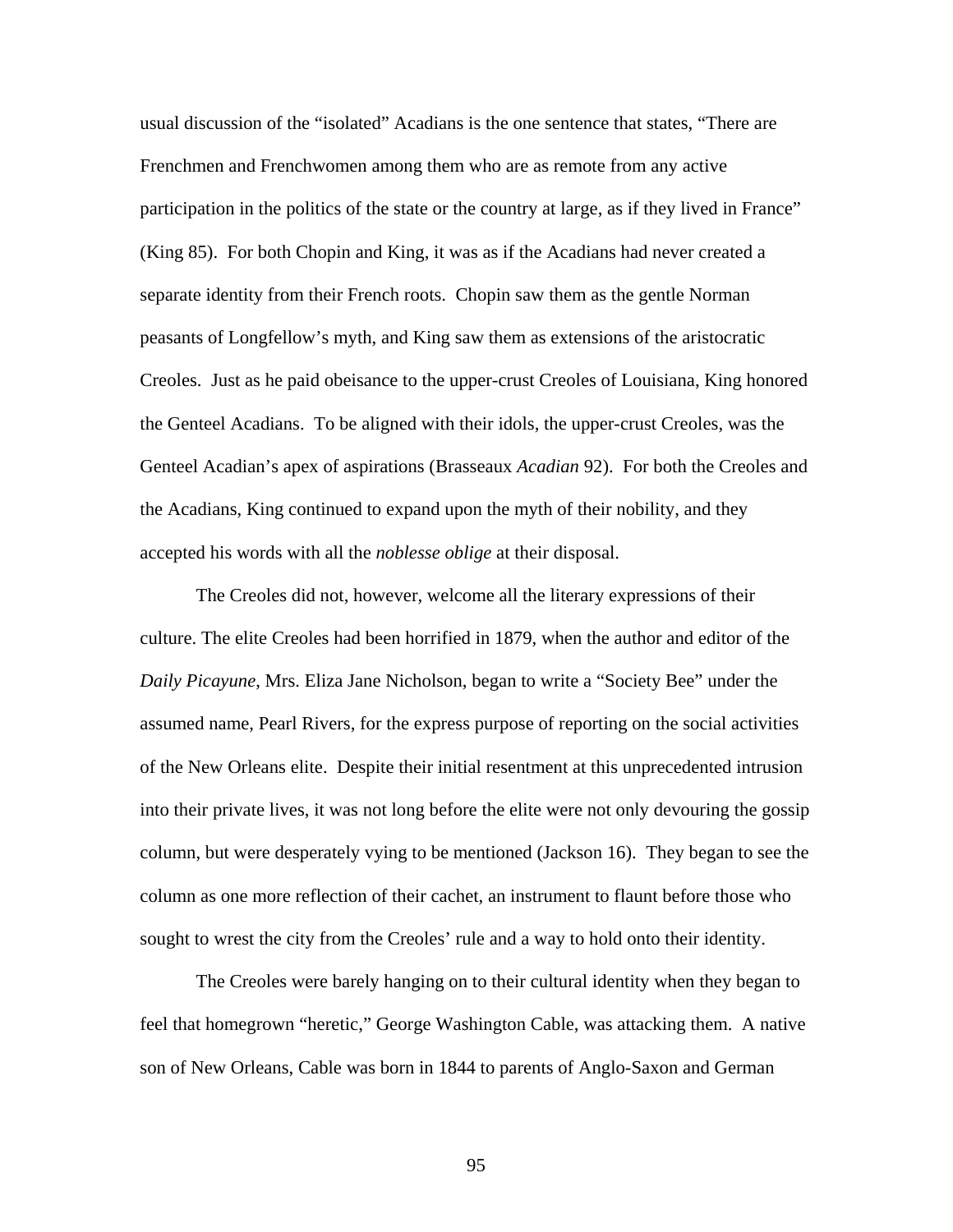usual discussion of the "isolated" Acadians is the one sentence that states, "There are Frenchmen and Frenchwomen among them who are as remote from any active participation in the politics of the state or the country at large, as if they lived in France" (King 85). For both Chopin and King, it was as if the Acadians had never created a separate identity from their French roots. Chopin saw them as the gentle Norman peasants of Longfellow's myth, and King saw them as extensions of the aristocratic Creoles. Just as he paid obeisance to the upper-crust Creoles of Louisiana, King honored the Genteel Acadians. To be aligned with their idols, the upper-crust Creoles, was the Genteel Acadian's apex of aspirations (Brasseaux *Acadian* 92). For both the Creoles and the Acadians, King continued to expand upon the myth of their nobility, and they accepted his words with all the *noblesse oblige* at their disposal.

The Creoles did not, however, welcome all the literary expressions of their culture. The elite Creoles had been horrified in 1879, when the author and editor of the *Daily Picayune*, Mrs. Eliza Jane Nicholson, began to write a "Society Bee" under the assumed name, Pearl Rivers, for the express purpose of reporting on the social activities of the New Orleans elite. Despite their initial resentment at this unprecedented intrusion into their private lives, it was not long before the elite were not only devouring the gossip column, but were desperately vying to be mentioned (Jackson 16). They began to see the column as one more reflection of their cachet, an instrument to flaunt before those who sought to wrest the city from the Creoles' rule and a way to hold onto their identity.

The Creoles were barely hanging on to their cultural identity when they began to feel that homegrown "heretic," George Washington Cable, was attacking them. A native son of New Orleans, Cable was born in 1844 to parents of Anglo-Saxon and German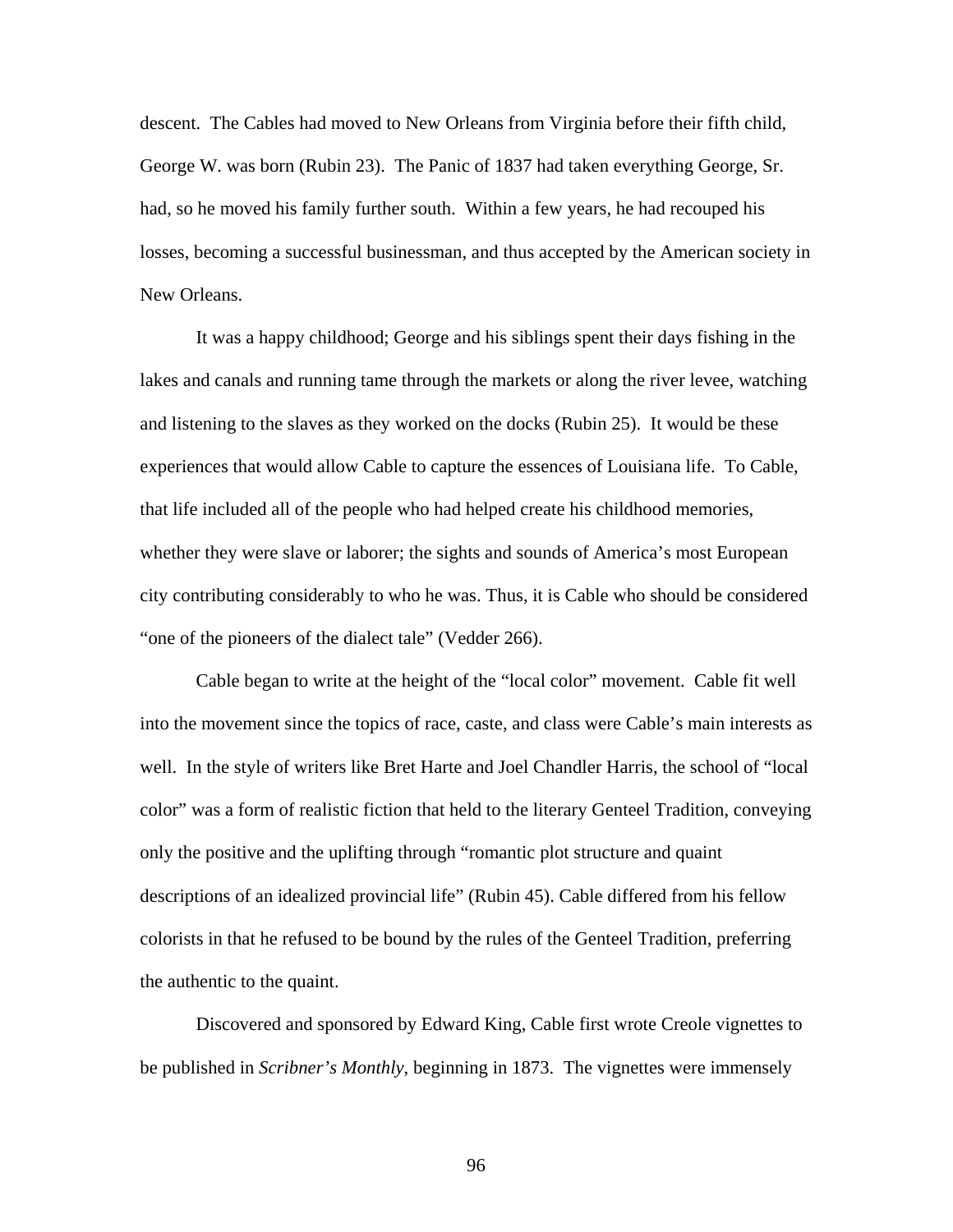descent. The Cables had moved to New Orleans from Virginia before their fifth child, George W. was born (Rubin 23). The Panic of 1837 had taken everything George, Sr. had, so he moved his family further south. Within a few years, he had recouped his losses, becoming a successful businessman, and thus accepted by the American society in New Orleans.

It was a happy childhood; George and his siblings spent their days fishing in the lakes and canals and running tame through the markets or along the river levee, watching and listening to the slaves as they worked on the docks (Rubin 25). It would be these experiences that would allow Cable to capture the essences of Louisiana life. To Cable, that life included all of the people who had helped create his childhood memories, whether they were slave or laborer; the sights and sounds of America's most European city contributing considerably to who he was. Thus, it is Cable who should be considered "one of the pioneers of the dialect tale" (Vedder 266).

Cable began to write at the height of the "local color" movement. Cable fit well into the movement since the topics of race, caste, and class were Cable's main interests as well. In the style of writers like Bret Harte and Joel Chandler Harris, the school of "local color" was a form of realistic fiction that held to the literary Genteel Tradition, conveying only the positive and the uplifting through "romantic plot structure and quaint descriptions of an idealized provincial life" (Rubin 45). Cable differed from his fellow colorists in that he refused to be bound by the rules of the Genteel Tradition, preferring the authentic to the quaint.

Discovered and sponsored by Edward King, Cable first wrote Creole vignettes to be published in *Scribner's Monthly*, beginning in 1873. The vignettes were immensely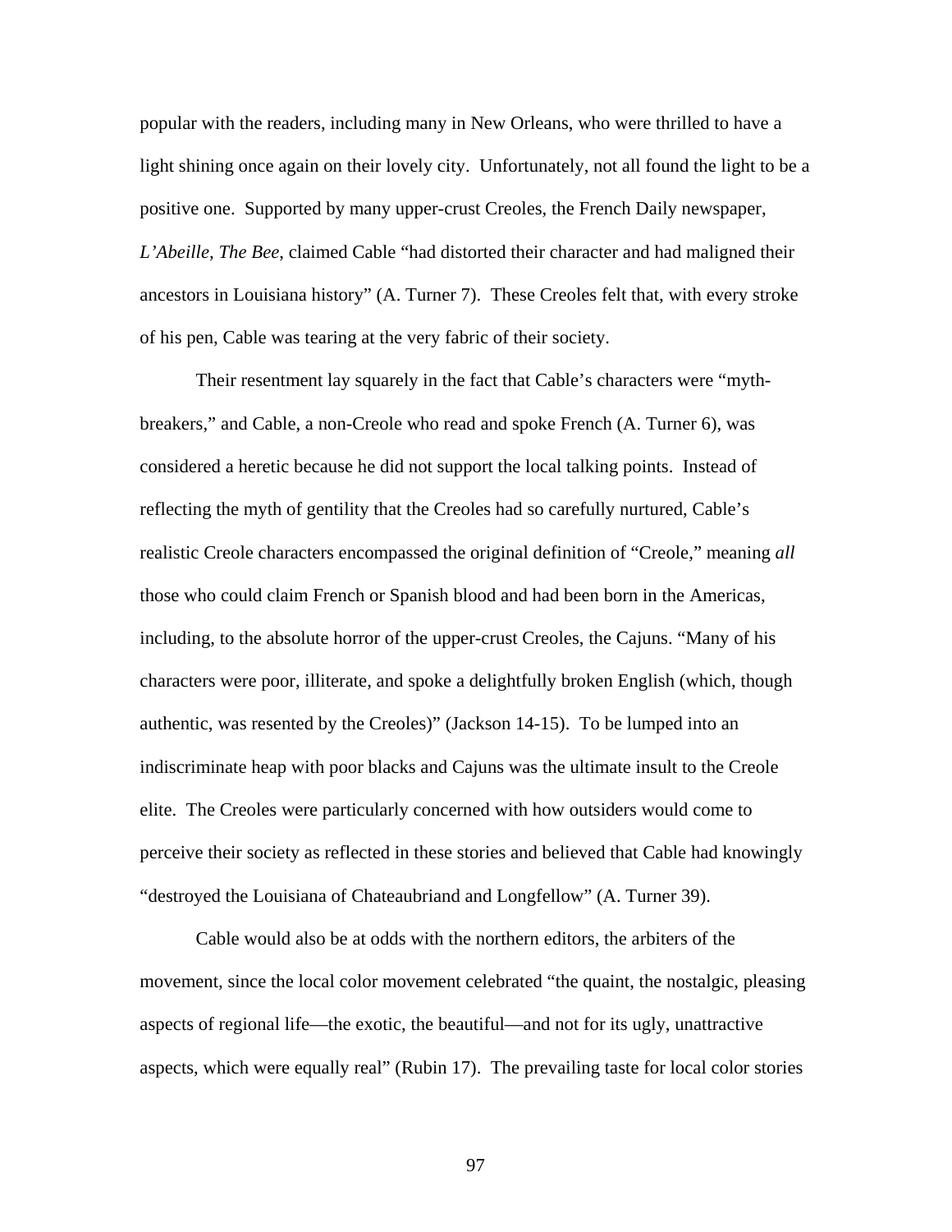popular with the readers, including many in New Orleans, who were thrilled to have a light shining once again on their lovely city. Unfortunately, not all found the light to be a positive one. Supported by many upper-crust Creoles, the French Daily newspaper, *L'Abeille, The Bee*, claimed Cable "had distorted their character and had maligned their ancestors in Louisiana history" (A. Turner 7). These Creoles felt that, with every stroke of his pen, Cable was tearing at the very fabric of their society.

Their resentment lay squarely in the fact that Cable's characters were "myth-breakers," and Cable, a non-Creole who read and spoke French (A. Turner 6), was considered a heretic because he did not support the local talking points. Instead of reflecting the myth of gentility that the Creoles had so carefully nurtured, Cable's realistic Creole characters encompassed the original definition of "Creole," meaning *all* those who could claim French or Spanish blood and had been born in the Americas, including, to the absolute horror of the upper-crust Creoles, the Cajuns. "Many of his characters were poor, illiterate, and spoke a delightfully broken English (which, though authentic, was resented by the Creoles)" (Jackson 14-15). To be lumped into an indiscriminate heap with poor blacks and Cajuns was the ultimate insult to the Creole elite. The Creoles were particularly concerned with how outsiders would come to perceive their society as reflected in these stories and believed that Cable had knowingly "destroyed the Louisiana of Chateaubriand and Longfellow" (A. Turner 39).

Cable would also be at odds with the northern editors, the arbiters of the movement, since the local color movement celebrated "the quaint, the nostalgic, pleasing aspects of regional life—the exotic, the beautiful—and not for its ugly, unattractive aspects, which were equally real" (Rubin 17). The prevailing taste for local color stories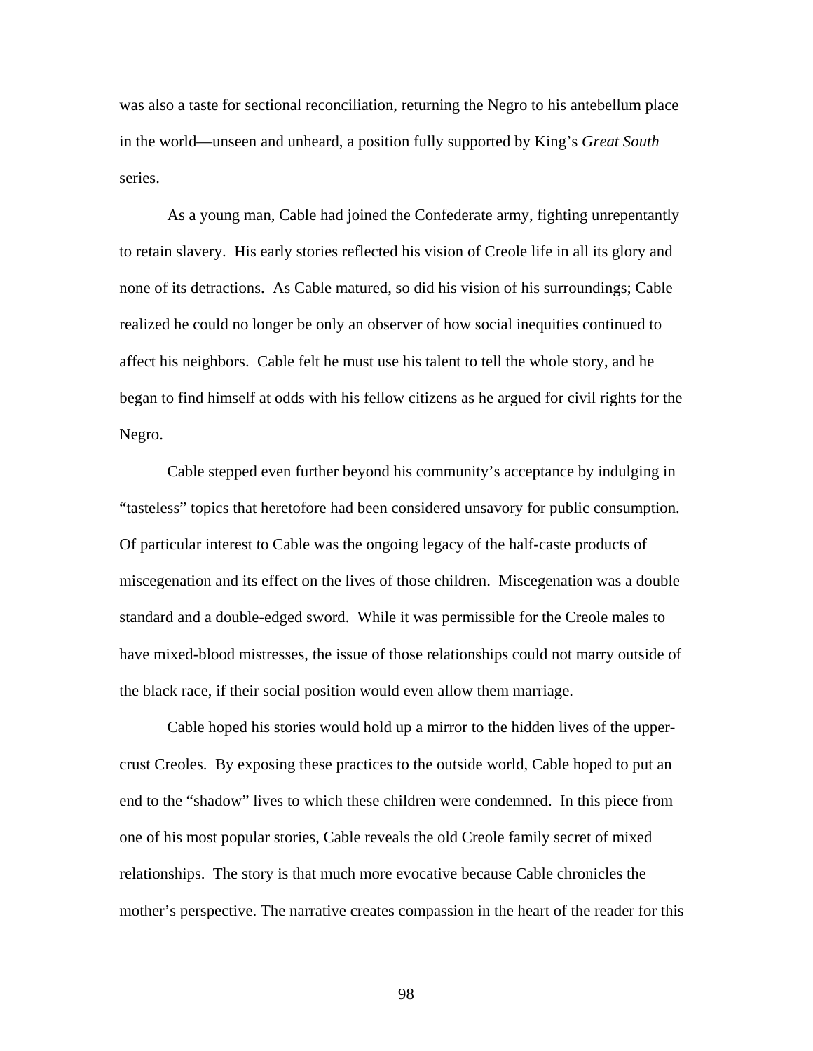was also a taste for sectional reconciliation, returning the Negro to his antebellum place in the world—unseen and unheard, a position fully supported by King's *Great South* series.

As a young man, Cable had joined the Confederate army, fighting unrepentantly to retain slavery. His early stories reflected his vision of Creole life in all its glory and none of its detractions. As Cable matured, so did his vision of his surroundings; Cable realized he could no longer be only an observer of how social inequities continued to affect his neighbors. Cable felt he must use his talent to tell the whole story, and he began to find himself at odds with his fellow citizens as he argued for civil rights for the Negro.

Cable stepped even further beyond his community's acceptance by indulging in "tasteless" topics that heretofore had been considered unsavory for public consumption. Of particular interest to Cable was the ongoing legacy of the half-caste products of miscegenation and its effect on the lives of those children. Miscegenation was a double standard and a double-edged sword. While it was permissible for the Creole males to have mixed-blood mistresses, the issue of those relationships could not marry outside of the black race, if their social position would even allow them marriage.

Cable hoped his stories would hold up a mirror to the hidden lives of the upper-crust Creoles. By exposing these practices to the outside world, Cable hoped to put an end to the "shadow" lives to which these children were condemned. In this piece from one of his most popular stories, Cable reveals the old Creole family secret of mixed relationships. The story is that much more evocative because Cable chronicles the mother's perspective. The narrative creates compassion in the heart of the reader for this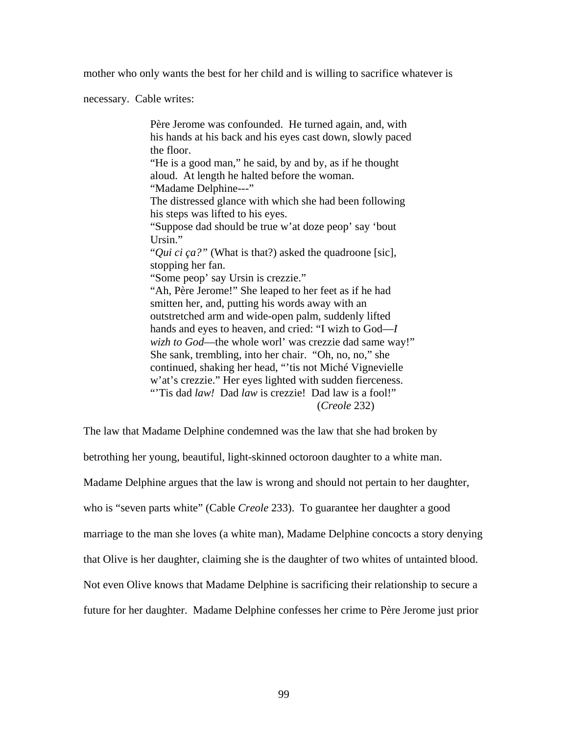mother who only wants the best for her child and is willing to sacrifice whatever is necessary. Cable writes:

> Père Jerome was confounded. He turned again, and, with his hands at his back and his eyes cast down, slowly paced the floor.
> "He is a good man," he said, by and by, as if he thought aloud. At length he halted before the woman.
> "Madame Delphine---"
> The distressed glance with which she had been following his steps was lifted to his eyes.
> "Suppose dad should be true w'at doze peop' say 'bout Ursin."
> "*Qui ci ça?"* (What is that?) asked the quadroone [sic], stopping her fan.
> "Some peop' say Ursin is crezzie."
> "Ah, Père Jerome!" She leaped to her feet as if he had smitten her, and, putting his words away with an outstretched arm and wide-open palm, suddenly lifted hands and eyes to heaven, and cried: "I wizh to God—*I wizh to God*—the whole worl' was crezzie dad same way!" She sank, trembling, into her chair. "Oh, no, no," she continued, shaking her head, "'tis not Miché Vignevielle w'at's crezzie." Her eyes lighted with sudden fierceness. "'Tis dad *law!* Dad *law* is crezzie! Dad law is a fool!"
> (*Creole* 232)

The law that Madame Delphine condemned was the law that she had broken by betrothing her young, beautiful, light-skinned octoroon daughter to a white man. Madame Delphine argues that the law is wrong and should not pertain to her daughter, who is "seven parts white" (Cable *Creole* 233). To guarantee her daughter a good marriage to the man she loves (a white man), Madame Delphine concocts a story denying that Olive is her daughter, claiming she is the daughter of two whites of untainted blood. Not even Olive knows that Madame Delphine is sacrificing their relationship to secure a future for her daughter. Madame Delphine confesses her crime to Père Jerome just prior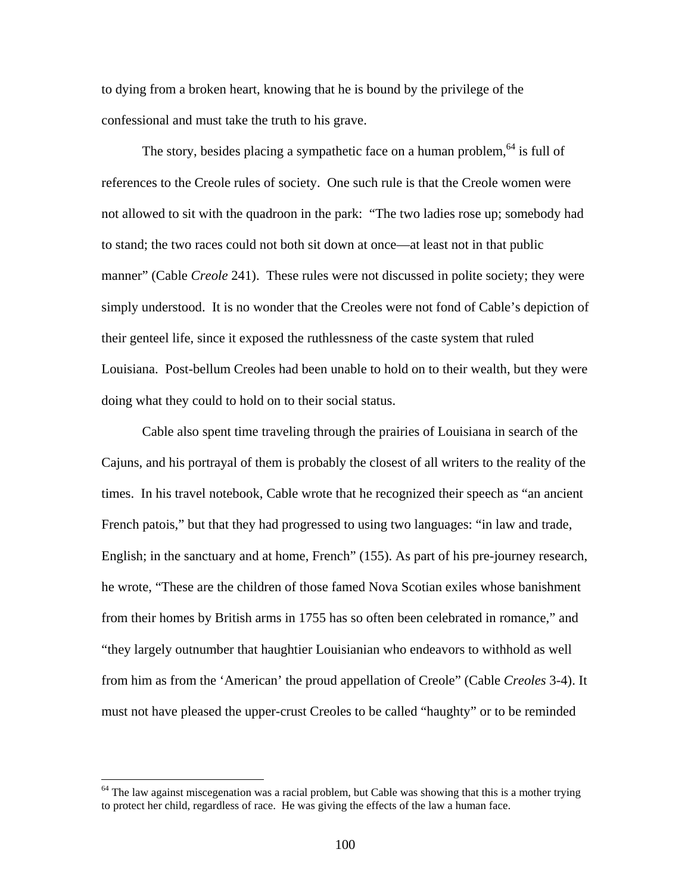to dying from a broken heart, knowing that he is bound by the privilege of the confessional and must take the truth to his grave.

The story, besides placing a sympathetic face on a human problem,[64] is full of references to the Creole rules of society. One such rule is that the Creole women were not allowed to sit with the quadroon in the park: "The two ladies rose up; somebody had to stand; the two races could not both sit down at once—at least not in that public manner" (Cable *Creole* 241). These rules were not discussed in polite society; they were simply understood. It is no wonder that the Creoles were not fond of Cable's depiction of their genteel life, since it exposed the ruthlessness of the caste system that ruled Louisiana. Post-bellum Creoles had been unable to hold on to their wealth, but they were doing what they could to hold on to their social status.

Cable also spent time traveling through the prairies of Louisiana in search of the Cajuns, and his portrayal of them is probably the closest of all writers to the reality of the times. In his travel notebook, Cable wrote that he recognized their speech as "an ancient French patois," but that they had progressed to using two languages: "in law and trade, English; in the sanctuary and at home, French" (155). As part of his pre-journey research, he wrote, "These are the children of those famed Nova Scotian exiles whose banishment from their homes by British arms in 1755 has so often been celebrated in romance," and "they largely outnumber that haughtier Louisianian who endeavors to withhold as well from him as from the 'American' the proud appellation of Creole" (Cable *Creoles* 3-4). It must not have pleased the upper-crust Creoles to be called "haughty" or to be reminded

---

[64] The law against miscegenation was a racial problem, but Cable was showing that this is a mother trying to protect her child, regardless of race. He was giving the effects of the law a human face.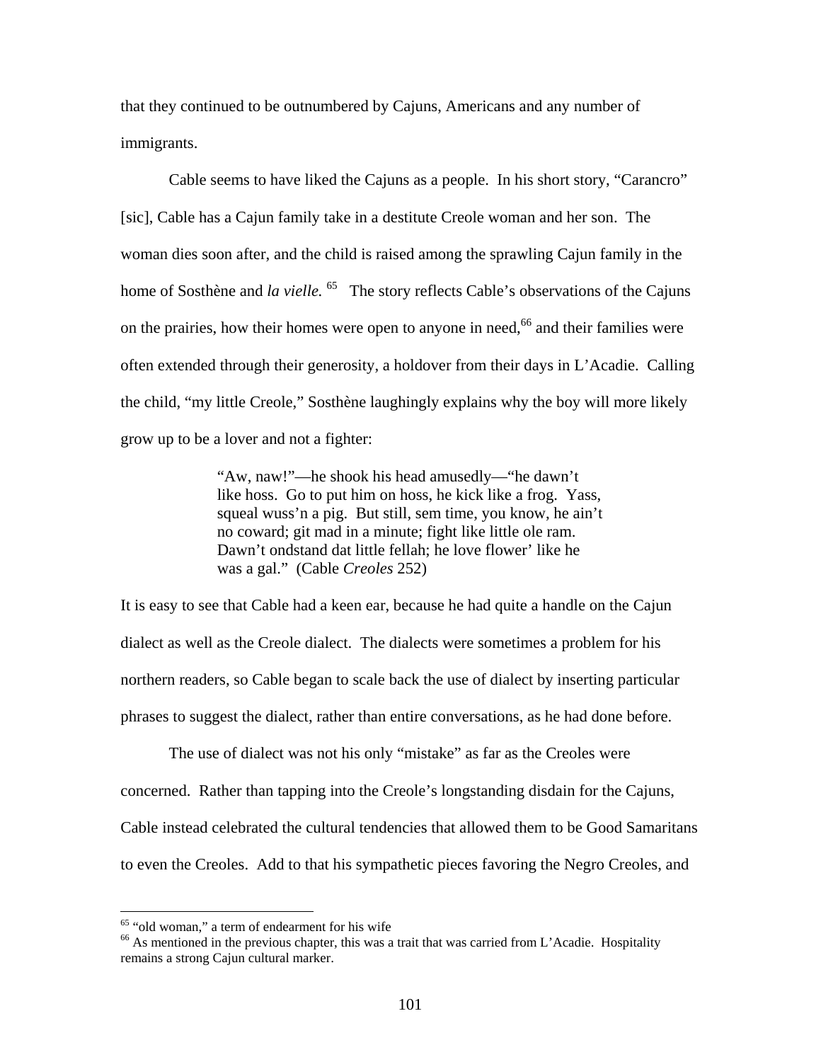that they continued to be outnumbered by Cajuns, Americans and any number of immigrants.

Cable seems to have liked the Cajuns as a people. In his short story, "Carancro" [sic], Cable has a Cajun family take in a destitute Creole woman and her son. The woman dies soon after, and the child is raised among the sprawling Cajun family in the home of Sosthène and *la vielle.* [65] The story reflects Cable's observations of the Cajuns on the prairies, how their homes were open to anyone in need,[66] and their families were often extended through their generosity, a holdover from their days in L'Acadie. Calling the child, "my little Creole," Sosthène laughingly explains why the boy will more likely grow up to be a lover and not a fighter:

> "Aw, naw!"—he shook his head amusedly—"he dawn't like hoss. Go to put him on hoss, he kick like a frog. Yass, squeal wuss'n a pig. But still, sem time, you know, he ain't no coward; git mad in a minute; fight like little ole ram. Dawn't ondstand dat little fellah; he love flower' like he was a gal." (Cable *Creoles* 252)

It is easy to see that Cable had a keen ear, because he had quite a handle on the Cajun dialect as well as the Creole dialect. The dialects were sometimes a problem for his northern readers, so Cable began to scale back the use of dialect by inserting particular phrases to suggest the dialect, rather than entire conversations, as he had done before.

The use of dialect was not his only "mistake" as far as the Creoles were concerned. Rather than tapping into the Creole's longstanding disdain for the Cajuns, Cable instead celebrated the cultural tendencies that allowed them to be Good Samaritans to even the Creoles. Add to that his sympathetic pieces favoring the Negro Creoles, and

[65] "old woman," a term of endearment for his wife

[66] As mentioned in the previous chapter, this was a trait that was carried from L'Acadie. Hospitality remains a strong Cajun cultural marker.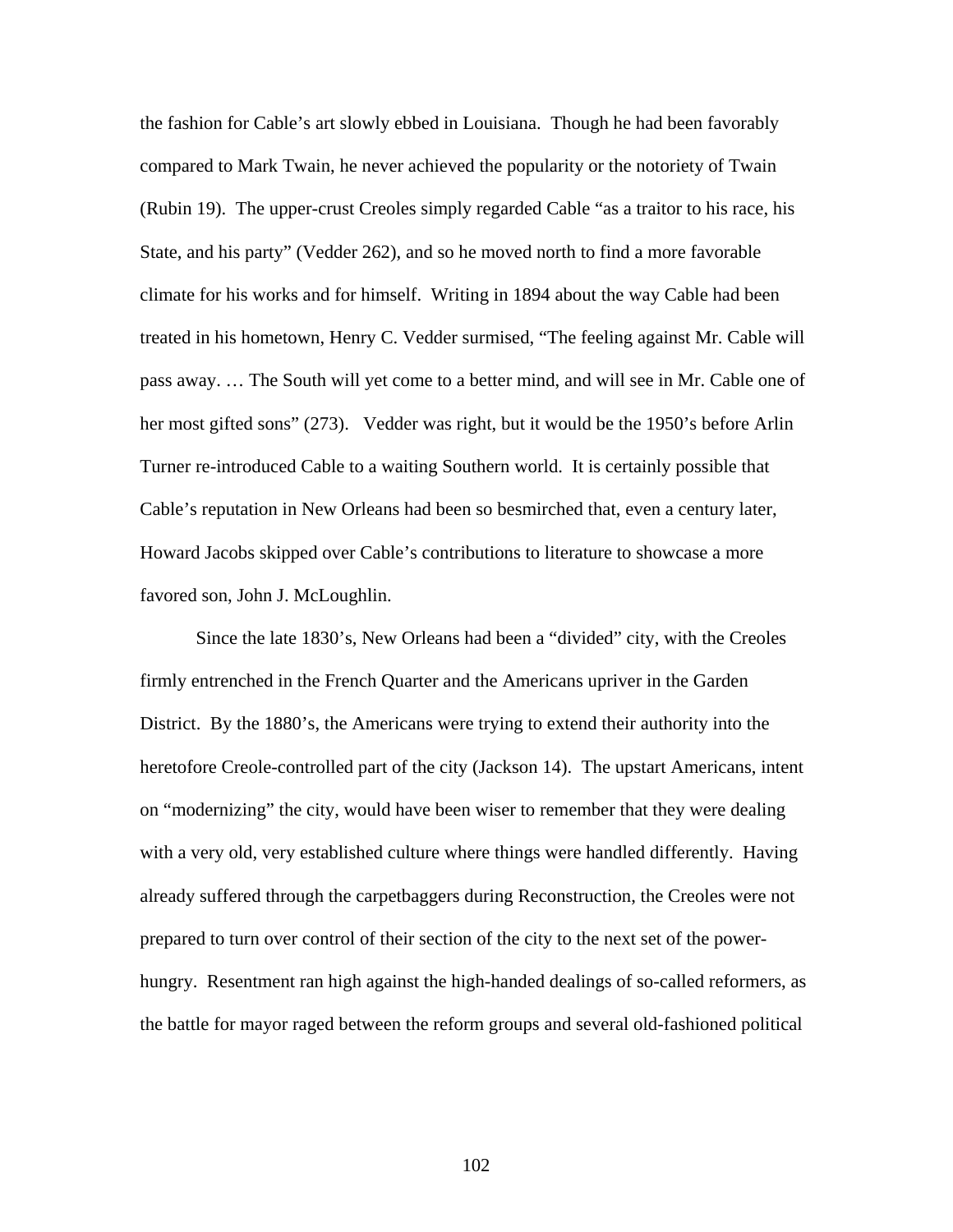the fashion for Cable's art slowly ebbed in Louisiana. Though he had been favorably compared to Mark Twain, he never achieved the popularity or the notoriety of Twain (Rubin 19). The upper-crust Creoles simply regarded Cable "as a traitor to his race, his State, and his party" (Vedder 262), and so he moved north to find a more favorable climate for his works and for himself. Writing in 1894 about the way Cable had been treated in his hometown, Henry C. Vedder surmised, "The feeling against Mr. Cable will pass away. … The South will yet come to a better mind, and will see in Mr. Cable one of her most gifted sons" (273). Vedder was right, but it would be the 1950's before Arlin Turner re-introduced Cable to a waiting Southern world. It is certainly possible that Cable's reputation in New Orleans had been so besmirched that, even a century later, Howard Jacobs skipped over Cable's contributions to literature to showcase a more favored son, John J. McLoughlin.

Since the late 1830's, New Orleans had been a "divided" city, with the Creoles firmly entrenched in the French Quarter and the Americans upriver in the Garden District. By the 1880's, the Americans were trying to extend their authority into the heretofore Creole-controlled part of the city (Jackson 14). The upstart Americans, intent on "modernizing" the city, would have been wiser to remember that they were dealing with a very old, very established culture where things were handled differently. Having already suffered through the carpetbaggers during Reconstruction, the Creoles were not prepared to turn over control of their section of the city to the next set of the power-hungry. Resentment ran high against the high-handed dealings of so-called reformers, as the battle for mayor raged between the reform groups and several old-fashioned political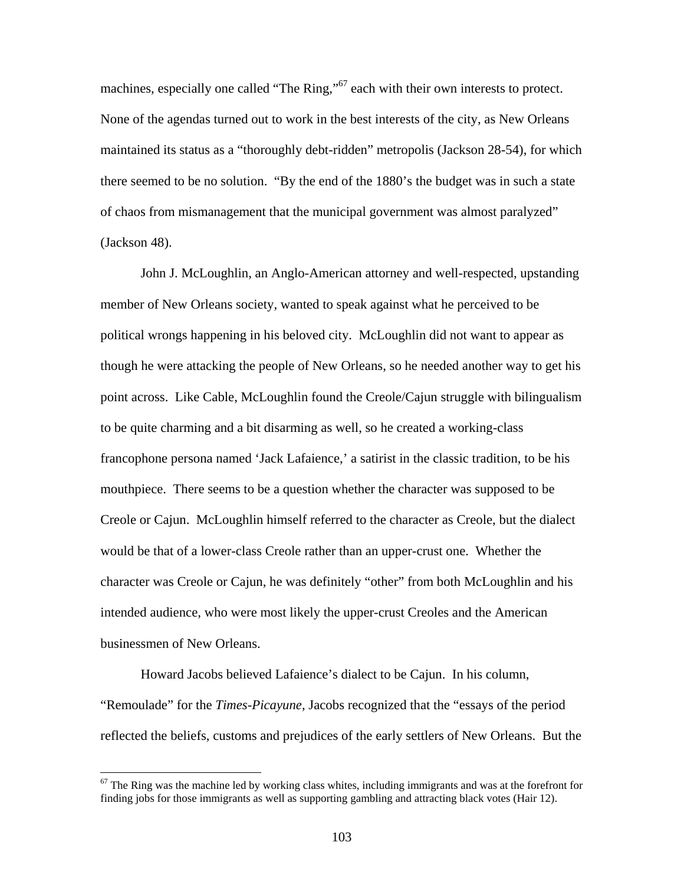machines, especially one called "The Ring,"[67] each with their own interests to protect. None of the agendas turned out to work in the best interests of the city, as New Orleans maintained its status as a "thoroughly debt-ridden" metropolis (Jackson 28-54), for which there seemed to be no solution. "By the end of the 1880's the budget was in such a state of chaos from mismanagement that the municipal government was almost paralyzed" (Jackson 48).

John J. McLoughlin, an Anglo-American attorney and well-respected, upstanding member of New Orleans society, wanted to speak against what he perceived to be political wrongs happening in his beloved city. McLoughlin did not want to appear as though he were attacking the people of New Orleans, so he needed another way to get his point across. Like Cable, McLoughlin found the Creole/Cajun struggle with bilingualism to be quite charming and a bit disarming as well, so he created a working-class francophone persona named 'Jack Lafaience,' a satirist in the classic tradition, to be his mouthpiece. There seems to be a question whether the character was supposed to be Creole or Cajun. McLoughlin himself referred to the character as Creole, but the dialect would be that of a lower-class Creole rather than an upper-crust one. Whether the character was Creole or Cajun, he was definitely "other" from both McLoughlin and his intended audience, who were most likely the upper-crust Creoles and the American businessmen of New Orleans.

Howard Jacobs believed Lafaience's dialect to be Cajun. In his column, "Remoulade" for the *Times-Picayune*, Jacobs recognized that the "essays of the period reflected the beliefs, customs and prejudices of the early settlers of New Orleans. But the

[67] The Ring was the machine led by working class whites, including immigrants and was at the forefront for finding jobs for those immigrants as well as supporting gambling and attracting black votes (Hair 12).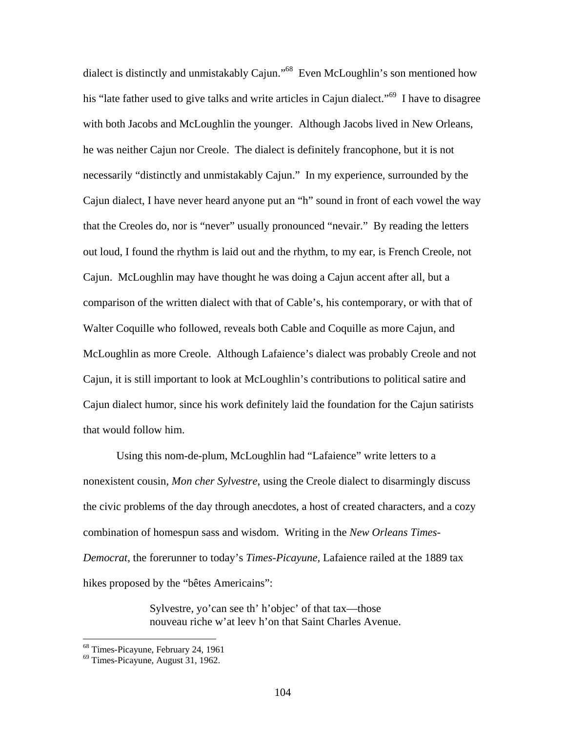dialect is distinctly and unmistakably Cajun."[68] Even McLoughlin's son mentioned how his "late father used to give talks and write articles in Cajun dialect."[69] I have to disagree with both Jacobs and McLoughlin the younger. Although Jacobs lived in New Orleans, he was neither Cajun nor Creole. The dialect is definitely francophone, but it is not necessarily "distinctly and unmistakably Cajun." In my experience, surrounded by the Cajun dialect, I have never heard anyone put an "h" sound in front of each vowel the way that the Creoles do, nor is "never" usually pronounced "nevair." By reading the letters out loud, I found the rhythm is laid out and the rhythm, to my ear, is French Creole, not Cajun. McLoughlin may have thought he was doing a Cajun accent after all, but a comparison of the written dialect with that of Cable's, his contemporary, or with that of Walter Coquille who followed, reveals both Cable and Coquille as more Cajun, and McLoughlin as more Creole. Although Lafaience's dialect was probably Creole and not Cajun, it is still important to look at McLoughlin's contributions to political satire and Cajun dialect humor, since his work definitely laid the foundation for the Cajun satirists that would follow him.

Using this nom-de-plum, McLoughlin had "Lafaience" write letters to a nonexistent cousin, *Mon cher Sylvestre*, using the Creole dialect to disarmingly discuss the civic problems of the day through anecdotes, a host of created characters, and a cozy combination of homespun sass and wisdom. Writing in the *New Orleans Times-Democrat*, the forerunner to today's *Times-Picayune,* Lafaience railed at the 1889 tax hikes proposed by the "bêtes Americains":

> Sylvestre, yo'can see th' h'objec' of that tax—those
> nouveau riche w'at leev h'on that Saint Charles Avenue.

---

[68] Times-Picayune, February 24, 1961

[69] Times-Picayune, August 31, 1962.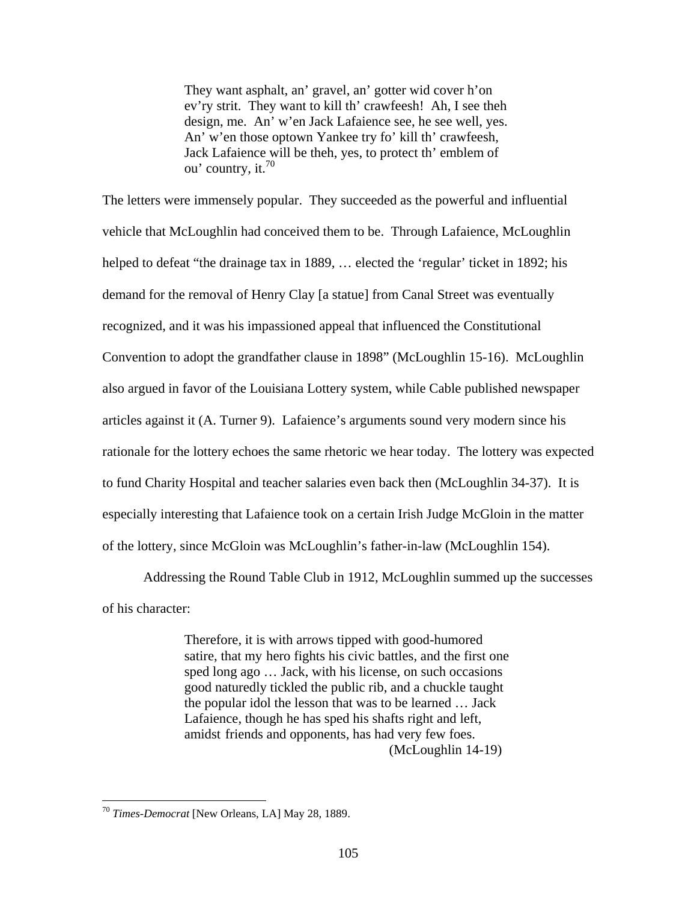> They want asphalt, an' gravel, an' gotter wid cover h'on ev'ry strit. They want to kill th' crawfeesh! Ah, I see theh design, me. An' w'en Jack Lafaience see, he see well, yes. An' w'en those optown Yankee try fo' kill th' crawfeesh, Jack Lafaience will be theh, yes, to protect th' emblem of ou' country, it.[70]

The letters were immensely popular. They succeeded as the powerful and influential vehicle that McLoughlin had conceived them to be. Through Lafaience, McLoughlin helped to defeat "the drainage tax in 1889, … elected the 'regular' ticket in 1892; his demand for the removal of Henry Clay [a statue] from Canal Street was eventually recognized, and it was his impassioned appeal that influenced the Constitutional Convention to adopt the grandfather clause in 1898" (McLoughlin 15-16). McLoughlin also argued in favor of the Louisiana Lottery system, while Cable published newspaper articles against it (A. Turner 9). Lafaience's arguments sound very modern since his rationale for the lottery echoes the same rhetoric we hear today. The lottery was expected to fund Charity Hospital and teacher salaries even back then (McLoughlin 34-37). It is especially interesting that Lafaience took on a certain Irish Judge McGloin in the matter of the lottery, since McGloin was McLoughlin's father-in-law (McLoughlin 154).

Addressing the Round Table Club in 1912, McLoughlin summed up the successes of his character:

> Therefore, it is with arrows tipped with good-humored satire, that my hero fights his civic battles, and the first one sped long ago … Jack, with his license, on such occasions good naturedly tickled the public rib, and a chuckle taught the popular idol the lesson that was to be learned … Jack Lafaience, though he has sped his shafts right and left, amidst friends and opponents, has had very few foes. (McLoughlin 14-19)

[70] *Times-Democrat* [New Orleans, LA] May 28, 1889.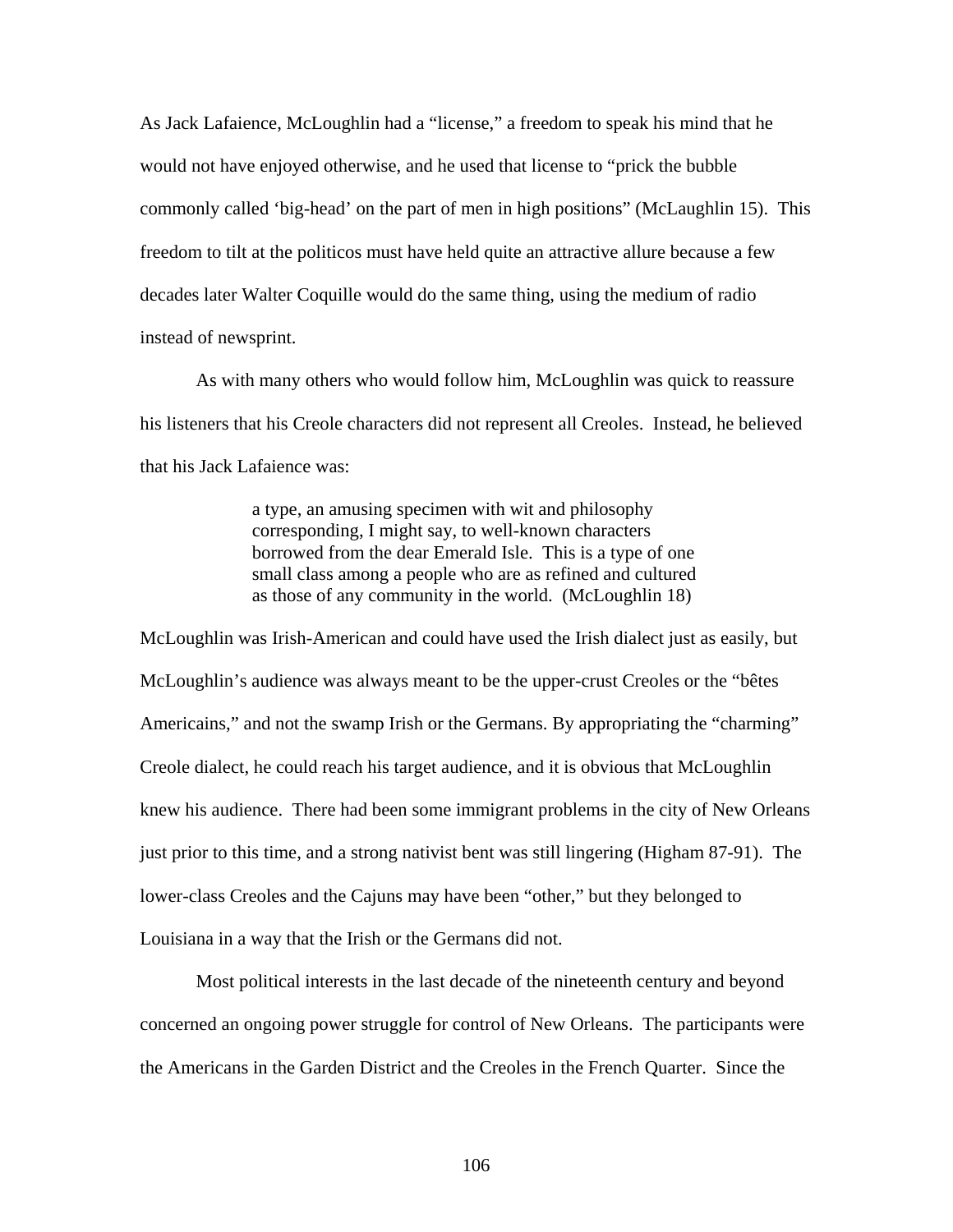As Jack Lafaience, McLoughlin had a "license," a freedom to speak his mind that he would not have enjoyed otherwise, and he used that license to "prick the bubble commonly called 'big-head' on the part of men in high positions" (McLaughlin 15). This freedom to tilt at the politicos must have held quite an attractive allure because a few decades later Walter Coquille would do the same thing, using the medium of radio instead of newsprint.

As with many others who would follow him, McLoughlin was quick to reassure his listeners that his Creole characters did not represent all Creoles. Instead, he believed that his Jack Lafaience was:

> a type, an amusing specimen with wit and philosophy corresponding, I might say, to well-known characters borrowed from the dear Emerald Isle. This is a type of one small class among a people who are as refined and cultured as those of any community in the world. (McLoughlin 18)

McLoughlin was Irish-American and could have used the Irish dialect just as easily, but McLoughlin's audience was always meant to be the upper-crust Creoles or the "bêtes Americains," and not the swamp Irish or the Germans. By appropriating the "charming" Creole dialect, he could reach his target audience, and it is obvious that McLoughlin knew his audience. There had been some immigrant problems in the city of New Orleans just prior to this time, and a strong nativist bent was still lingering (Higham 87-91). The lower-class Creoles and the Cajuns may have been "other," but they belonged to Louisiana in a way that the Irish or the Germans did not.

Most political interests in the last decade of the nineteenth century and beyond concerned an ongoing power struggle for control of New Orleans. The participants were the Americans in the Garden District and the Creoles in the French Quarter. Since the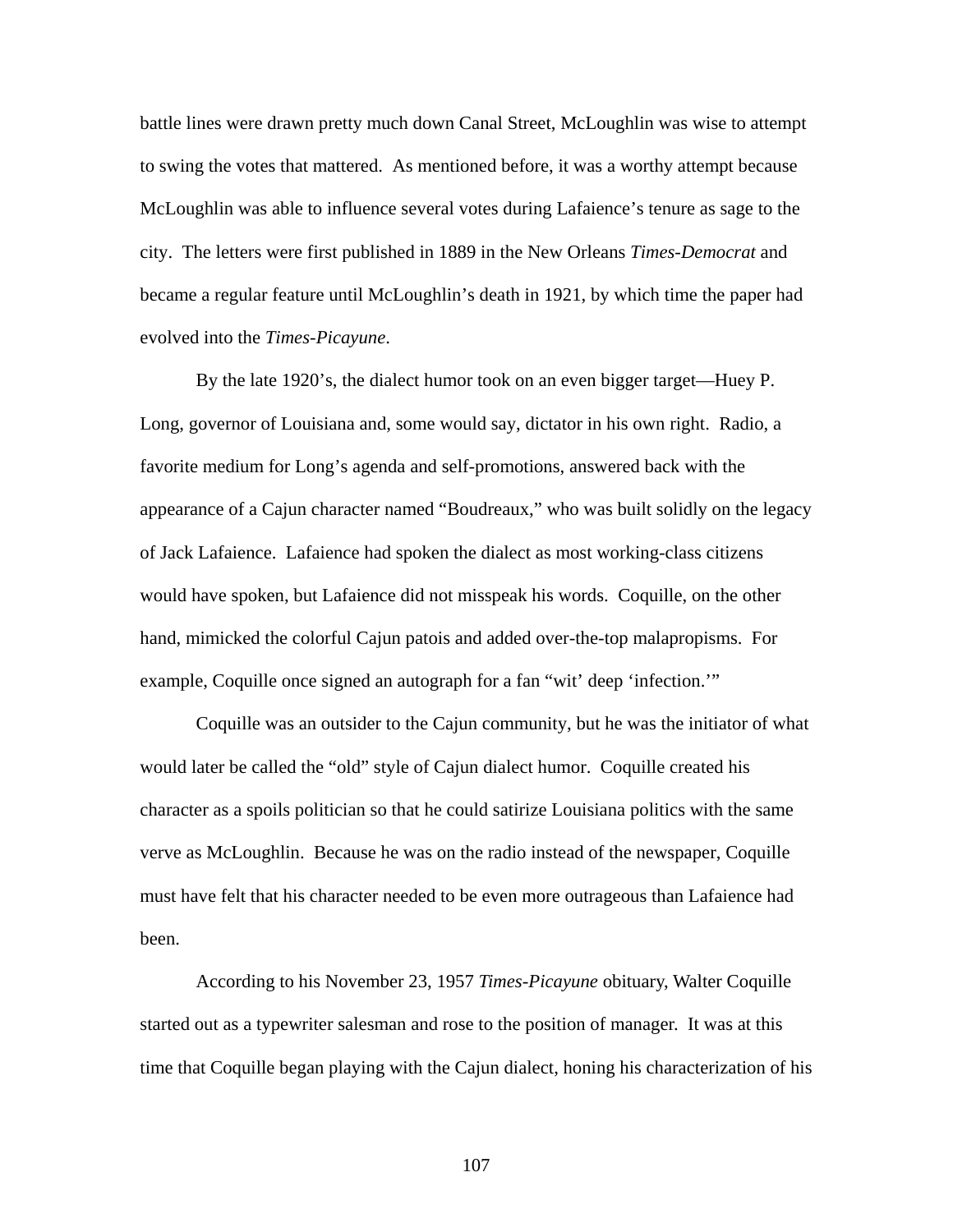battle lines were drawn pretty much down Canal Street, McLoughlin was wise to attempt to swing the votes that mattered. As mentioned before, it was a worthy attempt because McLoughlin was able to influence several votes during Lafaience's tenure as sage to the city. The letters were first published in 1889 in the New Orleans *Times-Democrat* and became a regular feature until McLoughlin's death in 1921, by which time the paper had evolved into the *Times-Picayune*.

By the late 1920's, the dialect humor took on an even bigger target—Huey P. Long, governor of Louisiana and, some would say, dictator in his own right. Radio, a favorite medium for Long's agenda and self-promotions, answered back with the appearance of a Cajun character named "Boudreaux," who was built solidly on the legacy of Jack Lafaience. Lafaience had spoken the dialect as most working-class citizens would have spoken, but Lafaience did not misspeak his words. Coquille, on the other hand, mimicked the colorful Cajun patois and added over-the-top malapropisms. For example, Coquille once signed an autograph for a fan "wit' deep 'infection.'"

Coquille was an outsider to the Cajun community, but he was the initiator of what would later be called the "old" style of Cajun dialect humor. Coquille created his character as a spoils politician so that he could satirize Louisiana politics with the same verve as McLoughlin. Because he was on the radio instead of the newspaper, Coquille must have felt that his character needed to be even more outrageous than Lafaience had been.

According to his November 23, 1957 *Times-Picayune* obituary, Walter Coquille started out as a typewriter salesman and rose to the position of manager. It was at this time that Coquille began playing with the Cajun dialect, honing his characterization of his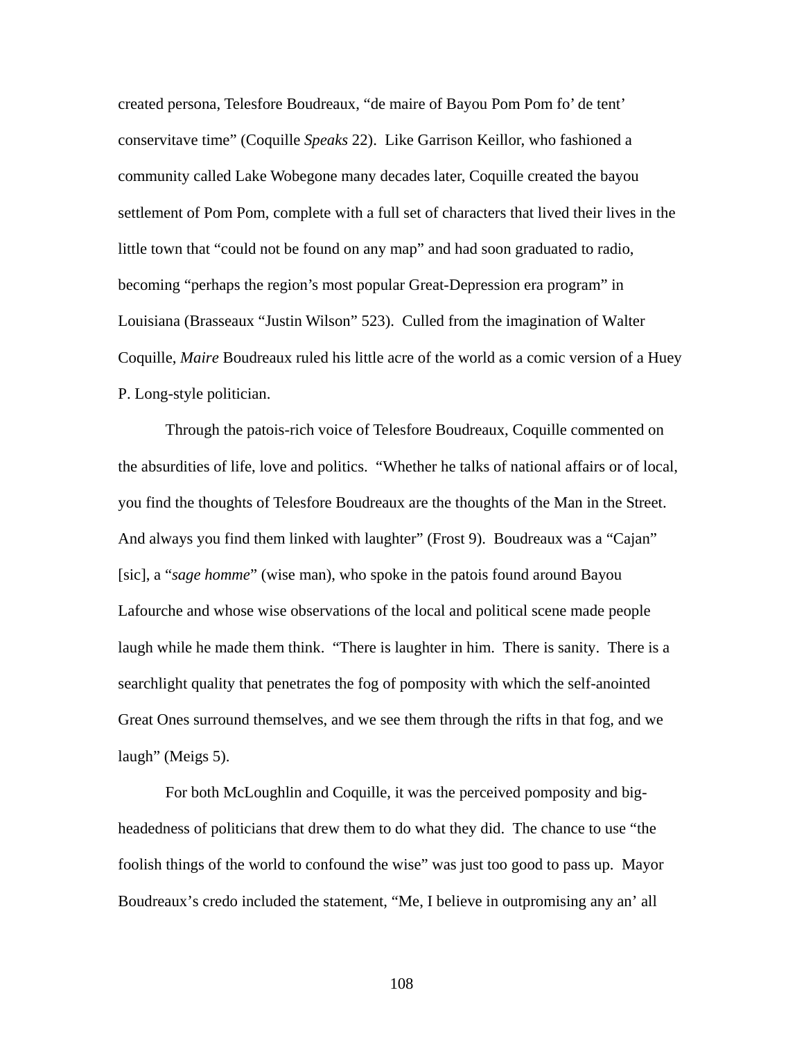created persona, Telesfore Boudreaux, "de maire of Bayou Pom Pom fo' de tent' conservitave time" (Coquille *Speaks* 22). Like Garrison Keillor, who fashioned a community called Lake Wobegone many decades later, Coquille created the bayou settlement of Pom Pom, complete with a full set of characters that lived their lives in the little town that "could not be found on any map" and had soon graduated to radio, becoming "perhaps the region's most popular Great-Depression era program" in Louisiana (Brasseaux "Justin Wilson" 523). Culled from the imagination of Walter Coquille, *Maire* Boudreaux ruled his little acre of the world as a comic version of a Huey P. Long-style politician.

Through the patois-rich voice of Telesfore Boudreaux, Coquille commented on the absurdities of life, love and politics. "Whether he talks of national affairs or of local, you find the thoughts of Telesfore Boudreaux are the thoughts of the Man in the Street. And always you find them linked with laughter" (Frost 9). Boudreaux was a "Cajan" [sic], a "*sage homme*" (wise man), who spoke in the patois found around Bayou Lafourche and whose wise observations of the local and political scene made people laugh while he made them think. "There is laughter in him. There is sanity. There is a searchlight quality that penetrates the fog of pomposity with which the self-anointed Great Ones surround themselves, and we see them through the rifts in that fog, and we laugh" (Meigs 5).

For both McLoughlin and Coquille, it was the perceived pomposity and big-headedness of politicians that drew them to do what they did. The chance to use "the foolish things of the world to confound the wise" was just too good to pass up. Mayor Boudreaux's credo included the statement, "Me, I believe in outpromising any an' all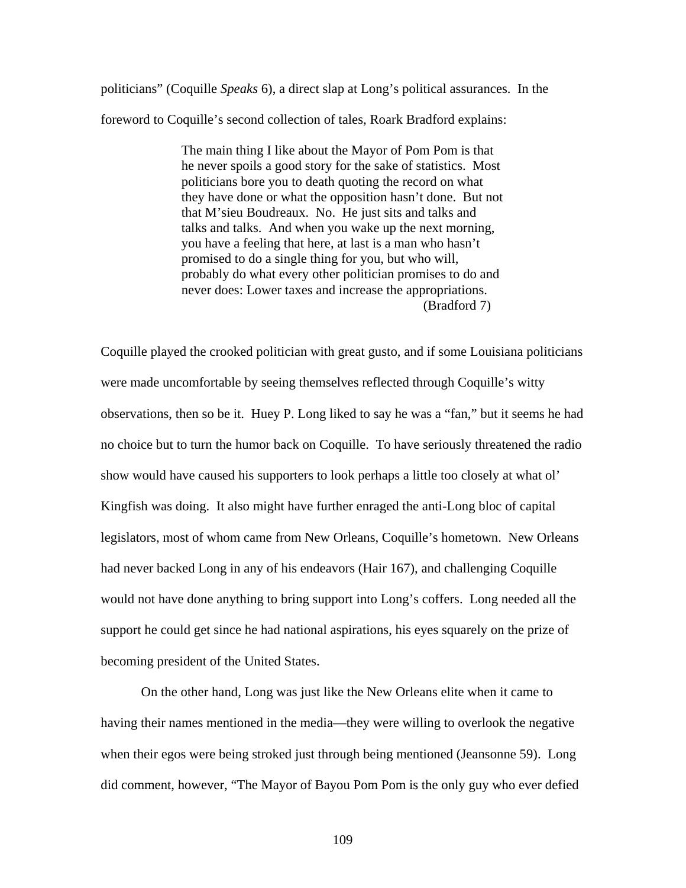politicians" (Coquille *Speaks* 6), a direct slap at Long's political assurances. In the foreword to Coquille's second collection of tales, Roark Bradford explains:

> The main thing I like about the Mayor of Pom Pom is that he never spoils a good story for the sake of statistics. Most politicians bore you to death quoting the record on what they have done or what the opposition hasn't done. But not that M'sieu Boudreaux. No. He just sits and talks and talks and talks. And when you wake up the next morning, you have a feeling that here, at last is a man who hasn't promised to do a single thing for you, but who will, probably do what every other politician promises to do and never does: Lower taxes and increase the appropriations. (Bradford 7)

Coquille played the crooked politician with great gusto, and if some Louisiana politicians were made uncomfortable by seeing themselves reflected through Coquille's witty observations, then so be it. Huey P. Long liked to say he was a "fan," but it seems he had no choice but to turn the humor back on Coquille. To have seriously threatened the radio show would have caused his supporters to look perhaps a little too closely at what ol' Kingfish was doing. It also might have further enraged the anti-Long bloc of capital legislators, most of whom came from New Orleans, Coquille's hometown. New Orleans had never backed Long in any of his endeavors (Hair 167), and challenging Coquille would not have done anything to bring support into Long's coffers. Long needed all the support he could get since he had national aspirations, his eyes squarely on the prize of becoming president of the United States.

On the other hand, Long was just like the New Orleans elite when it came to having their names mentioned in the media—they were willing to overlook the negative when their egos were being stroked just through being mentioned (Jeansonne 59). Long did comment, however, "The Mayor of Bayou Pom Pom is the only guy who ever defied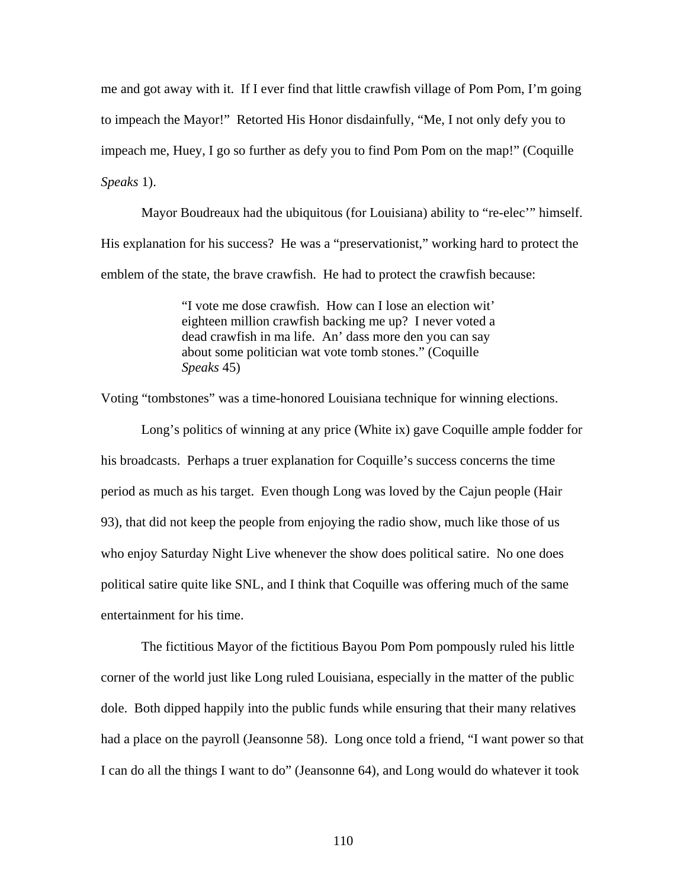me and got away with it. If I ever find that little crawfish village of Pom Pom, I'm going to impeach the Mayor!" Retorted His Honor disdainfully, "Me, I not only defy you to impeach me, Huey, I go so further as defy you to find Pom Pom on the map!" (Coquille *Speaks* 1).

Mayor Boudreaux had the ubiquitous (for Louisiana) ability to "re-elec'" himself. His explanation for his success? He was a "preservationist," working hard to protect the emblem of the state, the brave crawfish. He had to protect the crawfish because:

> "I vote me dose crawfish. How can I lose an election wit' eighteen million crawfish backing me up? I never voted a dead crawfish in ma life. An' dass more den you can say about some politician wat vote tomb stones." (Coquille *Speaks* 45)

Voting "tombstones" was a time-honored Louisiana technique for winning elections.

Long's politics of winning at any price (White ix) gave Coquille ample fodder for his broadcasts. Perhaps a truer explanation for Coquille's success concerns the time period as much as his target. Even though Long was loved by the Cajun people (Hair 93), that did not keep the people from enjoying the radio show, much like those of us who enjoy Saturday Night Live whenever the show does political satire. No one does political satire quite like SNL, and I think that Coquille was offering much of the same entertainment for his time.

The fictitious Mayor of the fictitious Bayou Pom Pom pompously ruled his little corner of the world just like Long ruled Louisiana, especially in the matter of the public dole. Both dipped happily into the public funds while ensuring that their many relatives had a place on the payroll (Jeansonne 58). Long once told a friend, "I want power so that I can do all the things I want to do" (Jeansonne 64), and Long would do whatever it took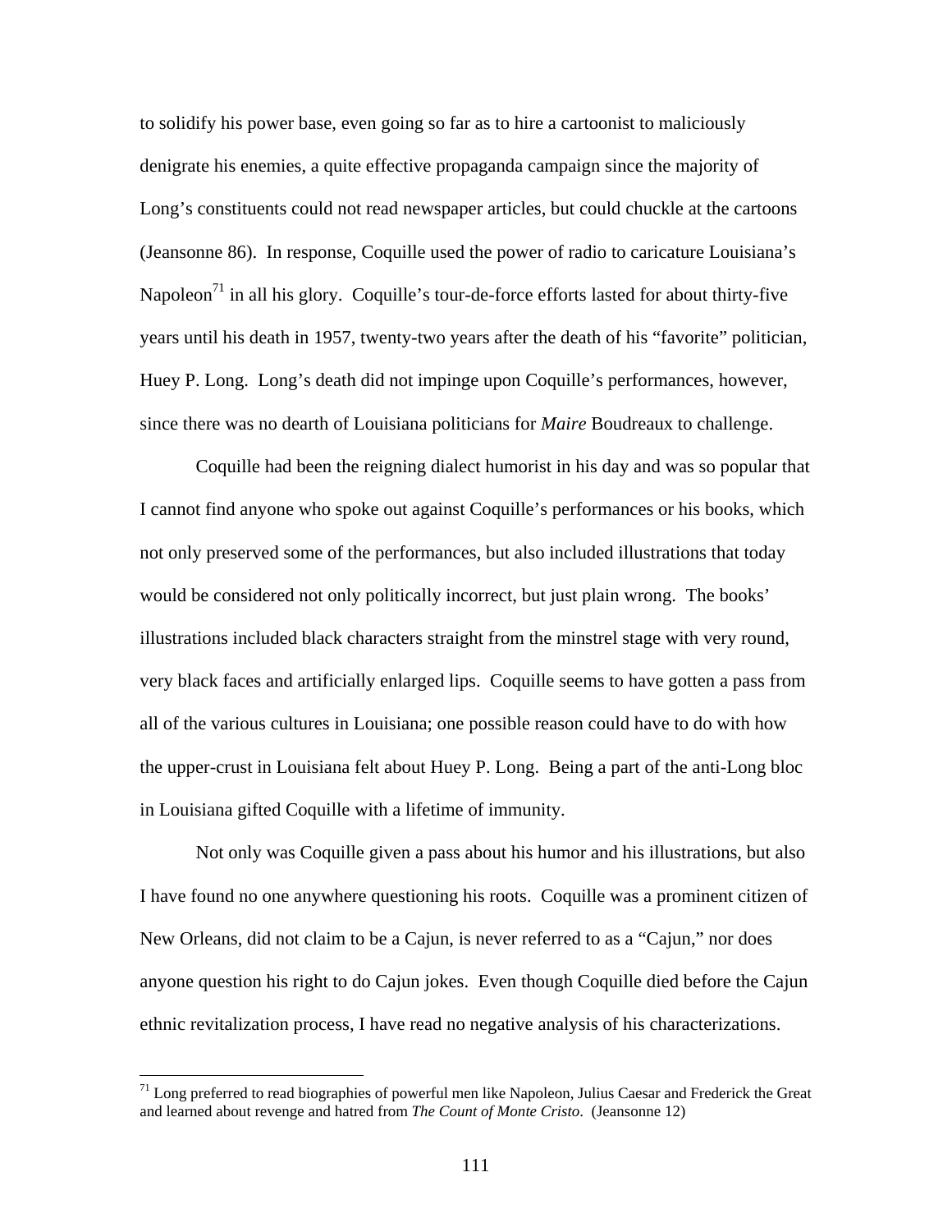to solidify his power base, even going so far as to hire a cartoonist to maliciously denigrate his enemies, a quite effective propaganda campaign since the majority of Long's constituents could not read newspaper articles, but could chuckle at the cartoons (Jeansonne 86). In response, Coquille used the power of radio to caricature Louisiana's Napoleon[71] in all his glory. Coquille's tour-de-force efforts lasted for about thirty-five years until his death in 1957, twenty-two years after the death of his "favorite" politician, Huey P. Long. Long's death did not impinge upon Coquille's performances, however, since there was no dearth of Louisiana politicians for *Maire* Boudreaux to challenge.

Coquille had been the reigning dialect humorist in his day and was so popular that I cannot find anyone who spoke out against Coquille's performances or his books, which not only preserved some of the performances, but also included illustrations that today would be considered not only politically incorrect, but just plain wrong. The books' illustrations included black characters straight from the minstrel stage with very round, very black faces and artificially enlarged lips. Coquille seems to have gotten a pass from all of the various cultures in Louisiana; one possible reason could have to do with how the upper-crust in Louisiana felt about Huey P. Long. Being a part of the anti-Long bloc in Louisiana gifted Coquille with a lifetime of immunity.

Not only was Coquille given a pass about his humor and his illustrations, but also I have found no one anywhere questioning his roots. Coquille was a prominent citizen of New Orleans, did not claim to be a Cajun, is never referred to as a "Cajun," nor does anyone question his right to do Cajun jokes. Even though Coquille died before the Cajun ethnic revitalization process, I have read no negative analysis of his characterizations.

---

[71] Long preferred to read biographies of powerful men like Napoleon, Julius Caesar and Frederick the Great and learned about revenge and hatred from *The Count of Monte Cristo*. (Jeansonne 12)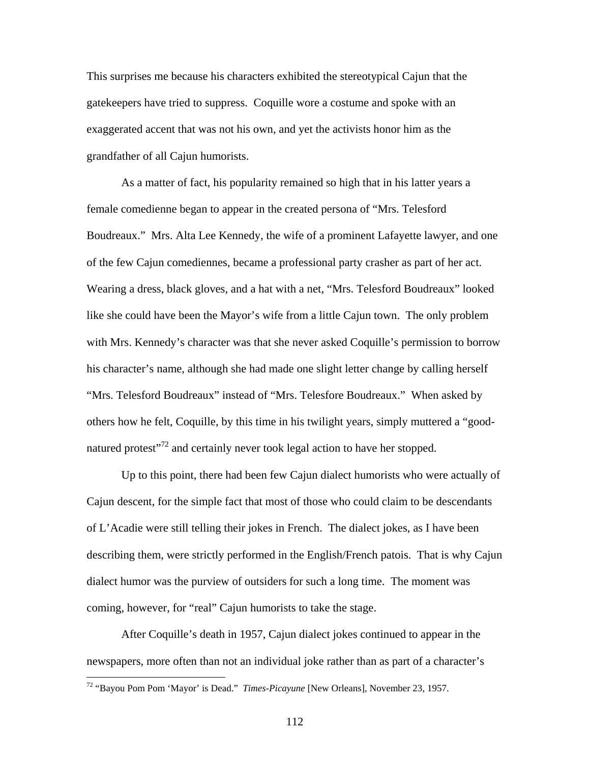This surprises me because his characters exhibited the stereotypical Cajun that the gatekeepers have tried to suppress. Coquille wore a costume and spoke with an exaggerated accent that was not his own, and yet the activists honor him as the grandfather of all Cajun humorists.

As a matter of fact, his popularity remained so high that in his latter years a female comedienne began to appear in the created persona of "Mrs. Telesford Boudreaux." Mrs. Alta Lee Kennedy, the wife of a prominent Lafayette lawyer, and one of the few Cajun comediennes, became a professional party crasher as part of her act. Wearing a dress, black gloves, and a hat with a net, "Mrs. Telesford Boudreaux" looked like she could have been the Mayor's wife from a little Cajun town. The only problem with Mrs. Kennedy's character was that she never asked Coquille's permission to borrow his character's name, although she had made one slight letter change by calling herself "Mrs. Telesford Boudreaux" instead of "Mrs. Telesfore Boudreaux." When asked by others how he felt, Coquille, by this time in his twilight years, simply muttered a "good-natured protest"[72] and certainly never took legal action to have her stopped.

Up to this point, there had been few Cajun dialect humorists who were actually of Cajun descent, for the simple fact that most of those who could claim to be descendants of L'Acadie were still telling their jokes in French. The dialect jokes, as I have been describing them, were strictly performed in the English/French patois. That is why Cajun dialect humor was the purview of outsiders for such a long time. The moment was coming, however, for "real" Cajun humorists to take the stage.

After Coquille's death in 1957, Cajun dialect jokes continued to appear in the newspapers, more often than not an individual joke rather than as part of a character's

[72] "Bayou Pom Pom 'Mayor' is Dead." *Times-Picayune* [New Orleans], November 23, 1957.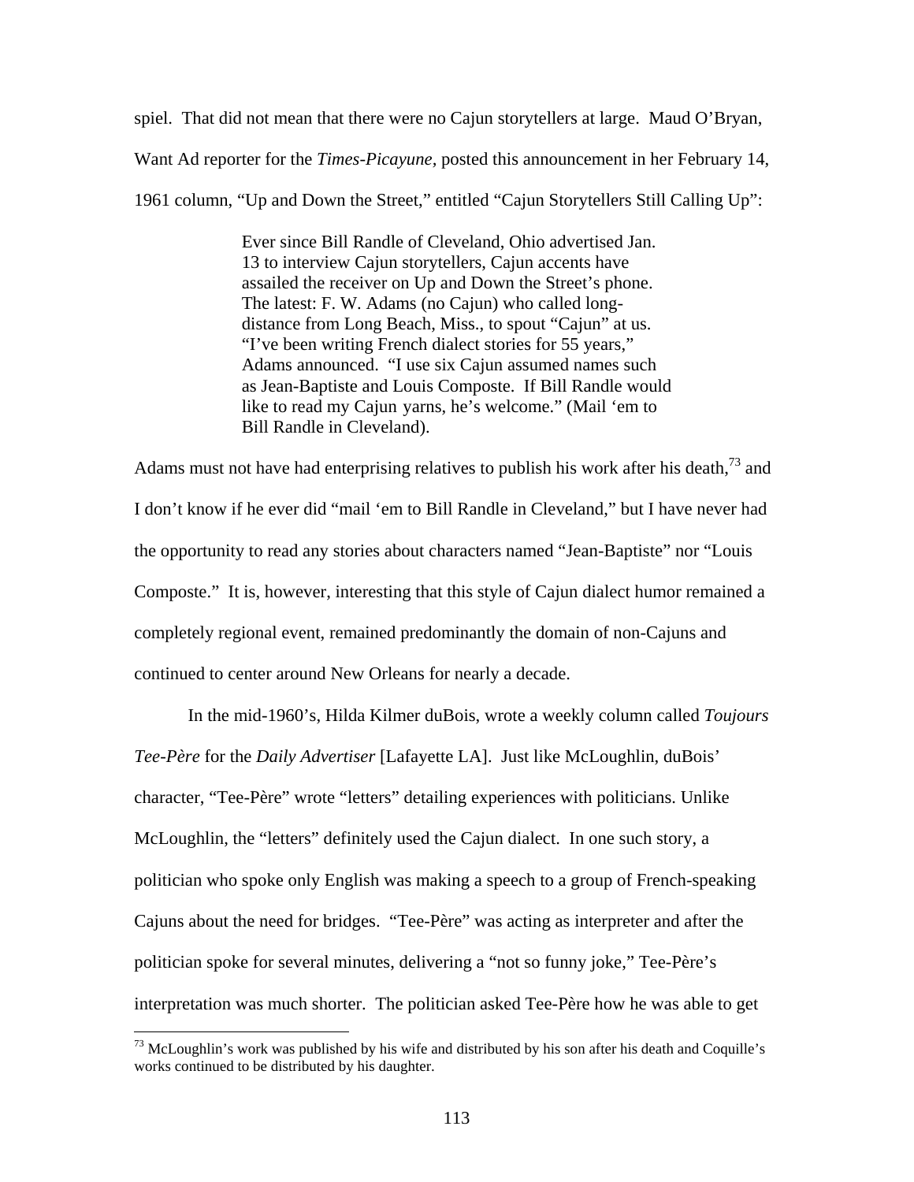spiel. That did not mean that there were no Cajun storytellers at large. Maud O'Bryan, Want Ad reporter for the *Times-Picayune*, posted this announcement in her February 14, 1961 column, "Up and Down the Street," entitled "Cajun Storytellers Still Calling Up":

> Ever since Bill Randle of Cleveland, Ohio advertised Jan. 13 to interview Cajun storytellers, Cajun accents have assailed the receiver on Up and Down the Street's phone. The latest: F. W. Adams (no Cajun) who called long-distance from Long Beach, Miss., to spout "Cajun" at us. "I've been writing French dialect stories for 55 years," Adams announced. "I use six Cajun assumed names such as Jean-Baptiste and Louis Composte. If Bill Randle would like to read my Cajun yarns, he's welcome." (Mail 'em to Bill Randle in Cleveland).

Adams must not have had enterprising relatives to publish his work after his death,[73] and I don't know if he ever did "mail 'em to Bill Randle in Cleveland," but I have never had the opportunity to read any stories about characters named "Jean-Baptiste" nor "Louis Composte." It is, however, interesting that this style of Cajun dialect humor remained a completely regional event, remained predominantly the domain of non-Cajuns and continued to center around New Orleans for nearly a decade.

In the mid-1960's, Hilda Kilmer duBois, wrote a weekly column called *Toujours Tee-Père* for the *Daily Advertiser* [Lafayette LA]. Just like McLoughlin, duBois' character, "Tee-Père" wrote "letters" detailing experiences with politicians. Unlike McLoughlin, the "letters" definitely used the Cajun dialect. In one such story, a politician who spoke only English was making a speech to a group of French-speaking Cajuns about the need for bridges. "Tee-Père" was acting as interpreter and after the politician spoke for several minutes, delivering a "not so funny joke," Tee-Père's interpretation was much shorter. The politician asked Tee-Père how he was able to get

[73] McLoughlin's work was published by his wife and distributed by his son after his death and Coquille's works continued to be distributed by his daughter.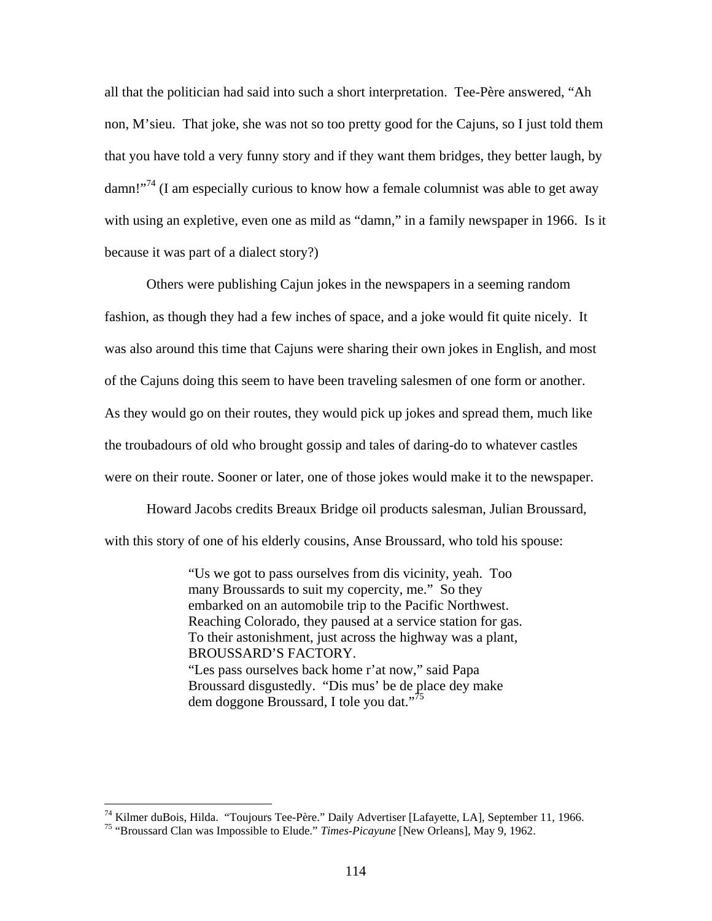all that the politician had said into such a short interpretation. Tee-Père answered, "Ah non, M'sieu. That joke, she was not so too pretty good for the Cajuns, so I just told them that you have told a very funny story and if they want them bridges, they better laugh, by damn!"[74] (I am especially curious to know how a female columnist was able to get away with using an expletive, even one as mild as "damn," in a family newspaper in 1966. Is it because it was part of a dialect story?)

Others were publishing Cajun jokes in the newspapers in a seeming random fashion, as though they had a few inches of space, and a joke would fit quite nicely. It was also around this time that Cajuns were sharing their own jokes in English, and most of the Cajuns doing this seem to have been traveling salesmen of one form or another. As they would go on their routes, they would pick up jokes and spread them, much like the troubadours of old who brought gossip and tales of daring-do to whatever castles were on their route. Sooner or later, one of those jokes would make it to the newspaper.

Howard Jacobs credits Breaux Bridge oil products salesman, Julian Broussard, with this story of one of his elderly cousins, Anse Broussard, who told his spouse:

> "Us we got to pass ourselves from dis vicinity, yeah. Too many Broussards to suit my copercity, me." So they embarked on an automobile trip to the Pacific Northwest. Reaching Colorado, they paused at a service station for gas. To their astonishment, just across the highway was a plant, BROUSSARD'S FACTORY.
> "Les pass ourselves back home r'at now," said Papa Broussard disgustedly. "Dis mus' be de place dey make dem doggone Broussard, I tole you dat."[75]

---

[74] Kilmer duBois, Hilda. "Toujours Tee-Père." Daily Advertiser [Lafayette, LA], September 11, 1966.

[75] "Broussard Clan was Impossible to Elude." *Times-Picayune* [New Orleans], May 9, 1962.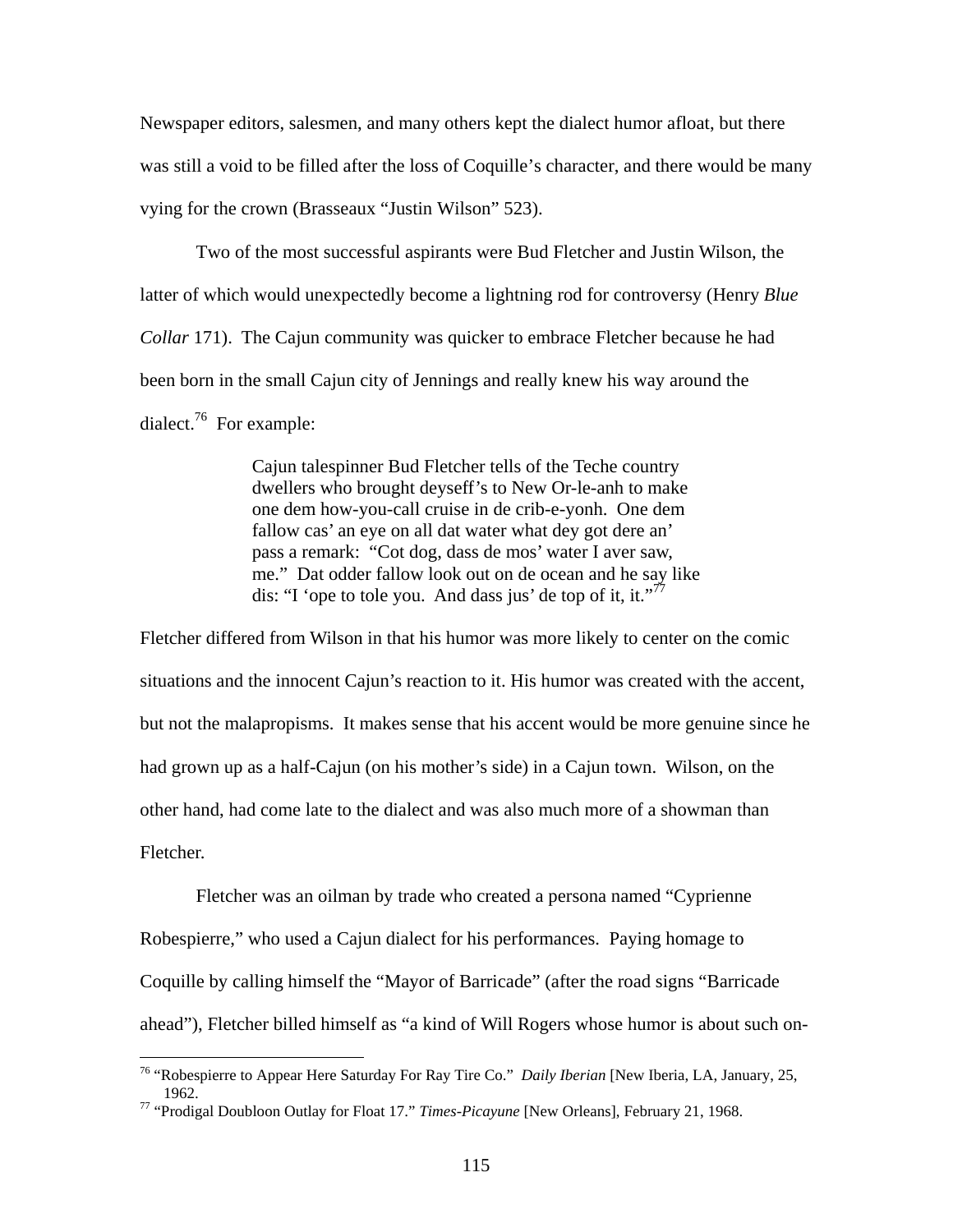Newspaper editors, salesmen, and many others kept the dialect humor afloat, but there was still a void to be filled after the loss of Coquille's character, and there would be many vying for the crown (Brasseaux "Justin Wilson" 523).

Two of the most successful aspirants were Bud Fletcher and Justin Wilson, the latter of which would unexpectedly become a lightning rod for controversy (Henry *Blue Collar* 171). The Cajun community was quicker to embrace Fletcher because he had been born in the small Cajun city of Jennings and really knew his way around the dialect.[76] For example:

> Cajun talespinner Bud Fletcher tells of the Teche country dwellers who brought deyseff's to New Or-le-anh to make one dem how-you-call cruise in de crib-e-yonh. One dem fallow cas' an eye on all dat water what dey got dere an' pass a remark: "Cot dog, dass de mos' water I aver saw, me." Dat odder fallow look out on de ocean and he say like dis: "I 'ope to tole you. And dass jus' de top of it, it."[77]

Fletcher differed from Wilson in that his humor was more likely to center on the comic situations and the innocent Cajun's reaction to it. His humor was created with the accent, but not the malapropisms. It makes sense that his accent would be more genuine since he had grown up as a half-Cajun (on his mother's side) in a Cajun town. Wilson, on the other hand, had come late to the dialect and was also much more of a showman than Fletcher.

Fletcher was an oilman by trade who created a persona named "Cyprienne Robespierre," who used a Cajun dialect for his performances. Paying homage to Coquille by calling himself the "Mayor of Barricade" (after the road signs "Barricade ahead"), Fletcher billed himself as "a kind of Will Rogers whose humor is about such on-

---

[76] "Robespierre to Appear Here Saturday For Ray Tire Co." *Daily Iberian* [New Iberia, LA, January, 25, 1962.

[77] "Prodigal Doubloon Outlay for Float 17." *Times-Picayune* [New Orleans], February 21, 1968.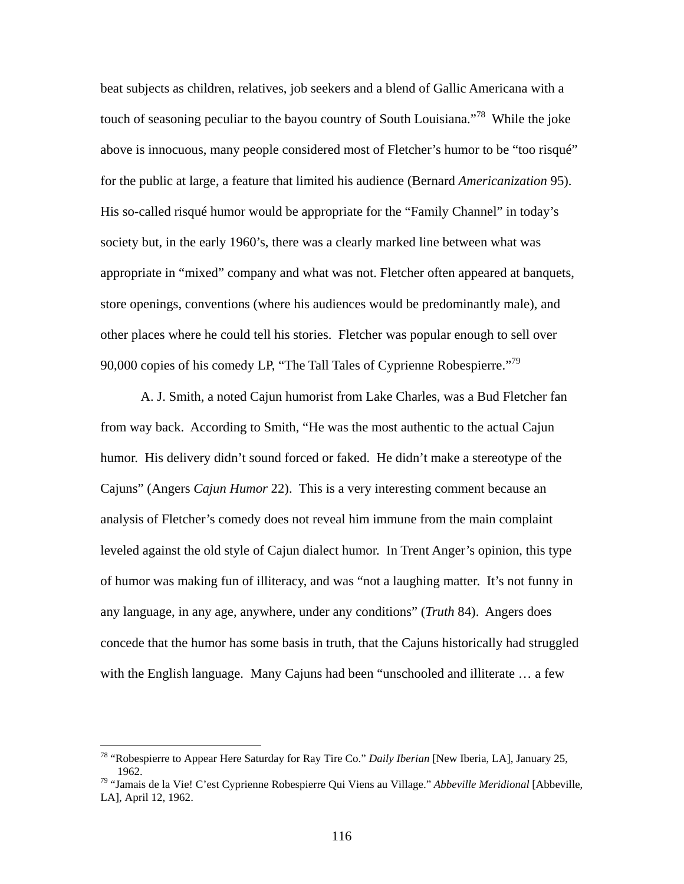beat subjects as children, relatives, job seekers and a blend of Gallic Americana with a touch of seasoning peculiar to the bayou country of South Louisiana."[78] While the joke above is innocuous, many people considered most of Fletcher's humor to be "too risqué" for the public at large, a feature that limited his audience (Bernard *Americanization* 95). His so-called risqué humor would be appropriate for the "Family Channel" in today's society but, in the early 1960's, there was a clearly marked line between what was appropriate in "mixed" company and what was not. Fletcher often appeared at banquets, store openings, conventions (where his audiences would be predominantly male), and other places where he could tell his stories. Fletcher was popular enough to sell over 90,000 copies of his comedy LP, "The Tall Tales of Cyprienne Robespierre."[79]

A. J. Smith, a noted Cajun humorist from Lake Charles, was a Bud Fletcher fan from way back. According to Smith, "He was the most authentic to the actual Cajun humor. His delivery didn't sound forced or faked. He didn't make a stereotype of the Cajuns" (Angers *Cajun Humor* 22). This is a very interesting comment because an analysis of Fletcher's comedy does not reveal him immune from the main complaint leveled against the old style of Cajun dialect humor. In Trent Anger's opinion, this type of humor was making fun of illiteracy, and was "not a laughing matter. It's not funny in any language, in any age, anywhere, under any conditions" (*Truth* 84). Angers does concede that the humor has some basis in truth, that the Cajuns historically had struggled with the English language. Many Cajuns had been "unschooled and illiterate … a few

[78] "Robespierre to Appear Here Saturday for Ray Tire Co." *Daily Iberian* [New Iberia, LA], January 25, 1962.

[79] "Jamais de la Vie! C'est Cyprienne Robespierre Qui Viens au Village." *Abbeville Meridional* [Abbeville, LA], April 12, 1962.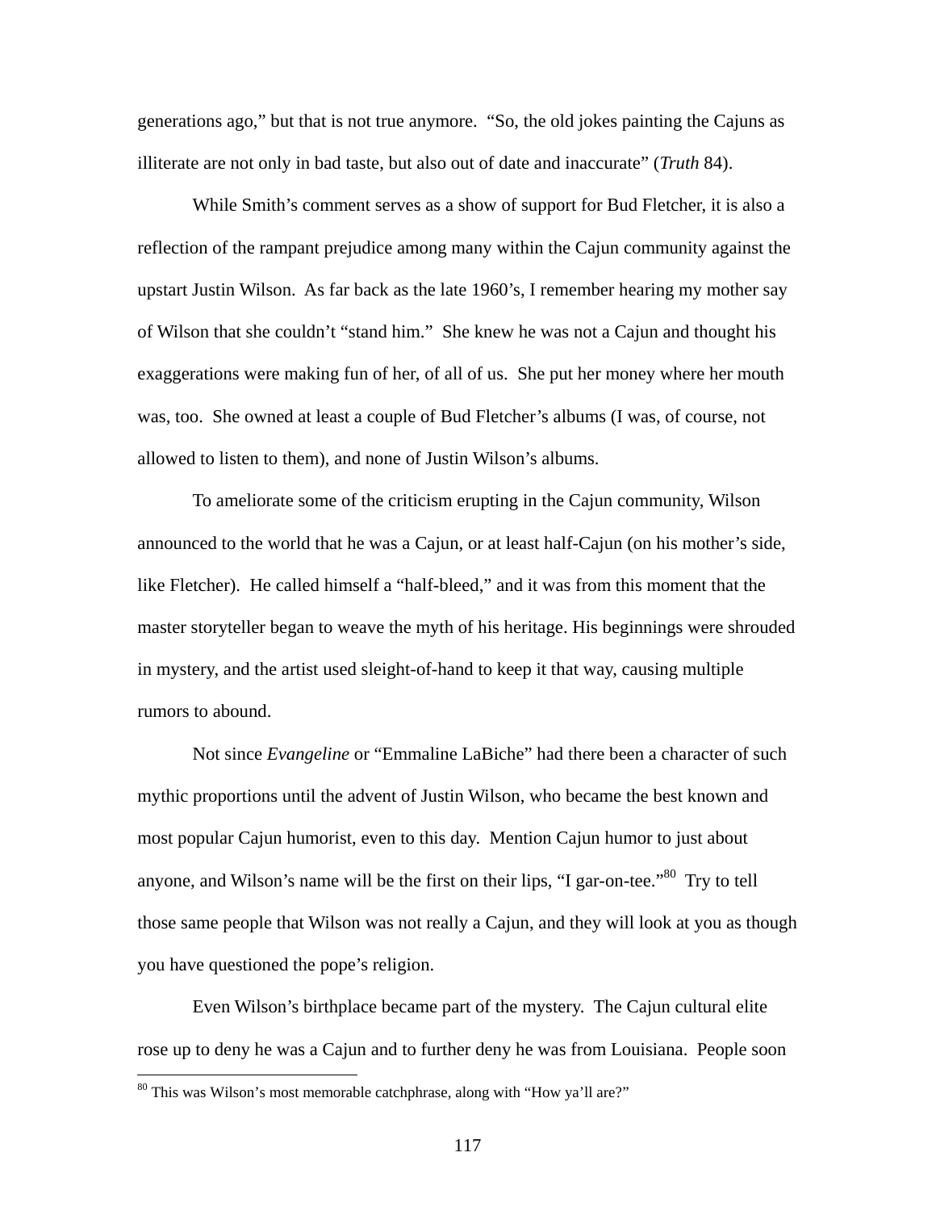generations ago," but that is not true anymore. "So, the old jokes painting the Cajuns as illiterate are not only in bad taste, but also out of date and inaccurate" (*Truth* 84).

While Smith's comment serves as a show of support for Bud Fletcher, it is also a reflection of the rampant prejudice among many within the Cajun community against the upstart Justin Wilson. As far back as the late 1960's, I remember hearing my mother say of Wilson that she couldn't "stand him." She knew he was not a Cajun and thought his exaggerations were making fun of her, of all of us. She put her money where her mouth was, too. She owned at least a couple of Bud Fletcher's albums (I was, of course, not allowed to listen to them), and none of Justin Wilson's albums.

To ameliorate some of the criticism erupting in the Cajun community, Wilson announced to the world that he was a Cajun, or at least half-Cajun (on his mother's side, like Fletcher). He called himself a "half-bleed," and it was from this moment that the master storyteller began to weave the myth of his heritage. His beginnings were shrouded in mystery, and the artist used sleight-of-hand to keep it that way, causing multiple rumors to abound.

Not since *Evangeline* or "Emmaline LaBiche" had there been a character of such mythic proportions until the advent of Justin Wilson, who became the best known and most popular Cajun humorist, even to this day. Mention Cajun humor to just about anyone, and Wilson's name will be the first on their lips, "I gar-on-tee."[80] Try to tell those same people that Wilson was not really a Cajun, and they will look at you as though you have questioned the pope's religion.

Even Wilson's birthplace became part of the mystery. The Cajun cultural elite rose up to deny he was a Cajun and to further deny he was from Louisiana. People soon

---

[80] This was Wilson's most memorable catchphrase, along with "How ya'll are?"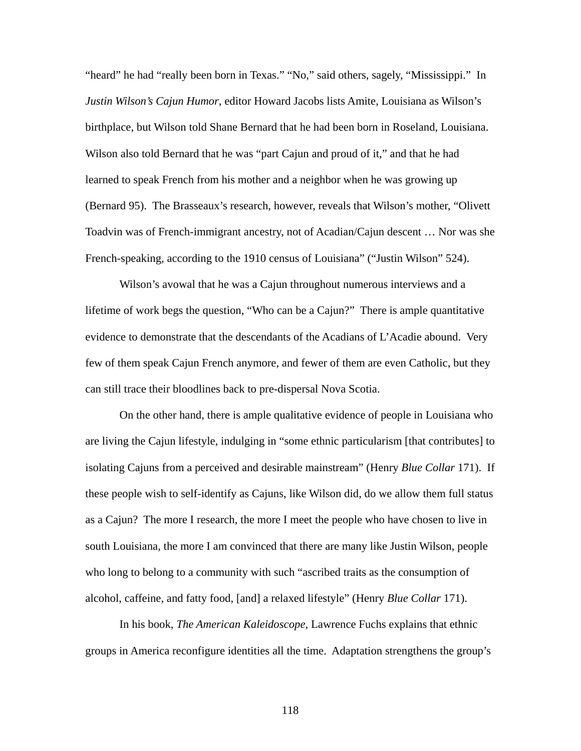"heard" he had "really been born in Texas." "No," said others, sagely, "Mississippi." In *Justin Wilson's Cajun Humor*, editor Howard Jacobs lists Amite, Louisiana as Wilson's birthplace, but Wilson told Shane Bernard that he had been born in Roseland, Louisiana. Wilson also told Bernard that he was "part Cajun and proud of it," and that he had learned to speak French from his mother and a neighbor when he was growing up (Bernard 95). The Brasseaux's research, however, reveals that Wilson's mother, "Olivett Toadvin was of French-immigrant ancestry, not of Acadian/Cajun descent … Nor was she French-speaking, according to the 1910 census of Louisiana" ("Justin Wilson" 524).

Wilson's avowal that he was a Cajun throughout numerous interviews and a lifetime of work begs the question, "Who can be a Cajun?" There is ample quantitative evidence to demonstrate that the descendants of the Acadians of L'Acadie abound. Very few of them speak Cajun French anymore, and fewer of them are even Catholic, but they can still trace their bloodlines back to pre-dispersal Nova Scotia.

On the other hand, there is ample qualitative evidence of people in Louisiana who are living the Cajun lifestyle, indulging in "some ethnic particularism [that contributes] to isolating Cajuns from a perceived and desirable mainstream" (Henry *Blue Collar* 171). If these people wish to self-identify as Cajuns, like Wilson did, do we allow them full status as a Cajun? The more I research, the more I meet the people who have chosen to live in south Louisiana, the more I am convinced that there are many like Justin Wilson, people who long to belong to a community with such "ascribed traits as the consumption of alcohol, caffeine, and fatty food, [and] a relaxed lifestyle" (Henry *Blue Collar* 171).

In his book, *The American Kaleidoscope*, Lawrence Fuchs explains that ethnic groups in America reconfigure identities all the time. Adaptation strengthens the group's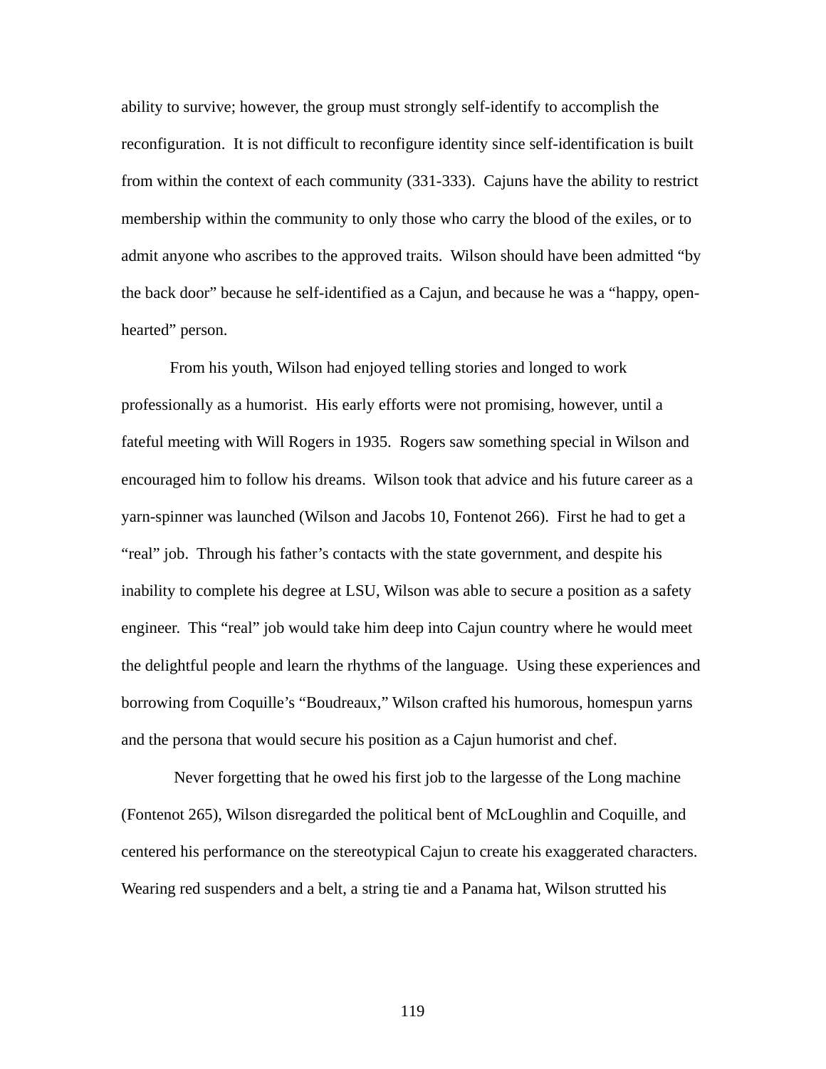ability to survive; however, the group must strongly self-identify to accomplish the reconfiguration. It is not difficult to reconfigure identity since self-identification is built from within the context of each community (331-333). Cajuns have the ability to restrict membership within the community to only those who carry the blood of the exiles, or to admit anyone who ascribes to the approved traits. Wilson should have been admitted "by the back door" because he self-identified as a Cajun, and because he was a "happy, open-hearted" person.

From his youth, Wilson had enjoyed telling stories and longed to work professionally as a humorist. His early efforts were not promising, however, until a fateful meeting with Will Rogers in 1935. Rogers saw something special in Wilson and encouraged him to follow his dreams. Wilson took that advice and his future career as a yarn-spinner was launched (Wilson and Jacobs 10, Fontenot 266). First he had to get a "real" job. Through his father's contacts with the state government, and despite his inability to complete his degree at LSU, Wilson was able to secure a position as a safety engineer. This "real" job would take him deep into Cajun country where he would meet the delightful people and learn the rhythms of the language. Using these experiences and borrowing from Coquille's "Boudreaux," Wilson crafted his humorous, homespun yarns and the persona that would secure his position as a Cajun humorist and chef.

Never forgetting that he owed his first job to the largesse of the Long machine (Fontenot 265), Wilson disregarded the political bent of McLoughlin and Coquille, and centered his performance on the stereotypical Cajun to create his exaggerated characters. Wearing red suspenders and a belt, a string tie and a Panama hat, Wilson strutted his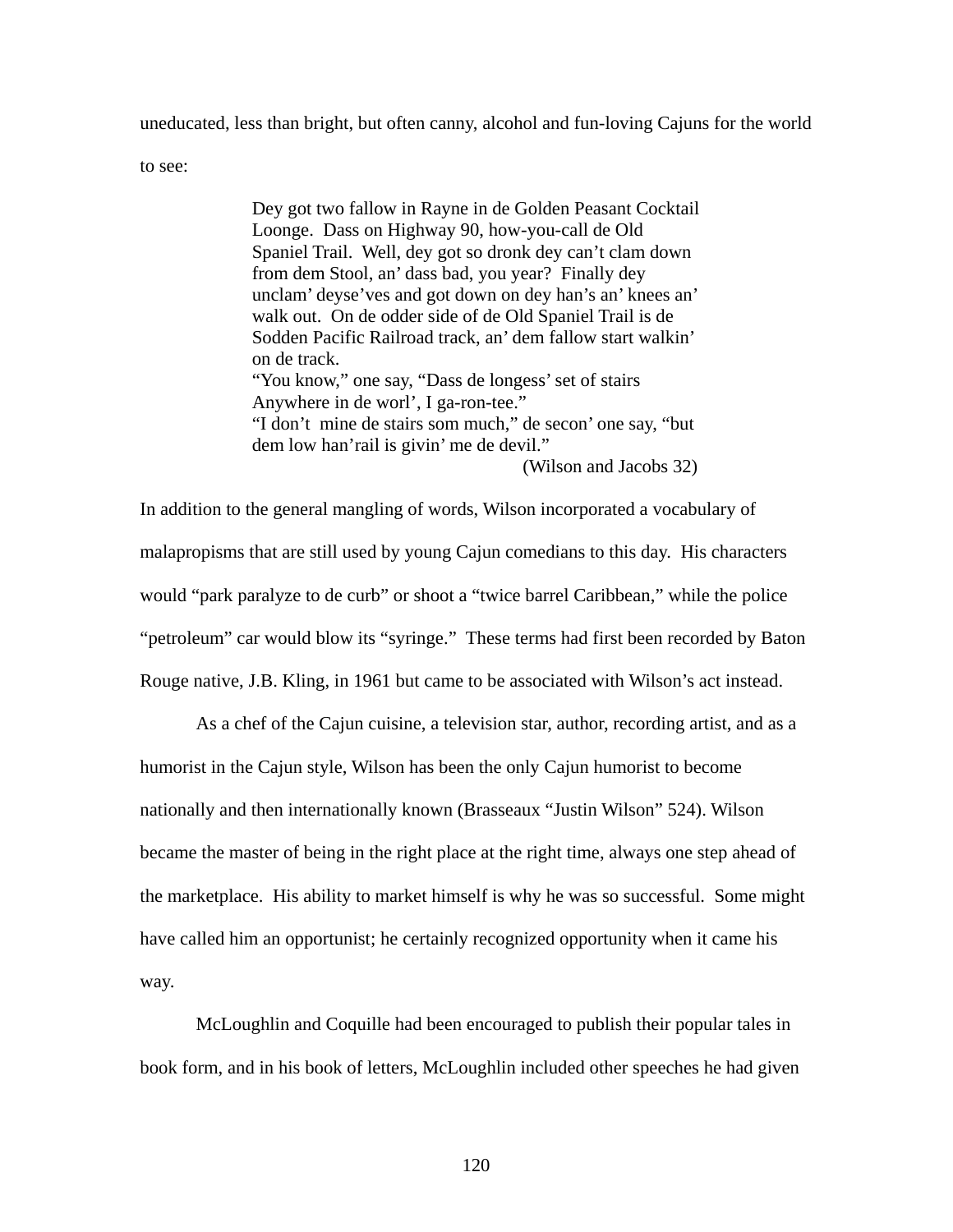uneducated, less than bright, but often canny, alcohol and fun-loving Cajuns for the world to see:

> Dey got two fallow in Rayne in de Golden Peasant Cocktail Loonge. Dass on Highway 90, how-you-call de Old Spaniel Trail. Well, dey got so dronk dey can't clam down from dem Stool, an' dass bad, you year? Finally dey unclam' deyse'ves and got down on dey han's an' knees an' walk out. On de odder side of de Old Spaniel Trail is de Sodden Pacific Railroad track, an' dem fallow start walkin' on de track.
> "You know," one say, "Dass de longess' set of stairs Anywhere in de worl', I ga-ron-tee."
> "I don't mine de stairs som much," de secon' one say, "but dem low han'rail is givin' me de devil."
> (Wilson and Jacobs 32)

In addition to the general mangling of words, Wilson incorporated a vocabulary of malapropisms that are still used by young Cajun comedians to this day. His characters would "park paralyze to de curb" or shoot a "twice barrel Caribbean," while the police "petroleum" car would blow its "syringe." These terms had first been recorded by Baton Rouge native, J.B. Kling, in 1961 but came to be associated with Wilson's act instead.

As a chef of the Cajun cuisine, a television star, author, recording artist, and as a humorist in the Cajun style, Wilson has been the only Cajun humorist to become nationally and then internationally known (Brasseaux "Justin Wilson" 524). Wilson became the master of being in the right place at the right time, always one step ahead of the marketplace. His ability to market himself is why he was so successful. Some might have called him an opportunist; he certainly recognized opportunity when it came his way.

McLoughlin and Coquille had been encouraged to publish their popular tales in book form, and in his book of letters, McLoughlin included other speeches he had given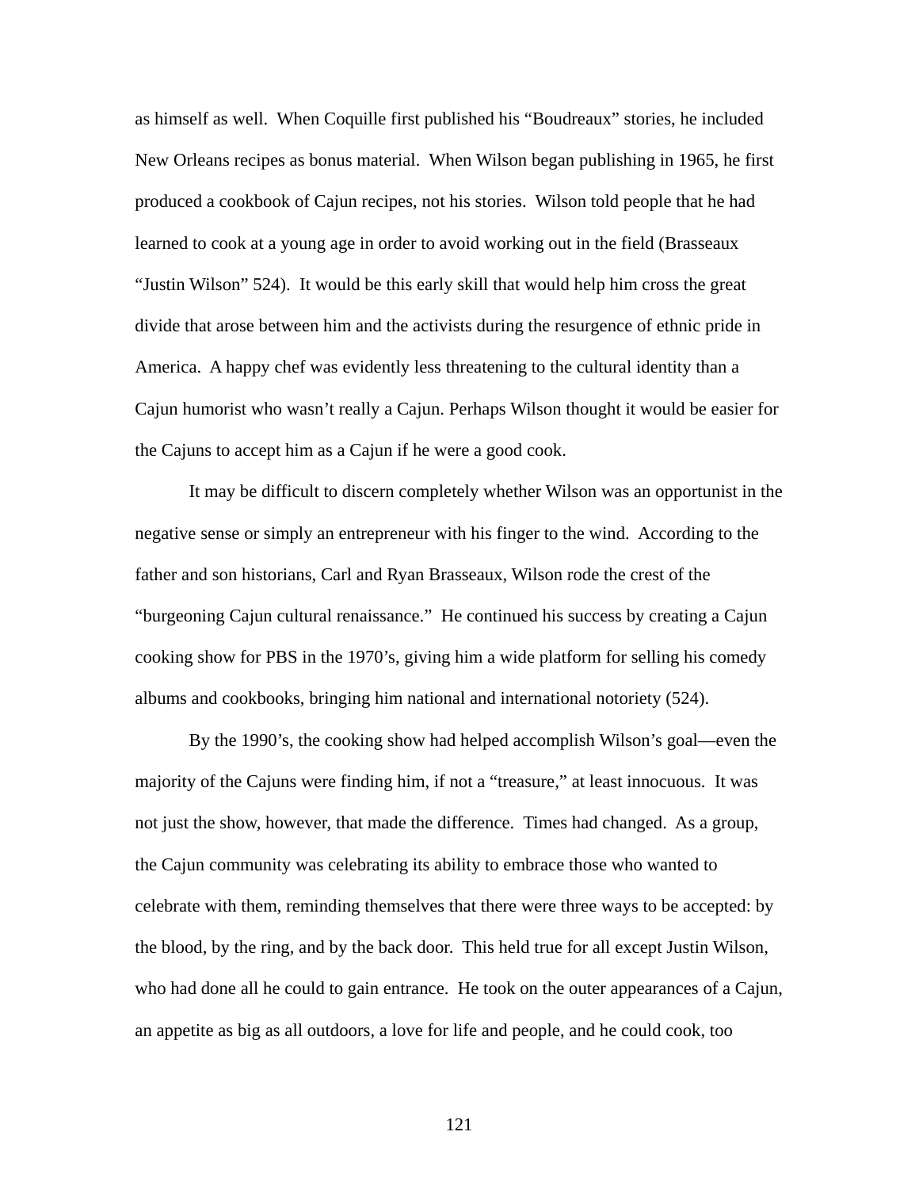as himself as well. When Coquille first published his "Boudreaux" stories, he included New Orleans recipes as bonus material. When Wilson began publishing in 1965, he first produced a cookbook of Cajun recipes, not his stories. Wilson told people that he had learned to cook at a young age in order to avoid working out in the field (Brasseaux "Justin Wilson" 524). It would be this early skill that would help him cross the great divide that arose between him and the activists during the resurgence of ethnic pride in America. A happy chef was evidently less threatening to the cultural identity than a Cajun humorist who wasn't really a Cajun. Perhaps Wilson thought it would be easier for the Cajuns to accept him as a Cajun if he were a good cook.

It may be difficult to discern completely whether Wilson was an opportunist in the negative sense or simply an entrepreneur with his finger to the wind. According to the father and son historians, Carl and Ryan Brasseaux, Wilson rode the crest of the "burgeoning Cajun cultural renaissance." He continued his success by creating a Cajun cooking show for PBS in the 1970's, giving him a wide platform for selling his comedy albums and cookbooks, bringing him national and international notoriety (524).

By the 1990's, the cooking show had helped accomplish Wilson's goal—even the majority of the Cajuns were finding him, if not a "treasure," at least innocuous. It was not just the show, however, that made the difference. Times had changed. As a group, the Cajun community was celebrating its ability to embrace those who wanted to celebrate with them, reminding themselves that there were three ways to be accepted: by the blood, by the ring, and by the back door. This held true for all except Justin Wilson, who had done all he could to gain entrance. He took on the outer appearances of a Cajun, an appetite as big as all outdoors, a love for life and people, and he could cook, too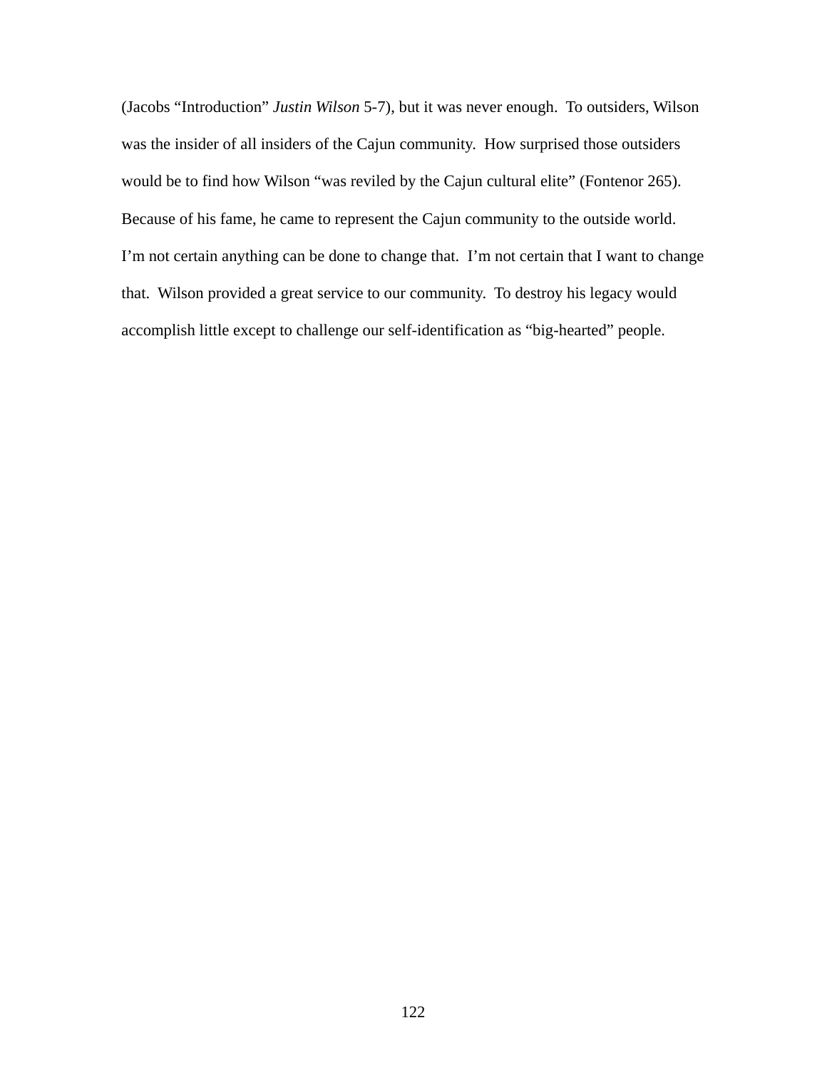(Jacobs "Introduction" *Justin Wilson* 5-7), but it was never enough. To outsiders, Wilson was the insider of all insiders of the Cajun community. How surprised those outsiders would be to find how Wilson "was reviled by the Cajun cultural elite" (Fontenor 265). Because of his fame, he came to represent the Cajun community to the outside world. I'm not certain anything can be done to change that. I'm not certain that I want to change that. Wilson provided a great service to our community. To destroy his legacy would accomplish little except to challenge our self-identification as "big-hearted" people.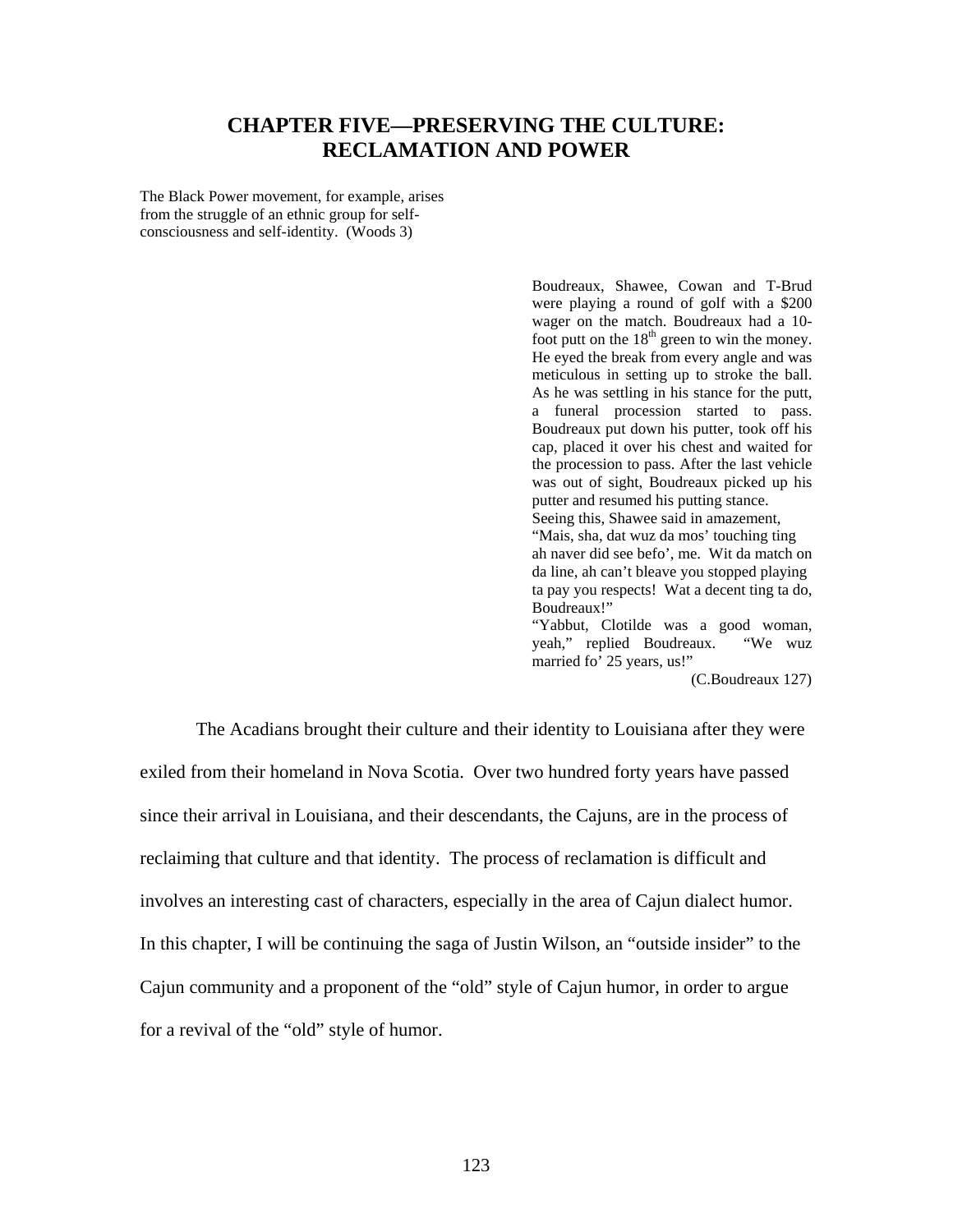# CHAPTER FIVE—PRESERVING THE CULTURE: RECLAMATION AND POWER

> The Black Power movement, for example, arises from the struggle of an ethnic group for self-consciousness and self-identity. (Woods 3)

> Boudreaux, Shawee, Cowan and T-Brud were playing a round of golf with a $200 wager on the match. Boudreaux had a 10-foot putt on the 18th green to win the money. He eyed the break from every angle and was meticulous in setting up to stroke the ball. As he was settling in his stance for the putt, a funeral procession started to pass. Boudreaux put down his putter, took off his cap, placed it over his chest and waited for the procession to pass. After the last vehicle was out of sight, Boudreaux picked up his putter and resumed his putting stance.
> Seeing this, Shawee said in amazement, "Mais, sha, dat wuz da mos' touching ting ah naver did see befo', me. Wit da match on da line, ah can't bleave you stopped playing ta pay you respects! Wat a decent ting ta do, Boudreaux!"
> "Yabbut, Clotilde was a good woman, yeah," replied Boudreaux. "We wuz married fo' 25 years, us!"
> (C.Boudreaux 127)

The Acadians brought their culture and their identity to Louisiana after they were exiled from their homeland in Nova Scotia. Over two hundred forty years have passed since their arrival in Louisiana, and their descendants, the Cajuns, are in the process of reclaiming that culture and that identity. The process of reclamation is difficult and involves an interesting cast of characters, especially in the area of Cajun dialect humor. In this chapter, I will be continuing the saga of Justin Wilson, an "outside insider" to the Cajun community and a proponent of the "old" style of Cajun humor, in order to argue for a revival of the "old" style of humor.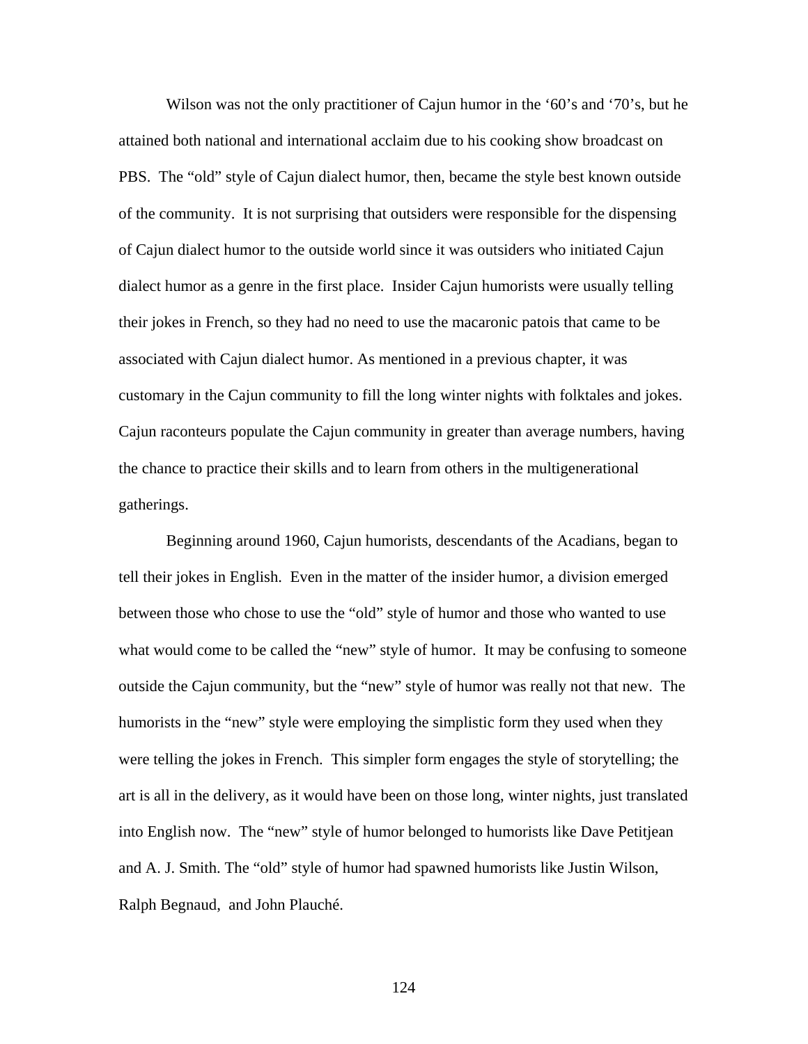Wilson was not the only practitioner of Cajun humor in the '60's and '70's, but he attained both national and international acclaim due to his cooking show broadcast on PBS. The "old" style of Cajun dialect humor, then, became the style best known outside of the community. It is not surprising that outsiders were responsible for the dispensing of Cajun dialect humor to the outside world since it was outsiders who initiated Cajun dialect humor as a genre in the first place. Insider Cajun humorists were usually telling their jokes in French, so they had no need to use the macaronic patois that came to be associated with Cajun dialect humor. As mentioned in a previous chapter, it was customary in the Cajun community to fill the long winter nights with folktales and jokes. Cajun raconteurs populate the Cajun community in greater than average numbers, having the chance to practice their skills and to learn from others in the multigenerational gatherings.

Beginning around 1960, Cajun humorists, descendants of the Acadians, began to tell their jokes in English. Even in the matter of the insider humor, a division emerged between those who chose to use the "old" style of humor and those who wanted to use what would come to be called the "new" style of humor. It may be confusing to someone outside the Cajun community, but the "new" style of humor was really not that new. The humorists in the "new" style were employing the simplistic form they used when they were telling the jokes in French. This simpler form engages the style of storytelling; the art is all in the delivery, as it would have been on those long, winter nights, just translated into English now. The "new" style of humor belonged to humorists like Dave Petitjean and A. J. Smith. The "old" style of humor had spawned humorists like Justin Wilson, Ralph Begnaud, and John Plauché.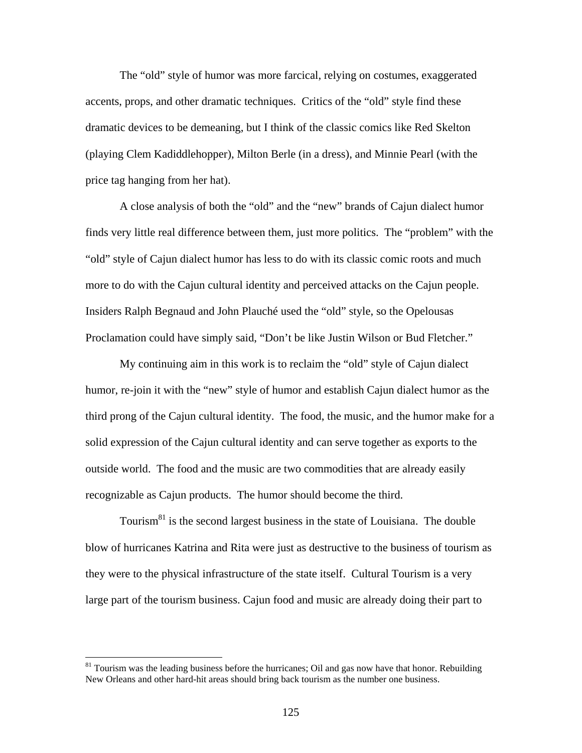The “old” style of humor was more farcical, relying on costumes, exaggerated accents, props, and other dramatic techniques. Critics of the “old” style find these dramatic devices to be demeaning, but I think of the classic comics like Red Skelton (playing Clem Kadiddlehopper), Milton Berle (in a dress), and Minnie Pearl (with the price tag hanging from her hat).

A close analysis of both the “old” and the “new” brands of Cajun dialect humor finds very little real difference between them, just more politics. The “problem” with the “old” style of Cajun dialect humor has less to do with its classic comic roots and much more to do with the Cajun cultural identity and perceived attacks on the Cajun people. Insiders Ralph Begnaud and John Plauché used the “old” style, so the Opelousas Proclamation could have simply said, “Don’t be like Justin Wilson or Bud Fletcher.”

My continuing aim in this work is to reclaim the “old” style of Cajun dialect humor, re-join it with the “new” style of humor and establish Cajun dialect humor as the third prong of the Cajun cultural identity. The food, the music, and the humor make for a solid expression of the Cajun cultural identity and can serve together as exports to the outside world. The food and the music are two commodities that are already easily recognizable as Cajun products. The humor should become the third.

Tourism[81] is the second largest business in the state of Louisiana. The double blow of hurricanes Katrina and Rita were just as destructive to the business of tourism as they were to the physical infrastructure of the state itself. Cultural Tourism is a very large part of the tourism business. Cajun food and music are already doing their part to

[81] Tourism was the leading business before the hurricanes; Oil and gas now have that honor. Rebuilding New Orleans and other hard-hit areas should bring back tourism as the number one business.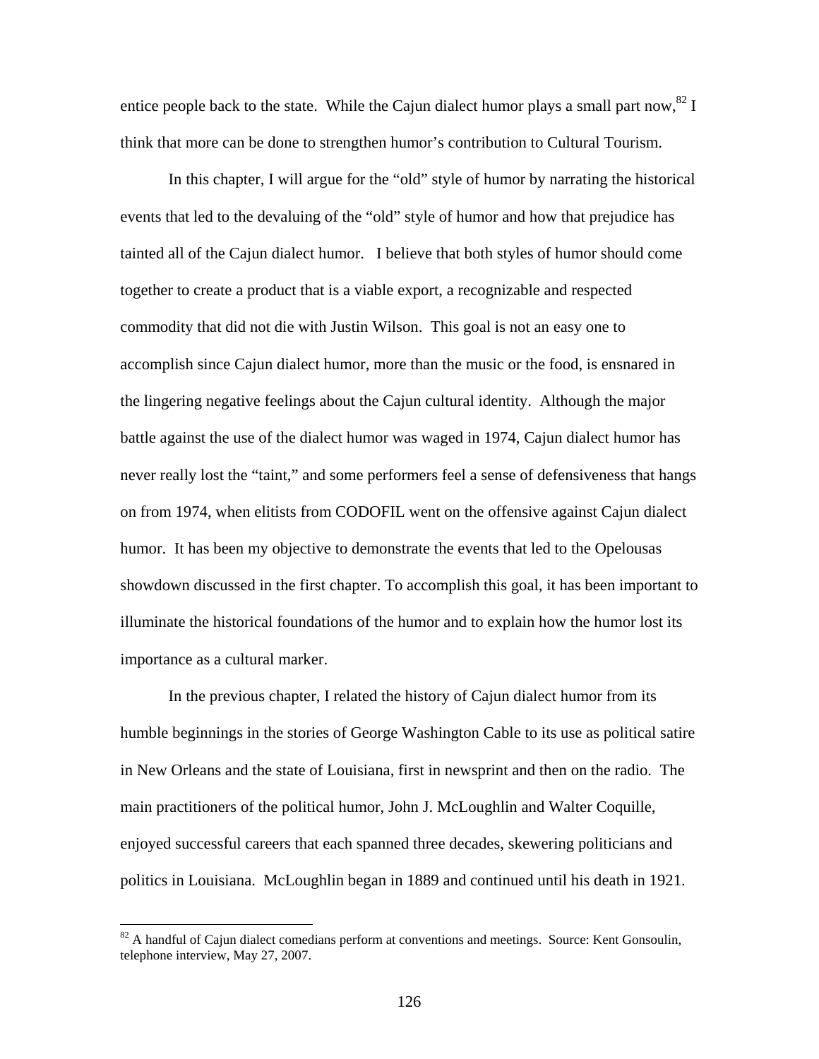entice people back to the state. While the Cajun dialect humor plays a small part now,[82] I think that more can be done to strengthen humor's contribution to Cultural Tourism.

In this chapter, I will argue for the "old" style of humor by narrating the historical events that led to the devaluing of the "old" style of humor and how that prejudice has tainted all of the Cajun dialect humor. I believe that both styles of humor should come together to create a product that is a viable export, a recognizable and respected commodity that did not die with Justin Wilson. This goal is not an easy one to accomplish since Cajun dialect humor, more than the music or the food, is ensnared in the lingering negative feelings about the Cajun cultural identity. Although the major battle against the use of the dialect humor was waged in 1974, Cajun dialect humor has never really lost the "taint," and some performers feel a sense of defensiveness that hangs on from 1974, when elitists from CODOFIL went on the offensive against Cajun dialect humor. It has been my objective to demonstrate the events that led to the Opelousas showdown discussed in the first chapter. To accomplish this goal, it has been important to illuminate the historical foundations of the humor and to explain how the humor lost its importance as a cultural marker.

In the previous chapter, I related the history of Cajun dialect humor from its humble beginnings in the stories of George Washington Cable to its use as political satire in New Orleans and the state of Louisiana, first in newsprint and then on the radio. The main practitioners of the political humor, John J. McLoughlin and Walter Coquille, enjoyed successful careers that each spanned three decades, skewering politicians and politics in Louisiana. McLoughlin began in 1889 and continued until his death in 1921.

[82] A handful of Cajun dialect comedians perform at conventions and meetings. Source: Kent Gonsoulin, telephone interview, May 27, 2007.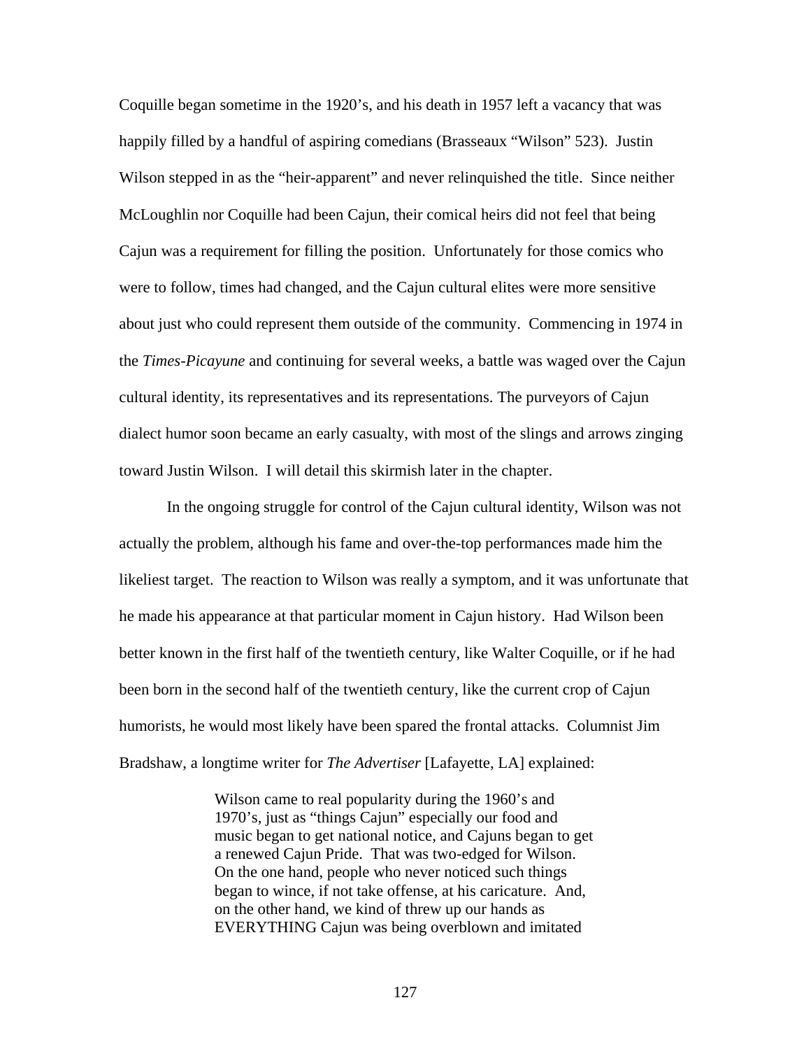Coquille began sometime in the 1920's, and his death in 1957 left a vacancy that was happily filled by a handful of aspiring comedians (Brasseaux "Wilson" 523). Justin Wilson stepped in as the "heir-apparent" and never relinquished the title. Since neither McLoughlin nor Coquille had been Cajun, their comical heirs did not feel that being Cajun was a requirement for filling the position. Unfortunately for those comics who were to follow, times had changed, and the Cajun cultural elites were more sensitive about just who could represent them outside of the community. Commencing in 1974 in the *Times-Picayune* and continuing for several weeks, a battle was waged over the Cajun cultural identity, its representatives and its representations. The purveyors of Cajun dialect humor soon became an early casualty, with most of the slings and arrows zinging toward Justin Wilson. I will detail this skirmish later in the chapter.

In the ongoing struggle for control of the Cajun cultural identity, Wilson was not actually the problem, although his fame and over-the-top performances made him the likeliest target. The reaction to Wilson was really a symptom, and it was unfortunate that he made his appearance at that particular moment in Cajun history. Had Wilson been better known in the first half of the twentieth century, like Walter Coquille, or if he had been born in the second half of the twentieth century, like the current crop of Cajun humorists, he would most likely have been spared the frontal attacks. Columnist Jim Bradshaw, a longtime writer for *The Advertiser* [Lafayette, LA] explained:

> Wilson came to real popularity during the 1960's and 1970's, just as "things Cajun" especially our food and music began to get national notice, and Cajuns began to get a renewed Cajun Pride. That was two-edged for Wilson. On the one hand, people who never noticed such things began to wince, if not take offense, at his caricature. And, on the other hand, we kind of threw up our hands as EVERYTHING Cajun was being overblown and imitated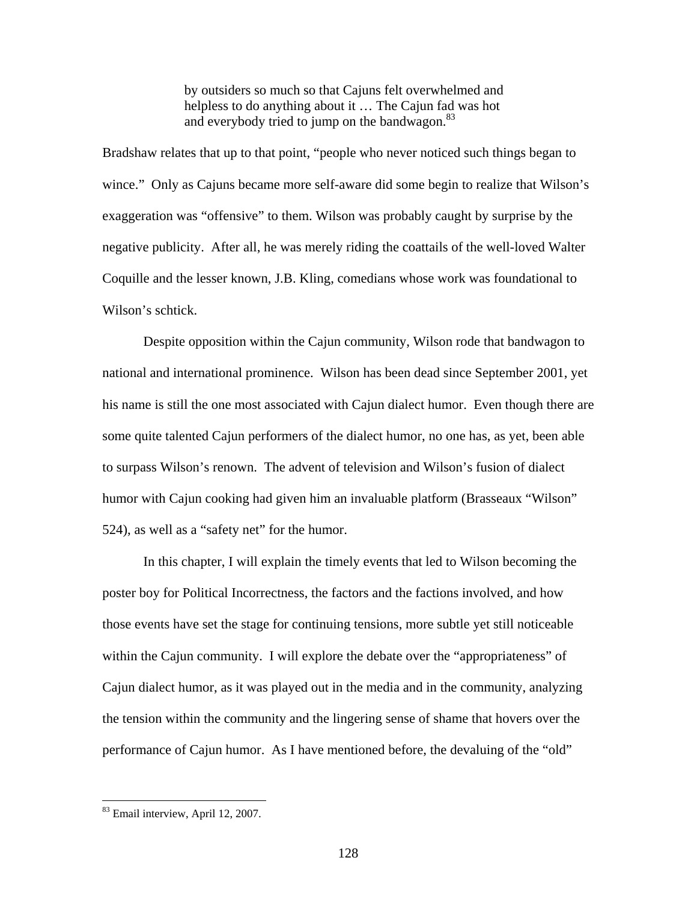> by outsiders so much so that Cajuns felt overwhelmed and helpless to do anything about it … The Cajun fad was hot and everybody tried to jump on the bandwagon.[83]

Bradshaw relates that up to that point, "people who never noticed such things began to wince." Only as Cajuns became more self-aware did some begin to realize that Wilson's exaggeration was "offensive" to them. Wilson was probably caught by surprise by the negative publicity. After all, he was merely riding the coattails of the well-loved Walter Coquille and the lesser known, J.B. Kling, comedians whose work was foundational to Wilson's schtick.

Despite opposition within the Cajun community, Wilson rode that bandwagon to national and international prominence. Wilson has been dead since September 2001, yet his name is still the one most associated with Cajun dialect humor. Even though there are some quite talented Cajun performers of the dialect humor, no one has, as yet, been able to surpass Wilson's renown. The advent of television and Wilson's fusion of dialect humor with Cajun cooking had given him an invaluable platform (Brasseaux "Wilson" 524), as well as a "safety net" for the humor.

In this chapter, I will explain the timely events that led to Wilson becoming the poster boy for Political Incorrectness, the factors and the factions involved, and how those events have set the stage for continuing tensions, more subtle yet still noticeable within the Cajun community. I will explore the debate over the "appropriateness" of Cajun dialect humor, as it was played out in the media and in the community, analyzing the tension within the community and the lingering sense of shame that hovers over the performance of Cajun humor. As I have mentioned before, the devaluing of the "old"

---

[83] Email interview, April 12, 2007.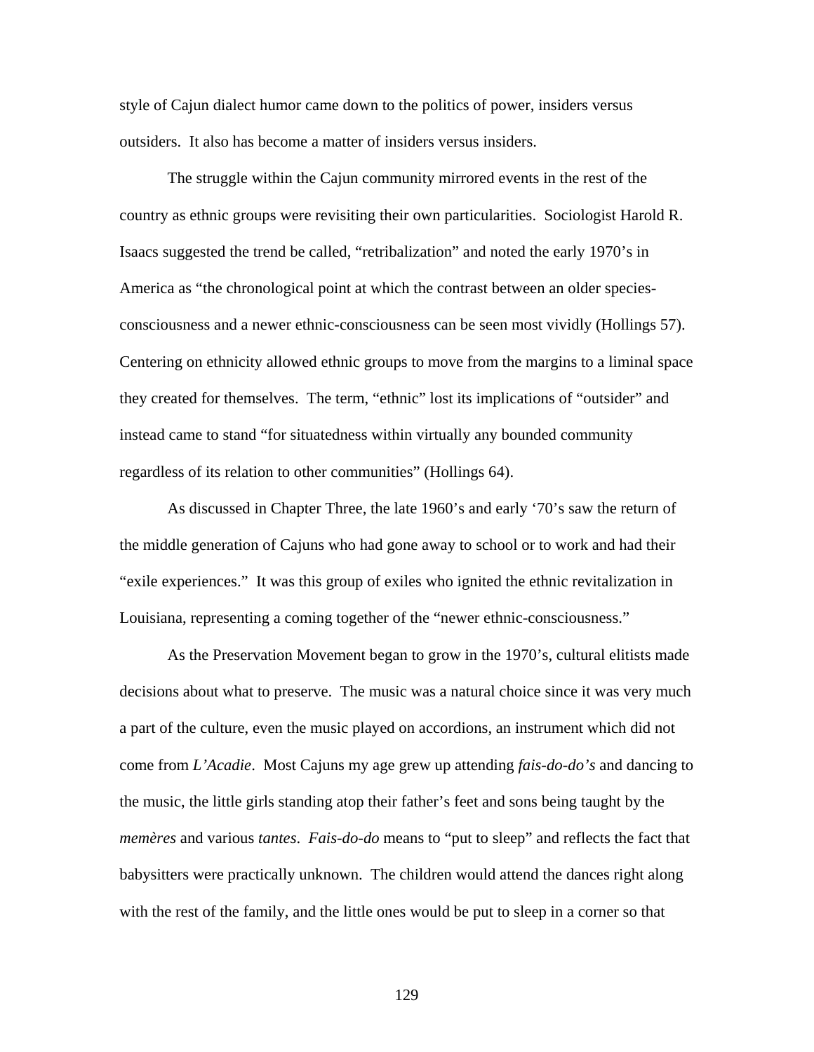style of Cajun dialect humor came down to the politics of power, insiders versus outsiders. It also has become a matter of insiders versus insiders.

The struggle within the Cajun community mirrored events in the rest of the country as ethnic groups were revisiting their own particularities. Sociologist Harold R. Isaacs suggested the trend be called, "retribalization" and noted the early 1970's in America as "the chronological point at which the contrast between an older species-consciousness and a newer ethnic-consciousness can be seen most vividly (Hollings 57). Centering on ethnicity allowed ethnic groups to move from the margins to a liminal space they created for themselves. The term, "ethnic" lost its implications of "outsider" and instead came to stand "for situatedness within virtually any bounded community regardless of its relation to other communities" (Hollings 64).

As discussed in Chapter Three, the late 1960's and early '70's saw the return of the middle generation of Cajuns who had gone away to school or to work and had their "exile experiences." It was this group of exiles who ignited the ethnic revitalization in Louisiana, representing a coming together of the "newer ethnic-consciousness."

As the Preservation Movement began to grow in the 1970's, cultural elitists made decisions about what to preserve. The music was a natural choice since it was very much a part of the culture, even the music played on accordions, an instrument which did not come from *L'Acadie*. Most Cajuns my age grew up attending *fais-do-do's* and dancing to the music, the little girls standing atop their father's feet and sons being taught by the *memères* and various *tantes*. *Fais-do-do* means to "put to sleep" and reflects the fact that babysitters were practically unknown. The children would attend the dances right along with the rest of the family, and the little ones would be put to sleep in a corner so that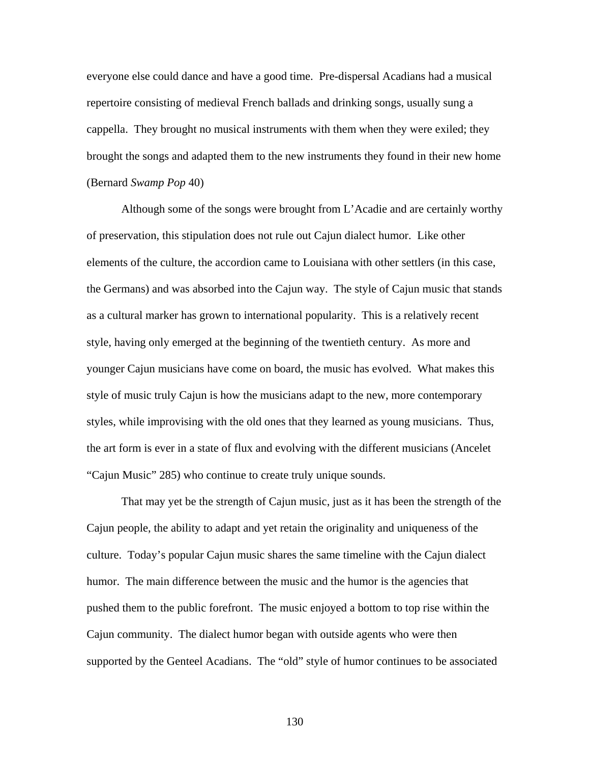everyone else could dance and have a good time. Pre-dispersal Acadians had a musical repertoire consisting of medieval French ballads and drinking songs, usually sung a cappella. They brought no musical instruments with them when they were exiled; they brought the songs and adapted them to the new instruments they found in their new home (Bernard *Swamp Pop* 40)

Although some of the songs were brought from L'Acadie and are certainly worthy of preservation, this stipulation does not rule out Cajun dialect humor. Like other elements of the culture, the accordion came to Louisiana with other settlers (in this case, the Germans) and was absorbed into the Cajun way. The style of Cajun music that stands as a cultural marker has grown to international popularity. This is a relatively recent style, having only emerged at the beginning of the twentieth century. As more and younger Cajun musicians have come on board, the music has evolved. What makes this style of music truly Cajun is how the musicians adapt to the new, more contemporary styles, while improvising with the old ones that they learned as young musicians. Thus, the art form is ever in a state of flux and evolving with the different musicians (Ancelet "Cajun Music" 285) who continue to create truly unique sounds.

That may yet be the strength of Cajun music, just as it has been the strength of the Cajun people, the ability to adapt and yet retain the originality and uniqueness of the culture. Today's popular Cajun music shares the same timeline with the Cajun dialect humor. The main difference between the music and the humor is the agencies that pushed them to the public forefront. The music enjoyed a bottom to top rise within the Cajun community. The dialect humor began with outside agents who were then supported by the Genteel Acadians. The "old" style of humor continues to be associated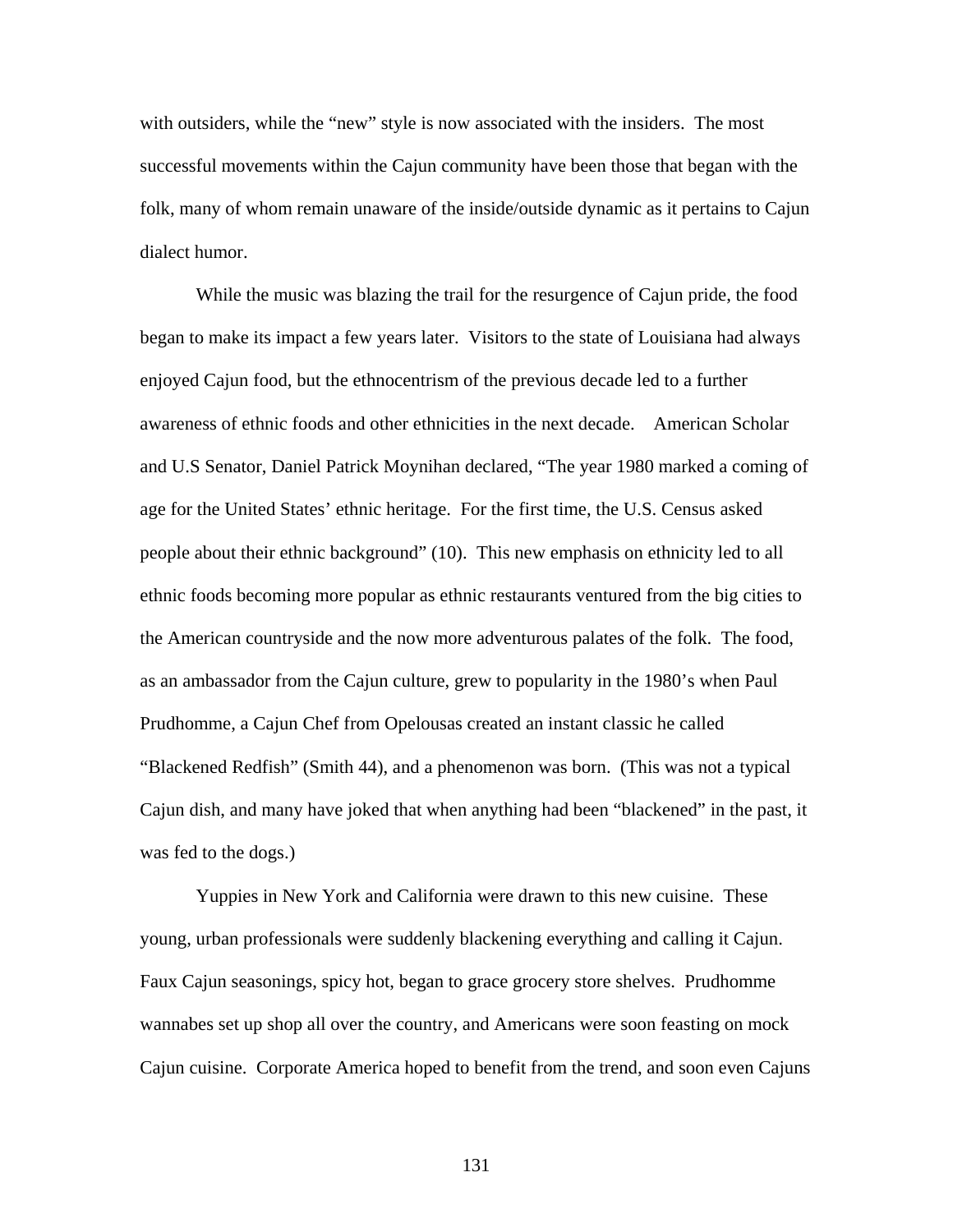with outsiders, while the "new" style is now associated with the insiders. The most successful movements within the Cajun community have been those that began with the folk, many of whom remain unaware of the inside/outside dynamic as it pertains to Cajun dialect humor.

While the music was blazing the trail for the resurgence of Cajun pride, the food began to make its impact a few years later. Visitors to the state of Louisiana had always enjoyed Cajun food, but the ethnocentrism of the previous decade led to a further awareness of ethnic foods and other ethnicities in the next decade. American Scholar and U.S Senator, Daniel Patrick Moynihan declared, "The year 1980 marked a coming of age for the United States' ethnic heritage. For the first time, the U.S. Census asked people about their ethnic background" (10). This new emphasis on ethnicity led to all ethnic foods becoming more popular as ethnic restaurants ventured from the big cities to the American countryside and the now more adventurous palates of the folk. The food, as an ambassador from the Cajun culture, grew to popularity in the 1980's when Paul Prudhomme, a Cajun Chef from Opelousas created an instant classic he called "Blackened Redfish" (Smith 44), and a phenomenon was born. (This was not a typical Cajun dish, and many have joked that when anything had been "blackened" in the past, it was fed to the dogs.)

Yuppies in New York and California were drawn to this new cuisine. These young, urban professionals were suddenly blackening everything and calling it Cajun. Faux Cajun seasonings, spicy hot, began to grace grocery store shelves. Prudhomme wannabes set up shop all over the country, and Americans were soon feasting on mock Cajun cuisine. Corporate America hoped to benefit from the trend, and soon even Cajuns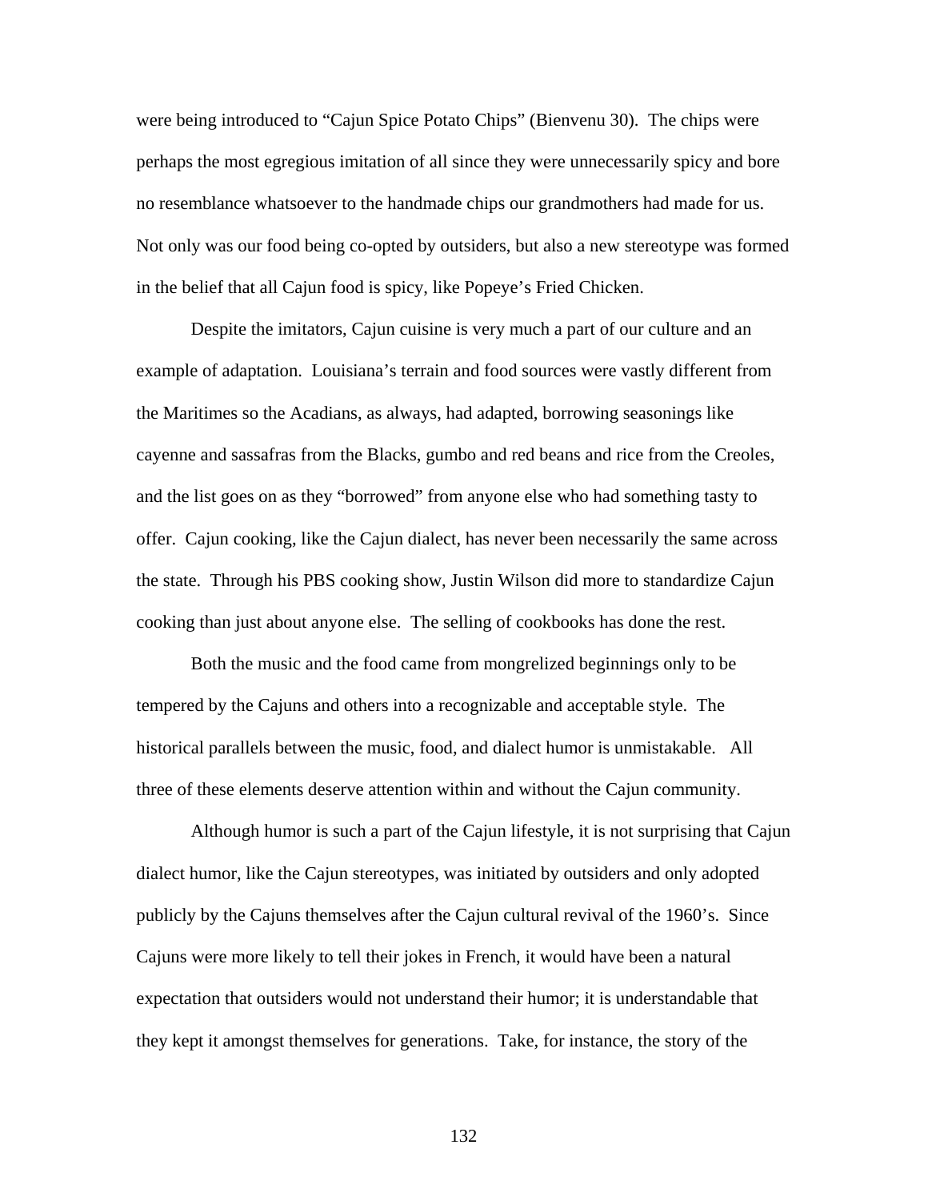were being introduced to "Cajun Spice Potato Chips" (Bienvenu 30). The chips were perhaps the most egregious imitation of all since they were unnecessarily spicy and bore no resemblance whatsoever to the handmade chips our grandmothers had made for us. Not only was our food being co-opted by outsiders, but also a new stereotype was formed in the belief that all Cajun food is spicy, like Popeye's Fried Chicken.

Despite the imitators, Cajun cuisine is very much a part of our culture and an example of adaptation. Louisiana's terrain and food sources were vastly different from the Maritimes so the Acadians, as always, had adapted, borrowing seasonings like cayenne and sassafras from the Blacks, gumbo and red beans and rice from the Creoles, and the list goes on as they "borrowed" from anyone else who had something tasty to offer. Cajun cooking, like the Cajun dialect, has never been necessarily the same across the state. Through his PBS cooking show, Justin Wilson did more to standardize Cajun cooking than just about anyone else. The selling of cookbooks has done the rest.

Both the music and the food came from mongrelized beginnings only to be tempered by the Cajuns and others into a recognizable and acceptable style. The historical parallels between the music, food, and dialect humor is unmistakable. All three of these elements deserve attention within and without the Cajun community.

Although humor is such a part of the Cajun lifestyle, it is not surprising that Cajun dialect humor, like the Cajun stereotypes, was initiated by outsiders and only adopted publicly by the Cajuns themselves after the Cajun cultural revival of the 1960's. Since Cajuns were more likely to tell their jokes in French, it would have been a natural expectation that outsiders would not understand their humor; it is understandable that they kept it amongst themselves for generations. Take, for instance, the story of the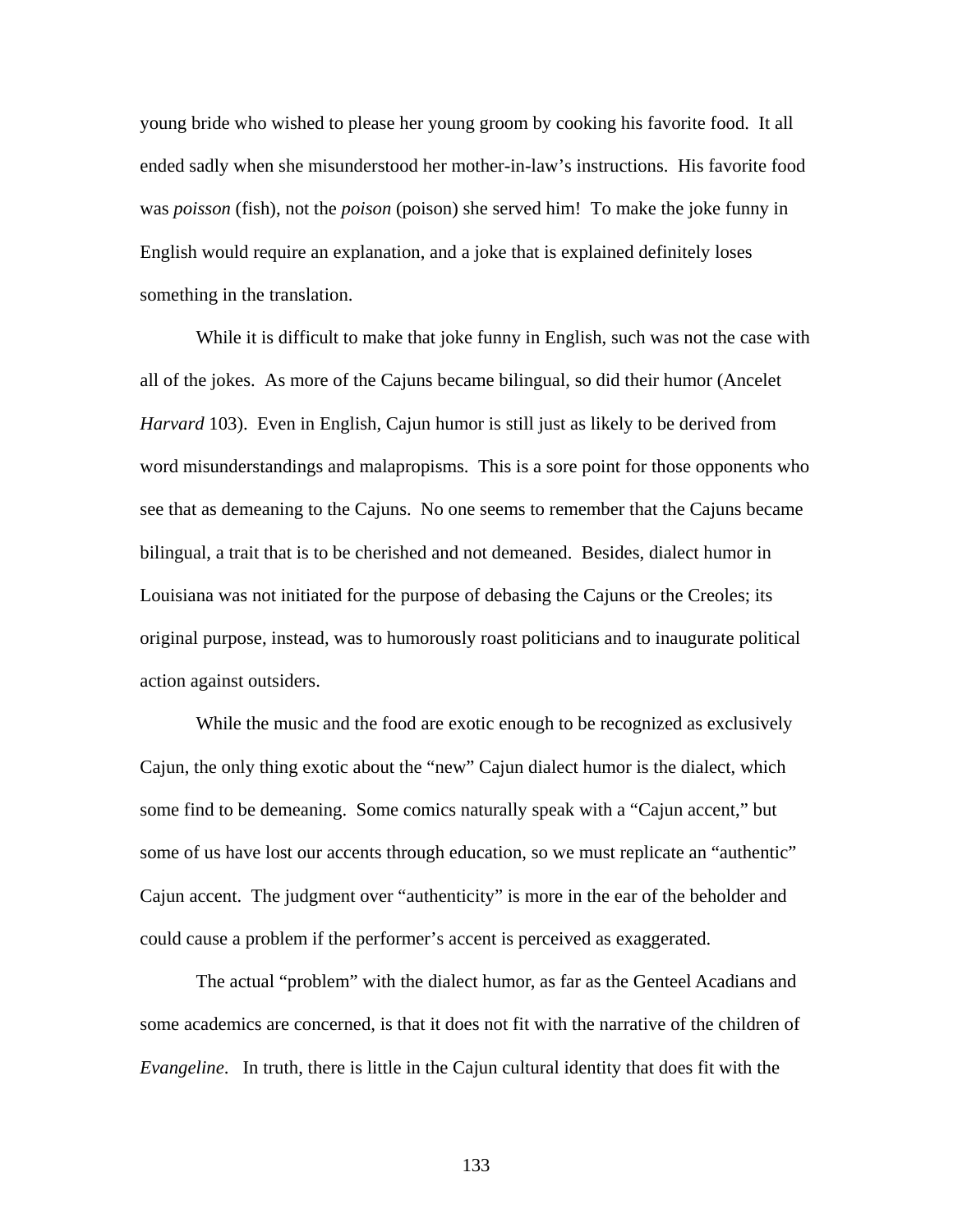young bride who wished to please her young groom by cooking his favorite food. It all ended sadly when she misunderstood her mother-in-law's instructions. His favorite food was *poisson* (fish), not the *poison* (poison) she served him! To make the joke funny in English would require an explanation, and a joke that is explained definitely loses something in the translation.

While it is difficult to make that joke funny in English, such was not the case with all of the jokes. As more of the Cajuns became bilingual, so did their humor (Ancelet *Harvard* 103). Even in English, Cajun humor is still just as likely to be derived from word misunderstandings and malapropisms. This is a sore point for those opponents who see that as demeaning to the Cajuns. No one seems to remember that the Cajuns became bilingual, a trait that is to be cherished and not demeaned. Besides, dialect humor in Louisiana was not initiated for the purpose of debasing the Cajuns or the Creoles; its original purpose, instead, was to humorously roast politicians and to inaugurate political action against outsiders.

While the music and the food are exotic enough to be recognized as exclusively Cajun, the only thing exotic about the "new" Cajun dialect humor is the dialect, which some find to be demeaning. Some comics naturally speak with a "Cajun accent," but some of us have lost our accents through education, so we must replicate an "authentic" Cajun accent. The judgment over "authenticity" is more in the ear of the beholder and could cause a problem if the performer's accent is perceived as exaggerated.

The actual "problem" with the dialect humor, as far as the Genteel Acadians and some academics are concerned, is that it does not fit with the narrative of the children of *Evangeline*. In truth, there is little in the Cajun cultural identity that does fit with the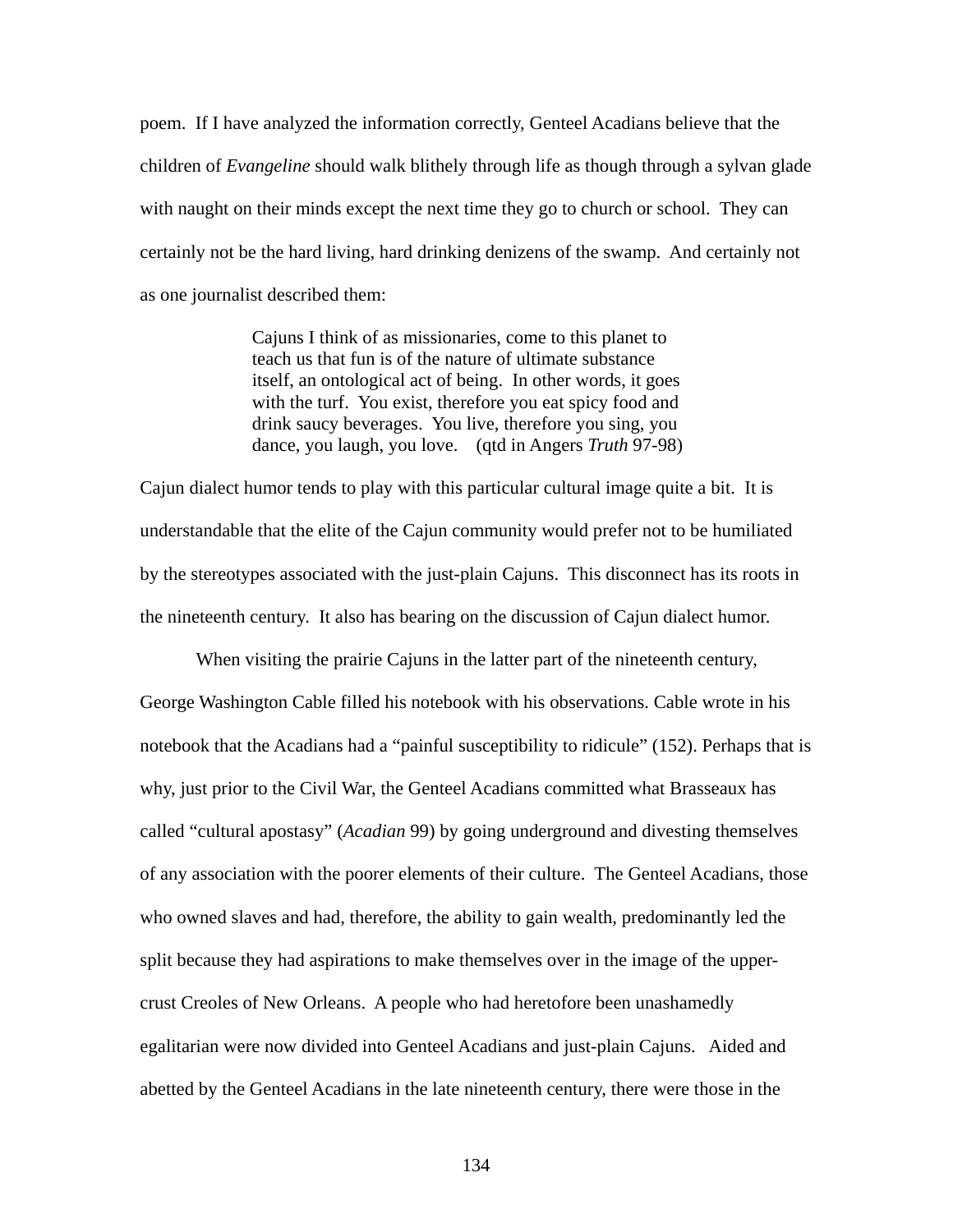poem.  If I have analyzed the information correctly, Genteel Acadians believe that the children of *Evangeline* should walk blithely through life as though through a sylvan glade with naught on their minds except the next time they go to church or school.  They can certainly not be the hard living, hard drinking denizens of the swamp.  And certainly not as one journalist described them:

> Cajuns I think of as missionaries, come to this planet to teach us that fun is of the nature of ultimate substance itself, an ontological act of being.  In other words, it goes with the turf.  You exist, therefore you eat spicy food and drink saucy beverages.  You live, therefore you sing, you dance, you laugh, you love.    (qtd in Angers *Truth* 97-98)

Cajun dialect humor tends to play with this particular cultural image quite a bit.  It is understandable that the elite of the Cajun community would prefer not to be humiliated by the stereotypes associated with the just-plain Cajuns.  This disconnect has its roots in the nineteenth century.  It also has bearing on the discussion of Cajun dialect humor.

When visiting the prairie Cajuns in the latter part of the nineteenth century, George Washington Cable filled his notebook with his observations. Cable wrote in his notebook that the Acadians had a "painful susceptibility to ridicule" (152). Perhaps that is why, just prior to the Civil War, the Genteel Acadians committed what Brasseaux has called "cultural apostasy" (*Acadian* 99) by going underground and divesting themselves of any association with the poorer elements of their culture.  The Genteel Acadians, those who owned slaves and had, therefore, the ability to gain wealth, predominantly led the split because they had aspirations to make themselves over in the image of the upper-crust Creoles of New Orleans.  A people who had heretofore been unashamedly egalitarian were now divided into Genteel Acadians and just-plain Cajuns.   Aided and abetted by the Genteel Acadians in the late nineteenth century, there were those in the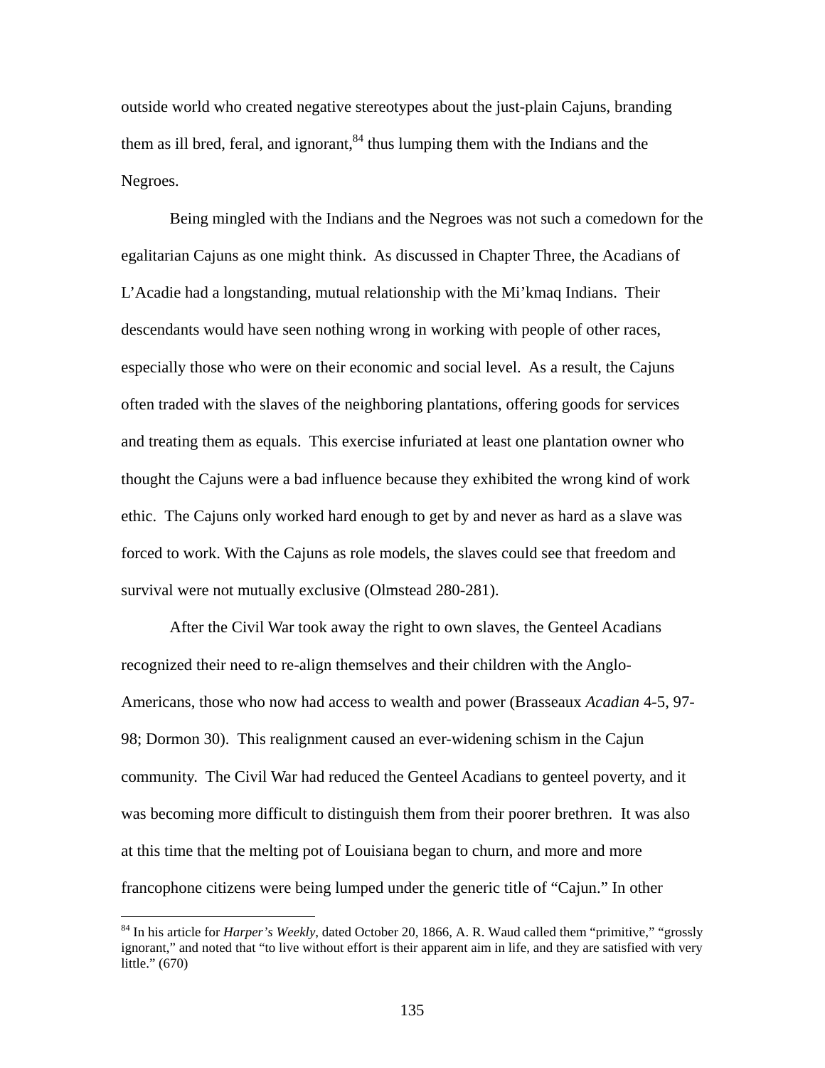outside world who created negative stereotypes about the just-plain Cajuns, branding them as ill bred, feral, and ignorant,[84] thus lumping them with the Indians and the Negroes.

Being mingled with the Indians and the Negroes was not such a comedown for the egalitarian Cajuns as one might think. As discussed in Chapter Three, the Acadians of L'Acadie had a longstanding, mutual relationship with the Mi'kmaq Indians. Their descendants would have seen nothing wrong in working with people of other races, especially those who were on their economic and social level. As a result, the Cajuns often traded with the slaves of the neighboring plantations, offering goods for services and treating them as equals. This exercise infuriated at least one plantation owner who thought the Cajuns were a bad influence because they exhibited the wrong kind of work ethic. The Cajuns only worked hard enough to get by and never as hard as a slave was forced to work. With the Cajuns as role models, the slaves could see that freedom and survival were not mutually exclusive (Olmstead 280-281).

After the Civil War took away the right to own slaves, the Genteel Acadians recognized their need to re-align themselves and their children with the Anglo-Americans, those who now had access to wealth and power (Brasseaux *Acadian* 4-5, 97-98; Dormon 30). This realignment caused an ever-widening schism in the Cajun community. The Civil War had reduced the Genteel Acadians to genteel poverty, and it was becoming more difficult to distinguish them from their poorer brethren. It was also at this time that the melting pot of Louisiana began to churn, and more and more francophone citizens were being lumped under the generic title of "Cajun." In other

---

[84] In his article for *Harper's Weekly*, dated October 20, 1866, A. R. Waud called them "primitive," "grossly ignorant," and noted that "to live without effort is their apparent aim in life, and they are satisfied with very little." (670)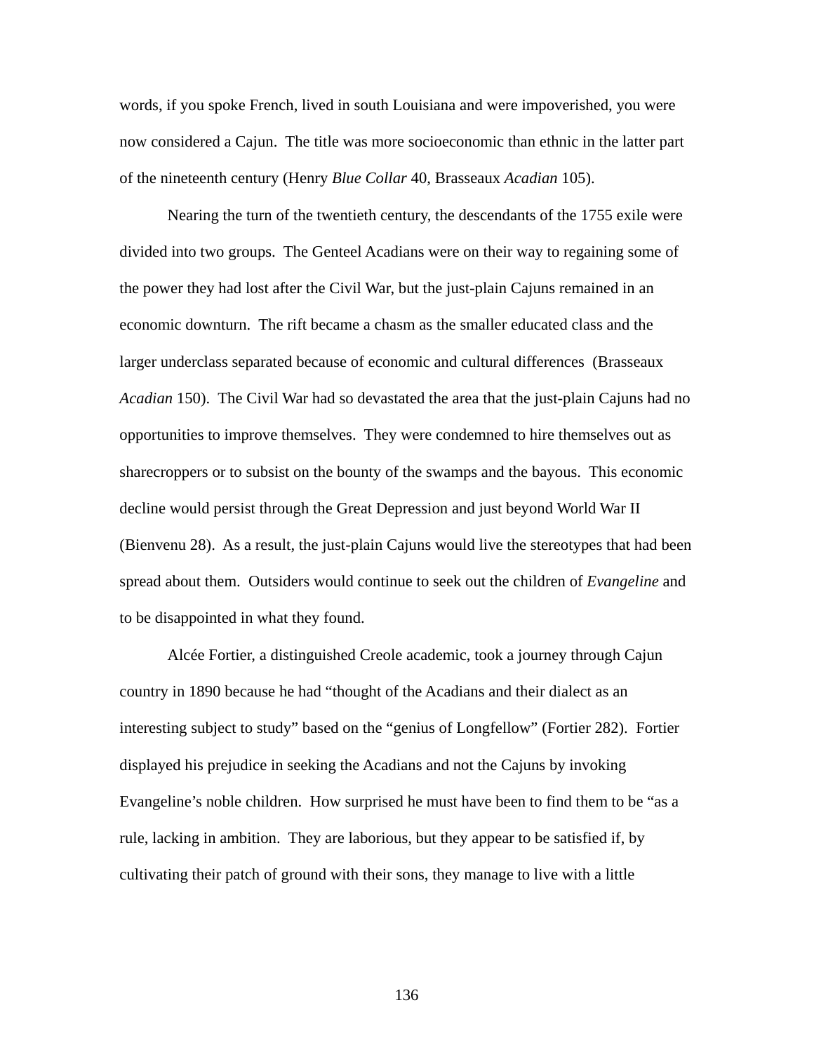words, if you spoke French, lived in south Louisiana and were impoverished, you were now considered a Cajun. The title was more socioeconomic than ethnic in the latter part of the nineteenth century (Henry *Blue Collar* 40, Brasseaux *Acadian* 105).

Nearing the turn of the twentieth century, the descendants of the 1755 exile were divided into two groups. The Genteel Acadians were on their way to regaining some of the power they had lost after the Civil War, but the just-plain Cajuns remained in an economic downturn. The rift became a chasm as the smaller educated class and the larger underclass separated because of economic and cultural differences (Brasseaux *Acadian* 150). The Civil War had so devastated the area that the just-plain Cajuns had no opportunities to improve themselves. They were condemned to hire themselves out as sharecroppers or to subsist on the bounty of the swamps and the bayous. This economic decline would persist through the Great Depression and just beyond World War II (Bienvenu 28). As a result, the just-plain Cajuns would live the stereotypes that had been spread about them. Outsiders would continue to seek out the children of *Evangeline* and to be disappointed in what they found.

Alcée Fortier, a distinguished Creole academic, took a journey through Cajun country in 1890 because he had "thought of the Acadians and their dialect as an interesting subject to study" based on the "genius of Longfellow" (Fortier 282). Fortier displayed his prejudice in seeking the Acadians and not the Cajuns by invoking Evangeline's noble children. How surprised he must have been to find them to be "as a rule, lacking in ambition. They are laborious, but they appear to be satisfied if, by cultivating their patch of ground with their sons, they manage to live with a little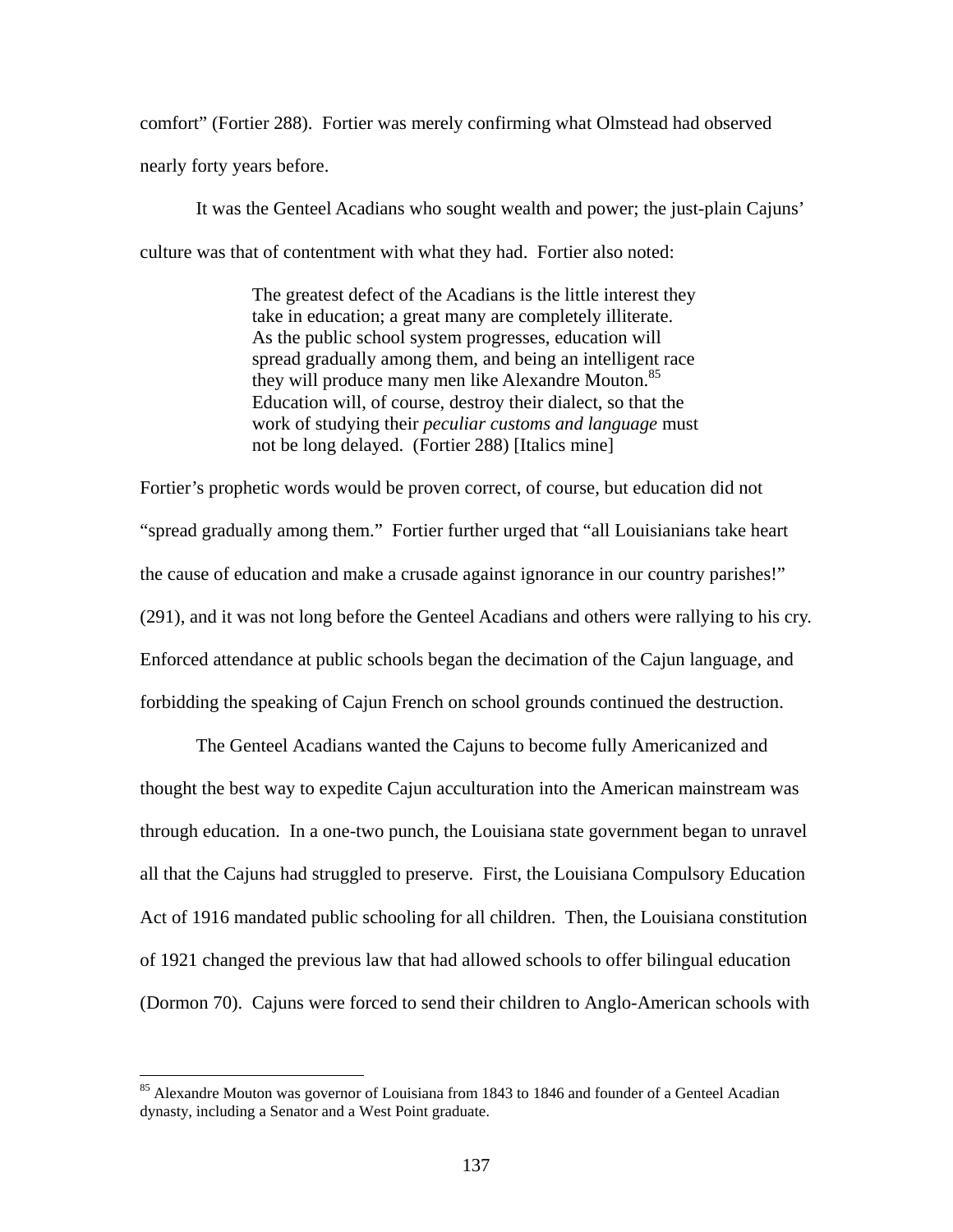comfort" (Fortier 288). Fortier was merely confirming what Olmstead had observed nearly forty years before.

It was the Genteel Acadians who sought wealth and power; the just-plain Cajuns' culture was that of contentment with what they had. Fortier also noted:

> The greatest defect of the Acadians is the little interest they take in education; a great many are completely illiterate. As the public school system progresses, education will spread gradually among them, and being an intelligent race they will produce many men like Alexandre Mouton.[85] Education will, of course, destroy their dialect, so that the work of studying their *peculiar customs and language* must not be long delayed. (Fortier 288) [Italics mine]

Fortier's prophetic words would be proven correct, of course, but education did not "spread gradually among them." Fortier further urged that "all Louisianians take heart the cause of education and make a crusade against ignorance in our country parishes!" (291), and it was not long before the Genteel Acadians and others were rallying to his cry. Enforced attendance at public schools began the decimation of the Cajun language, and forbidding the speaking of Cajun French on school grounds continued the destruction.

The Genteel Acadians wanted the Cajuns to become fully Americanized and thought the best way to expedite Cajun acculturation into the American mainstream was through education. In a one-two punch, the Louisiana state government began to unravel all that the Cajuns had struggled to preserve. First, the Louisiana Compulsory Education Act of 1916 mandated public schooling for all children. Then, the Louisiana constitution of 1921 changed the previous law that had allowed schools to offer bilingual education (Dormon 70). Cajuns were forced to send their children to Anglo-American schools with

---

[85] Alexandre Mouton was governor of Louisiana from 1843 to 1846 and founder of a Genteel Acadian dynasty, including a Senator and a West Point graduate.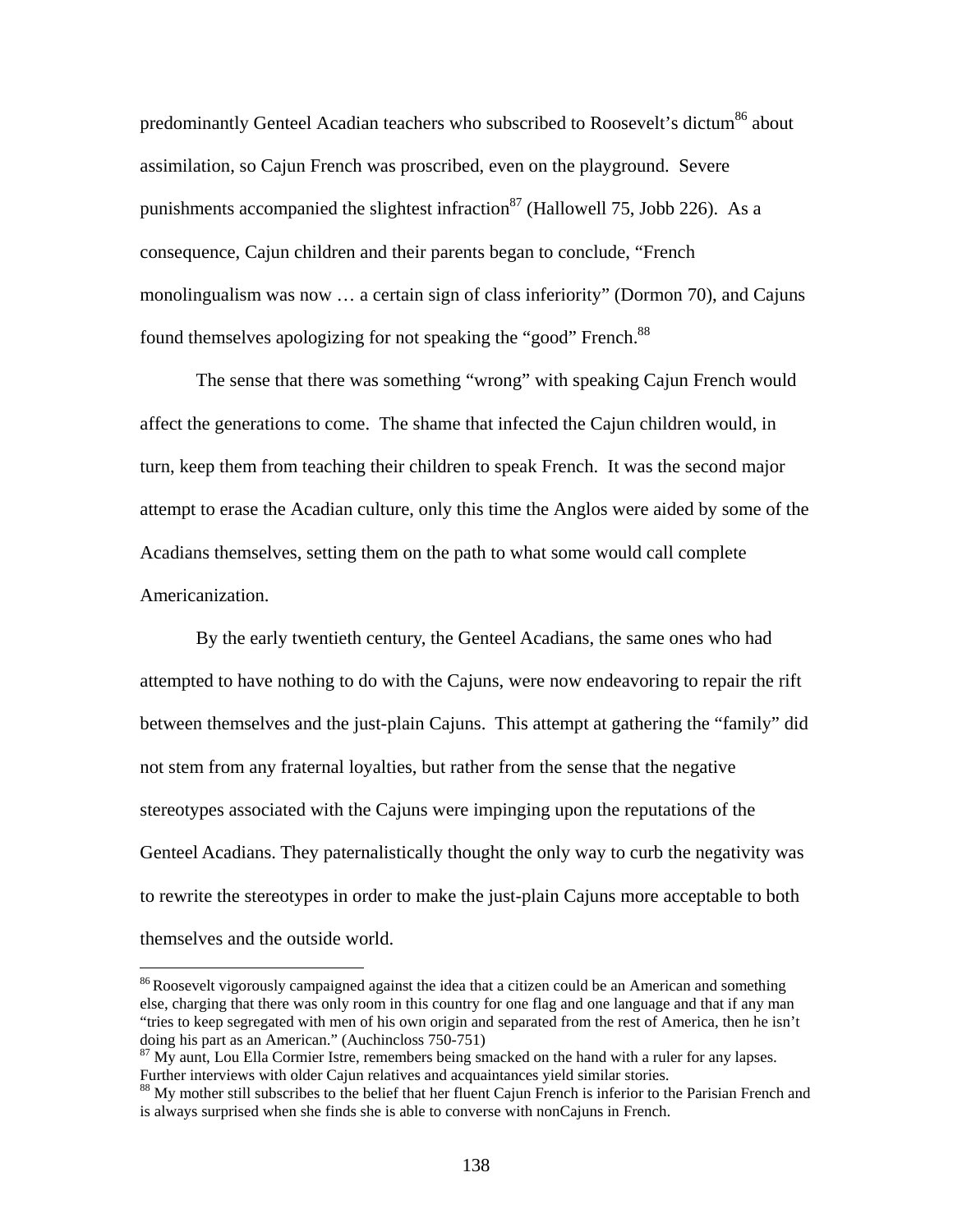predominantly Genteel Acadian teachers who subscribed to Roosevelt's dictum[86] about assimilation, so Cajun French was proscribed, even on the playground. Severe punishments accompanied the slightest infraction[87] (Hallowell 75, Jobb 226). As a consequence, Cajun children and their parents began to conclude, "French monolingualism was now … a certain sign of class inferiority" (Dormon 70), and Cajuns found themselves apologizing for not speaking the "good" French.[88]

The sense that there was something "wrong" with speaking Cajun French would affect the generations to come. The shame that infected the Cajun children would, in turn, keep them from teaching their children to speak French. It was the second major attempt to erase the Acadian culture, only this time the Anglos were aided by some of the Acadians themselves, setting them on the path to what some would call complete Americanization.

By the early twentieth century, the Genteel Acadians, the same ones who had attempted to have nothing to do with the Cajuns, were now endeavoring to repair the rift between themselves and the just-plain Cajuns. This attempt at gathering the "family" did not stem from any fraternal loyalties, but rather from the sense that the negative stereotypes associated with the Cajuns were impinging upon the reputations of the Genteel Acadians. They paternalistically thought the only way to curb the negativity was to rewrite the stereotypes in order to make the just-plain Cajuns more acceptable to both themselves and the outside world.

---

[86] Roosevelt vigorously campaigned against the idea that a citizen could be an American and something else, charging that there was only room in this country for one flag and one language and that if any man "tries to keep segregated with men of his own origin and separated from the rest of America, then he isn't doing his part as an American." (Auchincloss 750-751)

[87] My aunt, Lou Ella Cormier Istre, remembers being smacked on the hand with a ruler for any lapses. Further interviews with older Cajun relatives and acquaintances yield similar stories.

[88] My mother still subscribes to the belief that her fluent Cajun French is inferior to the Parisian French and is always surprised when she finds she is able to converse with nonCajuns in French.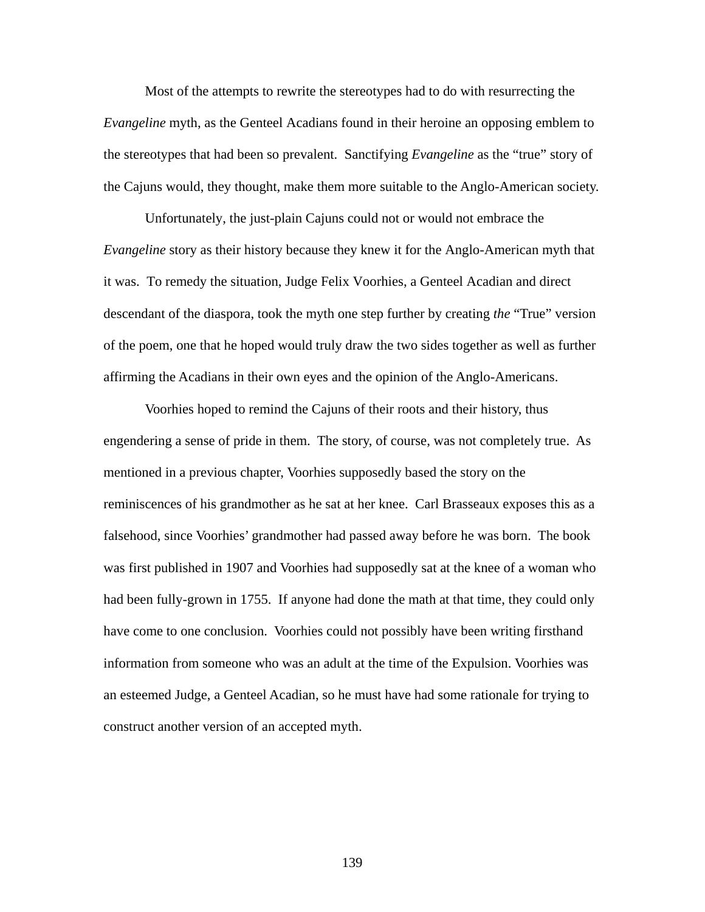Most of the attempts to rewrite the stereotypes had to do with resurrecting the *Evangeline* myth, as the Genteel Acadians found in their heroine an opposing emblem to the stereotypes that had been so prevalent.  Sanctifying *Evangeline* as the "true" story of the Cajuns would, they thought, make them more suitable to the Anglo-American society.

Unfortunately, the just-plain Cajuns could not or would not embrace the *Evangeline* story as their history because they knew it for the Anglo-American myth that it was.  To remedy the situation, Judge Felix Voorhies, a Genteel Acadian and direct descendant of the diaspora, took the myth one step further by creating *the* "True" version of the poem, one that he hoped would truly draw the two sides together as well as further affirming the Acadians in their own eyes and the opinion of the Anglo-Americans.

Voorhies hoped to remind the Cajuns of their roots and their history, thus engendering a sense of pride in them.  The story, of course, was not completely true.  As mentioned in a previous chapter, Voorhies supposedly based the story on the reminiscences of his grandmother as he sat at her knee.  Carl Brasseaux exposes this as a falsehood, since Voorhies' grandmother had passed away before he was born.  The book was first published in 1907 and Voorhies had supposedly sat at the knee of a woman who had been fully-grown in 1755.  If anyone had done the math at that time, they could only have come to one conclusion.  Voorhies could not possibly have been writing firsthand information from someone who was an adult at the time of the Expulsion. Voorhies was an esteemed Judge, a Genteel Acadian, so he must have had some rationale for trying to construct another version of an accepted myth.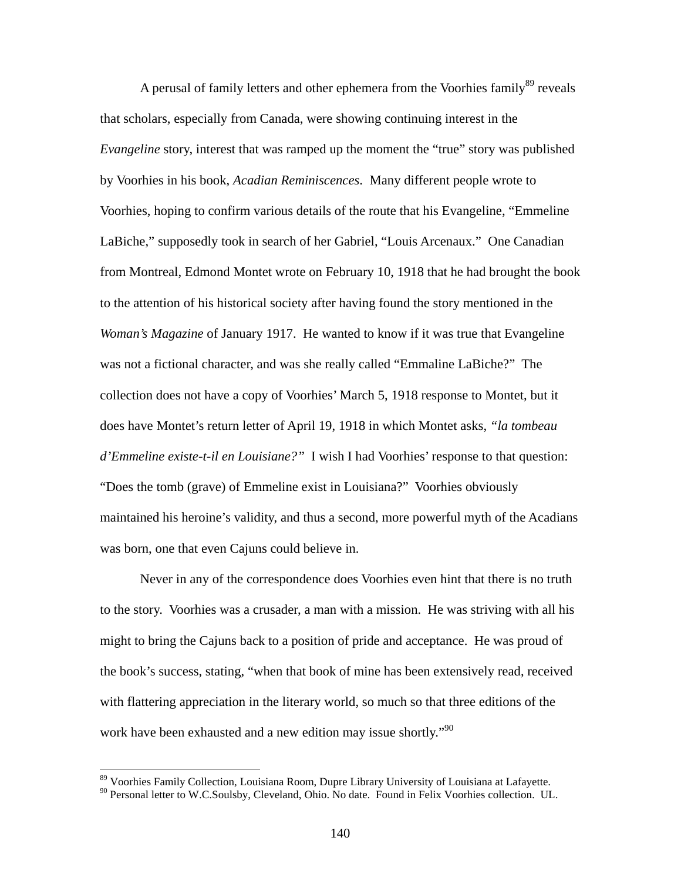A perusal of family letters and other ephemera from the Voorhies family[89] reveals that scholars, especially from Canada, were showing continuing interest in the *Evangeline* story, interest that was ramped up the moment the "true" story was published by Voorhies in his book, *Acadian Reminiscences*. Many different people wrote to Voorhies, hoping to confirm various details of the route that his Evangeline, "Emmeline LaBiche," supposedly took in search of her Gabriel, "Louis Arcenaux." One Canadian from Montreal, Edmond Montet wrote on February 10, 1918 that he had brought the book to the attention of his historical society after having found the story mentioned in the *Woman's Magazine* of January 1917. He wanted to know if it was true that Evangeline was not a fictional character, and was she really called "Emmaline LaBiche?" The collection does not have a copy of Voorhies' March 5, 1918 response to Montet, but it does have Montet's return letter of April 19, 1918 in which Montet asks, *"la tombeau d'Emmeline existe-t-il en Louisiane?"* I wish I had Voorhies' response to that question: "Does the tomb (grave) of Emmeline exist in Louisiana?" Voorhies obviously maintained his heroine's validity, and thus a second, more powerful myth of the Acadians was born, one that even Cajuns could believe in.

Never in any of the correspondence does Voorhies even hint that there is no truth to the story. Voorhies was a crusader, a man with a mission. He was striving with all his might to bring the Cajuns back to a position of pride and acceptance. He was proud of the book's success, stating, "when that book of mine has been extensively read, received with flattering appreciation in the literary world, so much so that three editions of the work have been exhausted and a new edition may issue shortly."[90]

---

[89] Voorhies Family Collection, Louisiana Room, Dupre Library University of Louisiana at Lafayette.
[90] Personal letter to W.C.Soulsby, Cleveland, Ohio. No date. Found in Felix Voorhies collection. UL.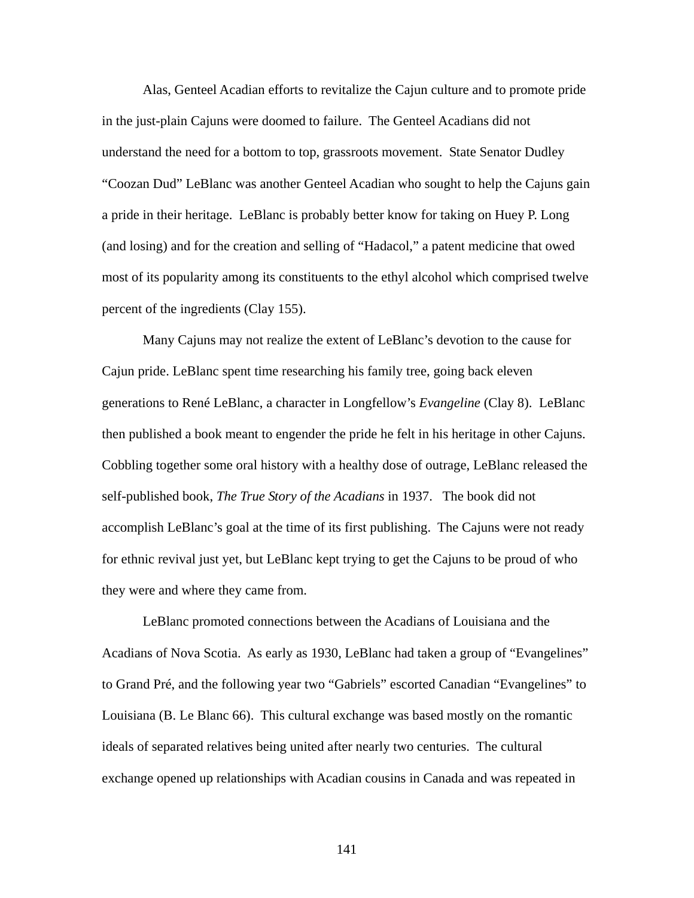Alas, Genteel Acadian efforts to revitalize the Cajun culture and to promote pride in the just-plain Cajuns were doomed to failure. The Genteel Acadians did not understand the need for a bottom to top, grassroots movement. State Senator Dudley "Coozan Dud" LeBlanc was another Genteel Acadian who sought to help the Cajuns gain a pride in their heritage. LeBlanc is probably better know for taking on Huey P. Long (and losing) and for the creation and selling of "Hadacol," a patent medicine that owed most of its popularity among its constituents to the ethyl alcohol which comprised twelve percent of the ingredients (Clay 155).

Many Cajuns may not realize the extent of LeBlanc's devotion to the cause for Cajun pride. LeBlanc spent time researching his family tree, going back eleven generations to René LeBlanc, a character in Longfellow's *Evangeline* (Clay 8). LeBlanc then published a book meant to engender the pride he felt in his heritage in other Cajuns. Cobbling together some oral history with a healthy dose of outrage, LeBlanc released the self-published book, *The True Story of the Acadians* in 1937. The book did not accomplish LeBlanc's goal at the time of its first publishing. The Cajuns were not ready for ethnic revival just yet, but LeBlanc kept trying to get the Cajuns to be proud of who they were and where they came from.

LeBlanc promoted connections between the Acadians of Louisiana and the Acadians of Nova Scotia. As early as 1930, LeBlanc had taken a group of "Evangelines" to Grand Pré, and the following year two "Gabriels" escorted Canadian "Evangelines" to Louisiana (B. Le Blanc 66). This cultural exchange was based mostly on the romantic ideals of separated relatives being united after nearly two centuries. The cultural exchange opened up relationships with Acadian cousins in Canada and was repeated in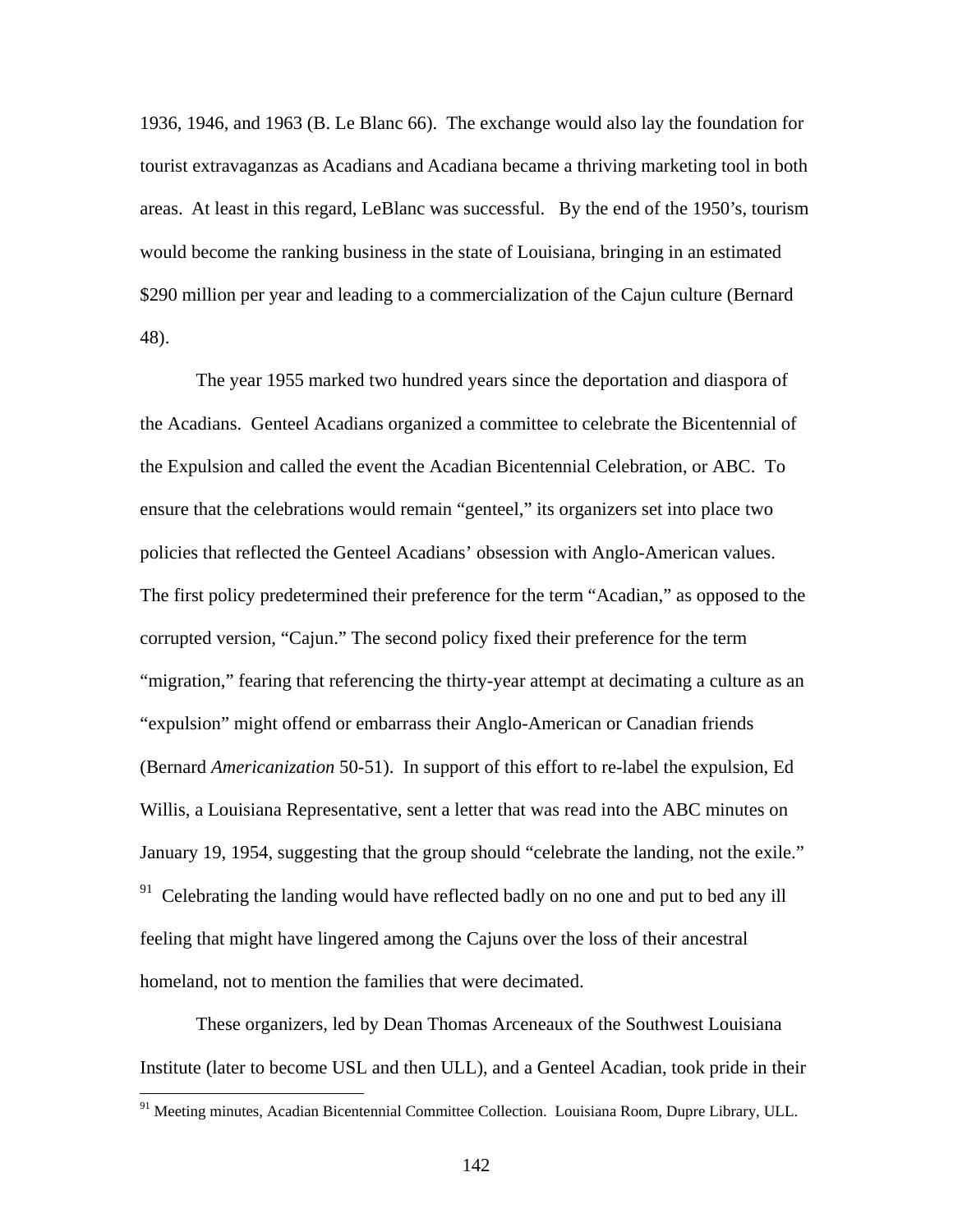1936, 1946, and 1963 (B. Le Blanc 66). The exchange would also lay the foundation for tourist extravaganzas as Acadians and Acadiana became a thriving marketing tool in both areas. At least in this regard, LeBlanc was successful. By the end of the 1950's, tourism would become the ranking business in the state of Louisiana, bringing in an estimated $290 million per year and leading to a commercialization of the Cajun culture (Bernard 48).

The year 1955 marked two hundred years since the deportation and diaspora of the Acadians. Genteel Acadians organized a committee to celebrate the Bicentennial of the Expulsion and called the event the Acadian Bicentennial Celebration, or ABC. To ensure that the celebrations would remain "genteel," its organizers set into place two policies that reflected the Genteel Acadians' obsession with Anglo-American values. The first policy predetermined their preference for the term "Acadian," as opposed to the corrupted version, "Cajun." The second policy fixed their preference for the term "migration," fearing that referencing the thirty-year attempt at decimating a culture as an "expulsion" might offend or embarrass their Anglo-American or Canadian friends (Bernard *Americanization* 50-51). In support of this effort to re-label the expulsion, Ed Willis, a Louisiana Representative, sent a letter that was read into the ABC minutes on January 19, 1954, suggesting that the group should "celebrate the landing, not the exile." [91] Celebrating the landing would have reflected badly on no one and put to bed any ill feeling that might have lingered among the Cajuns over the loss of their ancestral homeland, not to mention the families that were decimated.

These organizers, led by Dean Thomas Arceneaux of the Southwest Louisiana Institute (later to become USL and then ULL), and a Genteel Acadian, took pride in their

[91] Meeting minutes, Acadian Bicentennial Committee Collection. Louisiana Room, Dupre Library, ULL.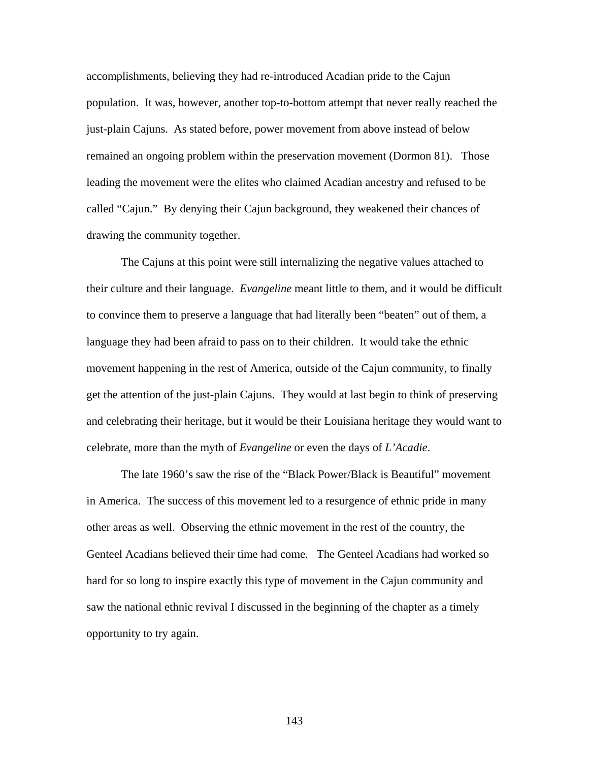accomplishments, believing they had re-introduced Acadian pride to the Cajun population. It was, however, another top-to-bottom attempt that never really reached the just-plain Cajuns. As stated before, power movement from above instead of below remained an ongoing problem within the preservation movement (Dormon 81). Those leading the movement were the elites who claimed Acadian ancestry and refused to be called "Cajun." By denying their Cajun background, they weakened their chances of drawing the community together.

The Cajuns at this point were still internalizing the negative values attached to their culture and their language. *Evangeline* meant little to them, and it would be difficult to convince them to preserve a language that had literally been "beaten" out of them, a language they had been afraid to pass on to their children. It would take the ethnic movement happening in the rest of America, outside of the Cajun community, to finally get the attention of the just-plain Cajuns. They would at last begin to think of preserving and celebrating their heritage, but it would be their Louisiana heritage they would want to celebrate, more than the myth of *Evangeline* or even the days of *L'Acadie*.

The late 1960's saw the rise of the "Black Power/Black is Beautiful" movement in America. The success of this movement led to a resurgence of ethnic pride in many other areas as well. Observing the ethnic movement in the rest of the country, the Genteel Acadians believed their time had come. The Genteel Acadians had worked so hard for so long to inspire exactly this type of movement in the Cajun community and saw the national ethnic revival I discussed in the beginning of the chapter as a timely opportunity to try again.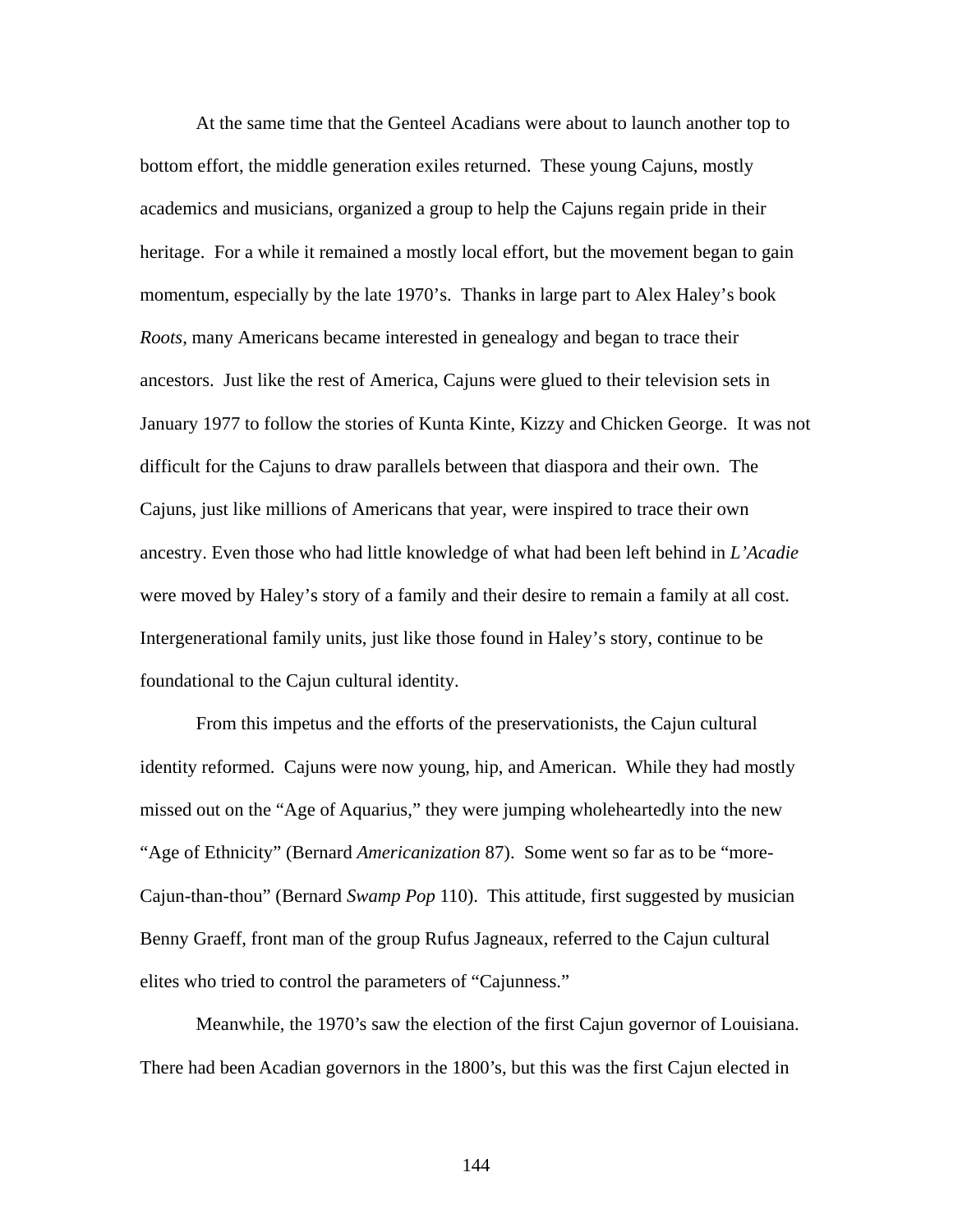At the same time that the Genteel Acadians were about to launch another top to bottom effort, the middle generation exiles returned. These young Cajuns, mostly academics and musicians, organized a group to help the Cajuns regain pride in their heritage. For a while it remained a mostly local effort, but the movement began to gain momentum, especially by the late 1970's. Thanks in large part to Alex Haley's book *Roots*, many Americans became interested in genealogy and began to trace their ancestors. Just like the rest of America, Cajuns were glued to their television sets in January 1977 to follow the stories of Kunta Kinte, Kizzy and Chicken George. It was not difficult for the Cajuns to draw parallels between that diaspora and their own. The Cajuns, just like millions of Americans that year, were inspired to trace their own ancestry. Even those who had little knowledge of what had been left behind in *L'Acadie* were moved by Haley's story of a family and their desire to remain a family at all cost. Intergenerational family units, just like those found in Haley's story, continue to be foundational to the Cajun cultural identity.

From this impetus and the efforts of the preservationists, the Cajun cultural identity reformed. Cajuns were now young, hip, and American. While they had mostly missed out on the "Age of Aquarius," they were jumping wholeheartedly into the new "Age of Ethnicity" (Bernard *Americanization* 87). Some went so far as to be "more-Cajun-than-thou" (Bernard *Swamp Pop* 110). This attitude, first suggested by musician Benny Graeff, front man of the group Rufus Jagneaux, referred to the Cajun cultural elites who tried to control the parameters of "Cajunness."

Meanwhile, the 1970's saw the election of the first Cajun governor of Louisiana. There had been Acadian governors in the 1800's, but this was the first Cajun elected in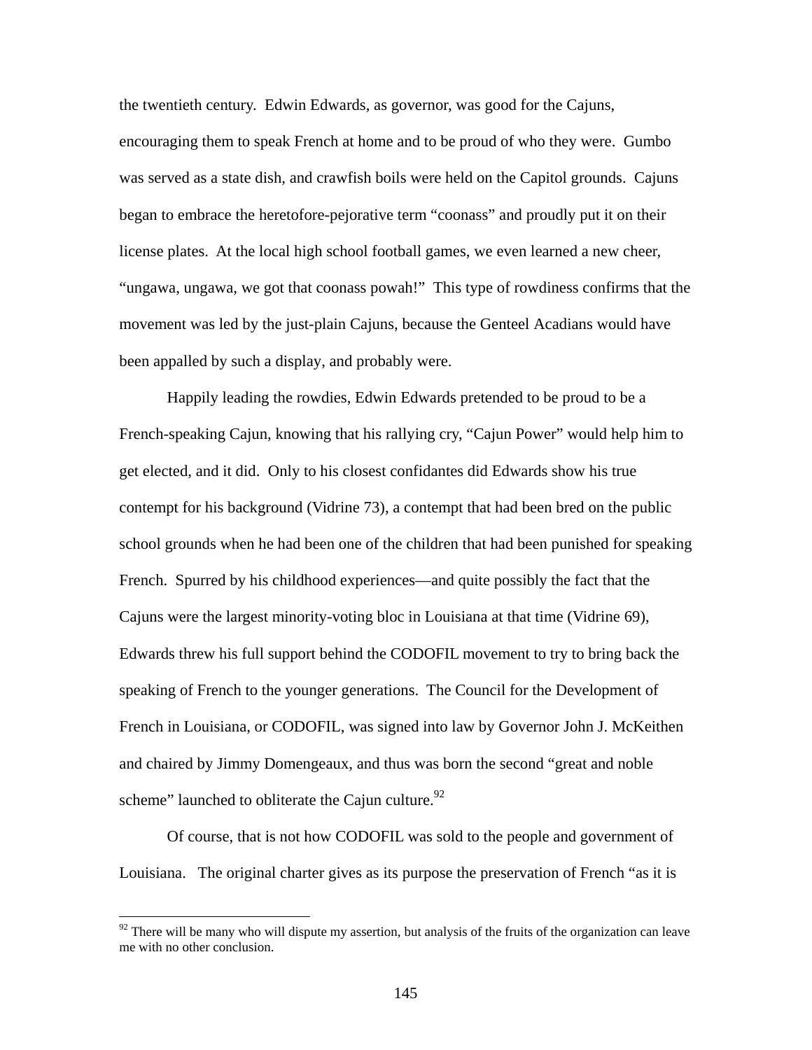the twentieth century. Edwin Edwards, as governor, was good for the Cajuns, encouraging them to speak French at home and to be proud of who they were. Gumbo was served as a state dish, and crawfish boils were held on the Capitol grounds. Cajuns began to embrace the heretofore-pejorative term "coonass" and proudly put it on their license plates. At the local high school football games, we even learned a new cheer, "ungawa, ungawa, we got that coonass powah!" This type of rowdiness confirms that the movement was led by the just-plain Cajuns, because the Genteel Acadians would have been appalled by such a display, and probably were.

Happily leading the rowdies, Edwin Edwards pretended to be proud to be a French-speaking Cajun, knowing that his rallying cry, "Cajun Power" would help him to get elected, and it did. Only to his closest confidantes did Edwards show his true contempt for his background (Vidrine 73), a contempt that had been bred on the public school grounds when he had been one of the children that had been punished for speaking French. Spurred by his childhood experiences—and quite possibly the fact that the Cajuns were the largest minority-voting bloc in Louisiana at that time (Vidrine 69), Edwards threw his full support behind the CODOFIL movement to try to bring back the speaking of French to the younger generations. The Council for the Development of French in Louisiana, or CODOFIL, was signed into law by Governor John J. McKeithen and chaired by Jimmy Domengeaux, and thus was born the second "great and noble scheme" launched to obliterate the Cajun culture.[92]

Of course, that is not how CODOFIL was sold to the people and government of Louisiana. The original charter gives as its purpose the preservation of French "as it is

[92] There will be many who will dispute my assertion, but analysis of the fruits of the organization can leave me with no other conclusion.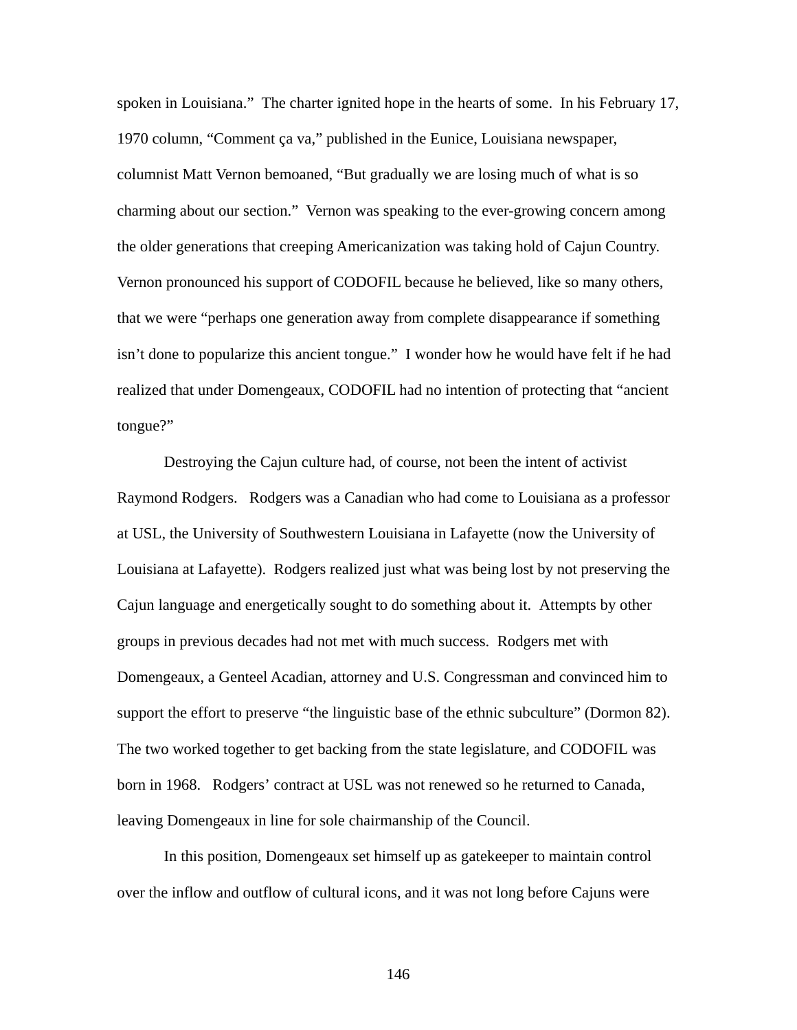spoken in Louisiana." The charter ignited hope in the hearts of some. In his February 17, 1970 column, "Comment ça va," published in the Eunice, Louisiana newspaper, columnist Matt Vernon bemoaned, "But gradually we are losing much of what is so charming about our section." Vernon was speaking to the ever-growing concern among the older generations that creeping Americanization was taking hold of Cajun Country. Vernon pronounced his support of CODOFIL because he believed, like so many others, that we were "perhaps one generation away from complete disappearance if something isn't done to popularize this ancient tongue." I wonder how he would have felt if he had realized that under Domengeaux, CODOFIL had no intention of protecting that "ancient tongue?"

Destroying the Cajun culture had, of course, not been the intent of activist Raymond Rodgers. Rodgers was a Canadian who had come to Louisiana as a professor at USL, the University of Southwestern Louisiana in Lafayette (now the University of Louisiana at Lafayette). Rodgers realized just what was being lost by not preserving the Cajun language and energetically sought to do something about it. Attempts by other groups in previous decades had not met with much success. Rodgers met with Domengeaux, a Genteel Acadian, attorney and U.S. Congressman and convinced him to support the effort to preserve "the linguistic base of the ethnic subculture" (Dormon 82). The two worked together to get backing from the state legislature, and CODOFIL was born in 1968. Rodgers' contract at USL was not renewed so he returned to Canada, leaving Domengeaux in line for sole chairmanship of the Council.

In this position, Domengeaux set himself up as gatekeeper to maintain control over the inflow and outflow of cultural icons, and it was not long before Cajuns were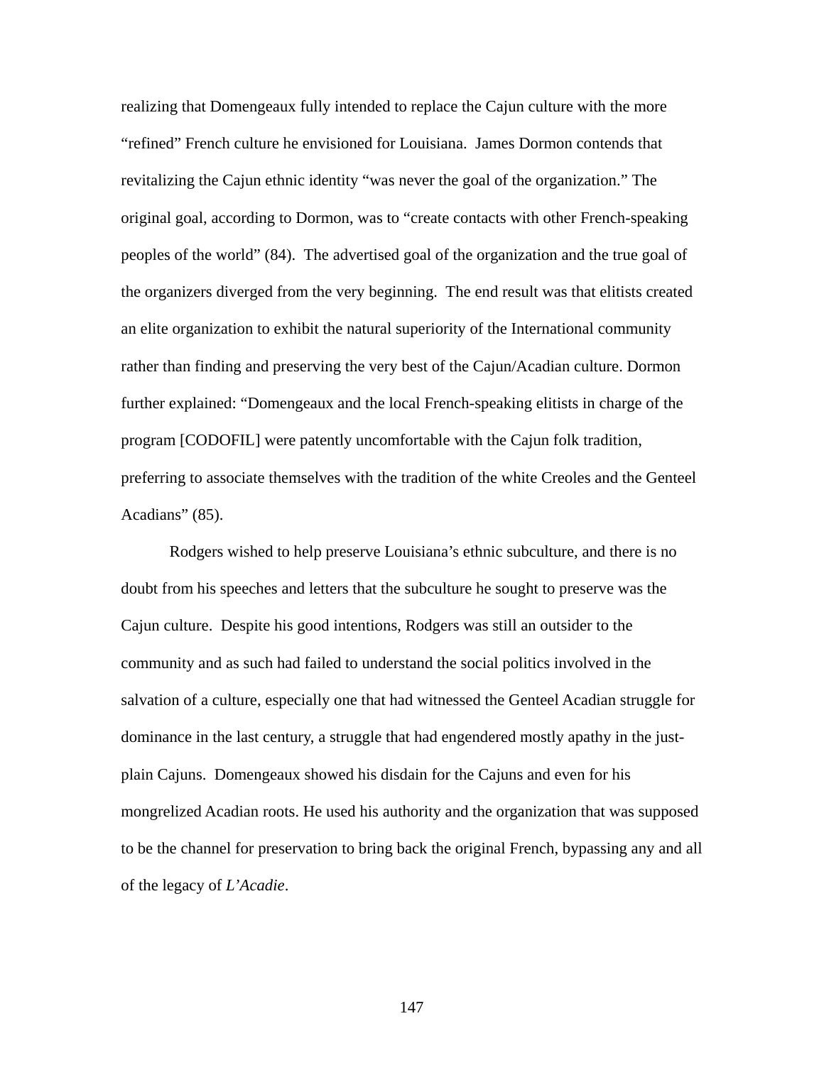realizing that Domengeaux fully intended to replace the Cajun culture with the more "refined" French culture he envisioned for Louisiana. James Dormon contends that revitalizing the Cajun ethnic identity "was never the goal of the organization." The original goal, according to Dormon, was to "create contacts with other French-speaking peoples of the world" (84). The advertised goal of the organization and the true goal of the organizers diverged from the very beginning. The end result was that elitists created an elite organization to exhibit the natural superiority of the International community rather than finding and preserving the very best of the Cajun/Acadian culture. Dormon further explained: "Domengeaux and the local French-speaking elitists in charge of the program [CODOFIL] were patently uncomfortable with the Cajun folk tradition, preferring to associate themselves with the tradition of the white Creoles and the Genteel Acadians" (85).

Rodgers wished to help preserve Louisiana's ethnic subculture, and there is no doubt from his speeches and letters that the subculture he sought to preserve was the Cajun culture. Despite his good intentions, Rodgers was still an outsider to the community and as such had failed to understand the social politics involved in the salvation of a culture, especially one that had witnessed the Genteel Acadian struggle for dominance in the last century, a struggle that had engendered mostly apathy in the just-plain Cajuns. Domengeaux showed his disdain for the Cajuns and even for his mongrelized Acadian roots. He used his authority and the organization that was supposed to be the channel for preservation to bring back the original French, bypassing any and all of the legacy of *L'Acadie*.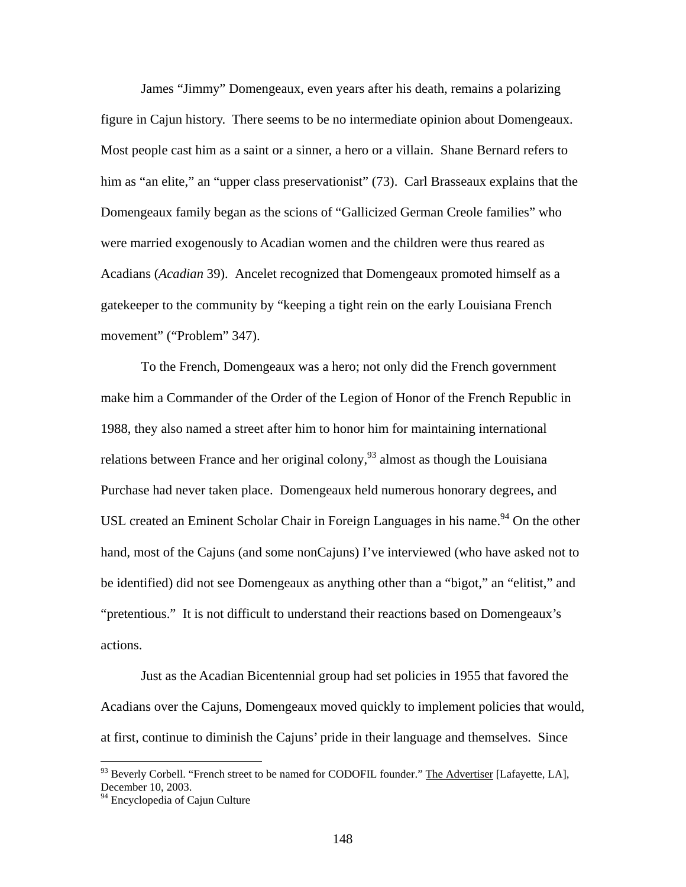James “Jimmy” Domengeaux, even years after his death, remains a polarizing figure in Cajun history. There seems to be no intermediate opinion about Domengeaux. Most people cast him as a saint or a sinner, a hero or a villain. Shane Bernard refers to him as “an elite,” an “upper class preservationist” (73). Carl Brasseaux explains that the Domengeaux family began as the scions of “Gallicized German Creole families” who were married exogenously to Acadian women and the children were thus reared as Acadians (*Acadian* 39). Ancelet recognized that Domengeaux promoted himself as a gatekeeper to the community by “keeping a tight rein on the early Louisiana French movement” (“Problem” 347).

To the French, Domengeaux was a hero; not only did the French government make him a Commander of the Order of the Legion of Honor of the French Republic in 1988, they also named a street after him to honor him for maintaining international relations between France and her original colony,[93] almost as though the Louisiana Purchase had never taken place. Domengeaux held numerous honorary degrees, and USL created an Eminent Scholar Chair in Foreign Languages in his name.[94] On the other hand, most of the Cajuns (and some nonCajuns) I’ve interviewed (who have asked not to be identified) did not see Domengeaux as anything other than a “bigot,” an “elitist,” and “pretentious.” It is not difficult to understand their reactions based on Domengeaux’s actions.

Just as the Acadian Bicentennial group had set policies in 1955 that favored the Acadians over the Cajuns, Domengeaux moved quickly to implement policies that would, at first, continue to diminish the Cajuns’ pride in their language and themselves. Since

---

[93] Beverly Corbell. “French street to be named for CODOFIL founder.” The Advertiser [Lafayette, LA], December 10, 2003.

[94] Encyclopedia of Cajun Culture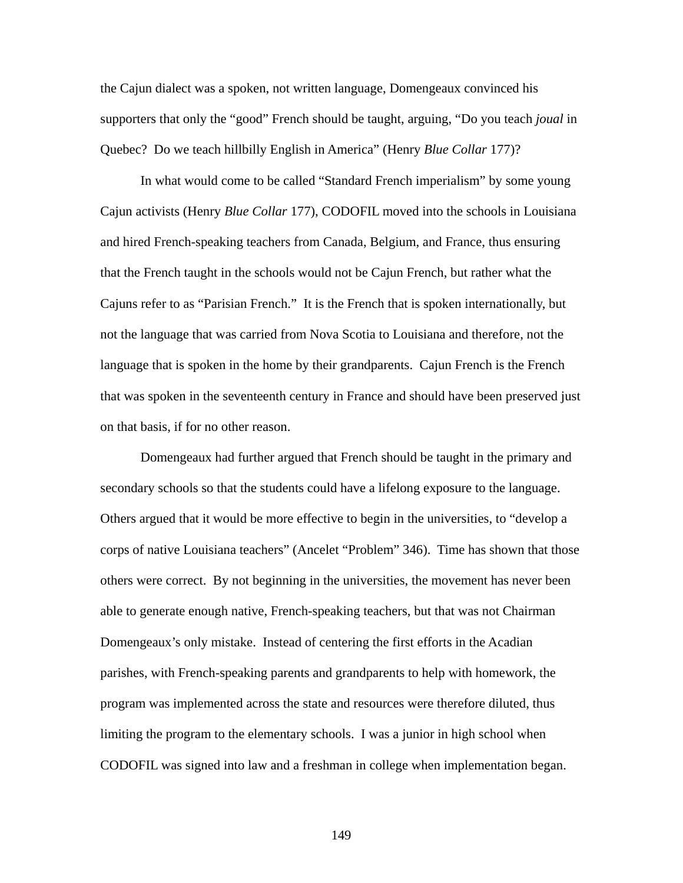the Cajun dialect was a spoken, not written language, Domengeaux convinced his supporters that only the "good" French should be taught, arguing, "Do you teach *joual* in Quebec? Do we teach hillbilly English in America" (Henry *Blue Collar* 177)?

In what would come to be called "Standard French imperialism" by some young Cajun activists (Henry *Blue Collar* 177), CODOFIL moved into the schools in Louisiana and hired French-speaking teachers from Canada, Belgium, and France, thus ensuring that the French taught in the schools would not be Cajun French, but rather what the Cajuns refer to as "Parisian French." It is the French that is spoken internationally, but not the language that was carried from Nova Scotia to Louisiana and therefore, not the language that is spoken in the home by their grandparents. Cajun French is the French that was spoken in the seventeenth century in France and should have been preserved just on that basis, if for no other reason.

Domengeaux had further argued that French should be taught in the primary and secondary schools so that the students could have a lifelong exposure to the language. Others argued that it would be more effective to begin in the universities, to "develop a corps of native Louisiana teachers" (Ancelet "Problem" 346). Time has shown that those others were correct. By not beginning in the universities, the movement has never been able to generate enough native, French-speaking teachers, but that was not Chairman Domengeaux's only mistake. Instead of centering the first efforts in the Acadian parishes, with French-speaking parents and grandparents to help with homework, the program was implemented across the state and resources were therefore diluted, thus limiting the program to the elementary schools. I was a junior in high school when CODOFIL was signed into law and a freshman in college when implementation began.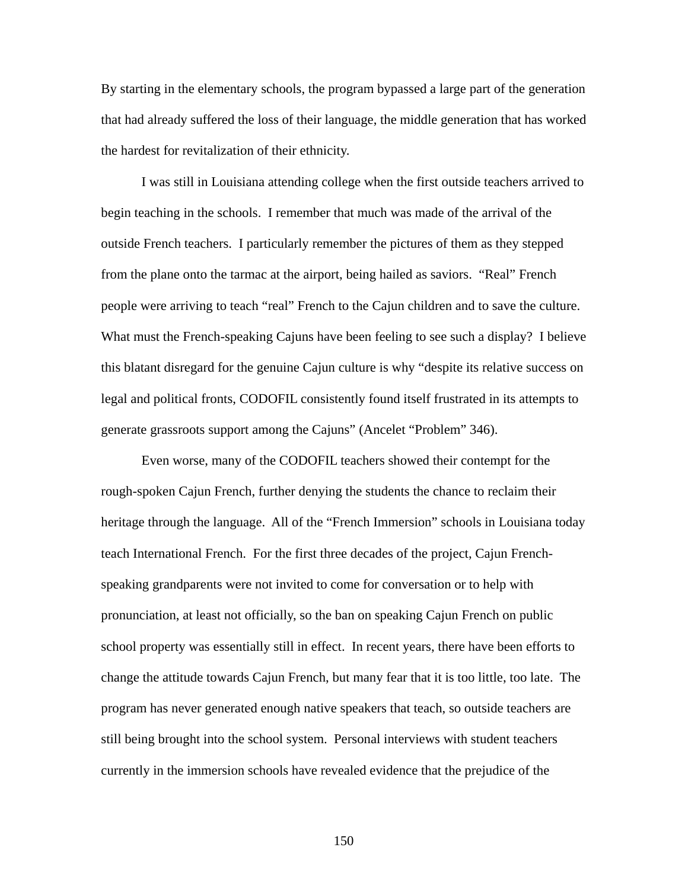By starting in the elementary schools, the program bypassed a large part of the generation that had already suffered the loss of their language, the middle generation that has worked the hardest for revitalization of their ethnicity.

I was still in Louisiana attending college when the first outside teachers arrived to begin teaching in the schools. I remember that much was made of the arrival of the outside French teachers. I particularly remember the pictures of them as they stepped from the plane onto the tarmac at the airport, being hailed as saviors. "Real" French people were arriving to teach "real" French to the Cajun children and to save the culture. What must the French-speaking Cajuns have been feeling to see such a display? I believe this blatant disregard for the genuine Cajun culture is why "despite its relative success on legal and political fronts, CODOFIL consistently found itself frustrated in its attempts to generate grassroots support among the Cajuns" (Ancelet "Problem" 346).

Even worse, many of the CODOFIL teachers showed their contempt for the rough-spoken Cajun French, further denying the students the chance to reclaim their heritage through the language. All of the "French Immersion" schools in Louisiana today teach International French. For the first three decades of the project, Cajun French-speaking grandparents were not invited to come for conversation or to help with pronunciation, at least not officially, so the ban on speaking Cajun French on public school property was essentially still in effect. In recent years, there have been efforts to change the attitude towards Cajun French, but many fear that it is too little, too late. The program has never generated enough native speakers that teach, so outside teachers are still being brought into the school system. Personal interviews with student teachers currently in the immersion schools have revealed evidence that the prejudice of the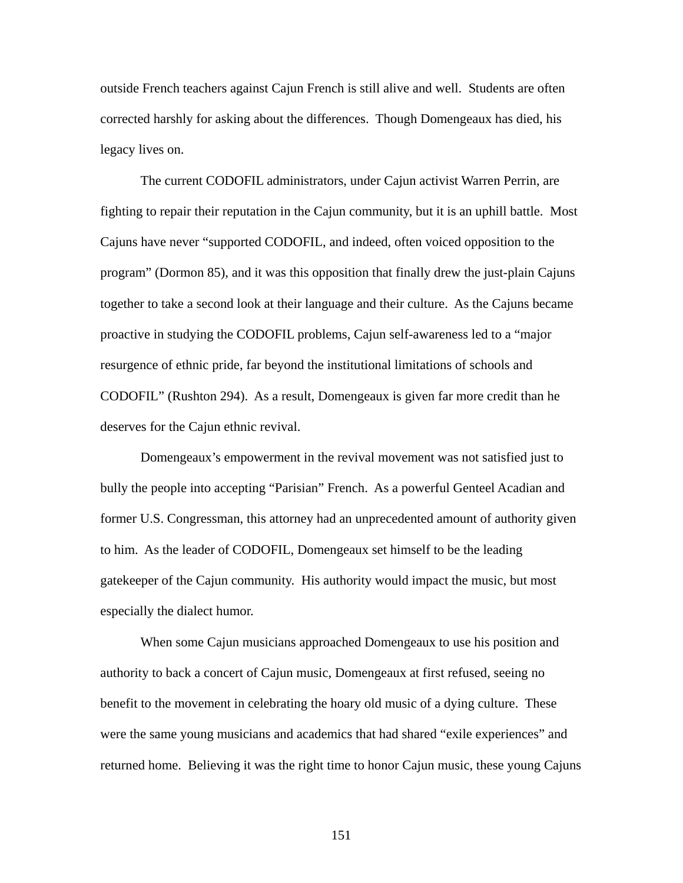outside French teachers against Cajun French is still alive and well. Students are often corrected harshly for asking about the differences. Though Domengeaux has died, his legacy lives on.

The current CODOFIL administrators, under Cajun activist Warren Perrin, are fighting to repair their reputation in the Cajun community, but it is an uphill battle. Most Cajuns have never "supported CODOFIL, and indeed, often voiced opposition to the program" (Dormon 85), and it was this opposition that finally drew the just-plain Cajuns together to take a second look at their language and their culture. As the Cajuns became proactive in studying the CODOFIL problems, Cajun self-awareness led to a "major resurgence of ethnic pride, far beyond the institutional limitations of schools and CODOFIL" (Rushton 294). As a result, Domengeaux is given far more credit than he deserves for the Cajun ethnic revival.

Domengeaux's empowerment in the revival movement was not satisfied just to bully the people into accepting "Parisian" French. As a powerful Genteel Acadian and former U.S. Congressman, this attorney had an unprecedented amount of authority given to him. As the leader of CODOFIL, Domengeaux set himself to be the leading gatekeeper of the Cajun community. His authority would impact the music, but most especially the dialect humor.

When some Cajun musicians approached Domengeaux to use his position and authority to back a concert of Cajun music, Domengeaux at first refused, seeing no benefit to the movement in celebrating the hoary old music of a dying culture. These were the same young musicians and academics that had shared "exile experiences" and returned home. Believing it was the right time to honor Cajun music, these young Cajuns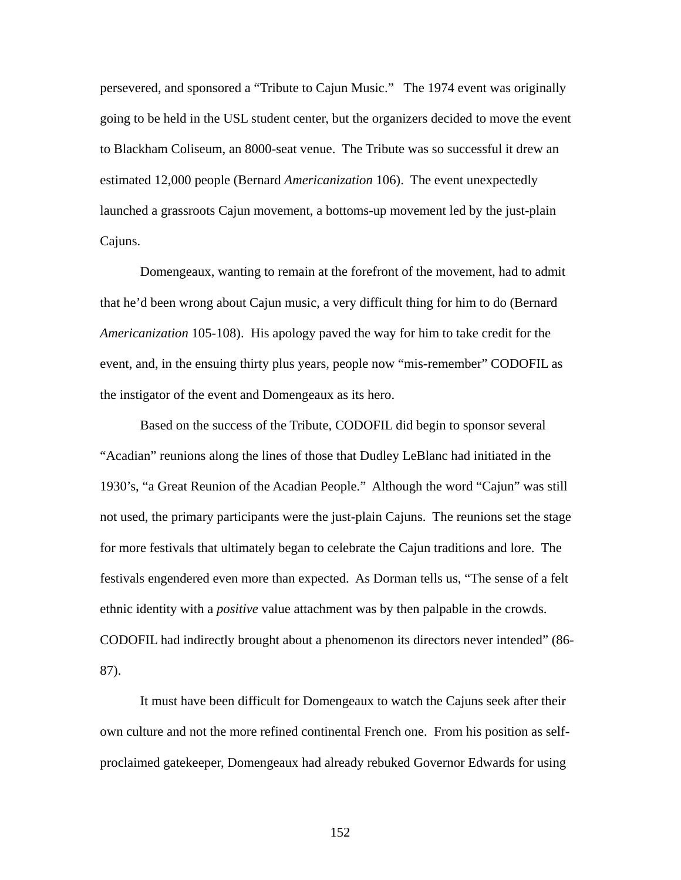persevered, and sponsored a "Tribute to Cajun Music." The 1974 event was originally going to be held in the USL student center, but the organizers decided to move the event to Blackham Coliseum, an 8000-seat venue. The Tribute was so successful it drew an estimated 12,000 people (Bernard *Americanization* 106). The event unexpectedly launched a grassroots Cajun movement, a bottoms-up movement led by the just-plain Cajuns.

Domengeaux, wanting to remain at the forefront of the movement, had to admit that he'd been wrong about Cajun music, a very difficult thing for him to do (Bernard *Americanization* 105-108). His apology paved the way for him to take credit for the event, and, in the ensuing thirty plus years, people now "mis-remember" CODOFIL as the instigator of the event and Domengeaux as its hero.

Based on the success of the Tribute, CODOFIL did begin to sponsor several "Acadian" reunions along the lines of those that Dudley LeBlanc had initiated in the 1930's, "a Great Reunion of the Acadian People." Although the word "Cajun" was still not used, the primary participants were the just-plain Cajuns. The reunions set the stage for more festivals that ultimately began to celebrate the Cajun traditions and lore. The festivals engendered even more than expected. As Dorman tells us, "The sense of a felt ethnic identity with a *positive* value attachment was by then palpable in the crowds. CODOFIL had indirectly brought about a phenomenon its directors never intended" (86-87).

It must have been difficult for Domengeaux to watch the Cajuns seek after their own culture and not the more refined continental French one. From his position as self-proclaimed gatekeeper, Domengeaux had already rebuked Governor Edwards for using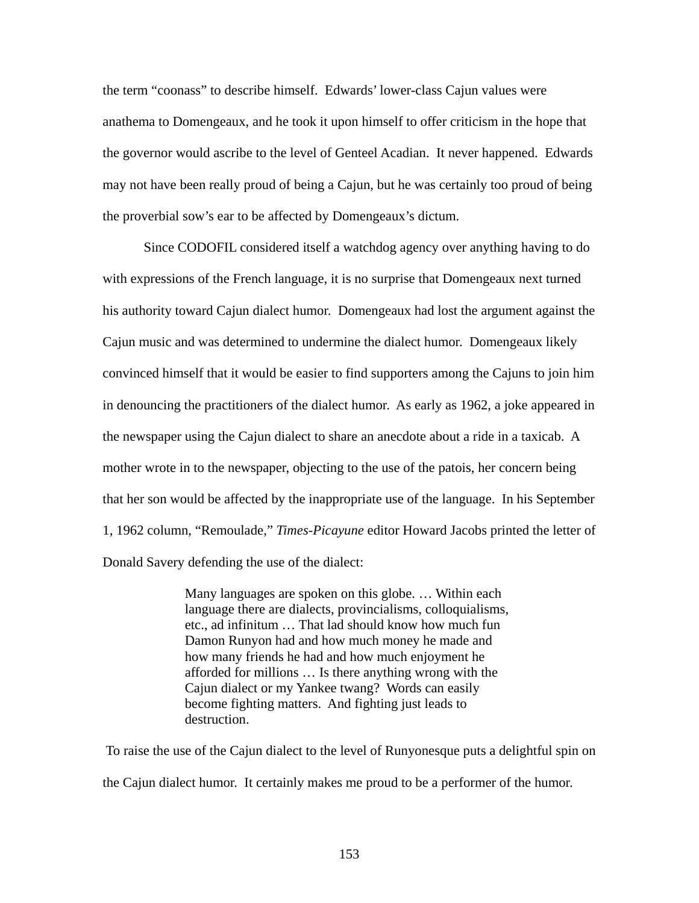the term "coonass" to describe himself. Edwards' lower-class Cajun values were anathema to Domengeaux, and he took it upon himself to offer criticism in the hope that the governor would ascribe to the level of Genteel Acadian. It never happened. Edwards may not have been really proud of being a Cajun, but he was certainly too proud of being the proverbial sow's ear to be affected by Domengeaux's dictum.

Since CODOFIL considered itself a watchdog agency over anything having to do with expressions of the French language, it is no surprise that Domengeaux next turned his authority toward Cajun dialect humor. Domengeaux had lost the argument against the Cajun music and was determined to undermine the dialect humor. Domengeaux likely convinced himself that it would be easier to find supporters among the Cajuns to join him in denouncing the practitioners of the dialect humor. As early as 1962, a joke appeared in the newspaper using the Cajun dialect to share an anecdote about a ride in a taxicab. A mother wrote in to the newspaper, objecting to the use of the patois, her concern being that her son would be affected by the inappropriate use of the language. In his September 1, 1962 column, "Remoulade," *Times-Picayune* editor Howard Jacobs printed the letter of Donald Savery defending the use of the dialect:

> Many languages are spoken on this globe. … Within each language there are dialects, provincialisms, colloquialisms, etc., ad infinitum … That lad should know how much fun Damon Runyon had and how much money he made and how many friends he had and how much enjoyment he afforded for millions … Is there anything wrong with the Cajun dialect or my Yankee twang? Words can easily become fighting matters. And fighting just leads to destruction.

To raise the use of the Cajun dialect to the level of Runyonesque puts a delightful spin on the Cajun dialect humor. It certainly makes me proud to be a performer of the humor.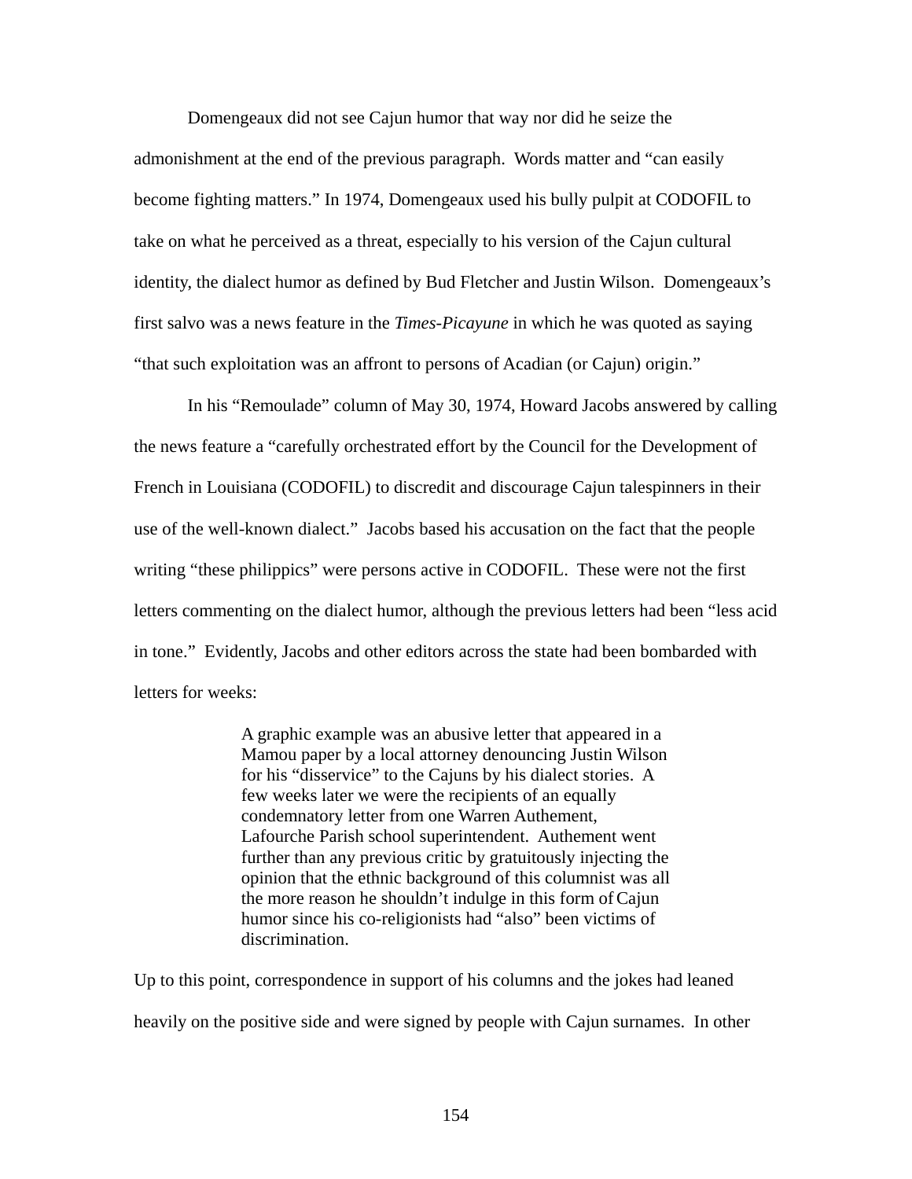Domengeaux did not see Cajun humor that way nor did he seize the admonishment at the end of the previous paragraph. Words matter and "can easily become fighting matters." In 1974, Domengeaux used his bully pulpit at CODOFIL to take on what he perceived as a threat, especially to his version of the Cajun cultural identity, the dialect humor as defined by Bud Fletcher and Justin Wilson. Domengeaux's first salvo was a news feature in the *Times-Picayune* in which he was quoted as saying "that such exploitation was an affront to persons of Acadian (or Cajun) origin."

In his "Remoulade" column of May 30, 1974, Howard Jacobs answered by calling the news feature a "carefully orchestrated effort by the Council for the Development of French in Louisiana (CODOFIL) to discredit and discourage Cajun talespinners in their use of the well-known dialect." Jacobs based his accusation on the fact that the people writing "these philippics" were persons active in CODOFIL. These were not the first letters commenting on the dialect humor, although the previous letters had been "less acid in tone." Evidently, Jacobs and other editors across the state had been bombarded with letters for weeks:

> A graphic example was an abusive letter that appeared in a Mamou paper by a local attorney denouncing Justin Wilson for his "disservice" to the Cajuns by his dialect stories. A few weeks later we were the recipients of an equally condemnatory letter from one Warren Authement, Lafourche Parish school superintendent. Authement went further than any previous critic by gratuitously injecting the opinion that the ethnic background of this columnist was all the more reason he shouldn't indulge in this form of Cajun humor since his co-religionists had "also" been victims of discrimination.

Up to this point, correspondence in support of his columns and the jokes had leaned heavily on the positive side and were signed by people with Cajun surnames. In other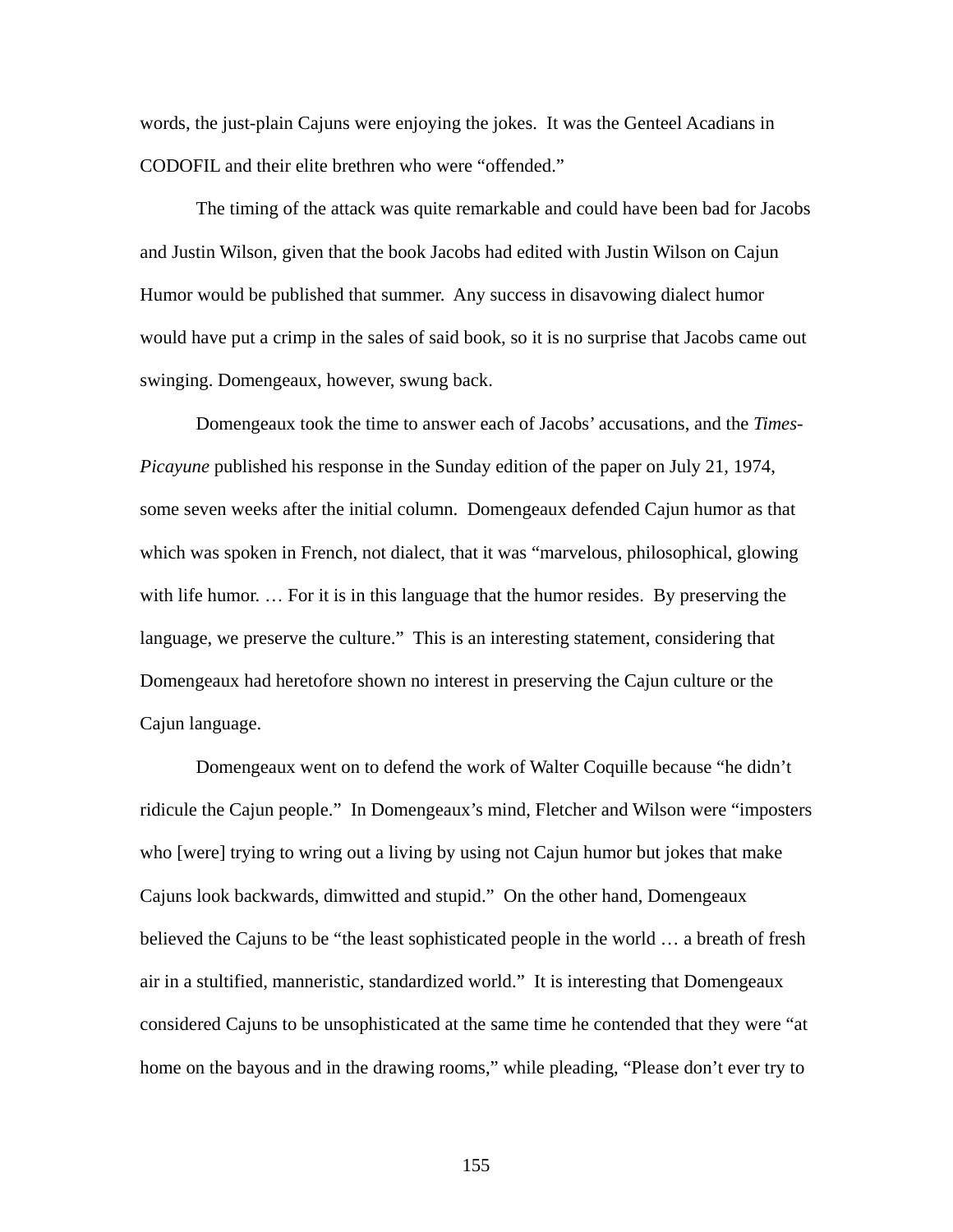words, the just-plain Cajuns were enjoying the jokes. It was the Genteel Acadians in CODOFIL and their elite brethren who were "offended."

The timing of the attack was quite remarkable and could have been bad for Jacobs and Justin Wilson, given that the book Jacobs had edited with Justin Wilson on Cajun Humor would be published that summer. Any success in disavowing dialect humor would have put a crimp in the sales of said book, so it is no surprise that Jacobs came out swinging. Domengeaux, however, swung back.

Domengeaux took the time to answer each of Jacobs' accusations, and the *Times-Picayune* published his response in the Sunday edition of the paper on July 21, 1974, some seven weeks after the initial column. Domengeaux defended Cajun humor as that which was spoken in French, not dialect, that it was "marvelous, philosophical, glowing with life humor. … For it is in this language that the humor resides. By preserving the language, we preserve the culture." This is an interesting statement, considering that Domengeaux had heretofore shown no interest in preserving the Cajun culture or the Cajun language.

Domengeaux went on to defend the work of Walter Coquille because "he didn't ridicule the Cajun people." In Domengeaux's mind, Fletcher and Wilson were "imposters who [were] trying to wring out a living by using not Cajun humor but jokes that make Cajuns look backwards, dimwitted and stupid." On the other hand, Domengeaux believed the Cajuns to be "the least sophisticated people in the world … a breath of fresh air in a stultified, manneristic, standardized world." It is interesting that Domengeaux considered Cajuns to be unsophisticated at the same time he contended that they were "at home on the bayous and in the drawing rooms," while pleading, "Please don't ever try to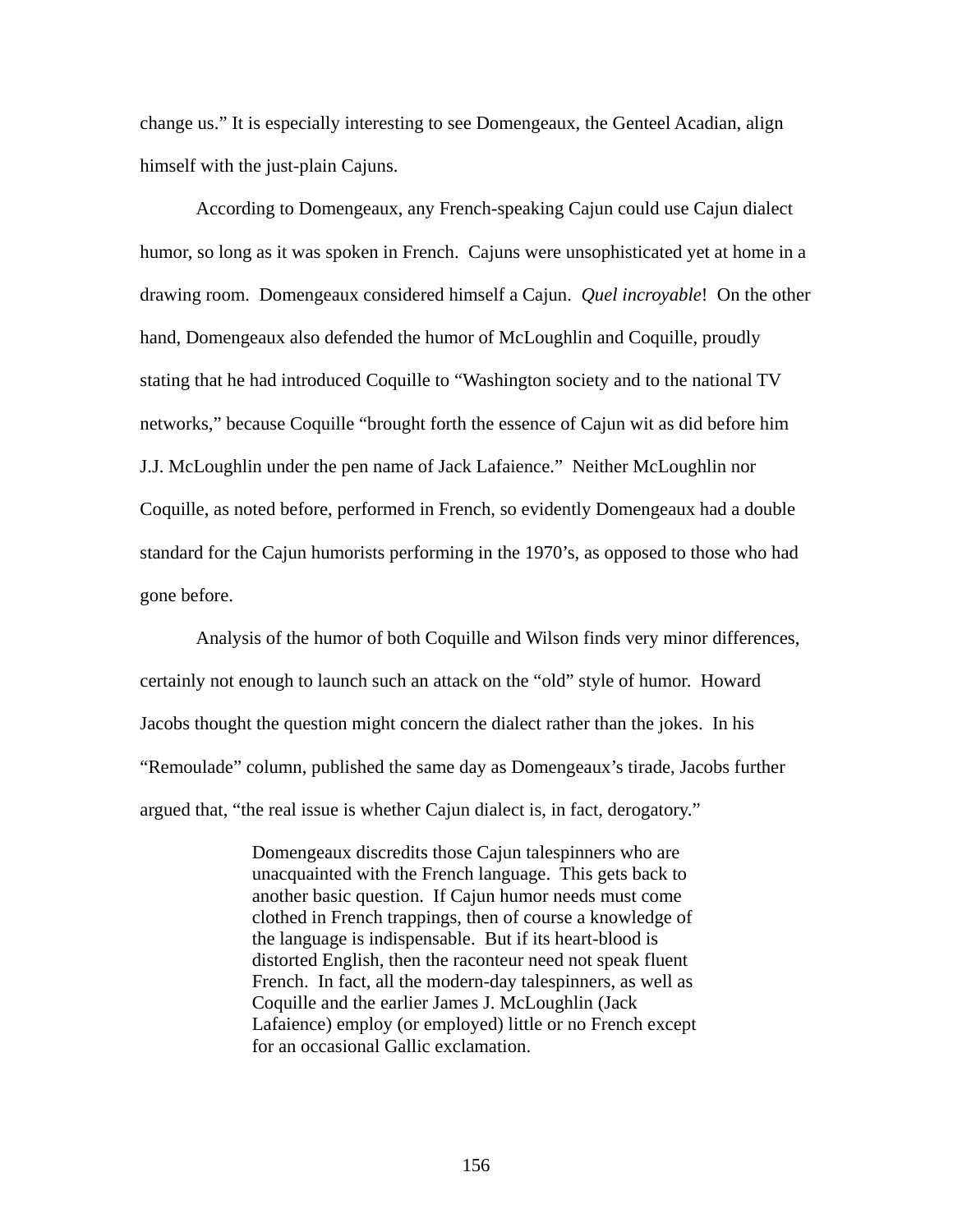change us." It is especially interesting to see Domengeaux, the Genteel Acadian, align himself with the just-plain Cajuns.

According to Domengeaux, any French-speaking Cajun could use Cajun dialect humor, so long as it was spoken in French. Cajuns were unsophisticated yet at home in a drawing room. Domengeaux considered himself a Cajun. *Quel incroyable*! On the other hand, Domengeaux also defended the humor of McLoughlin and Coquille, proudly stating that he had introduced Coquille to "Washington society and to the national TV networks," because Coquille "brought forth the essence of Cajun wit as did before him J.J. McLoughlin under the pen name of Jack Lafaience." Neither McLoughlin nor Coquille, as noted before, performed in French, so evidently Domengeaux had a double standard for the Cajun humorists performing in the 1970's, as opposed to those who had gone before.

Analysis of the humor of both Coquille and Wilson finds very minor differences, certainly not enough to launch such an attack on the "old" style of humor. Howard Jacobs thought the question might concern the dialect rather than the jokes. In his "Remoulade" column, published the same day as Domengeaux's tirade, Jacobs further argued that, "the real issue is whether Cajun dialect is, in fact, derogatory."

> Domengeaux discredits those Cajun talespinners who are unacquainted with the French language. This gets back to another basic question. If Cajun humor needs must come clothed in French trappings, then of course a knowledge of the language is indispensable. But if its heart-blood is distorted English, then the raconteur need not speak fluent French. In fact, all the modern-day talespinners, as well as Coquille and the earlier James J. McLoughlin (Jack Lafaience) employ (or employed) little or no French except for an occasional Gallic exclamation.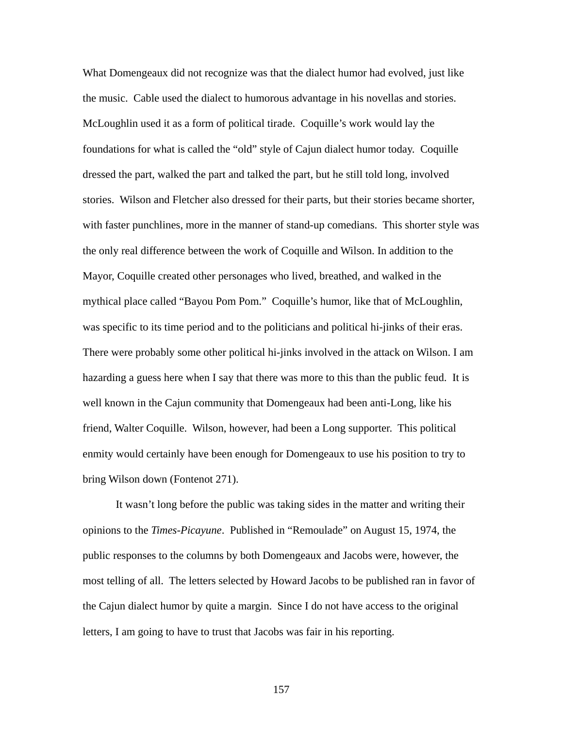What Domengeaux did not recognize was that the dialect humor had evolved, just like the music. Cable used the dialect to humorous advantage in his novellas and stories. McLoughlin used it as a form of political tirade. Coquille's work would lay the foundations for what is called the "old" style of Cajun dialect humor today. Coquille dressed the part, walked the part and talked the part, but he still told long, involved stories. Wilson and Fletcher also dressed for their parts, but their stories became shorter, with faster punchlines, more in the manner of stand-up comedians. This shorter style was the only real difference between the work of Coquille and Wilson. In addition to the Mayor, Coquille created other personages who lived, breathed, and walked in the mythical place called "Bayou Pom Pom." Coquille's humor, like that of McLoughlin, was specific to its time period and to the politicians and political hi-jinks of their eras. There were probably some other political hi-jinks involved in the attack on Wilson. I am hazarding a guess here when I say that there was more to this than the public feud. It is well known in the Cajun community that Domengeaux had been anti-Long, like his friend, Walter Coquille. Wilson, however, had been a Long supporter. This political enmity would certainly have been enough for Domengeaux to use his position to try to bring Wilson down (Fontenot 271).

It wasn't long before the public was taking sides in the matter and writing their opinions to the *Times-Picayune*. Published in "Remoulade" on August 15, 1974, the public responses to the columns by both Domengeaux and Jacobs were, however, the most telling of all. The letters selected by Howard Jacobs to be published ran in favor of the Cajun dialect humor by quite a margin. Since I do not have access to the original letters, I am going to have to trust that Jacobs was fair in his reporting.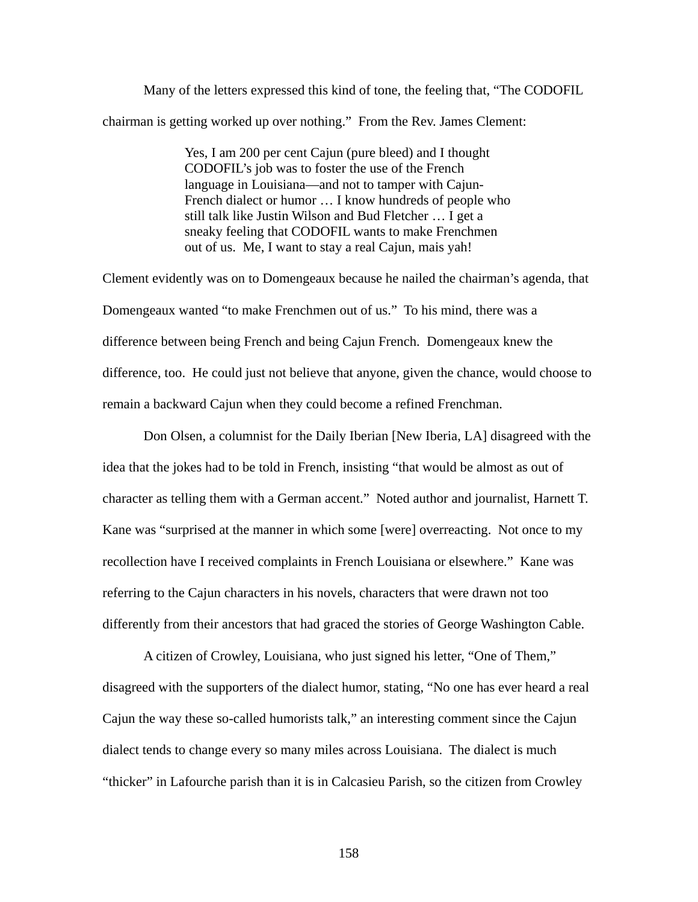Many of the letters expressed this kind of tone, the feeling that, "The CODOFIL chairman is getting worked up over nothing." From the Rev. James Clement:

> Yes, I am 200 per cent Cajun (pure bleed) and I thought CODOFIL's job was to foster the use of the French language in Louisiana—and not to tamper with Cajun-French dialect or humor … I know hundreds of people who still talk like Justin Wilson and Bud Fletcher … I get a sneaky feeling that CODOFIL wants to make Frenchmen out of us. Me, I want to stay a real Cajun, mais yah!

Clement evidently was on to Domengeaux because he nailed the chairman's agenda, that Domengeaux wanted "to make Frenchmen out of us." To his mind, there was a difference between being French and being Cajun French. Domengeaux knew the difference, too. He could just not believe that anyone, given the chance, would choose to remain a backward Cajun when they could become a refined Frenchman.

Don Olsen, a columnist for the Daily Iberian [New Iberia, LA] disagreed with the idea that the jokes had to be told in French, insisting "that would be almost as out of character as telling them with a German accent." Noted author and journalist, Harnett T. Kane was "surprised at the manner in which some [were] overreacting. Not once to my recollection have I received complaints in French Louisiana or elsewhere." Kane was referring to the Cajun characters in his novels, characters that were drawn not too differently from their ancestors that had graced the stories of George Washington Cable.

A citizen of Crowley, Louisiana, who just signed his letter, "One of Them," disagreed with the supporters of the dialect humor, stating, "No one has ever heard a real Cajun the way these so-called humorists talk," an interesting comment since the Cajun dialect tends to change every so many miles across Louisiana. The dialect is much "thicker" in Lafourche parish than it is in Calcasieu Parish, so the citizen from Crowley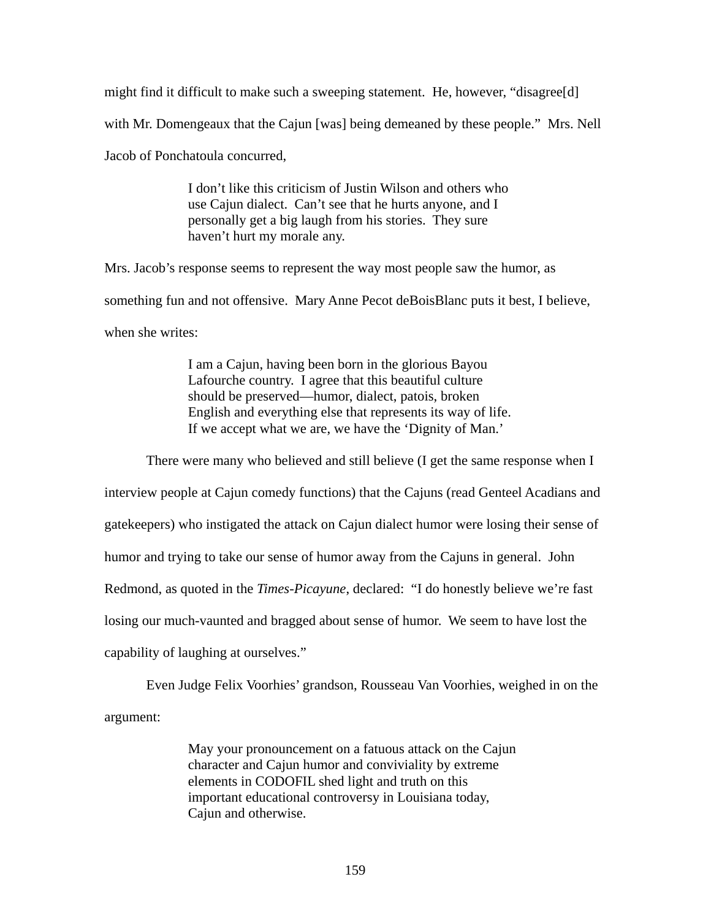might find it difficult to make such a sweeping statement. He, however, "disagree[d] with Mr. Domengeaux that the Cajun [was] being demeaned by these people." Mrs. Nell Jacob of Ponchatoula concurred,

> I don't like this criticism of Justin Wilson and others who use Cajun dialect. Can't see that he hurts anyone, and I personally get a big laugh from his stories. They sure haven't hurt my morale any.

Mrs. Jacob's response seems to represent the way most people saw the humor, as something fun and not offensive. Mary Anne Pecot deBoisBlanc puts it best, I believe, when she writes:

> I am a Cajun, having been born in the glorious Bayou Lafourche country. I agree that this beautiful culture should be preserved—humor, dialect, patois, broken English and everything else that represents its way of life. If we accept what we are, we have the 'Dignity of Man.'

There were many who believed and still believe (I get the same response when I interview people at Cajun comedy functions) that the Cajuns (read Genteel Acadians and gatekeepers) who instigated the attack on Cajun dialect humor were losing their sense of humor and trying to take our sense of humor away from the Cajuns in general. John Redmond, as quoted in the *Times-Picayune*, declared: "I do honestly believe we're fast losing our much-vaunted and bragged about sense of humor. We seem to have lost the capability of laughing at ourselves."

Even Judge Felix Voorhies' grandson, Rousseau Van Voorhies, weighed in on the argument:

> May your pronouncement on a fatuous attack on the Cajun character and Cajun humor and conviviality by extreme elements in CODOFIL shed light and truth on this important educational controversy in Louisiana today, Cajun and otherwise.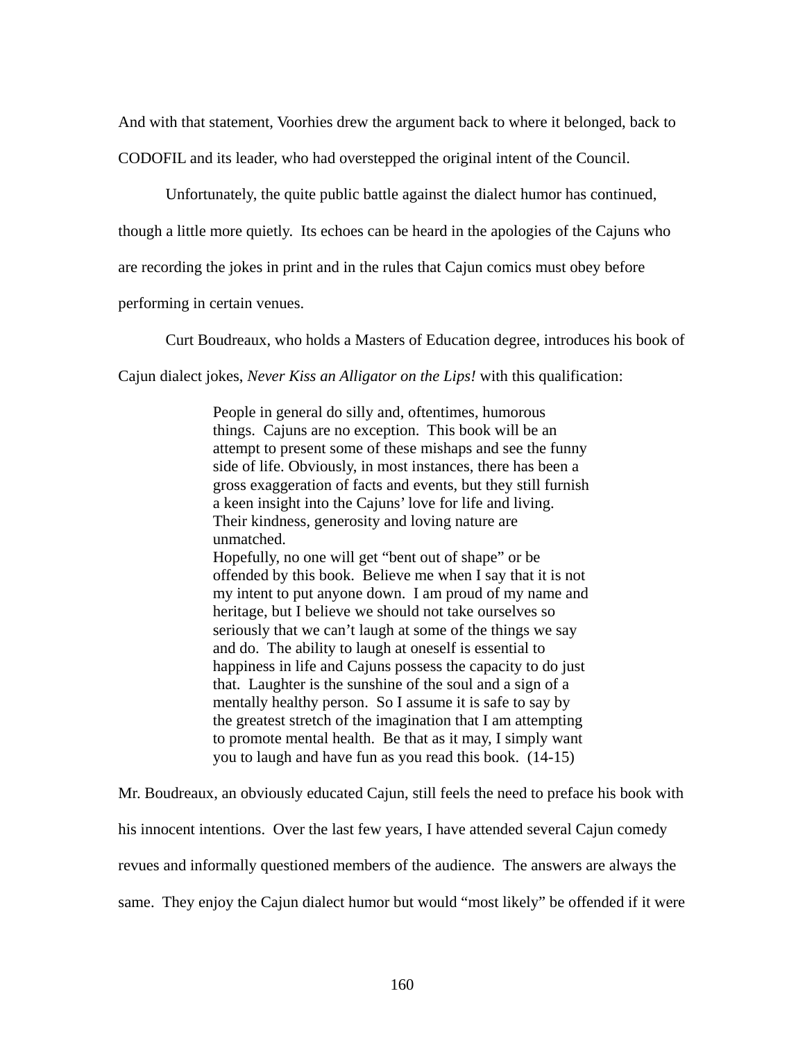And with that statement, Voorhies drew the argument back to where it belonged, back to CODOFIL and its leader, who had overstepped the original intent of the Council.

Unfortunately, the quite public battle against the dialect humor has continued, though a little more quietly. Its echoes can be heard in the apologies of the Cajuns who are recording the jokes in print and in the rules that Cajun comics must obey before performing in certain venues.

Curt Boudreaux, who holds a Masters of Education degree, introduces his book of Cajun dialect jokes, *Never Kiss an Alligator on the Lips!* with this qualification:

> People in general do silly and, oftentimes, humorous things. Cajuns are no exception. This book will be an attempt to present some of these mishaps and see the funny side of life. Obviously, in most instances, there has been a gross exaggeration of facts and events, but they still furnish a keen insight into the Cajuns' love for life and living. Their kindness, generosity and loving nature are unmatched.
>
> Hopefully, no one will get "bent out of shape" or be offended by this book. Believe me when I say that it is not my intent to put anyone down. I am proud of my name and heritage, but I believe we should not take ourselves so seriously that we can't laugh at some of the things we say and do. The ability to laugh at oneself is essential to happiness in life and Cajuns possess the capacity to do just that. Laughter is the sunshine of the soul and a sign of a mentally healthy person. So I assume it is safe to say by the greatest stretch of the imagination that I am attempting to promote mental health. Be that as it may, I simply want you to laugh and have fun as you read this book. (14-15)

Mr. Boudreaux, an obviously educated Cajun, still feels the need to preface his book with his innocent intentions. Over the last few years, I have attended several Cajun comedy revues and informally questioned members of the audience. The answers are always the same. They enjoy the Cajun dialect humor but would "most likely" be offended if it were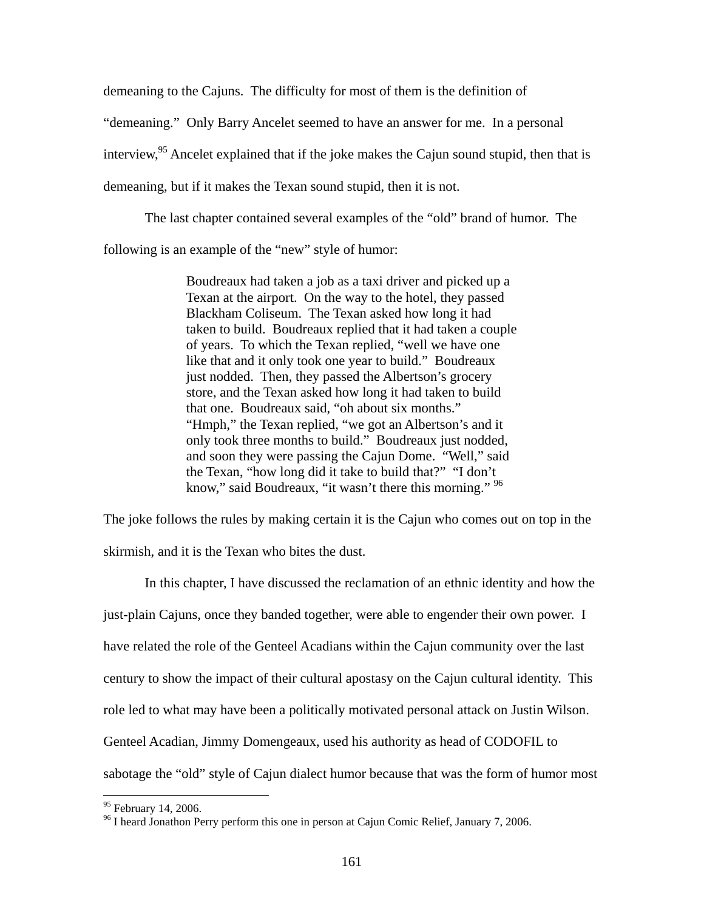demeaning to the Cajuns. The difficulty for most of them is the definition of "demeaning." Only Barry Ancelet seemed to have an answer for me. In a personal interview,[95] Ancelet explained that if the joke makes the Cajun sound stupid, then that is demeaning, but if it makes the Texan sound stupid, then it is not.

The last chapter contained several examples of the "old" brand of humor. The following is an example of the "new" style of humor:

> Boudreaux had taken a job as a taxi driver and picked up a Texan at the airport. On the way to the hotel, they passed Blackham Coliseum. The Texan asked how long it had taken to build. Boudreaux replied that it had taken a couple of years. To which the Texan replied, "well we have one like that and it only took one year to build." Boudreaux just nodded. Then, they passed the Albertson's grocery store, and the Texan asked how long it had taken to build that one. Boudreaux said, "oh about six months." "Hmph," the Texan replied, "we got an Albertson's and it only took three months to build." Boudreaux just nodded, and soon they were passing the Cajun Dome. "Well," said the Texan, "how long did it take to build that?" "I don't know," said Boudreaux, "it wasn't there this morning." [96]

The joke follows the rules by making certain it is the Cajun who comes out on top in the skirmish, and it is the Texan who bites the dust.

In this chapter, I have discussed the reclamation of an ethnic identity and how the just-plain Cajuns, once they banded together, were able to engender their own power. I have related the role of the Genteel Acadians within the Cajun community over the last century to show the impact of their cultural apostasy on the Cajun cultural identity. This role led to what may have been a politically motivated personal attack on Justin Wilson. Genteel Acadian, Jimmy Domengeaux, used his authority as head of CODOFIL to sabotage the "old" style of Cajun dialect humor because that was the form of humor most

---

[95] February 14, 2006.

[96] I heard Jonathon Perry perform this one in person at Cajun Comic Relief, January 7, 2006.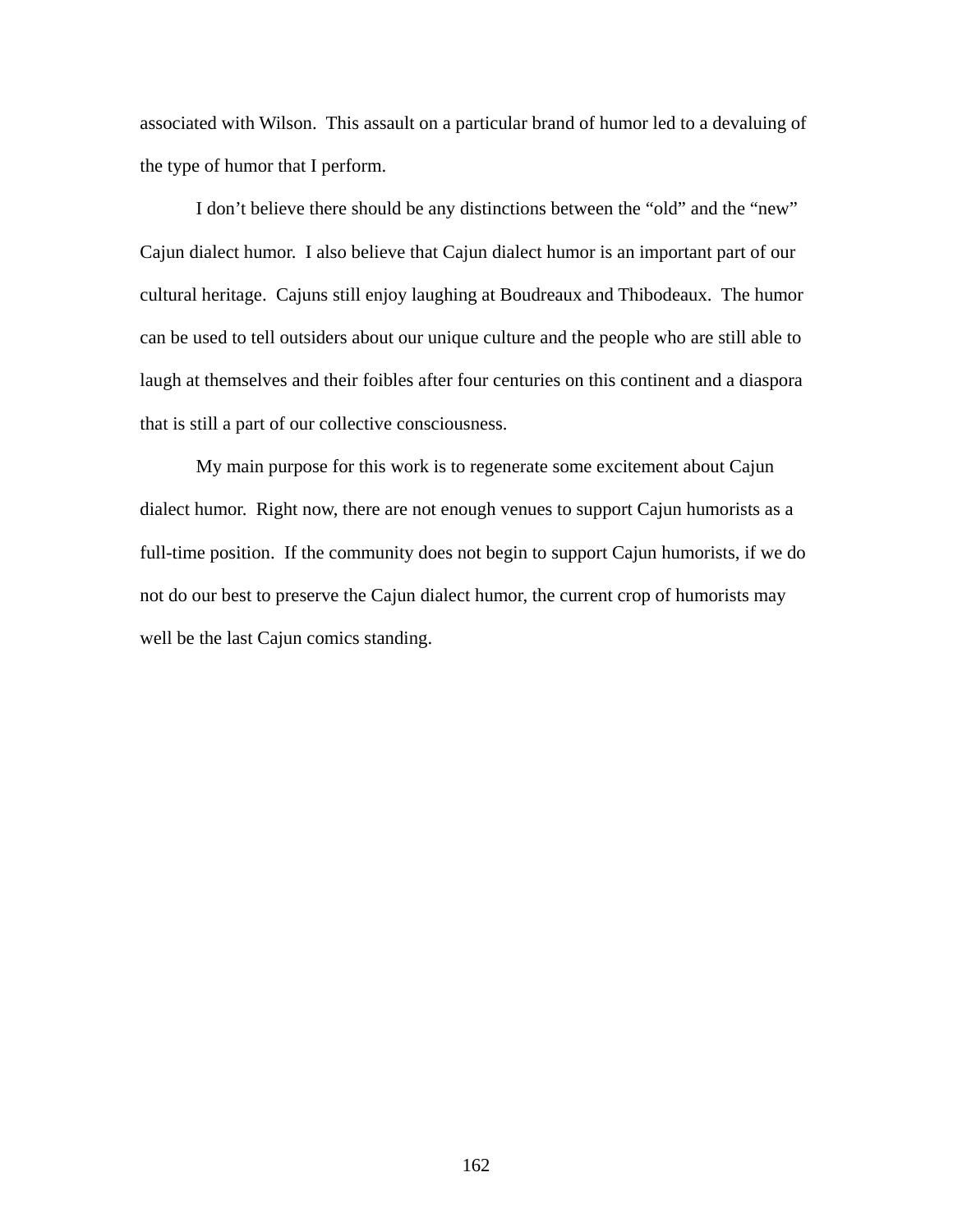associated with Wilson.  This assault on a particular brand of humor led to a devaluing of the type of humor that I perform.

I don't believe there should be any distinctions between the "old" and the "new" Cajun dialect humor.  I also believe that Cajun dialect humor is an important part of our cultural heritage.  Cajuns still enjoy laughing at Boudreaux and Thibodeaux.  The humor can be used to tell outsiders about our unique culture and the people who are still able to laugh at themselves and their foibles after four centuries on this continent and a diaspora that is still a part of our collective consciousness.

My main purpose for this work is to regenerate some excitement about Cajun dialect humor.  Right now, there are not enough venues to support Cajun humorists as a full-time position.  If the community does not begin to support Cajun humorists, if we do not do our best to preserve the Cajun dialect humor, the current crop of humorists may well be the last Cajun comics standing.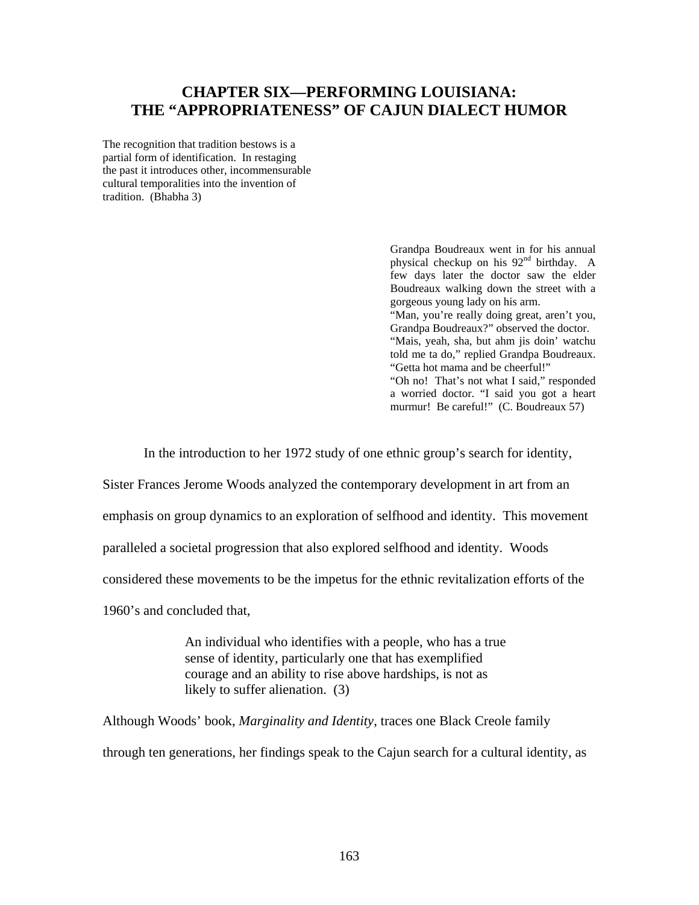# CHAPTER SIX—PERFORMING LOUISIANA: THE "APPROPRIATENESS" OF CAJUN DIALECT HUMOR

> The recognition that tradition bestows is a partial form of identification. In restaging the past it introduces other, incommensurable cultural temporalities into the invention of tradition. (Bhabha 3)

> Grandpa Boudreaux went in for his annual physical checkup on his 92nd birthday. A few days later the doctor saw the elder Boudreaux walking down the street with a gorgeous young lady on his arm.
> "Man, you're really doing great, aren't you, Grandpa Boudreaux?" observed the doctor.
> "Mais, yeah, sha, but ahm jis doin' watchu told me ta do," replied Grandpa Boudreaux. "Getta hot mama and be cheerful!"
> "Oh no! That's not what I said," responded a worried doctor. "I said you got a heart murmur! Be careful!" (C. Boudreaux 57)

In the introduction to her 1972 study of one ethnic group's search for identity, Sister Frances Jerome Woods analyzed the contemporary development in art from an emphasis on group dynamics to an exploration of selfhood and identity. This movement paralleled a societal progression that also explored selfhood and identity. Woods considered these movements to be the impetus for the ethnic revitalization efforts of the 1960's and concluded that,

> An individual who identifies with a people, who has a true sense of identity, particularly one that has exemplified courage and an ability to rise above hardships, is not as likely to suffer alienation. (3)

Although Woods' book, *Marginality and Identity*, traces one Black Creole family through ten generations, her findings speak to the Cajun search for a cultural identity, as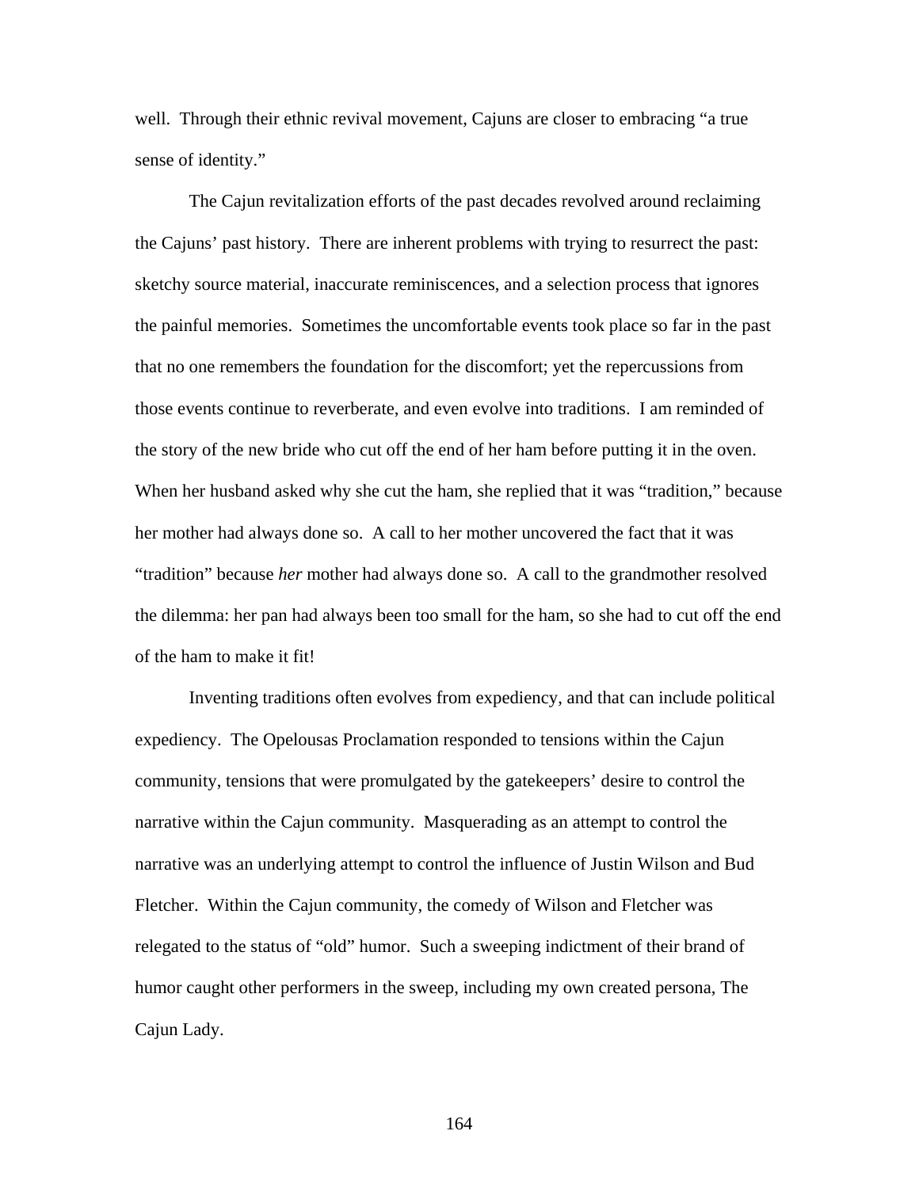well. Through their ethnic revival movement, Cajuns are closer to embracing “a true sense of identity.”

The Cajun revitalization efforts of the past decades revolved around reclaiming the Cajuns’ past history. There are inherent problems with trying to resurrect the past: sketchy source material, inaccurate reminiscences, and a selection process that ignores the painful memories. Sometimes the uncomfortable events took place so far in the past that no one remembers the foundation for the discomfort; yet the repercussions from those events continue to reverberate, and even evolve into traditions. I am reminded of the story of the new bride who cut off the end of her ham before putting it in the oven. When her husband asked why she cut the ham, she replied that it was “tradition,” because her mother had always done so. A call to her mother uncovered the fact that it was “tradition” because *her* mother had always done so. A call to the grandmother resolved the dilemma: her pan had always been too small for the ham, so she had to cut off the end of the ham to make it fit!

Inventing traditions often evolves from expediency, and that can include political expediency. The Opelousas Proclamation responded to tensions within the Cajun community, tensions that were promulgated by the gatekeepers’ desire to control the narrative within the Cajun community. Masquerading as an attempt to control the narrative was an underlying attempt to control the influence of Justin Wilson and Bud Fletcher. Within the Cajun community, the comedy of Wilson and Fletcher was relegated to the status of “old” humor. Such a sweeping indictment of their brand of humor caught other performers in the sweep, including my own created persona, The Cajun Lady.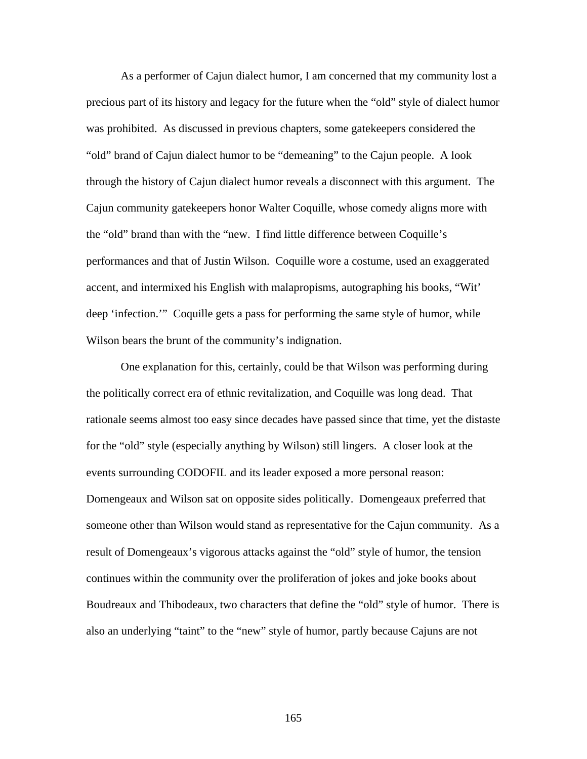As a performer of Cajun dialect humor, I am concerned that my community lost a precious part of its history and legacy for the future when the "old" style of dialect humor was prohibited. As discussed in previous chapters, some gatekeepers considered the "old" brand of Cajun dialect humor to be "demeaning" to the Cajun people. A look through the history of Cajun dialect humor reveals a disconnect with this argument. The Cajun community gatekeepers honor Walter Coquille, whose comedy aligns more with the "old" brand than with the "new. I find little difference between Coquille's performances and that of Justin Wilson. Coquille wore a costume, used an exaggerated accent, and intermixed his English with malapropisms, autographing his books, "Wit' deep 'infection.'" Coquille gets a pass for performing the same style of humor, while Wilson bears the brunt of the community's indignation.

One explanation for this, certainly, could be that Wilson was performing during the politically correct era of ethnic revitalization, and Coquille was long dead. That rationale seems almost too easy since decades have passed since that time, yet the distaste for the "old" style (especially anything by Wilson) still lingers. A closer look at the events surrounding CODOFIL and its leader exposed a more personal reason: Domengeaux and Wilson sat on opposite sides politically. Domengeaux preferred that someone other than Wilson would stand as representative for the Cajun community. As a result of Domengeaux's vigorous attacks against the "old" style of humor, the tension continues within the community over the proliferation of jokes and joke books about Boudreaux and Thibodeaux, two characters that define the "old" style of humor. There is also an underlying "taint" to the "new" style of humor, partly because Cajuns are not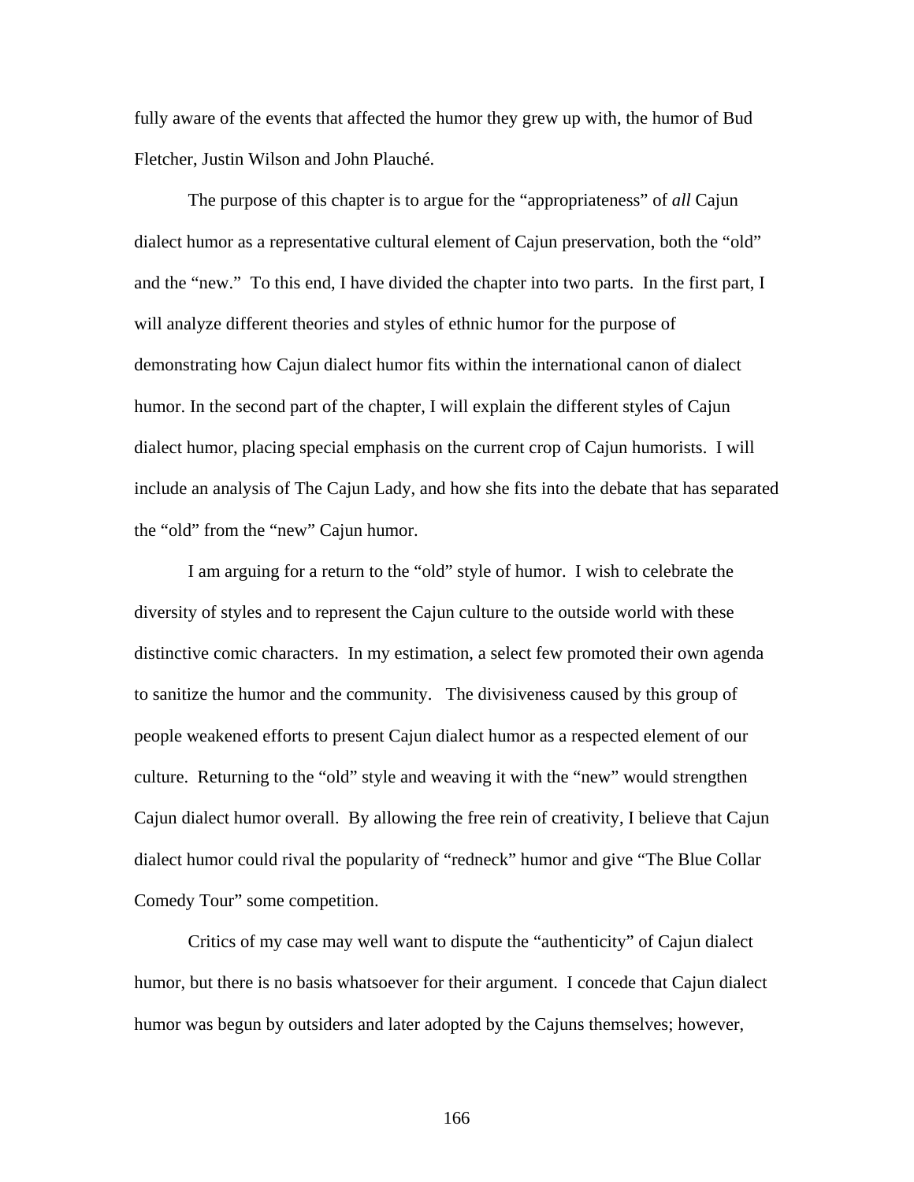fully aware of the events that affected the humor they grew up with, the humor of Bud Fletcher, Justin Wilson and John Plauché.

The purpose of this chapter is to argue for the "appropriateness" of *all* Cajun dialect humor as a representative cultural element of Cajun preservation, both the "old" and the "new." To this end, I have divided the chapter into two parts. In the first part, I will analyze different theories and styles of ethnic humor for the purpose of demonstrating how Cajun dialect humor fits within the international canon of dialect humor. In the second part of the chapter, I will explain the different styles of Cajun dialect humor, placing special emphasis on the current crop of Cajun humorists. I will include an analysis of The Cajun Lady, and how she fits into the debate that has separated the "old" from the "new" Cajun humor.

I am arguing for a return to the "old" style of humor. I wish to celebrate the diversity of styles and to represent the Cajun culture to the outside world with these distinctive comic characters. In my estimation, a select few promoted their own agenda to sanitize the humor and the community. The divisiveness caused by this group of people weakened efforts to present Cajun dialect humor as a respected element of our culture. Returning to the "old" style and weaving it with the "new" would strengthen Cajun dialect humor overall. By allowing the free rein of creativity, I believe that Cajun dialect humor could rival the popularity of "redneck" humor and give "The Blue Collar Comedy Tour" some competition.

Critics of my case may well want to dispute the "authenticity" of Cajun dialect humor, but there is no basis whatsoever for their argument. I concede that Cajun dialect humor was begun by outsiders and later adopted by the Cajuns themselves; however,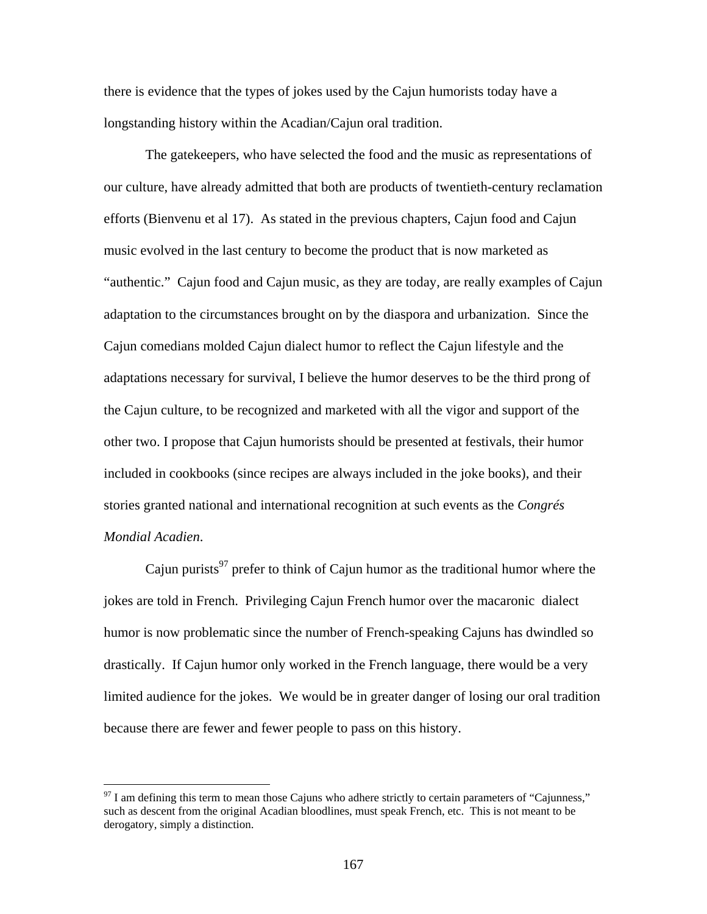there is evidence that the types of jokes used by the Cajun humorists today have a longstanding history within the Acadian/Cajun oral tradition.

The gatekeepers, who have selected the food and the music as representations of our culture, have already admitted that both are products of twentieth-century reclamation efforts (Bienvenu et al 17). As stated in the previous chapters, Cajun food and Cajun music evolved in the last century to become the product that is now marketed as "authentic." Cajun food and Cajun music, as they are today, are really examples of Cajun adaptation to the circumstances brought on by the diaspora and urbanization. Since the Cajun comedians molded Cajun dialect humor to reflect the Cajun lifestyle and the adaptations necessary for survival, I believe the humor deserves to be the third prong of the Cajun culture, to be recognized and marketed with all the vigor and support of the other two. I propose that Cajun humorists should be presented at festivals, their humor included in cookbooks (since recipes are always included in the joke books), and their stories granted national and international recognition at such events as the *Congrés Mondial Acadien*.

Cajun purists[97] prefer to think of Cajun humor as the traditional humor where the jokes are told in French. Privileging Cajun French humor over the macaronic dialect humor is now problematic since the number of French-speaking Cajuns has dwindled so drastically. If Cajun humor only worked in the French language, there would be a very limited audience for the jokes. We would be in greater danger of losing our oral tradition because there are fewer and fewer people to pass on this history.

[97] I am defining this term to mean those Cajuns who adhere strictly to certain parameters of "Cajunness," such as descent from the original Acadian bloodlines, must speak French, etc. This is not meant to be derogatory, simply a distinction.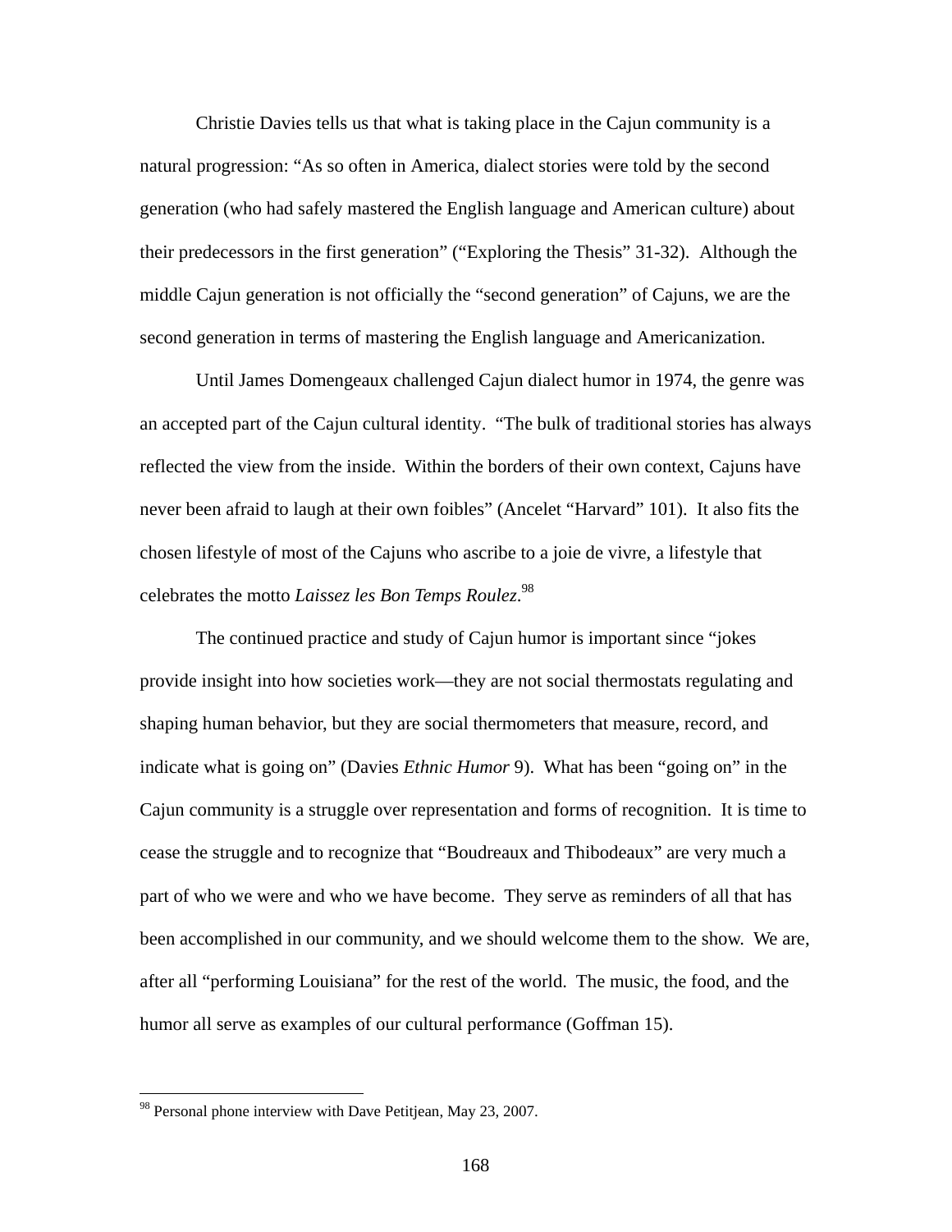Christie Davies tells us that what is taking place in the Cajun community is a natural progression: "As so often in America, dialect stories were told by the second generation (who had safely mastered the English language and American culture) about their predecessors in the first generation" ("Exploring the Thesis" 31-32). Although the middle Cajun generation is not officially the "second generation" of Cajuns, we are the second generation in terms of mastering the English language and Americanization.

Until James Domengeaux challenged Cajun dialect humor in 1974, the genre was an accepted part of the Cajun cultural identity. "The bulk of traditional stories has always reflected the view from the inside. Within the borders of their own context, Cajuns have never been afraid to laugh at their own foibles" (Ancelet "Harvard" 101). It also fits the chosen lifestyle of most of the Cajuns who ascribe to a joie de vivre, a lifestyle that celebrates the motto *Laissez les Bon Temps Roulez*.[98]

The continued practice and study of Cajun humor is important since "jokes provide insight into how societies work—they are not social thermostats regulating and shaping human behavior, but they are social thermometers that measure, record, and indicate what is going on" (Davies *Ethnic Humor* 9). What has been "going on" in the Cajun community is a struggle over representation and forms of recognition. It is time to cease the struggle and to recognize that "Boudreaux and Thibodeaux" are very much a part of who we were and who we have become. They serve as reminders of all that has been accomplished in our community, and we should welcome them to the show. We are, after all "performing Louisiana" for the rest of the world. The music, the food, and the humor all serve as examples of our cultural performance (Goffman 15).

---

[98] Personal phone interview with Dave Petitjean, May 23, 2007.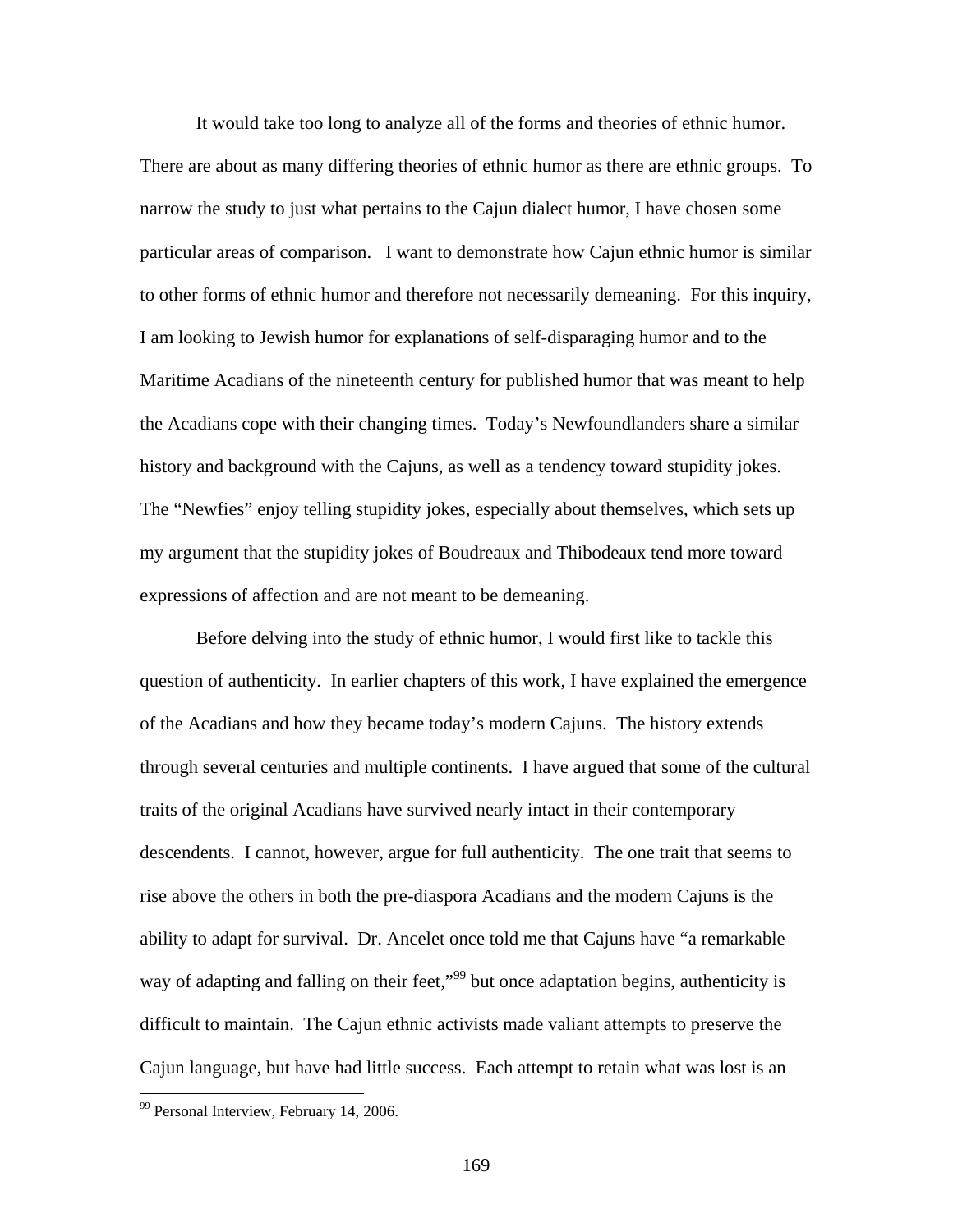It would take too long to analyze all of the forms and theories of ethnic humor. There are about as many differing theories of ethnic humor as there are ethnic groups. To narrow the study to just what pertains to the Cajun dialect humor, I have chosen some particular areas of comparison. I want to demonstrate how Cajun ethnic humor is similar to other forms of ethnic humor and therefore not necessarily demeaning. For this inquiry, I am looking to Jewish humor for explanations of self-disparaging humor and to the Maritime Acadians of the nineteenth century for published humor that was meant to help the Acadians cope with their changing times. Today's Newfoundlanders share a similar history and background with the Cajuns, as well as a tendency toward stupidity jokes. The "Newfies" enjoy telling stupidity jokes, especially about themselves, which sets up my argument that the stupidity jokes of Boudreaux and Thibodeaux tend more toward expressions of affection and are not meant to be demeaning.

Before delving into the study of ethnic humor, I would first like to tackle this question of authenticity. In earlier chapters of this work, I have explained the emergence of the Acadians and how they became today's modern Cajuns. The history extends through several centuries and multiple continents. I have argued that some of the cultural traits of the original Acadians have survived nearly intact in their contemporary descendents. I cannot, however, argue for full authenticity. The one trait that seems to rise above the others in both the pre-diaspora Acadians and the modern Cajuns is the ability to adapt for survival. Dr. Ancelet once told me that Cajuns have "a remarkable way of adapting and falling on their feet,"[99] but once adaptation begins, authenticity is difficult to maintain. The Cajun ethnic activists made valiant attempts to preserve the Cajun language, but have had little success. Each attempt to retain what was lost is an

[99] Personal Interview, February 14, 2006.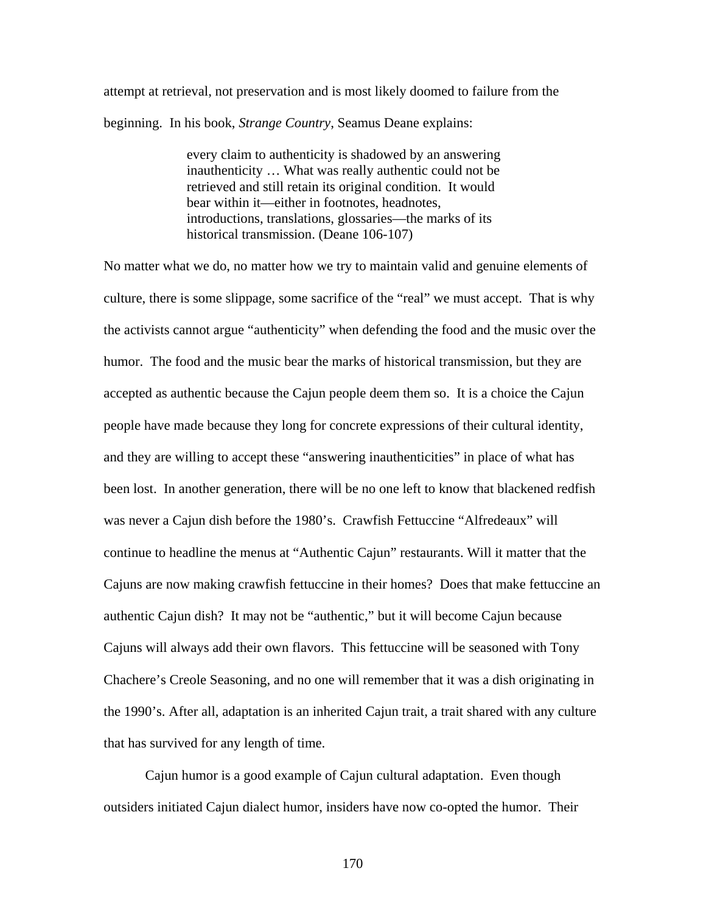attempt at retrieval, not preservation and is most likely doomed to failure from the beginning. In his book, *Strange Country*, Seamus Deane explains:

> every claim to authenticity is shadowed by an answering inauthenticity … What was really authentic could not be retrieved and still retain its original condition. It would bear within it—either in footnotes, headnotes, introductions, translations, glossaries—the marks of its historical transmission. (Deane 106-107)

No matter what we do, no matter how we try to maintain valid and genuine elements of culture, there is some slippage, some sacrifice of the "real" we must accept. That is why the activists cannot argue "authenticity" when defending the food and the music over the humor. The food and the music bear the marks of historical transmission, but they are accepted as authentic because the Cajun people deem them so. It is a choice the Cajun people have made because they long for concrete expressions of their cultural identity, and they are willing to accept these "answering inauthenticities" in place of what has been lost. In another generation, there will be no one left to know that blackened redfish was never a Cajun dish before the 1980's. Crawfish Fettuccine "Alfredeaux" will continue to headline the menus at "Authentic Cajun" restaurants. Will it matter that the Cajuns are now making crawfish fettuccine in their homes? Does that make fettuccine an authentic Cajun dish? It may not be "authentic," but it will become Cajun because Cajuns will always add their own flavors. This fettuccine will be seasoned with Tony Chachere's Creole Seasoning, and no one will remember that it was a dish originating in the 1990's. After all, adaptation is an inherited Cajun trait, a trait shared with any culture that has survived for any length of time.

Cajun humor is a good example of Cajun cultural adaptation. Even though outsiders initiated Cajun dialect humor, insiders have now co-opted the humor. Their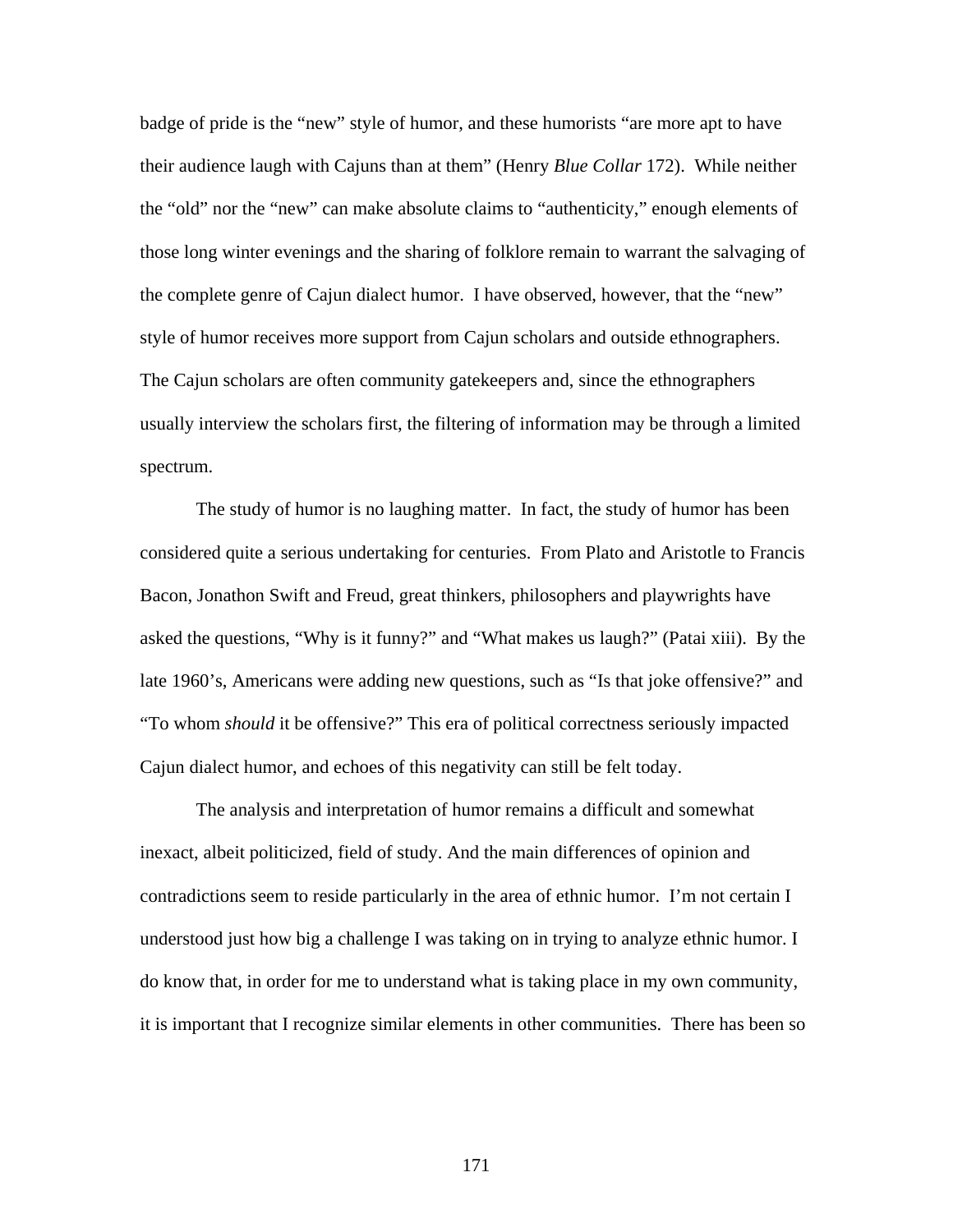badge of pride is the "new" style of humor, and these humorists "are more apt to have their audience laugh with Cajuns than at them" (Henry *Blue Collar* 172). While neither the "old" nor the "new" can make absolute claims to "authenticity," enough elements of those long winter evenings and the sharing of folklore remain to warrant the salvaging of the complete genre of Cajun dialect humor. I have observed, however, that the "new" style of humor receives more support from Cajun scholars and outside ethnographers. The Cajun scholars are often community gatekeepers and, since the ethnographers usually interview the scholars first, the filtering of information may be through a limited spectrum.

The study of humor is no laughing matter. In fact, the study of humor has been considered quite a serious undertaking for centuries. From Plato and Aristotle to Francis Bacon, Jonathon Swift and Freud, great thinkers, philosophers and playwrights have asked the questions, "Why is it funny?" and "What makes us laugh?" (Patai xiii). By the late 1960's, Americans were adding new questions, such as "Is that joke offensive?" and "To whom *should* it be offensive?" This era of political correctness seriously impacted Cajun dialect humor, and echoes of this negativity can still be felt today.

The analysis and interpretation of humor remains a difficult and somewhat inexact, albeit politicized, field of study. And the main differences of opinion and contradictions seem to reside particularly in the area of ethnic humor. I'm not certain I understood just how big a challenge I was taking on in trying to analyze ethnic humor. I do know that, in order for me to understand what is taking place in my own community, it is important that I recognize similar elements in other communities. There has been so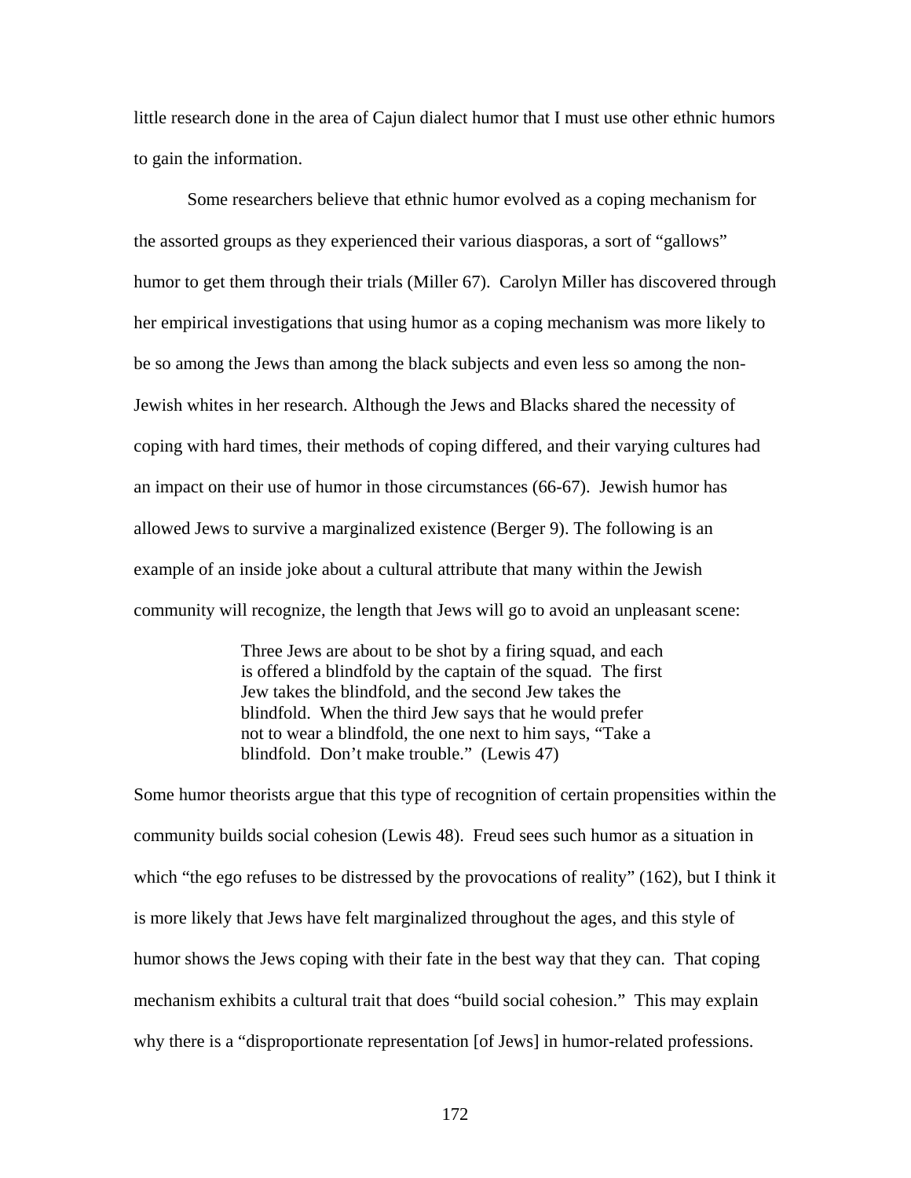little research done in the area of Cajun dialect humor that I must use other ethnic humors to gain the information.

Some researchers believe that ethnic humor evolved as a coping mechanism for the assorted groups as they experienced their various diasporas, a sort of "gallows" humor to get them through their trials (Miller 67). Carolyn Miller has discovered through her empirical investigations that using humor as a coping mechanism was more likely to be so among the Jews than among the black subjects and even less so among the non-Jewish whites in her research. Although the Jews and Blacks shared the necessity of coping with hard times, their methods of coping differed, and their varying cultures had an impact on their use of humor in those circumstances (66-67). Jewish humor has allowed Jews to survive a marginalized existence (Berger 9). The following is an example of an inside joke about a cultural attribute that many within the Jewish community will recognize, the length that Jews will go to avoid an unpleasant scene:

> Three Jews are about to be shot by a firing squad, and each is offered a blindfold by the captain of the squad. The first Jew takes the blindfold, and the second Jew takes the blindfold. When the third Jew says that he would prefer not to wear a blindfold, the one next to him says, "Take a blindfold. Don't make trouble." (Lewis 47)

Some humor theorists argue that this type of recognition of certain propensities within the community builds social cohesion (Lewis 48). Freud sees such humor as a situation in which "the ego refuses to be distressed by the provocations of reality" (162), but I think it is more likely that Jews have felt marginalized throughout the ages, and this style of humor shows the Jews coping with their fate in the best way that they can. That coping mechanism exhibits a cultural trait that does "build social cohesion." This may explain why there is a "disproportionate representation [of Jews] in humor-related professions.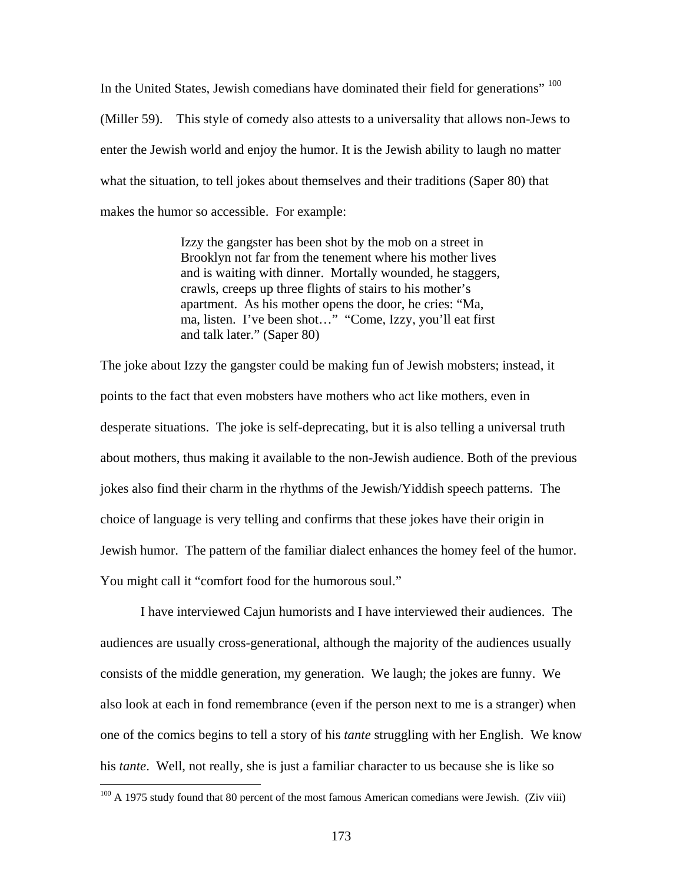In the United States, Jewish comedians have dominated their field for generations" [100] (Miller 59). This style of comedy also attests to a universality that allows non-Jews to enter the Jewish world and enjoy the humor. It is the Jewish ability to laugh no matter what the situation, to tell jokes about themselves and their traditions (Saper 80) that makes the humor so accessible. For example:

> Izzy the gangster has been shot by the mob on a street in Brooklyn not far from the tenement where his mother lives and is waiting with dinner. Mortally wounded, he staggers, crawls, creeps up three flights of stairs to his mother's apartment. As his mother opens the door, he cries: "Ma, ma, listen. I've been shot…" "Come, Izzy, you'll eat first and talk later." (Saper 80)

The joke about Izzy the gangster could be making fun of Jewish mobsters; instead, it points to the fact that even mobsters have mothers who act like mothers, even in desperate situations. The joke is self-deprecating, but it is also telling a universal truth about mothers, thus making it available to the non-Jewish audience. Both of the previous jokes also find their charm in the rhythms of the Jewish/Yiddish speech patterns. The choice of language is very telling and confirms that these jokes have their origin in Jewish humor. The pattern of the familiar dialect enhances the homey feel of the humor. You might call it "comfort food for the humorous soul."

I have interviewed Cajun humorists and I have interviewed their audiences. The audiences are usually cross-generational, although the majority of the audiences usually consists of the middle generation, my generation. We laugh; the jokes are funny. We also look at each in fond remembrance (even if the person next to me is a stranger) when one of the comics begins to tell a story of his *tante* struggling with her English. We know his *tante*. Well, not really, she is just a familiar character to us because she is like so

[100] A 1975 study found that 80 percent of the most famous American comedians were Jewish. (Ziv viii)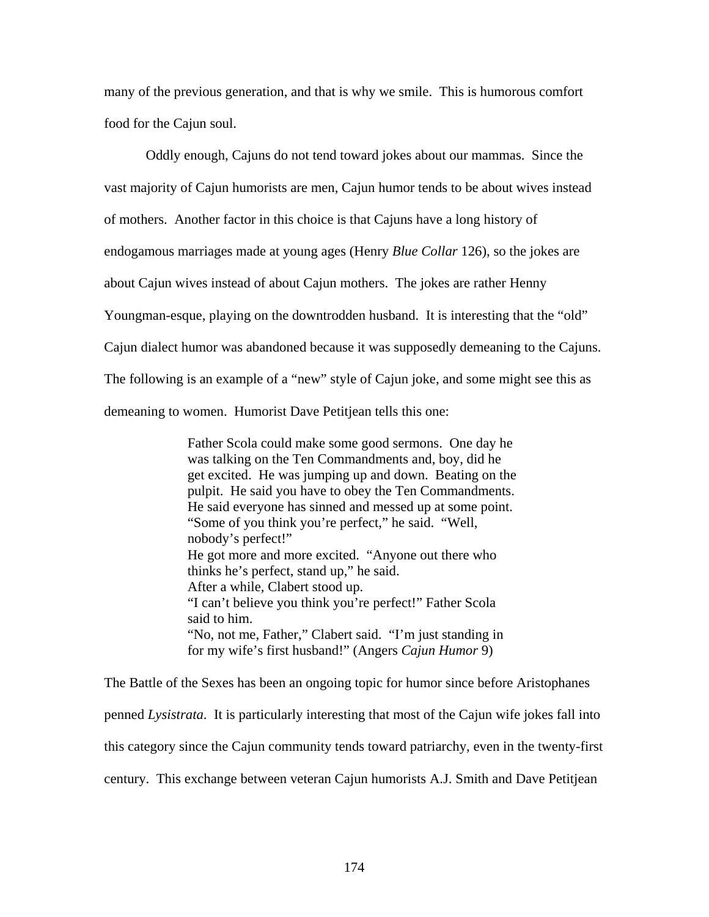many of the previous generation, and that is why we smile. This is humorous comfort food for the Cajun soul.

Oddly enough, Cajuns do not tend toward jokes about our mammas. Since the vast majority of Cajun humorists are men, Cajun humor tends to be about wives instead of mothers. Another factor in this choice is that Cajuns have a long history of endogamous marriages made at young ages (Henry *Blue Collar* 126), so the jokes are about Cajun wives instead of about Cajun mothers. The jokes are rather Henny Youngman-esque, playing on the downtrodden husband. It is interesting that the "old" Cajun dialect humor was abandoned because it was supposedly demeaning to the Cajuns. The following is an example of a "new" style of Cajun joke, and some might see this as demeaning to women. Humorist Dave Petitjean tells this one:

> Father Scola could make some good sermons. One day he was talking on the Ten Commandments and, boy, did he get excited. He was jumping up and down. Beating on the pulpit. He said you have to obey the Ten Commandments. He said everyone has sinned and messed up at some point. "Some of you think you're perfect," he said. "Well, nobody's perfect!"
> He got more and more excited. "Anyone out there who thinks he's perfect, stand up," he said.
> After a while, Clabert stood up.
> "I can't believe you think you're perfect!" Father Scola said to him.
> "No, not me, Father," Clabert said. "I'm just standing in for my wife's first husband!" (Angers *Cajun Humor* 9)

The Battle of the Sexes has been an ongoing topic for humor since before Aristophanes penned *Lysistrata*. It is particularly interesting that most of the Cajun wife jokes fall into this category since the Cajun community tends toward patriarchy, even in the twenty-first century. This exchange between veteran Cajun humorists A.J. Smith and Dave Petitjean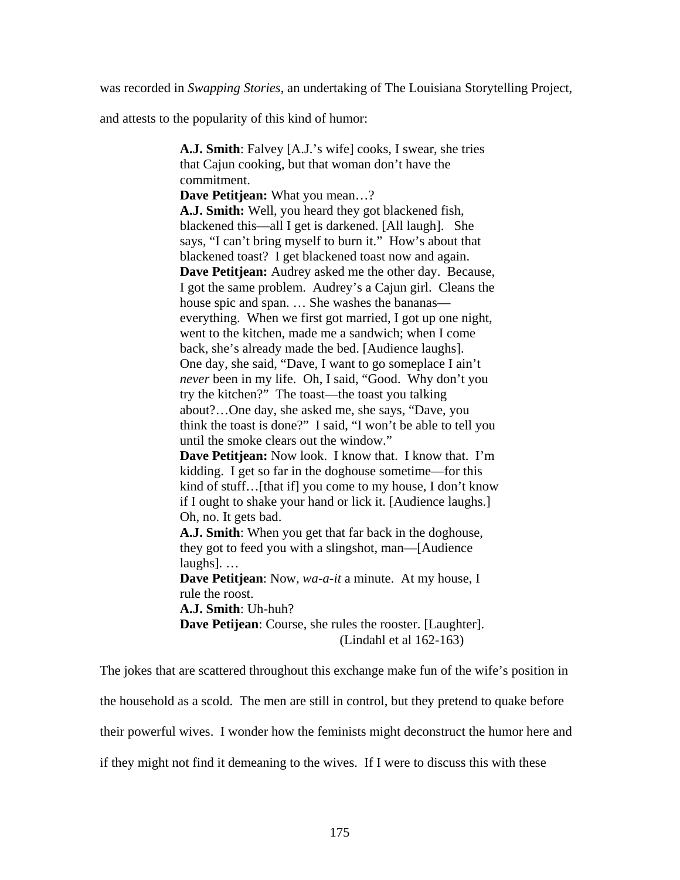was recorded in *Swapping Stories*, an undertaking of The Louisiana Storytelling Project, and attests to the popularity of this kind of humor:

> **A.J. Smith**: Falvey [A.J.'s wife] cooks, I swear, she tries that Cajun cooking, but that woman don't have the commitment.
> **Dave Petitjean:** What you mean…?
> **A.J. Smith:** Well, you heard they got blackened fish, blackened this—all I get is darkened. [All laugh]. She says, "I can't bring myself to burn it." How's about that blackened toast? I get blackened toast now and again.
> **Dave Petitjean:** Audrey asked me the other day. Because, I got the same problem. Audrey's a Cajun girl. Cleans the house spic and span. … She washes the bananas—everything. When we first got married, I got up one night, went to the kitchen, made me a sandwich; when I come back, she's already made the bed. [Audience laughs]. One day, she said, "Dave, I want to go someplace I ain't *never* been in my life. Oh, I said, "Good. Why don't you try the kitchen?" The toast—the toast you talking about?…One day, she asked me, she says, "Dave, you think the toast is done?" I said, "I won't be able to tell you until the smoke clears out the window."
> **Dave Petitjean:** Now look. I know that. I know that. I'm kidding. I get so far in the doghouse sometime—for this kind of stuff…[that if] you come to my house, I don't know if I ought to shake your hand or lick it. [Audience laughs.] Oh, no. It gets bad.
> **A.J. Smith**: When you get that far back in the doghouse, they got to feed you with a slingshot, man—[Audience laughs]. …
> **Dave Petitjean**: Now, *wa-a-it* a minute. At my house, I rule the roost.
> **A.J. Smith**: Uh-huh?
> **Dave Petijean**: Course, she rules the rooster. [Laughter].
> (Lindahl et al 162-163)

The jokes that are scattered throughout this exchange make fun of the wife's position in the household as a scold. The men are still in control, but they pretend to quake before their powerful wives. I wonder how the feminists might deconstruct the humor here and if they might not find it demeaning to the wives. If I were to discuss this with these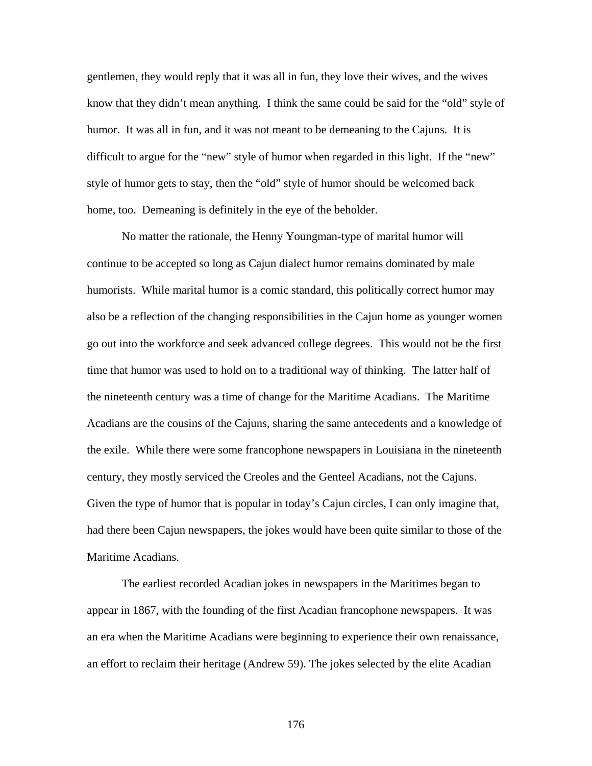gentlemen, they would reply that it was all in fun, they love their wives, and the wives know that they didn't mean anything. I think the same could be said for the "old" style of humor. It was all in fun, and it was not meant to be demeaning to the Cajuns. It is difficult to argue for the "new" style of humor when regarded in this light. If the "new" style of humor gets to stay, then the "old" style of humor should be welcomed back home, too. Demeaning is definitely in the eye of the beholder.

No matter the rationale, the Henny Youngman-type of marital humor will continue to be accepted so long as Cajun dialect humor remains dominated by male humorists. While marital humor is a comic standard, this politically correct humor may also be a reflection of the changing responsibilities in the Cajun home as younger women go out into the workforce and seek advanced college degrees. This would not be the first time that humor was used to hold on to a traditional way of thinking. The latter half of the nineteenth century was a time of change for the Maritime Acadians. The Maritime Acadians are the cousins of the Cajuns, sharing the same antecedents and a knowledge of the exile. While there were some francophone newspapers in Louisiana in the nineteenth century, they mostly serviced the Creoles and the Genteel Acadians, not the Cajuns. Given the type of humor that is popular in today's Cajun circles, I can only imagine that, had there been Cajun newspapers, the jokes would have been quite similar to those of the Maritime Acadians.

The earliest recorded Acadian jokes in newspapers in the Maritimes began to appear in 1867, with the founding of the first Acadian francophone newspapers. It was an era when the Maritime Acadians were beginning to experience their own renaissance, an effort to reclaim their heritage (Andrew 59). The jokes selected by the elite Acadian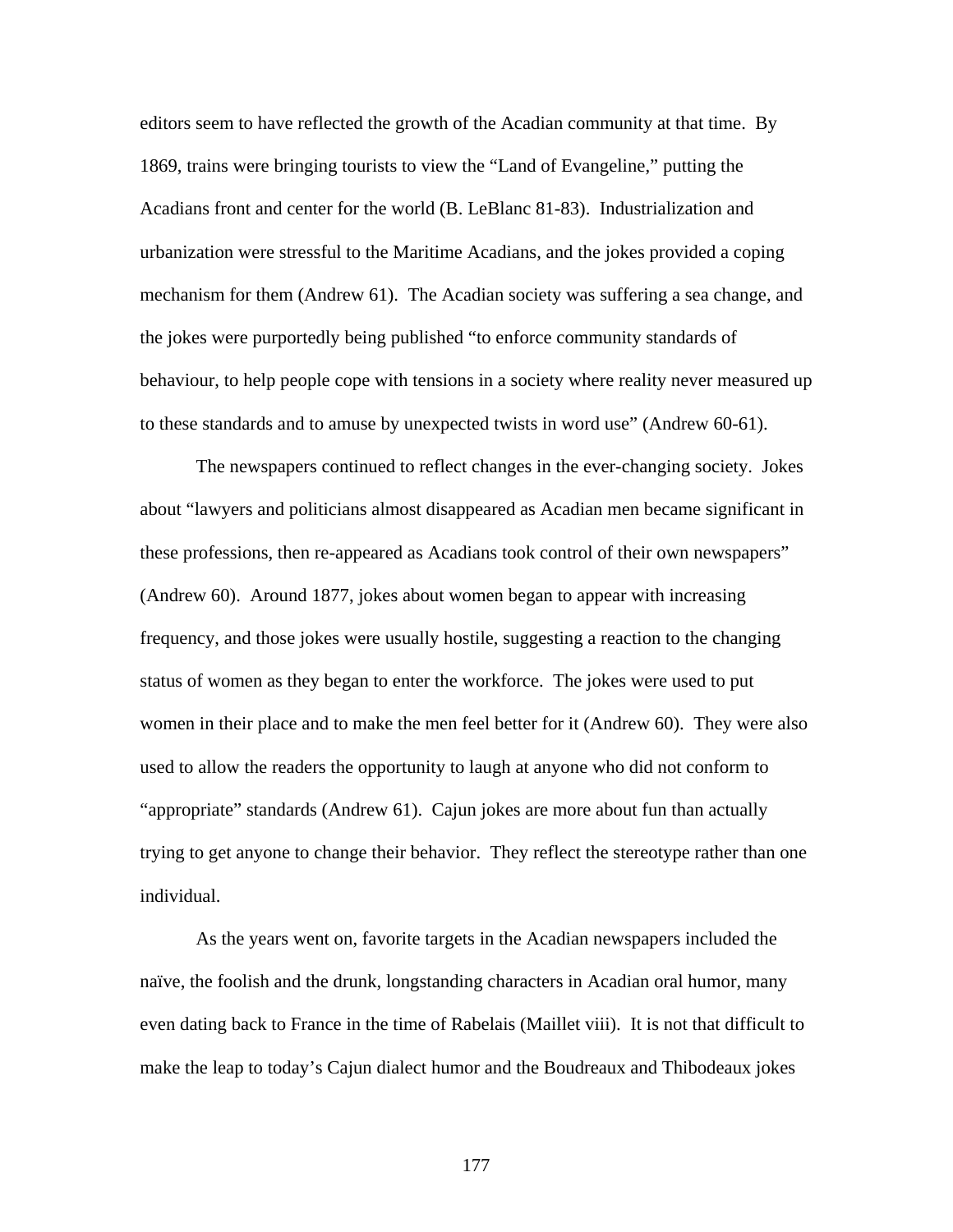editors seem to have reflected the growth of the Acadian community at that time. By 1869, trains were bringing tourists to view the "Land of Evangeline," putting the Acadians front and center for the world (B. LeBlanc 81-83). Industrialization and urbanization were stressful to the Maritime Acadians, and the jokes provided a coping mechanism for them (Andrew 61). The Acadian society was suffering a sea change, and the jokes were purportedly being published "to enforce community standards of behaviour, to help people cope with tensions in a society where reality never measured up to these standards and to amuse by unexpected twists in word use" (Andrew 60-61).

The newspapers continued to reflect changes in the ever-changing society. Jokes about "lawyers and politicians almost disappeared as Acadian men became significant in these professions, then re-appeared as Acadians took control of their own newspapers" (Andrew 60). Around 1877, jokes about women began to appear with increasing frequency, and those jokes were usually hostile, suggesting a reaction to the changing status of women as they began to enter the workforce. The jokes were used to put women in their place and to make the men feel better for it (Andrew 60). They were also used to allow the readers the opportunity to laugh at anyone who did not conform to "appropriate" standards (Andrew 61). Cajun jokes are more about fun than actually trying to get anyone to change their behavior. They reflect the stereotype rather than one individual.

As the years went on, favorite targets in the Acadian newspapers included the naïve, the foolish and the drunk, longstanding characters in Acadian oral humor, many even dating back to France in the time of Rabelais (Maillet viii). It is not that difficult to make the leap to today's Cajun dialect humor and the Boudreaux and Thibodeaux jokes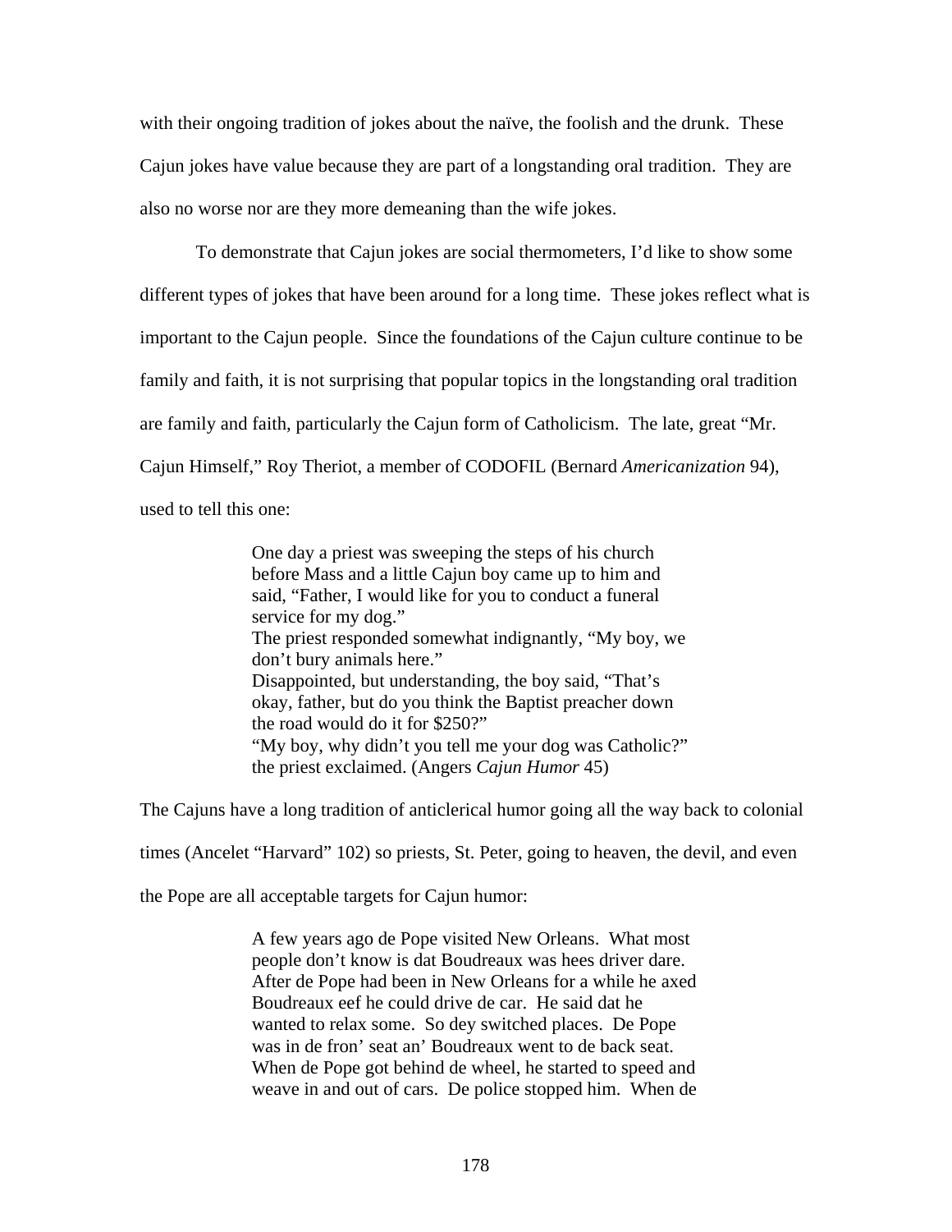with their ongoing tradition of jokes about the naïve, the foolish and the drunk. These Cajun jokes have value because they are part of a longstanding oral tradition. They are also no worse nor are they more demeaning than the wife jokes.

To demonstrate that Cajun jokes are social thermometers, I'd like to show some different types of jokes that have been around for a long time. These jokes reflect what is important to the Cajun people. Since the foundations of the Cajun culture continue to be family and faith, it is not surprising that popular topics in the longstanding oral tradition are family and faith, particularly the Cajun form of Catholicism. The late, great "Mr. Cajun Himself," Roy Theriot, a member of CODOFIL (Bernard *Americanization* 94), used to tell this one:

> One day a priest was sweeping the steps of his church before Mass and a little Cajun boy came up to him and said, "Father, I would like for you to conduct a funeral service for my dog."
> The priest responded somewhat indignantly, "My boy, we don't bury animals here."
> Disappointed, but understanding, the boy said, "That's okay, father, but do you think the Baptist preacher down the road would do it for $250?"
> "My boy, why didn't you tell me your dog was Catholic?" the priest exclaimed. (Angers *Cajun Humor* 45)

The Cajuns have a long tradition of anticlerical humor going all the way back to colonial times (Ancelet "Harvard" 102) so priests, St. Peter, going to heaven, the devil, and even the Pope are all acceptable targets for Cajun humor:

> A few years ago de Pope visited New Orleans. What most people don't know is dat Boudreaux was hees driver dare. After de Pope had been in New Orleans for a while he axed Boudreaux eef he could drive de car. He said dat he wanted to relax some. So dey switched places. De Pope was in de fron' seat an' Boudreaux went to de back seat. When de Pope got behind de wheel, he started to speed and weave in and out of cars. De police stopped him. When de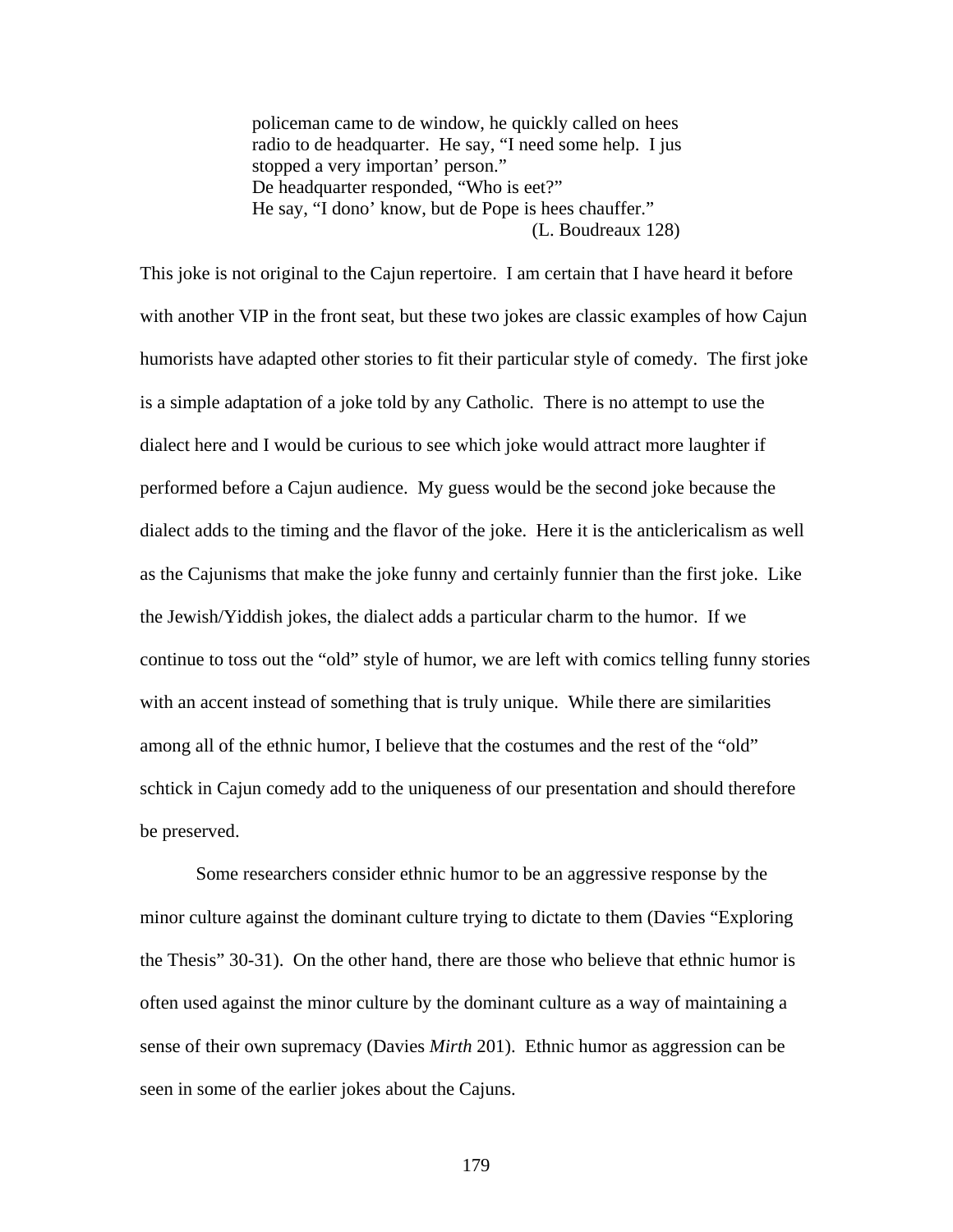> policeman came to de window, he quickly called on hees radio to de headquarter. He say, "I need some help. I jus stopped a very importan' person."
> De headquarter responded, "Who is eet?"
> He say, "I dono' know, but de Pope is hees chauffer."
> (L. Boudreaux 128)

This joke is not original to the Cajun repertoire. I am certain that I have heard it before with another VIP in the front seat, but these two jokes are classic examples of how Cajun humorists have adapted other stories to fit their particular style of comedy. The first joke is a simple adaptation of a joke told by any Catholic. There is no attempt to use the dialect here and I would be curious to see which joke would attract more laughter if performed before a Cajun audience. My guess would be the second joke because the dialect adds to the timing and the flavor of the joke. Here it is the anticlericalism as well as the Cajunisms that make the joke funny and certainly funnier than the first joke. Like the Jewish/Yiddish jokes, the dialect adds a particular charm to the humor. If we continue to toss out the "old" style of humor, we are left with comics telling funny stories with an accent instead of something that is truly unique. While there are similarities among all of the ethnic humor, I believe that the costumes and the rest of the "old" schtick in Cajun comedy add to the uniqueness of our presentation and should therefore be preserved.

Some researchers consider ethnic humor to be an aggressive response by the minor culture against the dominant culture trying to dictate to them (Davies "Exploring the Thesis" 30-31). On the other hand, there are those who believe that ethnic humor is often used against the minor culture by the dominant culture as a way of maintaining a sense of their own supremacy (Davies *Mirth* 201). Ethnic humor as aggression can be seen in some of the earlier jokes about the Cajuns.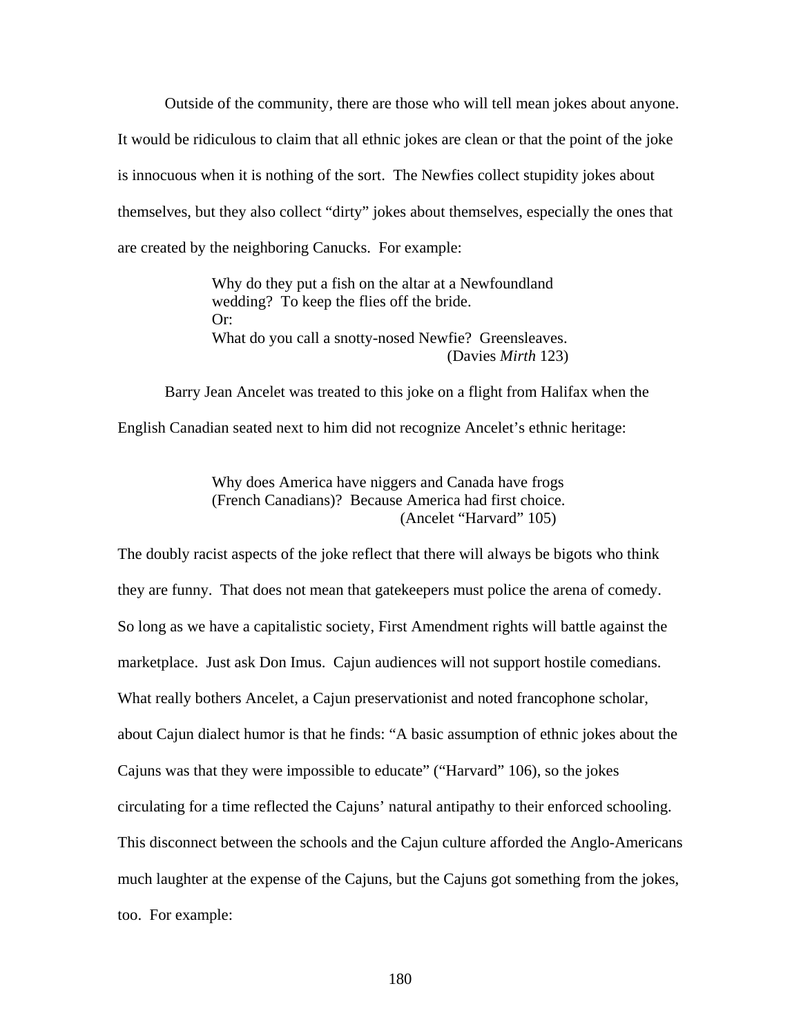Outside of the community, there are those who will tell mean jokes about anyone. It would be ridiculous to claim that all ethnic jokes are clean or that the point of the joke is innocuous when it is nothing of the sort. The Newfies collect stupidity jokes about themselves, but they also collect "dirty" jokes about themselves, especially the ones that are created by the neighboring Canucks. For example:

> Why do they put a fish on the altar at a Newfoundland wedding? To keep the flies off the bride.
> Or:
> What do you call a snotty-nosed Newfie? Greensleaves.
> (Davies *Mirth* 123)

Barry Jean Ancelet was treated to this joke on a flight from Halifax when the English Canadian seated next to him did not recognize Ancelet's ethnic heritage:

> Why does America have niggers and Canada have frogs (French Canadians)? Because America had first choice.
> (Ancelet "Harvard" 105)

The doubly racist aspects of the joke reflect that there will always be bigots who think they are funny. That does not mean that gatekeepers must police the arena of comedy. So long as we have a capitalistic society, First Amendment rights will battle against the marketplace. Just ask Don Imus. Cajun audiences will not support hostile comedians. What really bothers Ancelet, a Cajun preservationist and noted francophone scholar, about Cajun dialect humor is that he finds: "A basic assumption of ethnic jokes about the Cajuns was that they were impossible to educate" ("Harvard" 106), so the jokes circulating for a time reflected the Cajuns' natural antipathy to their enforced schooling. This disconnect between the schools and the Cajun culture afforded the Anglo-Americans much laughter at the expense of the Cajuns, but the Cajuns got something from the jokes, too. For example: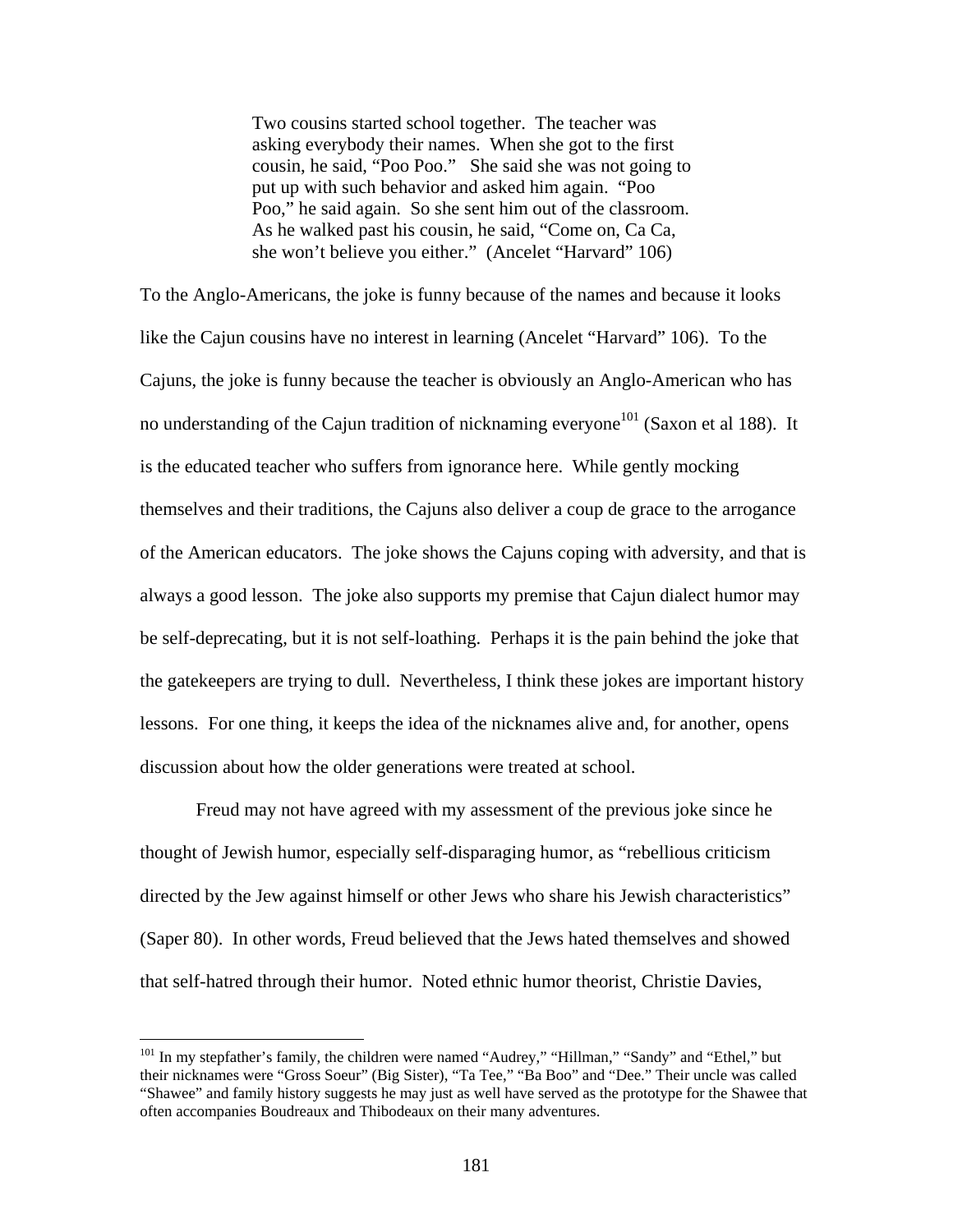> Two cousins started school together. The teacher was asking everybody their names. When she got to the first cousin, he said, "Poo Poo." She said she was not going to put up with such behavior and asked him again. "Poo Poo," he said again. So she sent him out of the classroom. As he walked past his cousin, he said, "Come on, Ca Ca, she won't believe you either." (Ancelet "Harvard" 106)

To the Anglo-Americans, the joke is funny because of the names and because it looks like the Cajun cousins have no interest in learning (Ancelet "Harvard" 106). To the Cajuns, the joke is funny because the teacher is obviously an Anglo-American who has no understanding of the Cajun tradition of nicknaming everyone[101] (Saxon et al 188). It is the educated teacher who suffers from ignorance here. While gently mocking themselves and their traditions, the Cajuns also deliver a coup de grace to the arrogance of the American educators. The joke shows the Cajuns coping with adversity, and that is always a good lesson. The joke also supports my premise that Cajun dialect humor may be self-deprecating, but it is not self-loathing. Perhaps it is the pain behind the joke that the gatekeepers are trying to dull. Nevertheless, I think these jokes are important history lessons. For one thing, it keeps the idea of the nicknames alive and, for another, opens discussion about how the older generations were treated at school.

Freud may not have agreed with my assessment of the previous joke since he thought of Jewish humor, especially self-disparaging humor, as "rebellious criticism directed by the Jew against himself or other Jews who share his Jewish characteristics" (Saper 80). In other words, Freud believed that the Jews hated themselves and showed that self-hatred through their humor. Noted ethnic humor theorist, Christie Davies,

---

[101] In my stepfather's family, the children were named "Audrey," "Hillman," "Sandy" and "Ethel," but their nicknames were "Gross Soeur" (Big Sister), "Ta Tee," "Ba Boo" and "Dee." Their uncle was called "Shawee" and family history suggests he may just as well have served as the prototype for the Shawee that often accompanies Boudreaux and Thibodeaux on their many adventures.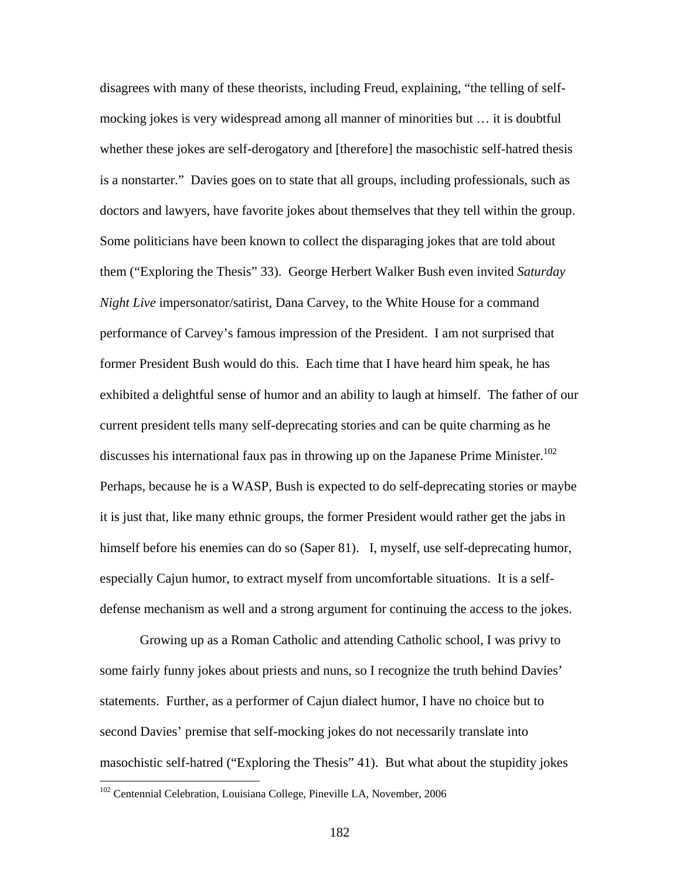disagrees with many of these theorists, including Freud, explaining, "the telling of self-mocking jokes is very widespread among all manner of minorities but … it is doubtful whether these jokes are self-derogatory and [therefore] the masochistic self-hatred thesis is a nonstarter." Davies goes on to state that all groups, including professionals, such as doctors and lawyers, have favorite jokes about themselves that they tell within the group. Some politicians have been known to collect the disparaging jokes that are told about them ("Exploring the Thesis" 33). George Herbert Walker Bush even invited *Saturday Night Live* impersonator/satirist, Dana Carvey, to the White House for a command performance of Carvey's famous impression of the President. I am not surprised that former President Bush would do this. Each time that I have heard him speak, he has exhibited a delightful sense of humor and an ability to laugh at himself. The father of our current president tells many self-deprecating stories and can be quite charming as he discusses his international faux pas in throwing up on the Japanese Prime Minister.[102] Perhaps, because he is a WASP, Bush is expected to do self-deprecating stories or maybe it is just that, like many ethnic groups, the former President would rather get the jabs in himself before his enemies can do so (Saper 81). I, myself, use self-deprecating humor, especially Cajun humor, to extract myself from uncomfortable situations. It is a self-defense mechanism as well and a strong argument for continuing the access to the jokes.

Growing up as a Roman Catholic and attending Catholic school, I was privy to some fairly funny jokes about priests and nuns, so I recognize the truth behind Davies' statements. Further, as a performer of Cajun dialect humor, I have no choice but to second Davies' premise that self-mocking jokes do not necessarily translate into masochistic self-hatred ("Exploring the Thesis" 41). But what about the stupidity jokes

[102] Centennial Celebration, Louisiana College, Pineville LA, November, 2006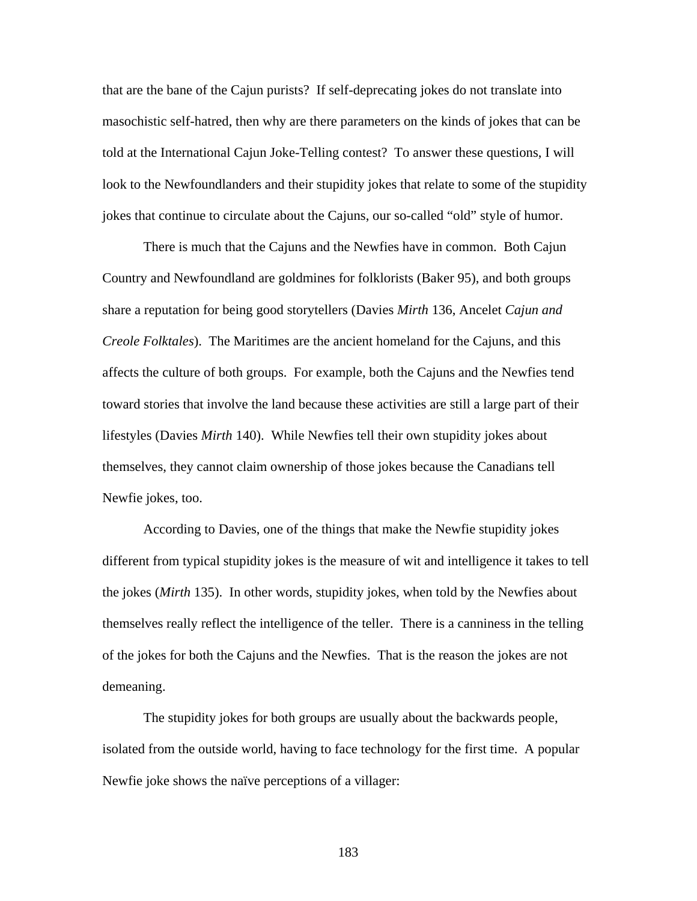that are the bane of the Cajun purists? If self-deprecating jokes do not translate into masochistic self-hatred, then why are there parameters on the kinds of jokes that can be told at the International Cajun Joke-Telling contest? To answer these questions, I will look to the Newfoundlanders and their stupidity jokes that relate to some of the stupidity jokes that continue to circulate about the Cajuns, our so-called "old" style of humor.

There is much that the Cajuns and the Newfies have in common. Both Cajun Country and Newfoundland are goldmines for folklorists (Baker 95), and both groups share a reputation for being good storytellers (Davies *Mirth* 136, Ancelet *Cajun and Creole Folktales*). The Maritimes are the ancient homeland for the Cajuns, and this affects the culture of both groups. For example, both the Cajuns and the Newfies tend toward stories that involve the land because these activities are still a large part of their lifestyles (Davies *Mirth* 140). While Newfies tell their own stupidity jokes about themselves, they cannot claim ownership of those jokes because the Canadians tell Newfie jokes, too.

According to Davies, one of the things that make the Newfie stupidity jokes different from typical stupidity jokes is the measure of wit and intelligence it takes to tell the jokes (*Mirth* 135). In other words, stupidity jokes, when told by the Newfies about themselves really reflect the intelligence of the teller. There is a canniness in the telling of the jokes for both the Cajuns and the Newfies. That is the reason the jokes are not demeaning.

The stupidity jokes for both groups are usually about the backwards people, isolated from the outside world, having to face technology for the first time. A popular Newfie joke shows the naïve perceptions of a villager: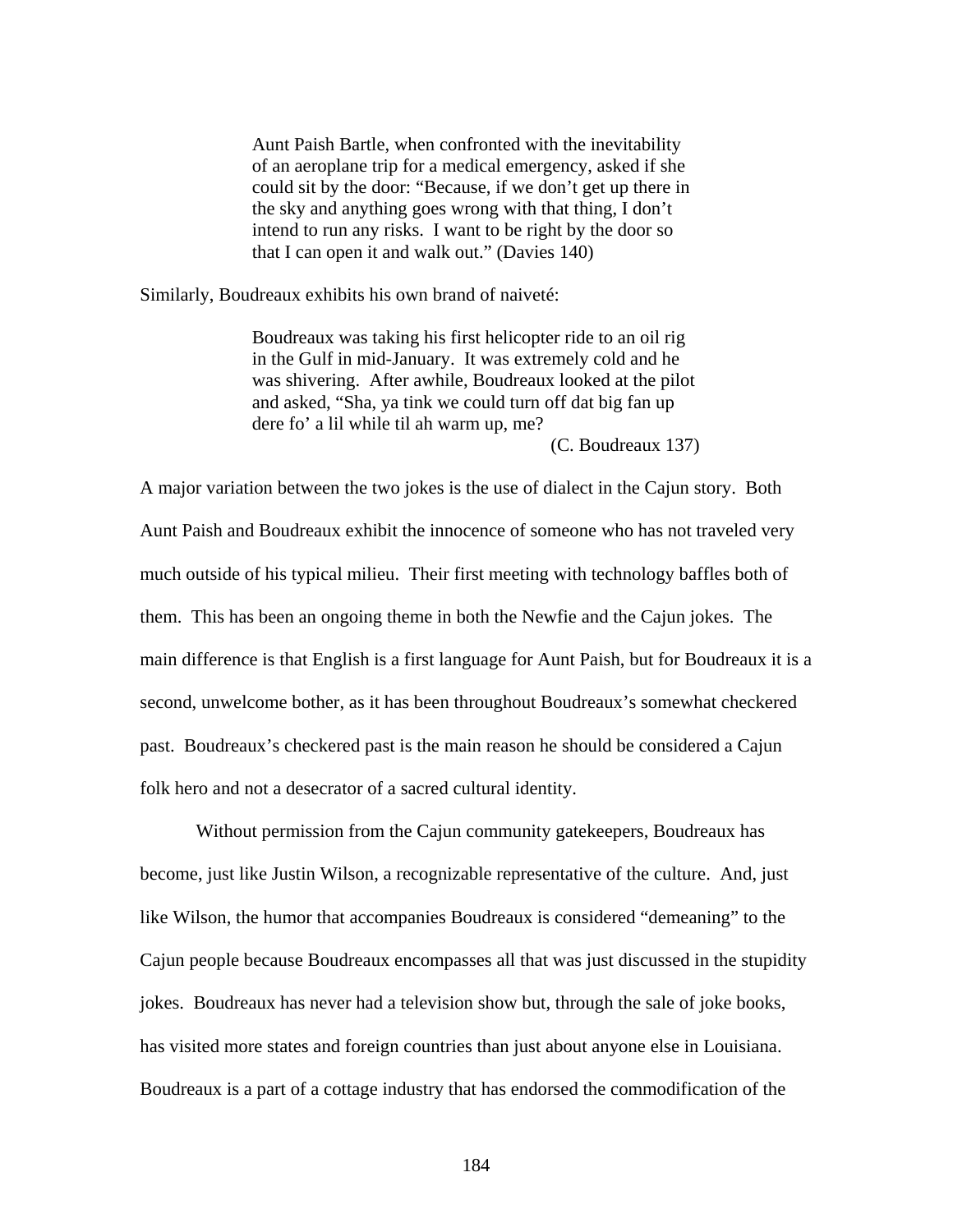> Aunt Paish Bartle, when confronted with the inevitability of an aeroplane trip for a medical emergency, asked if she could sit by the door: "Because, if we don't get up there in the sky and anything goes wrong with that thing, I don't intend to run any risks. I want to be right by the door so that I can open it and walk out." (Davies 140)

Similarly, Boudreaux exhibits his own brand of naiveté:

> Boudreaux was taking his first helicopter ride to an oil rig in the Gulf in mid-January. It was extremely cold and he was shivering. After awhile, Boudreaux looked at the pilot and asked, "Sha, ya tink we could turn off dat big fan up dere fo' a lil while til ah warm up, me?
>
> (C. Boudreaux 137)

A major variation between the two jokes is the use of dialect in the Cajun story. Both Aunt Paish and Boudreaux exhibit the innocence of someone who has not traveled very much outside of his typical milieu. Their first meeting with technology baffles both of them. This has been an ongoing theme in both the Newfie and the Cajun jokes. The main difference is that English is a first language for Aunt Paish, but for Boudreaux it is a second, unwelcome bother, as it has been throughout Boudreaux's somewhat checkered past. Boudreaux's checkered past is the main reason he should be considered a Cajun folk hero and not a desecrator of a sacred cultural identity.

Without permission from the Cajun community gatekeepers, Boudreaux has become, just like Justin Wilson, a recognizable representative of the culture. And, just like Wilson, the humor that accompanies Boudreaux is considered "demeaning" to the Cajun people because Boudreaux encompasses all that was just discussed in the stupidity jokes. Boudreaux has never had a television show but, through the sale of joke books, has visited more states and foreign countries than just about anyone else in Louisiana. Boudreaux is a part of a cottage industry that has endorsed the commodification of the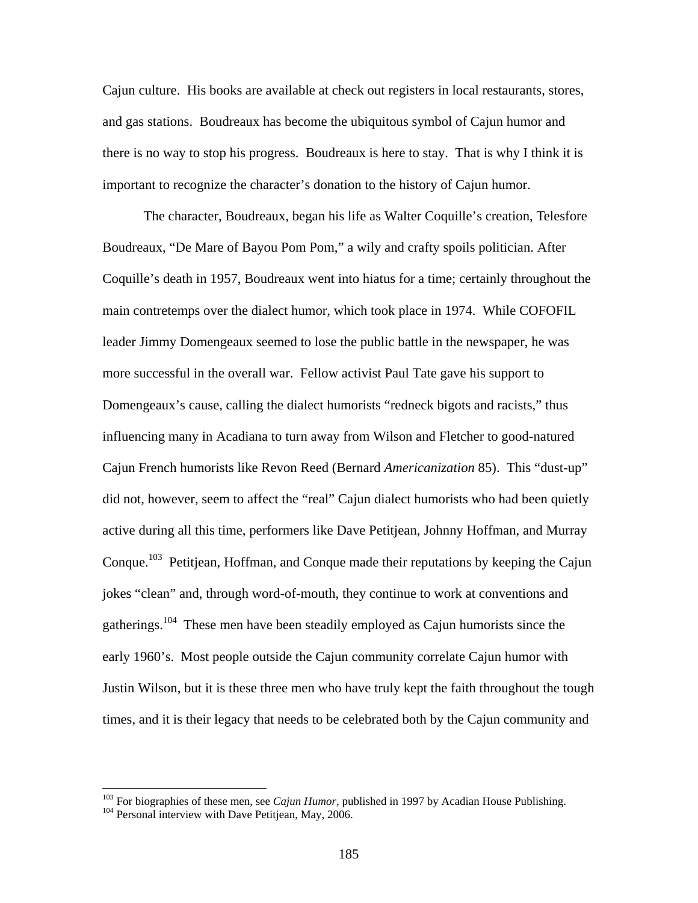Cajun culture. His books are available at check out registers in local restaurants, stores, and gas stations. Boudreaux has become the ubiquitous symbol of Cajun humor and there is no way to stop his progress. Boudreaux is here to stay. That is why I think it is important to recognize the character's donation to the history of Cajun humor.

The character, Boudreaux, began his life as Walter Coquille's creation, Telesfore Boudreaux, "De Mare of Bayou Pom Pom," a wily and crafty spoils politician. After Coquille's death in 1957, Boudreaux went into hiatus for a time; certainly throughout the main contretemps over the dialect humor, which took place in 1974. While COFOFIL leader Jimmy Domengeaux seemed to lose the public battle in the newspaper, he was more successful in the overall war. Fellow activist Paul Tate gave his support to Domengeaux's cause, calling the dialect humorists "redneck bigots and racists," thus influencing many in Acadiana to turn away from Wilson and Fletcher to good-natured Cajun French humorists like Revon Reed (Bernard *Americanization* 85). This "dust-up" did not, however, seem to affect the "real" Cajun dialect humorists who had been quietly active during all this time, performers like Dave Petitjean, Johnny Hoffman, and Murray Conque.[103] Petitjean, Hoffman, and Conque made their reputations by keeping the Cajun jokes "clean" and, through word-of-mouth, they continue to work at conventions and gatherings.[104] These men have been steadily employed as Cajun humorists since the early 1960's. Most people outside the Cajun community correlate Cajun humor with Justin Wilson, but it is these three men who have truly kept the faith throughout the tough times, and it is their legacy that needs to be celebrated both by the Cajun community and

---

[103] For biographies of these men, see *Cajun Humor*, published in 1997 by Acadian House Publishing.

[104] Personal interview with Dave Petitjean, May, 2006.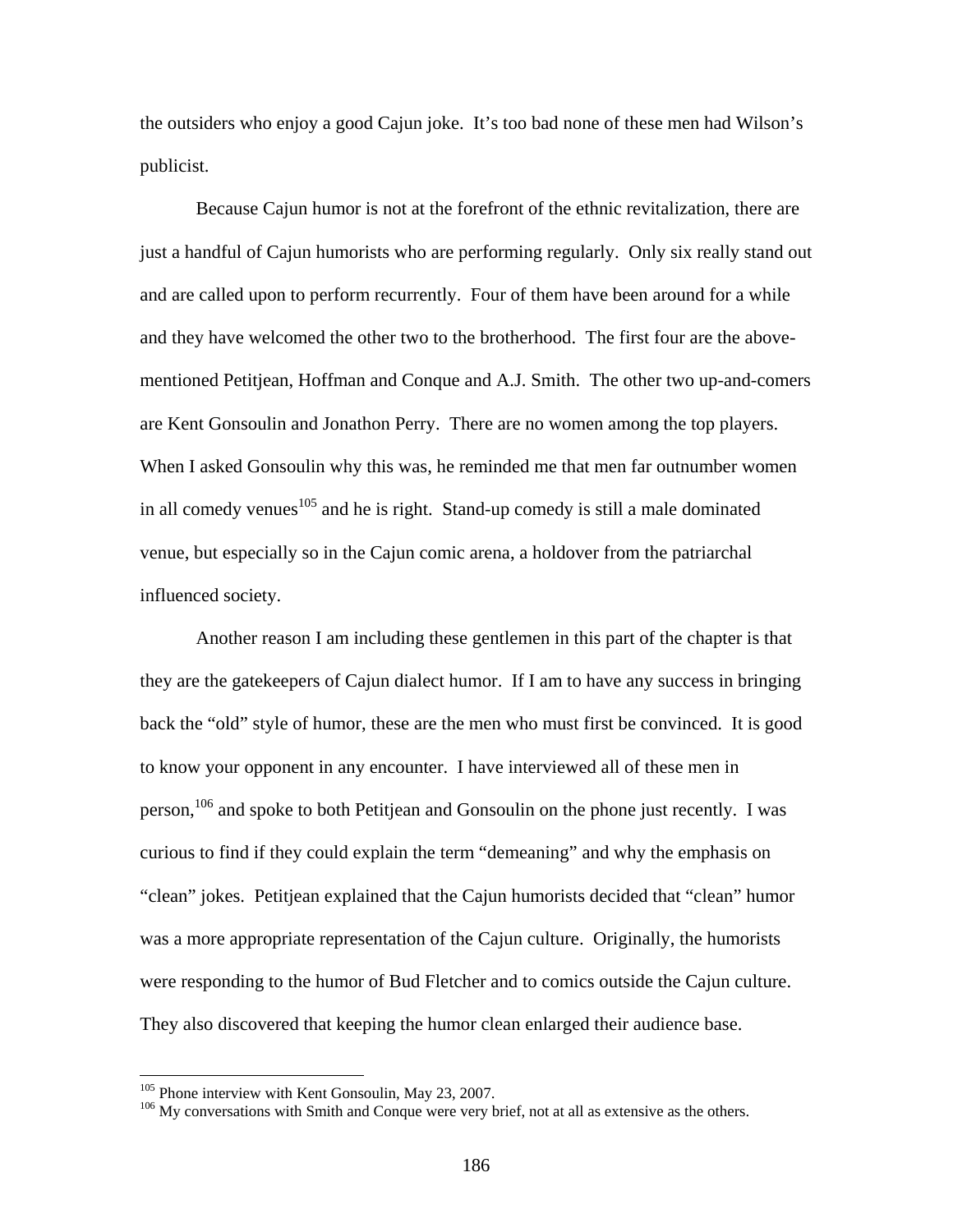the outsiders who enjoy a good Cajun joke. It's too bad none of these men had Wilson's publicist.

Because Cajun humor is not at the forefront of the ethnic revitalization, there are just a handful of Cajun humorists who are performing regularly. Only six really stand out and are called upon to perform recurrently. Four of them have been around for a while and they have welcomed the other two to the brotherhood. The first four are the above-mentioned Petitjean, Hoffman and Conque and A.J. Smith. The other two up-and-comers are Kent Gonsoulin and Jonathon Perry. There are no women among the top players. When I asked Gonsoulin why this was, he reminded me that men far outnumber women in all comedy venues[105] and he is right. Stand-up comedy is still a male dominated venue, but especially so in the Cajun comic arena, a holdover from the patriarchal influenced society.

Another reason I am including these gentlemen in this part of the chapter is that they are the gatekeepers of Cajun dialect humor. If I am to have any success in bringing back the "old" style of humor, these are the men who must first be convinced. It is good to know your opponent in any encounter. I have interviewed all of these men in person,[106] and spoke to both Petitjean and Gonsoulin on the phone just recently. I was curious to find if they could explain the term "demeaning" and why the emphasis on "clean" jokes. Petitjean explained that the Cajun humorists decided that "clean" humor was a more appropriate representation of the Cajun culture. Originally, the humorists were responding to the humor of Bud Fletcher and to comics outside the Cajun culture. They also discovered that keeping the humor clean enlarged their audience base.

---

[105] Phone interview with Kent Gonsoulin, May 23, 2007.

[106] My conversations with Smith and Conque were very brief, not at all as extensive as the others.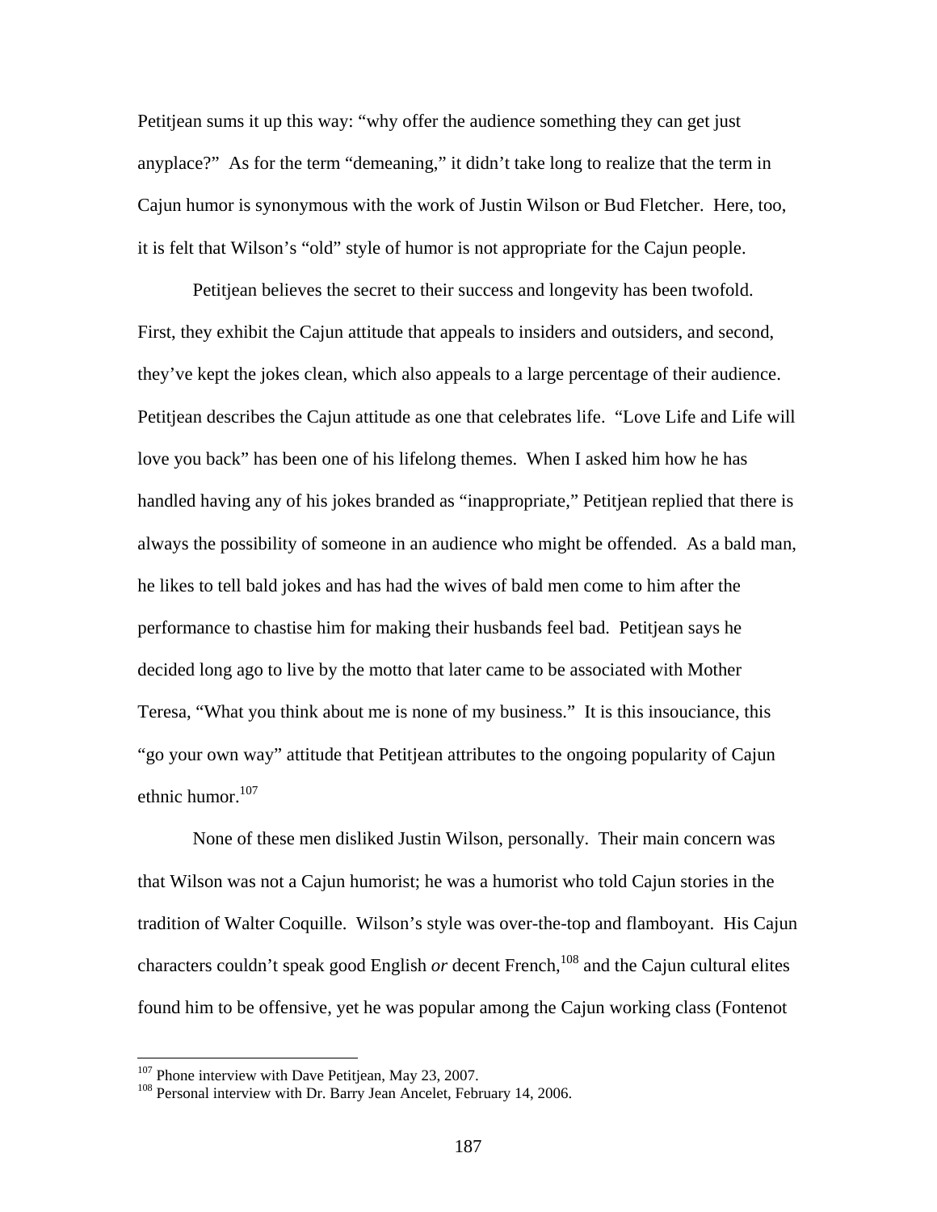Petitjean sums it up this way: “why offer the audience something they can get just anyplace?” As for the term “demeaning,” it didn’t take long to realize that the term in Cajun humor is synonymous with the work of Justin Wilson or Bud Fletcher. Here, too, it is felt that Wilson’s “old” style of humor is not appropriate for the Cajun people.

Petitjean believes the secret to their success and longevity has been twofold. First, they exhibit the Cajun attitude that appeals to insiders and outsiders, and second, they’ve kept the jokes clean, which also appeals to a large percentage of their audience. Petitjean describes the Cajun attitude as one that celebrates life. “Love Life and Life will love you back” has been one of his lifelong themes. When I asked him how he has handled having any of his jokes branded as “inappropriate,” Petitjean replied that there is always the possibility of someone in an audience who might be offended. As a bald man, he likes to tell bald jokes and has had the wives of bald men come to him after the performance to chastise him for making their husbands feel bad. Petitjean says he decided long ago to live by the motto that later came to be associated with Mother Teresa, “What you think about me is none of my business.” It is this insouciance, this “go your own way” attitude that Petitjean attributes to the ongoing popularity of Cajun ethnic humor.[107]

None of these men disliked Justin Wilson, personally. Their main concern was that Wilson was not a Cajun humorist; he was a humorist who told Cajun stories in the tradition of Walter Coquille. Wilson’s style was over-the-top and flamboyant. His Cajun characters couldn’t speak good English *or* decent French,[108] and the Cajun cultural elites found him to be offensive, yet he was popular among the Cajun working class (Fontenot

---

[107] Phone interview with Dave Petitjean, May 23, 2007.

[108] Personal interview with Dr. Barry Jean Ancelet, February 14, 2006.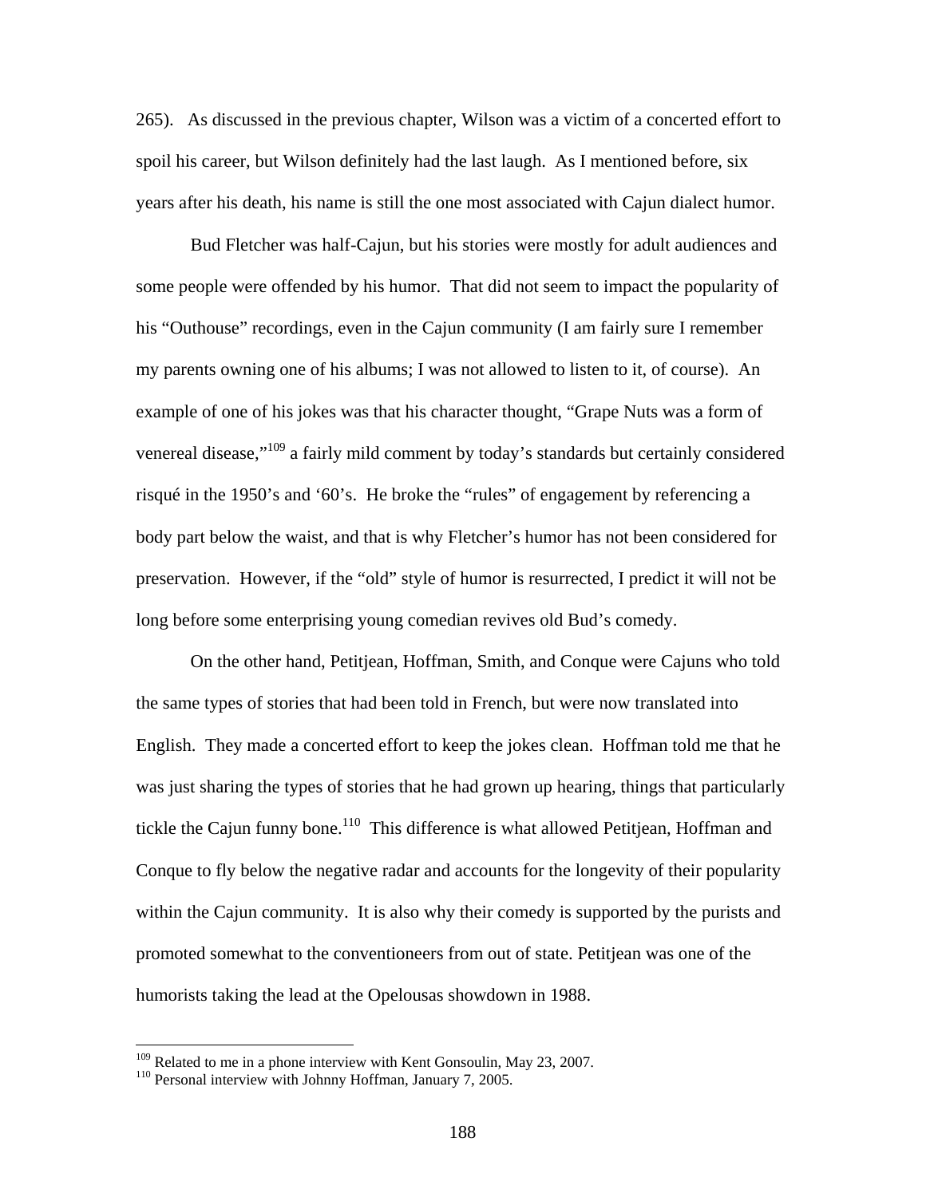265). As discussed in the previous chapter, Wilson was a victim of a concerted effort to spoil his career, but Wilson definitely had the last laugh. As I mentioned before, six years after his death, his name is still the one most associated with Cajun dialect humor.

Bud Fletcher was half-Cajun, but his stories were mostly for adult audiences and some people were offended by his humor. That did not seem to impact the popularity of his "Outhouse" recordings, even in the Cajun community (I am fairly sure I remember my parents owning one of his albums; I was not allowed to listen to it, of course). An example of one of his jokes was that his character thought, "Grape Nuts was a form of venereal disease,"[109] a fairly mild comment by today's standards but certainly considered risqué in the 1950's and '60's. He broke the "rules" of engagement by referencing a body part below the waist, and that is why Fletcher's humor has not been considered for preservation. However, if the "old" style of humor is resurrected, I predict it will not be long before some enterprising young comedian revives old Bud's comedy.

On the other hand, Petitjean, Hoffman, Smith, and Conque were Cajuns who told the same types of stories that had been told in French, but were now translated into English. They made a concerted effort to keep the jokes clean. Hoffman told me that he was just sharing the types of stories that he had grown up hearing, things that particularly tickle the Cajun funny bone.[110] This difference is what allowed Petitjean, Hoffman and Conque to fly below the negative radar and accounts for the longevity of their popularity within the Cajun community. It is also why their comedy is supported by the purists and promoted somewhat to the conventioneers from out of state. Petitjean was one of the humorists taking the lead at the Opelousas showdown in 1988.

---

[109] Related to me in a phone interview with Kent Gonsoulin, May 23, 2007.

[110] Personal interview with Johnny Hoffman, January 7, 2005.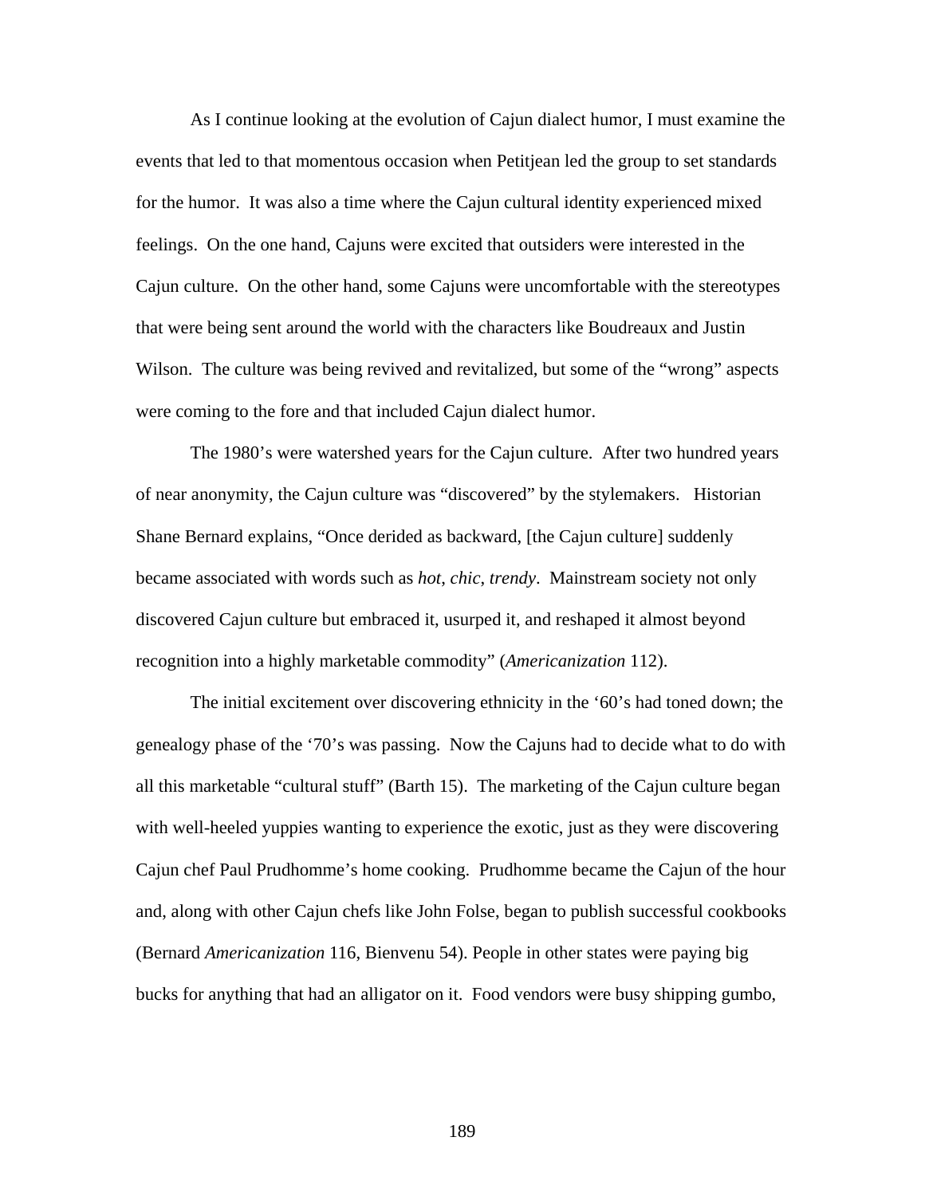As I continue looking at the evolution of Cajun dialect humor, I must examine the events that led to that momentous occasion when Petitjean led the group to set standards for the humor. It was also a time where the Cajun cultural identity experienced mixed feelings. On the one hand, Cajuns were excited that outsiders were interested in the Cajun culture. On the other hand, some Cajuns were uncomfortable with the stereotypes that were being sent around the world with the characters like Boudreaux and Justin Wilson. The culture was being revived and revitalized, but some of the "wrong" aspects were coming to the fore and that included Cajun dialect humor.

The 1980's were watershed years for the Cajun culture. After two hundred years of near anonymity, the Cajun culture was "discovered" by the stylemakers. Historian Shane Bernard explains, "Once derided as backward, [the Cajun culture] suddenly became associated with words such as *hot*, *chic*, *trendy*. Mainstream society not only discovered Cajun culture but embraced it, usurped it, and reshaped it almost beyond recognition into a highly marketable commodity" (*Americanization* 112).

The initial excitement over discovering ethnicity in the '60's had toned down; the genealogy phase of the '70's was passing. Now the Cajuns had to decide what to do with all this marketable "cultural stuff" (Barth 15). The marketing of the Cajun culture began with well-heeled yuppies wanting to experience the exotic, just as they were discovering Cajun chef Paul Prudhomme's home cooking. Prudhomme became the Cajun of the hour and, along with other Cajun chefs like John Folse, began to publish successful cookbooks (Bernard *Americanization* 116, Bienvenu 54). People in other states were paying big bucks for anything that had an alligator on it. Food vendors were busy shipping gumbo,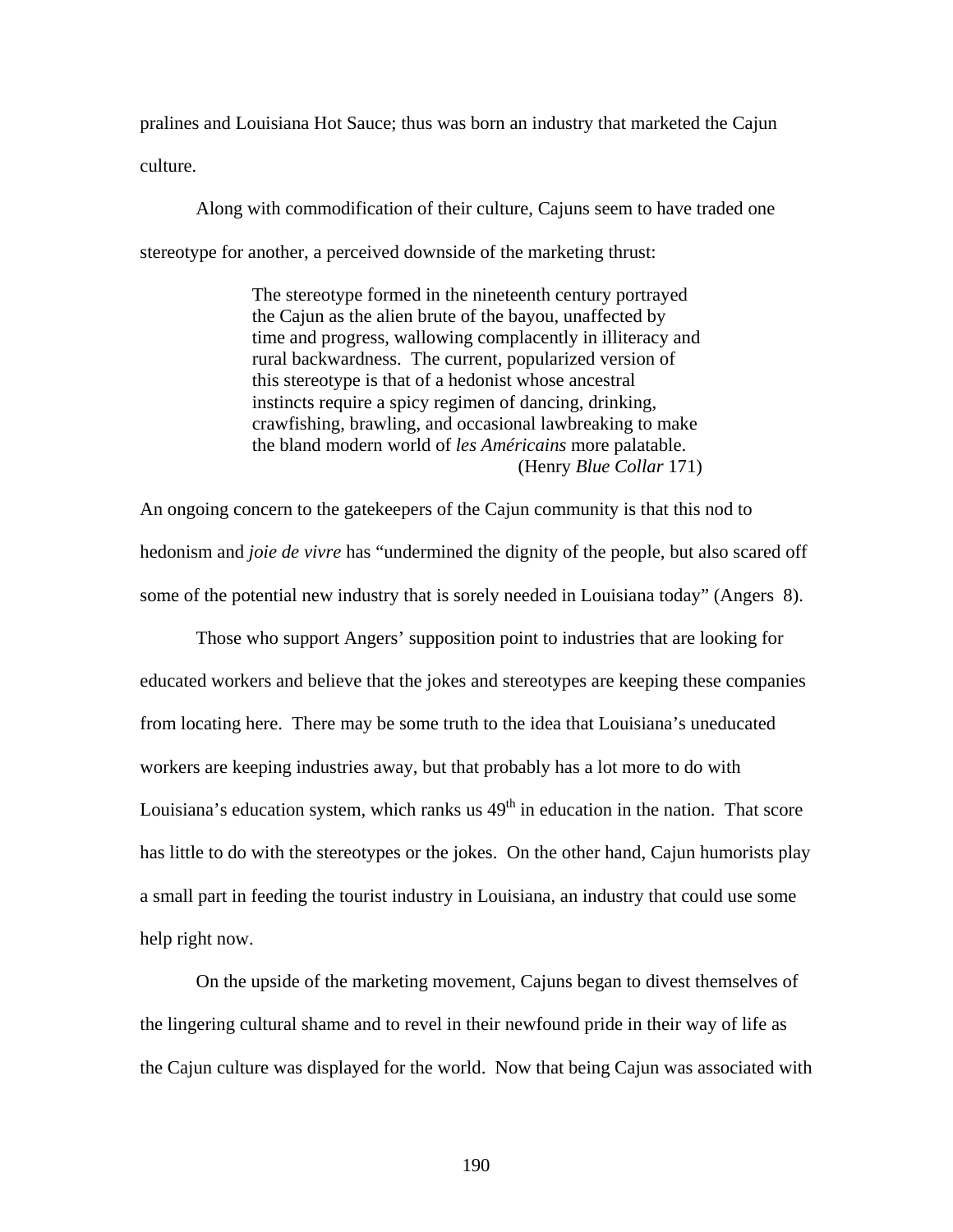pralines and Louisiana Hot Sauce; thus was born an industry that marketed the Cajun culture.

Along with commodification of their culture, Cajuns seem to have traded one stereotype for another, a perceived downside of the marketing thrust:

> The stereotype formed in the nineteenth century portrayed the Cajun as the alien brute of the bayou, unaffected by time and progress, wallowing complacently in illiteracy and rural backwardness. The current, popularized version of this stereotype is that of a hedonist whose ancestral instincts require a spicy regimen of dancing, drinking, crawfishing, brawling, and occasional lawbreaking to make the bland modern world of *les Américains* more palatable. (Henry *Blue Collar* 171)

An ongoing concern to the gatekeepers of the Cajun community is that this nod to hedonism and *joie de vivre* has "undermined the dignity of the people, but also scared off some of the potential new industry that is sorely needed in Louisiana today" (Angers 8).

Those who support Angers' supposition point to industries that are looking for educated workers and believe that the jokes and stereotypes are keeping these companies from locating here. There may be some truth to the idea that Louisiana's uneducated workers are keeping industries away, but that probably has a lot more to do with Louisiana's education system, which ranks us 49th in education in the nation. That score has little to do with the stereotypes or the jokes. On the other hand, Cajun humorists play a small part in feeding the tourist industry in Louisiana, an industry that could use some help right now.

On the upside of the marketing movement, Cajuns began to divest themselves of the lingering cultural shame and to revel in their newfound pride in their way of life as the Cajun culture was displayed for the world. Now that being Cajun was associated with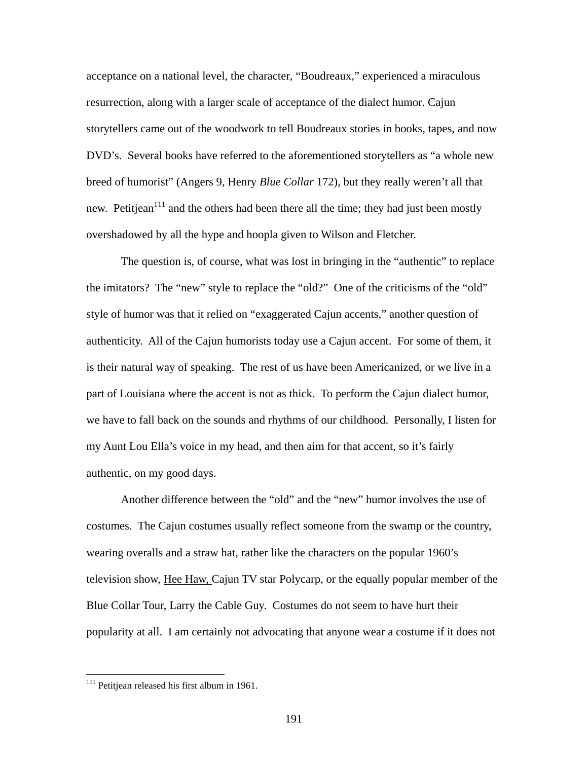acceptance on a national level, the character, “Boudreaux,” experienced a miraculous resurrection, along with a larger scale of acceptance of the dialect humor. Cajun storytellers came out of the woodwork to tell Boudreaux stories in books, tapes, and now DVD’s. Several books have referred to the aforementioned storytellers as “a whole new breed of humorist” (Angers 9, Henry *Blue Collar* 172), but they really weren’t all that new. Petitjean[111] and the others had been there all the time; they had just been mostly overshadowed by all the hype and hoopla given to Wilson and Fletcher.

The question is, of course, what was lost in bringing in the “authentic” to replace the imitators? The “new” style to replace the “old?” One of the criticisms of the “old” style of humor was that it relied on “exaggerated Cajun accents,” another question of authenticity. All of the Cajun humorists today use a Cajun accent. For some of them, it is their natural way of speaking. The rest of us have been Americanized, or we live in a part of Louisiana where the accent is not as thick. To perform the Cajun dialect humor, we have to fall back on the sounds and rhythms of our childhood. Personally, I listen for my Aunt Lou Ella’s voice in my head, and then aim for that accent, so it’s fairly authentic, on my good days.

Another difference between the “old” and the “new” humor involves the use of costumes. The Cajun costumes usually reflect someone from the swamp or the country, wearing overalls and a straw hat, rather like the characters on the popular 1960’s television show, Hee Haw, Cajun TV star Polycarp, or the equally popular member of the Blue Collar Tour, Larry the Cable Guy. Costumes do not seem to have hurt their popularity at all. I am certainly not advocating that anyone wear a costume if it does not

[111] Petitjean released his first album in 1961.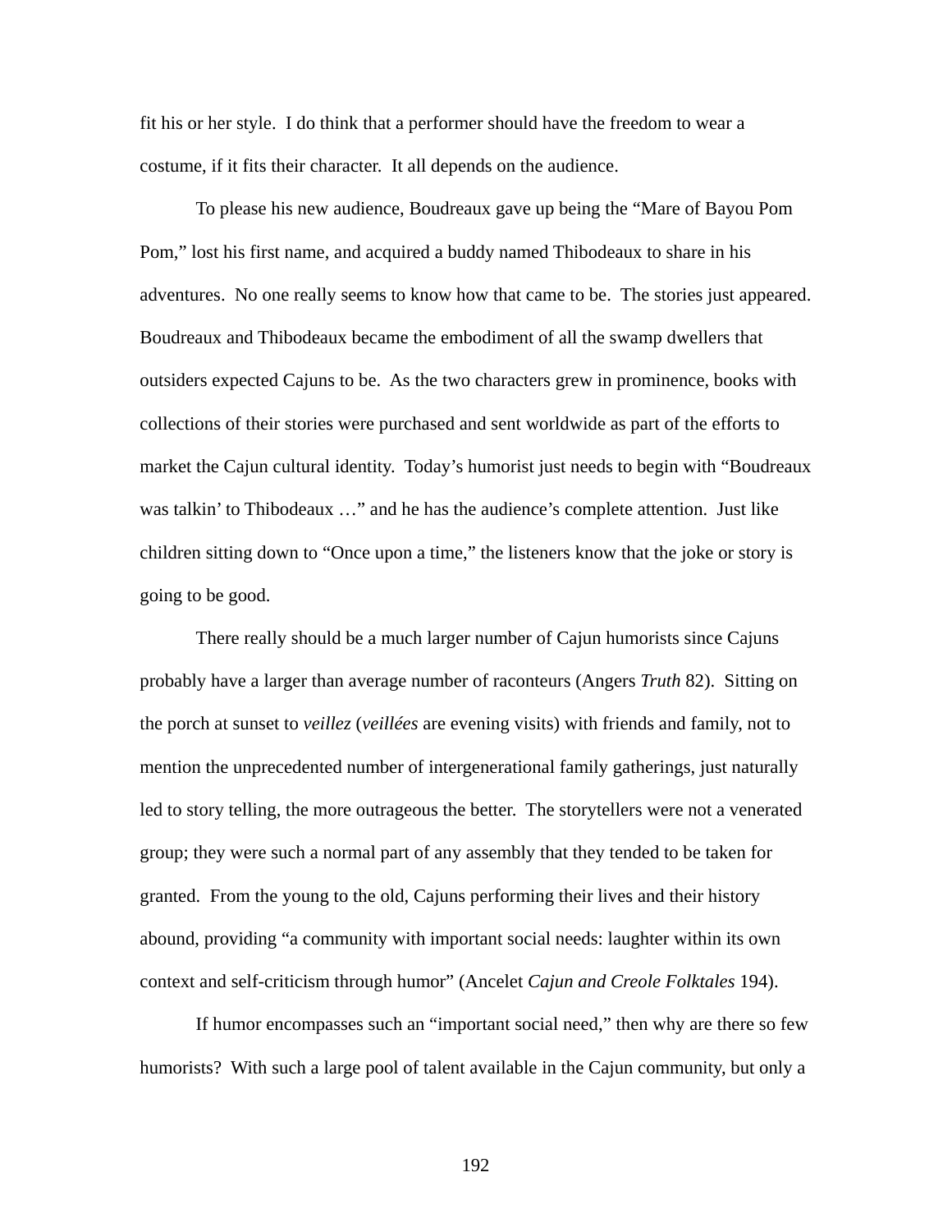fit his or her style. I do think that a performer should have the freedom to wear a costume, if it fits their character. It all depends on the audience.

To please his new audience, Boudreaux gave up being the "Mare of Bayou Pom Pom," lost his first name, and acquired a buddy named Thibodeaux to share in his adventures. No one really seems to know how that came to be. The stories just appeared. Boudreaux and Thibodeaux became the embodiment of all the swamp dwellers that outsiders expected Cajuns to be. As the two characters grew in prominence, books with collections of their stories were purchased and sent worldwide as part of the efforts to market the Cajun cultural identity. Today's humorist just needs to begin with "Boudreaux was talkin' to Thibodeaux …" and he has the audience's complete attention. Just like children sitting down to "Once upon a time," the listeners know that the joke or story is going to be good.

There really should be a much larger number of Cajun humorists since Cajuns probably have a larger than average number of raconteurs (Angers *Truth* 82). Sitting on the porch at sunset to *veillez* (*veillées* are evening visits) with friends and family, not to mention the unprecedented number of intergenerational family gatherings, just naturally led to story telling, the more outrageous the better. The storytellers were not a venerated group; they were such a normal part of any assembly that they tended to be taken for granted. From the young to the old, Cajuns performing their lives and their history abound, providing "a community with important social needs: laughter within its own context and self-criticism through humor" (Ancelet *Cajun and Creole Folktales* 194).

If humor encompasses such an "important social need," then why are there so few humorists? With such a large pool of talent available in the Cajun community, but only a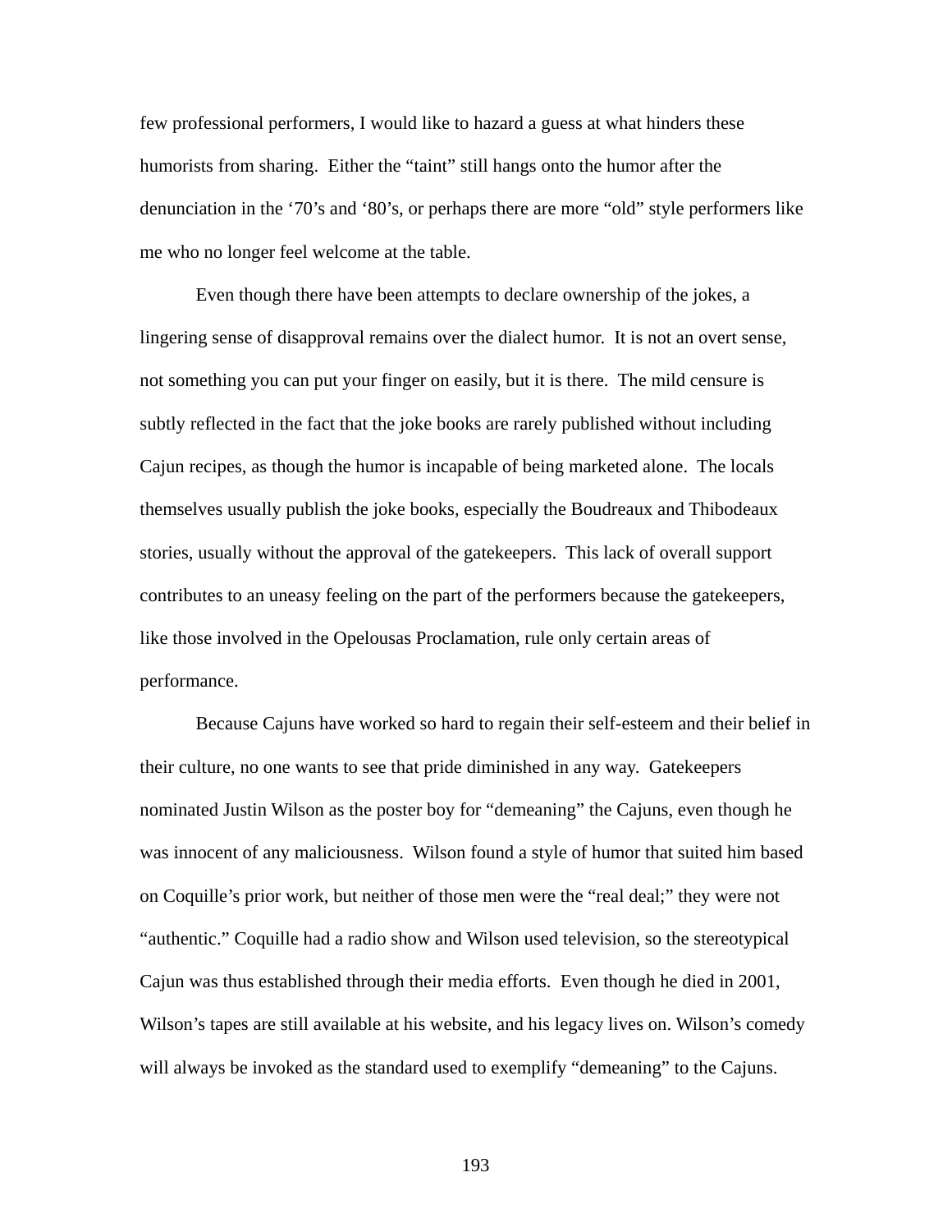few professional performers, I would like to hazard a guess at what hinders these humorists from sharing. Either the "taint" still hangs onto the humor after the denunciation in the '70's and '80's, or perhaps there are more "old" style performers like me who no longer feel welcome at the table.

Even though there have been attempts to declare ownership of the jokes, a lingering sense of disapproval remains over the dialect humor. It is not an overt sense, not something you can put your finger on easily, but it is there. The mild censure is subtly reflected in the fact that the joke books are rarely published without including Cajun recipes, as though the humor is incapable of being marketed alone. The locals themselves usually publish the joke books, especially the Boudreaux and Thibodeaux stories, usually without the approval of the gatekeepers. This lack of overall support contributes to an uneasy feeling on the part of the performers because the gatekeepers, like those involved in the Opelousas Proclamation, rule only certain areas of performance.

Because Cajuns have worked so hard to regain their self-esteem and their belief in their culture, no one wants to see that pride diminished in any way. Gatekeepers nominated Justin Wilson as the poster boy for "demeaning" the Cajuns, even though he was innocent of any maliciousness. Wilson found a style of humor that suited him based on Coquille's prior work, but neither of those men were the "real deal;" they were not "authentic." Coquille had a radio show and Wilson used television, so the stereotypical Cajun was thus established through their media efforts. Even though he died in 2001, Wilson's tapes are still available at his website, and his legacy lives on. Wilson's comedy will always be invoked as the standard used to exemplify "demeaning" to the Cajuns.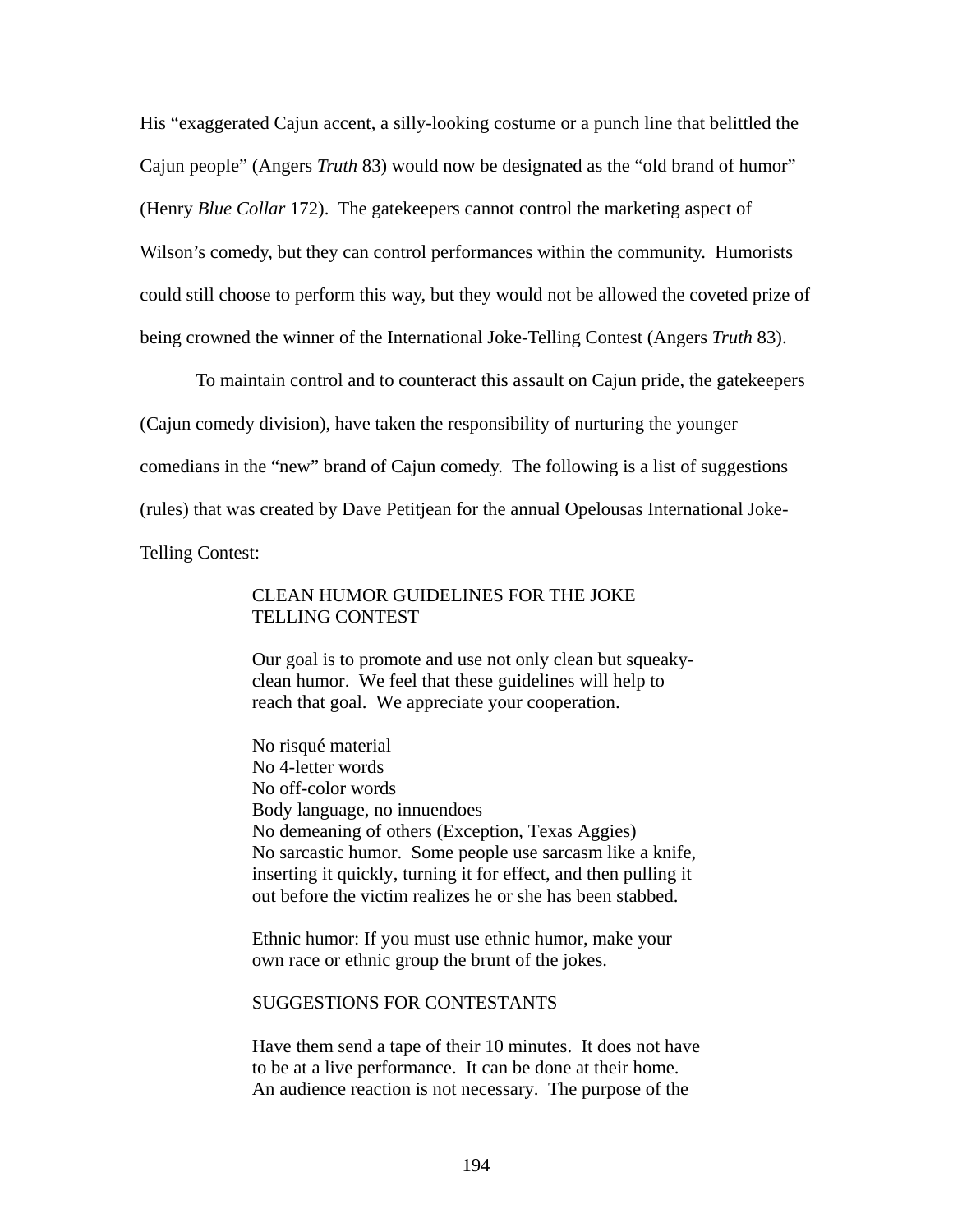His "exaggerated Cajun accent, a silly-looking costume or a punch line that belittled the Cajun people" (Angers *Truth* 83) would now be designated as the "old brand of humor" (Henry *Blue Collar* 172). The gatekeepers cannot control the marketing aspect of Wilson's comedy, but they can control performances within the community. Humorists could still choose to perform this way, but they would not be allowed the coveted prize of being crowned the winner of the International Joke-Telling Contest (Angers *Truth* 83).

To maintain control and to counteract this assault on Cajun pride, the gatekeepers (Cajun comedy division), have taken the responsibility of nurturing the younger comedians in the "new" brand of Cajun comedy. The following is a list of suggestions (rules) that was created by Dave Petitjean for the annual Opelousas International Joke-Telling Contest:

> CLEAN HUMOR GUIDELINES FOR THE JOKE TELLING CONTEST
>
> Our goal is to promote and use not only clean but squeaky-clean humor. We feel that these guidelines will help to reach that goal. We appreciate your cooperation.
>
> No risqué material
> No 4-letter words
> No off-color words
> Body language, no innuendoes
> No demeaning of others (Exception, Texas Aggies)
> No sarcastic humor. Some people use sarcasm like a knife, inserting it quickly, turning it for effect, and then pulling it out before the victim realizes he or she has been stabbed.
>
> Ethnic humor: If you must use ethnic humor, make your own race or ethnic group the brunt of the jokes.
>
> SUGGESTIONS FOR CONTESTANTS
>
> Have them send a tape of their 10 minutes. It does not have to be at a live performance. It can be done at their home. An audience reaction is not necessary. The purpose of the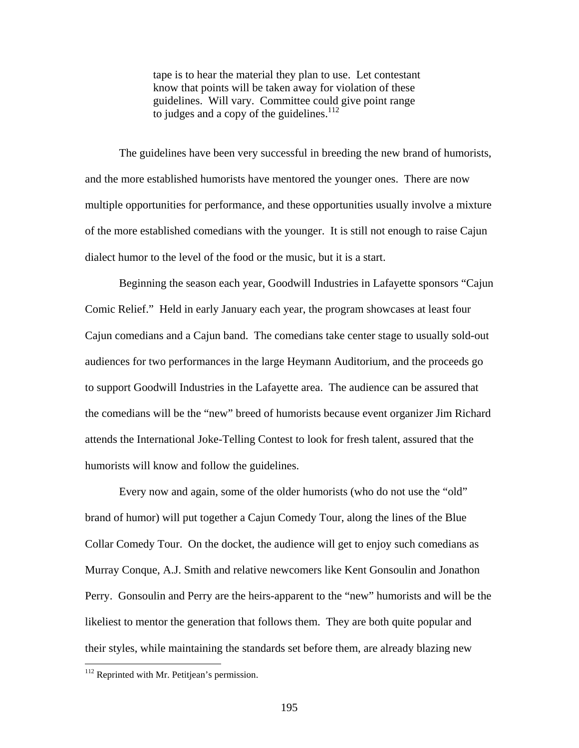> tape is to hear the material they plan to use. Let contestant know that points will be taken away for violation of these guidelines. Will vary. Committee could give point range to judges and a copy of the guidelines.[112]

The guidelines have been very successful in breeding the new brand of humorists, and the more established humorists have mentored the younger ones. There are now multiple opportunities for performance, and these opportunities usually involve a mixture of the more established comedians with the younger. It is still not enough to raise Cajun dialect humor to the level of the food or the music, but it is a start.

Beginning the season each year, Goodwill Industries in Lafayette sponsors "Cajun Comic Relief." Held in early January each year, the program showcases at least four Cajun comedians and a Cajun band. The comedians take center stage to usually sold-out audiences for two performances in the large Heymann Auditorium, and the proceeds go to support Goodwill Industries in the Lafayette area. The audience can be assured that the comedians will be the "new" breed of humorists because event organizer Jim Richard attends the International Joke-Telling Contest to look for fresh talent, assured that the humorists will know and follow the guidelines.

Every now and again, some of the older humorists (who do not use the "old" brand of humor) will put together a Cajun Comedy Tour, along the lines of the Blue Collar Comedy Tour. On the docket, the audience will get to enjoy such comedians as Murray Conque, A.J. Smith and relative newcomers like Kent Gonsoulin and Jonathon Perry. Gonsoulin and Perry are the heirs-apparent to the "new" humorists and will be the likeliest to mentor the generation that follows them. They are both quite popular and their styles, while maintaining the standards set before them, are already blazing new

[112] Reprinted with Mr. Petitjean's permission.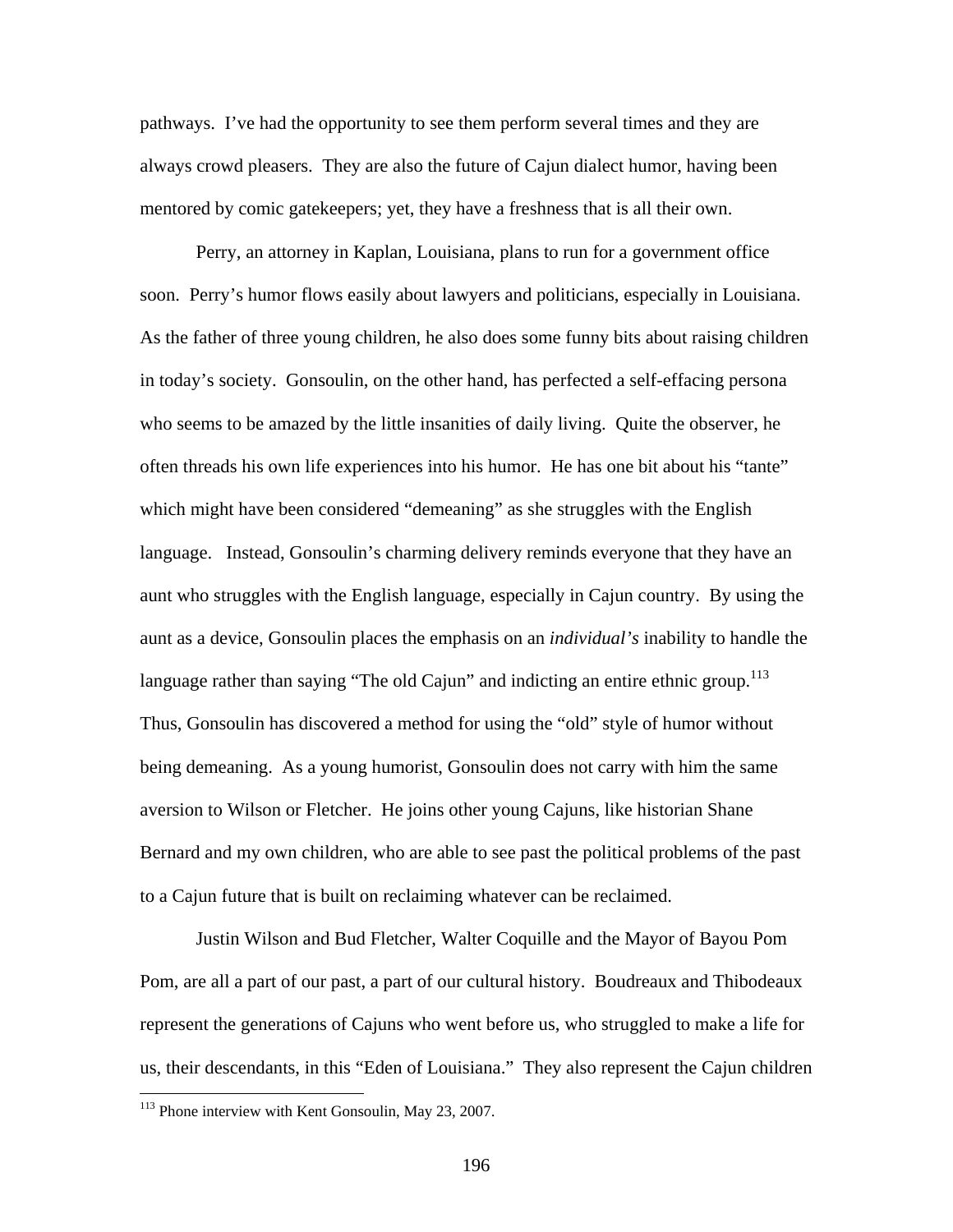pathways. I've had the opportunity to see them perform several times and they are always crowd pleasers. They are also the future of Cajun dialect humor, having been mentored by comic gatekeepers; yet, they have a freshness that is all their own.

Perry, an attorney in Kaplan, Louisiana, plans to run for a government office soon. Perry's humor flows easily about lawyers and politicians, especially in Louisiana. As the father of three young children, he also does some funny bits about raising children in today's society. Gonsoulin, on the other hand, has perfected a self-effacing persona who seems to be amazed by the little insanities of daily living. Quite the observer, he often threads his own life experiences into his humor. He has one bit about his "tante" which might have been considered "demeaning" as she struggles with the English language. Instead, Gonsoulin's charming delivery reminds everyone that they have an aunt who struggles with the English language, especially in Cajun country. By using the aunt as a device, Gonsoulin places the emphasis on an *individual's* inability to handle the language rather than saying "The old Cajun" and indicting an entire ethnic group.[113] Thus, Gonsoulin has discovered a method for using the "old" style of humor without being demeaning. As a young humorist, Gonsoulin does not carry with him the same aversion to Wilson or Fletcher. He joins other young Cajuns, like historian Shane Bernard and my own children, who are able to see past the political problems of the past to a Cajun future that is built on reclaiming whatever can be reclaimed.

Justin Wilson and Bud Fletcher, Walter Coquille and the Mayor of Bayou Pom Pom, are all a part of our past, a part of our cultural history. Boudreaux and Thibodeaux represent the generations of Cajuns who went before us, who struggled to make a life for us, their descendants, in this "Eden of Louisiana." They also represent the Cajun children

---

[113] Phone interview with Kent Gonsoulin, May 23, 2007.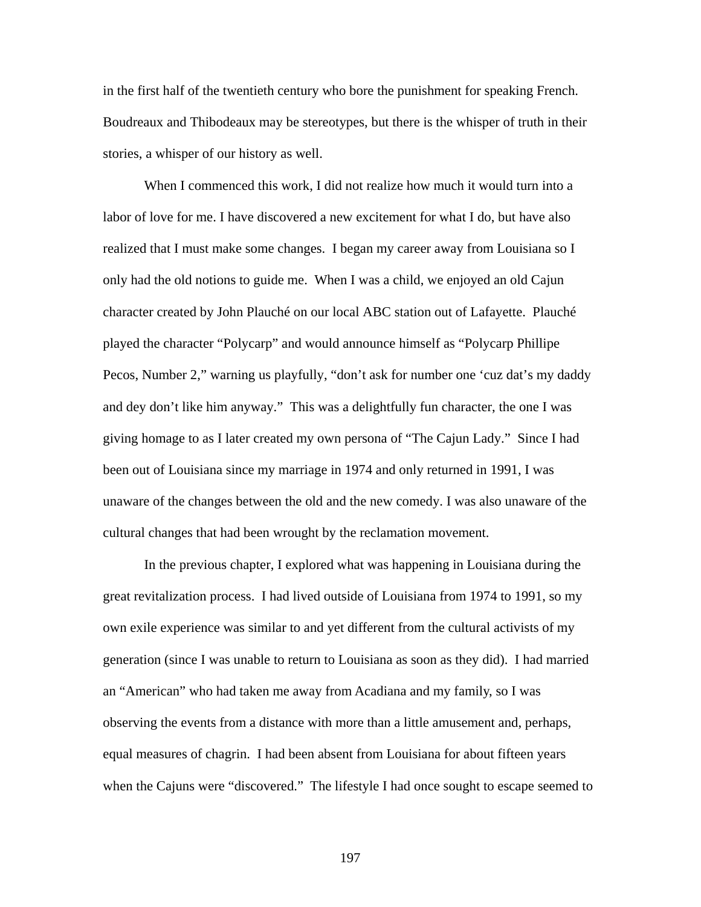in the first half of the twentieth century who bore the punishment for speaking French. Boudreaux and Thibodeaux may be stereotypes, but there is the whisper of truth in their stories, a whisper of our history as well.

When I commenced this work, I did not realize how much it would turn into a labor of love for me. I have discovered a new excitement for what I do, but have also realized that I must make some changes. I began my career away from Louisiana so I only had the old notions to guide me. When I was a child, we enjoyed an old Cajun character created by John Plauché on our local ABC station out of Lafayette. Plauché played the character "Polycarp" and would announce himself as "Polycarp Phillipe Pecos, Number 2," warning us playfully, "don't ask for number one 'cuz dat's my daddy and dey don't like him anyway." This was a delightfully fun character, the one I was giving homage to as I later created my own persona of "The Cajun Lady." Since I had been out of Louisiana since my marriage in 1974 and only returned in 1991, I was unaware of the changes between the old and the new comedy. I was also unaware of the cultural changes that had been wrought by the reclamation movement.

In the previous chapter, I explored what was happening in Louisiana during the great revitalization process. I had lived outside of Louisiana from 1974 to 1991, so my own exile experience was similar to and yet different from the cultural activists of my generation (since I was unable to return to Louisiana as soon as they did). I had married an "American" who had taken me away from Acadiana and my family, so I was observing the events from a distance with more than a little amusement and, perhaps, equal measures of chagrin. I had been absent from Louisiana for about fifteen years when the Cajuns were "discovered." The lifestyle I had once sought to escape seemed to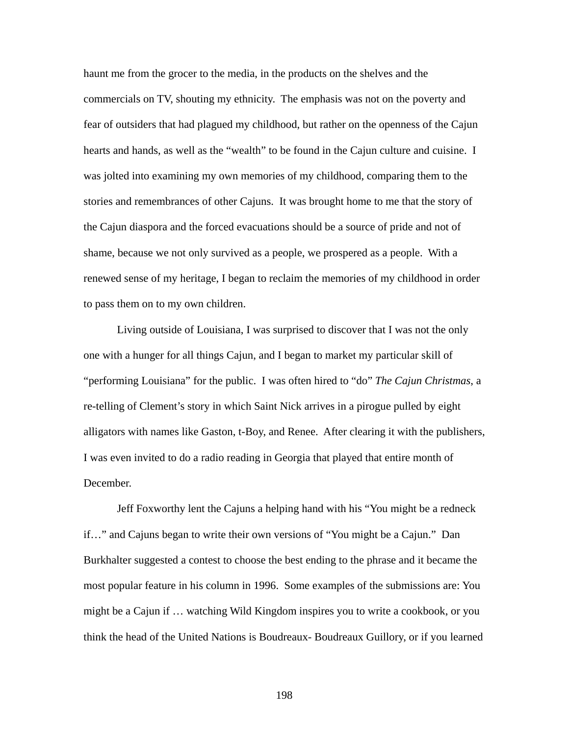haunt me from the grocer to the media, in the products on the shelves and the commercials on TV, shouting my ethnicity. The emphasis was not on the poverty and fear of outsiders that had plagued my childhood, but rather on the openness of the Cajun hearts and hands, as well as the "wealth" to be found in the Cajun culture and cuisine. I was jolted into examining my own memories of my childhood, comparing them to the stories and remembrances of other Cajuns. It was brought home to me that the story of the Cajun diaspora and the forced evacuations should be a source of pride and not of shame, because we not only survived as a people, we prospered as a people. With a renewed sense of my heritage, I began to reclaim the memories of my childhood in order to pass them on to my own children.

Living outside of Louisiana, I was surprised to discover that I was not the only one with a hunger for all things Cajun, and I began to market my particular skill of "performing Louisiana" for the public. I was often hired to "do" *The Cajun Christmas*, a re-telling of Clement's story in which Saint Nick arrives in a pirogue pulled by eight alligators with names like Gaston, t-Boy, and Renee. After clearing it with the publishers, I was even invited to do a radio reading in Georgia that played that entire month of December.

Jeff Foxworthy lent the Cajuns a helping hand with his "You might be a redneck if…" and Cajuns began to write their own versions of "You might be a Cajun." Dan Burkhalter suggested a contest to choose the best ending to the phrase and it became the most popular feature in his column in 1996. Some examples of the submissions are: You might be a Cajun if … watching Wild Kingdom inspires you to write a cookbook, or you think the head of the United Nations is Boudreaux- Boudreaux Guillory, or if you learned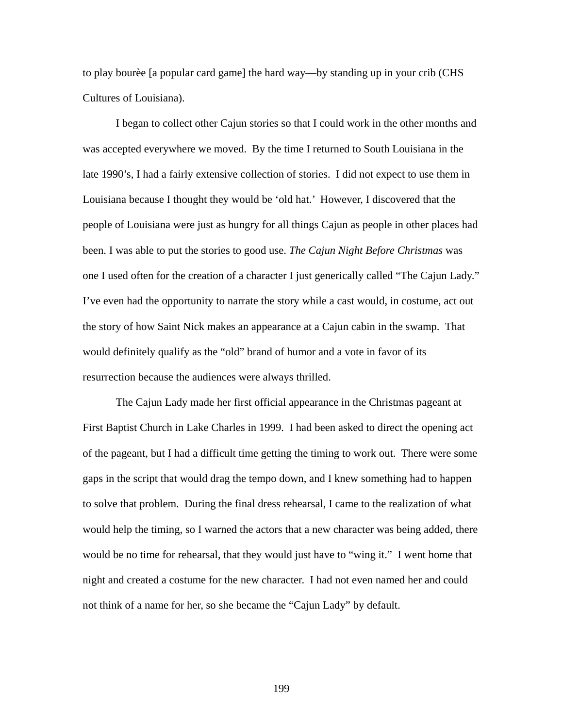to play bourèe [a popular card game] the hard way—by standing up in your crib (CHS Cultures of Louisiana).

I began to collect other Cajun stories so that I could work in the other months and was accepted everywhere we moved. By the time I returned to South Louisiana in the late 1990's, I had a fairly extensive collection of stories. I did not expect to use them in Louisiana because I thought they would be 'old hat.' However, I discovered that the people of Louisiana were just as hungry for all things Cajun as people in other places had been. I was able to put the stories to good use. *The Cajun Night Before Christmas* was one I used often for the creation of a character I just generically called "The Cajun Lady." I've even had the opportunity to narrate the story while a cast would, in costume, act out the story of how Saint Nick makes an appearance at a Cajun cabin in the swamp. That would definitely qualify as the "old" brand of humor and a vote in favor of its resurrection because the audiences were always thrilled.

The Cajun Lady made her first official appearance in the Christmas pageant at First Baptist Church in Lake Charles in 1999. I had been asked to direct the opening act of the pageant, but I had a difficult time getting the timing to work out. There were some gaps in the script that would drag the tempo down, and I knew something had to happen to solve that problem. During the final dress rehearsal, I came to the realization of what would help the timing, so I warned the actors that a new character was being added, there would be no time for rehearsal, that they would just have to "wing it." I went home that night and created a costume for the new character. I had not even named her and could not think of a name for her, so she became the "Cajun Lady" by default.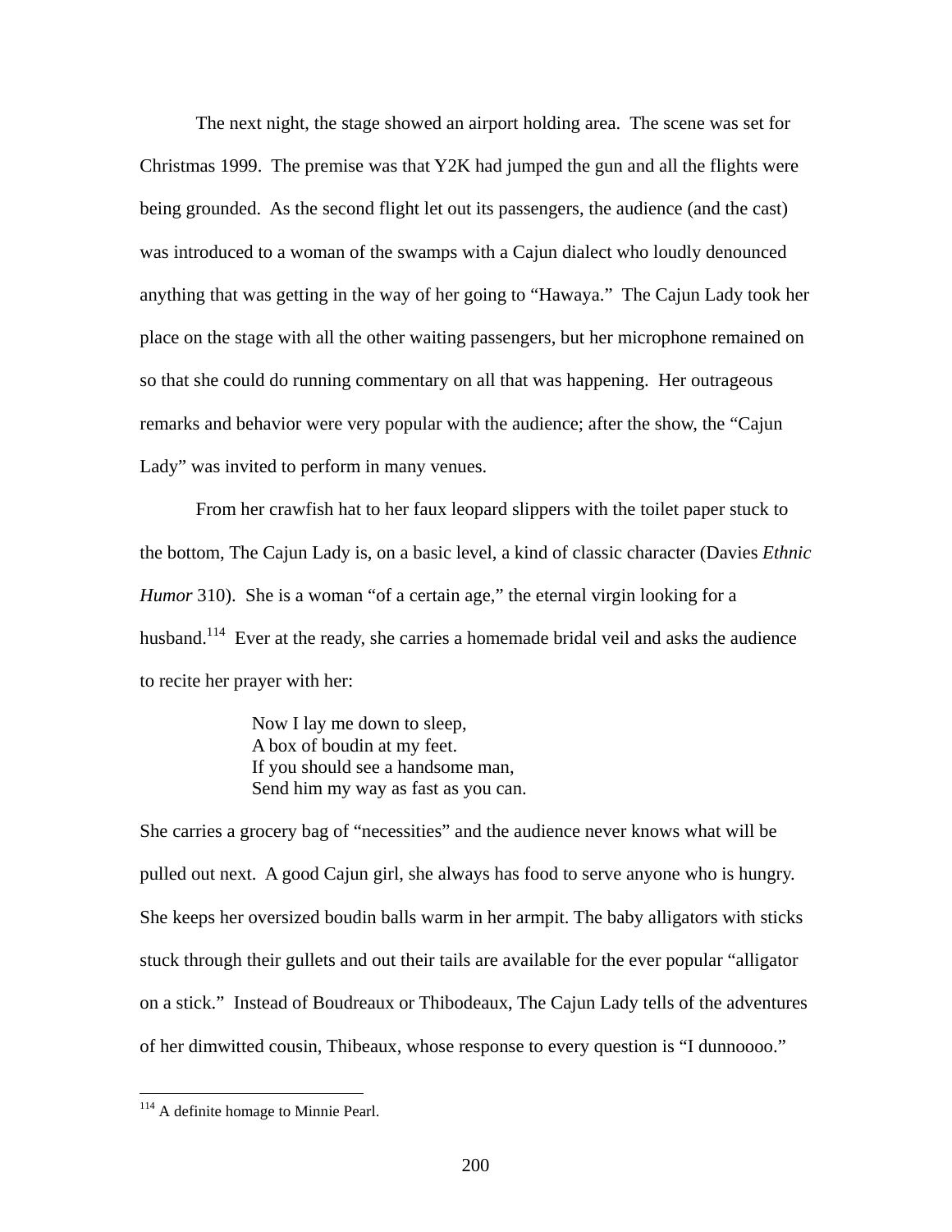The next night, the stage showed an airport holding area. The scene was set for Christmas 1999. The premise was that Y2K had jumped the gun and all the flights were being grounded. As the second flight let out its passengers, the audience (and the cast) was introduced to a woman of the swamps with a Cajun dialect who loudly denounced anything that was getting in the way of her going to "Hawaya." The Cajun Lady took her place on the stage with all the other waiting passengers, but her microphone remained on so that she could do running commentary on all that was happening. Her outrageous remarks and behavior were very popular with the audience; after the show, the "Cajun Lady" was invited to perform in many venues.

From her crawfish hat to her faux leopard slippers with the toilet paper stuck to the bottom, The Cajun Lady is, on a basic level, a kind of classic character (Davies *Ethnic Humor* 310). She is a woman "of a certain age," the eternal virgin looking for a husband.[114] Ever at the ready, she carries a homemade bridal veil and asks the audience to recite her prayer with her:

> Now I lay me down to sleep,
> A box of boudin at my feet.
> If you should see a handsome man,
> Send him my way as fast as you can.

She carries a grocery bag of "necessities" and the audience never knows what will be pulled out next. A good Cajun girl, she always has food to serve anyone who is hungry. She keeps her oversized boudin balls warm in her armpit. The baby alligators with sticks stuck through their gullets and out their tails are available for the ever popular "alligator on a stick." Instead of Boudreaux or Thibodeaux, The Cajun Lady tells of the adventures of her dimwitted cousin, Thibeaux, whose response to every question is "I dunnoooo."

---

[114] A definite homage to Minnie Pearl.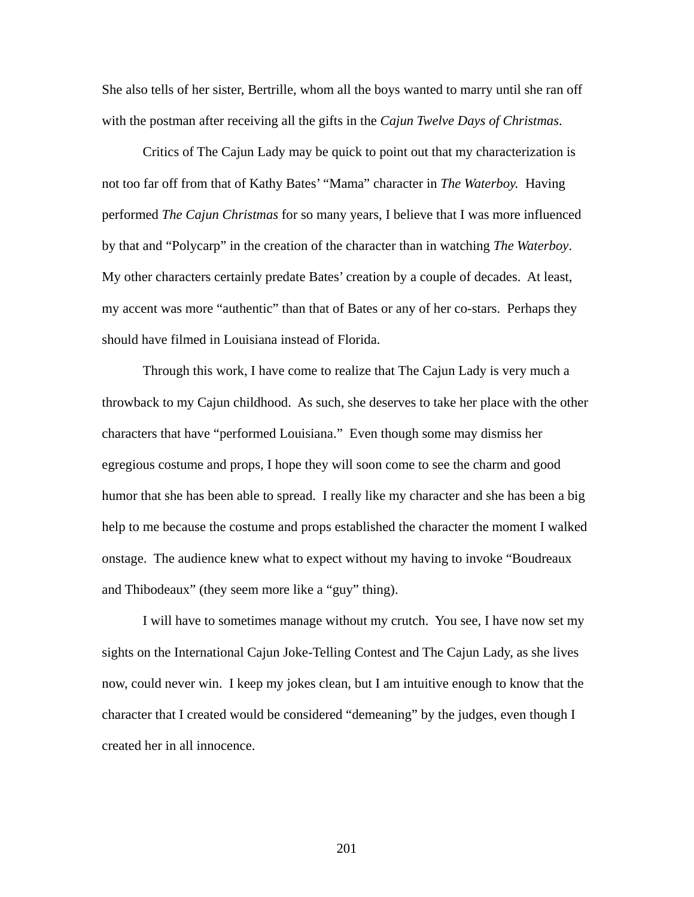She also tells of her sister, Bertrille, whom all the boys wanted to marry until she ran off with the postman after receiving all the gifts in the *Cajun Twelve Days of Christmas*.

Critics of The Cajun Lady may be quick to point out that my characterization is not too far off from that of Kathy Bates' "Mama" character in *The Waterboy.* Having performed *The Cajun Christmas* for so many years, I believe that I was more influenced by that and "Polycarp" in the creation of the character than in watching *The Waterboy*. My other characters certainly predate Bates' creation by a couple of decades. At least, my accent was more "authentic" than that of Bates or any of her co-stars. Perhaps they should have filmed in Louisiana instead of Florida.

Through this work, I have come to realize that The Cajun Lady is very much a throwback to my Cajun childhood. As such, she deserves to take her place with the other characters that have "performed Louisiana." Even though some may dismiss her egregious costume and props, I hope they will soon come to see the charm and good humor that she has been able to spread. I really like my character and she has been a big help to me because the costume and props established the character the moment I walked onstage. The audience knew what to expect without my having to invoke "Boudreaux and Thibodeaux" (they seem more like a "guy" thing).

I will have to sometimes manage without my crutch. You see, I have now set my sights on the International Cajun Joke-Telling Contest and The Cajun Lady, as she lives now, could never win. I keep my jokes clean, but I am intuitive enough to know that the character that I created would be considered "demeaning" by the judges, even though I created her in all innocence.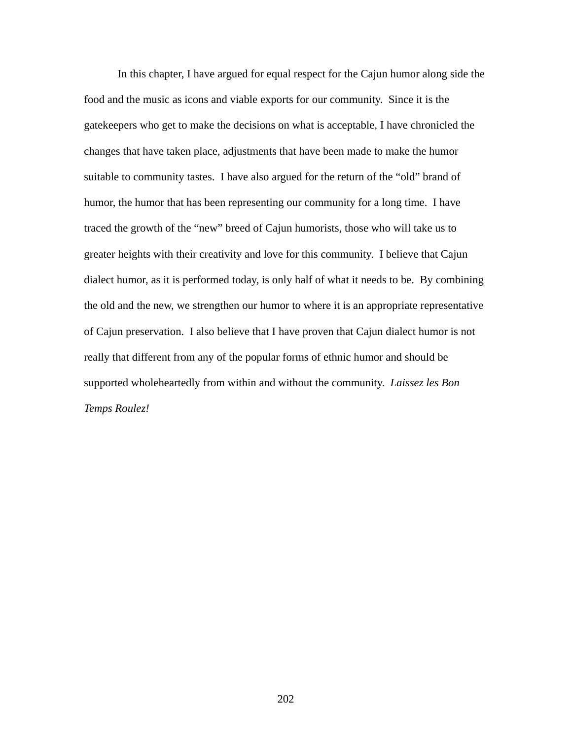In this chapter, I have argued for equal respect for the Cajun humor along side the food and the music as icons and viable exports for our community. Since it is the gatekeepers who get to make the decisions on what is acceptable, I have chronicled the changes that have taken place, adjustments that have been made to make the humor suitable to community tastes. I have also argued for the return of the “old” brand of humor, the humor that has been representing our community for a long time. I have traced the growth of the “new” breed of Cajun humorists, those who will take us to greater heights with their creativity and love for this community. I believe that Cajun dialect humor, as it is performed today, is only half of what it needs to be. By combining the old and the new, we strengthen our humor to where it is an appropriate representative of Cajun preservation. I also believe that I have proven that Cajun dialect humor is not really that different from any of the popular forms of ethnic humor and should be supported wholeheartedly from within and without the community. *Laissez les Bon Temps Roulez!*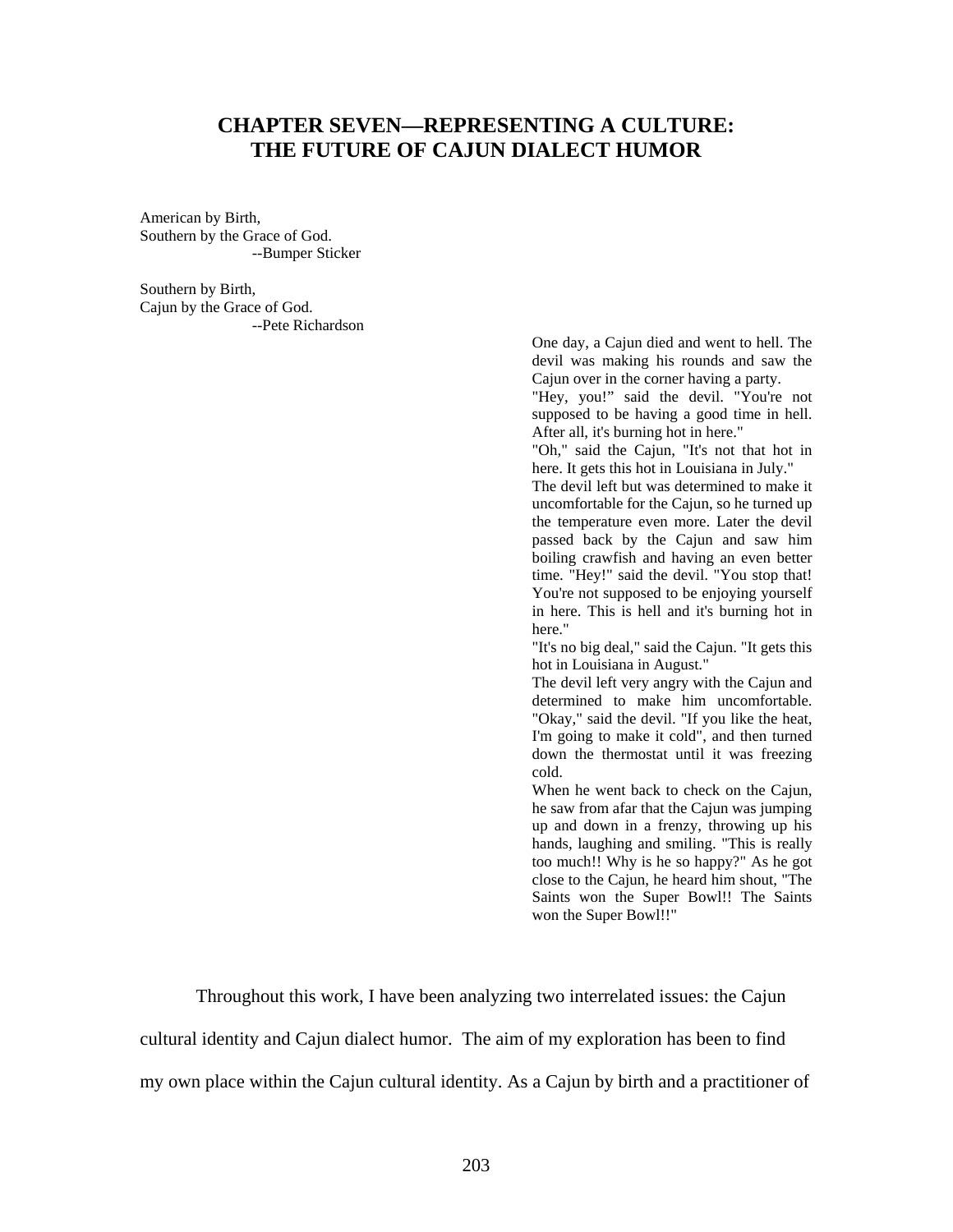# CHAPTER SEVEN—REPRESENTING A CULTURE: THE FUTURE OF CAJUN DIALECT HUMOR

American by Birth,
Southern by the Grace of God.
--Bumper Sticker

Southern by Birth,
Cajun by the Grace of God.
--Pete Richardson

One day, a Cajun died and went to hell. The devil was making his rounds and saw the Cajun over in the corner having a party.
"Hey, you!" said the devil. "You're not supposed to be having a good time in hell. After all, it's burning hot in here."
"Oh," said the Cajun, "It's not that hot in here. It gets this hot in Louisiana in July."
The devil left but was determined to make it uncomfortable for the Cajun, so he turned up the temperature even more. Later the devil passed back by the Cajun and saw him boiling crawfish and having an even better time. "Hey!" said the devil. "You stop that! You're not supposed to be enjoying yourself in here. This is hell and it's burning hot in here."
"It's no big deal," said the Cajun. "It gets this hot in Louisiana in August."
The devil left very angry with the Cajun and determined to make him uncomfortable. "Okay," said the devil. "If you like the heat, I'm going to make it cold", and then turned down the thermostat until it was freezing cold.
When he went back to check on the Cajun, he saw from afar that the Cajun was jumping up and down in a frenzy, throwing up his hands, laughing and smiling. "This is really too much!! Why is he so happy?" As he got close to the Cajun, he heard him shout, "The Saints won the Super Bowl!! The Saints won the Super Bowl!!"

Throughout this work, I have been analyzing two interrelated issues: the Cajun cultural identity and Cajun dialect humor. The aim of my exploration has been to find my own place within the Cajun cultural identity. As a Cajun by birth and a practitioner of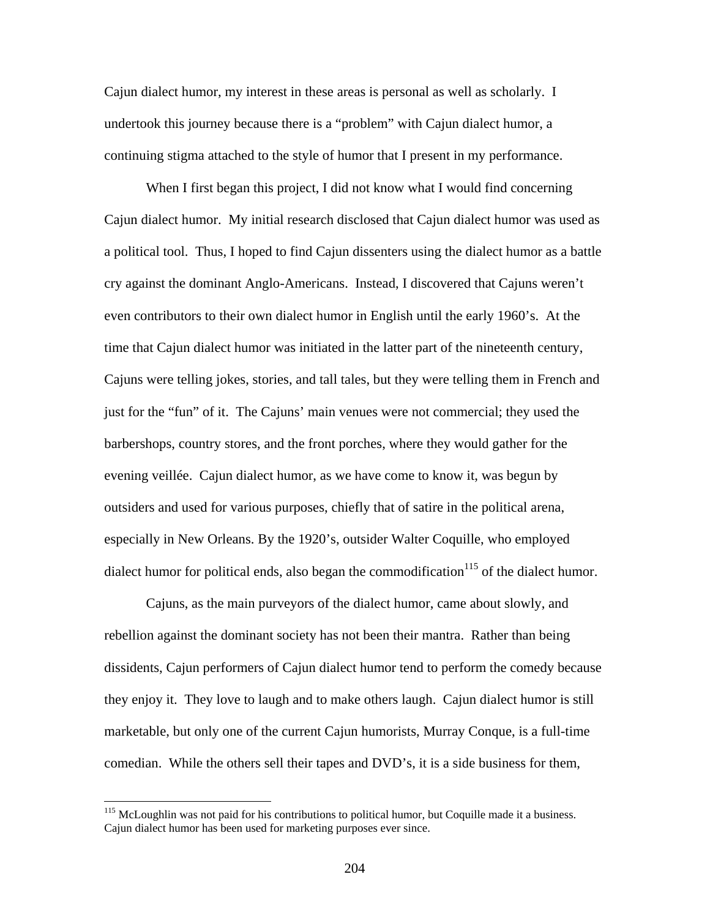Cajun dialect humor, my interest in these areas is personal as well as scholarly. I undertook this journey because there is a "problem" with Cajun dialect humor, a continuing stigma attached to the style of humor that I present in my performance.

When I first began this project, I did not know what I would find concerning Cajun dialect humor. My initial research disclosed that Cajun dialect humor was used as a political tool. Thus, I hoped to find Cajun dissenters using the dialect humor as a battle cry against the dominant Anglo-Americans. Instead, I discovered that Cajuns weren't even contributors to their own dialect humor in English until the early 1960's. At the time that Cajun dialect humor was initiated in the latter part of the nineteenth century, Cajuns were telling jokes, stories, and tall tales, but they were telling them in French and just for the "fun" of it. The Cajuns' main venues were not commercial; they used the barbershops, country stores, and the front porches, where they would gather for the evening veillée. Cajun dialect humor, as we have come to know it, was begun by outsiders and used for various purposes, chiefly that of satire in the political arena, especially in New Orleans. By the 1920's, outsider Walter Coquille, who employed dialect humor for political ends, also began the commodification[115] of the dialect humor.

Cajuns, as the main purveyors of the dialect humor, came about slowly, and rebellion against the dominant society has not been their mantra. Rather than being dissidents, Cajun performers of Cajun dialect humor tend to perform the comedy because they enjoy it. They love to laugh and to make others laugh. Cajun dialect humor is still marketable, but only one of the current Cajun humorists, Murray Conque, is a full-time comedian. While the others sell their tapes and DVD's, it is a side business for them,

[115] McLoughlin was not paid for his contributions to political humor, but Coquille made it a business. Cajun dialect humor has been used for marketing purposes ever since.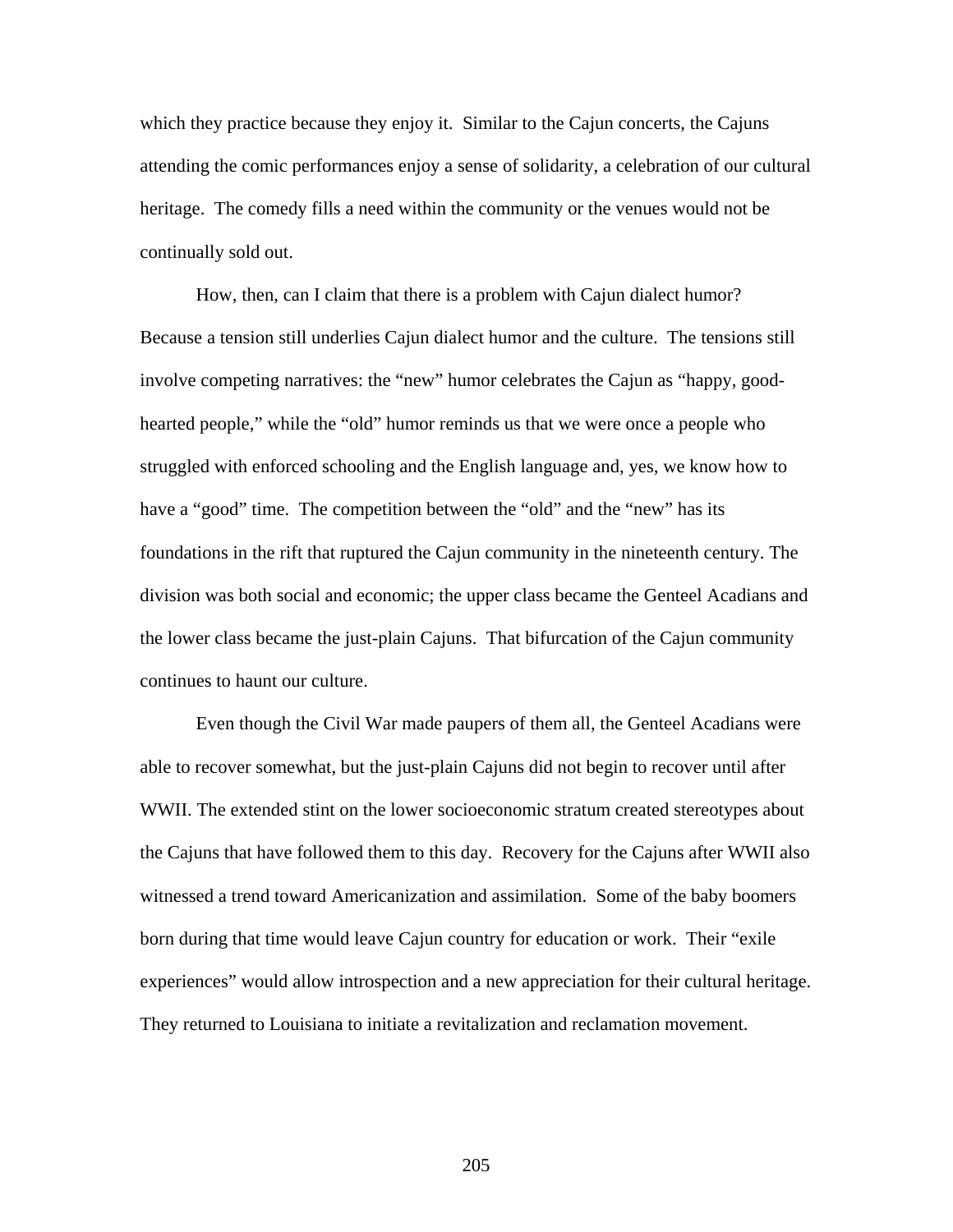which they practice because they enjoy it. Similar to the Cajun concerts, the Cajuns attending the comic performances enjoy a sense of solidarity, a celebration of our cultural heritage. The comedy fills a need within the community or the venues would not be continually sold out.

How, then, can I claim that there is a problem with Cajun dialect humor? Because a tension still underlies Cajun dialect humor and the culture. The tensions still involve competing narratives: the "new" humor celebrates the Cajun as "happy, good-hearted people," while the "old" humor reminds us that we were once a people who struggled with enforced schooling and the English language and, yes, we know how to have a "good" time. The competition between the "old" and the "new" has its foundations in the rift that ruptured the Cajun community in the nineteenth century. The division was both social and economic; the upper class became the Genteel Acadians and the lower class became the just-plain Cajuns. That bifurcation of the Cajun community continues to haunt our culture.

Even though the Civil War made paupers of them all, the Genteel Acadians were able to recover somewhat, but the just-plain Cajuns did not begin to recover until after WWII. The extended stint on the lower socioeconomic stratum created stereotypes about the Cajuns that have followed them to this day. Recovery for the Cajuns after WWII also witnessed a trend toward Americanization and assimilation. Some of the baby boomers born during that time would leave Cajun country for education or work. Their "exile experiences" would allow introspection and a new appreciation for their cultural heritage. They returned to Louisiana to initiate a revitalization and reclamation movement.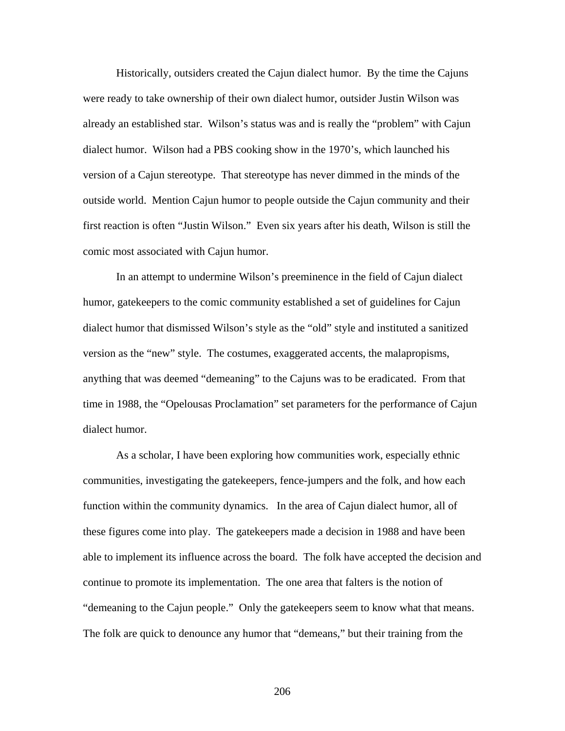Historically, outsiders created the Cajun dialect humor. By the time the Cajuns were ready to take ownership of their own dialect humor, outsider Justin Wilson was already an established star. Wilson's status was and is really the "problem" with Cajun dialect humor. Wilson had a PBS cooking show in the 1970's, which launched his version of a Cajun stereotype. That stereotype has never dimmed in the minds of the outside world. Mention Cajun humor to people outside the Cajun community and their first reaction is often "Justin Wilson." Even six years after his death, Wilson is still the comic most associated with Cajun humor.

In an attempt to undermine Wilson's preeminence in the field of Cajun dialect humor, gatekeepers to the comic community established a set of guidelines for Cajun dialect humor that dismissed Wilson's style as the "old" style and instituted a sanitized version as the "new" style. The costumes, exaggerated accents, the malapropisms, anything that was deemed "demeaning" to the Cajuns was to be eradicated. From that time in 1988, the "Opelousas Proclamation" set parameters for the performance of Cajun dialect humor.

As a scholar, I have been exploring how communities work, especially ethnic communities, investigating the gatekeepers, fence-jumpers and the folk, and how each function within the community dynamics. In the area of Cajun dialect humor, all of these figures come into play. The gatekeepers made a decision in 1988 and have been able to implement its influence across the board. The folk have accepted the decision and continue to promote its implementation. The one area that falters is the notion of "demeaning to the Cajun people." Only the gatekeepers seem to know what that means. The folk are quick to denounce any humor that "demeans," but their training from the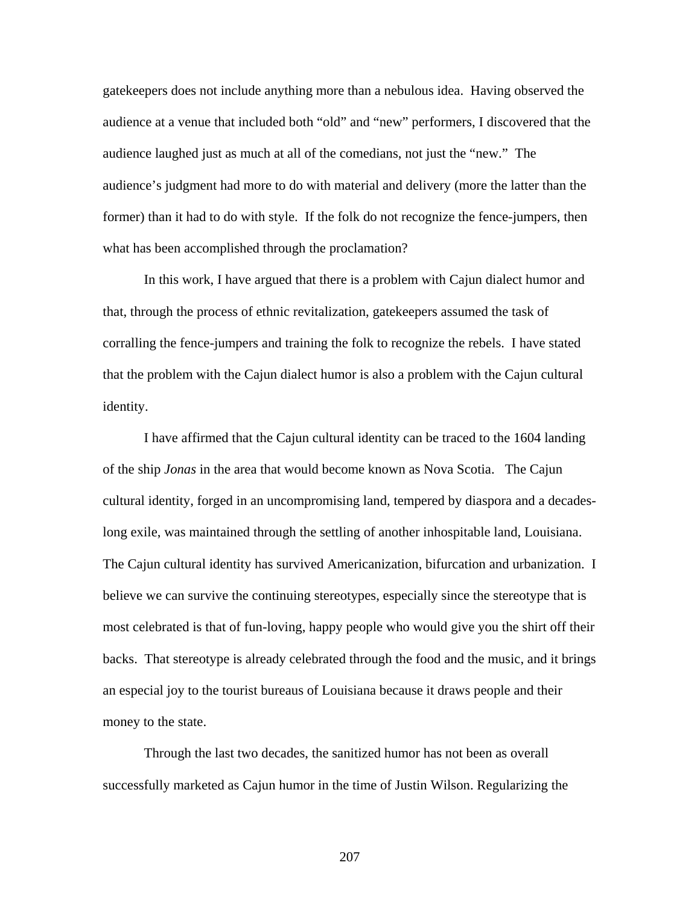gatekeepers does not include anything more than a nebulous idea. Having observed the audience at a venue that included both "old" and "new" performers, I discovered that the audience laughed just as much at all of the comedians, not just the "new." The audience's judgment had more to do with material and delivery (more the latter than the former) than it had to do with style. If the folk do not recognize the fence-jumpers, then what has been accomplished through the proclamation?

In this work, I have argued that there is a problem with Cajun dialect humor and that, through the process of ethnic revitalization, gatekeepers assumed the task of corralling the fence-jumpers and training the folk to recognize the rebels. I have stated that the problem with the Cajun dialect humor is also a problem with the Cajun cultural identity.

I have affirmed that the Cajun cultural identity can be traced to the 1604 landing of the ship *Jonas* in the area that would become known as Nova Scotia. The Cajun cultural identity, forged in an uncompromising land, tempered by diaspora and a decades-long exile, was maintained through the settling of another inhospitable land, Louisiana. The Cajun cultural identity has survived Americanization, bifurcation and urbanization. I believe we can survive the continuing stereotypes, especially since the stereotype that is most celebrated is that of fun-loving, happy people who would give you the shirt off their backs. That stereotype is already celebrated through the food and the music, and it brings an especial joy to the tourist bureaus of Louisiana because it draws people and their money to the state.

Through the last two decades, the sanitized humor has not been as overall successfully marketed as Cajun humor in the time of Justin Wilson. Regularizing the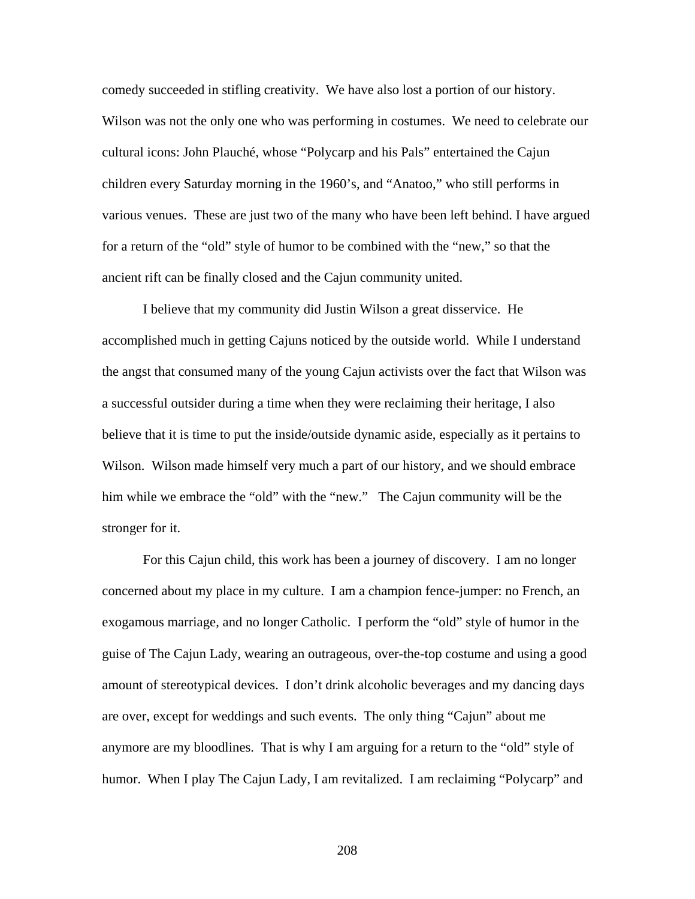comedy succeeded in stifling creativity. We have also lost a portion of our history. Wilson was not the only one who was performing in costumes. We need to celebrate our cultural icons: John Plauché, whose "Polycarp and his Pals" entertained the Cajun children every Saturday morning in the 1960's, and "Anatoo," who still performs in various venues. These are just two of the many who have been left behind. I have argued for a return of the "old" style of humor to be combined with the "new," so that the ancient rift can be finally closed and the Cajun community united.

I believe that my community did Justin Wilson a great disservice. He accomplished much in getting Cajuns noticed by the outside world. While I understand the angst that consumed many of the young Cajun activists over the fact that Wilson was a successful outsider during a time when they were reclaiming their heritage, I also believe that it is time to put the inside/outside dynamic aside, especially as it pertains to Wilson. Wilson made himself very much a part of our history, and we should embrace him while we embrace the "old" with the "new." The Cajun community will be the stronger for it.

For this Cajun child, this work has been a journey of discovery. I am no longer concerned about my place in my culture. I am a champion fence-jumper: no French, an exogamous marriage, and no longer Catholic. I perform the "old" style of humor in the guise of The Cajun Lady, wearing an outrageous, over-the-top costume and using a good amount of stereotypical devices. I don't drink alcoholic beverages and my dancing days are over, except for weddings and such events. The only thing "Cajun" about me anymore are my bloodlines. That is why I am arguing for a return to the "old" style of humor. When I play The Cajun Lady, I am revitalized. I am reclaiming "Polycarp" and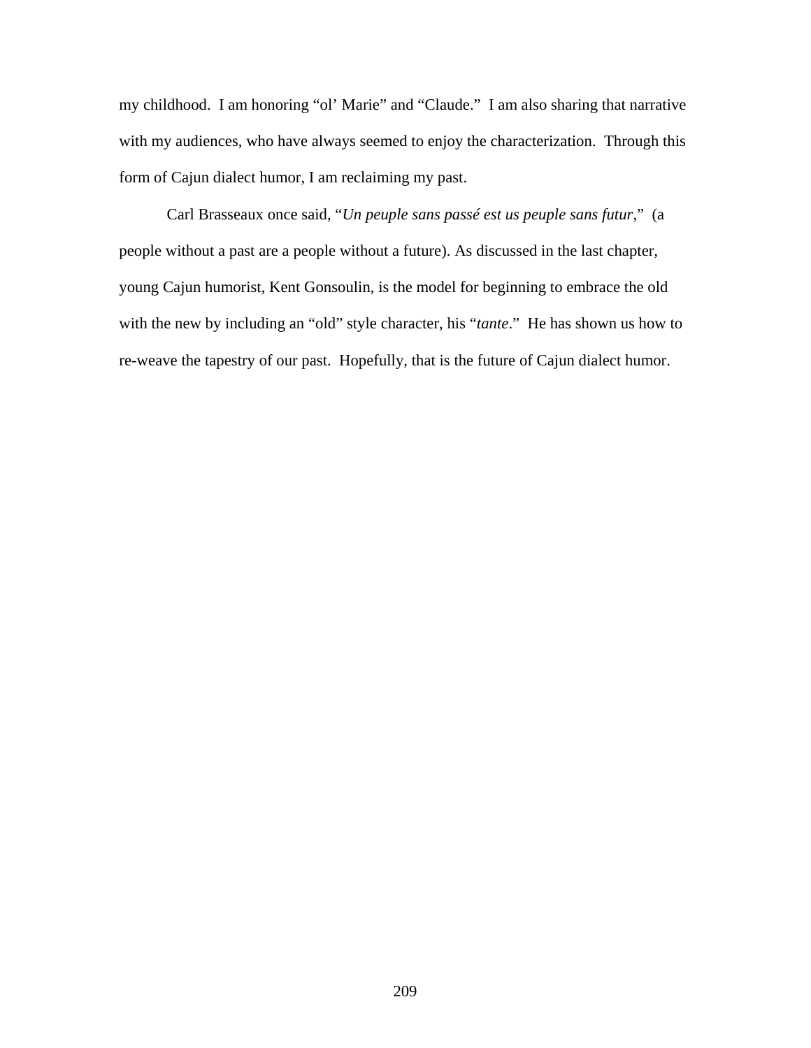my childhood. I am honoring "ol' Marie" and "Claude." I am also sharing that narrative with my audiences, who have always seemed to enjoy the characterization. Through this form of Cajun dialect humor, I am reclaiming my past.

Carl Brasseaux once said, "*Un peuple sans passé est us peuple sans futur,*" (a people without a past are a people without a future). As discussed in the last chapter, young Cajun humorist, Kent Gonsoulin, is the model for beginning to embrace the old with the new by including an "old" style character, his "*tante*." He has shown us how to re-weave the tapestry of our past. Hopefully, that is the future of Cajun dialect humor.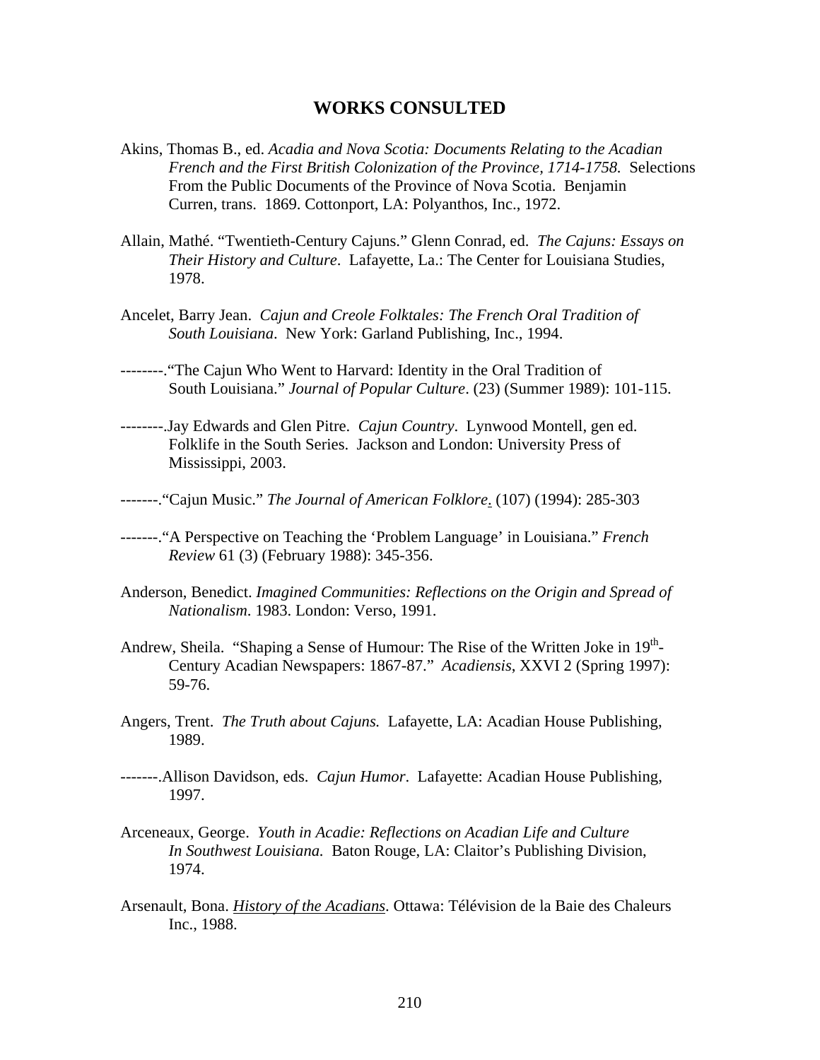# WORKS CONSULTED

Akins, Thomas B., ed. *Acadia and Nova Scotia: Documents Relating to the Acadian French and the First British Colonization of the Province, 1714-1758.* Selections From the Public Documents of the Province of Nova Scotia. Benjamin Curren, trans. 1869. Cottonport, LA: Polyanthos, Inc., 1972.

Allain, Mathé. "Twentieth-Century Cajuns." Glenn Conrad, ed. *The Cajuns: Essays on Their History and Culture*. Lafayette, La.: The Center for Louisiana Studies, 1978.

Ancelet, Barry Jean. *Cajun and Creole Folktales: The French Oral Tradition of South Louisiana*. New York: Garland Publishing, Inc., 1994.

--------."The Cajun Who Went to Harvard: Identity in the Oral Tradition of South Louisiana." *Journal of Popular Culture*. (23) (Summer 1989): 101-115.

--------.Jay Edwards and Glen Pitre. *Cajun Country*. Lynwood Montell, gen ed. Folklife in the South Series. Jackson and London: University Press of Mississippi, 2003.

-------."Cajun Music." *The Journal of American Folklore*. (107) (1994): 285-303

-------."A Perspective on Teaching the 'Problem Language' in Louisiana." *French Review* 61 (3) (February 1988): 345-356.

Anderson, Benedict. *Imagined Communities: Reflections on the Origin and Spread of Nationalism*. 1983. London: Verso, 1991.

Andrew, Sheila. "Shaping a Sense of Humour: The Rise of the Written Joke in 19th-Century Acadian Newspapers: 1867-87." *Acadiensis*, XXVI 2 (Spring 1997): 59-76.

Angers, Trent. *The Truth about Cajuns.* Lafayette, LA: Acadian House Publishing, 1989.

-------.Allison Davidson, eds. *Cajun Humor*. Lafayette: Acadian House Publishing, 1997.

Arceneaux, George. *Youth in Acadie: Reflections on Acadian Life and Culture In Southwest Louisiana.* Baton Rouge, LA: Claitor's Publishing Division, 1974.

Arsenault, Bona. *History of the Acadians*. Ottawa: Télévision de la Baie des Chaleurs Inc., 1988.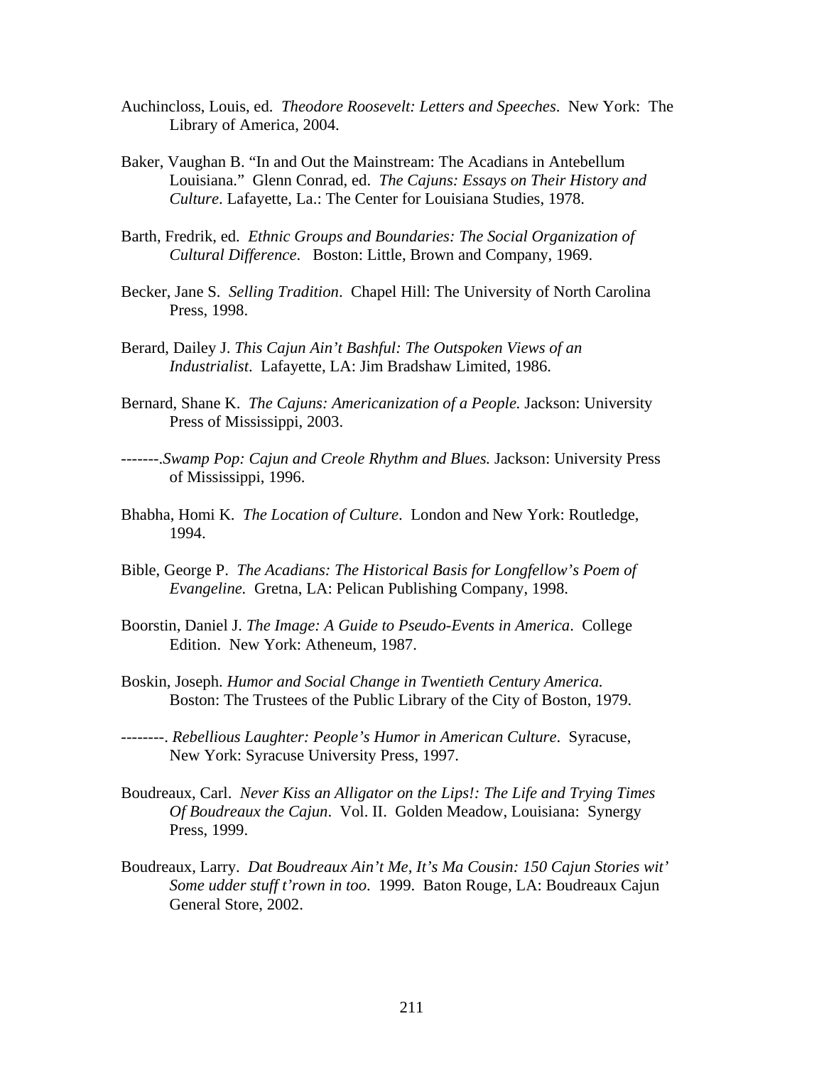Auchincloss, Louis, ed. *Theodore Roosevelt: Letters and Speeches*. New York: The Library of America, 2004.

Baker, Vaughan B. "In and Out the Mainstream: The Acadians in Antebellum Louisiana." Glenn Conrad, ed. *The Cajuns: Essays on Their History and Culture*. Lafayette, La.: The Center for Louisiana Studies, 1978.

Barth, Fredrik, ed. *Ethnic Groups and Boundaries: The Social Organization of Cultural Difference*. Boston: Little, Brown and Company, 1969.

Becker, Jane S. *Selling Tradition*. Chapel Hill: The University of North Carolina Press, 1998.

Berard, Dailey J. *This Cajun Ain't Bashful: The Outspoken Views of an Industrialist*. Lafayette, LA: Jim Bradshaw Limited, 1986.

Bernard, Shane K. *The Cajuns: Americanization of a People.* Jackson: University Press of Mississippi, 2003.

-------.*Swamp Pop: Cajun and Creole Rhythm and Blues.* Jackson: University Press of Mississippi, 1996.

Bhabha, Homi K. *The Location of Culture*. London and New York: Routledge, 1994.

Bible, George P. *The Acadians: The Historical Basis for Longfellow's Poem of Evangeline.* Gretna, LA: Pelican Publishing Company, 1998.

Boorstin, Daniel J. *The Image: A Guide to Pseudo-Events in America*. College Edition. New York: Atheneum, 1987.

Boskin, Joseph. *Humor and Social Change in Twentieth Century America.* Boston: The Trustees of the Public Library of the City of Boston, 1979.

--------. *Rebellious Laughter: People's Humor in American Culture*. Syracuse, New York: Syracuse University Press, 1997.

Boudreaux, Carl. *Never Kiss an Alligator on the Lips!: The Life and Trying Times Of Boudreaux the Cajun*. Vol. II. Golden Meadow, Louisiana: Synergy Press, 1999.

Boudreaux, Larry. *Dat Boudreaux Ain't Me, It's Ma Cousin: 150 Cajun Stories wit' Some udder stuff t'rown in too*. 1999. Baton Rouge, LA: Boudreaux Cajun General Store, 2002.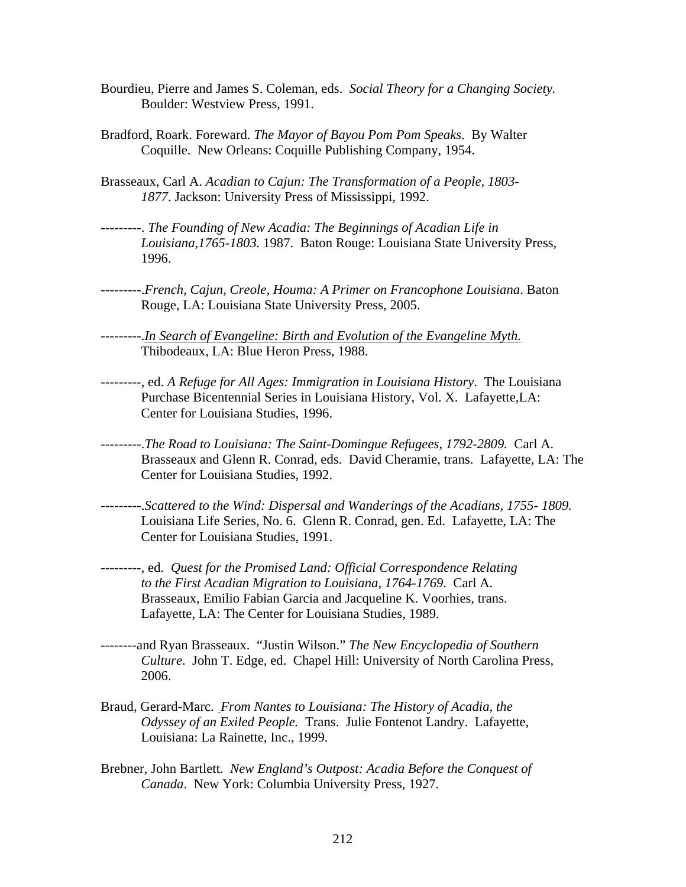Bourdieu, Pierre and James S. Coleman, eds. *Social Theory for a Changing Society.* Boulder: Westview Press, 1991.

Bradford, Roark. Foreward. *The Mayor of Bayou Pom Pom Speaks*. By Walter Coquille. New Orleans: Coquille Publishing Company, 1954.

Brasseaux, Carl A. *Acadian to Cajun: The Transformation of a People, 1803-1877*. Jackson: University Press of Mississippi, 1992.

---------. *The Founding of New Acadia: The Beginnings of Acadian Life in Louisiana,1765-1803.* 1987. Baton Rouge: Louisiana State University Press, 1996.

---------.*French, Cajun, Creole, Houma: A Primer on Francophone Louisiana*. Baton Rouge, LA: Louisiana State University Press, 2005.

---------.<u>In Search of Evangeline: Birth and Evolution of the Evangeline Myth.</u> Thibodeaux, LA: Blue Heron Press, 1988.

---------, ed. *A Refuge for All Ages: Immigration in Louisiana History*. The Louisiana Purchase Bicentennial Series in Louisiana History, Vol. X. Lafayette,LA: Center for Louisiana Studies, 1996.

---------.*The Road to Louisiana: The Saint-Domingue Refugees, 1792-2809.* Carl A. Brasseaux and Glenn R. Conrad, eds. David Cheramie, trans. Lafayette, LA: The Center for Louisiana Studies, 1992.

---------.*Scattered to the Wind: Dispersal and Wanderings of the Acadians, 1755- 1809.* Louisiana Life Series, No. 6. Glenn R. Conrad, gen. Ed. Lafayette, LA: The Center for Louisiana Studies, 1991.

---------, ed. *Quest for the Promised Land: Official Correspondence Relating to the First Acadian Migration to Louisiana, 1764-1769*. Carl A. Brasseaux, Emilio Fabian Garcia and Jacqueline K. Voorhies, trans. Lafayette, LA: The Center for Louisiana Studies, 1989.

--------and Ryan Brasseaux. "Justin Wilson." *The New Encyclopedia of Southern Culture*. John T. Edge, ed. Chapel Hill: University of North Carolina Press, 2006.

Braud, Gerard-Marc. *From Nantes to Louisiana: The History of Acadia, the Odyssey of an Exiled People.* Trans. Julie Fontenot Landry. Lafayette, Louisiana: La Rainette, Inc., 1999.

Brebner, John Bartlett. *New England's Outpost: Acadia Before the Conquest of Canada*. New York: Columbia University Press, 1927.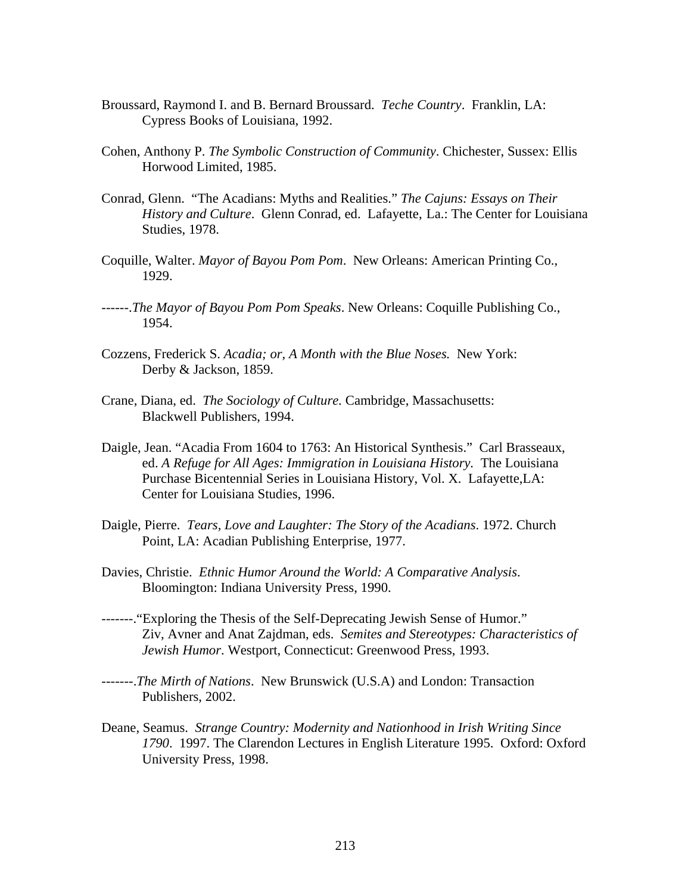Broussard, Raymond I. and B. Bernard Broussard. *Teche Country*. Franklin, LA: Cypress Books of Louisiana, 1992.

Cohen, Anthony P. *The Symbolic Construction of Community*. Chichester, Sussex: Ellis Horwood Limited, 1985.

Conrad, Glenn. "The Acadians: Myths and Realities." *The Cajuns: Essays on Their History and Culture*. Glenn Conrad, ed. Lafayette, La.: The Center for Louisiana Studies, 1978.

Coquille, Walter. *Mayor of Bayou Pom Pom*. New Orleans: American Printing Co., 1929.

------.*The Mayor of Bayou Pom Pom Speaks*. New Orleans: Coquille Publishing Co., 1954.

Cozzens, Frederick S. *Acadia; or, A Month with the Blue Noses.* New York: Derby & Jackson, 1859.

Crane, Diana, ed. *The Sociology of Culture.* Cambridge, Massachusetts: Blackwell Publishers, 1994.

Daigle, Jean. "Acadia From 1604 to 1763: An Historical Synthesis." Carl Brasseaux, ed. *A Refuge for All Ages: Immigration in Louisiana History.* The Louisiana Purchase Bicentennial Series in Louisiana History, Vol. X. Lafayette,LA: Center for Louisiana Studies, 1996.

Daigle, Pierre. *Tears, Love and Laughter: The Story of the Acadians*. 1972. Church Point, LA: Acadian Publishing Enterprise, 1977.

Davies, Christie. *Ethnic Humor Around the World: A Comparative Analysis*. Bloomington: Indiana University Press, 1990.

-------."Exploring the Thesis of the Self-Deprecating Jewish Sense of Humor." Ziv, Avner and Anat Zajdman, eds. *Semites and Stereotypes: Characteristics of Jewish Humor*. Westport, Connecticut: Greenwood Press, 1993.

-------.*The Mirth of Nations*. New Brunswick (U.S.A) and London: Transaction Publishers, 2002.

Deane, Seamus. *Strange Country: Modernity and Nationhood in Irish Writing Since 1790*. 1997. The Clarendon Lectures in English Literature 1995. Oxford: Oxford University Press, 1998.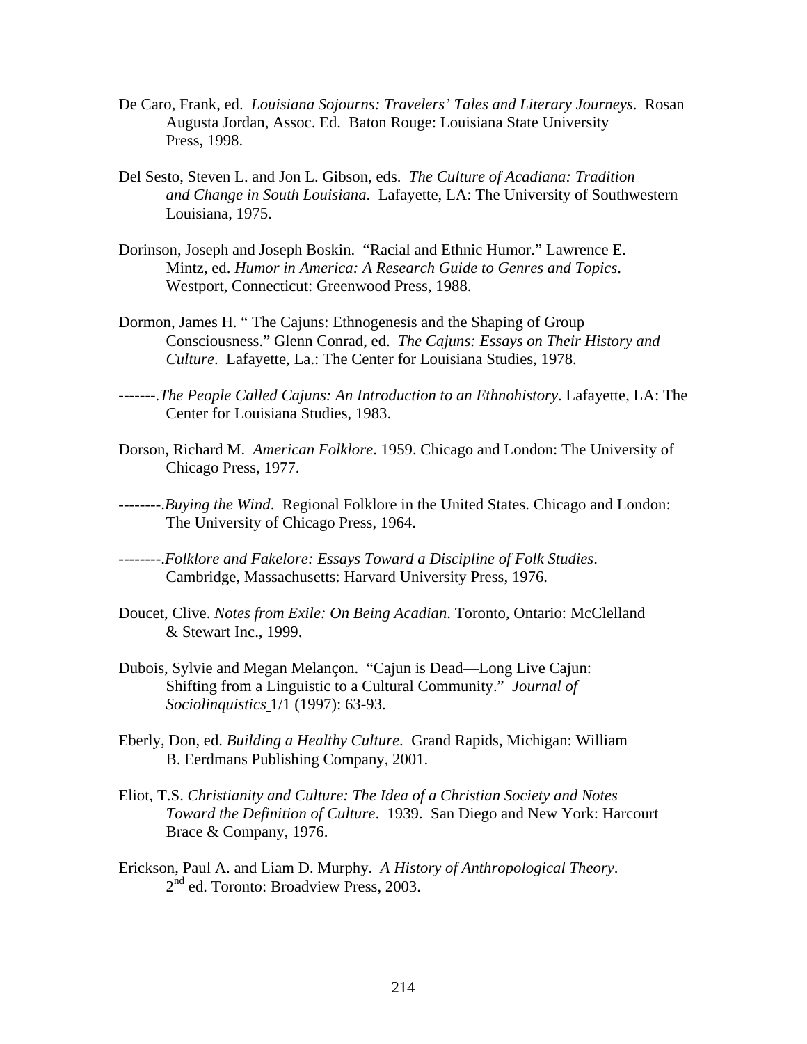De Caro, Frank, ed. *Louisiana Sojourns: Travelers' Tales and Literary Journeys*. Rosan Augusta Jordan, Assoc. Ed. Baton Rouge: Louisiana State University Press, 1998.

Del Sesto, Steven L. and Jon L. Gibson, eds. *The Culture of Acadiana: Tradition and Change in South Louisiana*. Lafayette, LA: The University of Southwestern Louisiana, 1975.

Dorinson, Joseph and Joseph Boskin. "Racial and Ethnic Humor." Lawrence E. Mintz, ed. *Humor in America: A Research Guide to Genres and Topics*. Westport, Connecticut: Greenwood Press, 1988.

Dormon, James H. " The Cajuns: Ethnogenesis and the Shaping of Group Consciousness." Glenn Conrad, ed. *The Cajuns: Essays on Their History and Culture*. Lafayette, La.: The Center for Louisiana Studies, 1978.

-------.*The People Called Cajuns: An Introduction to an Ethnohistory*. Lafayette, LA: The Center for Louisiana Studies, 1983.

Dorson, Richard M. *American Folklore*. 1959. Chicago and London: The University of Chicago Press, 1977.

--------.*Buying the Wind*. Regional Folklore in the United States. Chicago and London: The University of Chicago Press, 1964.

--------.*Folklore and Fakelore: Essays Toward a Discipline of Folk Studies*. Cambridge, Massachusetts: Harvard University Press, 1976.

Doucet, Clive. *Notes from Exile: On Being Acadian*. Toronto, Ontario: McClelland & Stewart Inc., 1999.

Dubois, Sylvie and Megan Melançon. "Cajun is Dead—Long Live Cajun: Shifting from a Linguistic to a Cultural Community." *Journal of Sociolinquistics* 1/1 (1997): 63-93.

Eberly, Don, ed. *Building a Healthy Culture*. Grand Rapids, Michigan: William B. Eerdmans Publishing Company, 2001.

Eliot, T.S. *Christianity and Culture: The Idea of a Christian Society and Notes Toward the Definition of Culture*. 1939. San Diego and New York: Harcourt Brace & Company, 1976.

Erickson, Paul A. and Liam D. Murphy. *A History of Anthropological Theory*. 2nd ed. Toronto: Broadview Press, 2003.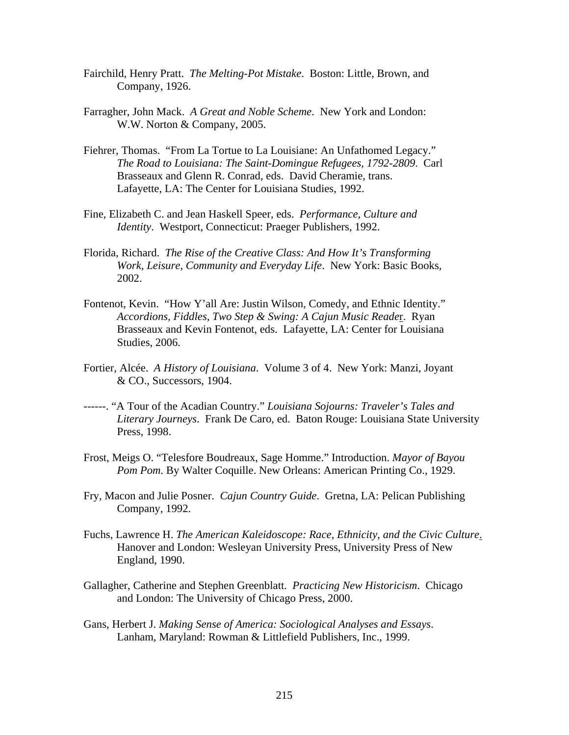Fairchild, Henry Pratt. *The Melting-Pot Mistake*. Boston: Little, Brown, and Company, 1926.

Farragher, John Mack. *A Great and Noble Scheme*. New York and London: W.W. Norton & Company, 2005.

Fiehrer, Thomas. "From La Tortue to La Louisiane: An Unfathomed Legacy." *The Road to Louisiana: The Saint-Domingue Refugees, 1792-2809*. Carl Brasseaux and Glenn R. Conrad, eds. David Cheramie, trans. Lafayette, LA: The Center for Louisiana Studies, 1992.

Fine, Elizabeth C. and Jean Haskell Speer, eds. *Performance, Culture and Identity*. Westport, Connecticut: Praeger Publishers, 1992.

Florida, Richard. *The Rise of the Creative Class: And How It's Transforming Work, Leisure, Community and Everyday Life*. New York: Basic Books, 2002.

Fontenot, Kevin. "How Y'all Are: Justin Wilson, Comedy, and Ethnic Identity." *Accordions, Fiddles, Two Step & Swing: A Cajun Music Reader*. Ryan Brasseaux and Kevin Fontenot, eds. Lafayette, LA: Center for Louisiana Studies, 2006.

Fortier, Alcée. *A History of Louisiana*. Volume 3 of 4. New York: Manzi, Joyant & CO., Successors, 1904.

------. "A Tour of the Acadian Country." *Louisiana Sojourns: Traveler's Tales and Literary Journeys*. Frank De Caro, ed. Baton Rouge: Louisiana State University Press, 1998.

Frost, Meigs O. "Telesfore Boudreaux, Sage Homme." Introduction. *Mayor of Bayou Pom Pom*. By Walter Coquille. New Orleans: American Printing Co., 1929.

Fry, Macon and Julie Posner. *Cajun Country Guide*. Gretna, LA: Pelican Publishing Company, 1992.

Fuchs, Lawrence H. *The American Kaleidoscope: Race, Ethnicity, and the Civic Culture*. Hanover and London: Wesleyan University Press, University Press of New England, 1990.

Gallagher, Catherine and Stephen Greenblatt. *Practicing New Historicism*. Chicago and London: The University of Chicago Press, 2000.

Gans, Herbert J. *Making Sense of America: Sociological Analyses and Essays*. Lanham, Maryland: Rowman & Littlefield Publishers, Inc., 1999.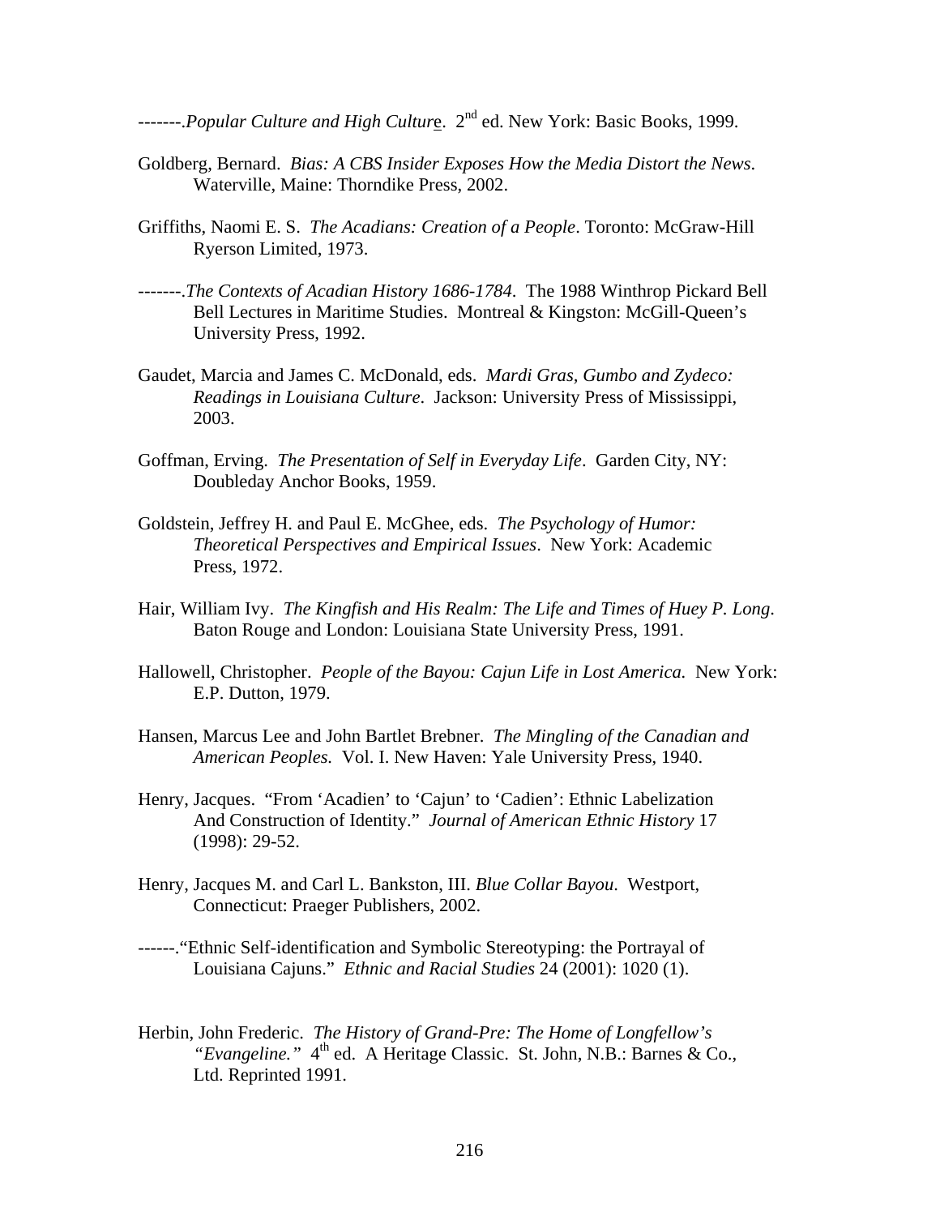-------.*Popular Culture and High Culture*. 2nd ed. New York: Basic Books, 1999.

Goldberg, Bernard. *Bias: A CBS Insider Exposes How the Media Distort the News*. Waterville, Maine: Thorndike Press, 2002.

Griffiths, Naomi E. S. *The Acadians: Creation of a People*. Toronto: McGraw-Hill Ryerson Limited, 1973.

-------.*The Contexts of Acadian History 1686-1784*. The 1988 Winthrop Pickard Bell Bell Lectures in Maritime Studies. Montreal & Kingston: McGill-Queen's University Press, 1992.

Gaudet, Marcia and James C. McDonald, eds. *Mardi Gras, Gumbo and Zydeco: Readings in Louisiana Culture*. Jackson: University Press of Mississippi, 2003.

Goffman, Erving. *The Presentation of Self in Everyday Life*. Garden City, NY: Doubleday Anchor Books, 1959.

Goldstein, Jeffrey H. and Paul E. McGhee, eds. *The Psychology of Humor: Theoretical Perspectives and Empirical Issues*. New York: Academic Press, 1972.

Hair, William Ivy. *The Kingfish and His Realm: The Life and Times of Huey P. Long*. Baton Rouge and London: Louisiana State University Press, 1991.

Hallowell, Christopher. *People of the Bayou: Cajun Life in Lost America.* New York: E.P. Dutton, 1979.

Hansen, Marcus Lee and John Bartlet Brebner. *The Mingling of the Canadian and American Peoples.* Vol. I. New Haven: Yale University Press, 1940.

Henry, Jacques. "From 'Acadien' to 'Cajun' to 'Cadien': Ethnic Labelization And Construction of Identity." *Journal of American Ethnic History* 17 (1998): 29-52.

Henry, Jacques M. and Carl L. Bankston, III. *Blue Collar Bayou*. Westport, Connecticut: Praeger Publishers, 2002.

------."Ethnic Self-identification and Symbolic Stereotyping: the Portrayal of Louisiana Cajuns." *Ethnic and Racial Studies* 24 (2001): 1020 (1).

Herbin, John Frederic. *The History of Grand-Pre: The Home of Longfellow's "Evangeline."* 4th ed. A Heritage Classic. St. John, N.B.: Barnes & Co., Ltd. Reprinted 1991.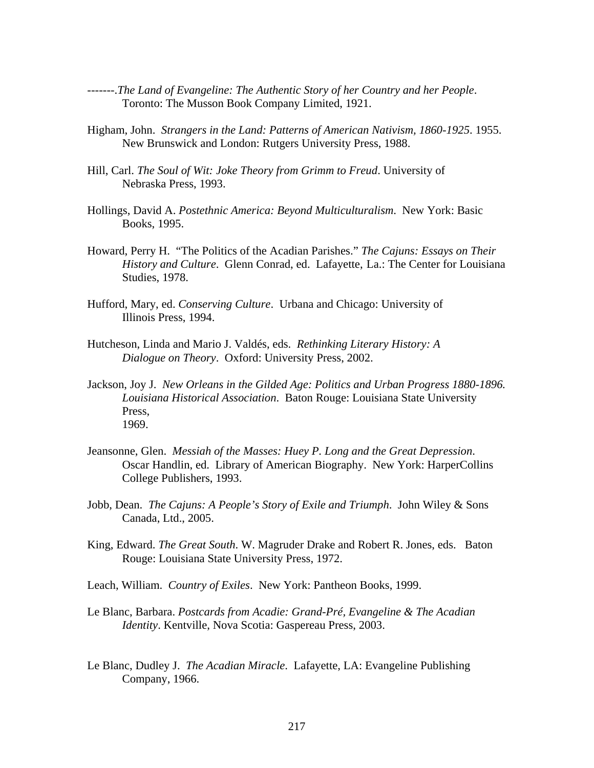-------.*The Land of Evangeline: The Authentic Story of her Country and her People*. Toronto: The Musson Book Company Limited, 1921.

Higham, John. *Strangers in the Land: Patterns of American Nativism, 1860-1925*. 1955. New Brunswick and London: Rutgers University Press, 1988.

Hill, Carl. *The Soul of Wit: Joke Theory from Grimm to Freud*. University of Nebraska Press, 1993.

Hollings, David A. *Postethnic America: Beyond Multiculturalism.* New York: Basic Books, 1995.

Howard, Perry H. "The Politics of the Acadian Parishes." *The Cajuns: Essays on Their History and Culture*. Glenn Conrad, ed. Lafayette, La.: The Center for Louisiana Studies, 1978.

Hufford, Mary, ed. *Conserving Culture*. Urbana and Chicago: University of Illinois Press, 1994.

Hutcheson, Linda and Mario J. Valdés, eds. *Rethinking Literary History: A Dialogue on Theory*. Oxford: University Press, 2002.

Jackson, Joy J. *New Orleans in the Gilded Age: Politics and Urban Progress 1880-1896. Louisiana Historical Association*. Baton Rouge: Louisiana State University Press, 1969.

Jeansonne, Glen. *Messiah of the Masses: Huey P. Long and the Great Depression*. Oscar Handlin, ed. Library of American Biography. New York: HarperCollins College Publishers, 1993.

Jobb, Dean. *The Cajuns: A People's Story of Exile and Triumph*. John Wiley & Sons Canada, Ltd., 2005.

King, Edward. *The Great South*. W. Magruder Drake and Robert R. Jones, eds. Baton Rouge: Louisiana State University Press, 1972.

Leach, William. *Country of Exiles*. New York: Pantheon Books, 1999.

Le Blanc, Barbara. *Postcards from Acadie: Grand-Pré, Evangeline & The Acadian Identity*. Kentville, Nova Scotia: Gaspereau Press, 2003.

Le Blanc, Dudley J. *The Acadian Miracle*. Lafayette, LA: Evangeline Publishing Company, 1966.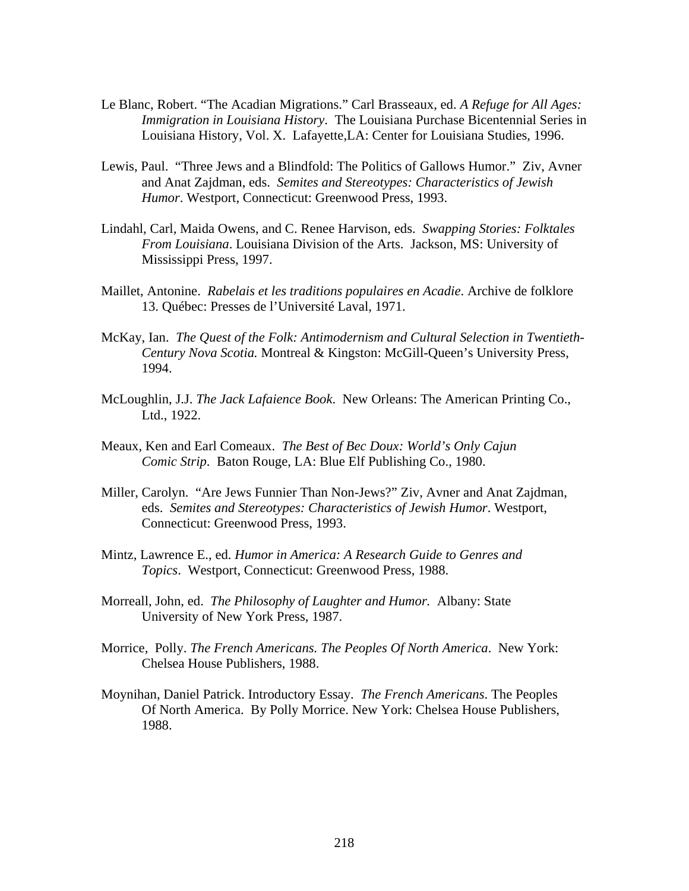Le Blanc, Robert. "The Acadian Migrations." Carl Brasseaux, ed. *A Refuge for All Ages: Immigration in Louisiana History*. The Louisiana Purchase Bicentennial Series in Louisiana History, Vol. X. Lafayette,LA: Center for Louisiana Studies, 1996.

Lewis, Paul. "Three Jews and a Blindfold: The Politics of Gallows Humor." Ziv, Avner and Anat Zajdman, eds. *Semites and Stereotypes: Characteristics of Jewish Humor*. Westport, Connecticut: Greenwood Press, 1993.

Lindahl, Carl, Maida Owens, and C. Renee Harvison, eds. *Swapping Stories: Folktales From Louisiana*. Louisiana Division of the Arts. Jackson, MS: University of Mississippi Press, 1997.

Maillet, Antonine. *Rabelais et les traditions populaires en Acadie*. Archive de folklore 13. Québec: Presses de l'Université Laval, 1971.

McKay, Ian. *The Quest of the Folk: Antimodernism and Cultural Selection in Twentieth-Century Nova Scotia.* Montreal & Kingston: McGill-Queen's University Press, 1994.

McLoughlin, J.J. *The Jack Lafaience Book*. New Orleans: The American Printing Co., Ltd., 1922.

Meaux, Ken and Earl Comeaux. *The Best of Bec Doux: World's Only Cajun Comic Strip*. Baton Rouge, LA: Blue Elf Publishing Co., 1980.

Miller, Carolyn. "Are Jews Funnier Than Non-Jews?" Ziv, Avner and Anat Zajdman, eds. *Semites and Stereotypes: Characteristics of Jewish Humor*. Westport, Connecticut: Greenwood Press, 1993.

Mintz, Lawrence E., ed. *Humor in America: A Research Guide to Genres and Topics*. Westport, Connecticut: Greenwood Press, 1988.

Morreall, John, ed. *The Philosophy of Laughter and Humor.* Albany: State University of New York Press, 1987.

Morrice, Polly. *The French Americans. The Peoples Of North America*. New York: Chelsea House Publishers, 1988.

Moynihan, Daniel Patrick. Introductory Essay. *The French Americans*. The Peoples Of North America. By Polly Morrice. New York: Chelsea House Publishers, 1988.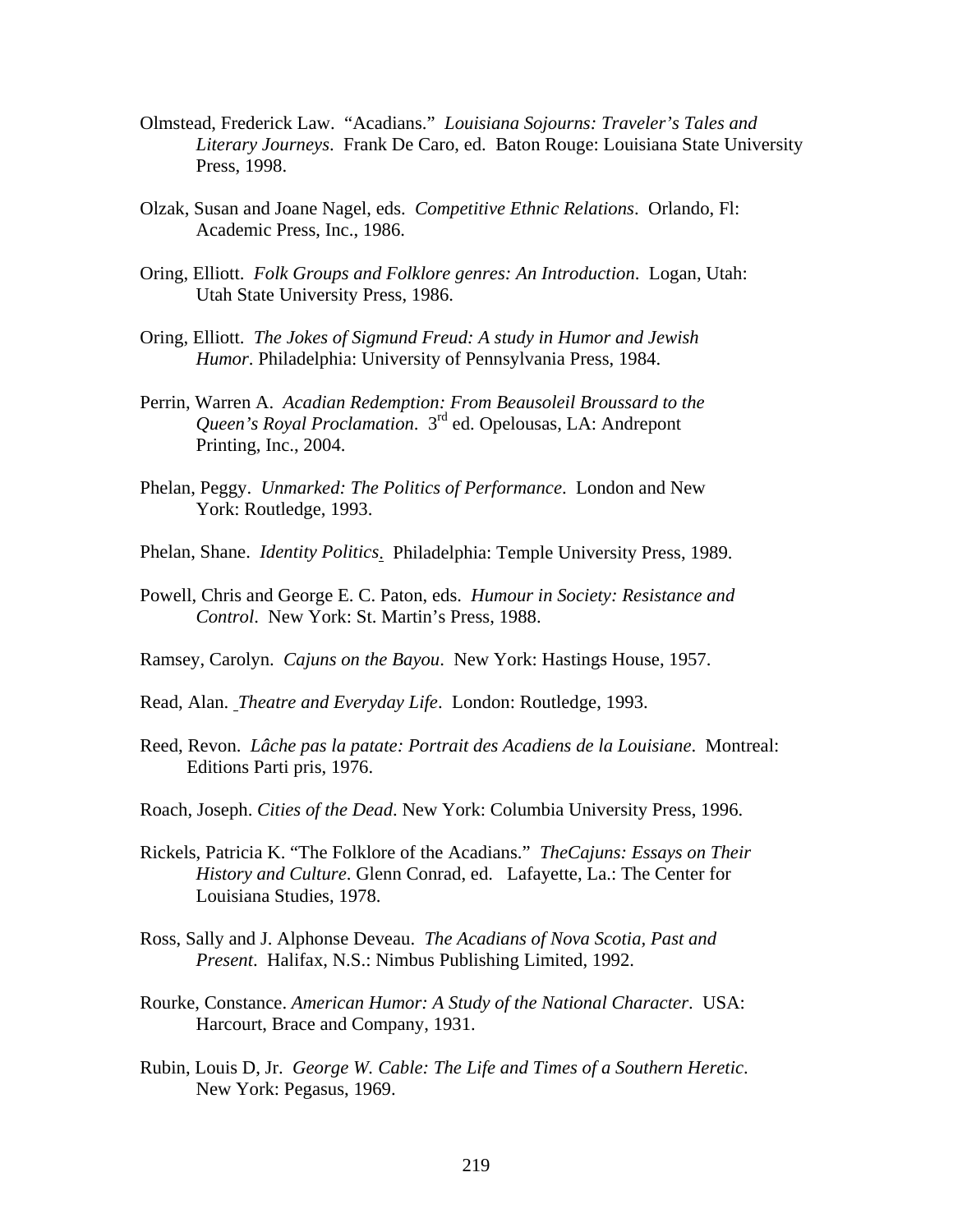Olmstead, Frederick Law. "Acadians." *Louisiana Sojourns: Traveler's Tales and Literary Journeys*. Frank De Caro, ed. Baton Rouge: Louisiana State University Press, 1998.

Olzak, Susan and Joane Nagel, eds. *Competitive Ethnic Relations*. Orlando, Fl: Academic Press, Inc., 1986.

Oring, Elliott. *Folk Groups and Folklore genres: An Introduction*. Logan, Utah: Utah State University Press, 1986.

Oring, Elliott. *The Jokes of Sigmund Freud: A study in Humor and Jewish Humor*. Philadelphia: University of Pennsylvania Press, 1984.

Perrin, Warren A. *Acadian Redemption: From Beausoleil Broussard to the Queen's Royal Proclamation*. 3rd ed. Opelousas, LA: Andrepont Printing, Inc., 2004.

Phelan, Peggy. *Unmarked: The Politics of Performance*. London and New York: Routledge, 1993.

Phelan, Shane. *Identity Politics*. Philadelphia: Temple University Press, 1989.

Powell, Chris and George E. C. Paton, eds. *Humour in Society: Resistance and Control*. New York: St. Martin's Press, 1988.

Ramsey, Carolyn. *Cajuns on the Bayou*. New York: Hastings House, 1957.

Read, Alan. *Theatre and Everyday Life*. London: Routledge, 1993.

Reed, Revon. *Lâche pas la patate: Portrait des Acadiens de la Louisiane*. Montreal: Editions Parti pris, 1976.

Roach, Joseph. *Cities of the Dead*. New York: Columbia University Press, 1996.

Rickels, Patricia K. "The Folklore of the Acadians." *TheCajuns: Essays on Their History and Culture*. Glenn Conrad, ed. Lafayette, La.: The Center for Louisiana Studies, 1978.

Ross, Sally and J. Alphonse Deveau. *The Acadians of Nova Scotia, Past and Present*. Halifax, N.S.: Nimbus Publishing Limited, 1992.

Rourke, Constance. *American Humor: A Study of the National Character*. USA: Harcourt, Brace and Company, 1931.

Rubin, Louis D, Jr. *George W. Cable: The Life and Times of a Southern Heretic*. New York: Pegasus, 1969.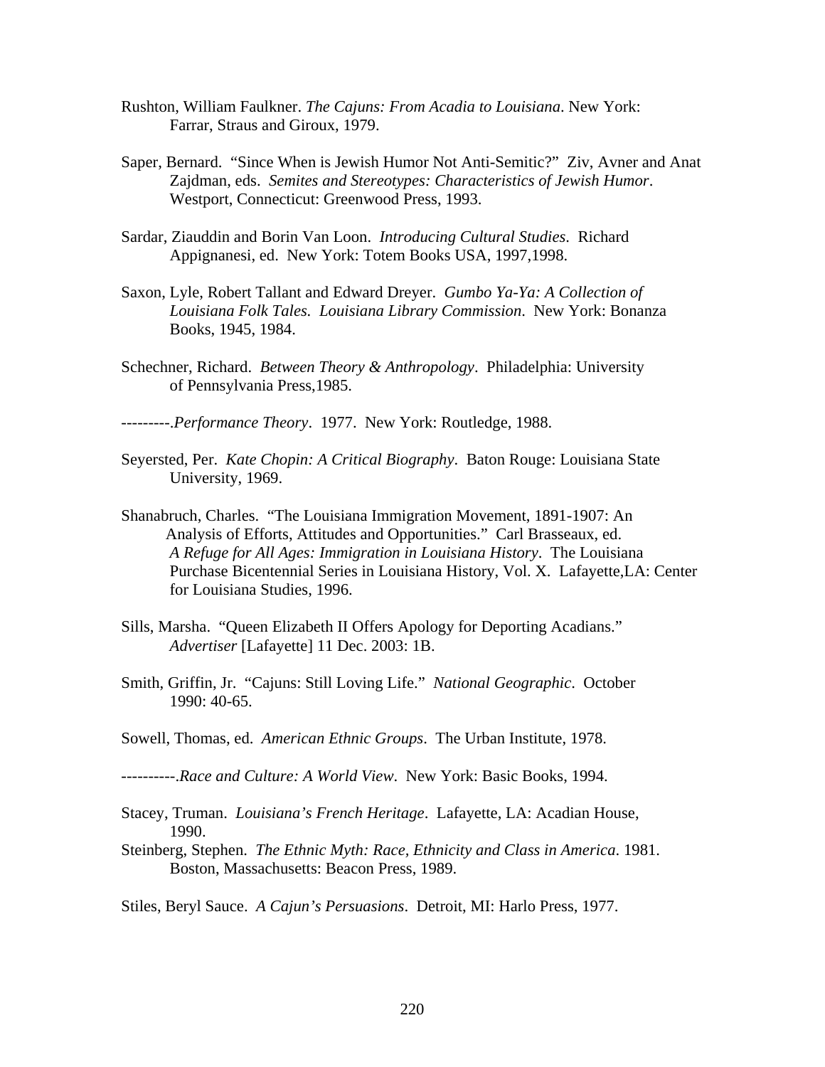Rushton, William Faulkner. *The Cajuns: From Acadia to Louisiana*. New York: Farrar, Straus and Giroux, 1979.

Saper, Bernard. "Since When is Jewish Humor Not Anti-Semitic?" Ziv, Avner and Anat Zajdman, eds. *Semites and Stereotypes: Characteristics of Jewish Humor*. Westport, Connecticut: Greenwood Press, 1993.

Sardar, Ziauddin and Borin Van Loon. *Introducing Cultural Studies*. Richard Appignanesi, ed. New York: Totem Books USA, 1997,1998.

Saxon, Lyle, Robert Tallant and Edward Dreyer. *Gumbo Ya-Ya: A Collection of Louisiana Folk Tales. Louisiana Library Commission*. New York: Bonanza Books, 1945, 1984.

Schechner, Richard. *Between Theory & Anthropology*. Philadelphia: University of Pennsylvania Press,1985.

---------.*Performance Theory*. 1977. New York: Routledge, 1988.

Seyersted, Per. *Kate Chopin: A Critical Biography*. Baton Rouge: Louisiana State University, 1969.

Shanabruch, Charles. "The Louisiana Immigration Movement, 1891-1907: An Analysis of Efforts, Attitudes and Opportunities." Carl Brasseaux, ed. *A Refuge for All Ages: Immigration in Louisiana History*. The Louisiana Purchase Bicentennial Series in Louisiana History, Vol. X. Lafayette,LA: Center for Louisiana Studies, 1996.

Sills, Marsha. "Queen Elizabeth II Offers Apology for Deporting Acadians." *Advertiser* [Lafayette] 11 Dec. 2003: 1B.

Smith, Griffin, Jr. "Cajuns: Still Loving Life." *National Geographic*. October 1990: 40-65.

Sowell, Thomas, ed. *American Ethnic Groups*. The Urban Institute, 1978.

----------.*Race and Culture: A World View*. New York: Basic Books, 1994.

Stacey, Truman. *Louisiana's French Heritage*. Lafayette, LA: Acadian House, 1990.

Steinberg, Stephen. *The Ethnic Myth: Race, Ethnicity and Class in America*. 1981. Boston, Massachusetts: Beacon Press, 1989.

Stiles, Beryl Sauce. *A Cajun's Persuasions*. Detroit, MI: Harlo Press, 1977.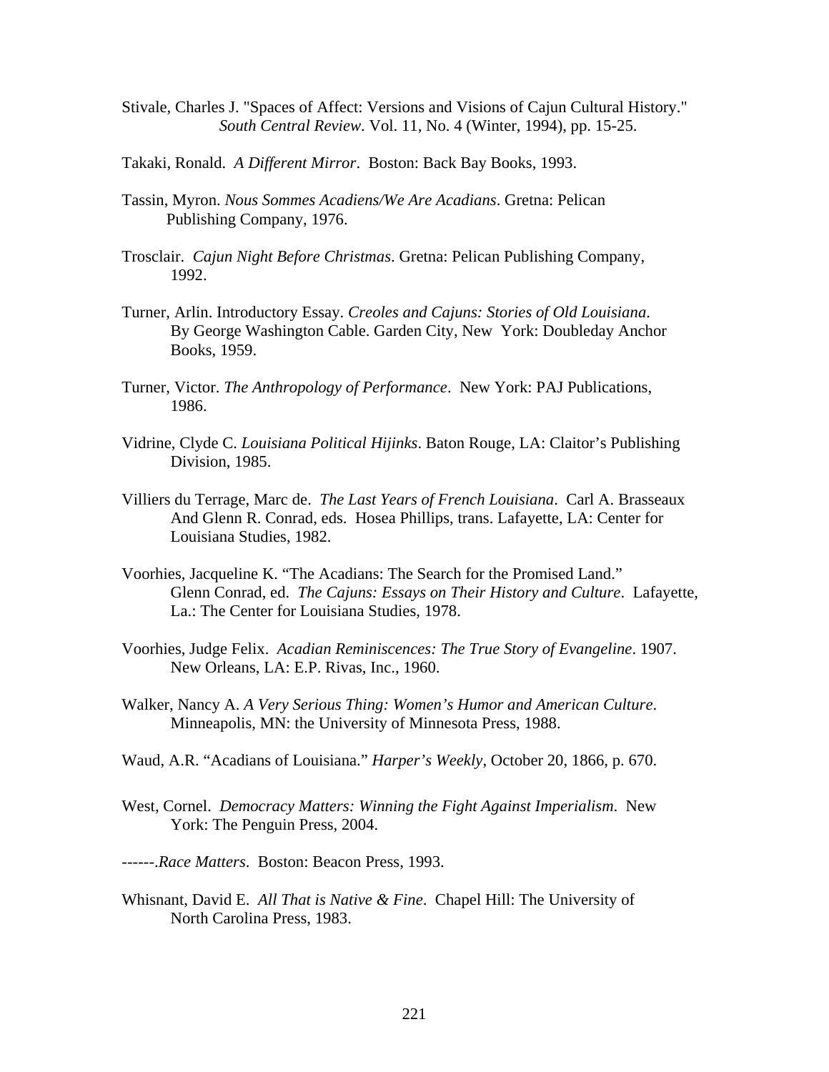Stivale, Charles J. "Spaces of Affect: Versions and Visions of Cajun Cultural History." *South Central Review*. Vol. 11, No. 4 (Winter, 1994), pp. 15-25.

Takaki, Ronald. *A Different Mirror*. Boston: Back Bay Books, 1993.

Tassin, Myron. *Nous Sommes Acadiens/We Are Acadians*. Gretna: Pelican Publishing Company, 1976.

Trosclair. *Cajun Night Before Christmas*. Gretna: Pelican Publishing Company, 1992.

Turner, Arlin. Introductory Essay. *Creoles and Cajuns: Stories of Old Louisiana*. By George Washington Cable. Garden City, New York: Doubleday Anchor Books, 1959.

Turner, Victor. *The Anthropology of Performance*. New York: PAJ Publications, 1986.

Vidrine, Clyde C. *Louisiana Political Hijinks*. Baton Rouge, LA: Claitor's Publishing Division, 1985.

Villiers du Terrage, Marc de. *The Last Years of French Louisiana*. Carl A. Brasseaux And Glenn R. Conrad, eds. Hosea Phillips, trans. Lafayette, LA: Center for Louisiana Studies, 1982.

Voorhies, Jacqueline K. "The Acadians: The Search for the Promised Land." Glenn Conrad, ed. *The Cajuns: Essays on Their History and Culture*. Lafayette, La.: The Center for Louisiana Studies, 1978.

Voorhies, Judge Felix. *Acadian Reminiscences: The True Story of Evangeline*. 1907. New Orleans, LA: E.P. Rivas, Inc., 1960.

Walker, Nancy A. *A Very Serious Thing: Women's Humor and American Culture*. Minneapolis, MN: the University of Minnesota Press, 1988.

Waud, A.R. "Acadians of Louisiana." *Harper's Weekly*, October 20, 1866, p. 670.

West, Cornel. *Democracy Matters: Winning the Fight Against Imperialism*. New York: The Penguin Press, 2004.

------.*Race Matters*. Boston: Beacon Press, 1993.

Whisnant, David E. *All That is Native & Fine*. Chapel Hill: The University of North Carolina Press, 1983.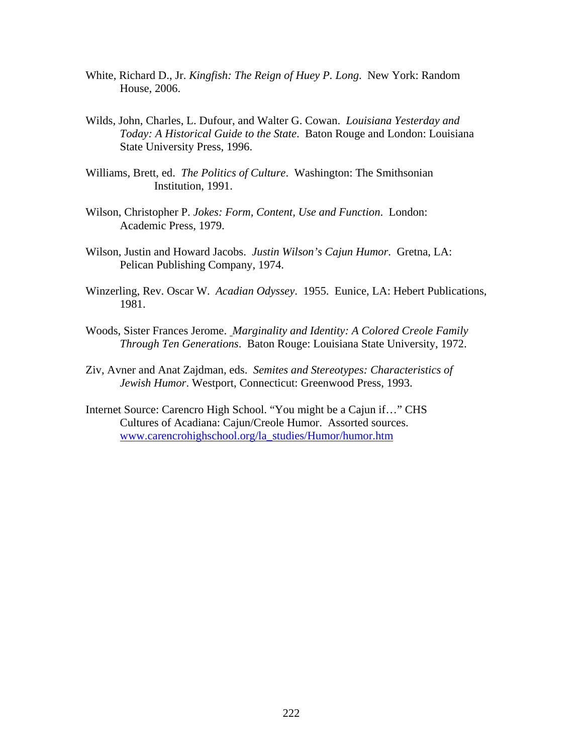White, Richard D., Jr. *Kingfish: The Reign of Huey P. Long*. New York: Random House, 2006.

Wilds, John, Charles, L. Dufour, and Walter G. Cowan. *Louisiana Yesterday and Today: A Historical Guide to the State*. Baton Rouge and London: Louisiana State University Press, 1996.

Williams, Brett, ed. *The Politics of Culture*. Washington: The Smithsonian Institution, 1991.

Wilson, Christopher P. *Jokes: Form, Content, Use and Function*. London: Academic Press, 1979.

Wilson, Justin and Howard Jacobs. *Justin Wilson's Cajun Humor*. Gretna, LA: Pelican Publishing Company, 1974.

Winzerling, Rev. Oscar W. *Acadian Odyssey*. 1955. Eunice, LA: Hebert Publications, 1981.

Woods, Sister Frances Jerome. *Marginality and Identity: A Colored Creole Family Through Ten Generations*. Baton Rouge: Louisiana State University, 1972.

Ziv, Avner and Anat Zajdman, eds. *Semites and Stereotypes: Characteristics of Jewish Humor*. Westport, Connecticut: Greenwood Press, 1993.

Internet Source: Carencro High School. "You might be a Cajun if…" CHS Cultures of Acadiana: Cajun/Creole Humor. Assorted sources. www.carencrohighschool.org/la_studies/Humor/humor.htm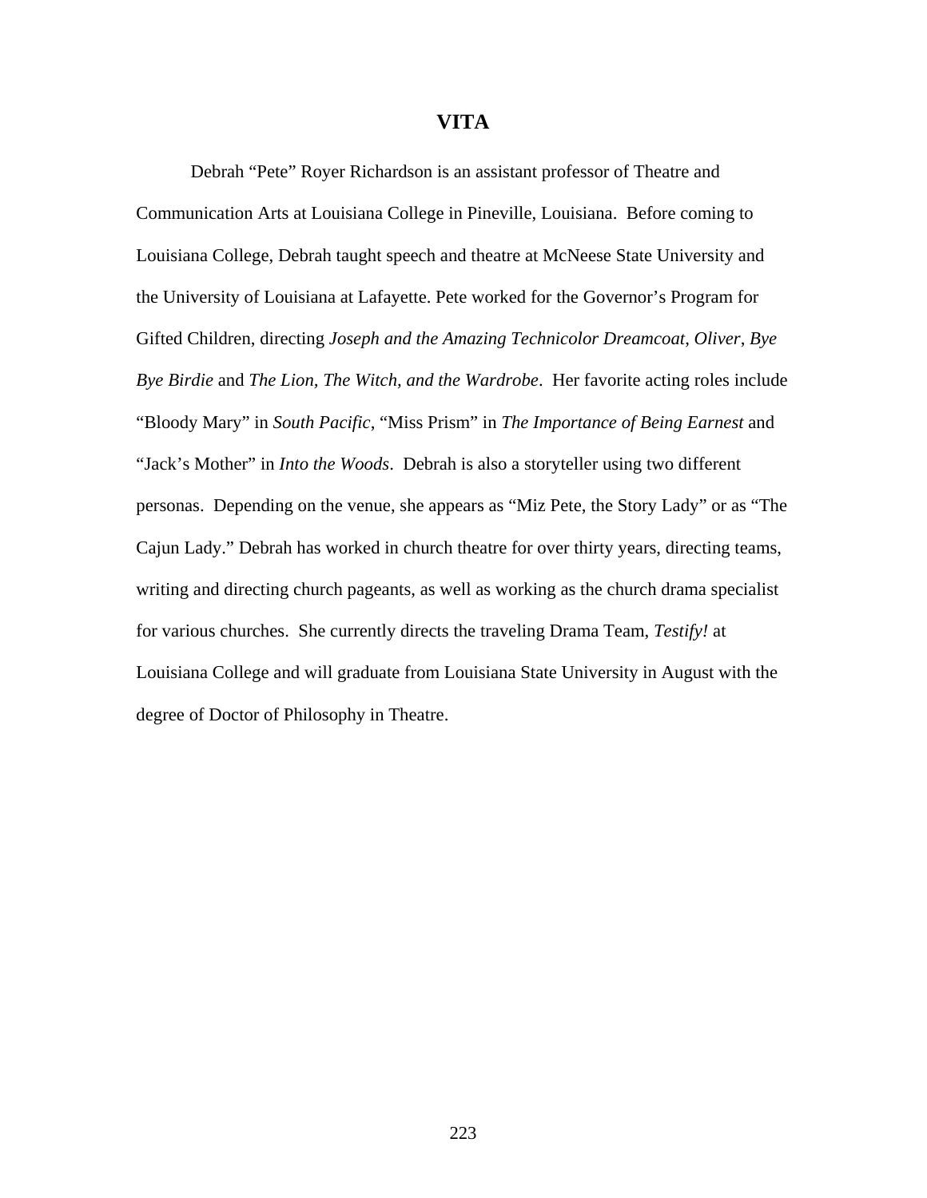# VITA

Debrah “Pete” Royer Richardson is an assistant professor of Theatre and Communication Arts at Louisiana College in Pineville, Louisiana. Before coming to Louisiana College, Debrah taught speech and theatre at McNeese State University and the University of Louisiana at Lafayette. Pete worked for the Governor’s Program for Gifted Children, directing *Joseph and the Amazing Technicolor Dreamcoat*, *Oliver*, *Bye Bye Birdie* and *The Lion, The Witch, and the Wardrobe*. Her favorite acting roles include “Bloody Mary” in *South Pacific*, “Miss Prism” in *The Importance of Being Earnest* and “Jack’s Mother” in *Into the Woods*. Debrah is also a storyteller using two different personas. Depending on the venue, she appears as “Miz Pete, the Story Lady” or as “The Cajun Lady.” Debrah has worked in church theatre for over thirty years, directing teams, writing and directing church pageants, as well as working as the church drama specialist for various churches. She currently directs the traveling Drama Team, *Testify!* at Louisiana College and will graduate from Louisiana State University in August with the degree of Doctor of Philosophy in Theatre.